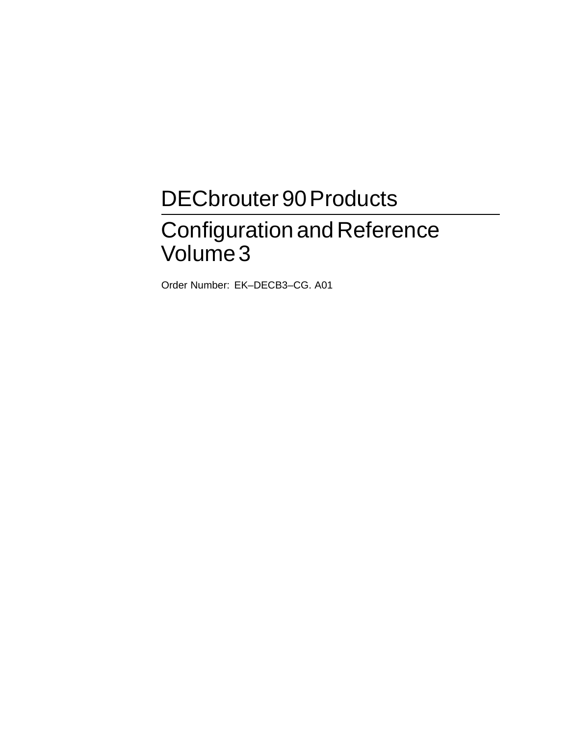# DECbrouter 90 Products

## Configuration and Reference Volume 3

Order Number: EK–DECB3–CG. A01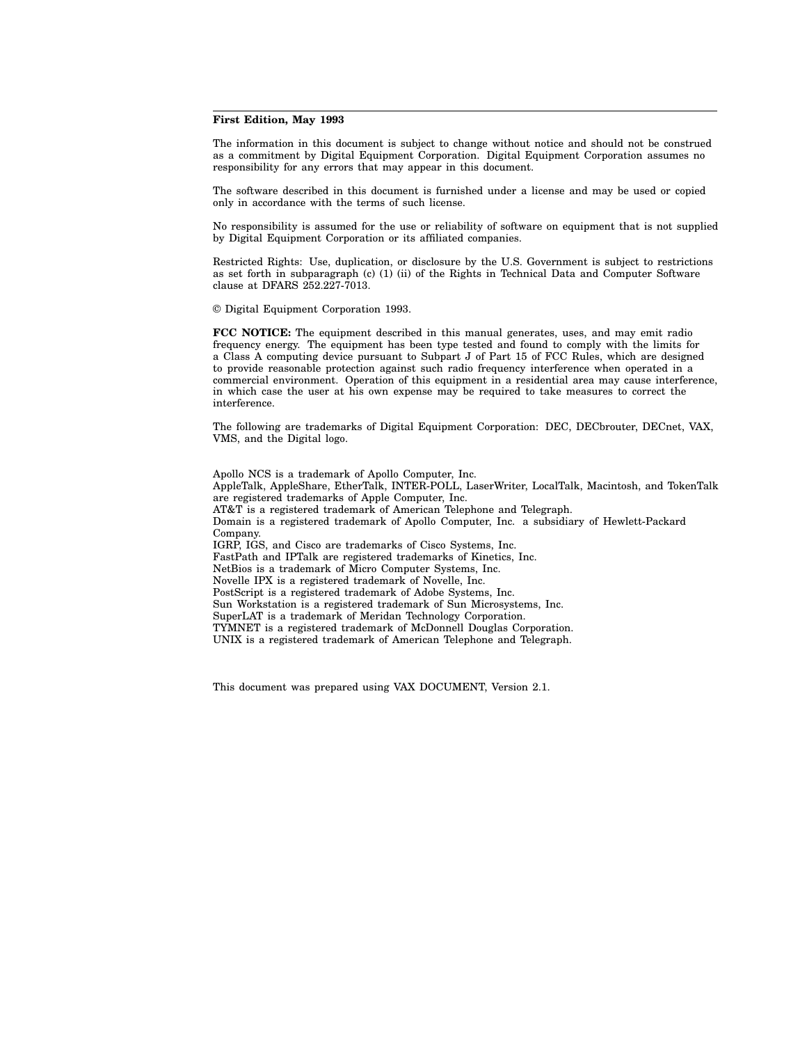**First Edition, May 1993**

The information in this document is subject to change without notice and should not be construed as a commitment by Digital Equipment Corporation. Digital Equipment Corporation assumes no responsibility for any errors that may appear in this document.

The software described in this document is furnished under a license and may be used or copied only in accordance with the terms of such license.

No responsibility is assumed for the use or reliability of software on equipment that is not supplied by Digital Equipment Corporation or its affiliated companies.

Restricted Rights: Use, duplication, or disclosure by the U.S. Government is subject to restrictions as set forth in subparagraph (c) (1) (ii) of the Rights in Technical Data and Computer Software clause at DFARS 252.227-7013.

© Digital Equipment Corporation 1993.

**FCC NOTICE:** The equipment described in this manual generates, uses, and may emit radio frequency energy. The equipment has been type tested and found to comply with the limits for a Class A computing device pursuant to Subpart J of Part 15 of FCC Rules, which are designed to provide reasonable protection against such radio frequency interference when operated in a commercial environment. Operation of this equipment in a residential area may cause interference, in which case the user at his own expense may be required to take measures to correct the interference.

The following are trademarks of Digital Equipment Corporation: DEC, DECbrouter, DECnet, VAX, VMS, and the Digital logo.

Apollo NCS is a trademark of Apollo Computer, Inc.
AppleTalk, AppleShare, EtherTalk, INTER-POLL, LaserWriter, LocalTalk, Macintosh, and TokenTalk are registered trademarks of Apple Computer, Inc.
AT&T is a registered trademark of American Telephone and Telegraph.
Domain is a registered trademark of Apollo Computer, Inc. a subsidiary of Hewlett-Packard Company.
IGRP, IGS, and Cisco are trademarks of Cisco Systems, Inc.
FastPath and IPTalk are registered trademarks of Kinetics, Inc.
NetBios is a trademark of Micro Computer Systems, Inc.
Novelle IPX is a registered trademark of Novelle, Inc.
PostScript is a registered trademark of Adobe Systems, Inc.
Sun Workstation is a registered trademark of Sun Microsystems, Inc.
SuperLAT is a trademark of Meridan Technology Corporation.
TYMNET is a registered trademark of McDonnell Douglas Corporation.
UNIX is a registered trademark of American Telephone and Telegraph.

This document was prepared using VAX DOCUMENT, Version 2.1.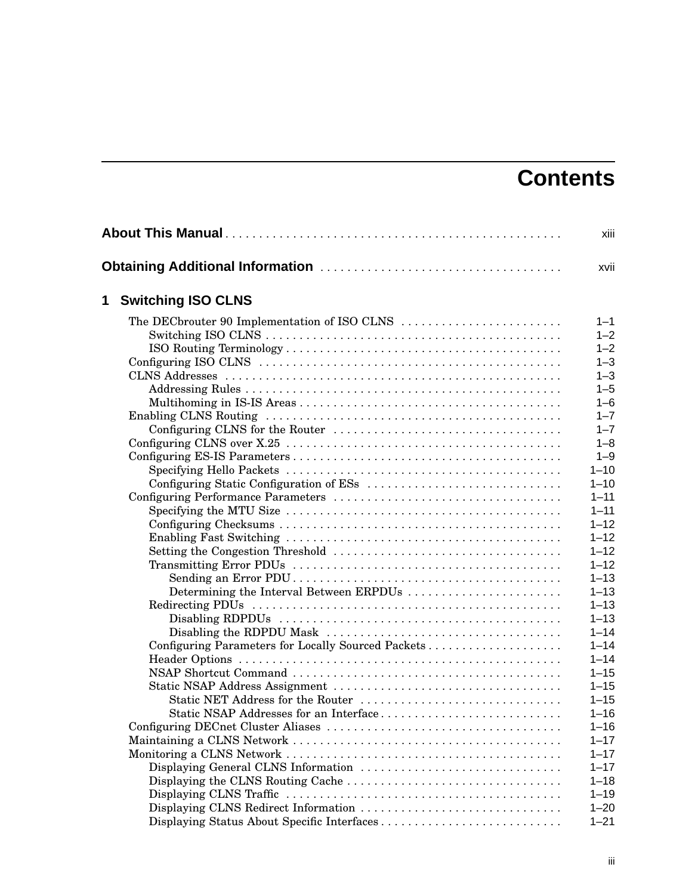# Contents

**About This Manual** ... xiii

**Obtaining Additional Information** ... xvii

## 1 Switching ISO CLNS

- The DECbrouter 90 Implementation of ISO CLNS ... 1–1
  - Switching ISO CLNS ... 1–2
  - ISO Routing Terminology ... 1–2
- Configuring ISO CLNS ... 1–3
- CLNS Addresses ... 1–3
  - Addressing Rules ... 1–5
  - Multihoming in IS-IS Areas ... 1–6
- Enabling CLNS Routing ... 1–7
  - Configuring CLNS for the Router ... 1–7
- Configuring CLNS over X.25 ... 1–8
- Configuring ES-IS Parameters ... 1–9
  - Specifying Hello Packets ... 1–10
  - Configuring Static Configuration of ESs ... 1–10
- Configuring Performance Parameters ... 1–11
  - Specifying the MTU Size ... 1–11
  - Configuring Checksums ... 1–12
  - Enabling Fast Switching ... 1–12
  - Setting the Congestion Threshold ... 1–12
  - Transmitting Error PDUs ... 1–12
    - Sending an Error PDU ... 1–13
    - Determining the Interval Between ERPDUs ... 1–13
  - Redirecting PDUs ... 1–13
    - Disabling RDPDUs ... 1–13
    - Disabling the RDPDU Mask ... 1–14
  - Configuring Parameters for Locally Sourced Packets ... 1–14
  - Header Options ... 1–14
  - NSAP Shortcut Command ... 1–15
  - Static NSAP Address Assignment ... 1–15
    - Static NET Address for the Router ... 1–15
    - Static NSAP Addresses for an Interface ... 1–16
- Configuring DECnet Cluster Aliases ... 1–16
- Maintaining a CLNS Network ... 1–17
- Monitoring a CLNS Network ... 1–17
  - Displaying General CLNS Information ... 1–17
  - Displaying the CLNS Routing Cache ... 1–18
  - Displaying CLNS Traffic ... 1–19
  - Displaying CLNS Redirect Information ... 1–20
  - Displaying Status About Specific Interfaces ... 1–21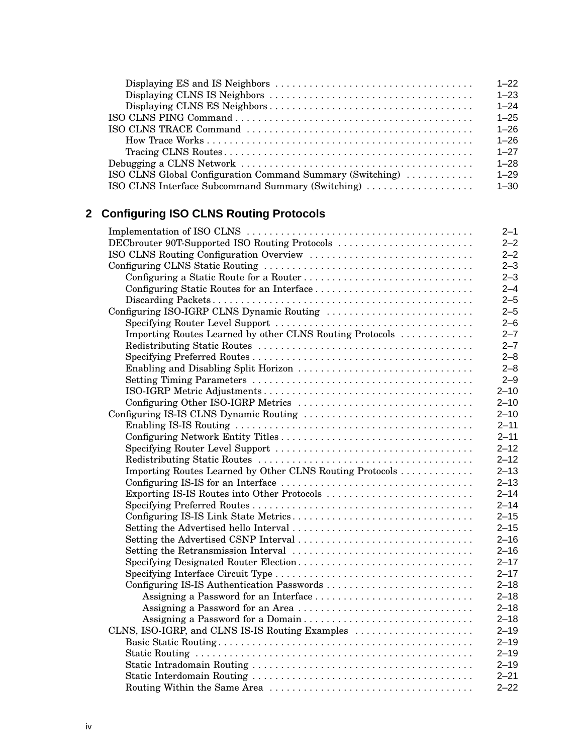| | |
|---|---|
| Displaying ES and IS Neighbors | 1–22 |
| Displaying CLNS IS Neighbors | 1–23 |
| Displaying CLNS ES Neighbors | 1–24 |
| ISO CLNS PING Command | 1–25 |
| ISO CLNS TRACE Command | 1–26 |
| How Trace Works | 1–26 |
| Tracing CLNS Routes | 1–27 |
| Debugging a CLNS Network | 1–28 |
| ISO CLNS Global Configuration Command Summary (Switching) | 1–29 |
| ISO CLNS Interface Subcommand Summary (Switching) | 1–30 |

## 2 Configuring ISO CLNS Routing Protocols

| | |
|---|---|
| Implementation of ISO CLNS | 2–1 |
| DECbrouter 90T-Supported ISO Routing Protocols | 2–2 |
| ISO CLNS Routing Configuration Overview | 2–2 |
| Configuring CLNS Static Routing | 2–3 |
| Configuring a Static Route for a Router | 2–3 |
| Configuring Static Routes for an Interface | 2–4 |
| Discarding Packets | 2–5 |
| Configuring ISO-IGRP CLNS Dynamic Routing | 2–5 |
| Specifying Router Level Support | 2–6 |
| Importing Routes Learned by other CLNS Routing Protocols | 2–7 |
| Redistributing Static Routes | 2–7 |
| Specifying Preferred Routes | 2–8 |
| Enabling and Disabling Split Horizon | 2–8 |
| Setting Timing Parameters | 2–9 |
| ISO-IGRP Metric Adjustments | 2–10 |
| Configuring Other ISO-IGRP Metrics | 2–10 |
| Configuring IS-IS CLNS Dynamic Routing | 2–10 |
| Enabling IS-IS Routing | 2–11 |
| Configuring Network Entity Titles | 2–11 |
| Specifying Router Level Support | 2–12 |
| Redistributing Static Routes | 2–12 |
| Importing Routes Learned by Other CLNS Routing Protocols | 2–13 |
| Configuring IS-IS for an Interface | 2–13 |
| Exporting IS-IS Routes into Other Protocols | 2–14 |
| Specifying Preferred Routes | 2–14 |
| Configuring IS-IS Link State Metrics | 2–15 |
| Setting the Advertised hello Interval | 2–15 |
| Setting the Advertised CSNP Interval | 2–16 |
| Setting the Retransmission Interval | 2–16 |
| Specifying Designated Router Election | 2–17 |
| Specifying Interface Circuit Type | 2–17 |
| Configuring IS-IS Authentication Passwords | 2–18 |
| Assigning a Password for an Interface | 2–18 |
| Assigning a Password for an Area | 2–18 |
| Assigning a Password for a Domain | 2–18 |
| CLNS, ISO-IGRP, and CLNS IS-IS Routing Examples | 2–19 |
| Basic Static Routing | 2–19 |
| Static Routing | 2–19 |
| Static Intradomain Routing | 2–19 |
| Static Interdomain Routing | 2–21 |
| Routing Within the Same Area | 2–22 |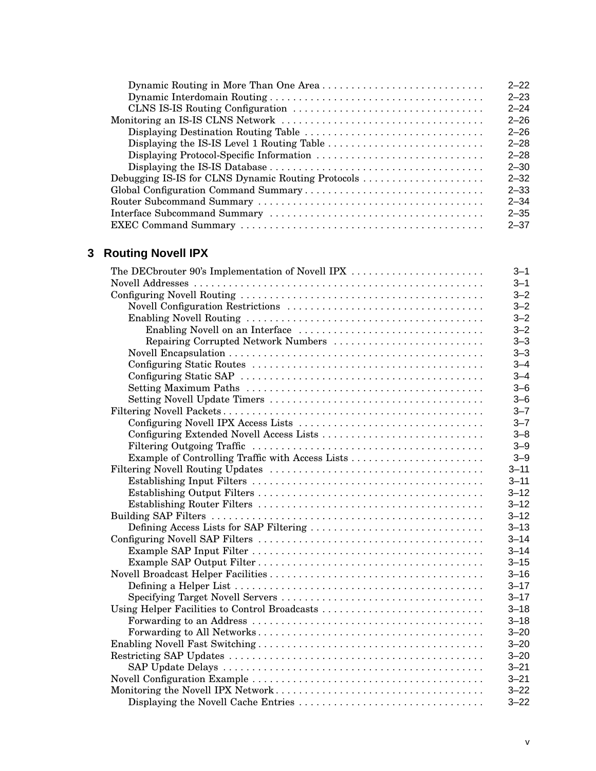Dynamic Routing in More Than One Area . . . . . . . . . . . . . . . . . . . . . . . . . . . . 2–22
Dynamic Interdomain Routing . . . . . . . . . . . . . . . . . . . . . . . . . . . . . . . . . . . . . 2–23
CLNS IS-IS Routing Configuration . . . . . . . . . . . . . . . . . . . . . . . . . . . . . . . . 2–24
Monitoring an IS-IS CLNS Network . . . . . . . . . . . . . . . . . . . . . . . . . . . . . . . . . . . 2–26
Displaying Destination Routing Table . . . . . . . . . . . . . . . . . . . . . . . . . . . . . . . 2–26
Displaying the IS-IS Level 1 Routing Table . . . . . . . . . . . . . . . . . . . . . . . . . . . 2–28
Displaying Protocol-Specific Information . . . . . . . . . . . . . . . . . . . . . . . . . . . . . 2–28
Displaying the IS-IS Database . . . . . . . . . . . . . . . . . . . . . . . . . . . . . . . . . . . . . 2–30
Debugging IS-IS for CLNS Dynamic Routing Protocols . . . . . . . . . . . . . . . . . . . . . 2–32
Global Configuration Command Summary . . . . . . . . . . . . . . . . . . . . . . . . . . . . . . . 2–33
Router Subcommand Summary . . . . . . . . . . . . . . . . . . . . . . . . . . . . . . . . . . . . . . . 2–34
Interface Subcommand Summary . . . . . . . . . . . . . . . . . . . . . . . . . . . . . . . . . . . . . 2–35
EXEC Command Summary . . . . . . . . . . . . . . . . . . . . . . . . . . . . . . . . . . . . . . . . . . 2–37

## 3 Routing Novell IPX

The DECbrouter 90's Implementation of Novell IPX . . . . . . . . . . . . . . . . . . . . . . . 3–1
Novell Addresses . . . . . . . . . . . . . . . . . . . . . . . . . . . . . . . . . . . . . . . . . . . . . . . . . . 3–1
Configuring Novell Routing . . . . . . . . . . . . . . . . . . . . . . . . . . . . . . . . . . . . . . . . . . 3–2
Novell Configuration Restrictions . . . . . . . . . . . . . . . . . . . . . . . . . . . . . . . . . . 3–2
Enabling Novell Routing . . . . . . . . . . . . . . . . . . . . . . . . . . . . . . . . . . . . . . . . . 3–2
Enabling Novell on an Interface . . . . . . . . . . . . . . . . . . . . . . . . . . . . . . . . 3–2
Repairing Corrupted Network Numbers . . . . . . . . . . . . . . . . . . . . . . . . . . 3–3
Novell Encapsulation . . . . . . . . . . . . . . . . . . . . . . . . . . . . . . . . . . . . . . . . . . . . 3–3
Configuring Static Routes . . . . . . . . . . . . . . . . . . . . . . . . . . . . . . . . . . . . . . . . . 3–4
Configuring Static SAP . . . . . . . . . . . . . . . . . . . . . . . . . . . . . . . . . . . . . . . . . . 3–4
Setting Maximum Paths . . . . . . . . . . . . . . . . . . . . . . . . . . . . . . . . . . . . . . . . . 3–6
Setting Novell Update Timers . . . . . . . . . . . . . . . . . . . . . . . . . . . . . . . . . . . . . 3–6
Filtering Novell Packets . . . . . . . . . . . . . . . . . . . . . . . . . . . . . . . . . . . . . . . . . . . . . 3–7
Configuring Novell IPX Access Lists . . . . . . . . . . . . . . . . . . . . . . . . . . . . . . . . 3–7
Configuring Extended Novell Access Lists . . . . . . . . . . . . . . . . . . . . . . . . . . . . 3–8
Filtering Outgoing Traffic . . . . . . . . . . . . . . . . . . . . . . . . . . . . . . . . . . . . . . . . 3–9
Example of Controlling Traffic with Access Lists . . . . . . . . . . . . . . . . . . . . . . . 3–9
Filtering Novell Routing Updates . . . . . . . . . . . . . . . . . . . . . . . . . . . . . . . . . . . . . 3–11
Establishing Input Filters . . . . . . . . . . . . . . . . . . . . . . . . . . . . . . . . . . . . . . . . 3–11
Establishing Output Filters . . . . . . . . . . . . . . . . . . . . . . . . . . . . . . . . . . . . . . . 3–12
Establishing Router Filters . . . . . . . . . . . . . . . . . . . . . . . . . . . . . . . . . . . . . . . 3–12
Building SAP Filters . . . . . . . . . . . . . . . . . . . . . . . . . . . . . . . . . . . . . . . . . . . . . . . 3–12
Defining Access Lists for SAP Filtering . . . . . . . . . . . . . . . . . . . . . . . . . . . . . . 3–13
Configuring Novell SAP Filters . . . . . . . . . . . . . . . . . . . . . . . . . . . . . . . . . . . . . . . 3–14
Example SAP Input Filter . . . . . . . . . . . . . . . . . . . . . . . . . . . . . . . . . . . . . . . . 3–14
Example SAP Output Filter . . . . . . . . . . . . . . . . . . . . . . . . . . . . . . . . . . . . . . . 3–15
Novell Broadcast Helper Facilities . . . . . . . . . . . . . . . . . . . . . . . . . . . . . . . . . . . . . 3–16
Defining a Helper List . . . . . . . . . . . . . . . . . . . . . . . . . . . . . . . . . . . . . . . . . . . 3–17
Specifying Target Novell Servers . . . . . . . . . . . . . . . . . . . . . . . . . . . . . . . . . . . 3–17
Using Helper Facilities to Control Broadcasts . . . . . . . . . . . . . . . . . . . . . . . . . . . . 3–18
Forwarding to an Address . . . . . . . . . . . . . . . . . . . . . . . . . . . . . . . . . . . . . . . . 3–18
Forwarding to All Networks . . . . . . . . . . . . . . . . . . . . . . . . . . . . . . . . . . . . . . . 3–20
Enabling Novell Fast Switching . . . . . . . . . . . . . . . . . . . . . . . . . . . . . . . . . . . . . . . 3–20
Restricting SAP Updates . . . . . . . . . . . . . . . . . . . . . . . . . . . . . . . . . . . . . . . . . . . . 3–20
SAP Update Delays . . . . . . . . . . . . . . . . . . . . . . . . . . . . . . . . . . . . . . . . . . . . . 3–21
Novell Configuration Example . . . . . . . . . . . . . . . . . . . . . . . . . . . . . . . . . . . . . . . . 3–21
Monitoring the Novell IPX Network . . . . . . . . . . . . . . . . . . . . . . . . . . . . . . . . . . . . 3–22
Displaying the Novell Cache Entries . . . . . . . . . . . . . . . . . . . . . . . . . . . . . . . . 3–22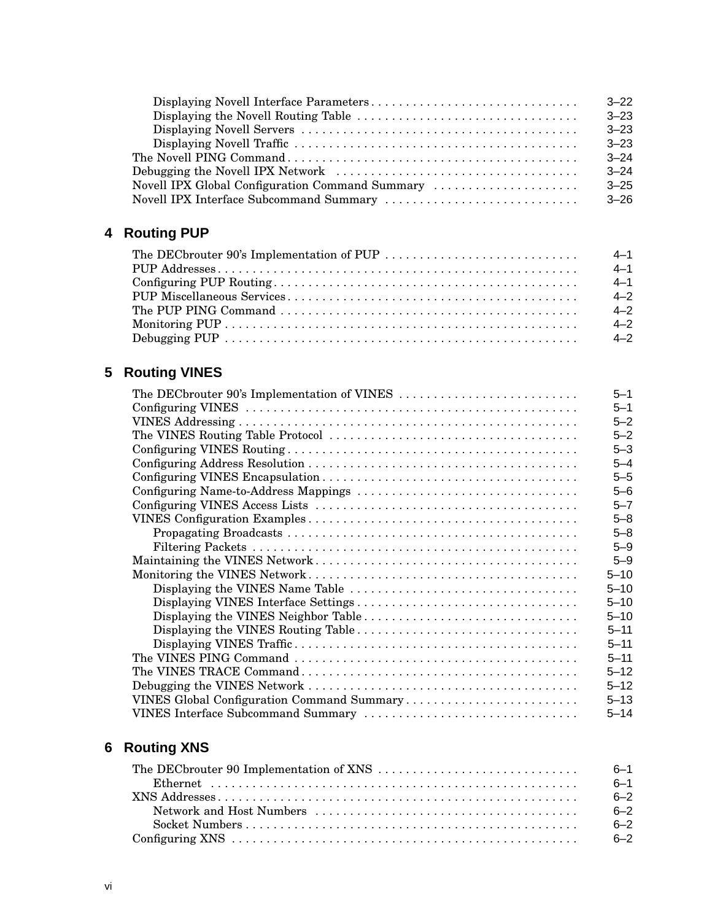Displaying Novell Interface Parameters . . . 3–22
Displaying the Novell Routing Table . . . 3–23
Displaying Novell Servers . . . 3–23
Displaying Novell Traffic . . . 3–23
The Novell PING Command . . . 3–24
Debugging the Novell IPX Network . . . 3–24
Novell IPX Global Configuration Command Summary . . . 3–25
Novell IPX Interface Subcommand Summary . . . 3–26

## 4 Routing PUP

The DECbrouter 90's Implementation of PUP . . . 4–1
PUP Addresses . . . 4–1
Configuring PUP Routing . . . 4–1
PUP Miscellaneous Services . . . 4–2
The PUP PING Command . . . 4–2
Monitoring PUP . . . 4–2
Debugging PUP . . . 4–2

## 5 Routing VINES

The DECbrouter 90's Implementation of VINES . . . 5–1
Configuring VINES . . . 5–1
VINES Addressing . . . 5–2
The VINES Routing Table Protocol . . . 5–2
Configuring VINES Routing . . . 5–3
Configuring Address Resolution . . . 5–4
Configuring VINES Encapsulation . . . 5–5
Configuring Name-to-Address Mappings . . . 5–6
Configuring VINES Access Lists . . . 5–7
VINES Configuration Examples . . . 5–8
Propagating Broadcasts . . . 5–8
Filtering Packets . . . 5–9
Maintaining the VINES Network . . . 5–9
Monitoring the VINES Network . . . 5–10
Displaying the VINES Name Table . . . 5–10
Displaying VINES Interface Settings . . . 5–10
Displaying the VINES Neighbor Table . . . 5–10
Displaying the VINES Routing Table . . . 5–11
Displaying VINES Traffic . . . 5–11
The VINES PING Command . . . 5–11
The VINES TRACE Command . . . 5–12
Debugging the VINES Network . . . 5–12
VINES Global Configuration Command Summary . . . 5–13
VINES Interface Subcommand Summary . . . 5–14

## 6 Routing XNS

The DECbrouter 90 Implementation of XNS . . . 6–1
Ethernet . . . 6–1
XNS Addresses . . . 6–2
Network and Host Numbers . . . 6–2
Socket Numbers . . . 6–2
Configuring XNS . . . 6–2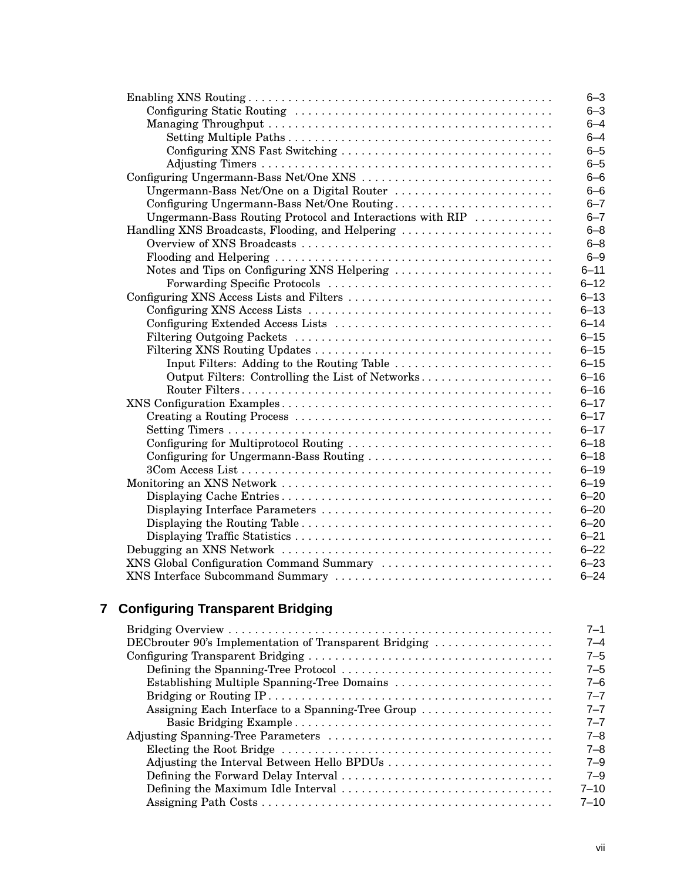| | |
|---|---|
| Enabling XNS Routing | 6–3 |
| &nbsp;&nbsp;&nbsp;&nbsp;Configuring Static Routing | 6–3 |
| &nbsp;&nbsp;&nbsp;&nbsp;Managing Throughput | 6–4 |
| &nbsp;&nbsp;&nbsp;&nbsp;&nbsp;&nbsp;&nbsp;&nbsp;Setting Multiple Paths | 6–4 |
| &nbsp;&nbsp;&nbsp;&nbsp;&nbsp;&nbsp;&nbsp;&nbsp;Configuring XNS Fast Switching | 6–5 |
| &nbsp;&nbsp;&nbsp;&nbsp;&nbsp;&nbsp;&nbsp;&nbsp;Adjusting Timers | 6–5 |
| Configuring Ungermann-Bass Net/One XNS | 6–6 |
| &nbsp;&nbsp;&nbsp;&nbsp;Ungermann-Bass Net/One on a Digital Router | 6–6 |
| &nbsp;&nbsp;&nbsp;&nbsp;Configuring Ungermann-Bass Net/One Routing | 6–7 |
| &nbsp;&nbsp;&nbsp;&nbsp;Ungermann-Bass Routing Protocol and Interactions with RIP | 6–7 |
| Handling XNS Broadcasts, Flooding, and Helpering | 6–8 |
| &nbsp;&nbsp;&nbsp;&nbsp;Overview of XNS Broadcasts | 6–8 |
| &nbsp;&nbsp;&nbsp;&nbsp;Flooding and Helpering | 6–9 |
| &nbsp;&nbsp;&nbsp;&nbsp;Notes and Tips on Configuring XNS Helpering | 6–11 |
| &nbsp;&nbsp;&nbsp;&nbsp;&nbsp;&nbsp;&nbsp;&nbsp;Forwarding Specific Protocols | 6–12 |
| Configuring XNS Access Lists and Filters | 6–13 |
| &nbsp;&nbsp;&nbsp;&nbsp;Configuring XNS Access Lists | 6–13 |
| &nbsp;&nbsp;&nbsp;&nbsp;Configuring Extended Access Lists | 6–14 |
| &nbsp;&nbsp;&nbsp;&nbsp;Filtering Outgoing Packets | 6–15 |
| &nbsp;&nbsp;&nbsp;&nbsp;Filtering XNS Routing Updates | 6–15 |
| &nbsp;&nbsp;&nbsp;&nbsp;&nbsp;&nbsp;&nbsp;&nbsp;Input Filters: Adding to the Routing Table | 6–15 |
| &nbsp;&nbsp;&nbsp;&nbsp;&nbsp;&nbsp;&nbsp;&nbsp;Output Filters: Controlling the List of Networks | 6–16 |
| &nbsp;&nbsp;&nbsp;&nbsp;&nbsp;&nbsp;&nbsp;&nbsp;Router Filters | 6–16 |
| XNS Configuration Examples | 6–17 |
| &nbsp;&nbsp;&nbsp;&nbsp;Creating a Routing Process | 6–17 |
| &nbsp;&nbsp;&nbsp;&nbsp;Setting Timers | 6–17 |
| &nbsp;&nbsp;&nbsp;&nbsp;Configuring for Multiprotocol Routing | 6–18 |
| &nbsp;&nbsp;&nbsp;&nbsp;Configuring for Ungermann-Bass Routing | 6–18 |
| &nbsp;&nbsp;&nbsp;&nbsp;3Com Access List | 6–19 |
| Monitoring an XNS Network | 6–19 |
| &nbsp;&nbsp;&nbsp;&nbsp;Displaying Cache Entries | 6–20 |
| &nbsp;&nbsp;&nbsp;&nbsp;Displaying Interface Parameters | 6–20 |
| &nbsp;&nbsp;&nbsp;&nbsp;Displaying the Routing Table | 6–20 |
| &nbsp;&nbsp;&nbsp;&nbsp;Displaying Traffic Statistics | 6–21 |
| Debugging an XNS Network | 6–22 |
| XNS Global Configuration Command Summary | 6–23 |
| XNS Interface Subcommand Summary | 6–24 |

## 7 Configuring Transparent Bridging

| | |
|---|---|
| Bridging Overview | 7–1 |
| DECbrouter 90's Implementation of Transparent Bridging | 7–4 |
| Configuring Transparent Bridging | 7–5 |
| &nbsp;&nbsp;&nbsp;&nbsp;Defining the Spanning-Tree Protocol | 7–5 |
| &nbsp;&nbsp;&nbsp;&nbsp;Establishing Multiple Spanning-Tree Domains | 7–6 |
| &nbsp;&nbsp;&nbsp;&nbsp;Bridging or Routing IP | 7–7 |
| &nbsp;&nbsp;&nbsp;&nbsp;Assigning Each Interface to a Spanning-Tree Group | 7–7 |
| &nbsp;&nbsp;&nbsp;&nbsp;&nbsp;&nbsp;&nbsp;&nbsp;Basic Bridging Example | 7–7 |
| Adjusting Spanning-Tree Parameters | 7–8 |
| &nbsp;&nbsp;&nbsp;&nbsp;Electing the Root Bridge | 7–8 |
| &nbsp;&nbsp;&nbsp;&nbsp;Adjusting the Interval Between Hello BPDUs | 7–9 |
| &nbsp;&nbsp;&nbsp;&nbsp;Defining the Forward Delay Interval | 7–9 |
| &nbsp;&nbsp;&nbsp;&nbsp;Defining the Maximum Idle Interval | 7–10 |
| &nbsp;&nbsp;&nbsp;&nbsp;Assigning Path Costs | 7–10 |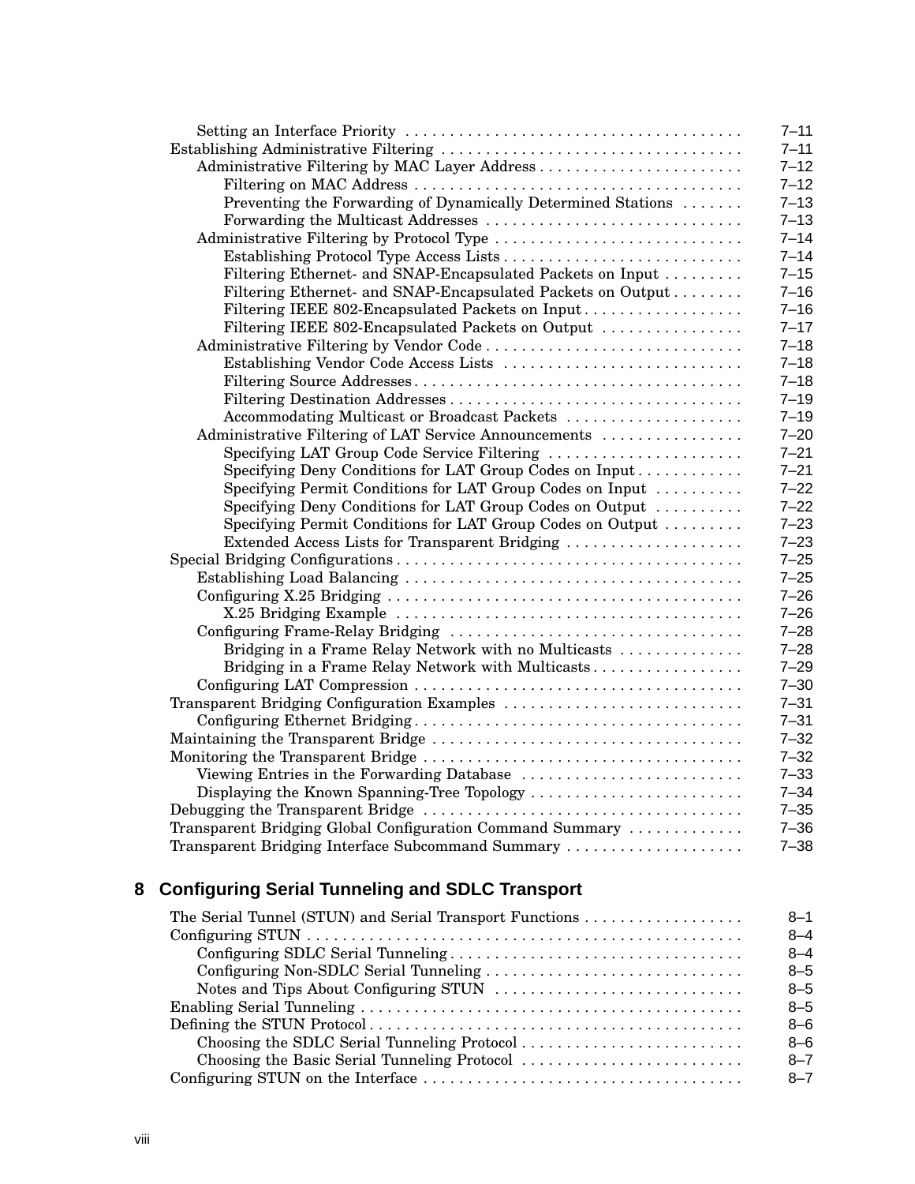Setting an Interface Priority . . . . . . . . . . . . . . . . . . . . . . . . . . . . . . . . . . . . . 7–11
Establishing Administrative Filtering . . . . . . . . . . . . . . . . . . . . . . . . . . . . . . . . . 7–11
Administrative Filtering by MAC Layer Address . . . . . . . . . . . . . . . . . . . . . . . 7–12
Filtering on MAC Address . . . . . . . . . . . . . . . . . . . . . . . . . . . . . . . . . . . . . 7–12
Preventing the Forwarding of Dynamically Determined Stations . . . . . . . 7–13
Forwarding the Multicast Addresses . . . . . . . . . . . . . . . . . . . . . . . . . . . . . 7–13
Administrative Filtering by Protocol Type . . . . . . . . . . . . . . . . . . . . . . . . . . . 7–14
Establishing Protocol Type Access Lists . . . . . . . . . . . . . . . . . . . . . . . . . . . 7–14
Filtering Ethernet- and SNAP-Encapsulated Packets on Input . . . . . . . . . 7–15
Filtering Ethernet- and SNAP-Encapsulated Packets on Output . . . . . . . . 7–16
Filtering IEEE 802-Encapsulated Packets on Input . . . . . . . . . . . . . . . . . . 7–16
Filtering IEEE 802-Encapsulated Packets on Output . . . . . . . . . . . . . . . . 7–17
Administrative Filtering by Vendor Code . . . . . . . . . . . . . . . . . . . . . . . . . . . . 7–18
Establishing Vendor Code Access Lists . . . . . . . . . . . . . . . . . . . . . . . . . . . 7–18
Filtering Source Addresses . . . . . . . . . . . . . . . . . . . . . . . . . . . . . . . . . . . . 7–18
Filtering Destination Addresses . . . . . . . . . . . . . . . . . . . . . . . . . . . . . . . . 7–19
Accommodating Multicast or Broadcast Packets . . . . . . . . . . . . . . . . . . . . 7–19
Administrative Filtering of LAT Service Announcements . . . . . . . . . . . . . . . . 7–20
Specifying LAT Group Code Service Filtering . . . . . . . . . . . . . . . . . . . . . . 7–21
Specifying Deny Conditions for LAT Group Codes on Input . . . . . . . . . . . . 7–21
Specifying Permit Conditions for LAT Group Codes on Input . . . . . . . . . . 7–22
Specifying Deny Conditions for LAT Group Codes on Output . . . . . . . . . . 7–22
Specifying Permit Conditions for LAT Group Codes on Output . . . . . . . . . 7–23
Extended Access Lists for Transparent Bridging . . . . . . . . . . . . . . . . . . . . 7–23
Special Bridging Configurations . . . . . . . . . . . . . . . . . . . . . . . . . . . . . . . . . . . . . . 7–25
Establishing Load Balancing . . . . . . . . . . . . . . . . . . . . . . . . . . . . . . . . . . . . . . 7–25
Configuring X.25 Bridging . . . . . . . . . . . . . . . . . . . . . . . . . . . . . . . . . . . . . . . . 7–26
X.25 Bridging Example . . . . . . . . . . . . . . . . . . . . . . . . . . . . . . . . . . . . . . . 7–26
Configuring Frame-Relay Bridging . . . . . . . . . . . . . . . . . . . . . . . . . . . . . . . . . 7–28
Bridging in a Frame Relay Network with no Multicasts . . . . . . . . . . . . . . 7–28
Bridging in a Frame Relay Network with Multicasts . . . . . . . . . . . . . . . . . 7–29
Configuring LAT Compression . . . . . . . . . . . . . . . . . . . . . . . . . . . . . . . . . . . . . 7–30
Transparent Bridging Configuration Examples . . . . . . . . . . . . . . . . . . . . . . . . . . . 7–31
Configuring Ethernet Bridging . . . . . . . . . . . . . . . . . . . . . . . . . . . . . . . . . . . . . 7–31
Maintaining the Transparent Bridge . . . . . . . . . . . . . . . . . . . . . . . . . . . . . . . . . . . 7–32
Monitoring the Transparent Bridge . . . . . . . . . . . . . . . . . . . . . . . . . . . . . . . . . . . . 7–32
Viewing Entries in the Forwarding Database . . . . . . . . . . . . . . . . . . . . . . . . . 7–33
Displaying the Known Spanning-Tree Topology . . . . . . . . . . . . . . . . . . . . . . . . 7–34
Debugging the Transparent Bridge . . . . . . . . . . . . . . . . . . . . . . . . . . . . . . . . . . . . 7–35
Transparent Bridging Global Configuration Command Summary . . . . . . . . . . . . . 7–36
Transparent Bridging Interface Subcommand Summary . . . . . . . . . . . . . . . . . . . . 7–38

## 8 Configuring Serial Tunneling and SDLC Transport

The Serial Tunnel (STUN) and Serial Transport Functions . . . . . . . . . . . . . . . . . . 8–1
Configuring STUN . . . . . . . . . . . . . . . . . . . . . . . . . . . . . . . . . . . . . . . . . . . . . . . . . 8–4
Configuring SDLC Serial Tunneling . . . . . . . . . . . . . . . . . . . . . . . . . . . . . . . . . 8–4
Configuring Non-SDLC Serial Tunneling . . . . . . . . . . . . . . . . . . . . . . . . . . . . . 8–5
Notes and Tips About Configuring STUN . . . . . . . . . . . . . . . . . . . . . . . . . . . . 8–5
Enabling Serial Tunneling . . . . . . . . . . . . . . . . . . . . . . . . . . . . . . . . . . . . . . . . . . . 8–5
Defining the STUN Protocol . . . . . . . . . . . . . . . . . . . . . . . . . . . . . . . . . . . . . . . . . . 8–6
Choosing the SDLC Serial Tunneling Protocol . . . . . . . . . . . . . . . . . . . . . . . . . 8–6
Choosing the Basic Serial Tunneling Protocol . . . . . . . . . . . . . . . . . . . . . . . . . 8–7
Configuring STUN on the Interface . . . . . . . . . . . . . . . . . . . . . . . . . . . . . . . . . . . . 8–7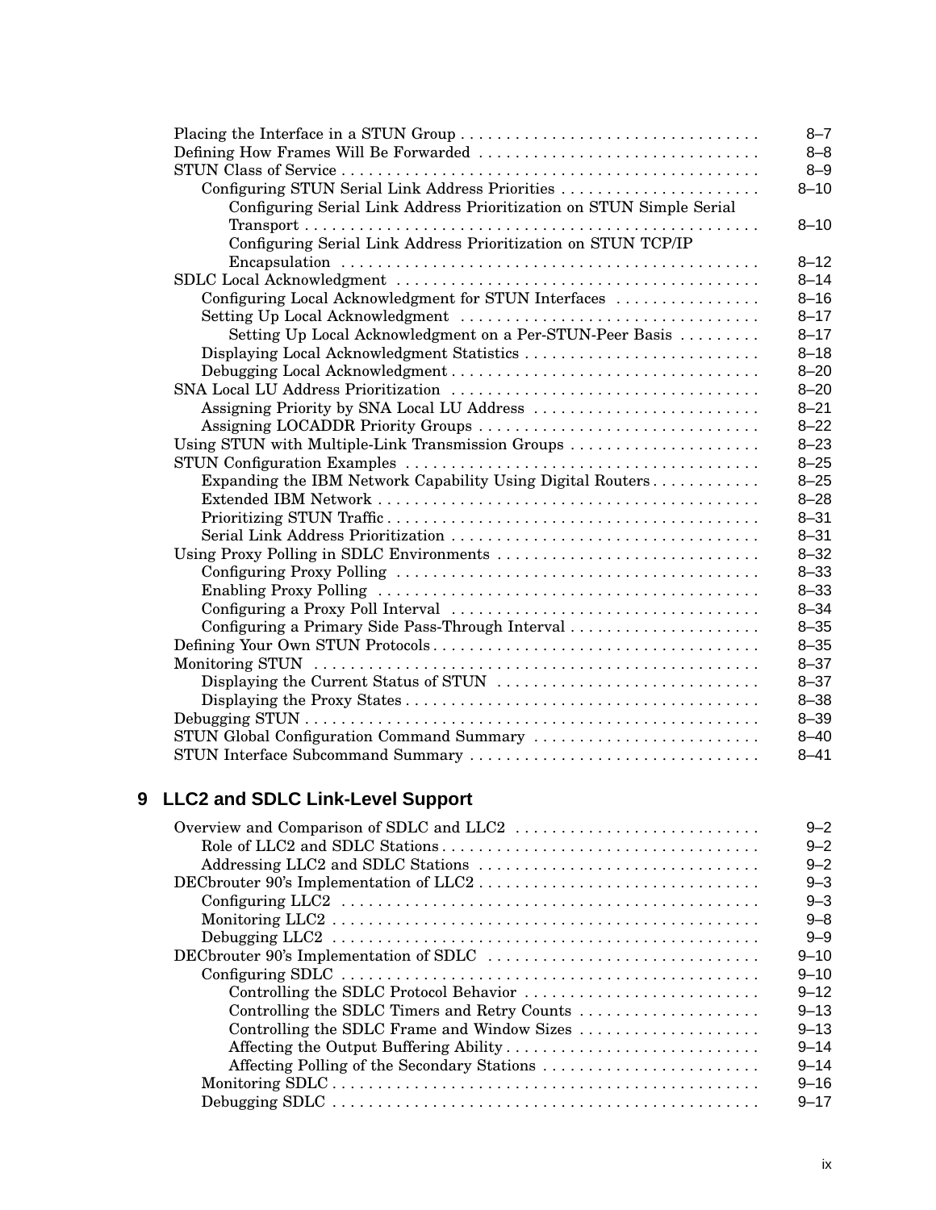Placing the Interface in a STUN Group . . . . . . . . . . . . . . . . . . . . . . . . . . . . . . . . . 8–7
Defining How Frames Will Be Forwarded . . . . . . . . . . . . . . . . . . . . . . . . . . . . . . . 8–8
STUN Class of Service . . . . . . . . . . . . . . . . . . . . . . . . . . . . . . . . . . . . . . . . . . . . . . 8–9
  Configuring STUN Serial Link Address Priorities . . . . . . . . . . . . . . . . . . . . . . 8–10
    Configuring Serial Link Address Prioritization on STUN Simple Serial Transport . . . . . . . . . . . . . . . . . . . . . . . . . . . . . . . . . . . . . . . . . . . . . . . . . . 8–10
    Configuring Serial Link Address Prioritization on STUN TCP/IP Encapsulation . . . . . . . . . . . . . . . . . . . . . . . . . . . . . . . . . . . . . . . . . . . . . 8–12
SDLC Local Acknowledgment . . . . . . . . . . . . . . . . . . . . . . . . . . . . . . . . . . . . . . . . 8–14
  Configuring Local Acknowledgment for STUN Interfaces . . . . . . . . . . . . . . . . 8–16
  Setting Up Local Acknowledgment . . . . . . . . . . . . . . . . . . . . . . . . . . . . . . . . . 8–17
    Setting Up Local Acknowledgment on a Per-STUN-Peer Basis . . . . . . . . . 8–17
  Displaying Local Acknowledgment Statistics . . . . . . . . . . . . . . . . . . . . . . . . . . 8–18
  Debugging Local Acknowledgment . . . . . . . . . . . . . . . . . . . . . . . . . . . . . . . . . . 8–20
SNA Local LU Address Prioritization . . . . . . . . . . . . . . . . . . . . . . . . . . . . . . . . . . 8–20
  Assigning Priority by SNA Local LU Address . . . . . . . . . . . . . . . . . . . . . . . . . 8–21
  Assigning LOCADDR Priority Groups . . . . . . . . . . . . . . . . . . . . . . . . . . . . . . . 8–22
Using STUN with Multiple-Link Transmission Groups . . . . . . . . . . . . . . . . . . . . . 8–23
STUN Configuration Examples . . . . . . . . . . . . . . . . . . . . . . . . . . . . . . . . . . . . . . . 8–25
  Expanding the IBM Network Capability Using Digital Routers . . . . . . . . . . . . 8–25
  Extended IBM Network . . . . . . . . . . . . . . . . . . . . . . . . . . . . . . . . . . . . . . . . . . 8–28
  Prioritizing STUN Traffic . . . . . . . . . . . . . . . . . . . . . . . . . . . . . . . . . . . . . . . . . . 8–31
  Serial Link Address Prioritization . . . . . . . . . . . . . . . . . . . . . . . . . . . . . . . . . . 8–31
Using Proxy Polling in SDLC Environments . . . . . . . . . . . . . . . . . . . . . . . . . . . . . 8–32
  Configuring Proxy Polling . . . . . . . . . . . . . . . . . . . . . . . . . . . . . . . . . . . . . . . . 8–33
  Enabling Proxy Polling . . . . . . . . . . . . . . . . . . . . . . . . . . . . . . . . . . . . . . . . . . 8–33
  Configuring a Proxy Poll Interval . . . . . . . . . . . . . . . . . . . . . . . . . . . . . . . . . . 8–34
  Configuring a Primary Side Pass-Through Interval . . . . . . . . . . . . . . . . . . . . . 8–35
Defining Your Own STUN Protocols . . . . . . . . . . . . . . . . . . . . . . . . . . . . . . . . . . . . 8–35
Monitoring STUN . . . . . . . . . . . . . . . . . . . . . . . . . . . . . . . . . . . . . . . . . . . . . . . . . 8–37
  Displaying the Current Status of STUN . . . . . . . . . . . . . . . . . . . . . . . . . . . . . 8–37
  Displaying the Proxy States . . . . . . . . . . . . . . . . . . . . . . . . . . . . . . . . . . . . . . . 8–38
Debugging STUN . . . . . . . . . . . . . . . . . . . . . . . . . . . . . . . . . . . . . . . . . . . . . . . . . . 8–39
STUN Global Configuration Command Summary . . . . . . . . . . . . . . . . . . . . . . . . . 8–40
STUN Interface Subcommand Summary . . . . . . . . . . . . . . . . . . . . . . . . . . . . . . . . 8–41

## 9 LLC2 and SDLC Link-Level Support

Overview and Comparison of SDLC and LLC2 . . . . . . . . . . . . . . . . . . . . . . . . . . . 9–2
  Role of LLC2 and SDLC Stations . . . . . . . . . . . . . . . . . . . . . . . . . . . . . . . . . . . 9–2
  Addressing LLC2 and SDLC Stations . . . . . . . . . . . . . . . . . . . . . . . . . . . . . . . 9–2
DECbrouter 90's Implementation of LLC2 . . . . . . . . . . . . . . . . . . . . . . . . . . . . . . . 9–3
  Configuring LLC2 . . . . . . . . . . . . . . . . . . . . . . . . . . . . . . . . . . . . . . . . . . . . . . 9–3
  Monitoring LLC2 . . . . . . . . . . . . . . . . . . . . . . . . . . . . . . . . . . . . . . . . . . . . . . . 9–8
  Debugging LLC2 . . . . . . . . . . . . . . . . . . . . . . . . . . . . . . . . . . . . . . . . . . . . . . . 9–9
DECbrouter 90's Implementation of SDLC . . . . . . . . . . . . . . . . . . . . . . . . . . . . . . 9–10
  Configuring SDLC . . . . . . . . . . . . . . . . . . . . . . . . . . . . . . . . . . . . . . . . . . . . . . 9–10
    Controlling the SDLC Protocol Behavior . . . . . . . . . . . . . . . . . . . . . . . . . . 9–12
    Controlling the SDLC Timers and Retry Counts . . . . . . . . . . . . . . . . . . . . 9–13
    Controlling the SDLC Frame and Window Sizes . . . . . . . . . . . . . . . . . . . . 9–13
    Affecting the Output Buffering Ability . . . . . . . . . . . . . . . . . . . . . . . . . . . . 9–14
    Affecting Polling of the Secondary Stations . . . . . . . . . . . . . . . . . . . . . . . . 9–14
  Monitoring SDLC . . . . . . . . . . . . . . . . . . . . . . . . . . . . . . . . . . . . . . . . . . . . . . . 9–16
  Debugging SDLC . . . . . . . . . . . . . . . . . . . . . . . . . . . . . . . . . . . . . . . . . . . . . . . 9–17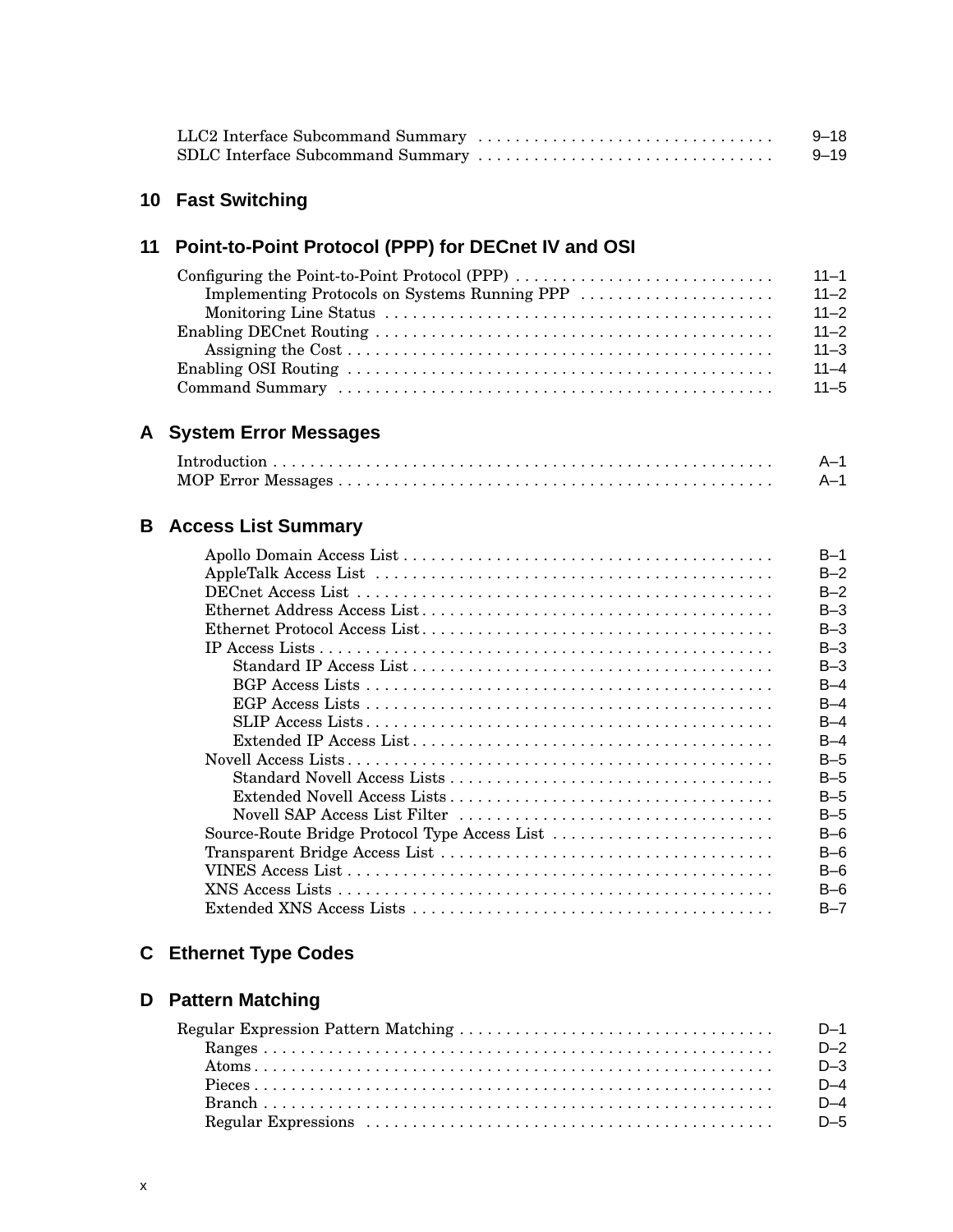LLC2 Interface Subcommand Summary . . . . . . . . . . . . . . . . . . . . . . . . . . . . . . . 9–18
SDLC Interface Subcommand Summary . . . . . . . . . . . . . . . . . . . . . . . . . . . . . . . 9–19

## 10 Fast Switching

## 11 Point-to-Point Protocol (PPP) for DECnet IV and OSI

Configuring the Point-to-Point Protocol (PPP) . . . . . . . . . . . . . . . . . . . . . . . . . . . 11–1
  Implementing Protocols on Systems Running PPP . . . . . . . . . . . . . . . . . . . . . 11–2
  Monitoring Line Status . . . . . . . . . . . . . . . . . . . . . . . . . . . . . . . . . . . . . . . . . 11–2
Enabling DECnet Routing . . . . . . . . . . . . . . . . . . . . . . . . . . . . . . . . . . . . . . . . . . 11–2
  Assigning the Cost . . . . . . . . . . . . . . . . . . . . . . . . . . . . . . . . . . . . . . . . . . . . . 11–3
Enabling OSI Routing . . . . . . . . . . . . . . . . . . . . . . . . . . . . . . . . . . . . . . . . . . . . . 11–4
Command Summary . . . . . . . . . . . . . . . . . . . . . . . . . . . . . . . . . . . . . . . . . . . . . . 11–5

## A System Error Messages

Introduction . . . . . . . . . . . . . . . . . . . . . . . . . . . . . . . . . . . . . . . . . . . . . . . . . . . . A–1
MOP Error Messages . . . . . . . . . . . . . . . . . . . . . . . . . . . . . . . . . . . . . . . . . . . . . . A–1

## B Access List Summary

  Apollo Domain Access List . . . . . . . . . . . . . . . . . . . . . . . . . . . . . . . . . . . . . . . B–1
  AppleTalk Access List . . . . . . . . . . . . . . . . . . . . . . . . . . . . . . . . . . . . . . . . . . B–2
  DECnet Access List . . . . . . . . . . . . . . . . . . . . . . . . . . . . . . . . . . . . . . . . . . . . B–2
  Ethernet Address Access List . . . . . . . . . . . . . . . . . . . . . . . . . . . . . . . . . . . . . B–3
  Ethernet Protocol Access List . . . . . . . . . . . . . . . . . . . . . . . . . . . . . . . . . . . . . B–3
  IP Access Lists . . . . . . . . . . . . . . . . . . . . . . . . . . . . . . . . . . . . . . . . . . . . . . . B–3
    Standard IP Access List . . . . . . . . . . . . . . . . . . . . . . . . . . . . . . . . . . . . . . B–3
    BGP Access Lists . . . . . . . . . . . . . . . . . . . . . . . . . . . . . . . . . . . . . . . . . . . B–4
    EGP Access Lists . . . . . . . . . . . . . . . . . . . . . . . . . . . . . . . . . . . . . . . . . . . B–4
    SLIP Access Lists . . . . . . . . . . . . . . . . . . . . . . . . . . . . . . . . . . . . . . . . . . . B–4
    Extended IP Access List . . . . . . . . . . . . . . . . . . . . . . . . . . . . . . . . . . . . . . B–4
  Novell Access Lists . . . . . . . . . . . . . . . . . . . . . . . . . . . . . . . . . . . . . . . . . . . . B–5
    Standard Novell Access Lists . . . . . . . . . . . . . . . . . . . . . . . . . . . . . . . . . . B–5
    Extended Novell Access Lists . . . . . . . . . . . . . . . . . . . . . . . . . . . . . . . . . . B–5
    Novell SAP Access List Filter . . . . . . . . . . . . . . . . . . . . . . . . . . . . . . . . . . B–5
  Source-Route Bridge Protocol Type Access List . . . . . . . . . . . . . . . . . . . . . . . B–6
  Transparent Bridge Access List . . . . . . . . . . . . . . . . . . . . . . . . . . . . . . . . . . . B–6
  VINES Access List . . . . . . . . . . . . . . . . . . . . . . . . . . . . . . . . . . . . . . . . . . . . . B–6
  XNS Access Lists . . . . . . . . . . . . . . . . . . . . . . . . . . . . . . . . . . . . . . . . . . . . . . B–6
  Extended XNS Access Lists . . . . . . . . . . . . . . . . . . . . . . . . . . . . . . . . . . . . . . B–7

## C Ethernet Type Codes

## D Pattern Matching

Regular Expression Pattern Matching . . . . . . . . . . . . . . . . . . . . . . . . . . . . . . . . . D–1
  Ranges . . . . . . . . . . . . . . . . . . . . . . . . . . . . . . . . . . . . . . . . . . . . . . . . . . . . . D–2
  Atoms . . . . . . . . . . . . . . . . . . . . . . . . . . . . . . . . . . . . . . . . . . . . . . . . . . . . . . D–3
  Pieces . . . . . . . . . . . . . . . . . . . . . . . . . . . . . . . . . . . . . . . . . . . . . . . . . . . . . . D–4
  Branch . . . . . . . . . . . . . . . . . . . . . . . . . . . . . . . . . . . . . . . . . . . . . . . . . . . . . D–4
  Regular Expressions . . . . . . . . . . . . . . . . . . . . . . . . . . . . . . . . . . . . . . . . . . . D–5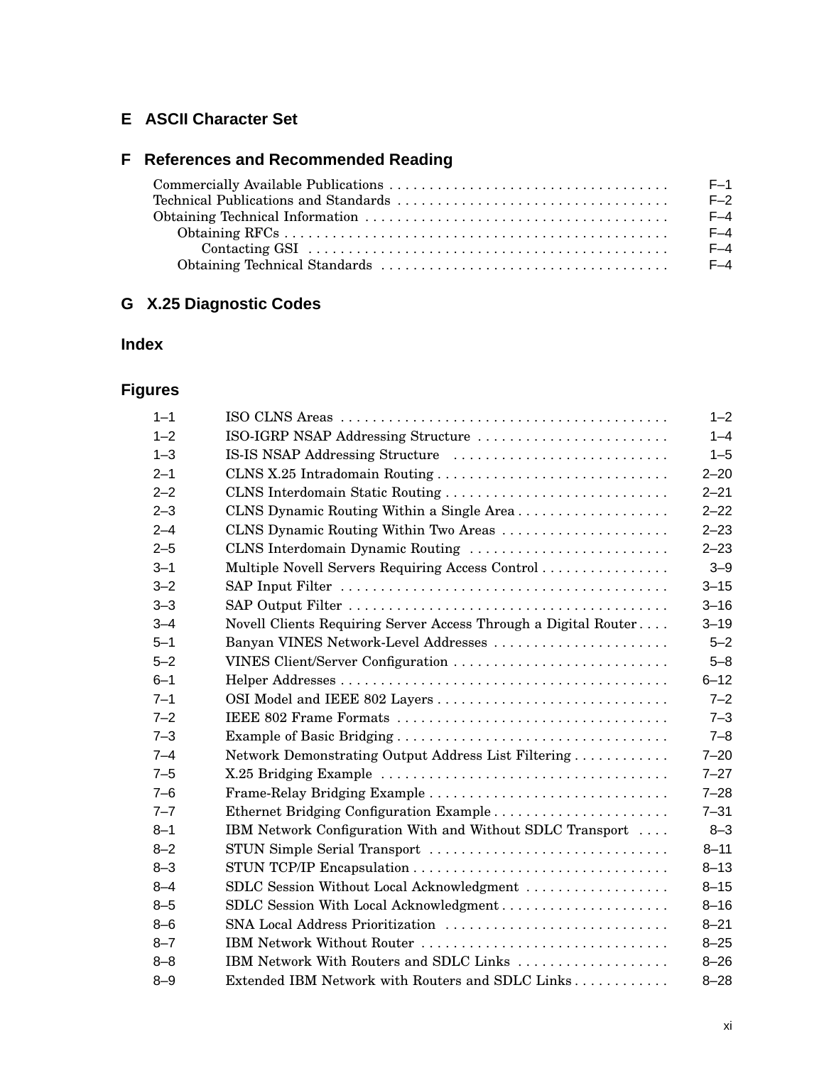## E ASCII Character Set

## F References and Recommended Reading

- Commercially Available Publications . . . . . F–1
- Technical Publications and Standards . . . . . F–2
- Obtaining Technical Information . . . . . F–4
  - Obtaining RFCs . . . . . F–4
    - Contacting GSI . . . . . F–4
  - Obtaining Technical Standards . . . . . F–4

## G X.25 Diagnostic Codes

## Index

## Figures

| | | |
|---|---|---|
| 1–1 | ISO CLNS Areas | 1–2 |
| 1–2 | ISO-IGRP NSAP Addressing Structure | 1–4 |
| 1–3 | IS-IS NSAP Addressing Structure | 1–5 |
| 2–1 | CLNS X.25 Intradomain Routing | 2–20 |
| 2–2 | CLNS Interdomain Static Routing | 2–21 |
| 2–3 | CLNS Dynamic Routing Within a Single Area | 2–22 |
| 2–4 | CLNS Dynamic Routing Within Two Areas | 2–23 |
| 2–5 | CLNS Interdomain Dynamic Routing | 2–23 |
| 3–1 | Multiple Novell Servers Requiring Access Control | 3–9 |
| 3–2 | SAP Input Filter | 3–15 |
| 3–3 | SAP Output Filter | 3–16 |
| 3–4 | Novell Clients Requiring Server Access Through a Digital Router | 3–19 |
| 5–1 | Banyan VINES Network-Level Addresses | 5–2 |
| 5–2 | VINES Client/Server Configuration | 5–8 |
| 6–1 | Helper Addresses | 6–12 |
| 7–1 | OSI Model and IEEE 802 Layers | 7–2 |
| 7–2 | IEEE 802 Frame Formats | 7–3 |
| 7–3 | Example of Basic Bridging | 7–8 |
| 7–4 | Network Demonstrating Output Address List Filtering | 7–20 |
| 7–5 | X.25 Bridging Example | 7–27 |
| 7–6 | Frame-Relay Bridging Example | 7–28 |
| 7–7 | Ethernet Bridging Configuration Example | 7–31 |
| 8–1 | IBM Network Configuration With and Without SDLC Transport | 8–3 |
| 8–2 | STUN Simple Serial Transport | 8–11 |
| 8–3 | STUN TCP/IP Encapsulation | 8–13 |
| 8–4 | SDLC Session Without Local Acknowledgment | 8–15 |
| 8–5 | SDLC Session With Local Acknowledgment | 8–16 |
| 8–6 | SNA Local Address Prioritization | 8–21 |
| 8–7 | IBM Network Without Router | 8–25 |
| 8–8 | IBM Network With Routers and SDLC Links | 8–26 |
| 8–9 | Extended IBM Network with Routers and SDLC Links | 8–28 |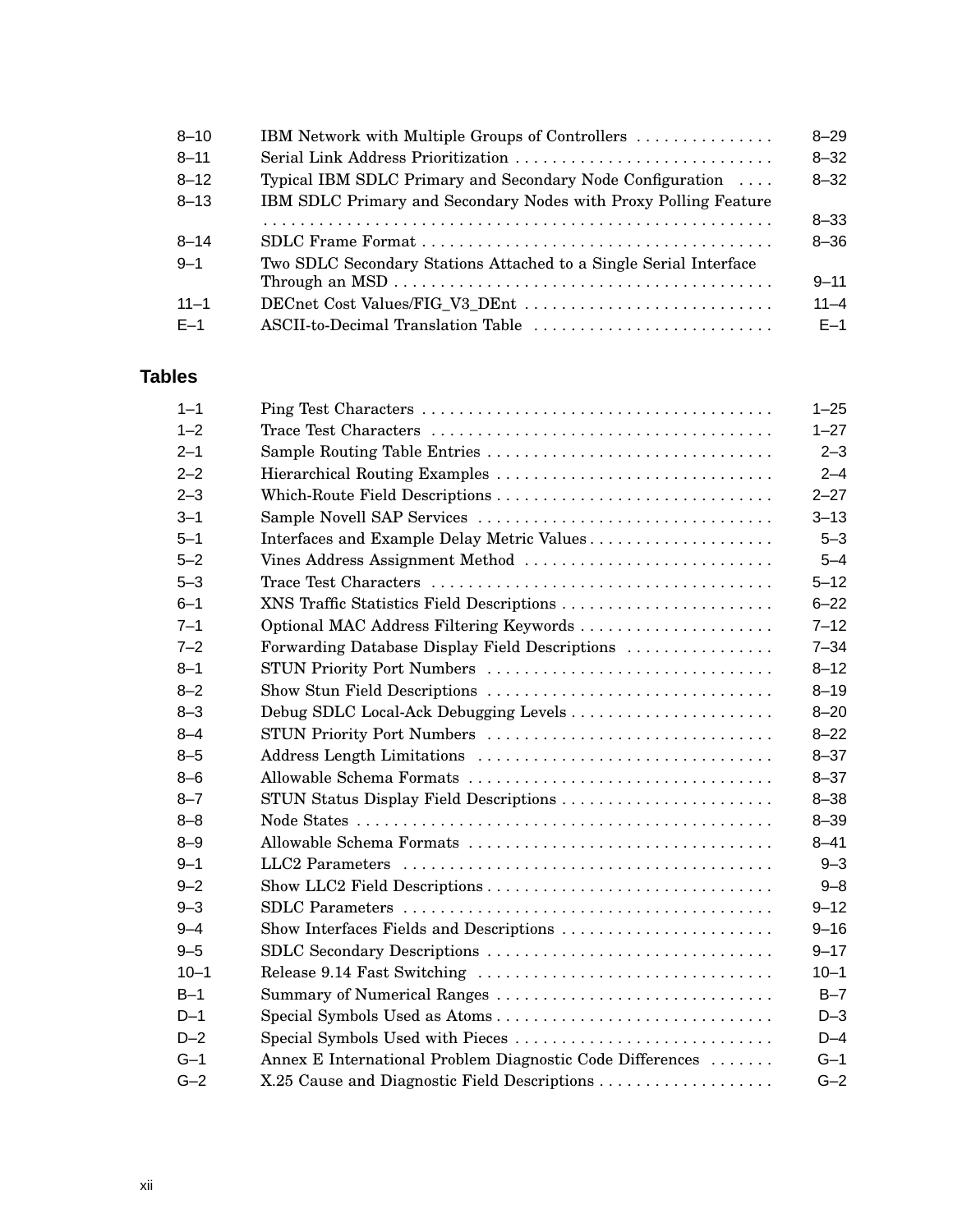| | | |
|---|---|---|
| 8–10 | IBM Network with Multiple Groups of Controllers | 8–29 |
| 8–11 | Serial Link Address Prioritization | 8–32 |
| 8–12 | Typical IBM SDLC Primary and Secondary Node Configuration | 8–32 |
| 8–13 | IBM SDLC Primary and Secondary Nodes with Proxy Polling Feature | 8–33 |
| 8–14 | SDLC Frame Format | 8–36 |
| 9–1 | Two SDLC Secondary Stations Attached to a Single Serial Interface Through an MSD | 9–11 |
| 11–1 | DECnet Cost Values/FIG_V3_DEnt | 11–4 |
| E–1 | ASCII-to-Decimal Translation Table | E–1 |

## Tables

| | | |
|---|---|---|
| 1–1 | Ping Test Characters | 1–25 |
| 1–2 | Trace Test Characters | 1–27 |
| 2–1 | Sample Routing Table Entries | 2–3 |
| 2–2 | Hierarchical Routing Examples | 2–4 |
| 2–3 | Which-Route Field Descriptions | 2–27 |
| 3–1 | Sample Novell SAP Services | 3–13 |
| 5–1 | Interfaces and Example Delay Metric Values | 5–3 |
| 5–2 | Vines Address Assignment Method | 5–4 |
| 5–3 | Trace Test Characters | 5–12 |
| 6–1 | XNS Traffic Statistics Field Descriptions | 6–22 |
| 7–1 | Optional MAC Address Filtering Keywords | 7–12 |
| 7–2 | Forwarding Database Display Field Descriptions | 7–34 |
| 8–1 | STUN Priority Port Numbers | 8–12 |
| 8–2 | Show Stun Field Descriptions | 8–19 |
| 8–3 | Debug SDLC Local-Ack Debugging Levels | 8–20 |
| 8–4 | STUN Priority Port Numbers | 8–22 |
| 8–5 | Address Length Limitations | 8–37 |
| 8–6 | Allowable Schema Formats | 8–37 |
| 8–7 | STUN Status Display Field Descriptions | 8–38 |
| 8–8 | Node States | 8–39 |
| 8–9 | Allowable Schema Formats | 8–41 |
| 9–1 | LLC2 Parameters | 9–3 |
| 9–2 | Show LLC2 Field Descriptions | 9–8 |
| 9–3 | SDLC Parameters | 9–12 |
| 9–4 | Show Interfaces Fields and Descriptions | 9–16 |
| 9–5 | SDLC Secondary Descriptions | 9–17 |
| 10–1 | Release 9.14 Fast Switching | 10–1 |
| B–1 | Summary of Numerical Ranges | B–7 |
| D–1 | Special Symbols Used as Atoms | D–3 |
| D–2 | Special Symbols Used with Pieces | D–4 |
| G–1 | Annex E International Problem Diagnostic Code Differences | G–1 |
| G–2 | X.25 Cause and Diagnostic Field Descriptions | G–2 |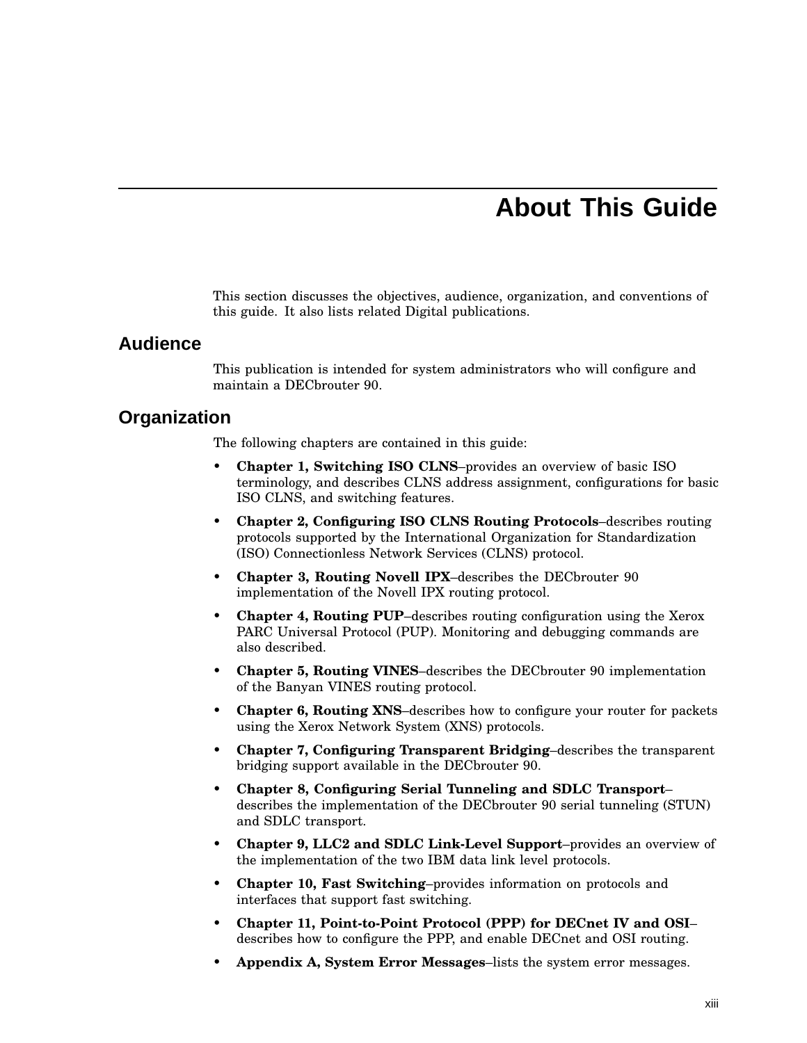# About This Guide

This section discusses the objectives, audience, organization, and conventions of this guide. It also lists related Digital publications.

## Audience

This publication is intended for system administrators who will configure and maintain a DECbrouter 90.

## Organization

The following chapters are contained in this guide:

- **Chapter 1, Switching ISO CLNS**–provides an overview of basic ISO terminology, and describes CLNS address assignment, configurations for basic ISO CLNS, and switching features.
- **Chapter 2, Configuring ISO CLNS Routing Protocols**–describes routing protocols supported by the International Organization for Standardization (ISO) Connectionless Network Services (CLNS) protocol.
- **Chapter 3, Routing Novell IPX**–describes the DECbrouter 90 implementation of the Novell IPX routing protocol.
- **Chapter 4, Routing PUP**–describes routing configuration using the Xerox PARC Universal Protocol (PUP). Monitoring and debugging commands are also described.
- **Chapter 5, Routing VINES**–describes the DECbrouter 90 implementation of the Banyan VINES routing protocol.
- **Chapter 6, Routing XNS**–describes how to configure your router for packets using the Xerox Network System (XNS) protocols.
- **Chapter 7, Configuring Transparent Bridging**–describes the transparent bridging support available in the DECbrouter 90.
- **Chapter 8, Configuring Serial Tunneling and SDLC Transport**–describes the implementation of the DECbrouter 90 serial tunneling (STUN) and SDLC transport.
- **Chapter 9, LLC2 and SDLC Link-Level Support**–provides an overview of the implementation of the two IBM data link level protocols.
- **Chapter 10, Fast Switching**–provides information on protocols and interfaces that support fast switching.
- **Chapter 11, Point-to-Point Protocol (PPP) for DECnet IV and OSI**–describes how to configure the PPP, and enable DECnet and OSI routing.
- **Appendix A, System Error Messages**–lists the system error messages.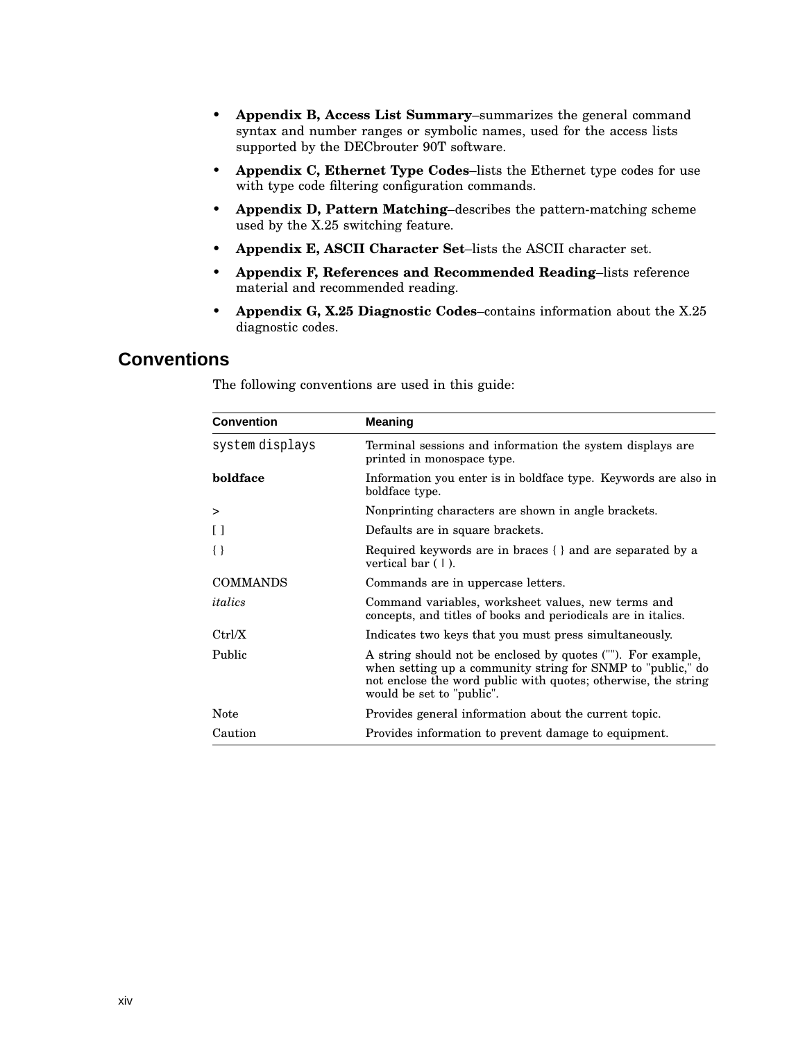- **Appendix B, Access List Summary**–summarizes the general command syntax and number ranges or symbolic names, used for the access lists supported by the DECbrouter 90T software.
- **Appendix C, Ethernet Type Codes**–lists the Ethernet type codes for use with type code filtering configuration commands.
- **Appendix D, Pattern Matching**–describes the pattern-matching scheme used by the X.25 switching feature.
- **Appendix E, ASCII Character Set**–lists the ASCII character set.
- **Appendix F, References and Recommended Reading**–lists reference material and recommended reading.
- **Appendix G, X.25 Diagnostic Codes**–contains information about the X.25 diagnostic codes.

## Conventions

The following conventions are used in this guide:

| Convention | Meaning |
|---|---|
| `system displays` | Terminal sessions and information the system displays are printed in monospace type. |
| **boldface** | Information you enter is in boldface type. Keywords are also in boldface type. |
| > | Nonprinting characters are shown in angle brackets. |
| [ ] | Defaults are in square brackets. |
| { } | Required keywords are in braces { } and are separated by a vertical bar ( \| ). |
| COMMANDS | Commands are in uppercase letters. |
| *italics* | Command variables, worksheet values, new terms and concepts, and titles of books and periodicals are in italics. |
| Ctrl/X | Indicates two keys that you must press simultaneously. |
| Public | A string should not be enclosed by quotes (""). For example, when setting up a community string for SNMP to "public," do not enclose the word public with quotes; otherwise, the string would be set to "public". |
| Note | Provides general information about the current topic. |
| Caution | Provides information to prevent damage to equipment. |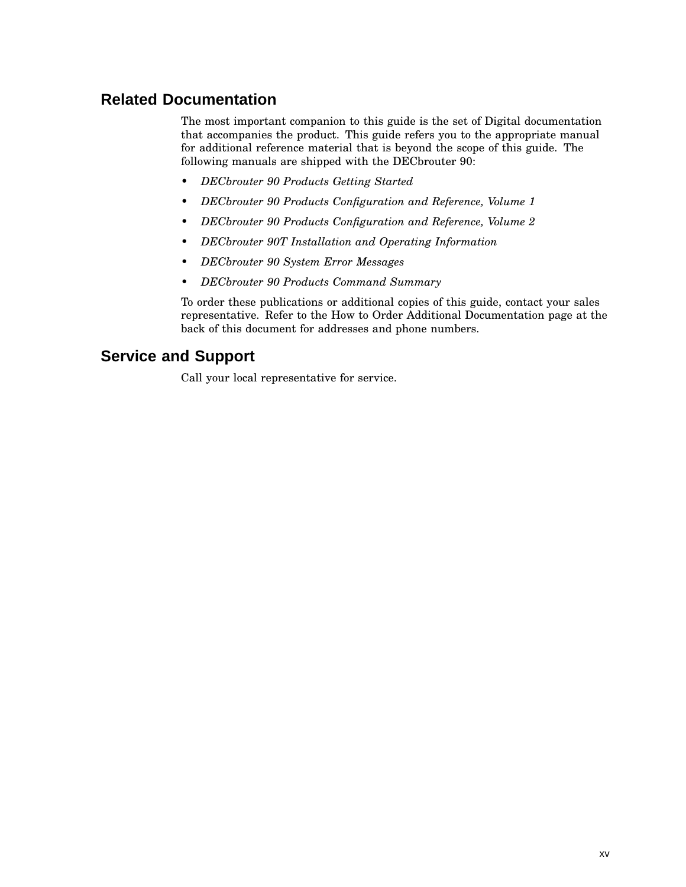## Related Documentation

The most important companion to this guide is the set of Digital documentation that accompanies the product. This guide refers you to the appropriate manual for additional reference material that is beyond the scope of this guide. The following manuals are shipped with the DECbrouter 90:

- *DECbrouter 90 Products Getting Started*
- *DECbrouter 90 Products Configuration and Reference, Volume 1*
- *DECbrouter 90 Products Configuration and Reference, Volume 2*
- *DECbrouter 90T Installation and Operating Information*
- *DECbrouter 90 System Error Messages*
- *DECbrouter 90 Products Command Summary*

To order these publications or additional copies of this guide, contact your sales representative. Refer to the How to Order Additional Documentation page at the back of this document for addresses and phone numbers.

## Service and Support

Call your local representative for service.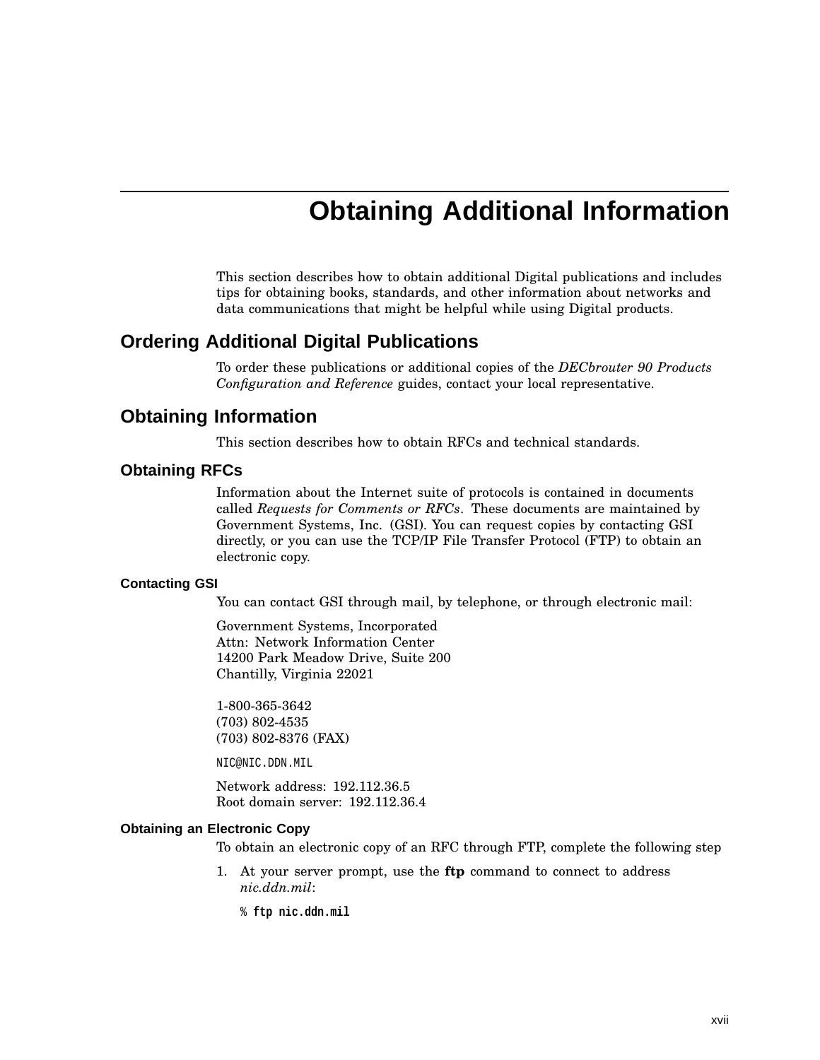# Obtaining Additional Information

This section describes how to obtain additional Digital publications and includes tips for obtaining books, standards, and other information about networks and data communications that might be helpful while using Digital products.

## Ordering Additional Digital Publications

To order these publications or additional copies of the *DECbrouter 90 Products Configuration and Reference* guides, contact your local representative.

## Obtaining Information

This section describes how to obtain RFCs and technical standards.

### Obtaining RFCs

Information about the Internet suite of protocols is contained in documents called *Requests for Comments or RFCs*. These documents are maintained by Government Systems, Inc. (GSI). You can request copies by contacting GSI directly, or you can use the TCP/IP File Transfer Protocol (FTP) to obtain an electronic copy.

#### Contacting GSI

You can contact GSI through mail, by telephone, or through electronic mail:

Government Systems, Incorporated
Attn: Network Information Center
14200 Park Meadow Drive, Suite 200
Chantilly, Virginia 22021

1-800-365-3642
(703) 802-4535
(703) 802-8376 (FAX)

`NIC@NIC.DDN.MIL`

Network address: 192.112.36.5
Root domain server: 192.112.36.4

#### Obtaining an Electronic Copy

To obtain an electronic copy of an RFC through FTP, complete the following step

1. At your server prompt, use the **ftp** command to connect to address *nic.ddn.mil*:

   ```
   % ftp nic.ddn.mil
   ```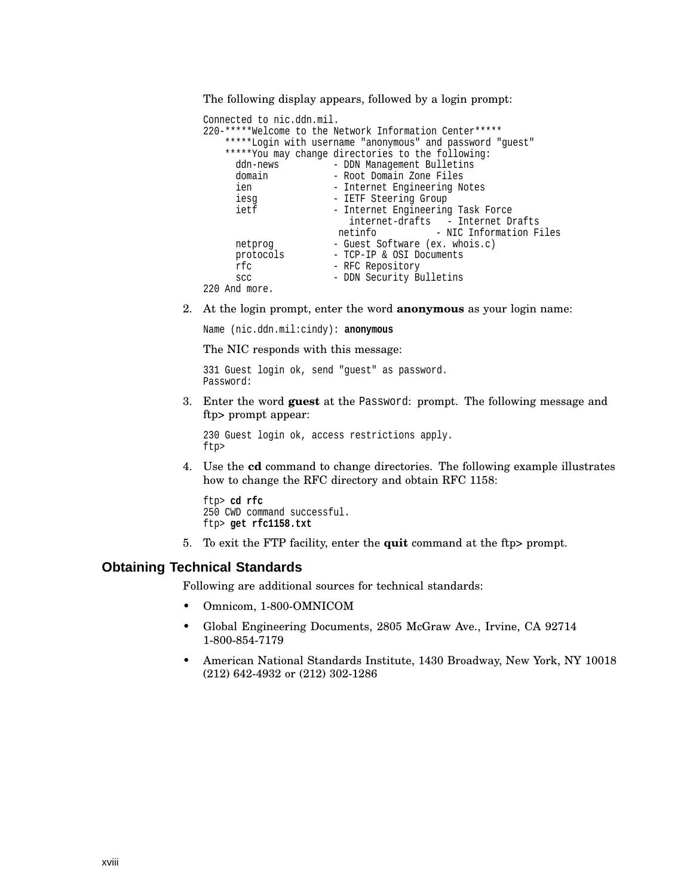The following display appears, followed by a login prompt:

```
Connected to nic.ddn.mil.
220-*****Welcome to the Network Information Center*****
    *****Login with username "anonymous" and password "guest"
    *****You may change directories to the following:
      ddn-news          - DDN Management Bulletins
      domain            - Root Domain Zone Files
      ien               - Internet Engineering Notes
      iesg              - IETF Steering Group
      ietf              - Internet Engineering Task Force
                           internet-drafts   - Internet Drafts
                         netinfo           - NIC Information Files
      netprog           - Guest Software (ex. whois.c)
      protocols         - TCP-IP & OSI Documents
      rfc               - RFC Repository
      scc               - DDN Security Bulletins
220 And more.
```

2. At the login prompt, enter the word **anonymous** as your login name:

   ```
   Name (nic.ddn.mil:cindy): anonymous
   ```

   The NIC responds with this message:

   ```
   331 Guest login ok, send "guest" as password.
   Password:
   ```

3. Enter the word **guest** at the `Password:` prompt. The following message and ftp> prompt appear:

   ```
   230 Guest login ok, access restrictions apply.
   ftp>
   ```

4. Use the **cd** command to change directories. The following example illustrates how to change the RFC directory and obtain RFC 1158:

   ```
   ftp> cd rfc
   250 CWD command successful.
   ftp> get rfc1158.txt
   ```

5. To exit the FTP facility, enter the **quit** command at the ftp> prompt.

## Obtaining Technical Standards

Following are additional sources for technical standards:

- Omnicom, 1-800-OMNICOM
- Global Engineering Documents, 2805 McGraw Ave., Irvine, CA 92714
  1-800-854-7179
- American National Standards Institute, 1430 Broadway, New York, NY 10018
  (212) 642-4932 or (212) 302-1286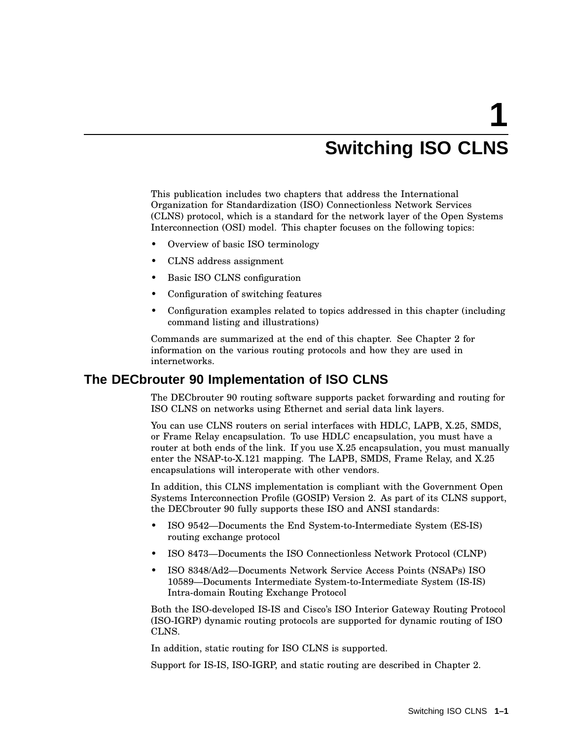# 1 Switching ISO CLNS

This publication includes two chapters that address the International Organization for Standardization (ISO) Connectionless Network Services (CLNS) protocol, which is a standard for the network layer of the Open Systems Interconnection (OSI) model. This chapter focuses on the following topics:

- Overview of basic ISO terminology
- CLNS address assignment
- Basic ISO CLNS configuration
- Configuration of switching features
- Configuration examples related to topics addressed in this chapter (including command listing and illustrations)

Commands are summarized at the end of this chapter. See Chapter 2 for information on the various routing protocols and how they are used in internetworks.

## The DECbrouter 90 Implementation of ISO CLNS

The DECbrouter 90 routing software supports packet forwarding and routing for ISO CLNS on networks using Ethernet and serial data link layers.

You can use CLNS routers on serial interfaces with HDLC, LAPB, X.25, SMDS, or Frame Relay encapsulation. To use HDLC encapsulation, you must have a router at both ends of the link. If you use X.25 encapsulation, you must manually enter the NSAP-to-X.121 mapping. The LAPB, SMDS, Frame Relay, and X.25 encapsulations will interoperate with other vendors.

In addition, this CLNS implementation is compliant with the Government Open Systems Interconnection Profile (GOSIP) Version 2. As part of its CLNS support, the DECbrouter 90 fully supports these ISO and ANSI standards:

- ISO 9542—Documents the End System-to-Intermediate System (ES-IS) routing exchange protocol
- ISO 8473—Documents the ISO Connectionless Network Protocol (CLNP)
- ISO 8348/Ad2—Documents Network Service Access Points (NSAPs) ISO 10589—Documents Intermediate System-to-Intermediate System (IS-IS) Intra-domain Routing Exchange Protocol

Both the ISO-developed IS-IS and Cisco's ISO Interior Gateway Routing Protocol (ISO-IGRP) dynamic routing protocols are supported for dynamic routing of ISO CLNS.

In addition, static routing for ISO CLNS is supported.

Support for IS-IS, ISO-IGRP, and static routing are described in Chapter 2.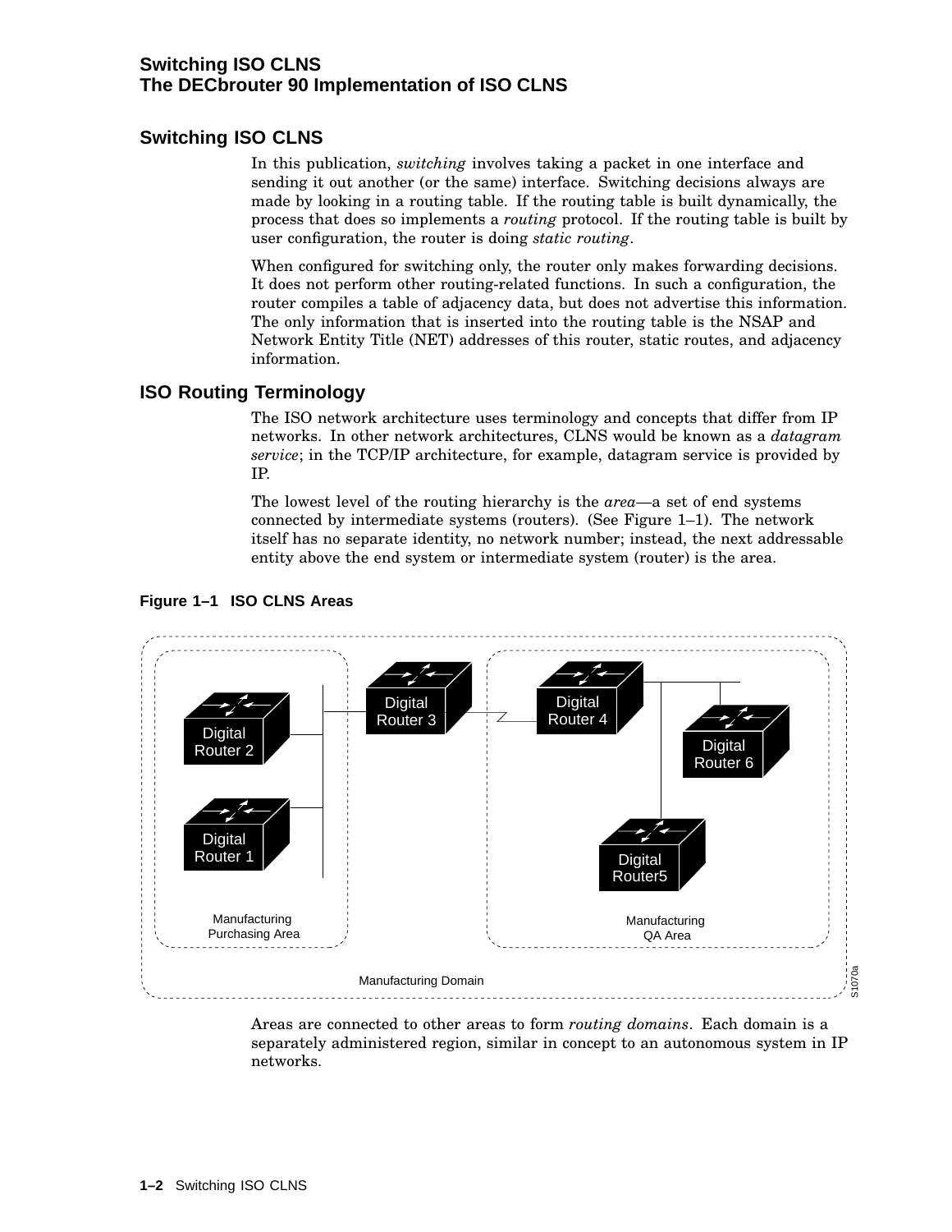## Switching ISO CLNS

In this publication, *switching* involves taking a packet in one interface and sending it out another (or the same) interface. Switching decisions always are made by looking in a routing table. If the routing table is built dynamically, the process that does so implements a *routing* protocol. If the routing table is built by user configuration, the router is doing *static routing*.

When configured for switching only, the router only makes forwarding decisions. It does not perform other routing-related functions. In such a configuration, the router compiles a table of adjacency data, but does not advertise this information. The only information that is inserted into the routing table is the NSAP and Network Entity Title (NET) addresses of this router, static routes, and adjacency information.

## ISO Routing Terminology

The ISO network architecture uses terminology and concepts that differ from IP networks. In other network architectures, CLNS would be known as a *datagram service*; in the TCP/IP architecture, for example, datagram service is provided by IP.

The lowest level of the routing hierarchy is the *area*—a set of end systems connected by intermediate systems (routers). (See Figure 1–1). The network itself has no separate identity, no network number; instead, the next addressable entity above the end system or intermediate system (router) is the area.

**Figure 1–1 ISO CLNS Areas**

Areas are connected to other areas to form *routing domains*. Each domain is a separately administered region, similar in concept to an autonomous system in IP networks.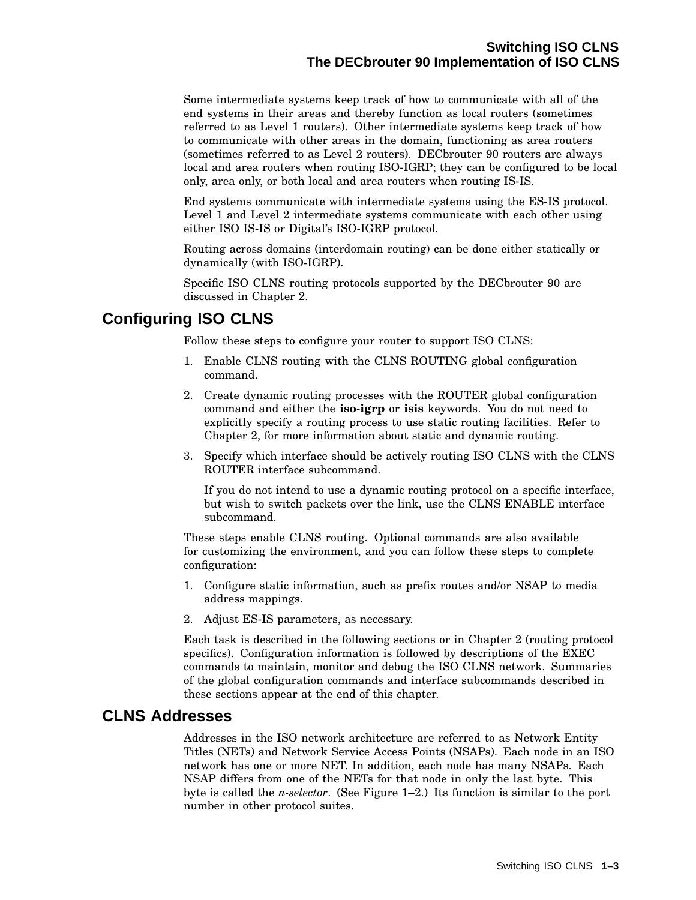Some intermediate systems keep track of how to communicate with all of the end systems in their areas and thereby function as local routers (sometimes referred to as Level 1 routers). Other intermediate systems keep track of how to communicate with other areas in the domain, functioning as area routers (sometimes referred to as Level 2 routers). DECbrouter 90 routers are always local and area routers when routing ISO-IGRP; they can be configured to be local only, area only, or both local and area routers when routing IS-IS.

End systems communicate with intermediate systems using the ES-IS protocol. Level 1 and Level 2 intermediate systems communicate with each other using either ISO IS-IS or Digital's ISO-IGRP protocol.

Routing across domains (interdomain routing) can be done either statically or dynamically (with ISO-IGRP).

Specific ISO CLNS routing protocols supported by the DECbrouter 90 are discussed in Chapter 2.

## Configuring ISO CLNS

Follow these steps to configure your router to support ISO CLNS:

1. Enable CLNS routing with the CLNS ROUTING global configuration command.
2. Create dynamic routing processes with the ROUTER global configuration command and either the **iso-igrp** or **isis** keywords. You do not need to explicitly specify a routing process to use static routing facilities. Refer to Chapter 2, for more information about static and dynamic routing.
3. Specify which interface should be actively routing ISO CLNS with the CLNS ROUTER interface subcommand.

   If you do not intend to use a dynamic routing protocol on a specific interface, but wish to switch packets over the link, use the CLNS ENABLE interface subcommand.

These steps enable CLNS routing. Optional commands are also available for customizing the environment, and you can follow these steps to complete configuration:

1. Configure static information, such as prefix routes and/or NSAP to media address mappings.
2. Adjust ES-IS parameters, as necessary.

Each task is described in the following sections or in Chapter 2 (routing protocol specifics). Configuration information is followed by descriptions of the EXEC commands to maintain, monitor and debug the ISO CLNS network. Summaries of the global configuration commands and interface subcommands described in these sections appear at the end of this chapter.

## CLNS Addresses

Addresses in the ISO network architecture are referred to as Network Entity Titles (NETs) and Network Service Access Points (NSAPs). Each node in an ISO network has one or more NET. In addition, each node has many NSAPs. Each NSAP differs from one of the NETs for that node in only the last byte. This byte is called the *n-selector*. (See Figure 1–2.) Its function is similar to the port number in other protocol suites.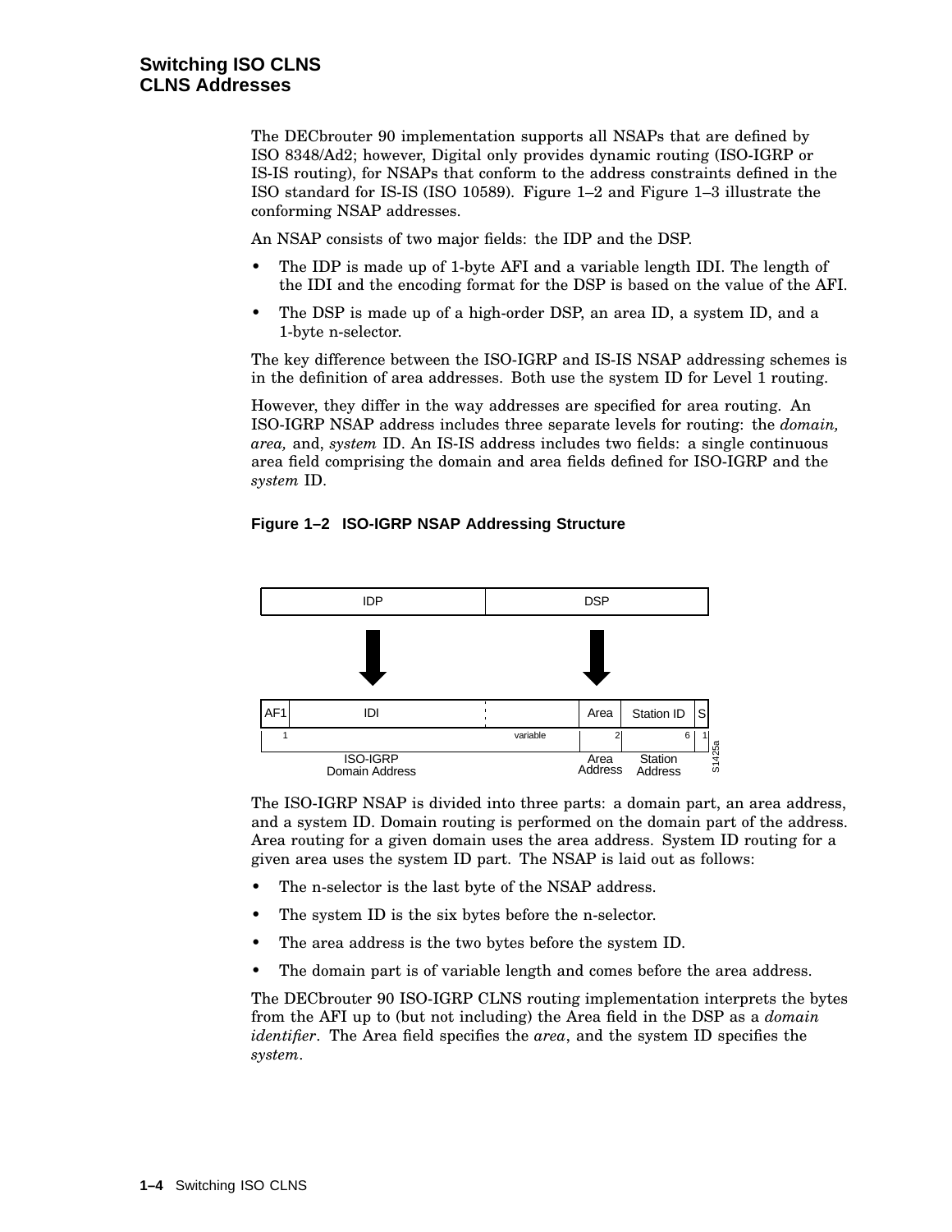The DECbrouter 90 implementation supports all NSAPs that are defined by ISO 8348/Ad2; however, Digital only provides dynamic routing (ISO-IGRP or IS-IS routing), for NSAPs that conform to the address constraints defined in the ISO standard for IS-IS (ISO 10589). Figure 1–2 and Figure 1–3 illustrate the conforming NSAP addresses.

An NSAP consists of two major fields: the IDP and the DSP.

- The IDP is made up of 1-byte AFI and a variable length IDI. The length of the IDI and the encoding format for the DSP is based on the value of the AFI.
- The DSP is made up of a high-order DSP, an area ID, a system ID, and a 1-byte n-selector.

The key difference between the ISO-IGRP and IS-IS NSAP addressing schemes is in the definition of area addresses. Both use the system ID for Level 1 routing.

However, they differ in the way addresses are specified for area routing. An ISO-IGRP NSAP address includes three separate levels for routing: the *domain, area,* and, *system* ID. An IS-IS address includes two fields: a single continuous area field comprising the domain and area fields defined for ISO-IGRP and the *system* ID.

**Figure 1–2 ISO-IGRP NSAP Addressing Structure**

| IDP | | DSP | | |
|---|---|---|---|---|
| AF1 | IDI | Area | Station ID | S |
| 1 | variable | 2 | 6 | 1 |
| ISO-IGRP Domain Address | | Area Address | Station Address | |

S1425a

The ISO-IGRP NSAP is divided into three parts: a domain part, an area address, and a system ID. Domain routing is performed on the domain part of the address. Area routing for a given domain uses the area address. System ID routing for a given area uses the system ID part. The NSAP is laid out as follows:

- The n-selector is the last byte of the NSAP address.
- The system ID is the six bytes before the n-selector.
- The area address is the two bytes before the system ID.
- The domain part is of variable length and comes before the area address.

The DECbrouter 90 ISO-IGRP CLNS routing implementation interprets the bytes from the AFI up to (but not including) the Area field in the DSP as a *domain identifier*. The Area field specifies the *area*, and the system ID specifies the *system*.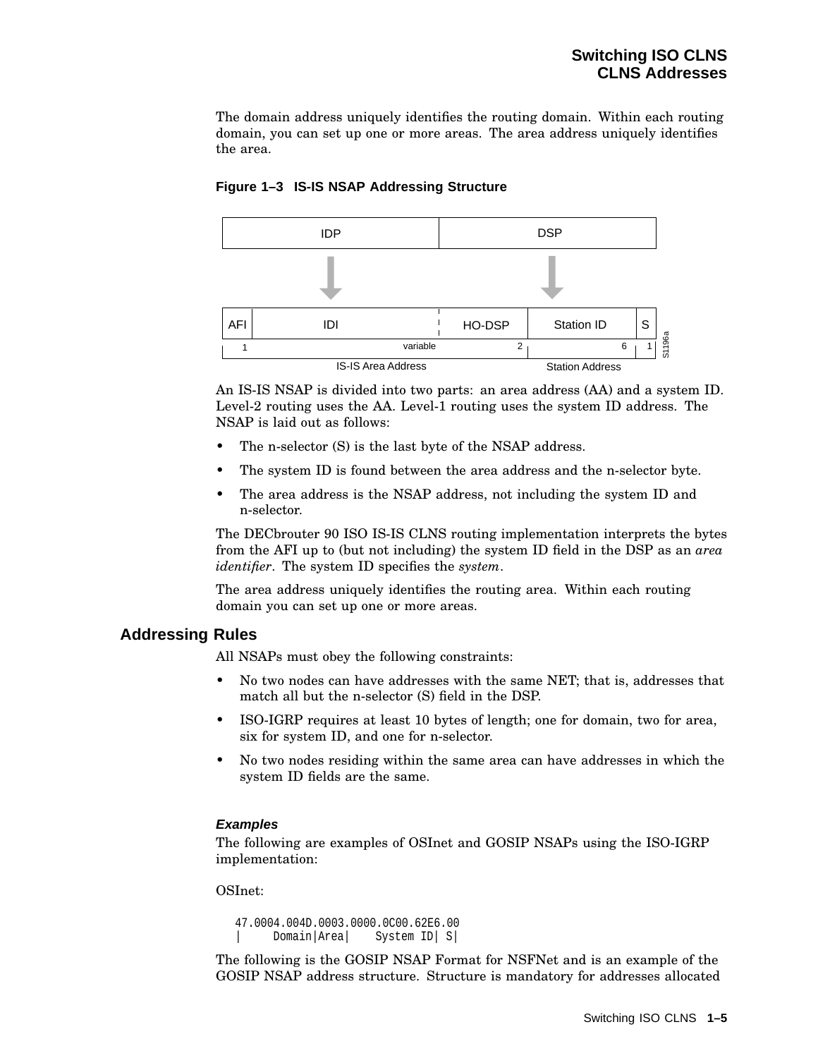The domain address uniquely identifies the routing domain. Within each routing domain, you can set up one or more areas. The area address uniquely identifies the area.

**Figure 1–3 IS-IS NSAP Addressing Structure**

```
IDP                                   DSP

AFI | IDI            | HO-DSP | Station ID | S
1          variable      2           6       1
   IS-IS Area Address          Station Address
```

An IS-IS NSAP is divided into two parts: an area address (AA) and a system ID. Level-2 routing uses the AA. Level-1 routing uses the system ID address. The NSAP is laid out as follows:

- The n-selector (S) is the last byte of the NSAP address.
- The system ID is found between the area address and the n-selector byte.
- The area address is the NSAP address, not including the system ID and n-selector.

The DECbrouter 90 ISO IS-IS CLNS routing implementation interprets the bytes from the AFI up to (but not including) the system ID field in the DSP as an *area identifier*. The system ID specifies the *system*.

The area address uniquely identifies the routing area. Within each routing domain you can set up one or more areas.

## Addressing Rules

All NSAPs must obey the following constraints:

- No two nodes can have addresses with the same NET; that is, addresses that match all but the n-selector (S) field in the DSP.
- ISO-IGRP requires at least 10 bytes of length; one for domain, two for area, six for system ID, and one for n-selector.
- No two nodes residing within the same area can have addresses in which the system ID fields are the same.

#### *Examples*

The following are examples of OSInet and GOSIP NSAPs using the ISO-IGRP implementation:

OSInet:

```
47.0004.004D.0003.0000.0C00.62E6.00
|     Domain|Area|    System ID| S|
```

The following is the GOSIP NSAP Format for NSFNet and is an example of the GOSIP NSAP address structure. Structure is mandatory for addresses allocated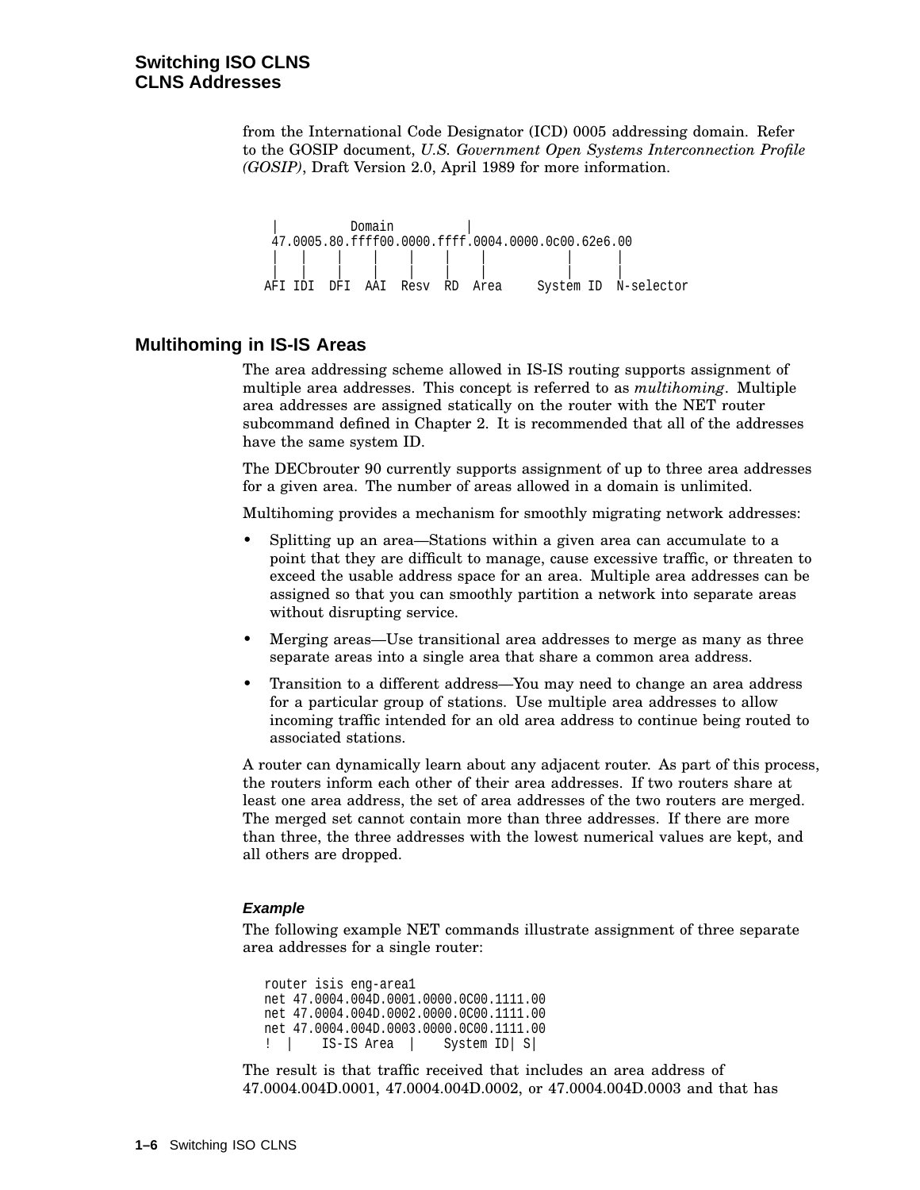from the International Code Designator (ICD) 0005 addressing domain. Refer to the GOSIP document, *U.S. Government Open Systems Interconnection Profile (GOSIP)*, Draft Version 2.0, April 1989 for more information.

```
 |          Domain          |
 47.0005.80.ffff00.0000.ffff.0004.0000.0c00.62e6.00
 |   |    |    |    |    |    |           |      |
 |   |    |    |    |    |    |           |      |
AFI IDI  DFI  AAI  Resv  RD  Area     System ID  N-selector
```

## Multihoming in IS-IS Areas

The area addressing scheme allowed in IS-IS routing supports assignment of multiple area addresses. This concept is referred to as *multihoming*. Multiple area addresses are assigned statically on the router with the NET router subcommand defined in Chapter 2. It is recommended that all of the addresses have the same system ID.

The DECbrouter 90 currently supports assignment of up to three area addresses for a given area. The number of areas allowed in a domain is unlimited.

Multihoming provides a mechanism for smoothly migrating network addresses:

- Splitting up an area—Stations within a given area can accumulate to a point that they are difficult to manage, cause excessive traffic, or threaten to exceed the usable address space for an area. Multiple area addresses can be assigned so that you can smoothly partition a network into separate areas without disrupting service.
- Merging areas—Use transitional area addresses to merge as many as three separate areas into a single area that share a common area address.
- Transition to a different address—You may need to change an area address for a particular group of stations. Use multiple area addresses to allow incoming traffic intended for an old area address to continue being routed to associated stations.

A router can dynamically learn about any adjacent router. As part of this process, the routers inform each other of their area addresses. If two routers share at least one area address, the set of area addresses of the two routers are merged. The merged set cannot contain more than three addresses. If there are more than three, the three addresses with the lowest numerical values are kept, and all others are dropped.

#### *Example*

The following example NET commands illustrate assignment of three separate area addresses for a single router:

```
router isis eng-area1
net 47.0004.004D.0001.0000.0C00.1111.00
net 47.0004.004D.0002.0000.0C00.1111.00
net 47.0004.004D.0003.0000.0C00.1111.00
!  |    IS-IS Area  |    System ID| S|
```

The result is that traffic received that includes an area address of 47.0004.004D.0001, 47.0004.004D.0002, or 47.0004.004D.0003 and that has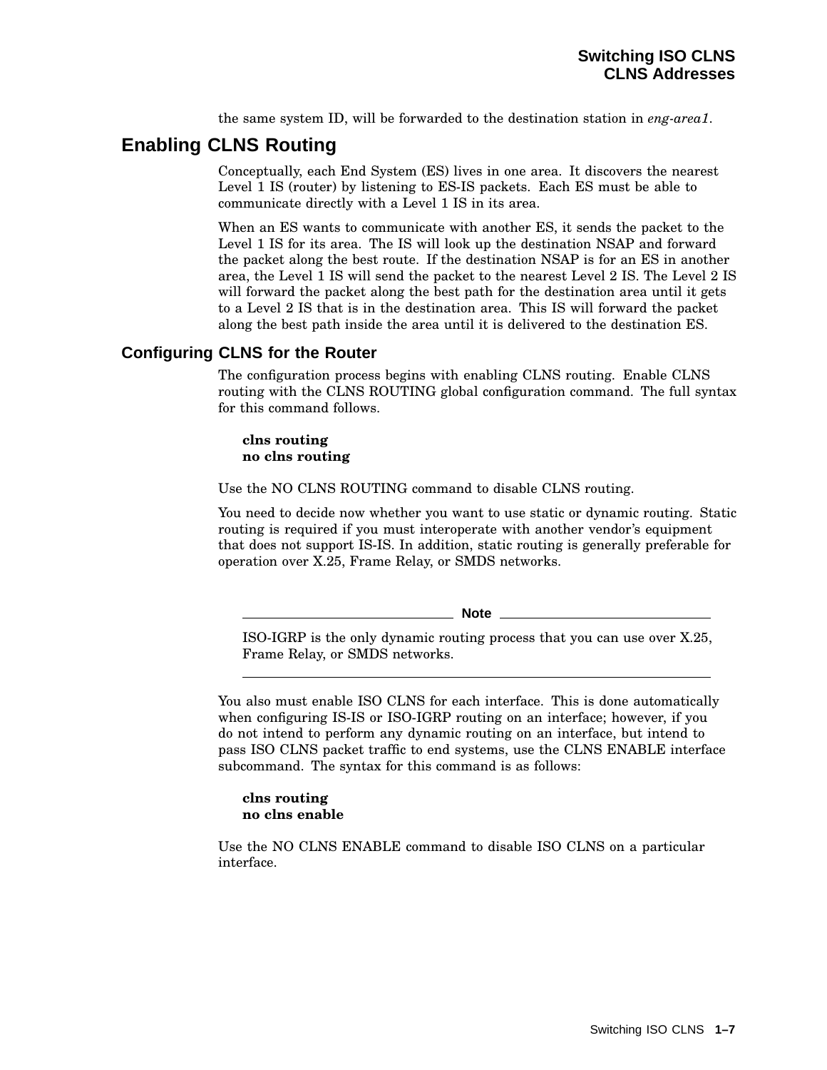the same system ID, will be forwarded to the destination station in *eng-area1*.

## Enabling CLNS Routing

Conceptually, each End System (ES) lives in one area. It discovers the nearest Level 1 IS (router) by listening to ES-IS packets. Each ES must be able to communicate directly with a Level 1 IS in its area.

When an ES wants to communicate with another ES, it sends the packet to the Level 1 IS for its area. The IS will look up the destination NSAP and forward the packet along the best route. If the destination NSAP is for an ES in another area, the Level 1 IS will send the packet to the nearest Level 2 IS. The Level 2 IS will forward the packet along the best path for the destination area until it gets to a Level 2 IS that is in the destination area. This IS will forward the packet along the best path inside the area until it is delivered to the destination ES.

### Configuring CLNS for the Router

The configuration process begins with enabling CLNS routing. Enable CLNS routing with the CLNS ROUTING global configuration command. The full syntax for this command follows.

**clns routing**
**no clns routing**

Use the NO CLNS ROUTING command to disable CLNS routing.

You need to decide now whether you want to use static or dynamic routing. Static routing is required if you must interoperate with another vendor's equipment that does not support IS-IS. In addition, static routing is generally preferable for operation over X.25, Frame Relay, or SMDS networks.

**Note**

ISO-IGRP is the only dynamic routing process that you can use over X.25, Frame Relay, or SMDS networks.

You also must enable ISO CLNS for each interface. This is done automatically when configuring IS-IS or ISO-IGRP routing on an interface; however, if you do not intend to perform any dynamic routing on an interface, but intend to pass ISO CLNS packet traffic to end systems, use the CLNS ENABLE interface subcommand. The syntax for this command is as follows:

**clns routing**
**no clns enable**

Use the NO CLNS ENABLE command to disable ISO CLNS on a particular interface.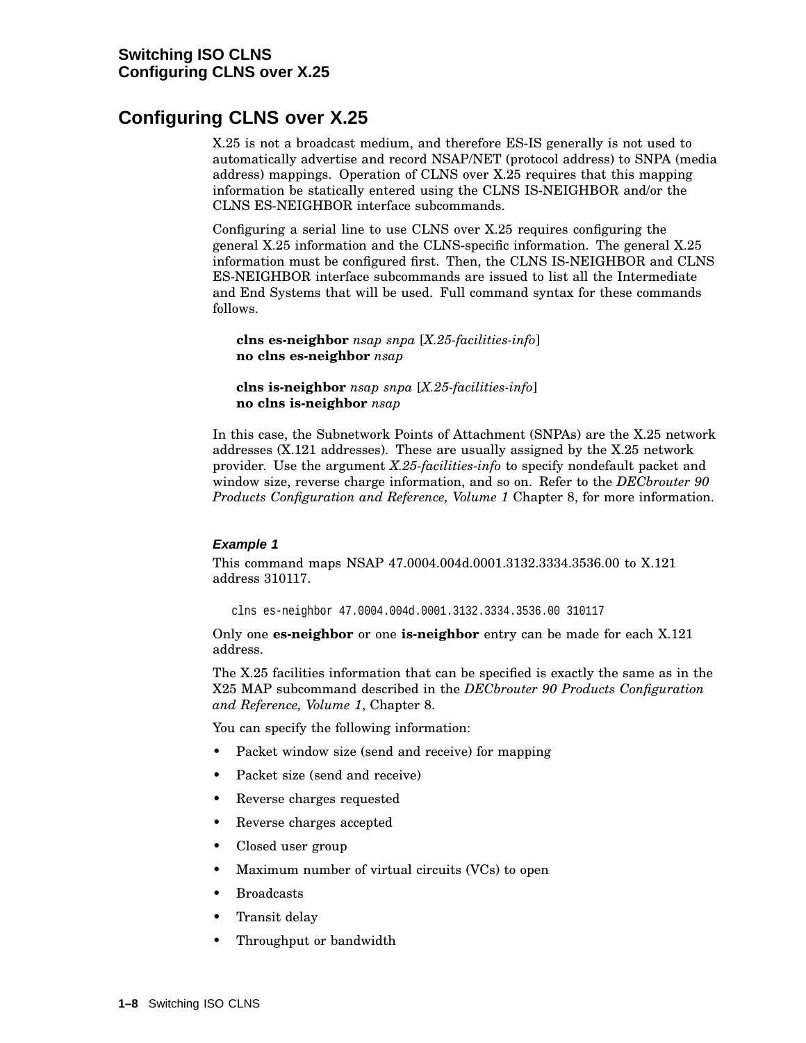## Configuring CLNS over X.25

X.25 is not a broadcast medium, and therefore ES-IS generally is not used to automatically advertise and record NSAP/NET (protocol address) to SNPA (media address) mappings. Operation of CLNS over X.25 requires that this mapping information be statically entered using the CLNS IS-NEIGHBOR and/or the CLNS ES-NEIGHBOR interface subcommands.

Configuring a serial line to use CLNS over X.25 requires configuring the general X.25 information and the CLNS-specific information. The general X.25 information must be configured first. Then, the CLNS IS-NEIGHBOR and CLNS ES-NEIGHBOR interface subcommands are issued to list all the Intermediate and End Systems that will be used. Full command syntax for these commands follows.

**clns es-neighbor** *nsap snpa* [*X.25-facilities-info*]
**no clns es-neighbor** *nsap*

**clns is-neighbor** *nsap snpa* [*X.25-facilities-info*]
**no clns is-neighbor** *nsap*

In this case, the Subnetwork Points of Attachment (SNPAs) are the X.25 network addresses (X.121 addresses). These are usually assigned by the X.25 network provider. Use the argument *X.25-facilities-info* to specify nondefault packet and window size, reverse charge information, and so on. Refer to the *DECbrouter 90 Products Configuration and Reference, Volume 1* Chapter 8, for more information.

#### *Example 1*

This command maps NSAP 47.0004.004d.0001.3132.3334.3536.00 to X.121 address 310117.

```
clns es-neighbor 47.0004.004d.0001.3132.3334.3536.00 310117
```

Only one **es-neighbor** or one **is-neighbor** entry can be made for each X.121 address.

The X.25 facilities information that can be specified is exactly the same as in the X25 MAP subcommand described in the *DECbrouter 90 Products Configuration and Reference, Volume 1*, Chapter 8.

You can specify the following information:

- Packet window size (send and receive) for mapping
- Packet size (send and receive)
- Reverse charges requested
- Reverse charges accepted
- Closed user group
- Maximum number of virtual circuits (VCs) to open
- Broadcasts
- Transit delay
- Throughput or bandwidth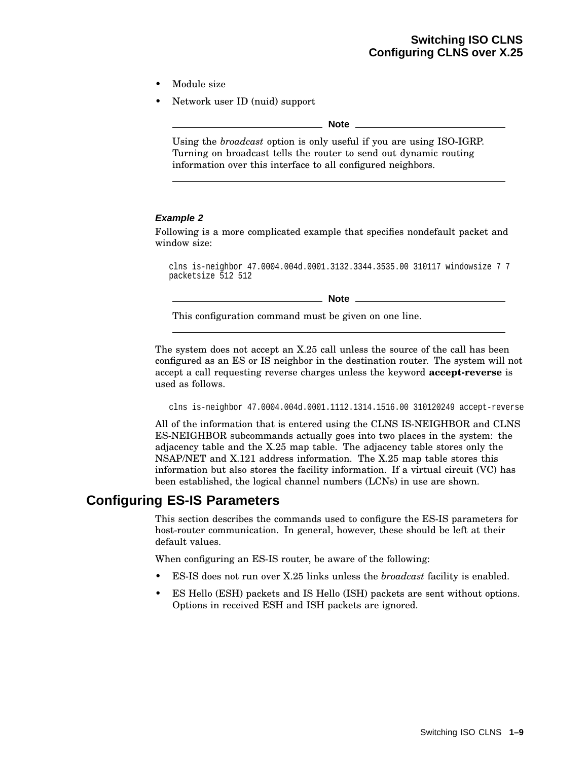- Module size
- Network user ID (nuid) support

---

**Note**

Using the *broadcast* option is only useful if you are using ISO-IGRP. Turning on broadcast tells the router to send out dynamic routing information over this interface to all configured neighbors.

---

***Example 2***

Following is a more complicated example that specifies nondefault packet and window size:

```
clns is-neighbor 47.0004.004d.0001.3132.3344.3535.00 310117 windowsize 7 7
packetsize 512 512
```

---

**Note**

This configuration command must be given on one line.

---

The system does not accept an X.25 call unless the source of the call has been configured as an ES or IS neighbor in the destination router. The system will not accept a call requesting reverse charges unless the keyword **accept-reverse** is used as follows.

```
clns is-neighbor 47.0004.004d.0001.1112.1314.1516.00 310120249 accept-reverse
```

All of the information that is entered using the CLNS IS-NEIGHBOR and CLNS ES-NEIGHBOR subcommands actually goes into two places in the system: the adjacency table and the X.25 map table. The adjacency table stores only the NSAP/NET and X.121 address information. The X.25 map table stores this information but also stores the facility information. If a virtual circuit (VC) has been established, the logical channel numbers (LCNs) in use are shown.

## Configuring ES-IS Parameters

This section describes the commands used to configure the ES-IS parameters for host-router communication. In general, however, these should be left at their default values.

When configuring an ES-IS router, be aware of the following:

- ES-IS does not run over X.25 links unless the *broadcast* facility is enabled.
- ES Hello (ESH) packets and IS Hello (ISH) packets are sent without options. Options in received ESH and ISH packets are ignored.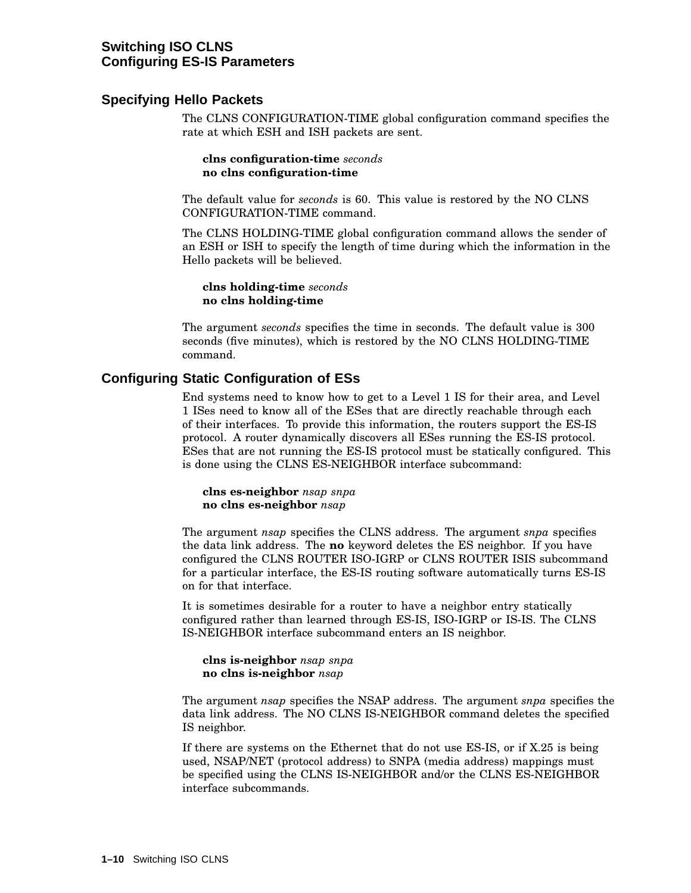## Specifying Hello Packets

The CLNS CONFIGURATION-TIME global configuration command specifies the rate at which ESH and ISH packets are sent.

> **clns configuration-time** *seconds*
> **no clns configuration-time**

The default value for *seconds* is 60. This value is restored by the NO CLNS CONFIGURATION-TIME command.

The CLNS HOLDING-TIME global configuration command allows the sender of an ESH or ISH to specify the length of time during which the information in the Hello packets will be believed.

> **clns holding-time** *seconds*
> **no clns holding-time**

The argument *seconds* specifies the time in seconds. The default value is 300 seconds (five minutes), which is restored by the NO CLNS HOLDING-TIME command.

## Configuring Static Configuration of ESs

End systems need to know how to get to a Level 1 IS for their area, and Level 1 ISes need to know all of the ESes that are directly reachable through each of their interfaces. To provide this information, the routers support the ES-IS protocol. A router dynamically discovers all ESes running the ES-IS protocol. ESes that are not running the ES-IS protocol must be statically configured. This is done using the CLNS ES-NEIGHBOR interface subcommand:

> **clns es-neighbor** *nsap snpa*
> **no clns es-neighbor** *nsap*

The argument *nsap* specifies the CLNS address. The argument *snpa* specifies the data link address. The **no** keyword deletes the ES neighbor. If you have configured the CLNS ROUTER ISO-IGRP or CLNS ROUTER ISIS subcommand for a particular interface, the ES-IS routing software automatically turns ES-IS on for that interface.

It is sometimes desirable for a router to have a neighbor entry statically configured rather than learned through ES-IS, ISO-IGRP or IS-IS. The CLNS IS-NEIGHBOR interface subcommand enters an IS neighbor.

> **clns is-neighbor** *nsap snpa*
> **no clns is-neighbor** *nsap*

The argument *nsap* specifies the NSAP address. The argument *snpa* specifies the data link address. The NO CLNS IS-NEIGHBOR command deletes the specified IS neighbor.

If there are systems on the Ethernet that do not use ES-IS, or if X.25 is being used, NSAP/NET (protocol address) to SNPA (media address) mappings must be specified using the CLNS IS-NEIGHBOR and/or the CLNS ES-NEIGHBOR interface subcommands.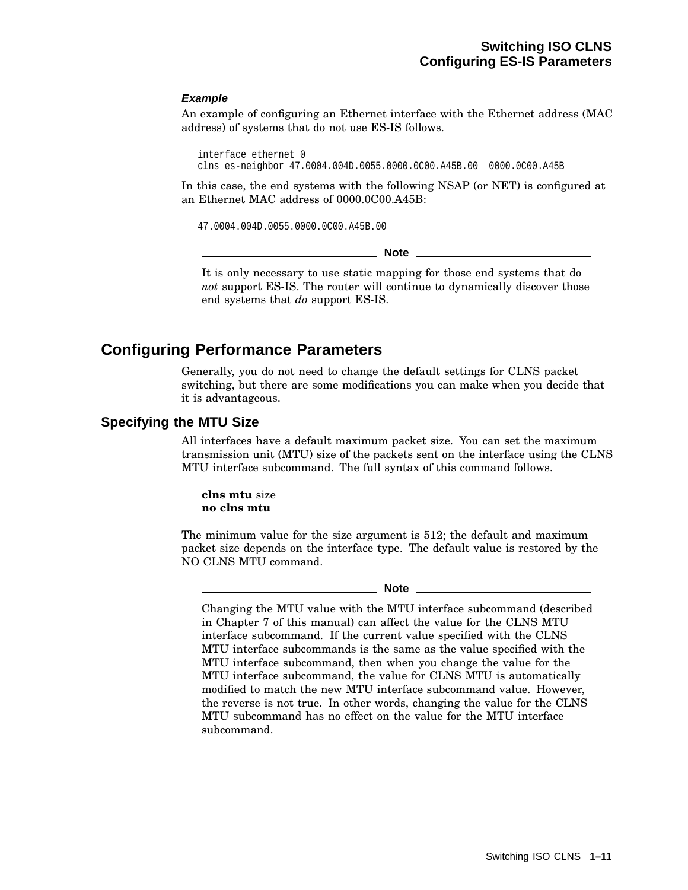#### *Example*

An example of configuring an Ethernet interface with the Ethernet address (MAC address) of systems that do not use ES-IS follows.

```
interface ethernet 0
clns es-neighbor 47.0004.004D.0055.0000.0C00.A45B.00  0000.0C00.A45B
```

In this case, the end systems with the following NSAP (or NET) is configured at an Ethernet MAC address of 0000.0C00.A45B:

```
47.0004.004D.0055.0000.0C00.A45B.00
```

---

**Note**

It is only necessary to use static mapping for those end systems that do *not* support ES-IS. The router will continue to dynamically discover those end systems that *do* support ES-IS.

---

## Configuring Performance Parameters

Generally, you do not need to change the default settings for CLNS packet switching, but there are some modifications you can make when you decide that it is advantageous.

### Specifying the MTU Size

All interfaces have a default maximum packet size. You can set the maximum transmission unit (MTU) size of the packets sent on the interface using the CLNS MTU interface subcommand. The full syntax of this command follows.

**clns mtu** size
**no clns mtu**

The minimum value for the size argument is 512; the default and maximum packet size depends on the interface type. The default value is restored by the NO CLNS MTU command.

---

**Note**

Changing the MTU value with the MTU interface subcommand (described in Chapter 7 of this manual) can affect the value for the CLNS MTU interface subcommand. If the current value specified with the CLNS MTU interface subcommands is the same as the value specified with the MTU interface subcommand, then when you change the value for the MTU interface subcommand, the value for CLNS MTU is automatically modified to match the new MTU interface subcommand value. However, the reverse is not true. In other words, changing the value for the CLNS MTU subcommand has no effect on the value for the MTU interface subcommand.

---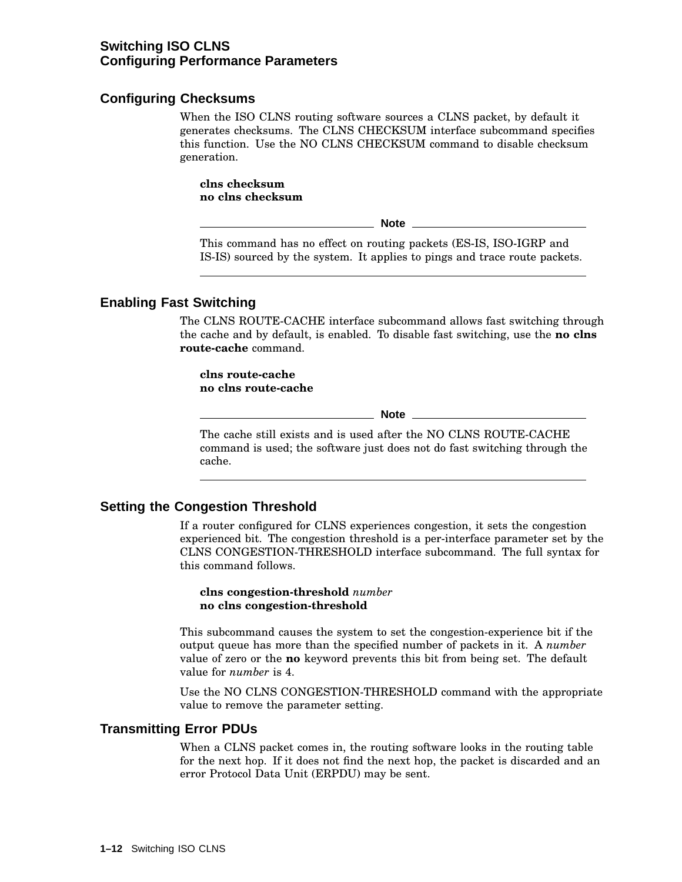## Configuring Checksums

When the ISO CLNS routing software sources a CLNS packet, by default it generates checksums. The CLNS CHECKSUM interface subcommand specifies this function. Use the NO CLNS CHECKSUM command to disable checksum generation.

**clns checksum**
**no clns checksum**

---

**Note**

This command has no effect on routing packets (ES-IS, ISO-IGRP and IS-IS) sourced by the system. It applies to pings and trace route packets.

---

## Enabling Fast Switching

The CLNS ROUTE-CACHE interface subcommand allows fast switching through the cache and by default, is enabled. To disable fast switching, use the **no clns route-cache** command.

**clns route-cache**
**no clns route-cache**

---

**Note**

The cache still exists and is used after the NO CLNS ROUTE-CACHE command is used; the software just does not do fast switching through the cache.

---

## Setting the Congestion Threshold

If a router configured for CLNS experiences congestion, it sets the congestion experienced bit. The congestion threshold is a per-interface parameter set by the CLNS CONGESTION-THRESHOLD interface subcommand. The full syntax for this command follows.

**clns congestion-threshold** *number*
**no clns congestion-threshold**

This subcommand causes the system to set the congestion-experience bit if the output queue has more than the specified number of packets in it. A *number* value of zero or the **no** keyword prevents this bit from being set. The default value for *number* is 4.

Use the NO CLNS CONGESTION-THRESHOLD command with the appropriate value to remove the parameter setting.

## Transmitting Error PDUs

When a CLNS packet comes in, the routing software looks in the routing table for the next hop. If it does not find the next hop, the packet is discarded and an error Protocol Data Unit (ERPDU) may be sent.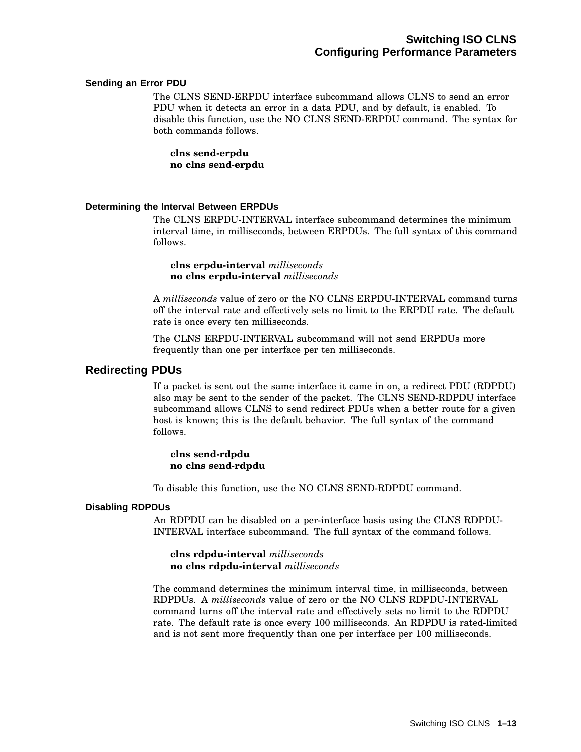### Sending an Error PDU

The CLNS SEND-ERPDU interface subcommand allows CLNS to send an error PDU when it detects an error in a data PDU, and by default, is enabled. To disable this function, use the NO CLNS SEND-ERPDU command. The syntax for both commands follows.

**clns send-erpdu**
**no clns send-erpdu**

### Determining the Interval Between ERPDUs

The CLNS ERPDU-INTERVAL interface subcommand determines the minimum interval time, in milliseconds, between ERPDUs. The full syntax of this command follows.

**clns erpdu-interval** *milliseconds*
**no clns erpdu-interval** *milliseconds*

A *milliseconds* value of zero or the NO CLNS ERPDU-INTERVAL command turns off the interval rate and effectively sets no limit to the ERPDU rate. The default rate is once every ten milliseconds.

The CLNS ERPDU-INTERVAL subcommand will not send ERPDUs more frequently than one per interface per ten milliseconds.

## Redirecting PDUs

If a packet is sent out the same interface it came in on, a redirect PDU (RDPDU) also may be sent to the sender of the packet. The CLNS SEND-RDPDU interface subcommand allows CLNS to send redirect PDUs when a better route for a given host is known; this is the default behavior. The full syntax of the command follows.

**clns send-rdpdu**
**no clns send-rdpdu**

To disable this function, use the NO CLNS SEND-RDPDU command.

### Disabling RDPDUs

An RDPDU can be disabled on a per-interface basis using the CLNS RDPDU-INTERVAL interface subcommand. The full syntax of the command follows.

**clns rdpdu-interval** *milliseconds*
**no clns rdpdu-interval** *milliseconds*

The command determines the minimum interval time, in milliseconds, between RDPDUs. A *milliseconds* value of zero or the NO CLNS RDPDU-INTERVAL command turns off the interval rate and effectively sets no limit to the RDPDU rate. The default rate is once every 100 milliseconds. An RDPDU is rated-limited and is not sent more frequently than one per interface per 100 milliseconds.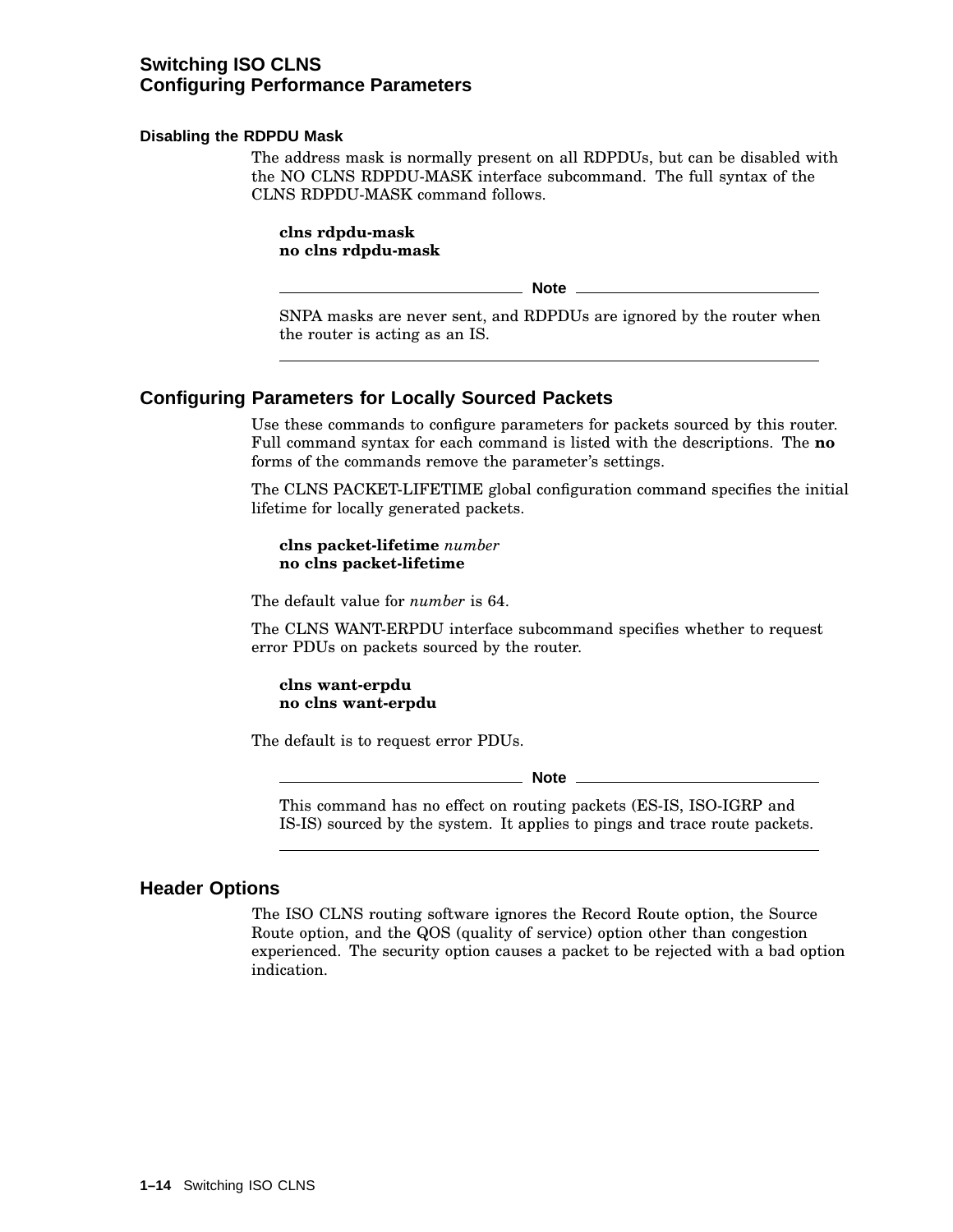### Disabling the RDPDU Mask

The address mask is normally present on all RDPDUs, but can be disabled with the NO CLNS RDPDU-MASK interface subcommand. The full syntax of the CLNS RDPDU-MASK command follows.

**clns rdpdu-mask**
**no clns rdpdu-mask**

> **Note**
>
> SNPA masks are never sent, and RDPDUs are ignored by the router when the router is acting as an IS.

## Configuring Parameters for Locally Sourced Packets

Use these commands to configure parameters for packets sourced by this router. Full command syntax for each command is listed with the descriptions. The **no** forms of the commands remove the parameter's settings.

The CLNS PACKET-LIFETIME global configuration command specifies the initial lifetime for locally generated packets.

**clns packet-lifetime** *number*
**no clns packet-lifetime**

The default value for *number* is 64.

The CLNS WANT-ERPDU interface subcommand specifies whether to request error PDUs on packets sourced by the router.

**clns want-erpdu**
**no clns want-erpdu**

The default is to request error PDUs.

> **Note**
>
> This command has no effect on routing packets (ES-IS, ISO-IGRP and IS-IS) sourced by the system. It applies to pings and trace route packets.

## Header Options

The ISO CLNS routing software ignores the Record Route option, the Source Route option, and the QOS (quality of service) option other than congestion experienced. The security option causes a packet to be rejected with a bad option indication.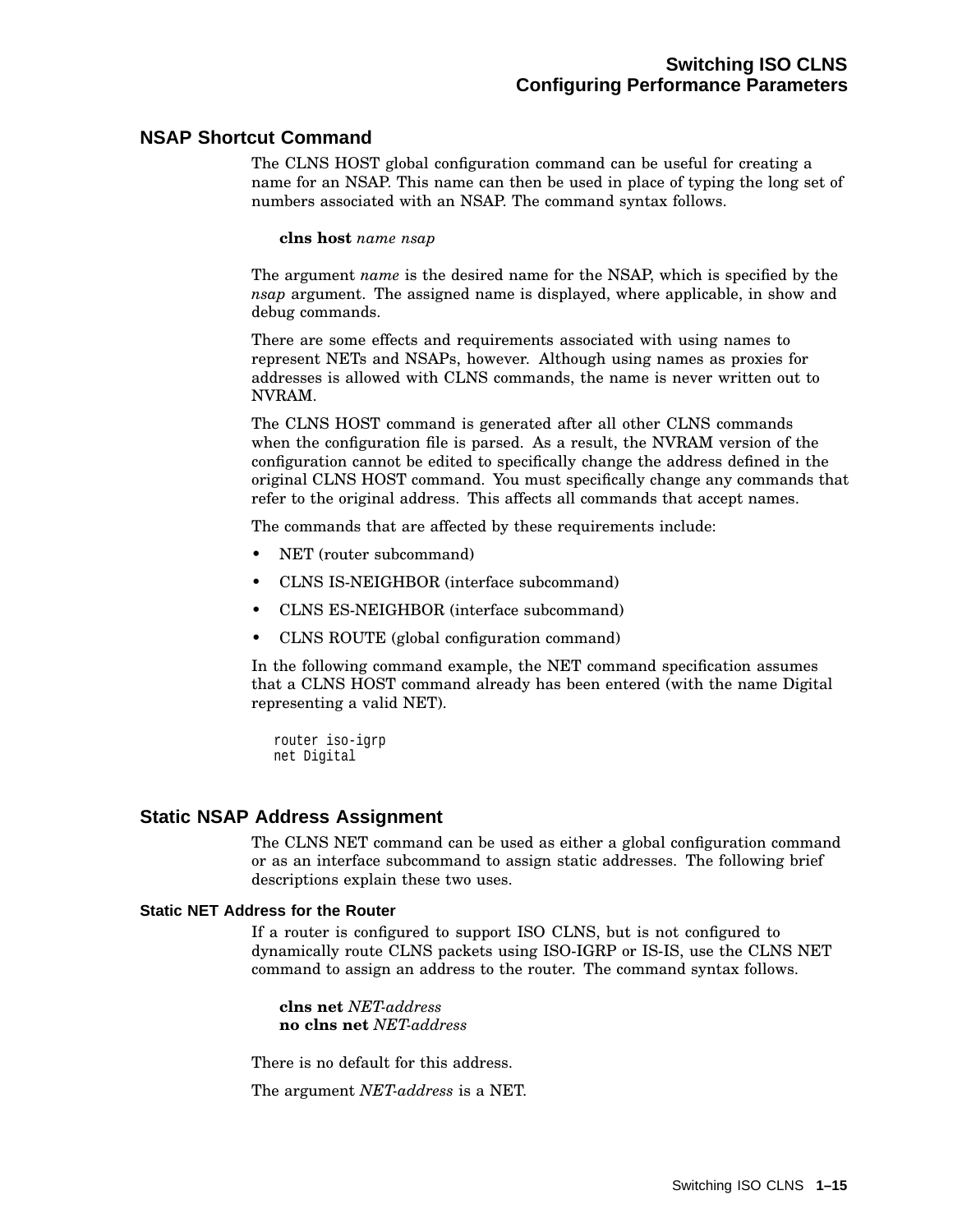## NSAP Shortcut Command

The CLNS HOST global configuration command can be useful for creating a name for an NSAP. This name can then be used in place of typing the long set of numbers associated with an NSAP. The command syntax follows.

**clns host** *name nsap*

The argument *name* is the desired name for the NSAP, which is specified by the *nsap* argument. The assigned name is displayed, where applicable, in show and debug commands.

There are some effects and requirements associated with using names to represent NETs and NSAPs, however. Although using names as proxies for addresses is allowed with CLNS commands, the name is never written out to NVRAM.

The CLNS HOST command is generated after all other CLNS commands when the configuration file is parsed. As a result, the NVRAM version of the configuration cannot be edited to specifically change the address defined in the original CLNS HOST command. You must specifically change any commands that refer to the original address. This affects all commands that accept names.

The commands that are affected by these requirements include:

- NET (router subcommand)
- CLNS IS-NEIGHBOR (interface subcommand)
- CLNS ES-NEIGHBOR (interface subcommand)
- CLNS ROUTE (global configuration command)

In the following command example, the NET command specification assumes that a CLNS HOST command already has been entered (with the name Digital representing a valid NET).

```
router iso-igrp
net Digital
```

## Static NSAP Address Assignment

The CLNS NET command can be used as either a global configuration command or as an interface subcommand to assign static addresses. The following brief descriptions explain these two uses.

### Static NET Address for the Router

If a router is configured to support ISO CLNS, but is not configured to dynamically route CLNS packets using ISO-IGRP or IS-IS, use the CLNS NET command to assign an address to the router. The command syntax follows.

**clns net** *NET-address*
**no clns net** *NET-address*

There is no default for this address.

The argument *NET-address* is a NET.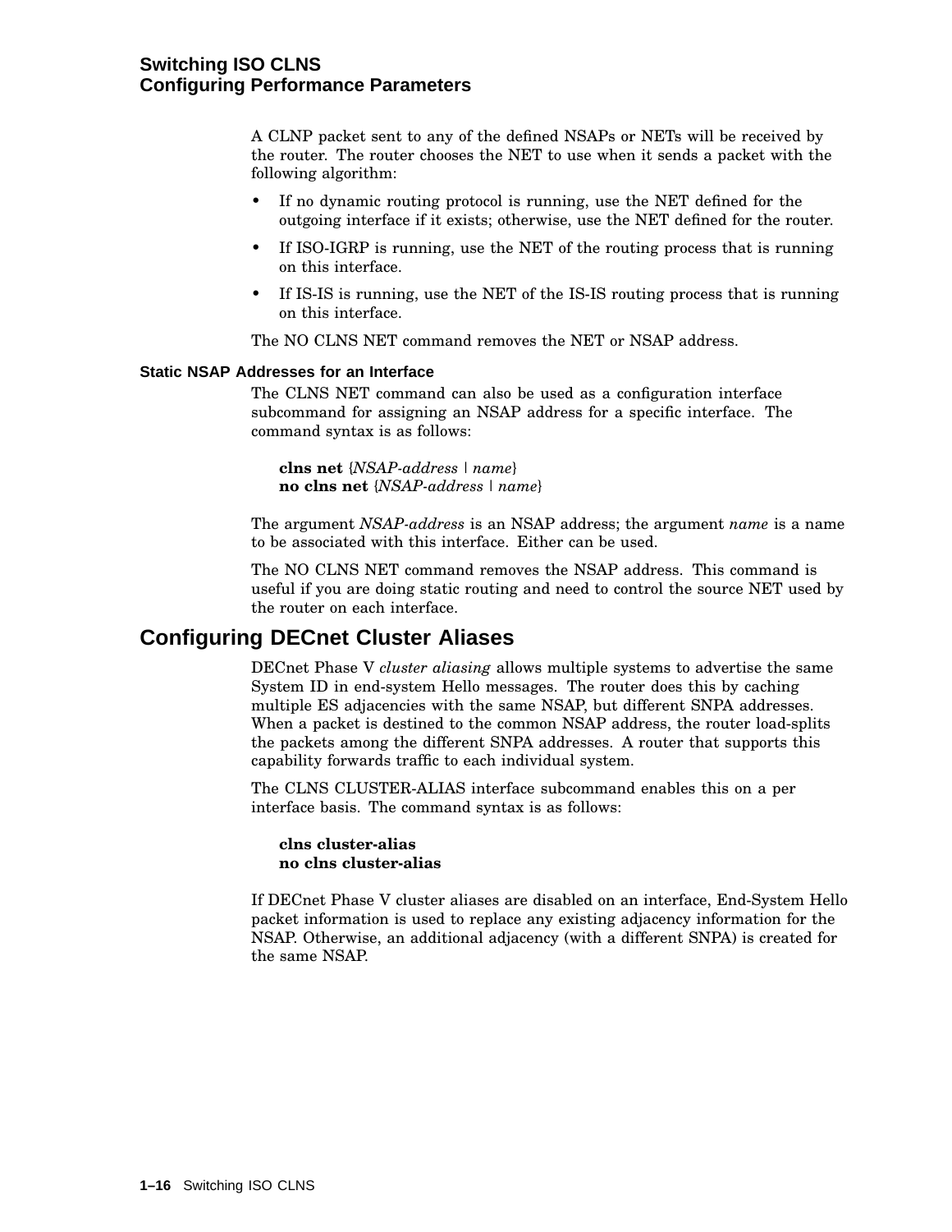A CLNP packet sent to any of the defined NSAPs or NETs will be received by the router. The router chooses the NET to use when it sends a packet with the following algorithm:

- If no dynamic routing protocol is running, use the NET defined for the outgoing interface if it exists; otherwise, use the NET defined for the router.
- If ISO-IGRP is running, use the NET of the routing process that is running on this interface.
- If IS-IS is running, use the NET of the IS-IS routing process that is running on this interface.

The NO CLNS NET command removes the NET or NSAP address.

### Static NSAP Addresses for an Interface

The CLNS NET command can also be used as a configuration interface subcommand for assigning an NSAP address for a specific interface. The command syntax is as follows:

**clns net** {*NSAP-address* | *name*}
**no clns net** {*NSAP-address* | *name*}

The argument *NSAP-address* is an NSAP address; the argument *name* is a name to be associated with this interface. Either can be used.

The NO CLNS NET command removes the NSAP address. This command is useful if you are doing static routing and need to control the source NET used by the router on each interface.

## Configuring DECnet Cluster Aliases

DECnet Phase V *cluster aliasing* allows multiple systems to advertise the same System ID in end-system Hello messages. The router does this by caching multiple ES adjacencies with the same NSAP, but different SNPA addresses. When a packet is destined to the common NSAP address, the router load-splits the packets among the different SNPA addresses. A router that supports this capability forwards traffic to each individual system.

The CLNS CLUSTER-ALIAS interface subcommand enables this on a per interface basis. The command syntax is as follows:

**clns cluster-alias**
**no clns cluster-alias**

If DECnet Phase V cluster aliases are disabled on an interface, End-System Hello packet information is used to replace any existing adjacency information for the NSAP. Otherwise, an additional adjacency (with a different SNPA) is created for the same NSAP.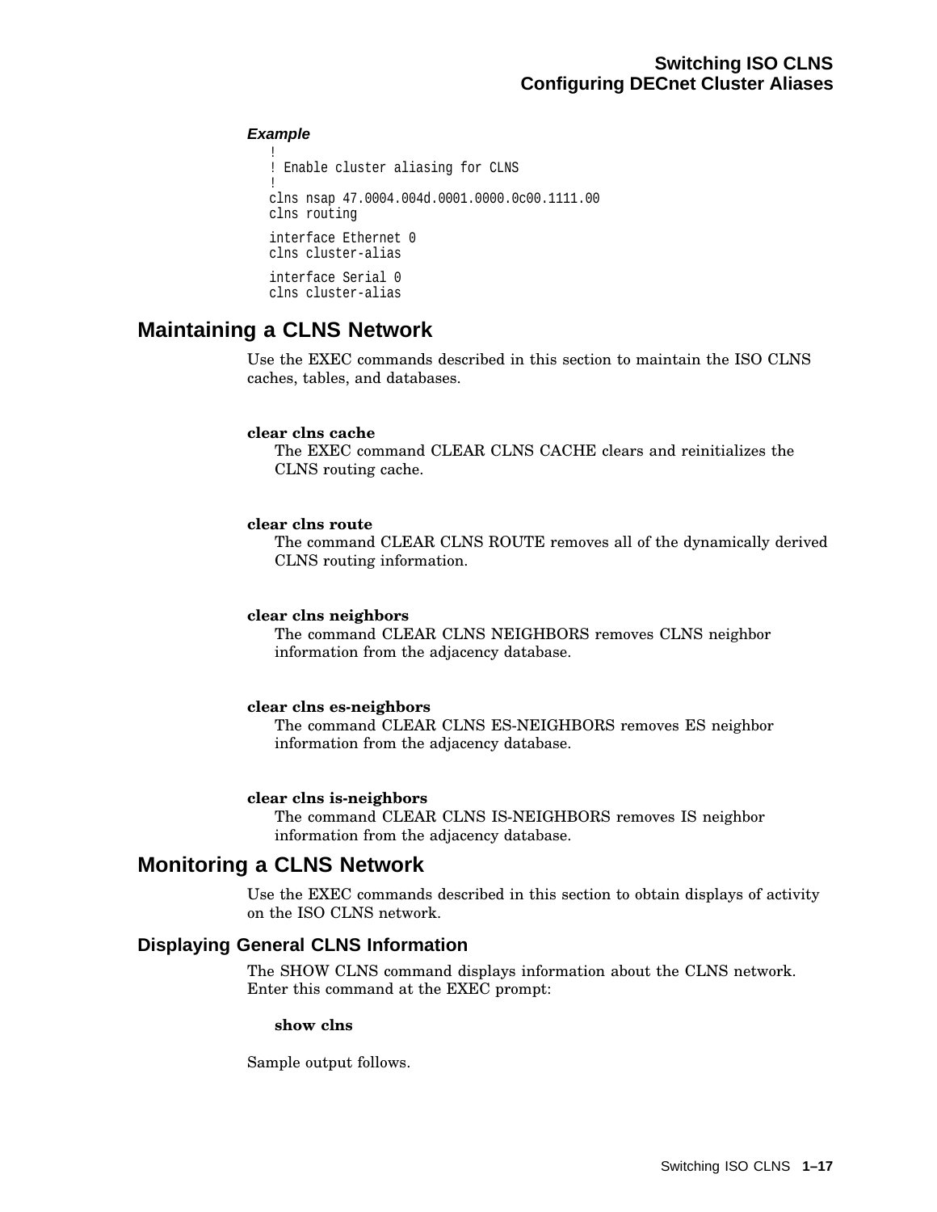***Example***

```
!
! Enable cluster aliasing for CLNS
!
clns nsap 47.0004.004d.0001.0000.0c00.1111.00
clns routing

interface Ethernet 0
clns cluster-alias

interface Serial 0
clns cluster-alias
```

## Maintaining a CLNS Network

Use the EXEC commands described in this section to maintain the ISO CLNS caches, tables, and databases.

**clear clns cache**
The EXEC command CLEAR CLNS CACHE clears and reinitializes the CLNS routing cache.

**clear clns route**
The command CLEAR CLNS ROUTE removes all of the dynamically derived CLNS routing information.

**clear clns neighbors**
The command CLEAR CLNS NEIGHBORS removes CLNS neighbor information from the adjacency database.

**clear clns es-neighbors**
The command CLEAR CLNS ES-NEIGHBORS removes ES neighbor information from the adjacency database.

**clear clns is-neighbors**
The command CLEAR CLNS IS-NEIGHBORS removes IS neighbor information from the adjacency database.

## Monitoring a CLNS Network

Use the EXEC commands described in this section to obtain displays of activity on the ISO CLNS network.

### Displaying General CLNS Information

The SHOW CLNS command displays information about the CLNS network. Enter this command at the EXEC prompt:

**show clns**

Sample output follows.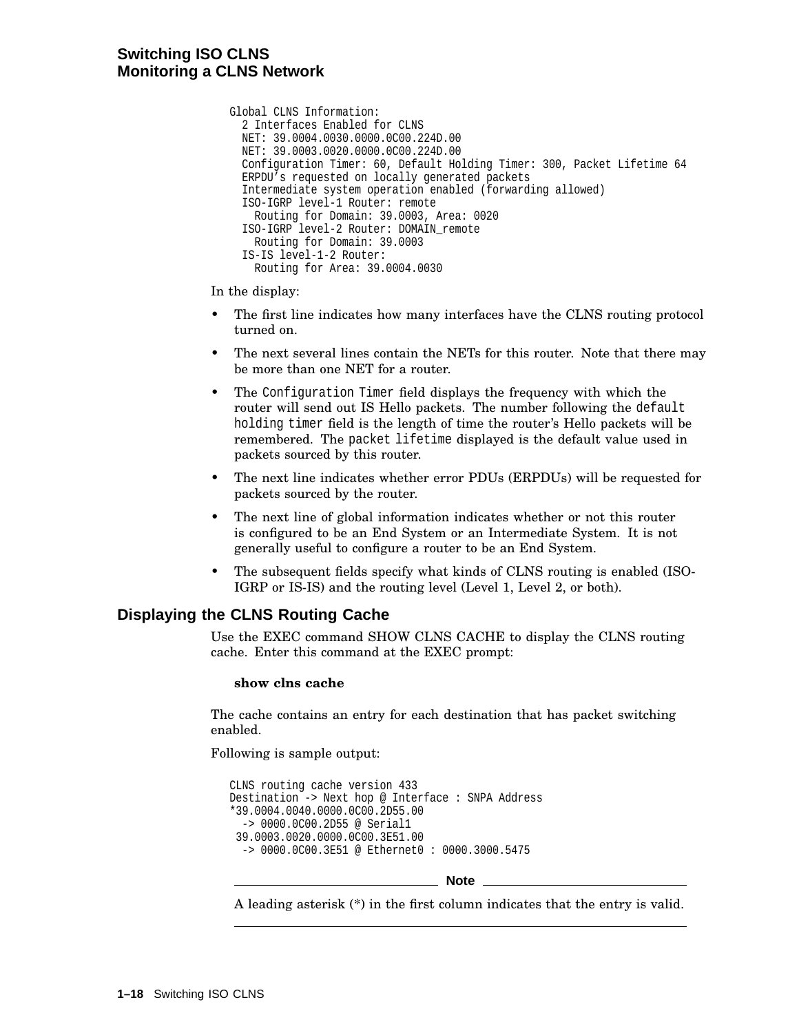```
Global CLNS Information:
  2 Interfaces Enabled for CLNS
  NET: 39.0004.0030.0000.0C00.224D.00
  NET: 39.0003.0020.0000.0C00.224D.00
  Configuration Timer: 60, Default Holding Timer: 300, Packet Lifetime 64
  ERPDU's requested on locally generated packets
  Intermediate system operation enabled (forwarding allowed)
  ISO-IGRP level-1 Router: remote
    Routing for Domain: 39.0003, Area: 0020
  ISO-IGRP level-2 Router: DOMAIN_remote
    Routing for Domain: 39.0003
  IS-IS level-1-2 Router:
    Routing for Area: 39.0004.0030
```

In the display:

- The first line indicates how many interfaces have the CLNS routing protocol turned on.
- The next several lines contain the NETs for this router. Note that there may be more than one NET for a router.
- The `Configuration Timer` field displays the frequency with which the router will send out IS Hello packets. The number following the `default holding timer` field is the length of time the router's Hello packets will be remembered. The `packet lifetime` displayed is the default value used in packets sourced by this router.
- The next line indicates whether error PDUs (ERPDUs) will be requested for packets sourced by the router.
- The next line of global information indicates whether or not this router is configured to be an End System or an Intermediate System. It is not generally useful to configure a router to be an End System.
- The subsequent fields specify what kinds of CLNS routing is enabled (ISO-IGRP or IS-IS) and the routing level (Level 1, Level 2, or both).

## Displaying the CLNS Routing Cache

Use the EXEC command SHOW CLNS CACHE to display the CLNS routing cache. Enter this command at the EXEC prompt:

**show clns cache**

The cache contains an entry for each destination that has packet switching enabled.

Following is sample output:

```
CLNS routing cache version 433
Destination -> Next hop @ Interface : SNPA Address
*39.0004.0040.0000.0C00.2D55.00
  -> 0000.0C00.2D55 @ Serial1
 39.0003.0020.0000.0C00.3E51.00
  -> 0000.0C00.3E51 @ Ethernet0 : 0000.3000.5475
```

**Note**

A leading asterisk (*) in the first column indicates that the entry is valid.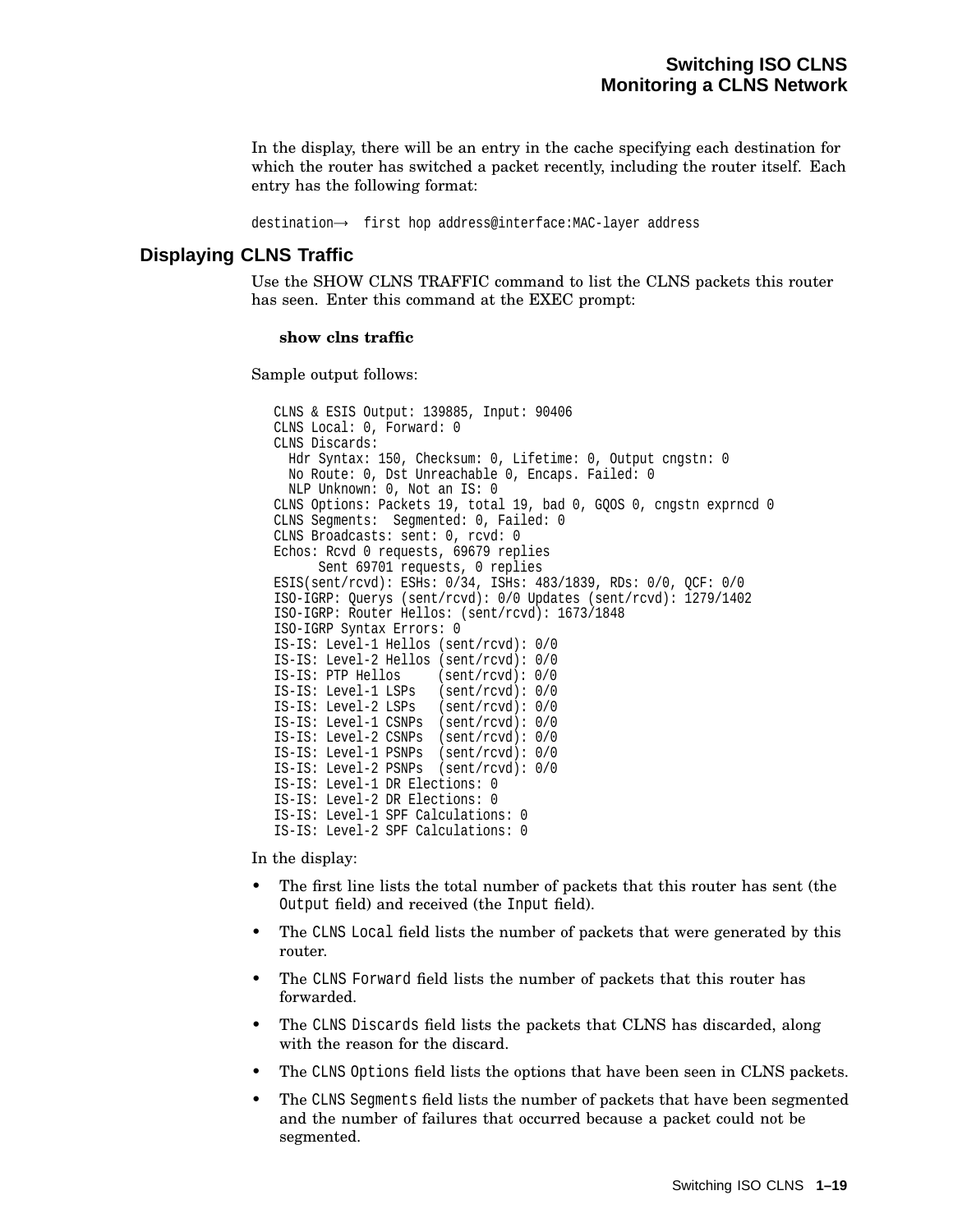In the display, there will be an entry in the cache specifying each destination for which the router has switched a packet recently, including the router itself. Each entry has the following format:

```
destination→  first hop address@interface:MAC-layer address
```

## Displaying CLNS Traffic

Use the SHOW CLNS TRAFFIC command to list the CLNS packets this router has seen. Enter this command at the EXEC prompt:

**show clns traffic**

Sample output follows:

```
CLNS & ESIS Output: 139885, Input: 90406
CLNS Local: 0, Forward: 0
CLNS Discards:
  Hdr Syntax: 150, Checksum: 0, Lifetime: 0, Output cngstn: 0
  No Route: 0, Dst Unreachable 0, Encaps. Failed: 0
  NLP Unknown: 0, Not an IS: 0
CLNS Options: Packets 19, total 19, bad 0, GQOS 0, cngstn exprncd 0
CLNS Segments:  Segmented: 0, Failed: 0
CLNS Broadcasts: sent: 0, rcvd: 0
Echos: Rcvd 0 requests, 69679 replies
      Sent 69701 requests, 0 replies
ESIS(sent/rcvd): ESHs: 0/34, ISHs: 483/1839, RDs: 0/0, QCF: 0/0
ISO-IGRP: Querys (sent/rcvd): 0/0 Updates (sent/rcvd): 1279/1402
ISO-IGRP: Router Hellos: (sent/rcvd): 1673/1848
ISO-IGRP Syntax Errors: 0
IS-IS: Level-1 Hellos (sent/rcvd): 0/0
IS-IS: Level-2 Hellos (sent/rcvd): 0/0
IS-IS: PTP Hellos     (sent/rcvd): 0/0
IS-IS: Level-1 LSPs   (sent/rcvd): 0/0
IS-IS: Level-2 LSPs   (sent/rcvd): 0/0
IS-IS: Level-1 CSNPs  (sent/rcvd): 0/0
IS-IS: Level-2 CSNPs  (sent/rcvd): 0/0
IS-IS: Level-1 PSNPs  (sent/rcvd): 0/0
IS-IS: Level-2 PSNPs  (sent/rcvd): 0/0
IS-IS: Level-1 DR Elections: 0
IS-IS: Level-2 DR Elections: 0
IS-IS: Level-1 SPF Calculations: 0
IS-IS: Level-2 SPF Calculations: 0
```

In the display:

- The first line lists the total number of packets that this router has sent (the `Output` field) and received (the `Input` field).
- The `CLNS Local` field lists the number of packets that were generated by this router.
- The `CLNS Forward` field lists the number of packets that this router has forwarded.
- The `CLNS Discards` field lists the packets that CLNS has discarded, along with the reason for the discard.
- The `CLNS Options` field lists the options that have been seen in CLNS packets.
- The `CLNS Segments` field lists the number of packets that have been segmented and the number of failures that occurred because a packet could not be segmented.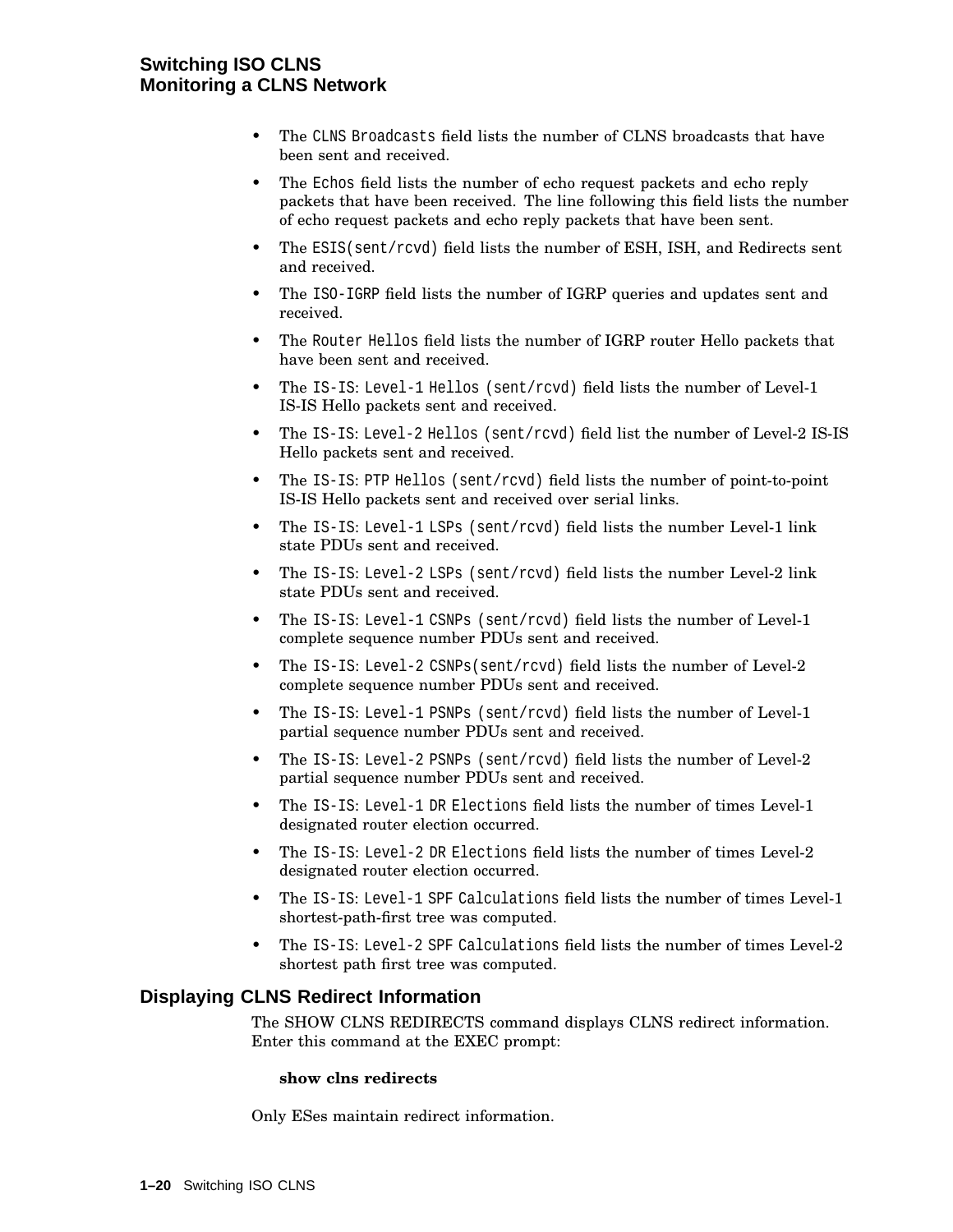- The `CLNS Broadcasts` field lists the number of CLNS broadcasts that have been sent and received.
- The `Echos` field lists the number of echo request packets and echo reply packets that have been received. The line following this field lists the number of echo request packets and echo reply packets that have been sent.
- The `ESIS(sent/rcvd)` field lists the number of ESH, ISH, and Redirects sent and received.
- The `ISO-IGRP` field lists the number of IGRP queries and updates sent and received.
- The `Router Hellos` field lists the number of IGRP router Hello packets that have been sent and received.
- The `IS-IS: Level-1 Hellos (sent/rcvd)` field lists the number of Level-1 IS-IS Hello packets sent and received.
- The `IS-IS: Level-2 Hellos (sent/rcvd)` field list the number of Level-2 IS-IS Hello packets sent and received.
- The `IS-IS: PTP Hellos (sent/rcvd)` field lists the number of point-to-point IS-IS Hello packets sent and received over serial links.
- The `IS-IS: Level-1 LSPs (sent/rcvd)` field lists the number Level-1 link state PDUs sent and received.
- The `IS-IS: Level-2 LSPs (sent/rcvd)` field lists the number Level-2 link state PDUs sent and received.
- The `IS-IS: Level-1 CSNPs (sent/rcvd)` field lists the number of Level-1 complete sequence number PDUs sent and received.
- The `IS-IS: Level-2 CSNPs(sent/rcvd)` field lists the number of Level-2 complete sequence number PDUs sent and received.
- The `IS-IS: Level-1 PSNPs (sent/rcvd)` field lists the number of Level-1 partial sequence number PDUs sent and received.
- The `IS-IS: Level-2 PSNPs (sent/rcvd)` field lists the number of Level-2 partial sequence number PDUs sent and received.
- The `IS-IS: Level-1 DR Elections` field lists the number of times Level-1 designated router election occurred.
- The `IS-IS: Level-2 DR Elections` field lists the number of times Level-2 designated router election occurred.
- The `IS-IS: Level-1 SPF Calculations` field lists the number of times Level-1 shortest-path-first tree was computed.
- The `IS-IS: Level-2 SPF Calculations` field lists the number of times Level-2 shortest path first tree was computed.

## Displaying CLNS Redirect Information

The SHOW CLNS REDIRECTS command displays CLNS redirect information. Enter this command at the EXEC prompt:

**show clns redirects**

Only ESes maintain redirect information.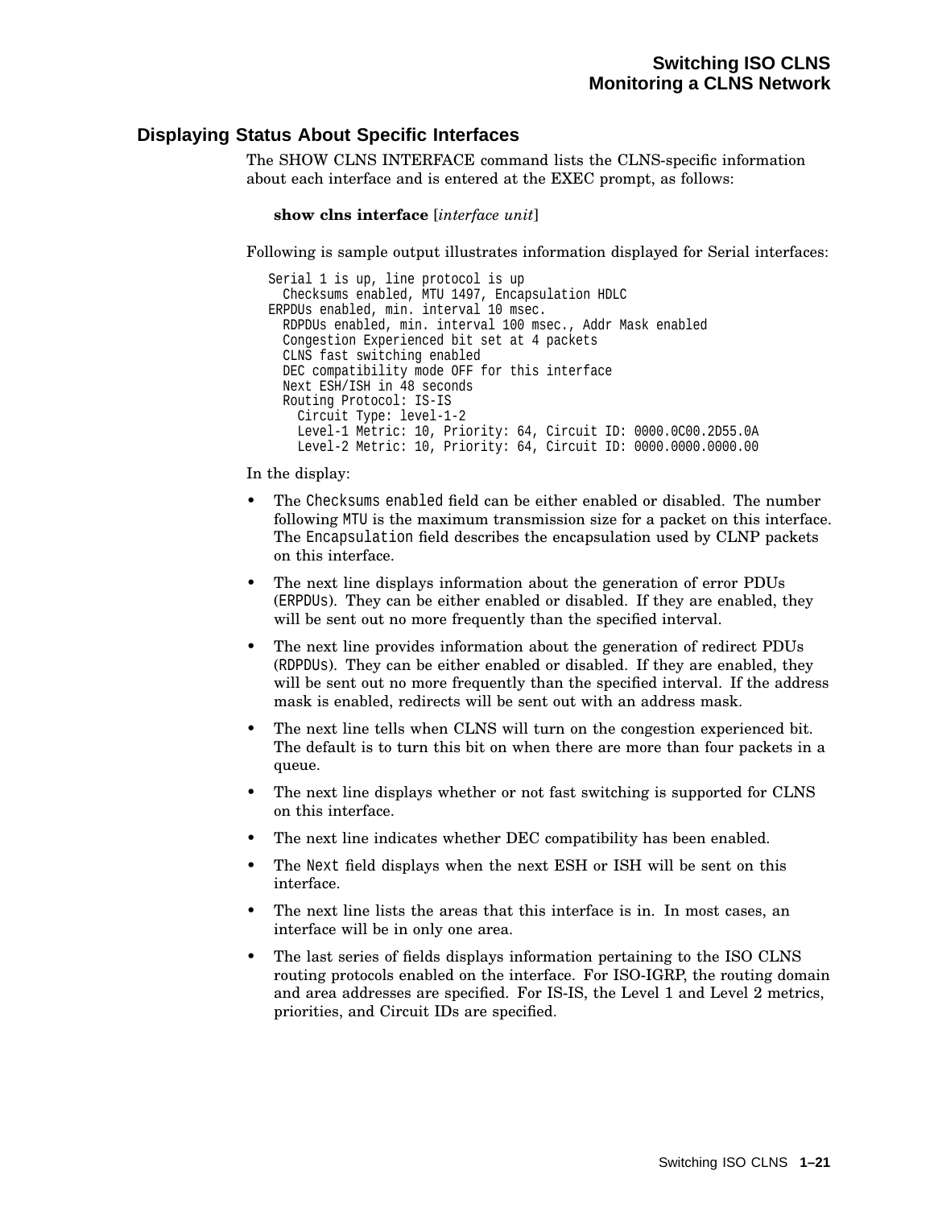### Displaying Status About Specific Interfaces

The SHOW CLNS INTERFACE command lists the CLNS-specific information about each interface and is entered at the EXEC prompt, as follows:

**show clns interface** [*interface unit*]

Following is sample output illustrates information displayed for Serial interfaces:

```
Serial 1 is up, line protocol is up
  Checksums enabled, MTU 1497, Encapsulation HDLC
ERPDUs enabled, min. interval 10 msec.
  RDPDUs enabled, min. interval 100 msec., Addr Mask enabled
  Congestion Experienced bit set at 4 packets
  CLNS fast switching enabled
  DEC compatibility mode OFF for this interface
  Next ESH/ISH in 48 seconds
  Routing Protocol: IS-IS
    Circuit Type: level-1-2
    Level-1 Metric: 10, Priority: 64, Circuit ID: 0000.0C00.2D55.0A
    Level-2 Metric: 10, Priority: 64, Circuit ID: 0000.0000.0000.00
```

In the display:

- The `Checksums enabled` field can be either enabled or disabled. The number following `MTU` is the maximum transmission size for a packet on this interface. The `Encapsulation` field describes the encapsulation used by CLNP packets on this interface.
- The next line displays information about the generation of error PDUs (`ERPDUs`). They can be either enabled or disabled. If they are enabled, they will be sent out no more frequently than the specified interval.
- The next line provides information about the generation of redirect PDUs (`RDPDUs`). They can be either enabled or disabled. If they are enabled, they will be sent out no more frequently than the specified interval. If the address mask is enabled, redirects will be sent out with an address mask.
- The next line tells when CLNS will turn on the congestion experienced bit. The default is to turn this bit on when there are more than four packets in a queue.
- The next line displays whether or not fast switching is supported for CLNS on this interface.
- The next line indicates whether DEC compatibility has been enabled.
- The `Next` field displays when the next ESH or ISH will be sent on this interface.
- The next line lists the areas that this interface is in. In most cases, an interface will be in only one area.
- The last series of fields displays information pertaining to the ISO CLNS routing protocols enabled on the interface. For ISO-IGRP, the routing domain and area addresses are specified. For IS-IS, the Level 1 and Level 2 metrics, priorities, and Circuit IDs are specified.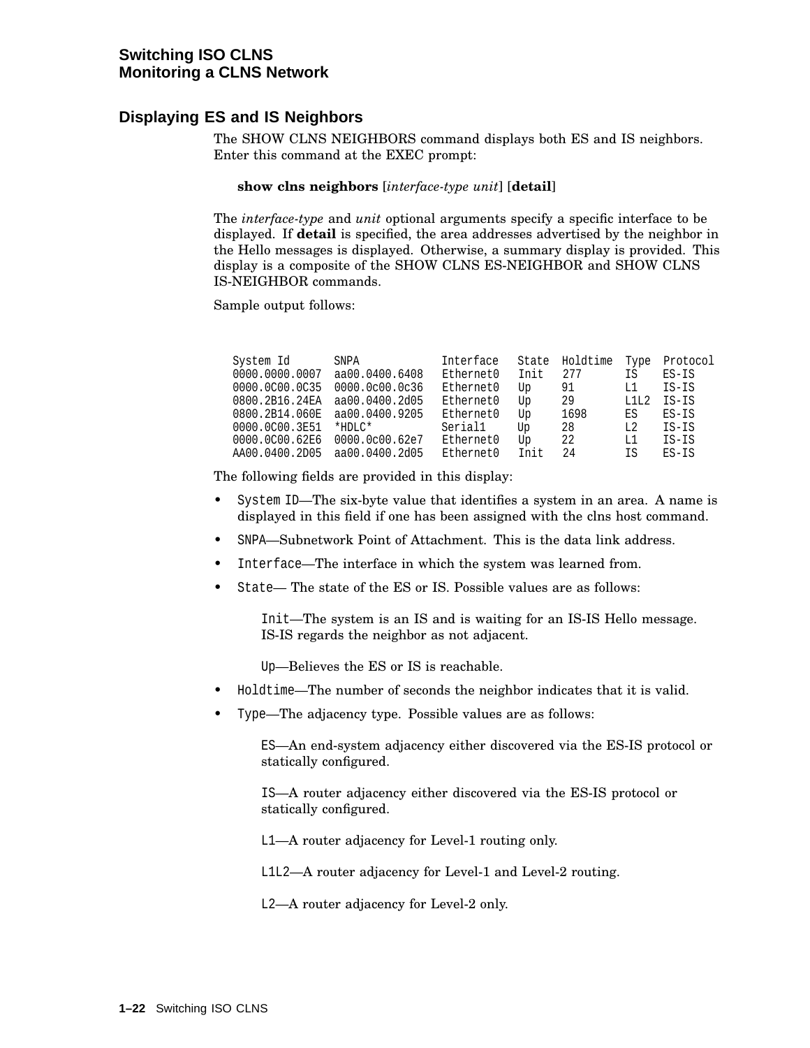## Displaying ES and IS Neighbors

The SHOW CLNS NEIGHBORS command displays both ES and IS neighbors. Enter this command at the EXEC prompt:

**show clns neighbors** [*interface-type unit*] [**detail**]

The *interface-type* and *unit* optional arguments specify a specific interface to be displayed. If **detail** is specified, the area addresses advertised by the neighbor in the Hello messages is displayed. Otherwise, a summary display is provided. This display is a composite of the SHOW CLNS ES-NEIGHBOR and SHOW CLNS IS-NEIGHBOR commands.

Sample output follows:

```
System Id       SNPA            Interface   State  Holdtime  Type  Protocol
0000.0000.0007  aa00.0400.6408  Ethernet0   Init   277       IS    ES-IS
0000.0C00.0C35  0000.0c00.0c36  Ethernet0   Up     91        L1    IS-IS
0800.2B16.24EA  aa00.0400.2d05  Ethernet0   Up     29        L1L2  IS-IS
0800.2B14.060E  aa00.0400.9205  Ethernet0   Up     1698      ES    ES-IS
0000.0C00.3E51  *HDLC*          Serial1     Up     28        L2    IS-IS
0000.0C00.62E6  0000.0c00.62e7  Ethernet0   Up     22        L1    IS-IS
AA00.0400.2D05  aa00.0400.2d05  Ethernet0   Init   24        IS    ES-IS
```

The following fields are provided in this display:

- `System ID`—The six-byte value that identifies a system in an area. A name is displayed in this field if one has been assigned with the clns host command.
- `SNPA`—Subnetwork Point of Attachment. This is the data link address.
- `Interface`—The interface in which the system was learned from.
- `State`— The state of the ES or IS. Possible values are as follows:

  `Init`—The system is an IS and is waiting for an IS-IS Hello message. IS-IS regards the neighbor as not adjacent.

  `Up`—Believes the ES or IS is reachable.
- `Holdtime`—The number of seconds the neighbor indicates that it is valid.
- `Type`—The adjacency type. Possible values are as follows:

  `ES`—An end-system adjacency either discovered via the ES-IS protocol or statically configured.

  `IS`—A router adjacency either discovered via the ES-IS protocol or statically configured.

  `L1`—A router adjacency for Level-1 routing only.

  `L1L2`—A router adjacency for Level-1 and Level-2 routing.

  `L2`—A router adjacency for Level-2 only.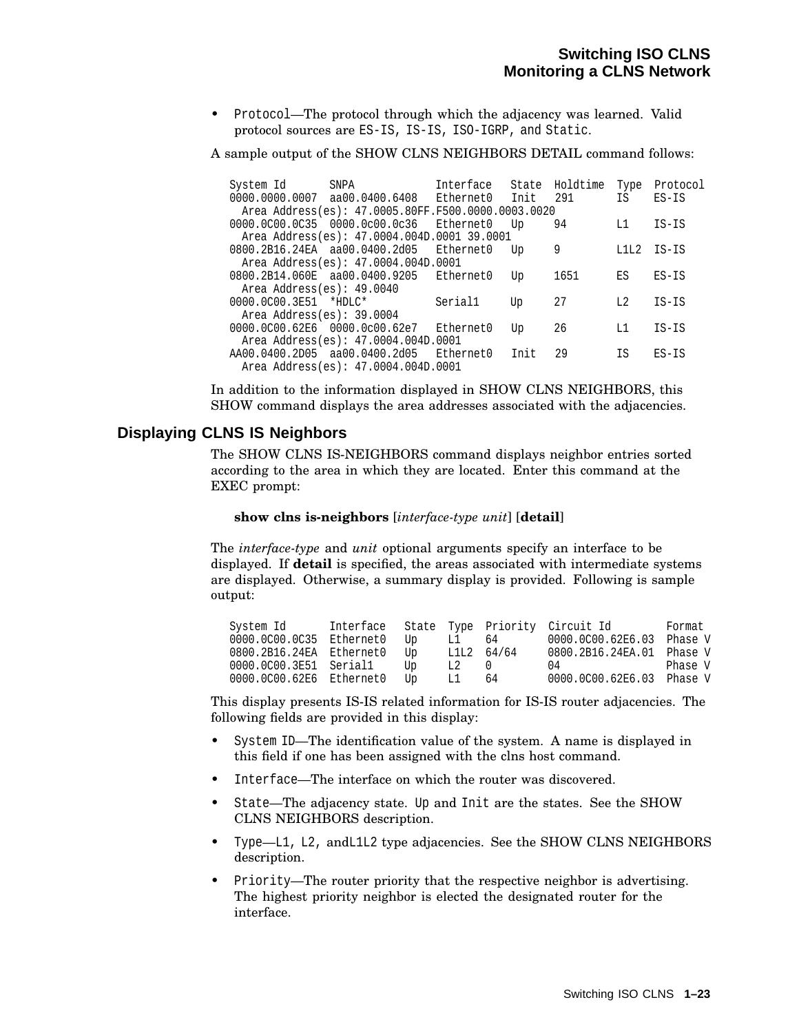- `Protocol`—The protocol through which the adjacency was learned. Valid protocol sources are `ES-IS`, `IS-IS`, `ISO-IGRP`, and `Static`.

A sample output of the SHOW CLNS NEIGHBORS DETAIL command follows:

```
System Id       SNPA            Interface   State  Holdtime  Type  Protocol
0000.0000.0007  aa00.0400.6408  Ethernet0   Init   291       IS    ES-IS
  Area Address(es): 47.0005.80FF.F500.0000.0003.0020
0000.0C00.0C35  0000.0c00.0c36  Ethernet0   Up     94        L1    IS-IS
  Area Address(es): 47.0004.004D.0001 39.0001
0800.2B16.24EA  aa00.0400.2d05  Ethernet0   Up     9         L1L2  IS-IS
  Area Address(es): 47.0004.004D.0001
0800.2B14.060E  aa00.0400.9205  Ethernet0   Up     1651      ES    ES-IS
  Area Address(es): 49.0040
0000.0C00.3E51  *HDLC*          Serial1     Up     27        L2    IS-IS
  Area Address(es): 39.0004
0000.0C00.62E6  0000.0c00.62e7  Ethernet0   Up     26        L1    IS-IS
  Area Address(es): 47.0004.004D.0001
AA00.0400.2D05  aa00.0400.2d05  Ethernet0   Init   29        IS    ES-IS
  Area Address(es): 47.0004.004D.0001
```

In addition to the information displayed in SHOW CLNS NEIGHBORS, this SHOW command displays the area addresses associated with the adjacencies.

## Displaying CLNS IS Neighbors

The SHOW CLNS IS-NEIGHBORS command displays neighbor entries sorted according to the area in which they are located. Enter this command at the EXEC prompt:

**show clns is-neighbors** [*interface-type unit*] [**detail**]

The *interface-type* and *unit* optional arguments specify an interface to be displayed. If **detail** is specified, the areas associated with intermediate systems are displayed. Otherwise, a summary display is provided. Following is sample output:

```
System Id       Interface   State  Type  Priority  Circuit Id         Format
0000.0C00.0C35  Ethernet0   Up     L1    64        0000.0C00.62E6.03  Phase V
0800.2B16.24EA  Ethernet0   Up     L1L2  64/64     0800.2B16.24EA.01  Phase V
0000.0C00.3E51  Serial1     Up     L2    0         04                 Phase V
0000.0C00.62E6  Ethernet0   Up     L1    64        0000.0C00.62E6.03  Phase V
```

This display presents IS-IS related information for IS-IS router adjacencies. The following fields are provided in this display:

- `System ID`—The identification value of the system. A name is displayed in this field if one has been assigned with the clns host command.
- `Interface`—The interface on which the router was discovered.
- `State`—The adjacency state. `Up` and `Init` are the states. See the SHOW CLNS NEIGHBORS description.
- `Type`—`L1`, `L2`, and`L1L2` type adjacencies. See the SHOW CLNS NEIGHBORS description.
- `Priority`—The router priority that the respective neighbor is advertising. The highest priority neighbor is elected the designated router for the interface.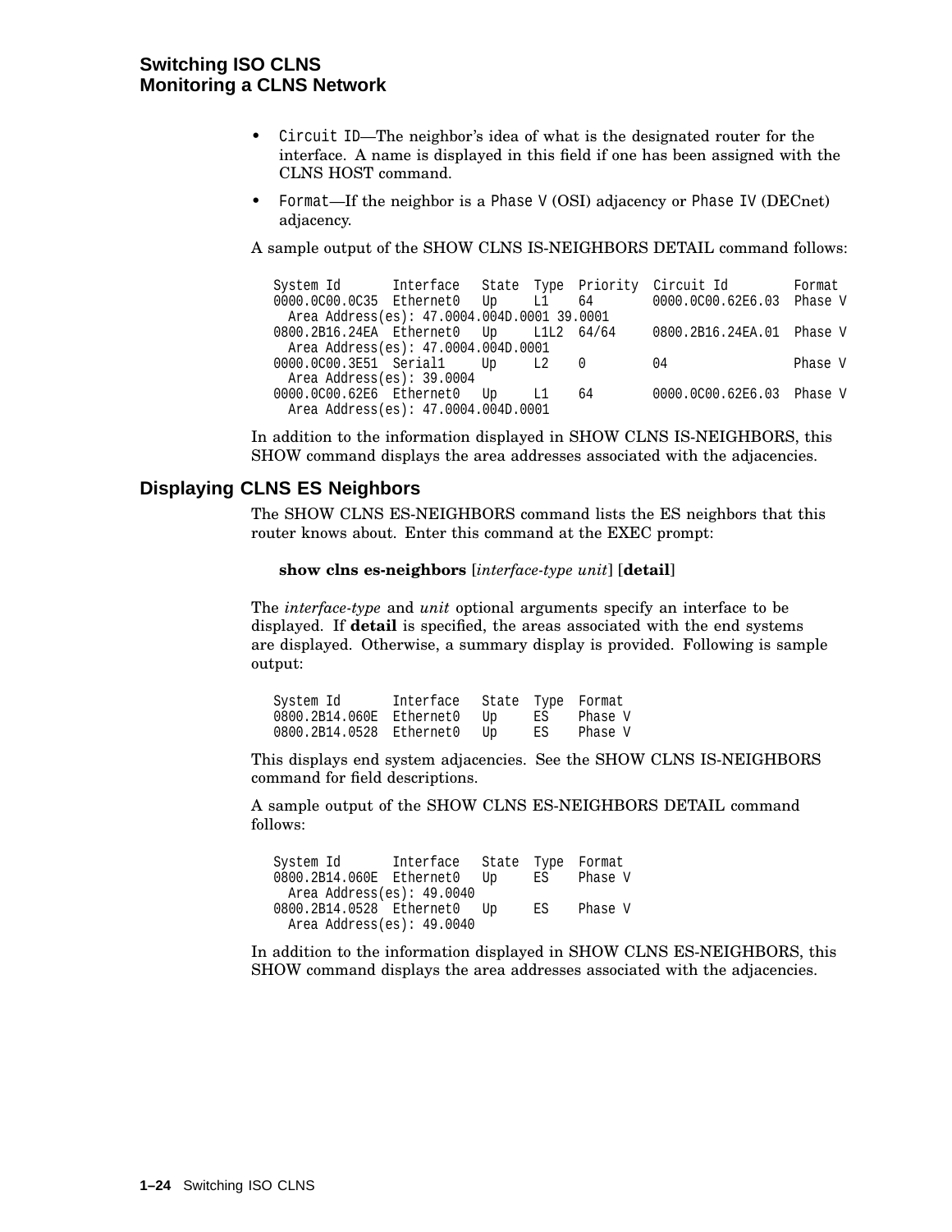- `Circuit ID`—The neighbor's idea of what is the designated router for the interface. A name is displayed in this field if one has been assigned with the CLNS HOST command.
- `Format`—If the neighbor is a `Phase V` (OSI) adjacency or `Phase IV` (DECnet) adjacency.

A sample output of the SHOW CLNS IS-NEIGHBORS DETAIL command follows:

```
System Id       Interface   State  Type  Priority  Circuit Id        Format
0000.0C00.0C35  Ethernet0   Up     L1    64        0000.0C00.62E6.03  Phase V
  Area Address(es): 47.0004.004D.0001 39.0001
0800.2B16.24EA  Ethernet0   Up     L1L2  64/64     0800.2B16.24EA.01  Phase V
  Area Address(es): 47.0004.004D.0001
0000.0C00.3E51  Serial1     Up     L2    0         04                Phase V
  Area Address(es): 39.0004
0000.0C00.62E6  Ethernet0   Up     L1    64        0000.0C00.62E6.03  Phase V
  Area Address(es): 47.0004.004D.0001
```

In addition to the information displayed in SHOW CLNS IS-NEIGHBORS, this SHOW command displays the area addresses associated with the adjacencies.

## Displaying CLNS ES Neighbors

The SHOW CLNS ES-NEIGHBORS command lists the ES neighbors that this router knows about. Enter this command at the EXEC prompt:

**show clns es-neighbors** [*interface-type unit*] [**detail**]

The *interface-type* and *unit* optional arguments specify an interface to be displayed. If **detail** is specified, the areas associated with the end systems are displayed. Otherwise, a summary display is provided. Following is sample output:

```
System Id       Interface   State  Type  Format
0800.2B14.060E  Ethernet0   Up     ES    Phase V
0800.2B14.0528  Ethernet0   Up     ES    Phase V
```

This displays end system adjacencies. See the SHOW CLNS IS-NEIGHBORS command for field descriptions.

A sample output of the SHOW CLNS ES-NEIGHBORS DETAIL command follows:

```
System Id       Interface   State  Type  Format
0800.2B14.060E  Ethernet0   Up     ES    Phase V
  Area Address(es): 49.0040
0800.2B14.0528  Ethernet0   Up     ES    Phase V
  Area Address(es): 49.0040
```

In addition to the information displayed in SHOW CLNS ES-NEIGHBORS, this SHOW command displays the area addresses associated with the adjacencies.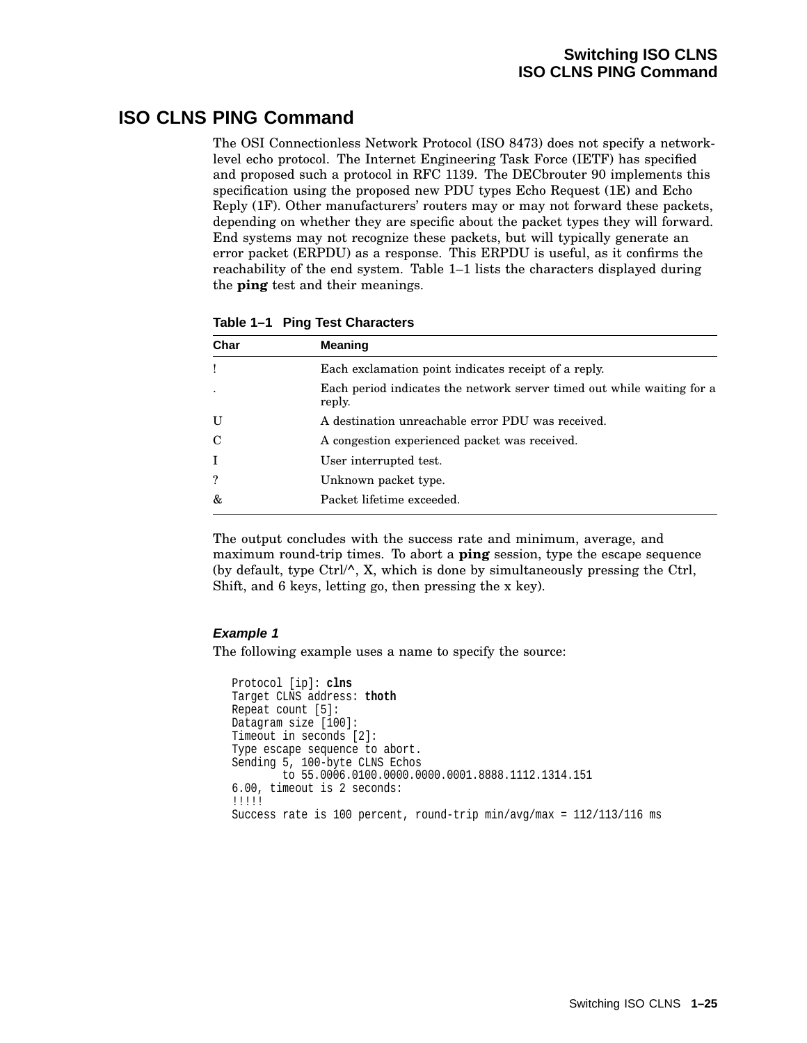# ISO CLNS PING Command

The OSI Connectionless Network Protocol (ISO 8473) does not specify a network-level echo protocol. The Internet Engineering Task Force (IETF) has specified and proposed such a protocol in RFC 1139. The DECbrouter 90 implements this specification using the proposed new PDU types Echo Request (1E) and Echo Reply (1F). Other manufacturers' routers may or may not forward these packets, depending on whether they are specific about the packet types they will forward. End systems may not recognize these packets, but will typically generate an error packet (ERPDU) as a response. This ERPDU is useful, as it confirms the reachability of the end system. Table 1–1 lists the characters displayed during the **ping** test and their meanings.

**Table 1–1 Ping Test Characters**

| Char | Meaning |
|---|---|
| ! | Each exclamation point indicates receipt of a reply. |
| . | Each period indicates the network server timed out while waiting for a reply. |
| U | A destination unreachable error PDU was received. |
| C | A congestion experienced packet was received. |
| I | User interrupted test. |
| ? | Unknown packet type. |
| & | Packet lifetime exceeded. |

The output concludes with the success rate and minimum, average, and maximum round-trip times. To abort a **ping** session, type the escape sequence (by default, type Ctrl/^, X, which is done by simultaneously pressing the Ctrl, Shift, and 6 keys, letting go, then pressing the x key).

### *Example 1*

The following example uses a name to specify the source:

```
Protocol [ip]: clns
Target CLNS address: thoth
Repeat count [5]:
Datagram size [100]:
Timeout in seconds [2]:
Type escape sequence to abort.
Sending 5, 100-byte CLNS Echos
        to 55.0006.0100.0000.0000.0001.8888.1112.1314.151
6.00, timeout is 2 seconds:
!!!!!
Success rate is 100 percent, round-trip min/avg/max = 112/113/116 ms
```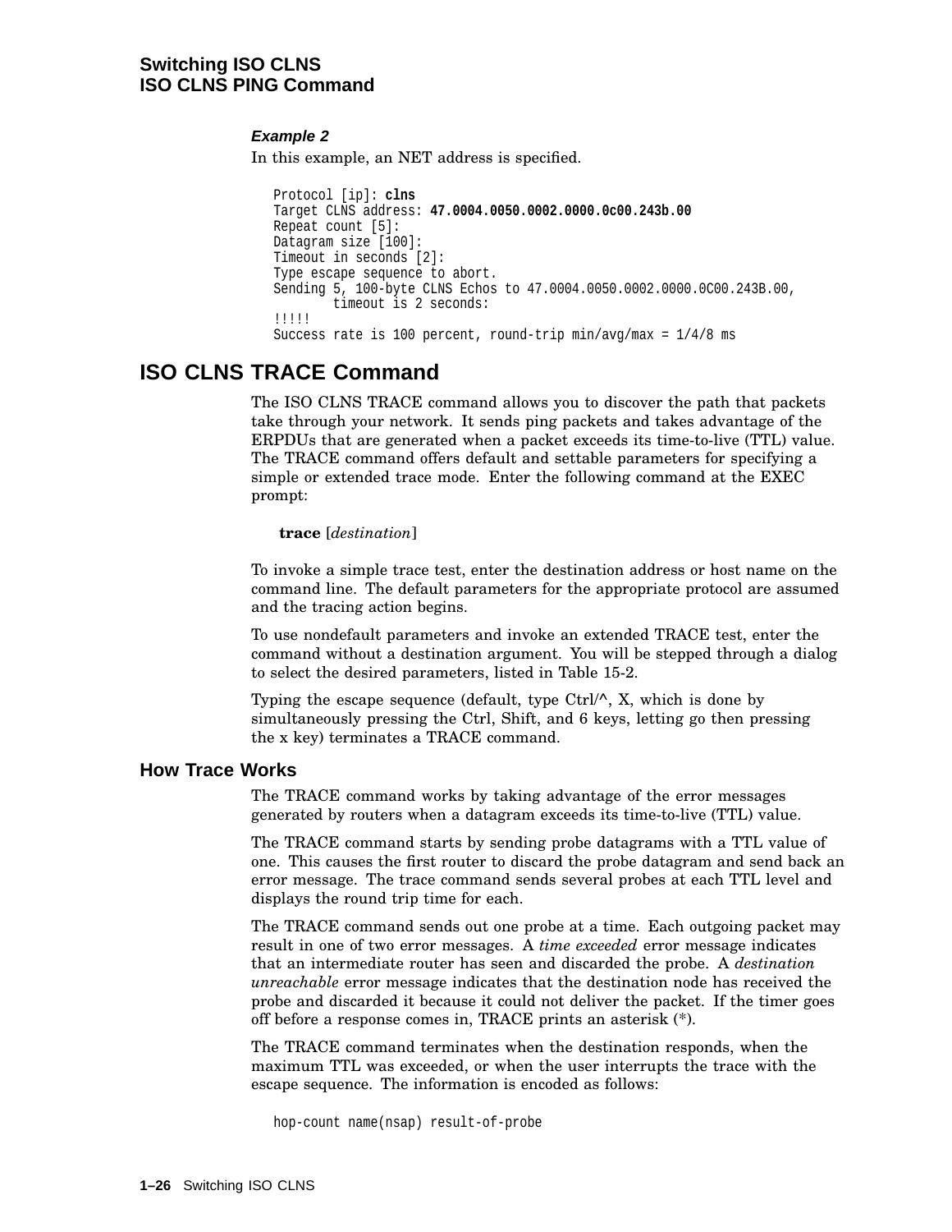### *Example 2*

In this example, an NET address is specified.

```
Protocol [ip]: clns
Target CLNS address: 47.0004.0050.0002.0000.0c00.243b.00
Repeat count [5]:
Datagram size [100]:
Timeout in seconds [2]:
Type escape sequence to abort.
Sending 5, 100-byte CLNS Echos to 47.0004.0050.0002.0000.0C00.243B.00,
        timeout is 2 seconds:
!!!!!
Success rate is 100 percent, round-trip min/avg/max = 1/4/8 ms
```

## ISO CLNS TRACE Command

The ISO CLNS TRACE command allows you to discover the path that packets take through your network. It sends ping packets and takes advantage of the ERPDUs that are generated when a packet exceeds its time-to-live (TTL) value. The TRACE command offers default and settable parameters for specifying a simple or extended trace mode. Enter the following command at the EXEC prompt:

**trace** [*destination*]

To invoke a simple trace test, enter the destination address or host name on the command line. The default parameters for the appropriate protocol are assumed and the tracing action begins.

To use nondefault parameters and invoke an extended TRACE test, enter the command without a destination argument. You will be stepped through a dialog to select the desired parameters, listed in Table 15-2.

Typing the escape sequence (default, type Ctrl/^, X, which is done by simultaneously pressing the Ctrl, Shift, and 6 keys, letting go then pressing the x key) terminates a TRACE command.

### How Trace Works

The TRACE command works by taking advantage of the error messages generated by routers when a datagram exceeds its time-to-live (TTL) value.

The TRACE command starts by sending probe datagrams with a TTL value of one. This causes the first router to discard the probe datagram and send back an error message. The trace command sends several probes at each TTL level and displays the round trip time for each.

The TRACE command sends out one probe at a time. Each outgoing packet may result in one of two error messages. A *time exceeded* error message indicates that an intermediate router has seen and discarded the probe. A *destination unreachable* error message indicates that the destination node has received the probe and discarded it because it could not deliver the packet. If the timer goes off before a response comes in, TRACE prints an asterisk (*).

The TRACE command terminates when the destination responds, when the maximum TTL was exceeded, or when the user interrupts the trace with the escape sequence. The information is encoded as follows:

```
hop-count name(nsap) result-of-probe
```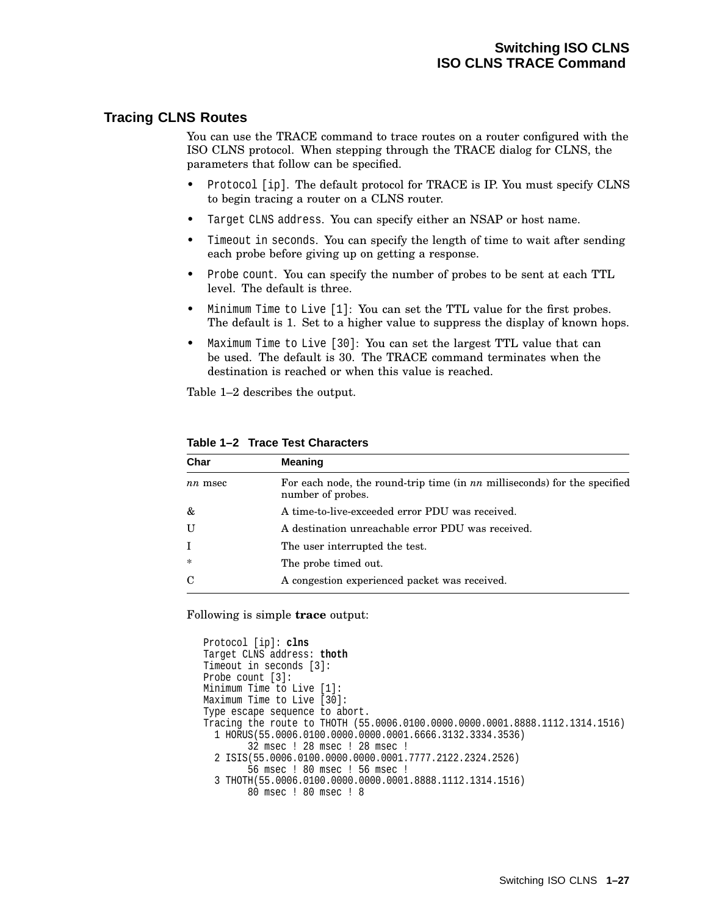## Tracing CLNS Routes

You can use the TRACE command to trace routes on a router configured with the ISO CLNS protocol. When stepping through the TRACE dialog for CLNS, the parameters that follow can be specified.

- `Protocol [ip]`. The default protocol for TRACE is IP. You must specify CLNS to begin tracing a router on a CLNS router.
- `Target CLNS address`. You can specify either an NSAP or host name.
- `Timeout in seconds`. You can specify the length of time to wait after sending each probe before giving up on getting a response.
- `Probe count`. You can specify the number of probes to be sent at each TTL level. The default is three.
- `Minimum Time to Live [1]`: You can set the TTL value for the first probes. The default is 1. Set to a higher value to suppress the display of known hops.
- `Maximum Time to Live [30]`: You can set the largest TTL value that can be used. The default is 30. The TRACE command terminates when the destination is reached or when this value is reached.

Table 1–2 describes the output.

**Table 1–2 Trace Test Characters**

| Char | Meaning |
|---|---|
| *nn* msec | For each node, the round-trip time (in *nn* milliseconds) for the specified number of probes. |
| & | A time-to-live-exceeded error PDU was received. |
| U | A destination unreachable error PDU was received. |
| I | The user interrupted the test. |
| * | The probe timed out. |
| C | A congestion experienced packet was received. |

Following is simple **trace** output:

```
Protocol [ip]: clns
Target CLNS address: thoth
Timeout in seconds [3]:
Probe count [3]:
Minimum Time to Live [1]:
Maximum Time to Live [30]:
Type escape sequence to abort.
Tracing the route to THOTH (55.0006.0100.0000.0000.0001.8888.1112.1314.1516)
  1 HORUS(55.0006.0100.0000.0000.0001.6666.3132.3334.3536)
        32 msec ! 28 msec ! 28 msec !
  2 ISIS(55.0006.0100.0000.0000.0001.7777.2122.2324.2526)
        56 msec ! 80 msec ! 56 msec !
  3 THOTH(55.0006.0100.0000.0000.0001.8888.1112.1314.1516)
        80 msec ! 80 msec ! 8
```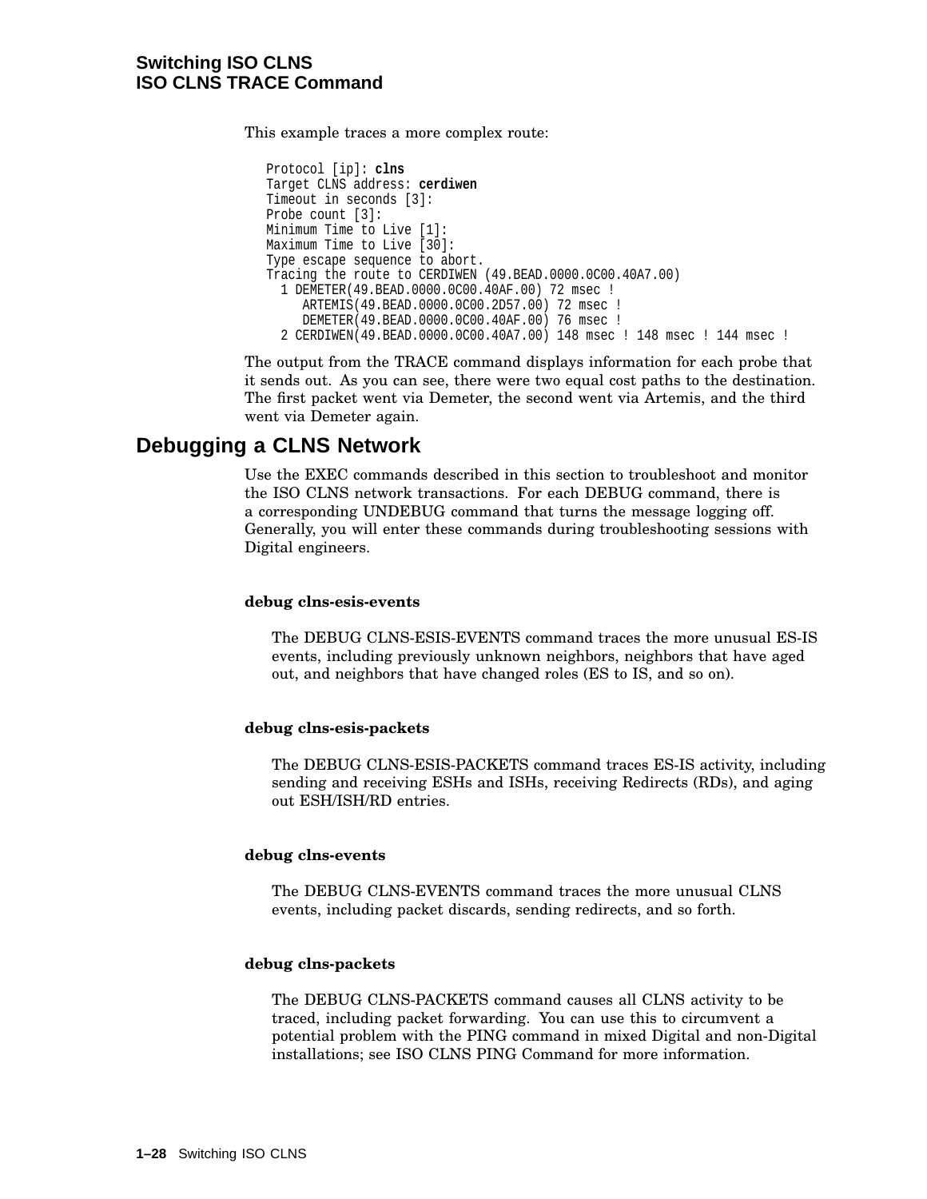This example traces a more complex route:

```
Protocol [ip]: clns
Target CLNS address: cerdiwen
Timeout in seconds [3]:
Probe count [3]:
Minimum Time to Live [1]:
Maximum Time to Live [30]:
Type escape sequence to abort.
Tracing the route to CERDIWEN (49.BEAD.0000.0C00.40A7.00)
  1 DEMETER(49.BEAD.0000.0C00.40AF.00) 72 msec !
     ARTEMIS(49.BEAD.0000.0C00.2D57.00) 72 msec !
     DEMETER(49.BEAD.0000.0C00.40AF.00) 76 msec !
  2 CERDIWEN(49.BEAD.0000.0C00.40A7.00) 148 msec ! 148 msec ! 144 msec !
```

The output from the TRACE command displays information for each probe that it sends out. As you can see, there were two equal cost paths to the destination. The first packet went via Demeter, the second went via Artemis, and the third went via Demeter again.

## Debugging a CLNS Network

Use the EXEC commands described in this section to troubleshoot and monitor the ISO CLNS network transactions. For each DEBUG command, there is a corresponding UNDEBUG command that turns the message logging off. Generally, you will enter these commands during troubleshooting sessions with Digital engineers.

**debug clns-esis-events**

The DEBUG CLNS-ESIS-EVENTS command traces the more unusual ES-IS events, including previously unknown neighbors, neighbors that have aged out, and neighbors that have changed roles (ES to IS, and so on).

**debug clns-esis-packets**

The DEBUG CLNS-ESIS-PACKETS command traces ES-IS activity, including sending and receiving ESHs and ISHs, receiving Redirects (RDs), and aging out ESH/ISH/RD entries.

**debug clns-events**

The DEBUG CLNS-EVENTS command traces the more unusual CLNS events, including packet discards, sending redirects, and so forth.

**debug clns-packets**

The DEBUG CLNS-PACKETS command causes all CLNS activity to be traced, including packet forwarding. You can use this to circumvent a potential problem with the PING command in mixed Digital and non-Digital installations; see ISO CLNS PING Command for more information.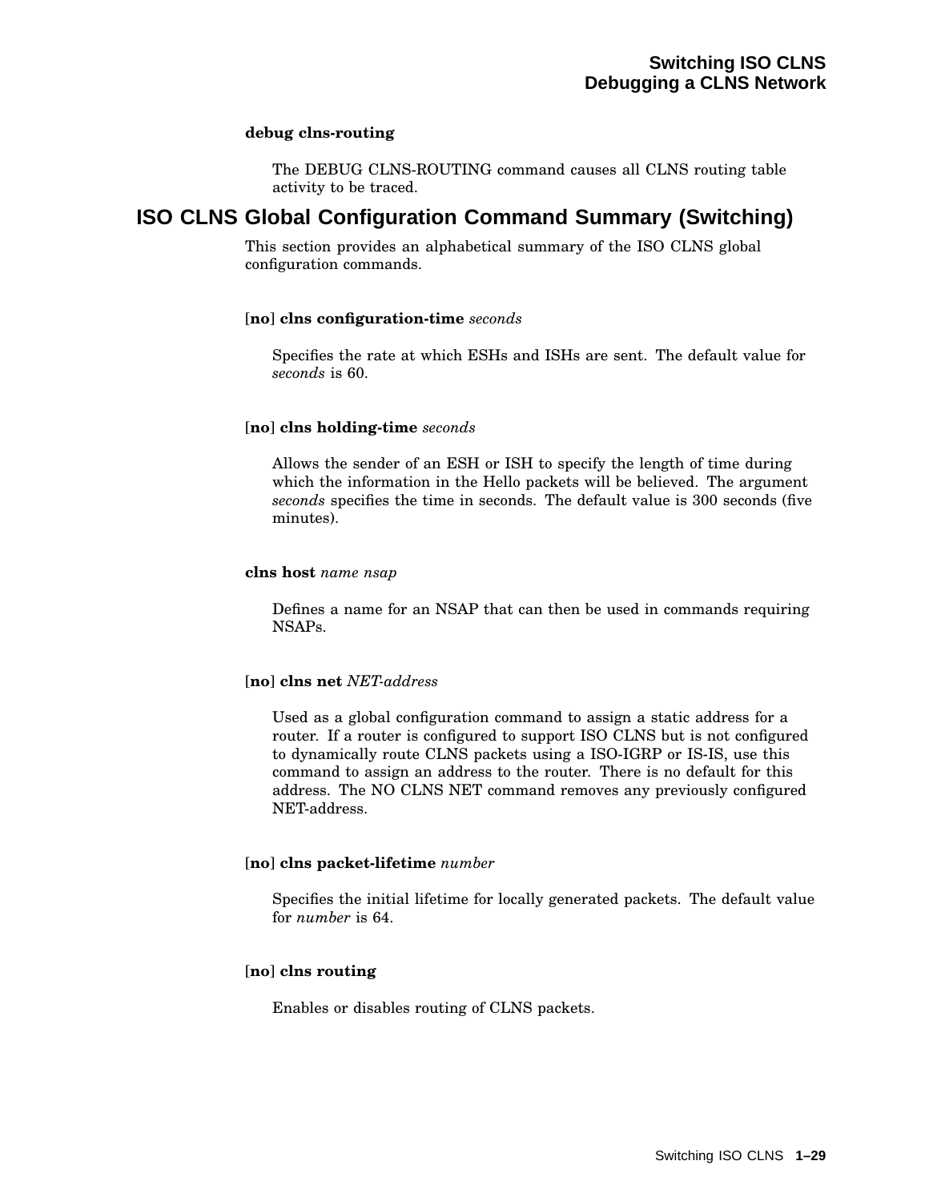**debug clns-routing**

The DEBUG CLNS-ROUTING command causes all CLNS routing table activity to be traced.

## ISO CLNS Global Configuration Command Summary (Switching)

This section provides an alphabetical summary of the ISO CLNS global configuration commands.

[**no**] **clns configuration-time** *seconds*

Specifies the rate at which ESHs and ISHs are sent. The default value for *seconds* is 60.

[**no**] **clns holding-time** *seconds*

Allows the sender of an ESH or ISH to specify the length of time during which the information in the Hello packets will be believed. The argument *seconds* specifies the time in seconds. The default value is 300 seconds (five minutes).

**clns host** *name nsap*

Defines a name for an NSAP that can then be used in commands requiring NSAPs.

[**no**] **clns net** *NET-address*

Used as a global configuration command to assign a static address for a router. If a router is configured to support ISO CLNS but is not configured to dynamically route CLNS packets using a ISO-IGRP or IS-IS, use this command to assign an address to the router. There is no default for this address. The NO CLNS NET command removes any previously configured NET-address.

[**no**] **clns packet-lifetime** *number*

Specifies the initial lifetime for locally generated packets. The default value for *number* is 64.

[**no**] **clns routing**

Enables or disables routing of CLNS packets.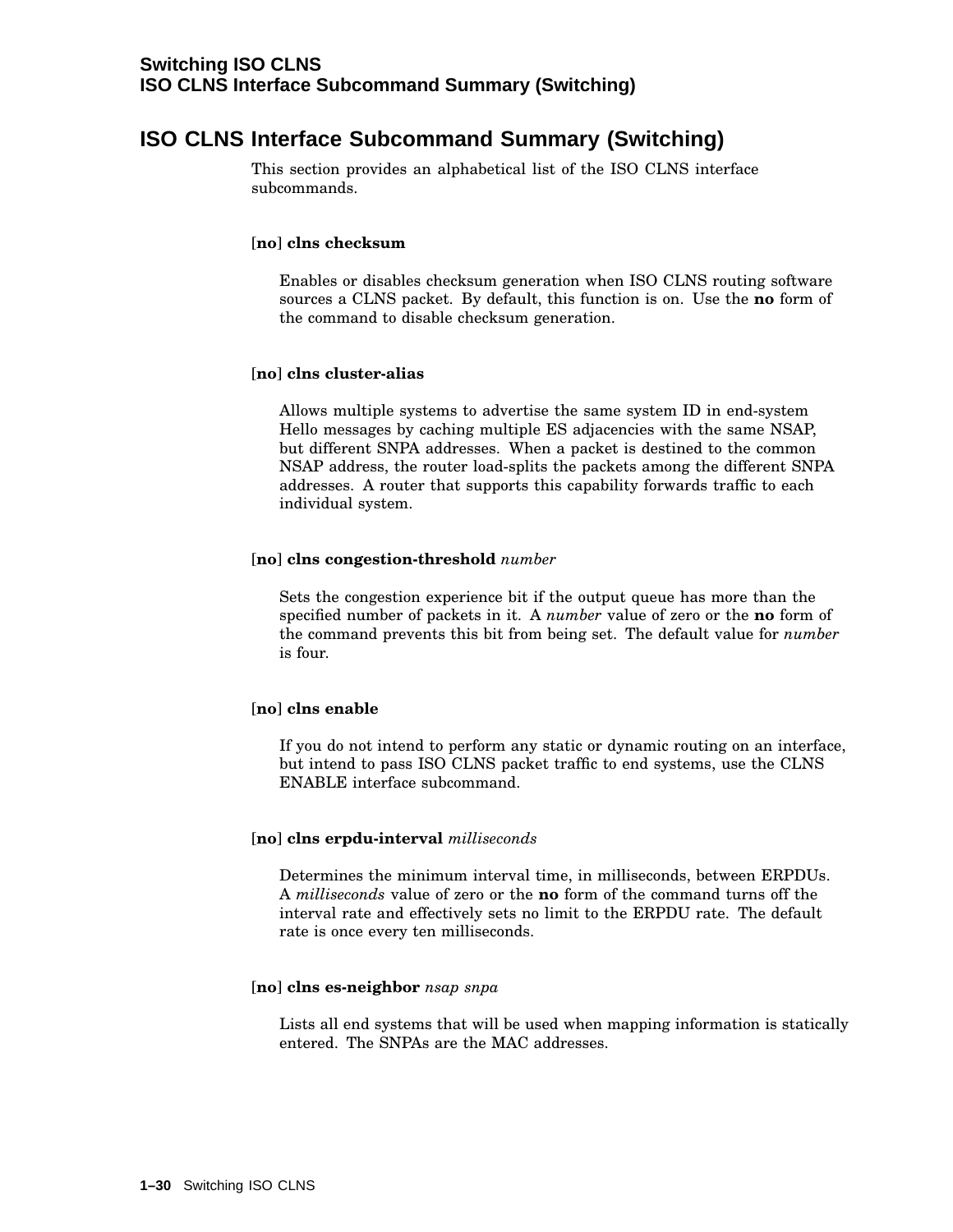## ISO CLNS Interface Subcommand Summary (Switching)

This section provides an alphabetical list of the ISO CLNS interface subcommands.

[**no**] **clns checksum**

Enables or disables checksum generation when ISO CLNS routing software sources a CLNS packet. By default, this function is on. Use the **no** form of the command to disable checksum generation.

[**no**] **clns cluster-alias**

Allows multiple systems to advertise the same system ID in end-system Hello messages by caching multiple ES adjacencies with the same NSAP, but different SNPA addresses. When a packet is destined to the common NSAP address, the router load-splits the packets among the different SNPA addresses. A router that supports this capability forwards traffic to each individual system.

[**no**] **clns congestion-threshold** *number*

Sets the congestion experience bit if the output queue has more than the specified number of packets in it. A *number* value of zero or the **no** form of the command prevents this bit from being set. The default value for *number* is four.

[**no**] **clns enable**

If you do not intend to perform any static or dynamic routing on an interface, but intend to pass ISO CLNS packet traffic to end systems, use the CLNS ENABLE interface subcommand.

[**no**] **clns erpdu-interval** *milliseconds*

Determines the minimum interval time, in milliseconds, between ERPDUs. A *milliseconds* value of zero or the **no** form of the command turns off the interval rate and effectively sets no limit to the ERPDU rate. The default rate is once every ten milliseconds.

[**no**] **clns es-neighbor** *nsap snpa*

Lists all end systems that will be used when mapping information is statically entered. The SNPAs are the MAC addresses.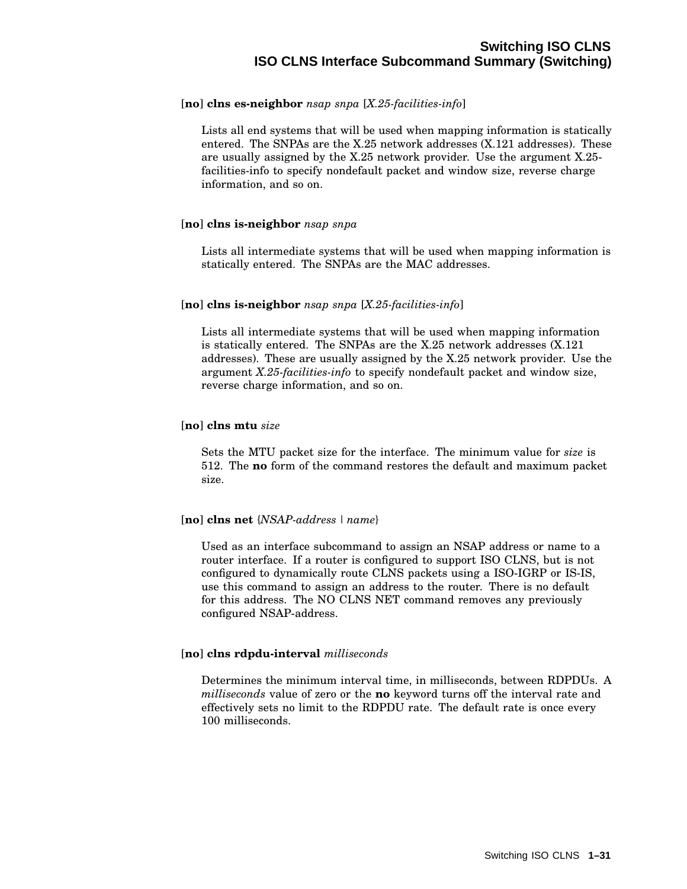[**no**] **clns es-neighbor** *nsap snpa* [*X.25-facilities-info*]

Lists all end systems that will be used when mapping information is statically entered. The SNPAs are the X.25 network addresses (X.121 addresses). These are usually assigned by the X.25 network provider. Use the argument X.25-facilities-info to specify nondefault packet and window size, reverse charge information, and so on.

[**no**] **clns is-neighbor** *nsap snpa*

Lists all intermediate systems that will be used when mapping information is statically entered. The SNPAs are the MAC addresses.

[**no**] **clns is-neighbor** *nsap snpa* [*X.25-facilities-info*]

Lists all intermediate systems that will be used when mapping information is statically entered. The SNPAs are the X.25 network addresses (X.121 addresses). These are usually assigned by the X.25 network provider. Use the argument *X.25-facilities-info* to specify nondefault packet and window size, reverse charge information, and so on.

[**no**] **clns mtu** *size*

Sets the MTU packet size for the interface. The minimum value for *size* is 512. The **no** form of the command restores the default and maximum packet size.

[**no**] **clns net** {*NSAP-address* | *name*}

Used as an interface subcommand to assign an NSAP address or name to a router interface. If a router is configured to support ISO CLNS, but is not configured to dynamically route CLNS packets using a ISO-IGRP or IS-IS, use this command to assign an address to the router. There is no default for this address. The NO CLNS NET command removes any previously configured NSAP-address.

[**no**] **clns rdpdu-interval** *milliseconds*

Determines the minimum interval time, in milliseconds, between RDPDUs. A *milliseconds* value of zero or the **no** keyword turns off the interval rate and effectively sets no limit to the RDPDU rate. The default rate is once every 100 milliseconds.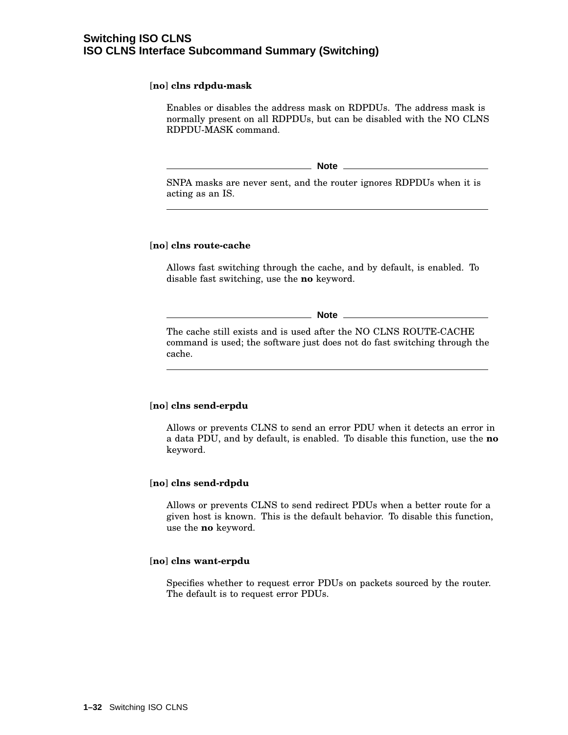**[no] clns rdpdu-mask**

Enables or disables the address mask on RDPDUs. The address mask is normally present on all RDPDUs, but can be disabled with the NO CLNS RDPDU-MASK command.

---

**Note**

SNPA masks are never sent, and the router ignores RDPDUs when it is acting as an IS.

---

**[no] clns route-cache**

Allows fast switching through the cache, and by default, is enabled. To disable fast switching, use the **no** keyword.

---

**Note**

The cache still exists and is used after the NO CLNS ROUTE-CACHE command is used; the software just does not do fast switching through the cache.

---

**[no] clns send-erpdu**

Allows or prevents CLNS to send an error PDU when it detects an error in a data PDU, and by default, is enabled. To disable this function, use the **no** keyword.

**[no] clns send-rdpdu**

Allows or prevents CLNS to send redirect PDUs when a better route for a given host is known. This is the default behavior. To disable this function, use the **no** keyword.

**[no] clns want-erpdu**

Specifies whether to request error PDUs on packets sourced by the router. The default is to request error PDUs.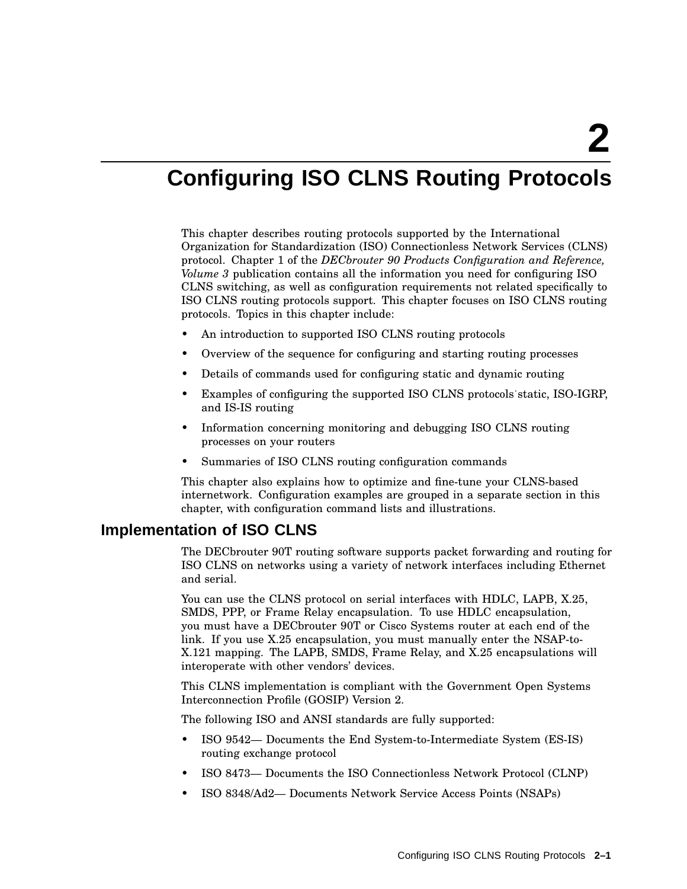# 2 Configuring ISO CLNS Routing Protocols

This chapter describes routing protocols supported by the International Organization for Standardization (ISO) Connectionless Network Services (CLNS) protocol. Chapter 1 of the *DECbrouter 90 Products Configuration and Reference, Volume 3* publication contains all the information you need for configuring ISO CLNS switching, as well as configuration requirements not related specifically to ISO CLNS routing protocols support. This chapter focuses on ISO CLNS routing protocols. Topics in this chapter include:

- An introduction to supported ISO CLNS routing protocols
- Overview of the sequence for configuring and starting routing processes
- Details of commands used for configuring static and dynamic routing
- Examples of configuring the supported ISO CLNS protocols˙static, ISO-IGRP, and IS-IS routing
- Information concerning monitoring and debugging ISO CLNS routing processes on your routers
- Summaries of ISO CLNS routing configuration commands

This chapter also explains how to optimize and fine-tune your CLNS-based internetwork. Configuration examples are grouped in a separate section in this chapter, with configuration command lists and illustrations.

## Implementation of ISO CLNS

The DECbrouter 90T routing software supports packet forwarding and routing for ISO CLNS on networks using a variety of network interfaces including Ethernet and serial.

You can use the CLNS protocol on serial interfaces with HDLC, LAPB, X.25, SMDS, PPP, or Frame Relay encapsulation. To use HDLC encapsulation, you must have a DECbrouter 90T or Cisco Systems router at each end of the link. If you use X.25 encapsulation, you must manually enter the NSAP-to-X.121 mapping. The LAPB, SMDS, Frame Relay, and X.25 encapsulations will interoperate with other vendors' devices.

This CLNS implementation is compliant with the Government Open Systems Interconnection Profile (GOSIP) Version 2.

The following ISO and ANSI standards are fully supported:

- ISO 9542— Documents the End System-to-Intermediate System (ES-IS) routing exchange protocol
- ISO 8473— Documents the ISO Connectionless Network Protocol (CLNP)
- ISO 8348/Ad2— Documents Network Service Access Points (NSAPs)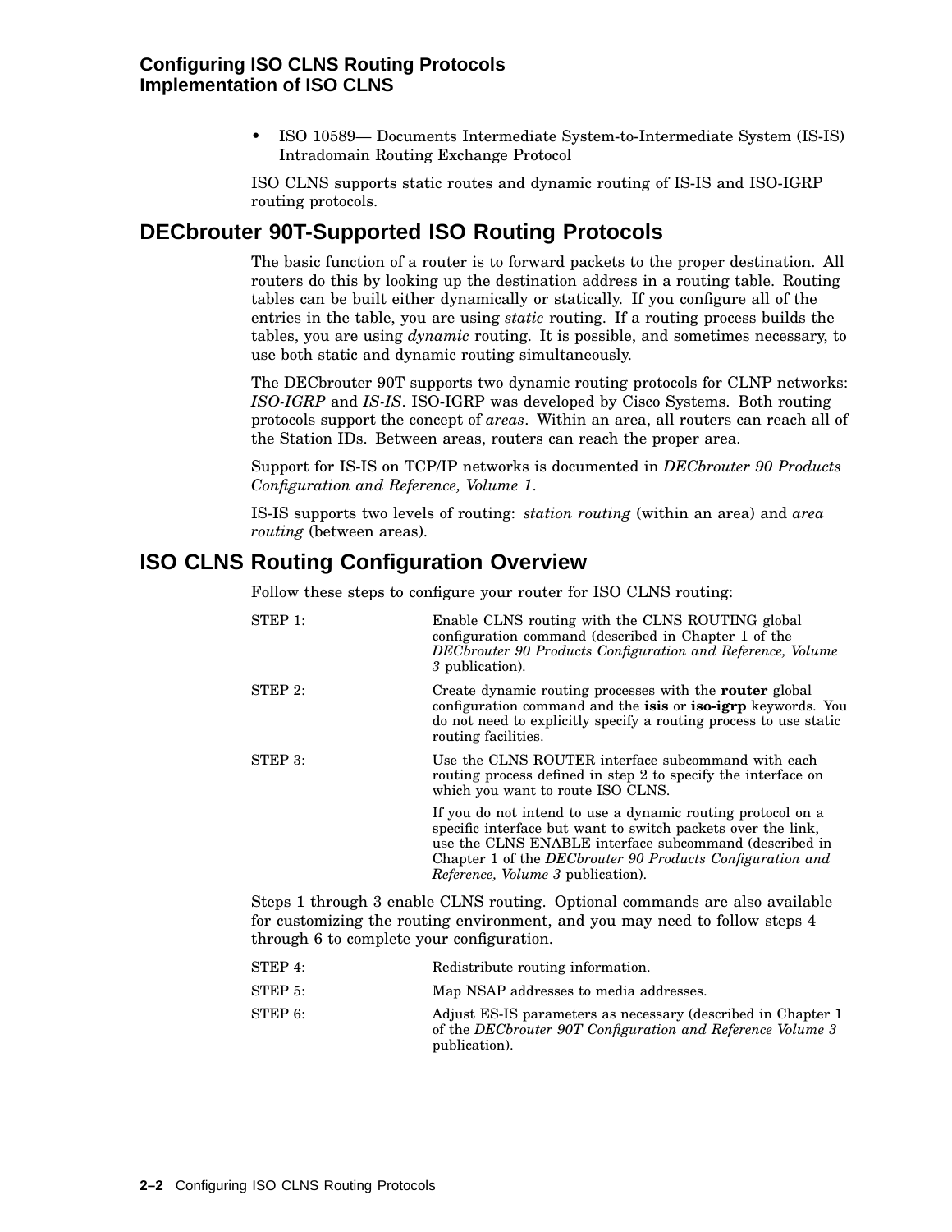- ISO 10589— Documents Intermediate System-to-Intermediate System (IS-IS) Intradomain Routing Exchange Protocol

ISO CLNS supports static routes and dynamic routing of IS-IS and ISO-IGRP routing protocols.

## DECbrouter 90T-Supported ISO Routing Protocols

The basic function of a router is to forward packets to the proper destination. All routers do this by looking up the destination address in a routing table. Routing tables can be built either dynamically or statically. If you configure all of the entries in the table, you are using *static* routing. If a routing process builds the tables, you are using *dynamic* routing. It is possible, and sometimes necessary, to use both static and dynamic routing simultaneously.

The DECbrouter 90T supports two dynamic routing protocols for CLNP networks: *ISO-IGRP* and *IS-IS*. ISO-IGRP was developed by Cisco Systems. Both routing protocols support the concept of *areas*. Within an area, all routers can reach all of the Station IDs. Between areas, routers can reach the proper area.

Support for IS-IS on TCP/IP networks is documented in *DECbrouter 90 Products Configuration and Reference, Volume 1*.

IS-IS supports two levels of routing: *station routing* (within an area) and *area routing* (between areas).

## ISO CLNS Routing Configuration Overview

Follow these steps to configure your router for ISO CLNS routing:

STEP 1: Enable CLNS routing with the CLNS ROUTING global configuration command (described in Chapter 1 of the *DECbrouter 90 Products Configuration and Reference, Volume 3* publication).

STEP 2: Create dynamic routing processes with the **router** global configuration command and the **isis** or **iso-igrp** keywords. You do not need to explicitly specify a routing process to use static routing facilities.

STEP 3: Use the CLNS ROUTER interface subcommand with each routing process defined in step 2 to specify the interface on which you want to route ISO CLNS.

If you do not intend to use a dynamic routing protocol on a specific interface but want to switch packets over the link, use the CLNS ENABLE interface subcommand (described in Chapter 1 of the *DECbrouter 90 Products Configuration and Reference, Volume 3* publication).

Steps 1 through 3 enable CLNS routing. Optional commands are also available for customizing the routing environment, and you may need to follow steps 4 through 6 to complete your configuration.

STEP 4: Redistribute routing information.

STEP 5: Map NSAP addresses to media addresses.

STEP 6: Adjust ES-IS parameters as necessary (described in Chapter 1 of the *DECbrouter 90T Configuration and Reference Volume 3* publication).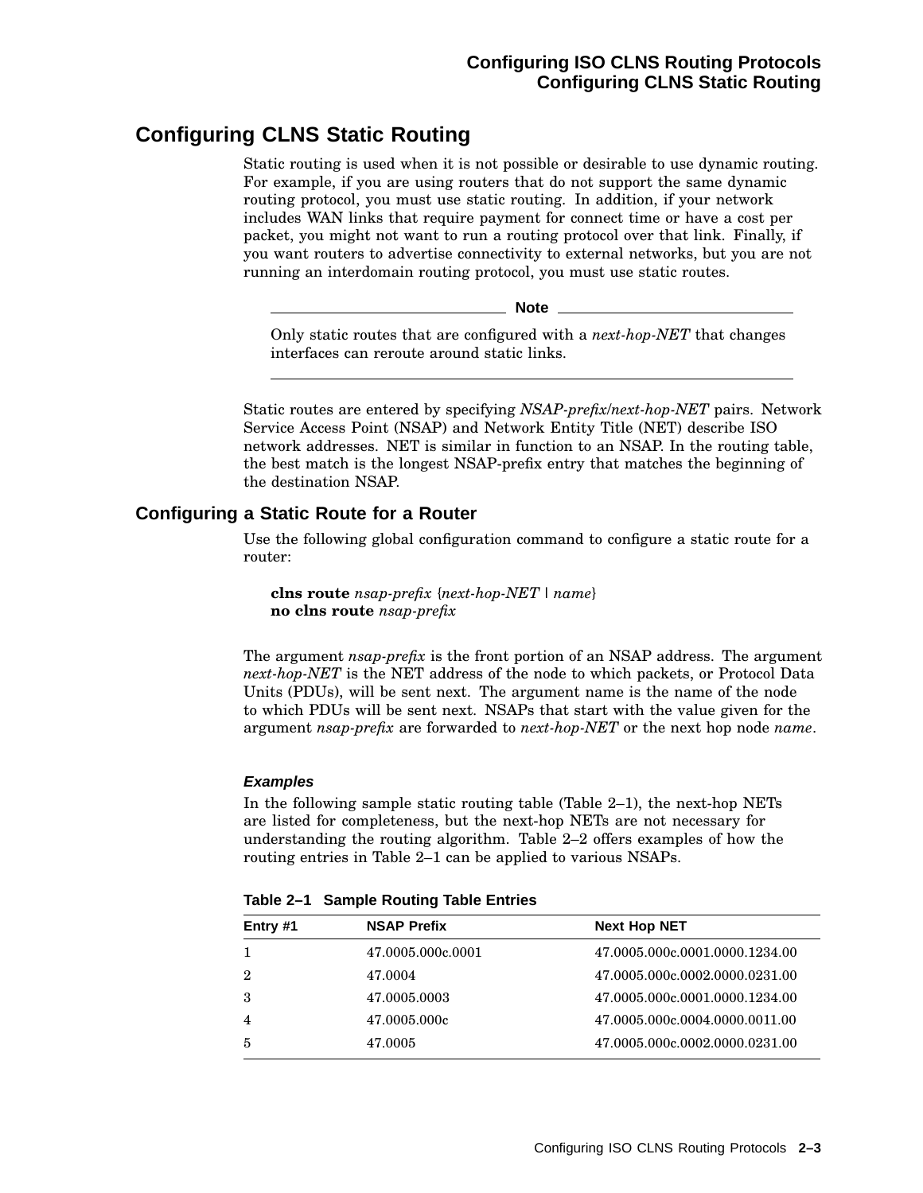# Configuring CLNS Static Routing

Static routing is used when it is not possible or desirable to use dynamic routing. For example, if you are using routers that do not support the same dynamic routing protocol, you must use static routing. In addition, if your network includes WAN links that require payment for connect time or have a cost per packet, you might not want to run a routing protocol over that link. Finally, if you want routers to advertise connectivity to external networks, but you are not running an interdomain routing protocol, you must use static routes.

---

**Note**

Only static routes that are configured with a *next-hop-NET* that changes interfaces can reroute around static links.

---

Static routes are entered by specifying *NSAP-prefix/next-hop-NET* pairs. Network Service Access Point (NSAP) and Network Entity Title (NET) describe ISO network addresses. NET is similar in function to an NSAP. In the routing table, the best match is the longest NSAP-prefix entry that matches the beginning of the destination NSAP.

## Configuring a Static Route for a Router

Use the following global configuration command to configure a static route for a router:

**clns route** *nsap-prefix* {*next-hop-NET* | *name*}
**no clns route** *nsap-prefix*

The argument *nsap-prefix* is the front portion of an NSAP address. The argument *next-hop-NET* is the NET address of the node to which packets, or Protocol Data Units (PDUs), will be sent next. The argument name is the name of the node to which PDUs will be sent next. NSAPs that start with the value given for the argument *nsap-prefix* are forwarded to *next-hop-NET* or the next hop node *name*.

#### *Examples*

In the following sample static routing table (Table 2–1), the next-hop NETs are listed for completeness, but the next-hop NETs are not necessary for understanding the routing algorithm. Table 2–2 offers examples of how the routing entries in Table 2–1 can be applied to various NSAPs.

**Table 2–1 Sample Routing Table Entries**

| Entry #1 | NSAP Prefix | Next Hop NET |
|---|---|---|
| 1 | 47.0005.000c.0001 | 47.0005.000c.0001.0000.1234.00 |
| 2 | 47.0004 | 47.0005.000c.0002.0000.0231.00 |
| 3 | 47.0005.0003 | 47.0005.000c.0001.0000.1234.00 |
| 4 | 47.0005.000c | 47.0005.000c.0004.0000.0011.00 |
| 5 | 47.0005 | 47.0005.000c.0002.0000.0231.00 |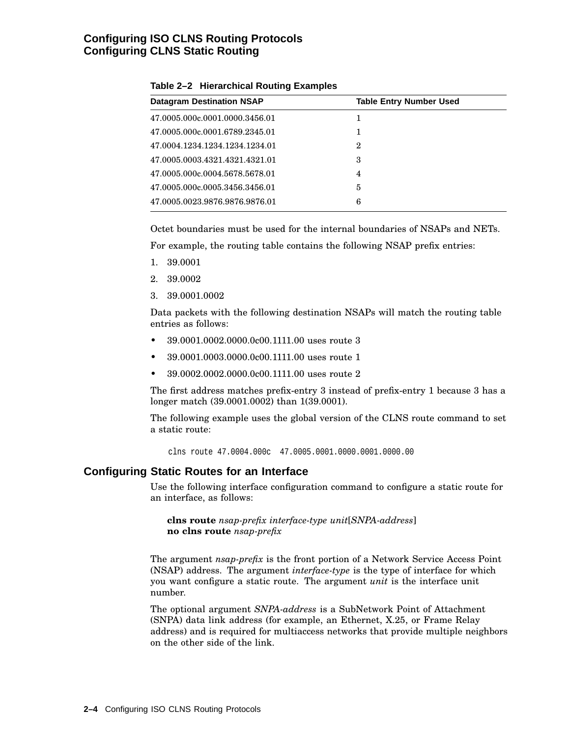**Table 2–2 Hierarchical Routing Examples**

| Datagram Destination NSAP | Table Entry Number Used |
|---|---|
| 47.0005.000c.0001.0000.3456.01 | 1 |
| 47.0005.000c.0001.6789.2345.01 | 1 |
| 47.0004.1234.1234.1234.1234.01 | 2 |
| 47.0005.0003.4321.4321.4321.01 | 3 |
| 47.0005.000c.0004.5678.5678.01 | 4 |
| 47.0005.000c.0005.3456.3456.01 | 5 |
| 47.0005.0023.9876.9876.9876.01 | 6 |

Octet boundaries must be used for the internal boundaries of NSAPs and NETs.

For example, the routing table contains the following NSAP prefix entries:

1. 39.0001
2. 39.0002
3. 39.0001.0002

Data packets with the following destination NSAPs will match the routing table entries as follows:

- 39.0001.0002.0000.0c00.1111.00 uses route 3
- 39.0001.0003.0000.0c00.1111.00 uses route 1
- 39.0002.0002.0000.0c00.1111.00 uses route 2

The first address matches prefix-entry 3 instead of prefix-entry 1 because 3 has a longer match (39.0001.0002) than 1(39.0001).

The following example uses the global version of the CLNS route command to set a static route:

```
clns route 47.0004.000c  47.0005.0001.0000.0001.0000.00
```

## Configuring Static Routes for an Interface

Use the following interface configuration command to configure a static route for an interface, as follows:

**clns route** *nsap-prefix interface-type unit*[*SNPA-address*]
**no clns route** *nsap-prefix*

The argument *nsap-prefix* is the front portion of a Network Service Access Point (NSAP) address. The argument *interface-type* is the type of interface for which you want configure a static route. The argument *unit* is the interface unit number.

The optional argument *SNPA-address* is a SubNetwork Point of Attachment (SNPA) data link address (for example, an Ethernet, X.25, or Frame Relay address) and is required for multiaccess networks that provide multiple neighbors on the other side of the link.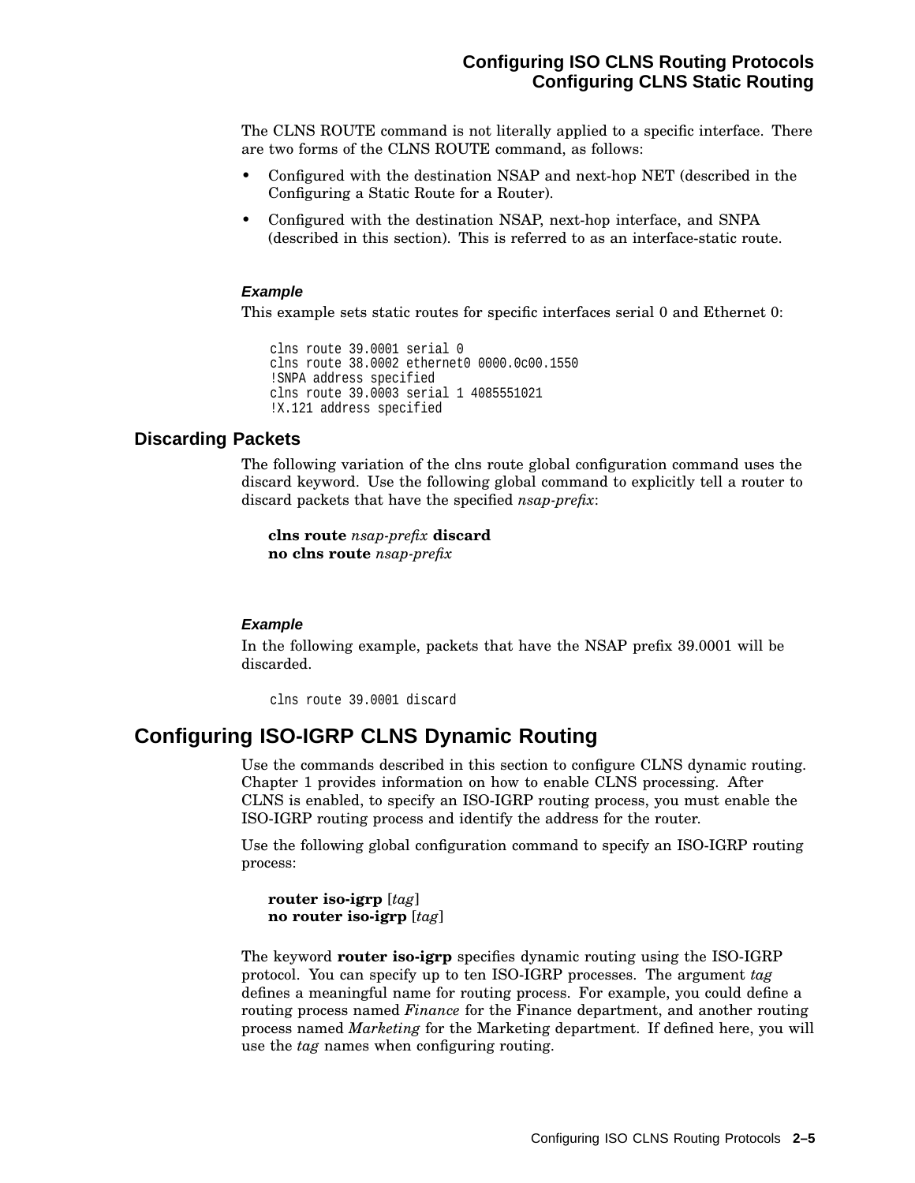The CLNS ROUTE command is not literally applied to a specific interface. There are two forms of the CLNS ROUTE command, as follows:

- Configured with the destination NSAP and next-hop NET (described in the Configuring a Static Route for a Router).
- Configured with the destination NSAP, next-hop interface, and SNPA (described in this section). This is referred to as an interface-static route.

#### *Example*

This example sets static routes for specific interfaces serial 0 and Ethernet 0:

```
clns route 39.0001 serial 0
clns route 38.0002 ethernet0 0000.0c00.1550
!SNPA address specified
clns route 39.0003 serial 1 4085551021
!X.121 address specified
```

### Discarding Packets

The following variation of the clns route global configuration command uses the discard keyword. Use the following global command to explicitly tell a router to discard packets that have the specified *nsap-prefix*:

**clns route** *nsap-prefix* **discard**
**no clns route** *nsap-prefix*

#### *Example*

In the following example, packets that have the NSAP prefix 39.0001 will be discarded.

```
clns route 39.0001 discard
```

## Configuring ISO-IGRP CLNS Dynamic Routing

Use the commands described in this section to configure CLNS dynamic routing. Chapter 1 provides information on how to enable CLNS processing. After CLNS is enabled, to specify an ISO-IGRP routing process, you must enable the ISO-IGRP routing process and identify the address for the router.

Use the following global configuration command to specify an ISO-IGRP routing process:

**router iso-igrp** [*tag*]
**no router iso-igrp** [*tag*]

The keyword **router iso-igrp** specifies dynamic routing using the ISO-IGRP protocol. You can specify up to ten ISO-IGRP processes. The argument *tag* defines a meaningful name for routing process. For example, you could define a routing process named *Finance* for the Finance department, and another routing process named *Marketing* for the Marketing department. If defined here, you will use the *tag* names when configuring routing.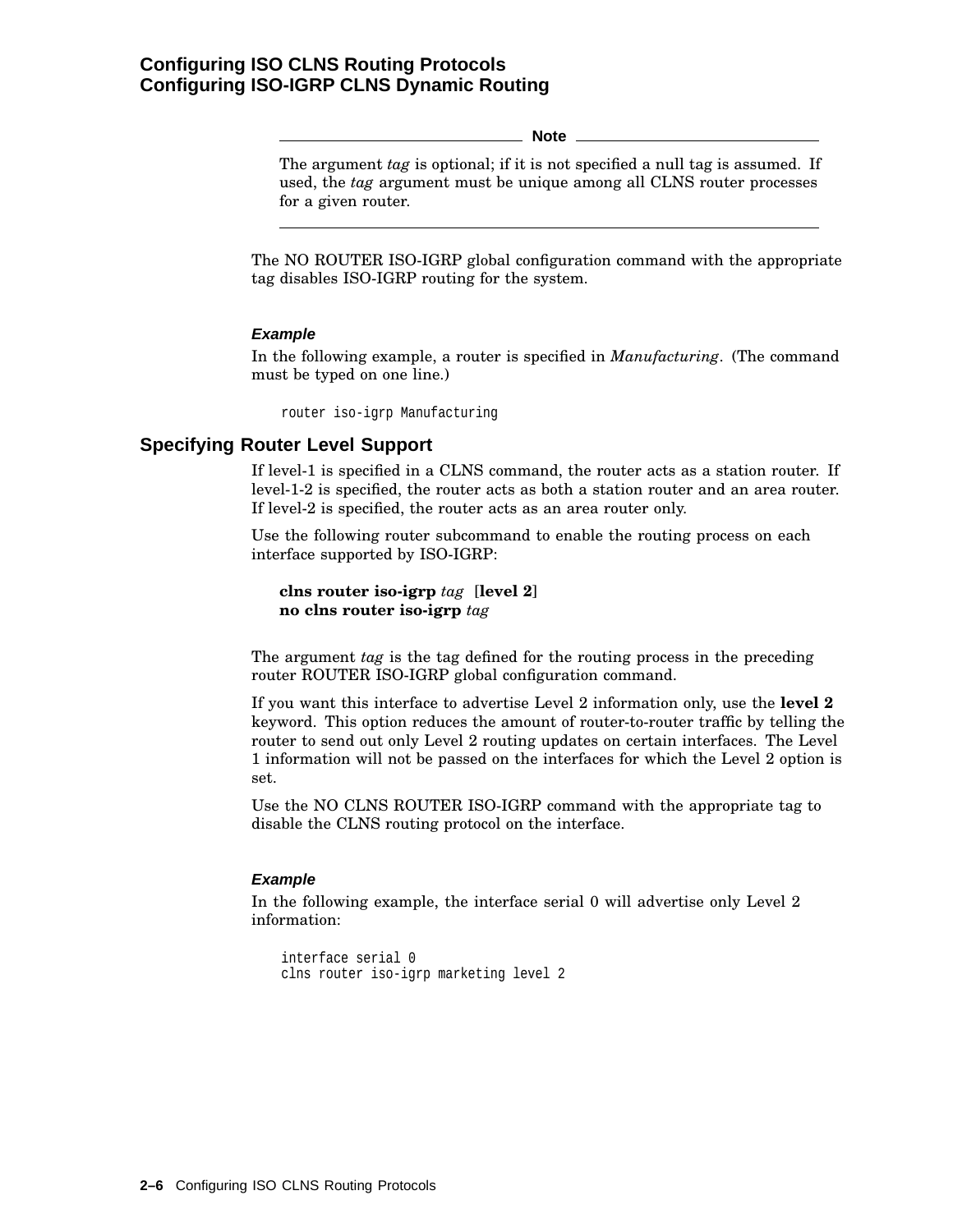**Note**

The argument *tag* is optional; if it is not specified a null tag is assumed. If used, the *tag* argument must be unique among all CLNS router processes for a given router.

---

The NO ROUTER ISO-IGRP global configuration command with the appropriate tag disables ISO-IGRP routing for the system.

#### *Example*

In the following example, a router is specified in *Manufacturing*. (The command must be typed on one line.)

```
router iso-igrp Manufacturing
```

### Specifying Router Level Support

If level-1 is specified in a CLNS command, the router acts as a station router. If level-1-2 is specified, the router acts as both a station router and an area router. If level-2 is specified, the router acts as an area router only.

Use the following router subcommand to enable the routing process on each interface supported by ISO-IGRP:

**clns router iso-igrp** *tag* [**level 2**]
**no clns router iso-igrp** *tag*

The argument *tag* is the tag defined for the routing process in the preceding router ROUTER ISO-IGRP global configuration command.

If you want this interface to advertise Level 2 information only, use the **level 2** keyword. This option reduces the amount of router-to-router traffic by telling the router to send out only Level 2 routing updates on certain interfaces. The Level 1 information will not be passed on the interfaces for which the Level 2 option is set.

Use the NO CLNS ROUTER ISO-IGRP command with the appropriate tag to disable the CLNS routing protocol on the interface.

#### *Example*

In the following example, the interface serial 0 will advertise only Level 2 information:

```
interface serial 0
clns router iso-igrp marketing level 2
```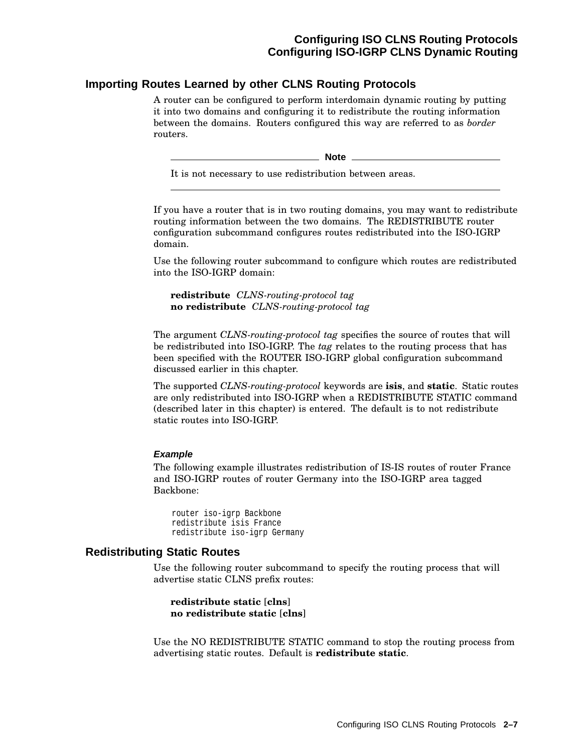## Importing Routes Learned by other CLNS Routing Protocols

A router can be configured to perform interdomain dynamic routing by putting it into two domains and configuring it to redistribute the routing information between the domains. Routers configured this way are referred to as *border* routers.

---

**Note**

It is not necessary to use redistribution between areas.

---

If you have a router that is in two routing domains, you may want to redistribute routing information between the two domains. The REDISTRIBUTE router configuration subcommand configures routes redistributed into the ISO-IGRP domain.

Use the following router subcommand to configure which routes are redistributed into the ISO-IGRP domain:

**redistribute** *CLNS-routing-protocol tag*
**no redistribute** *CLNS-routing-protocol tag*

The argument *CLNS-routing-protocol tag* specifies the source of routes that will be redistributed into ISO-IGRP. The *tag* relates to the routing process that has been specified with the ROUTER ISO-IGRP global configuration subcommand discussed earlier in this chapter.

The supported *CLNS-routing-protocol* keywords are **isis**, and **static**. Static routes are only redistributed into ISO-IGRP when a REDISTRIBUTE STATIC command (described later in this chapter) is entered. The default is to not redistribute static routes into ISO-IGRP.

#### Example

The following example illustrates redistribution of IS-IS routes of router France and ISO-IGRP routes of router Germany into the ISO-IGRP area tagged Backbone:

```
router iso-igrp Backbone
redistribute isis France
redistribute iso-igrp Germany
```

## Redistributing Static Routes

Use the following router subcommand to specify the routing process that will advertise static CLNS prefix routes:

**redistribute static** [**clns**]
**no redistribute static** [**clns**]

Use the NO REDISTRIBUTE STATIC command to stop the routing process from advertising static routes. Default is **redistribute static**.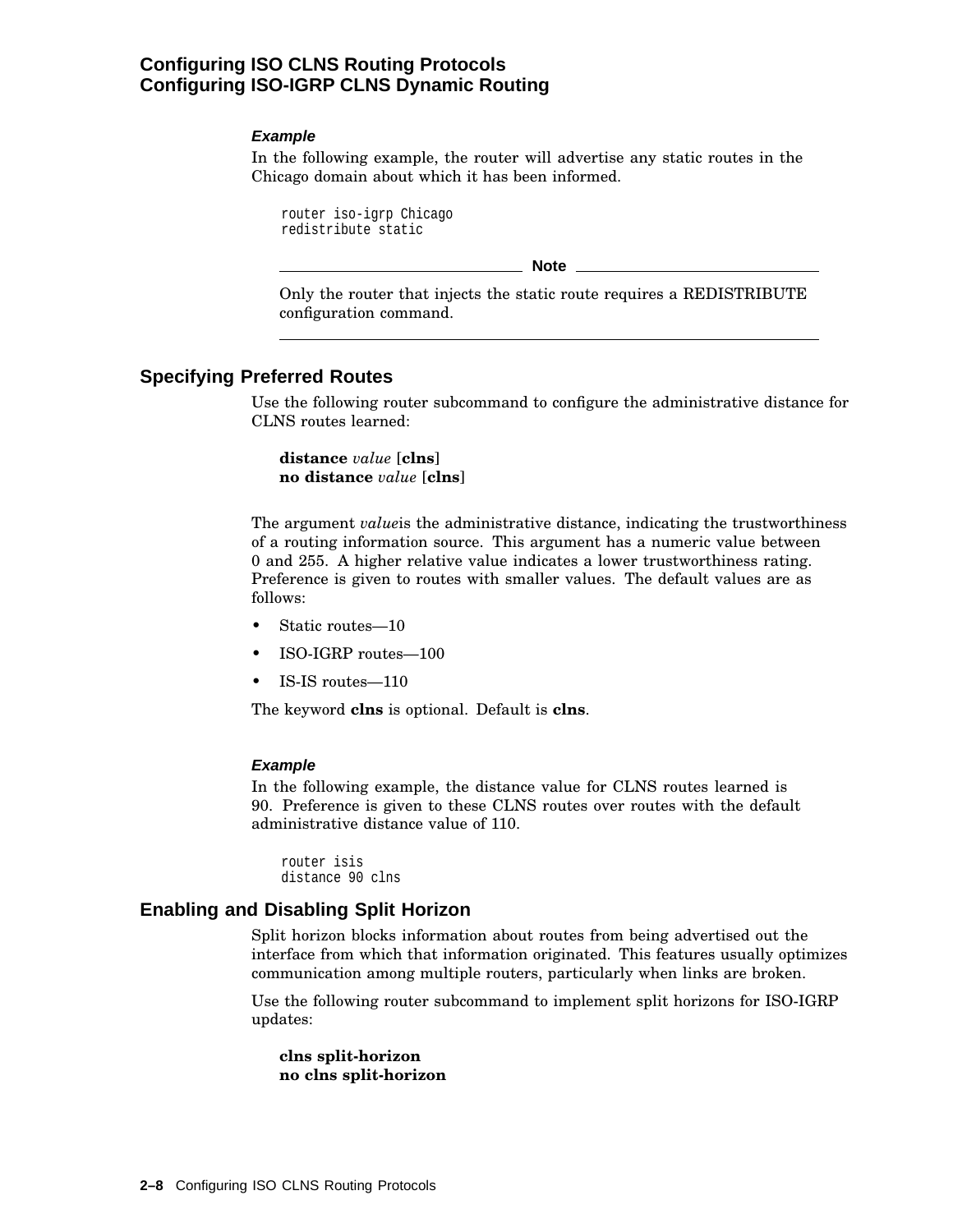#### Example

In the following example, the router will advertise any static routes in the Chicago domain about which it has been informed.

```
router iso-igrp Chicago
redistribute static
```

**Note**

Only the router that injects the static route requires a REDISTRIBUTE configuration command.

## Specifying Preferred Routes

Use the following router subcommand to configure the administrative distance for CLNS routes learned:

**distance** *value* [**clns**]
**no distance** *value* [**clns**]

The argument *value*is the administrative distance, indicating the trustworthiness of a routing information source. This argument has a numeric value between 0 and 255. A higher relative value indicates a lower trustworthiness rating. Preference is given to routes with smaller values. The default values are as follows:

- Static routes—10
- ISO-IGRP routes—100
- IS-IS routes—110

The keyword **clns** is optional. Default is **clns**.

#### Example

In the following example, the distance value for CLNS routes learned is 90. Preference is given to these CLNS routes over routes with the default administrative distance value of 110.

```
router isis
distance 90 clns
```

## Enabling and Disabling Split Horizon

Split horizon blocks information about routes from being advertised out the interface from which that information originated. This features usually optimizes communication among multiple routers, particularly when links are broken.

Use the following router subcommand to implement split horizons for ISO-IGRP updates:

**clns split-horizon**
**no clns split-horizon**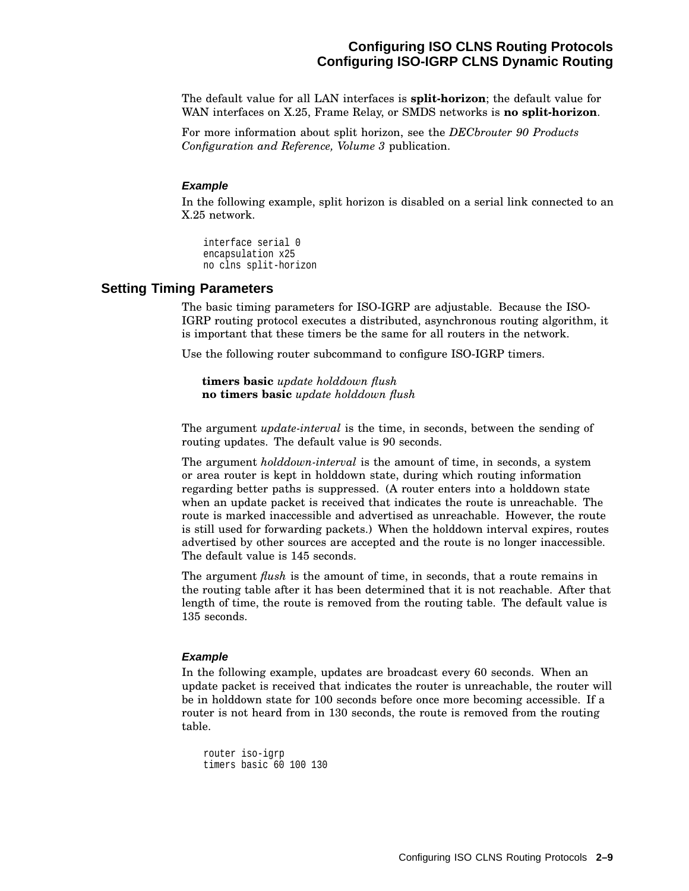The default value for all LAN interfaces is **split-horizon**; the default value for WAN interfaces on X.25, Frame Relay, or SMDS networks is **no split-horizon**.

For more information about split horizon, see the *DECbrouter 90 Products Configuration and Reference, Volume 3* publication.

#### Example

In the following example, split horizon is disabled on a serial link connected to an X.25 network.

```
interface serial 0
encapsulation x25
no clns split-horizon
```

### Setting Timing Parameters

The basic timing parameters for ISO-IGRP are adjustable. Because the ISO-IGRP routing protocol executes a distributed, asynchronous routing algorithm, it is important that these timers be the same for all routers in the network.

Use the following router subcommand to configure ISO-IGRP timers.

**timers basic** *update holddown flush*
**no timers basic** *update holddown flush*

The argument *update-interval* is the time, in seconds, between the sending of routing updates. The default value is 90 seconds.

The argument *holddown-interval* is the amount of time, in seconds, a system or area router is kept in holddown state, during which routing information regarding better paths is suppressed. (A router enters into a holddown state when an update packet is received that indicates the route is unreachable. The route is marked inaccessible and advertised as unreachable. However, the route is still used for forwarding packets.) When the holddown interval expires, routes advertised by other sources are accepted and the route is no longer inaccessible. The default value is 145 seconds.

The argument *flush* is the amount of time, in seconds, that a route remains in the routing table after it has been determined that it is not reachable. After that length of time, the route is removed from the routing table. The default value is 135 seconds.

#### Example

In the following example, updates are broadcast every 60 seconds. When an update packet is received that indicates the router is unreachable, the router will be in holddown state for 100 seconds before once more becoming accessible. If a router is not heard from in 130 seconds, the route is removed from the routing table.

```
router iso-igrp
timers basic 60 100 130
```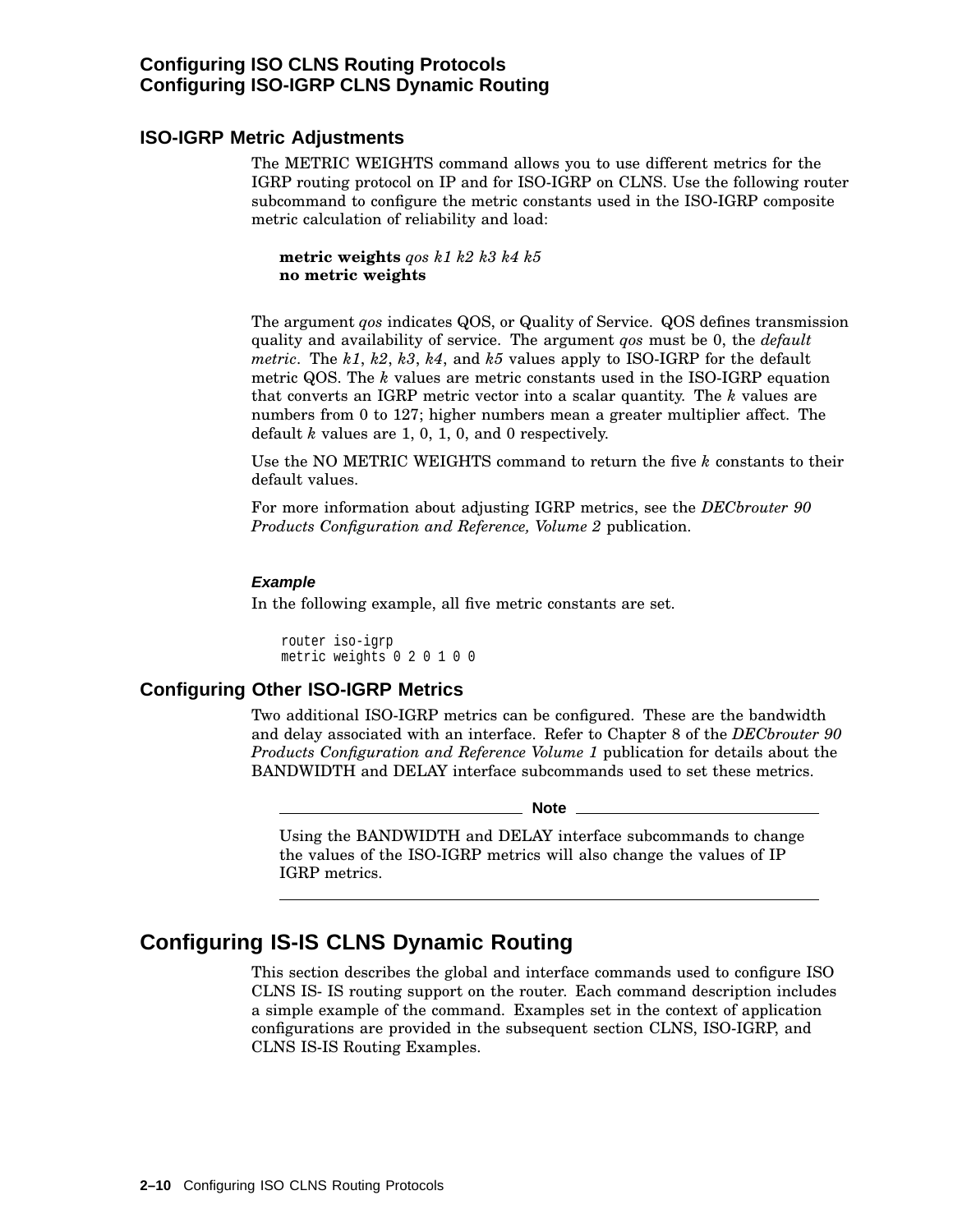## ISO-IGRP Metric Adjustments

The METRIC WEIGHTS command allows you to use different metrics for the IGRP routing protocol on IP and for ISO-IGRP on CLNS. Use the following router subcommand to configure the metric constants used in the ISO-IGRP composite metric calculation of reliability and load:

> **metric weights** *qos k1 k2 k3 k4 k5*
> **no metric weights**

The argument *qos* indicates QOS, or Quality of Service. QOS defines transmission quality and availability of service. The argument *qos* must be 0, the *default metric*. The *k1*, *k2*, *k3*, *k4*, and *k5* values apply to ISO-IGRP for the default metric QOS. The *k* values are metric constants used in the ISO-IGRP equation that converts an IGRP metric vector into a scalar quantity. The *k* values are numbers from 0 to 127; higher numbers mean a greater multiplier affect. The default *k* values are 1, 0, 1, 0, and 0 respectively.

Use the NO METRIC WEIGHTS command to return the five *k* constants to their default values.

For more information about adjusting IGRP metrics, see the *DECbrouter 90 Products Configuration and Reference, Volume 2* publication.

#### Example

In the following example, all five metric constants are set.

```
router iso-igrp
metric weights 0 2 0 1 0 0
```

## Configuring Other ISO-IGRP Metrics

Two additional ISO-IGRP metrics can be configured. These are the bandwidth and delay associated with an interface. Refer to Chapter 8 of the *DECbrouter 90 Products Configuration and Reference Volume 1* publication for details about the BANDWIDTH and DELAY interface subcommands used to set these metrics.

---

**Note**

Using the BANDWIDTH and DELAY interface subcommands to change the values of the ISO-IGRP metrics will also change the values of IP IGRP metrics.

---

# Configuring IS-IS CLNS Dynamic Routing

This section describes the global and interface commands used to configure ISO CLNS IS- IS routing support on the router. Each command description includes a simple example of the command. Examples set in the context of application configurations are provided in the subsequent section CLNS, ISO-IGRP, and CLNS IS-IS Routing Examples.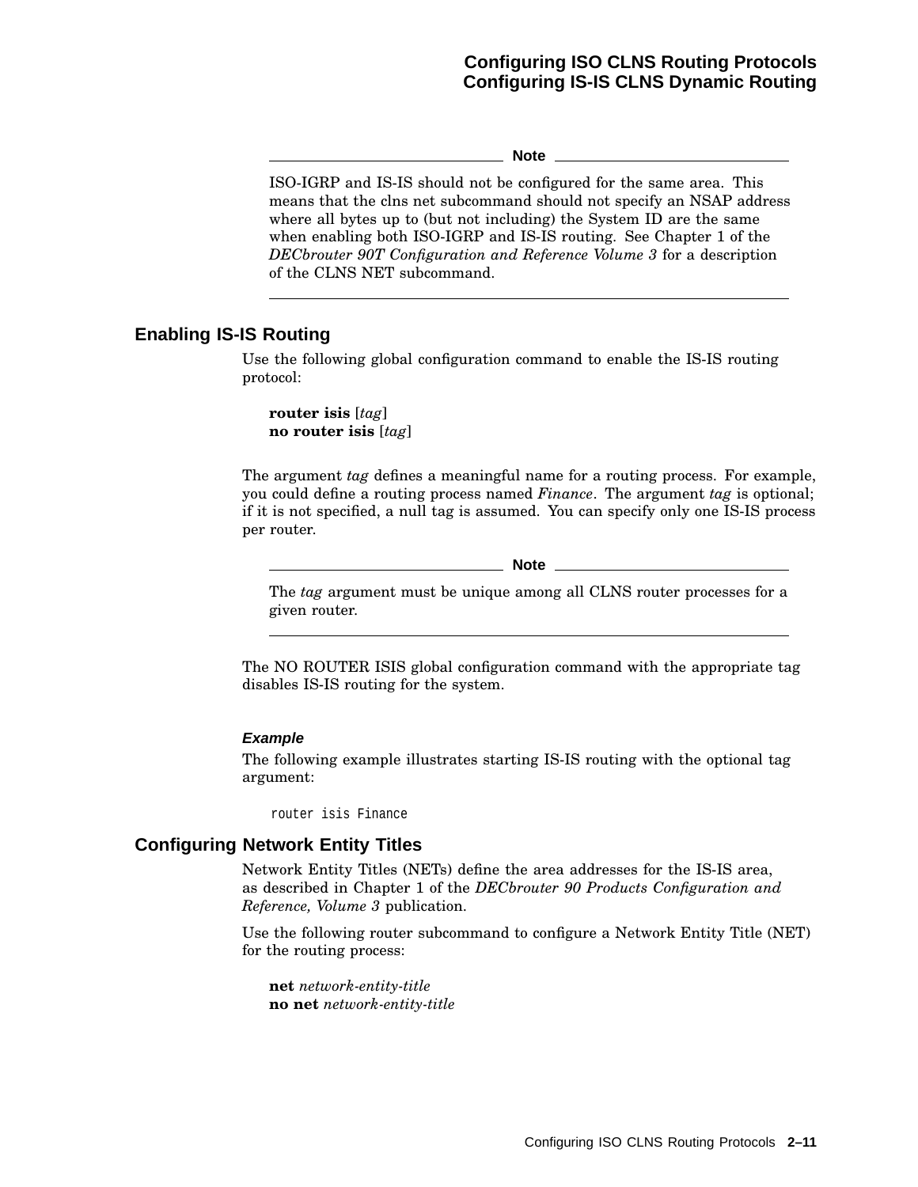**Note**

ISO-IGRP and IS-IS should not be configured for the same area. This means that the clns net subcommand should not specify an NSAP address where all bytes up to (but not including) the System ID are the same when enabling both ISO-IGRP and IS-IS routing. See Chapter 1 of the *DECbrouter 90T Configuration and Reference Volume 3* for a description of the CLNS NET subcommand.

---

## Enabling IS-IS Routing

Use the following global configuration command to enable the IS-IS routing protocol:

**router isis** [*tag*]
**no router isis** [*tag*]

The argument *tag* defines a meaningful name for a routing process. For example, you could define a routing process named *Finance*. The argument *tag* is optional; if it is not specified, a null tag is assumed. You can specify only one IS-IS process per router.

**Note**

The *tag* argument must be unique among all CLNS router processes for a given router.

---

The NO ROUTER ISIS global configuration command with the appropriate tag disables IS-IS routing for the system.

#### *Example*

The following example illustrates starting IS-IS routing with the optional tag argument:

```
router isis Finance
```

## Configuring Network Entity Titles

Network Entity Titles (NETs) define the area addresses for the IS-IS area, as described in Chapter 1 of the *DECbrouter 90 Products Configuration and Reference, Volume 3* publication.

Use the following router subcommand to configure a Network Entity Title (NET) for the routing process:

**net** *network-entity-title*
**no net** *network-entity-title*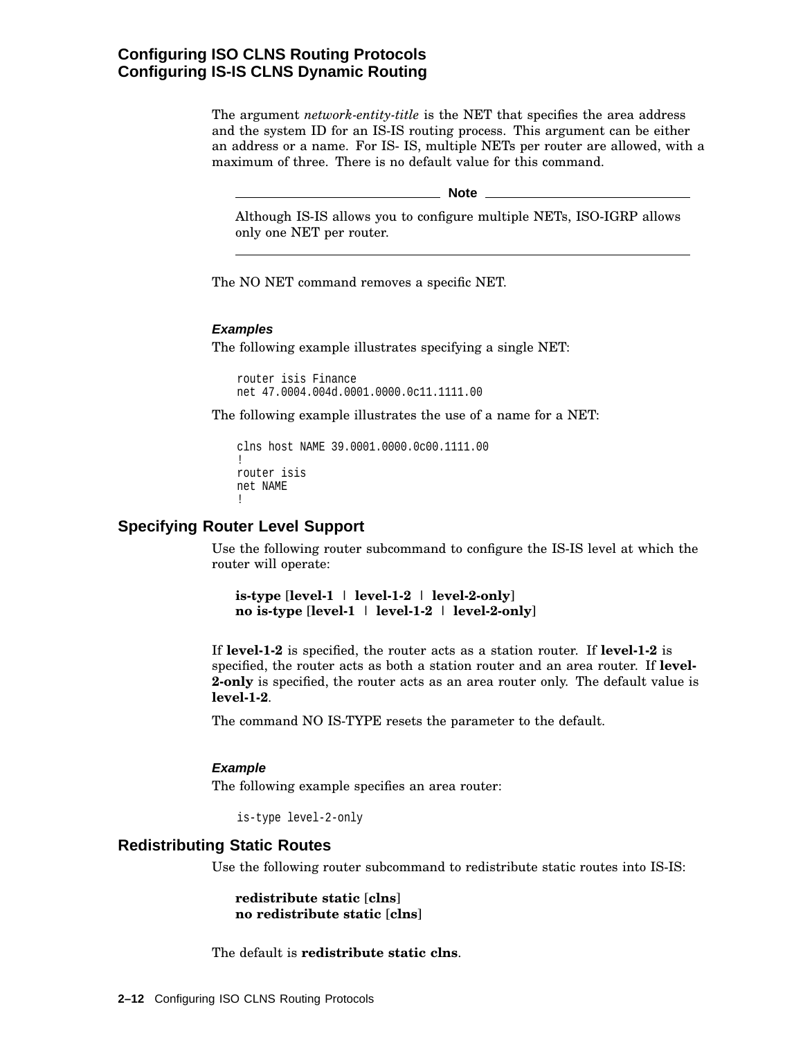The argument *network-entity-title* is the NET that specifies the area address and the system ID for an IS-IS routing process. This argument can be either an address or a name. For IS- IS, multiple NETs per router are allowed, with a maximum of three. There is no default value for this command.

**Note**

Although IS-IS allows you to configure multiple NETs, ISO-IGRP allows only one NET per router.

---

The NO NET command removes a specific NET.

#### *Examples*

The following example illustrates specifying a single NET:

```
router isis Finance
net 47.0004.004d.0001.0000.0c11.1111.00
```

The following example illustrates the use of a name for a NET:

```
clns host NAME 39.0001.0000.0c00.1111.00
!
router isis
net NAME
!
```

### Specifying Router Level Support

Use the following router subcommand to configure the IS-IS level at which the router will operate:

**is-type** [**level-1** | **level-1-2** | **level-2-only**]
**no is-type** [**level-1** | **level-1-2** | **level-2-only**]

If **level-1-2** is specified, the router acts as a station router. If **level-1-2** is specified, the router acts as both a station router and an area router. If **level-2-only** is specified, the router acts as an area router only. The default value is **level-1-2**.

The command NO IS-TYPE resets the parameter to the default.

#### *Example*

The following example specifies an area router:

```
is-type level-2-only
```

### Redistributing Static Routes

Use the following router subcommand to redistribute static routes into IS-IS:

**redistribute static** [**clns**]
**no redistribute static** [**clns**]

The default is **redistribute static clns**.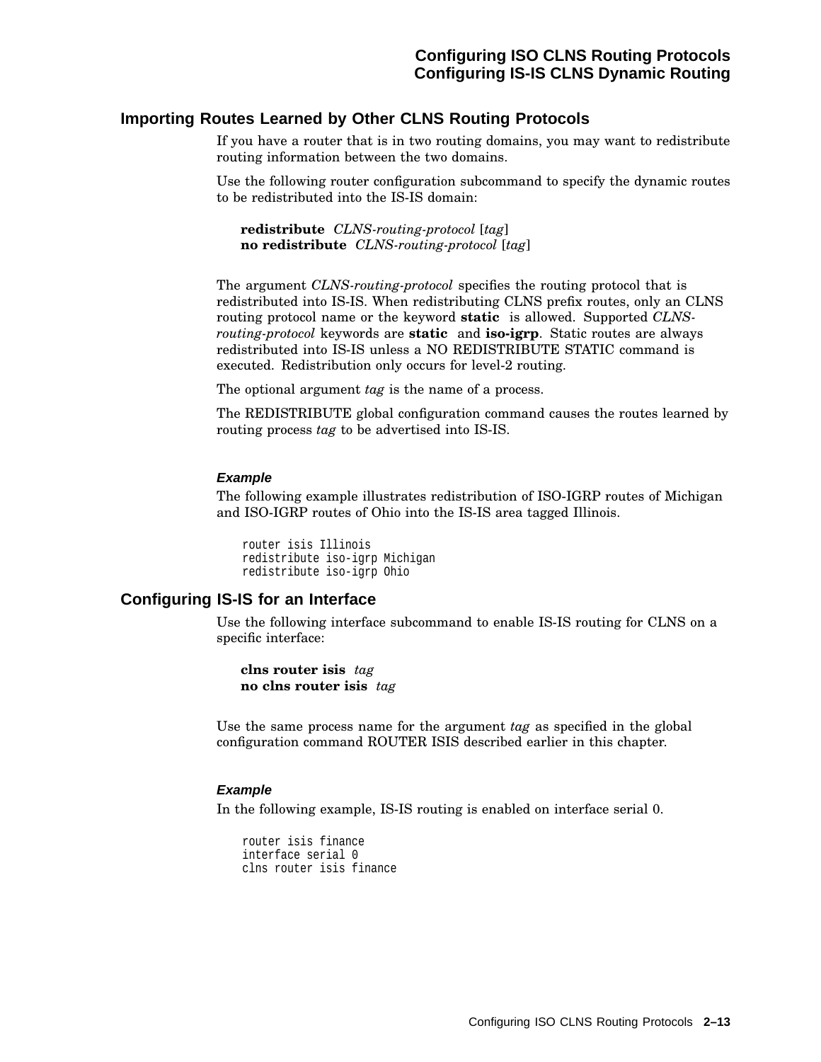## Importing Routes Learned by Other CLNS Routing Protocols

If you have a router that is in two routing domains, you may want to redistribute routing information between the two domains.

Use the following router configuration subcommand to specify the dynamic routes to be redistributed into the IS-IS domain:

**redistribute** *CLNS-routing-protocol* [*tag*]
**no redistribute** *CLNS-routing-protocol* [*tag*]

The argument *CLNS-routing-protocol* specifies the routing protocol that is redistributed into IS-IS. When redistributing CLNS prefix routes, only an CLNS routing protocol name or the keyword **static** is allowed. Supported *CLNS-routing-protocol* keywords are **static** and **iso-igrp**. Static routes are always redistributed into IS-IS unless a NO REDISTRIBUTE STATIC command is executed. Redistribution only occurs for level-2 routing.

The optional argument *tag* is the name of a process.

The REDISTRIBUTE global configuration command causes the routes learned by routing process *tag* to be advertised into IS-IS.

#### Example

The following example illustrates redistribution of ISO-IGRP routes of Michigan and ISO-IGRP routes of Ohio into the IS-IS area tagged Illinois.

```
router isis Illinois
redistribute iso-igrp Michigan
redistribute iso-igrp Ohio
```

## Configuring IS-IS for an Interface

Use the following interface subcommand to enable IS-IS routing for CLNS on a specific interface:

**clns router isis** *tag*
**no clns router isis** *tag*

Use the same process name for the argument *tag* as specified in the global configuration command ROUTER ISIS described earlier in this chapter.

#### Example

In the following example, IS-IS routing is enabled on interface serial 0.

```
router isis finance
interface serial 0
clns router isis finance
```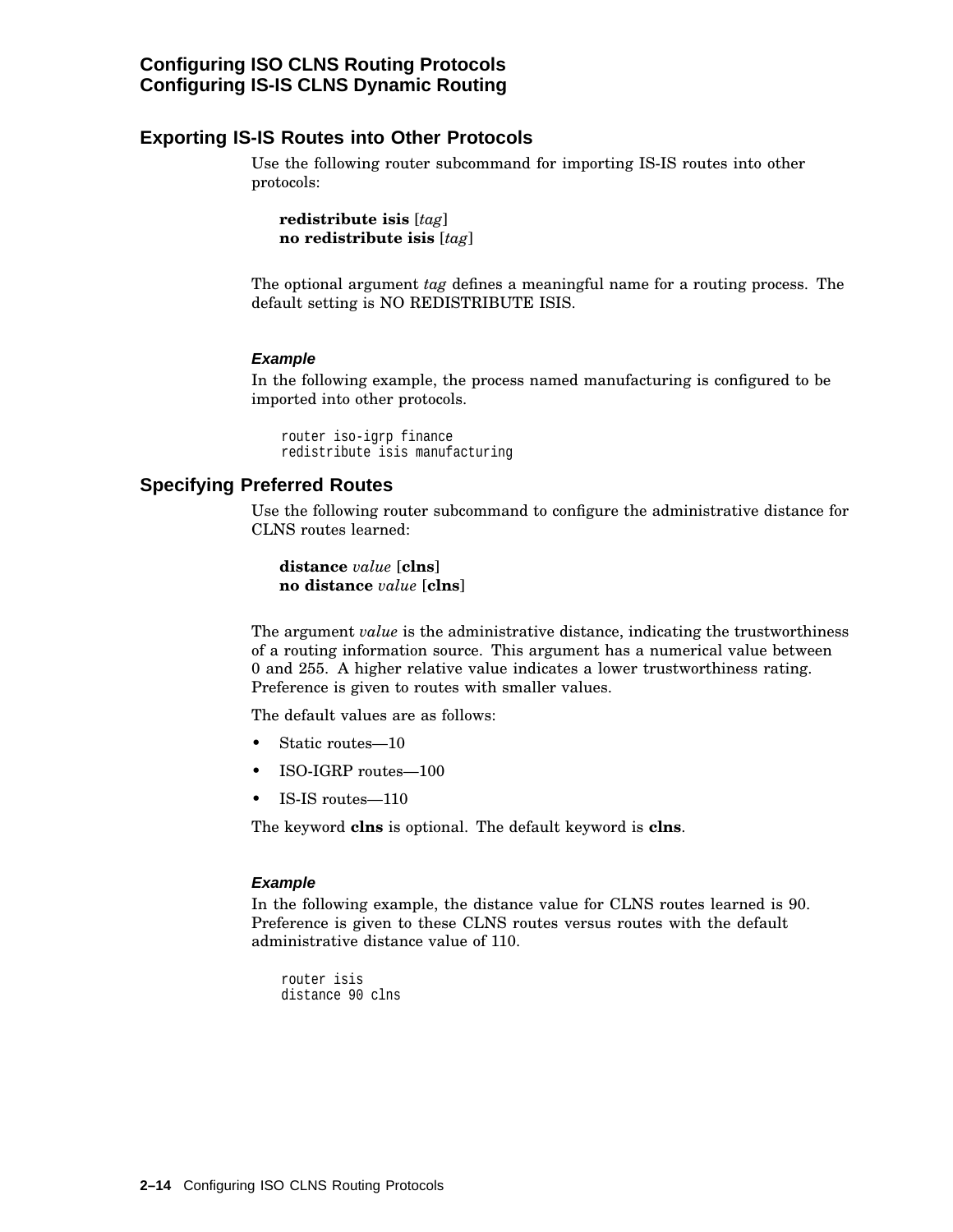## Exporting IS-IS Routes into Other Protocols

Use the following router subcommand for importing IS-IS routes into other protocols:

> **redistribute isis** [*tag*]
> **no redistribute isis** [*tag*]

The optional argument *tag* defines a meaningful name for a routing process. The default setting is NO REDISTRIBUTE ISIS.

#### *Example*

In the following example, the process named manufacturing is configured to be imported into other protocols.

```
router iso-igrp finance
redistribute isis manufacturing
```

## Specifying Preferred Routes

Use the following router subcommand to configure the administrative distance for CLNS routes learned:

> **distance** *value* [**clns**]
> **no distance** *value* [**clns**]

The argument *value* is the administrative distance, indicating the trustworthiness of a routing information source. This argument has a numerical value between 0 and 255. A higher relative value indicates a lower trustworthiness rating. Preference is given to routes with smaller values.

The default values are as follows:

- Static routes—10
- ISO-IGRP routes—100
- IS-IS routes—110

The keyword **clns** is optional. The default keyword is **clns**.

#### *Example*

In the following example, the distance value for CLNS routes learned is 90. Preference is given to these CLNS routes versus routes with the default administrative distance value of 110.

```
router isis
distance 90 clns
```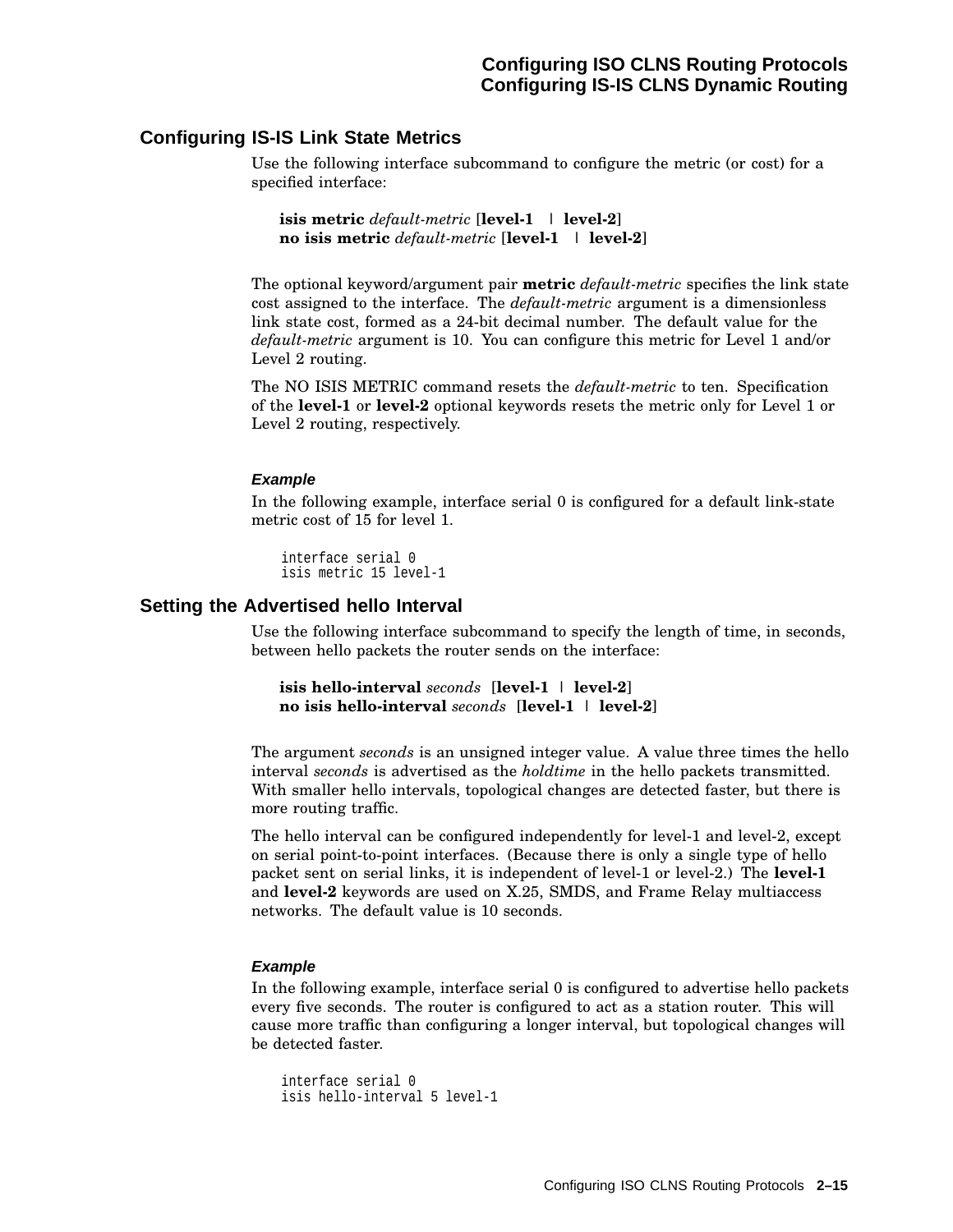## Configuring IS-IS Link State Metrics

Use the following interface subcommand to configure the metric (or cost) for a specified interface:

**isis metric** *default-metric* [**level-1** | **level-2**]
**no isis metric** *default-metric* [**level-1** | **level-2**]

The optional keyword/argument pair **metric** *default-metric* specifies the link state cost assigned to the interface. The *default-metric* argument is a dimensionless link state cost, formed as a 24-bit decimal number. The default value for the *default-metric* argument is 10. You can configure this metric for Level 1 and/or Level 2 routing.

The NO ISIS METRIC command resets the *default-metric* to ten. Specification of the **level-1** or **level-2** optional keywords resets the metric only for Level 1 or Level 2 routing, respectively.

#### Example

In the following example, interface serial 0 is configured for a default link-state metric cost of 15 for level 1.

```
interface serial 0
isis metric 15 level-1
```

## Setting the Advertised hello Interval

Use the following interface subcommand to specify the length of time, in seconds, between hello packets the router sends on the interface:

**isis hello-interval** *seconds* [**level-1** | **level-2**]
**no isis hello-interval** *seconds* [**level-1** | **level-2**]

The argument *seconds* is an unsigned integer value. A value three times the hello interval *seconds* is advertised as the *holdtime* in the hello packets transmitted. With smaller hello intervals, topological changes are detected faster, but there is more routing traffic.

The hello interval can be configured independently for level-1 and level-2, except on serial point-to-point interfaces. (Because there is only a single type of hello packet sent on serial links, it is independent of level-1 or level-2.) The **level-1** and **level-2** keywords are used on X.25, SMDS, and Frame Relay multiaccess networks. The default value is 10 seconds.

#### Example

In the following example, interface serial 0 is configured to advertise hello packets every five seconds. The router is configured to act as a station router. This will cause more traffic than configuring a longer interval, but topological changes will be detected faster.

```
interface serial 0
isis hello-interval 5 level-1
```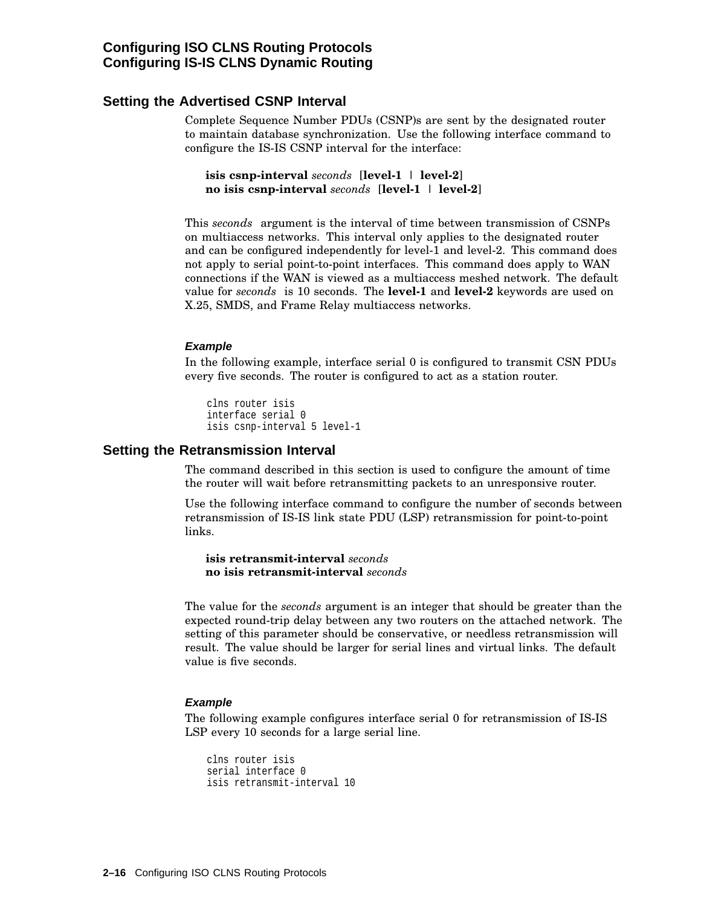## Setting the Advertised CSNP Interval

Complete Sequence Number PDUs (CSNP)s are sent by the designated router to maintain database synchronization. Use the following interface command to configure the IS-IS CSNP interval for the interface:

> **isis csnp-interval** *seconds* [**level-1** | **level-2**]
> **no isis csnp-interval** *seconds* [**level-1** | **level-2**]

This *seconds* argument is the interval of time between transmission of CSNPs on multiaccess networks. This interval only applies to the designated router and can be configured independently for level-1 and level-2. This command does not apply to serial point-to-point interfaces. This command does apply to WAN connections if the WAN is viewed as a multiaccess meshed network. The default value for *seconds* is 10 seconds. The **level-1** and **level-2** keywords are used on X.25, SMDS, and Frame Relay multiaccess networks.

#### Example

In the following example, interface serial 0 is configured to transmit CSN PDUs every five seconds. The router is configured to act as a station router.

```
clns router isis
interface serial 0
isis csnp-interval 5 level-1
```

## Setting the Retransmission Interval

The command described in this section is used to configure the amount of time the router will wait before retransmitting packets to an unresponsive router.

Use the following interface command to configure the number of seconds between retransmission of IS-IS link state PDU (LSP) retransmission for point-to-point links.

> **isis retransmit-interval** *seconds*
> **no isis retransmit-interval** *seconds*

The value for the *seconds* argument is an integer that should be greater than the expected round-trip delay between any two routers on the attached network. The setting of this parameter should be conservative, or needless retransmission will result. The value should be larger for serial lines and virtual links. The default value is five seconds.

#### Example

The following example configures interface serial 0 for retransmission of IS-IS LSP every 10 seconds for a large serial line.

```
clns router isis
serial interface 0
isis retransmit-interval 10
```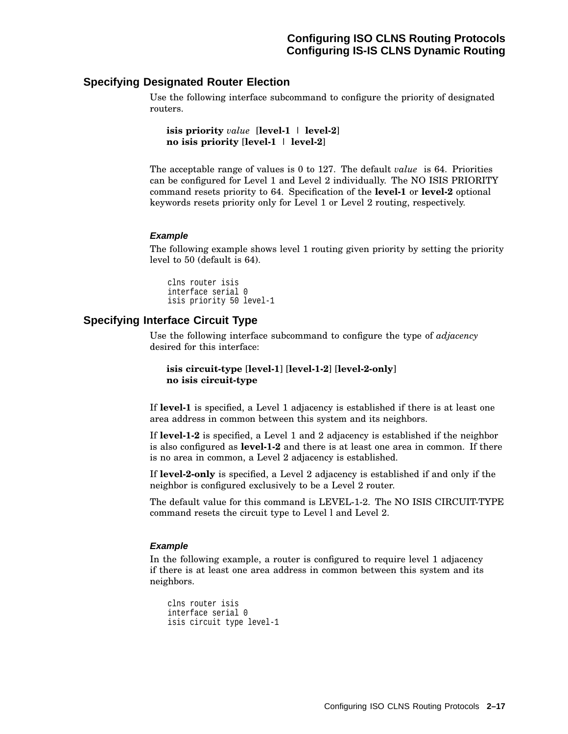## Specifying Designated Router Election

Use the following interface subcommand to configure the priority of designated routers.

> **isis priority** *value* [**level-1** | **level-2**]
> **no isis priority** [**level-1** | **level-2**]

The acceptable range of values is 0 to 127. The default *value* is 64. Priorities can be configured for Level 1 and Level 2 individually. The NO ISIS PRIORITY command resets priority to 64. Specification of the **level-1** or **level-2** optional keywords resets priority only for Level 1 or Level 2 routing, respectively.

#### Example

The following example shows level 1 routing given priority by setting the priority level to 50 (default is 64).

```
clns router isis
interface serial 0
isis priority 50 level-1
```

## Specifying Interface Circuit Type

Use the following interface subcommand to configure the type of *adjacency* desired for this interface:

> **isis circuit-type** [**level-1**] [**level-1-2**] [**level-2-only**]
> **no isis circuit-type**

If **level-1** is specified, a Level 1 adjacency is established if there is at least one area address in common between this system and its neighbors.

If **level-1-2** is specified, a Level 1 and 2 adjacency is established if the neighbor is also configured as **level-1-2** and there is at least one area in common. If there is no area in common, a Level 2 adjacency is established.

If **level-2-only** is specified, a Level 2 adjacency is established if and only if the neighbor is configured exclusively to be a Level 2 router.

The default value for this command is LEVEL-1-2. The NO ISIS CIRCUIT-TYPE command resets the circuit type to Level l and Level 2.

#### Example

In the following example, a router is configured to require level 1 adjacency if there is at least one area address in common between this system and its neighbors.

```
clns router isis
interface serial 0
isis circuit type level-1
```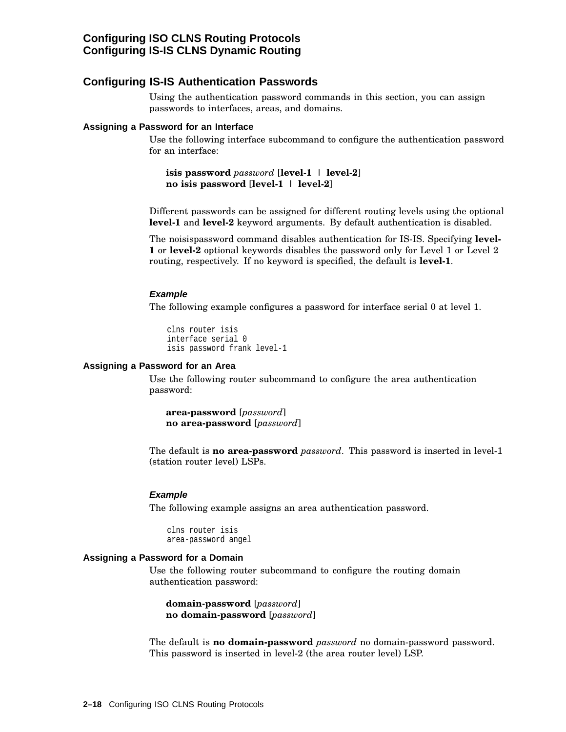## Configuring IS-IS Authentication Passwords

Using the authentication password commands in this section, you can assign passwords to interfaces, areas, and domains.

### Assigning a Password for an Interface

Use the following interface subcommand to configure the authentication password for an interface:

> **isis password** *password* [**level-1** | **level-2**]
> **no isis password** [**level-1** | **level-2**]

Different passwords can be assigned for different routing levels using the optional **level-1** and **level-2** keyword arguments. By default authentication is disabled.

The noisispassword command disables authentication for IS-IS. Specifying **level-1** or **level-2** optional keywords disables the password only for Level 1 or Level 2 routing, respectively. If no keyword is specified, the default is **level-1**.

#### *Example*

The following example configures a password for interface serial 0 at level 1.

```
clns router isis
interface serial 0
isis password frank level-1
```

### Assigning a Password for an Area

Use the following router subcommand to configure the area authentication password:

> **area-password** [*password*]
> **no area-password** [*password*]

The default is **no area-password** *password*. This password is inserted in level-1 (station router level) LSPs.

#### *Example*

The following example assigns an area authentication password.

```
clns router isis
area-password angel
```

### Assigning a Password for a Domain

Use the following router subcommand to configure the routing domain authentication password:

> **domain-password** [*password*]
> **no domain-password** [*password*]

The default is **no domain-password** *password* no domain-password password. This password is inserted in level-2 (the area router level) LSP.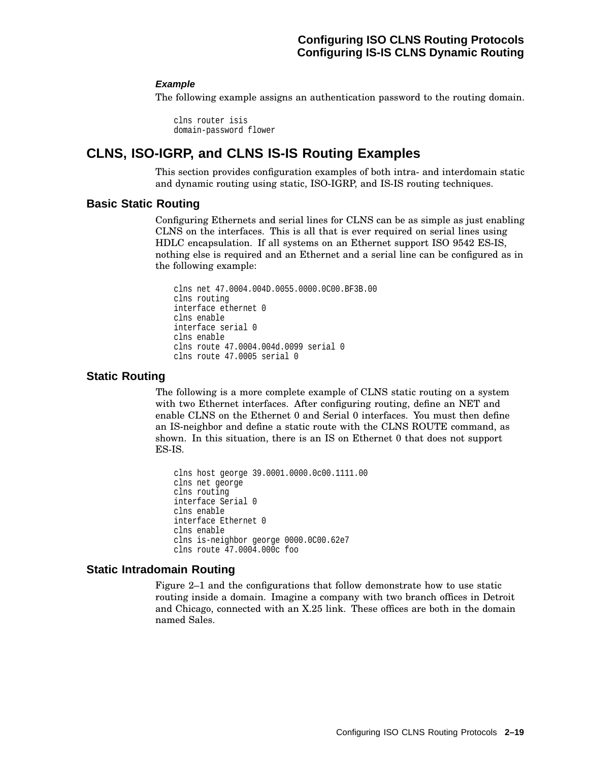#### *Example*

The following example assigns an authentication password to the routing domain.

```
clns router isis
domain-password flower
```

## CLNS, ISO-IGRP, and CLNS IS-IS Routing Examples

This section provides configuration examples of both intra- and interdomain static and dynamic routing using static, ISO-IGRP, and IS-IS routing techniques.

### Basic Static Routing

Configuring Ethernets and serial lines for CLNS can be as simple as just enabling CLNS on the interfaces. This is all that is ever required on serial lines using HDLC encapsulation. If all systems on an Ethernet support ISO 9542 ES-IS, nothing else is required and an Ethernet and a serial line can be configured as in the following example:

```
clns net 47.0004.004D.0055.0000.0C00.BF3B.00
clns routing
interface ethernet 0
clns enable
interface serial 0
clns enable
clns route 47.0004.004d.0099 serial 0
clns route 47.0005 serial 0
```

### Static Routing

The following is a more complete example of CLNS static routing on a system with two Ethernet interfaces. After configuring routing, define an NET and enable CLNS on the Ethernet 0 and Serial 0 interfaces. You must then define an IS-neighbor and define a static route with the CLNS ROUTE command, as shown. In this situation, there is an IS on Ethernet 0 that does not support ES-IS.

```
clns host george 39.0001.0000.0c00.1111.00
clns net george
clns routing
interface Serial 0
clns enable
interface Ethernet 0
clns enable
clns is-neighbor george 0000.0C00.62e7
clns route 47.0004.000c foo
```

### Static Intradomain Routing

Figure 2–1 and the configurations that follow demonstrate how to use static routing inside a domain. Imagine a company with two branch offices in Detroit and Chicago, connected with an X.25 link. These offices are both in the domain named Sales.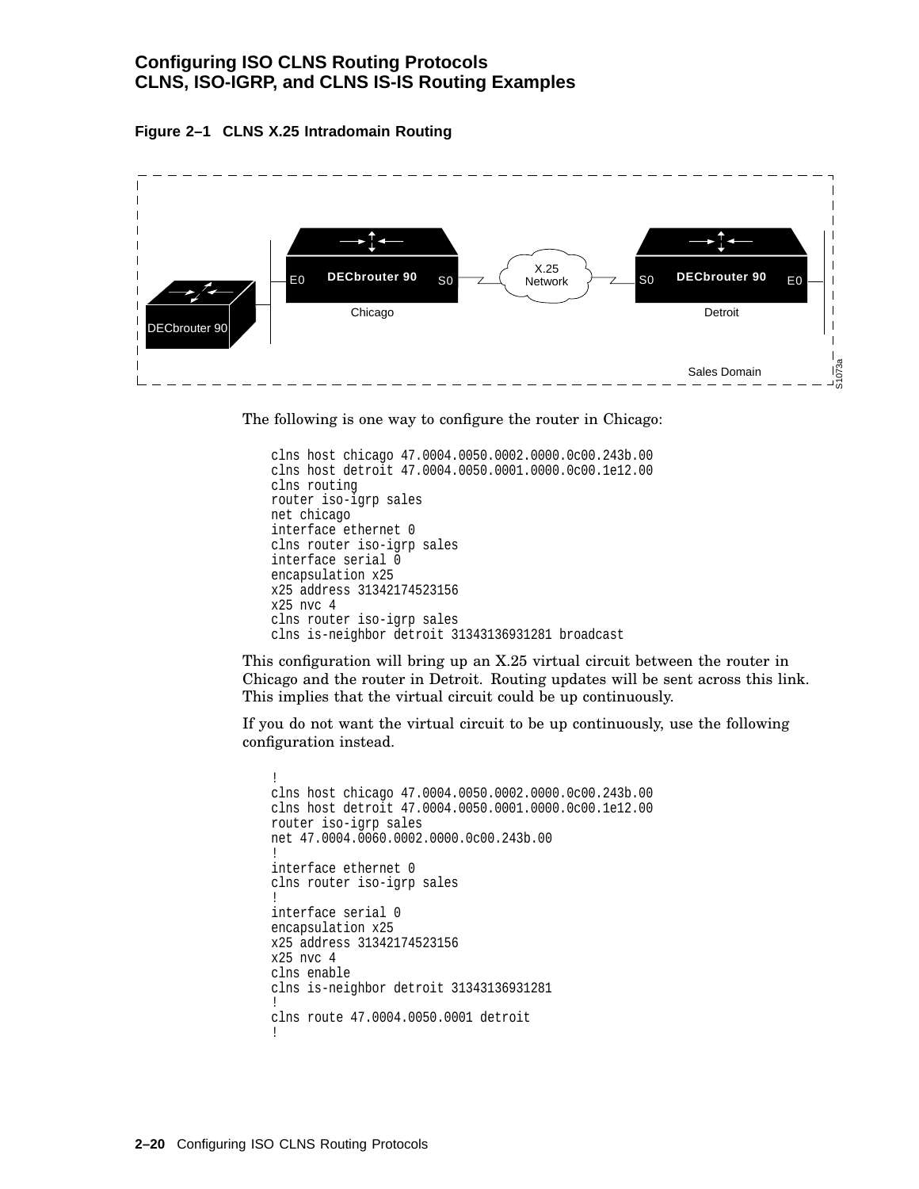**Figure 2–1 CLNS X.25 Intradomain Routing**

The following is one way to configure the router in Chicago:

```
clns host chicago 47.0004.0050.0002.0000.0c00.243b.00
clns host detroit 47.0004.0050.0001.0000.0c00.1e12.00
clns routing
router iso-igrp sales
net chicago
interface ethernet 0
clns router iso-igrp sales
interface serial 0
encapsulation x25
x25 address 31342174523156
x25 nvc 4
clns router iso-igrp sales
clns is-neighbor detroit 31343136931281 broadcast
```

This configuration will bring up an X.25 virtual circuit between the router in Chicago and the router in Detroit. Routing updates will be sent across this link. This implies that the virtual circuit could be up continuously.

If you do not want the virtual circuit to be up continuously, use the following configuration instead.

```
!
clns host chicago 47.0004.0050.0002.0000.0c00.243b.00
clns host detroit 47.0004.0050.0001.0000.0c00.1e12.00
router iso-igrp sales
net 47.0004.0060.0002.0000.0c00.243b.00
!
interface ethernet 0
clns router iso-igrp sales
!
interface serial 0
encapsulation x25
x25 address 31342174523156
x25 nvc 4
clns enable
clns is-neighbor detroit 31343136931281
!
clns route 47.0004.0050.0001 detroit
!
```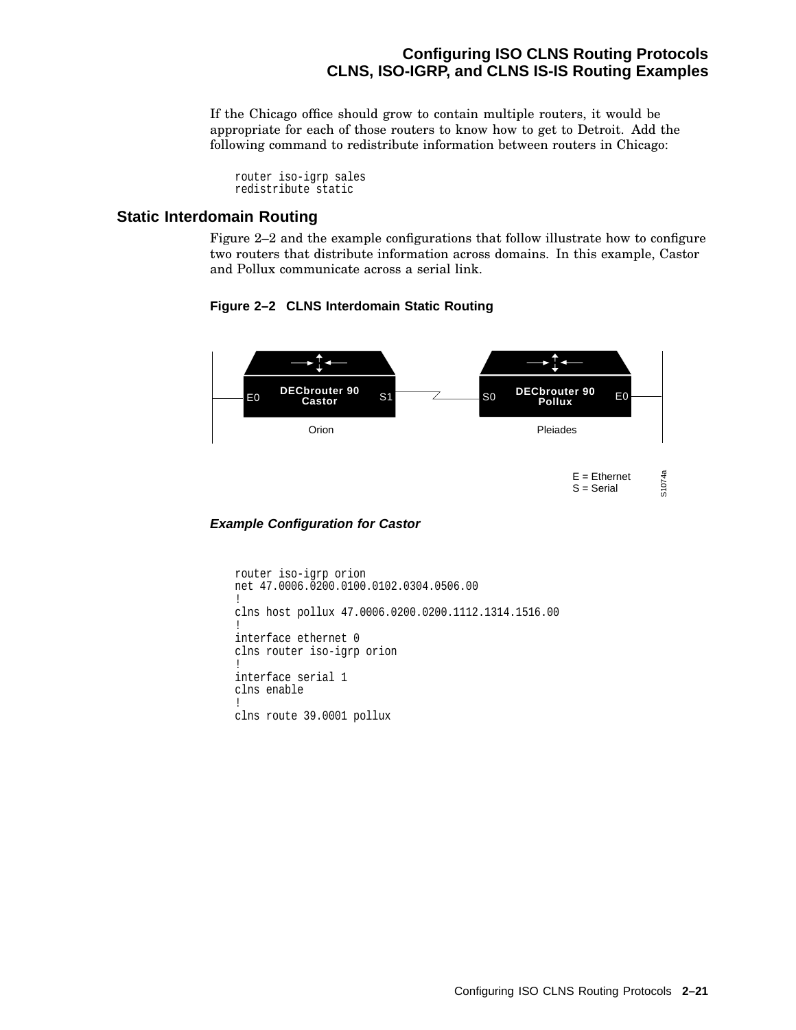If the Chicago office should grow to contain multiple routers, it would be appropriate for each of those routers to know how to get to Detroit. Add the following command to redistribute information between routers in Chicago:

```
router iso-igrp sales
redistribute static
```

## Static Interdomain Routing

Figure 2–2 and the example configurations that follow illustrate how to configure two routers that distribute information across domains. In this example, Castor and Pollux communicate across a serial link.

**Figure 2–2 CLNS Interdomain Static Routing**

E0 DECbrouter 90 Castor S1 — S0 DECbrouter 90 Pollux E0

Orion — Pleiades

E = Ethernet
S = Serial

S1074a

***Example Configuration for Castor***

```
router iso-igrp orion
net 47.0006.0200.0100.0102.0304.0506.00
!
clns host pollux 47.0006.0200.0200.1112.1314.1516.00
!
interface ethernet 0
clns router iso-igrp orion
!
interface serial 1
clns enable
!
clns route 39.0001 pollux
```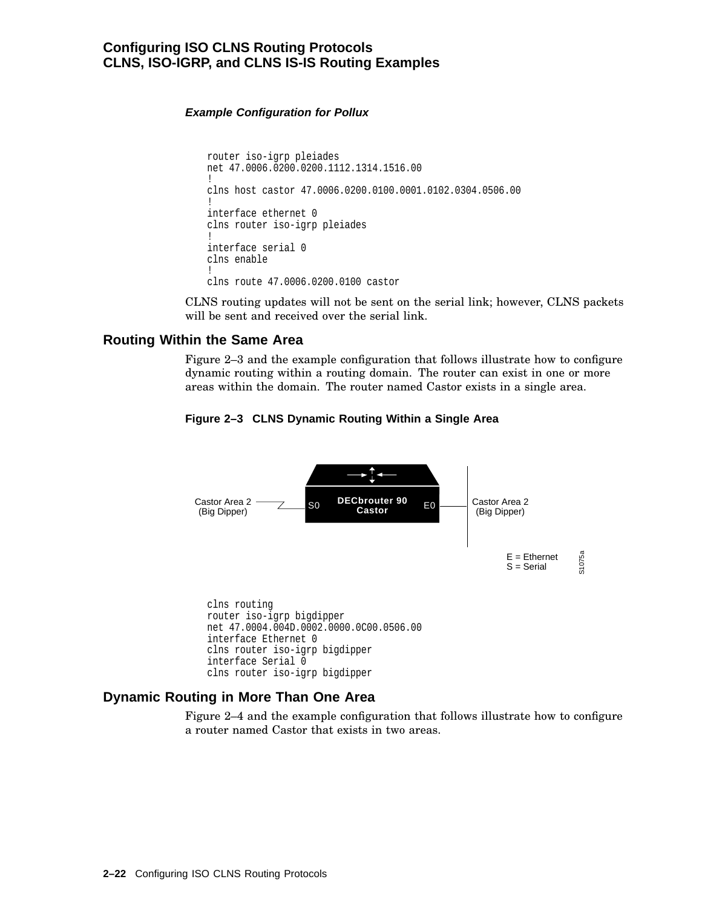#### *Example Configuration for Pollux*

```
router iso-igrp pleiades
net 47.0006.0200.0200.1112.1314.1516.00
!
clns host castor 47.0006.0200.0100.0001.0102.0304.0506.00
!
interface ethernet 0
clns router iso-igrp pleiades
!
interface serial 0
clns enable
!
clns route 47.0006.0200.0100 castor
```

CLNS routing updates will not be sent on the serial link; however, CLNS packets will be sent and received over the serial link.

## Routing Within the Same Area

Figure 2–3 and the example configuration that follows illustrate how to configure dynamic routing within a routing domain. The router can exist in one or more areas within the domain. The router named Castor exists in a single area.

**Figure 2–3 CLNS Dynamic Routing Within a Single Area**

Castor Area 2 (Big Dipper) — S0 DECbrouter 90 Castor E0 — Castor Area 2 (Big Dipper)

E = Ethernet
S = Serial

S1075a

```
clns routing
router iso-igrp bigdipper
net 47.0004.004D.0002.0000.0C00.0506.00
interface Ethernet 0
clns router iso-igrp bigdipper
interface Serial 0
clns router iso-igrp bigdipper
```

## Dynamic Routing in More Than One Area

Figure 2–4 and the example configuration that follows illustrate how to configure a router named Castor that exists in two areas.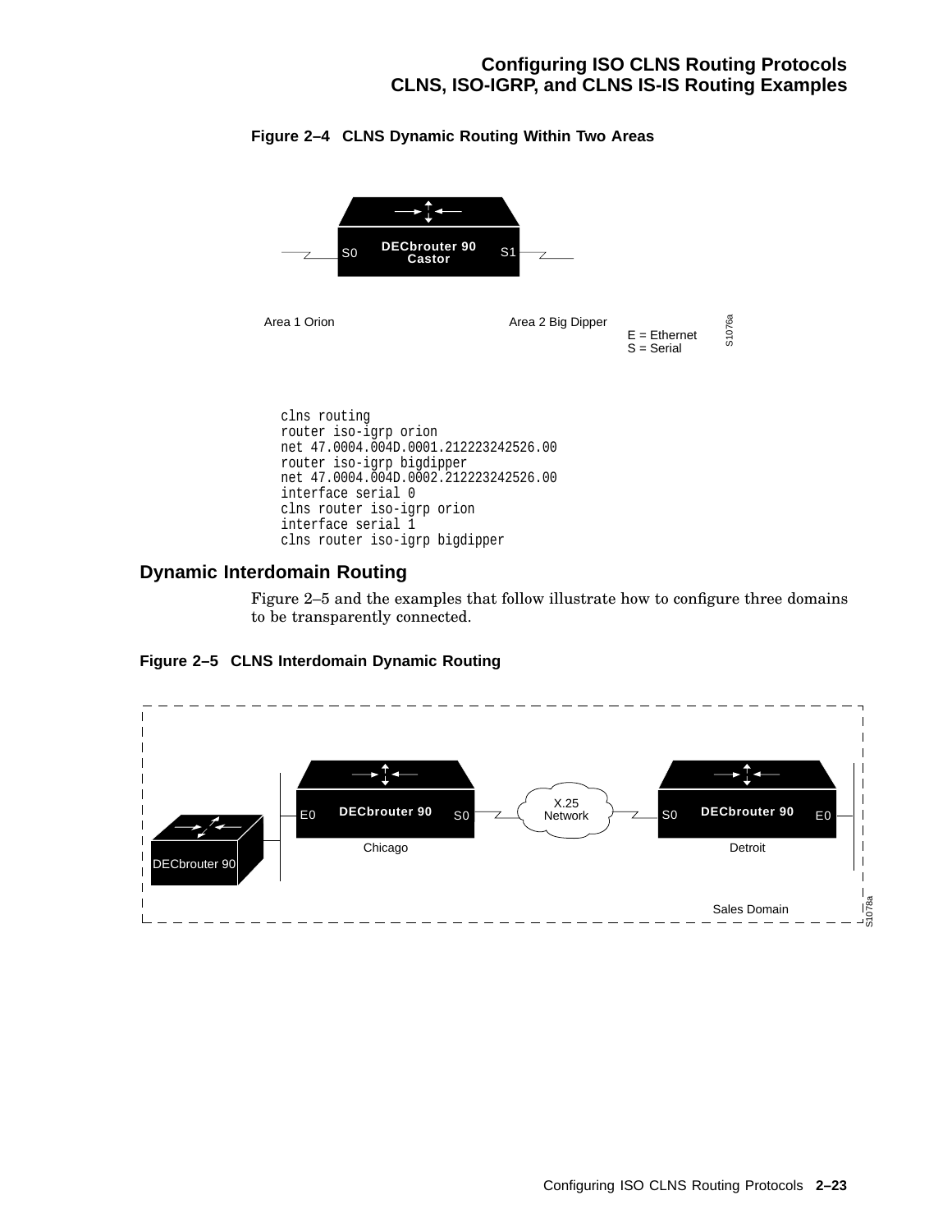**Figure 2–4 CLNS Dynamic Routing Within Two Areas**

DECbrouter 90 Castor

S0 S1

Area 1 Orion

Area 2 Big Dipper

E = Ethernet
S = Serial

S1076a

```
clns routing
router iso-igrp orion
net 47.0004.004D.0001.212223242526.00
router iso-igrp bigdipper
net 47.0004.004D.0002.212223242526.00
interface serial 0
clns router iso-igrp orion
interface serial 1
clns router iso-igrp bigdipper
```

## Dynamic Interdomain Routing

Figure 2–5 and the examples that follow illustrate how to configure three domains to be transparently connected.

**Figure 2–5 CLNS Interdomain Dynamic Routing**

DECbrouter 90

E0 DECbrouter 90 S0 — Chicago

X.25 Network

S0 DECbrouter 90 E0 — Detroit

Sales Domain

S1078a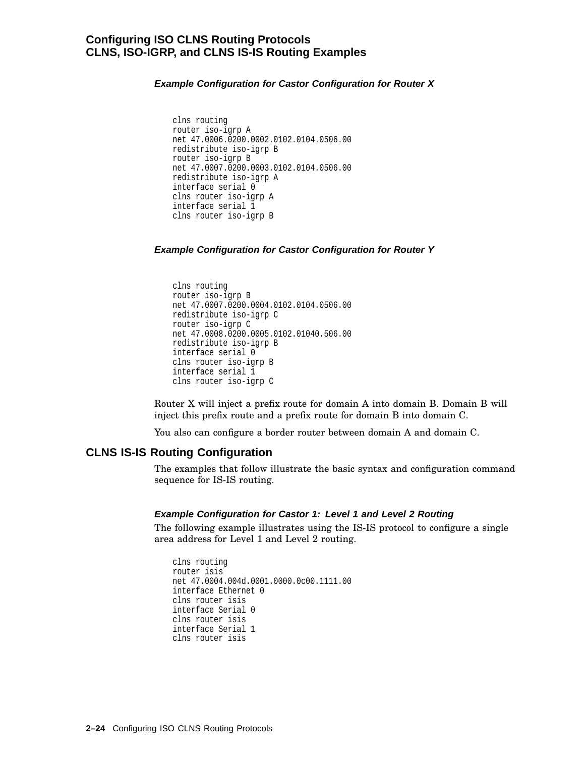#### *Example Configuration for Castor Configuration for Router X*

```
clns routing
router iso-igrp A
net 47.0006.0200.0002.0102.0104.0506.00
redistribute iso-igrp B
router iso-igrp B
net 47.0007.0200.0003.0102.0104.0506.00
redistribute iso-igrp A
interface serial 0
clns router iso-igrp A
interface serial 1
clns router iso-igrp B
```

#### *Example Configuration for Castor Configuration for Router Y*

```
clns routing
router iso-igrp B
net 47.0007.0200.0004.0102.0104.0506.00
redistribute iso-igrp C
router iso-igrp C
net 47.0008.0200.0005.0102.01040.506.00
redistribute iso-igrp B
interface serial 0
clns router iso-igrp B
interface serial 1
clns router iso-igrp C
```

Router X will inject a prefix route for domain A into domain B. Domain B will inject this prefix route and a prefix route for domain B into domain C.

You also can configure a border router between domain A and domain C.

## CLNS IS-IS Routing Configuration

The examples that follow illustrate the basic syntax and configuration command sequence for IS-IS routing.

#### *Example Configuration for Castor 1: Level 1 and Level 2 Routing*

The following example illustrates using the IS-IS protocol to configure a single area address for Level 1 and Level 2 routing.

```
clns routing
router isis
net 47.0004.004d.0001.0000.0c00.1111.00
interface Ethernet 0
clns router isis
interface Serial 0
clns router isis
interface Serial 1
clns router isis
```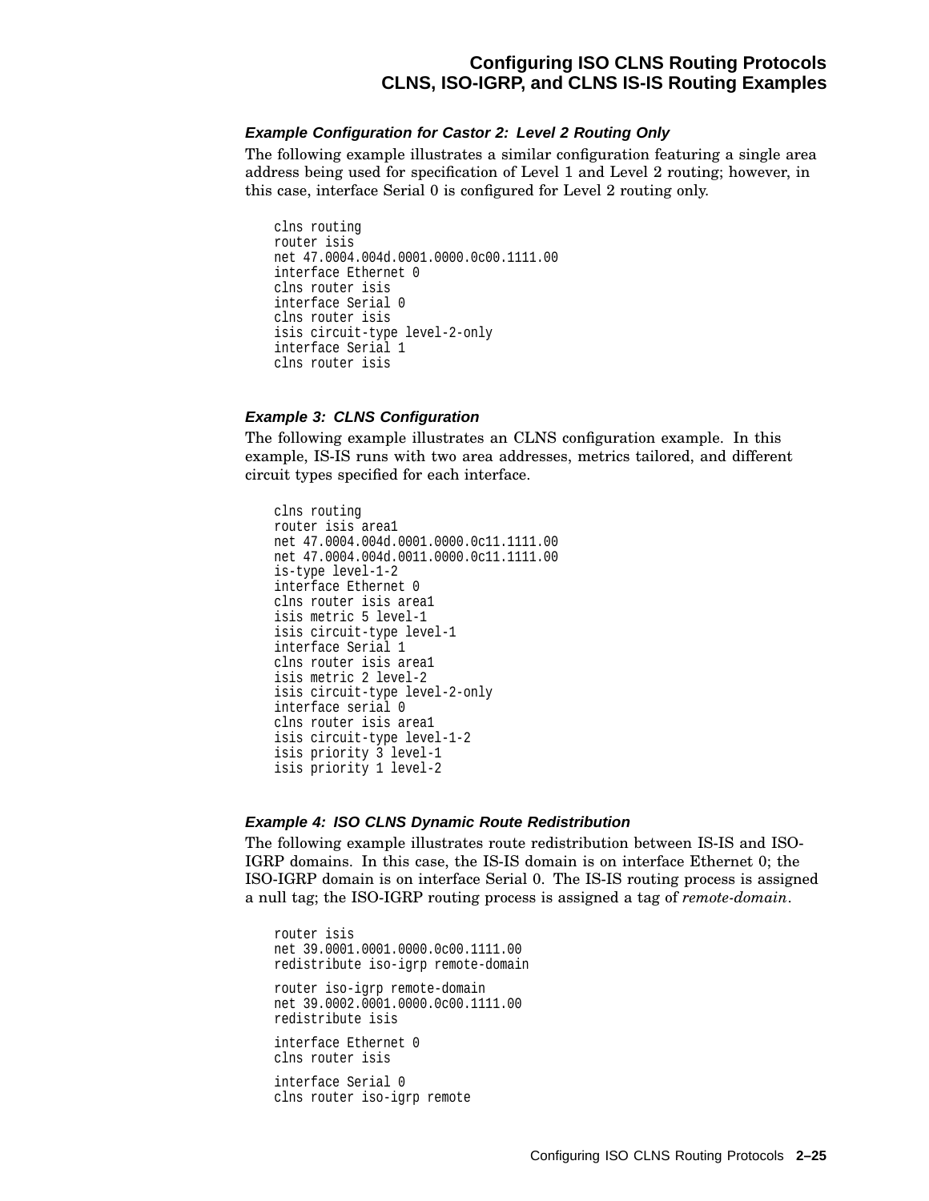#### *Example Configuration for Castor 2: Level 2 Routing Only*

The following example illustrates a similar configuration featuring a single area address being used for specification of Level 1 and Level 2 routing; however, in this case, interface Serial 0 is configured for Level 2 routing only.

```
clns routing
router isis
net 47.0004.004d.0001.0000.0c00.1111.00
interface Ethernet 0
clns router isis
interface Serial 0
clns router isis
isis circuit-type level-2-only
interface Serial 1
clns router isis
```

#### *Example 3: CLNS Configuration*

The following example illustrates an CLNS configuration example. In this example, IS-IS runs with two area addresses, metrics tailored, and different circuit types specified for each interface.

```
clns routing
router isis area1
net 47.0004.004d.0001.0000.0c11.1111.00
net 47.0004.004d.0011.0000.0c11.1111.00
is-type level-1-2
interface Ethernet 0
clns router isis area1
isis metric 5 level-1
isis circuit-type level-1
interface Serial 1
clns router isis area1
isis metric 2 level-2
isis circuit-type level-2-only
interface serial 0
clns router isis area1
isis circuit-type level-1-2
isis priority 3 level-1
isis priority 1 level-2
```

#### *Example 4: ISO CLNS Dynamic Route Redistribution*

The following example illustrates route redistribution between IS-IS and ISO-IGRP domains. In this case, the IS-IS domain is on interface Ethernet 0; the ISO-IGRP domain is on interface Serial 0. The IS-IS routing process is assigned a null tag; the ISO-IGRP routing process is assigned a tag of *remote-domain*.

```
router isis
net 39.0001.0001.0000.0c00.1111.00
redistribute iso-igrp remote-domain

router iso-igrp remote-domain
net 39.0002.0001.0000.0c00.1111.00
redistribute isis

interface Ethernet 0
clns router isis

interface Serial 0
clns router iso-igrp remote
```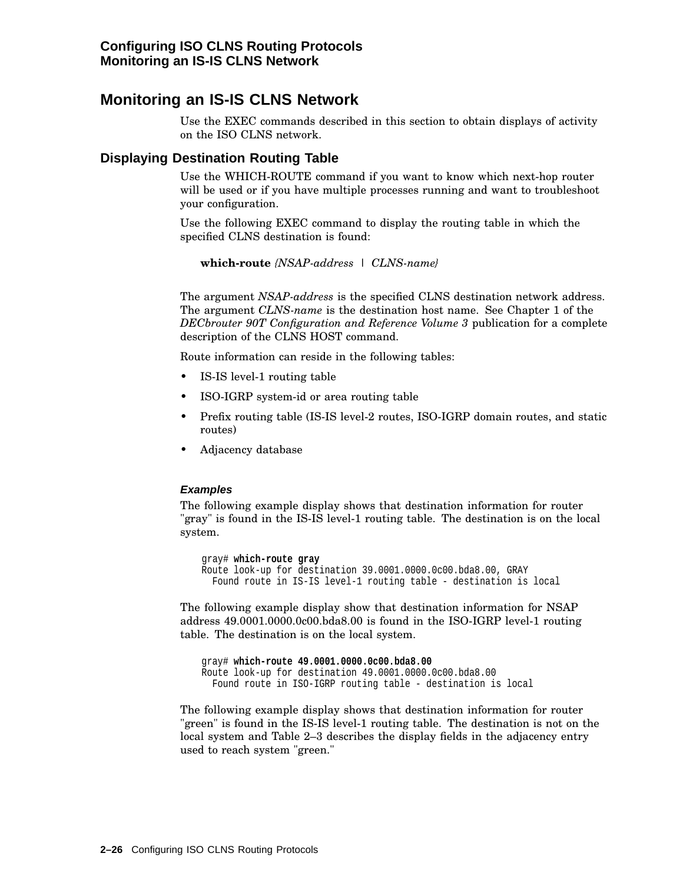## Monitoring an IS-IS CLNS Network

Use the EXEC commands described in this section to obtain displays of activity on the ISO CLNS network.

### Displaying Destination Routing Table

Use the WHICH-ROUTE command if you want to know which next-hop router will be used or if you have multiple processes running and want to troubleshoot your configuration.

Use the following EXEC command to display the routing table in which the specified CLNS destination is found:

**which-route** *{NSAP-address | CLNS-name}*

The argument *NSAP-address* is the specified CLNS destination network address. The argument *CLNS-name* is the destination host name. See Chapter 1 of the *DECbrouter 90T Configuration and Reference Volume 3* publication for a complete description of the CLNS HOST command.

Route information can reside in the following tables:

- IS-IS level-1 routing table
- ISO-IGRP system-id or area routing table
- Prefix routing table (IS-IS level-2 routes, ISO-IGRP domain routes, and static routes)
- Adjacency database

#### *Examples*

The following example display shows that destination information for router "gray" is found in the IS-IS level-1 routing table. The destination is on the local system.

```
gray# which-route gray
Route look-up for destination 39.0001.0000.0c00.bda8.00, GRAY
  Found route in IS-IS level-1 routing table - destination is local
```

The following example display show that destination information for NSAP address 49.0001.0000.0c00.bda8.00 is found in the ISO-IGRP level-1 routing table. The destination is on the local system.

```
gray# which-route 49.0001.0000.0c00.bda8.00
Route look-up for destination 49.0001.0000.0c00.bda8.00
  Found route in ISO-IGRP routing table - destination is local
```

The following example display shows that destination information for router "green" is found in the IS-IS level-1 routing table. The destination is not on the local system and Table 2–3 describes the display fields in the adjacency entry used to reach system "green."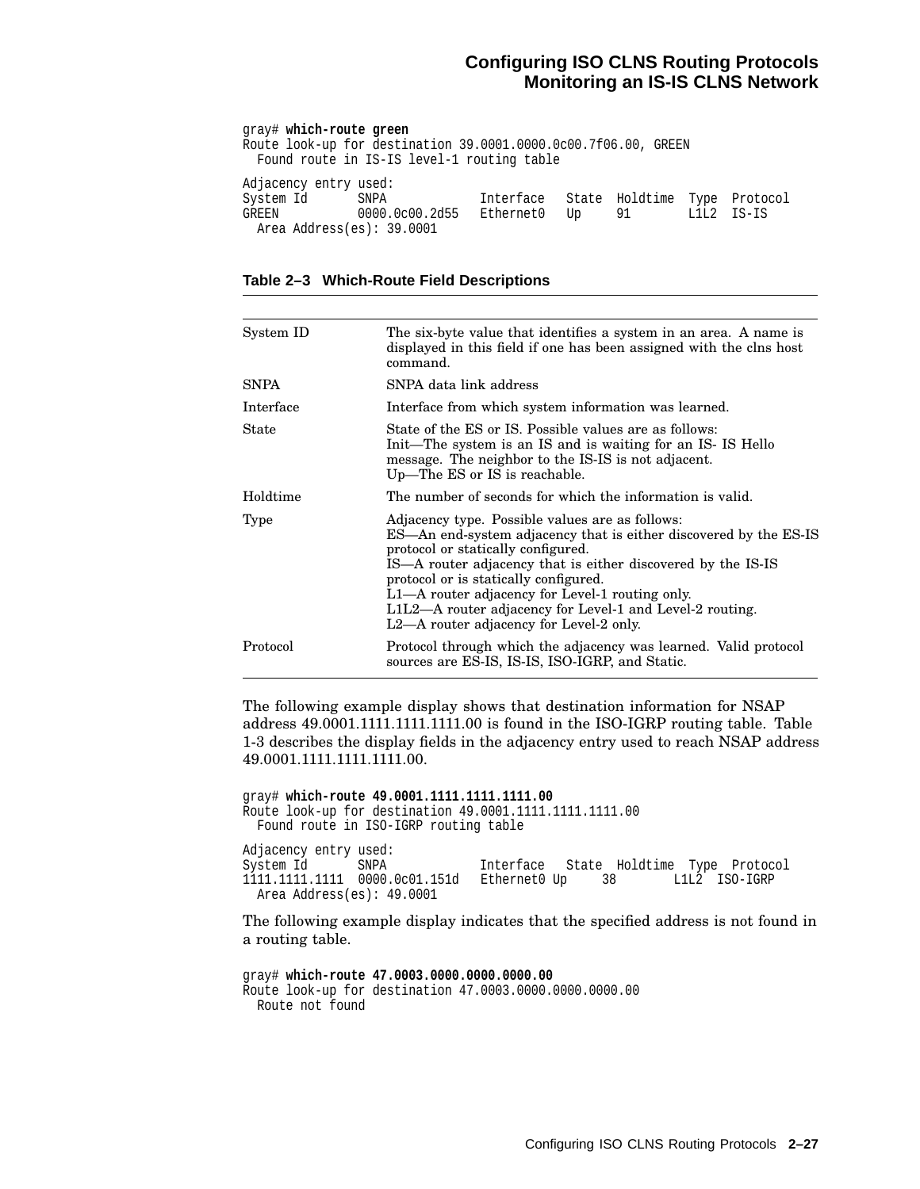```
gray# which-route green
Route look-up for destination 39.0001.0000.0c00.7f06.00, GREEN
  Found route in IS-IS level-1 routing table

Adjacency entry used:
System Id       SNPA            Interface   State  Holdtime  Type  Protocol
GREEN           0000.0c00.2d55  Ethernet0   Up     91        L1L2  IS-IS
  Area Address(es): 39.0001
```

**Table 2–3 Which-Route Field Descriptions**

| | |
|---|---|
| System ID | The six-byte value that identifies a system in an area. A name is displayed in this field if one has been assigned with the clns host command. |
| SNPA | SNPA data link address |
| Interface | Interface from which system information was learned. |
| State | State of the ES or IS. Possible values are as follows:<br>Init—The system is an IS and is waiting for an IS- IS Hello message. The neighbor to the IS-IS is not adjacent.<br>Up—The ES or IS is reachable. |
| Holdtime | The number of seconds for which the information is valid. |
| Type | Adjacency type. Possible values are as follows:<br>ES—An end-system adjacency that is either discovered by the ES-IS protocol or statically configured.<br>IS—A router adjacency that is either discovered by the IS-IS protocol or is statically configured.<br>L1—A router adjacency for Level-1 routing only.<br>L1L2—A router adjacency for Level-1 and Level-2 routing.<br>L2—A router adjacency for Level-2 only. |
| Protocol | Protocol through which the adjacency was learned. Valid protocol sources are ES-IS, IS-IS, ISO-IGRP, and Static. |

The following example display shows that destination information for NSAP address 49.0001.1111.1111.1111.00 is found in the ISO-IGRP routing table. Table 1-3 describes the display fields in the adjacency entry used to reach NSAP address 49.0001.1111.1111.1111.00.

```
gray# which-route 49.0001.1111.1111.1111.00
Route look-up for destination 49.0001.1111.1111.1111.00
  Found route in ISO-IGRP routing table

Adjacency entry used:
System Id       SNPA            Interface   State  Holdtime  Type  Protocol
1111.1111.1111  0000.0c01.151d  Ethernet0 Up     38        L1L2  ISO-IGRP
  Area Address(es): 49.0001
```

The following example display indicates that the specified address is not found in a routing table.

```
gray# which-route 47.0003.0000.0000.0000.00
Route look-up for destination 47.0003.0000.0000.0000.00
  Route not found
```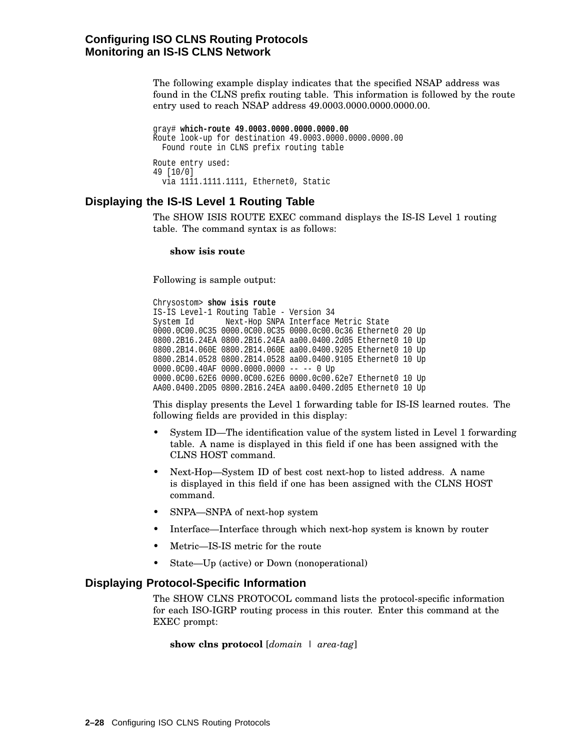The following example display indicates that the specified NSAP address was found in the CLNS prefix routing table. This information is followed by the route entry used to reach NSAP address 49.0003.0000.0000.0000.00.

```
gray# which-route 49.0003.0000.0000.0000.00
Route look-up for destination 49.0003.0000.0000.0000.00
  Found route in CLNS prefix routing table

Route entry used:
49 [10/0]
  via 1111.1111.1111, Ethernet0, Static
```

## Displaying the IS-IS Level 1 Routing Table

The SHOW ISIS ROUTE EXEC command displays the IS-IS Level 1 routing table. The command syntax is as follows:

**show isis route**

Following is sample output:

```
Chrysostom> show isis route
IS-IS Level-1 Routing Table - Version 34
System Id       Next-Hop SNPA Interface Metric State
0000.0C00.0C35 0000.0C00.0C35 0000.0c00.0c36 Ethernet0 20 Up
0800.2B16.24EA 0800.2B16.24EA aa00.0400.2d05 Ethernet0 10 Up
0800.2B14.060E 0800.2B14.060E aa00.0400.9205 Ethernet0 10 Up
0800.2B14.0528 0800.2B14.0528 aa00.0400.9105 Ethernet0 10 Up
0000.0C00.40AF 0000.0000.0000 -- -- 0 Up
0000.0C00.62E6 0000.0C00.62E6 0000.0c00.62e7 Ethernet0 10 Up
AA00.0400.2D05 0800.2B16.24EA aa00.0400.2d05 Ethernet0 10 Up
```

This display presents the Level 1 forwarding table for IS-IS learned routes. The following fields are provided in this display:

- System ID—The identification value of the system listed in Level 1 forwarding table. A name is displayed in this field if one has been assigned with the CLNS HOST command.
- Next-Hop—System ID of best cost next-hop to listed address. A name is displayed in this field if one has been assigned with the CLNS HOST command.
- SNPA—SNPA of next-hop system
- Interface—Interface through which next-hop system is known by router
- Metric—IS-IS metric for the route
- State—Up (active) or Down (nonoperational)

## Displaying Protocol-Specific Information

The SHOW CLNS PROTOCOL command lists the protocol-specific information for each ISO-IGRP routing process in this router. Enter this command at the EXEC prompt:

**show clns protocol** [*domain* | *area-tag*]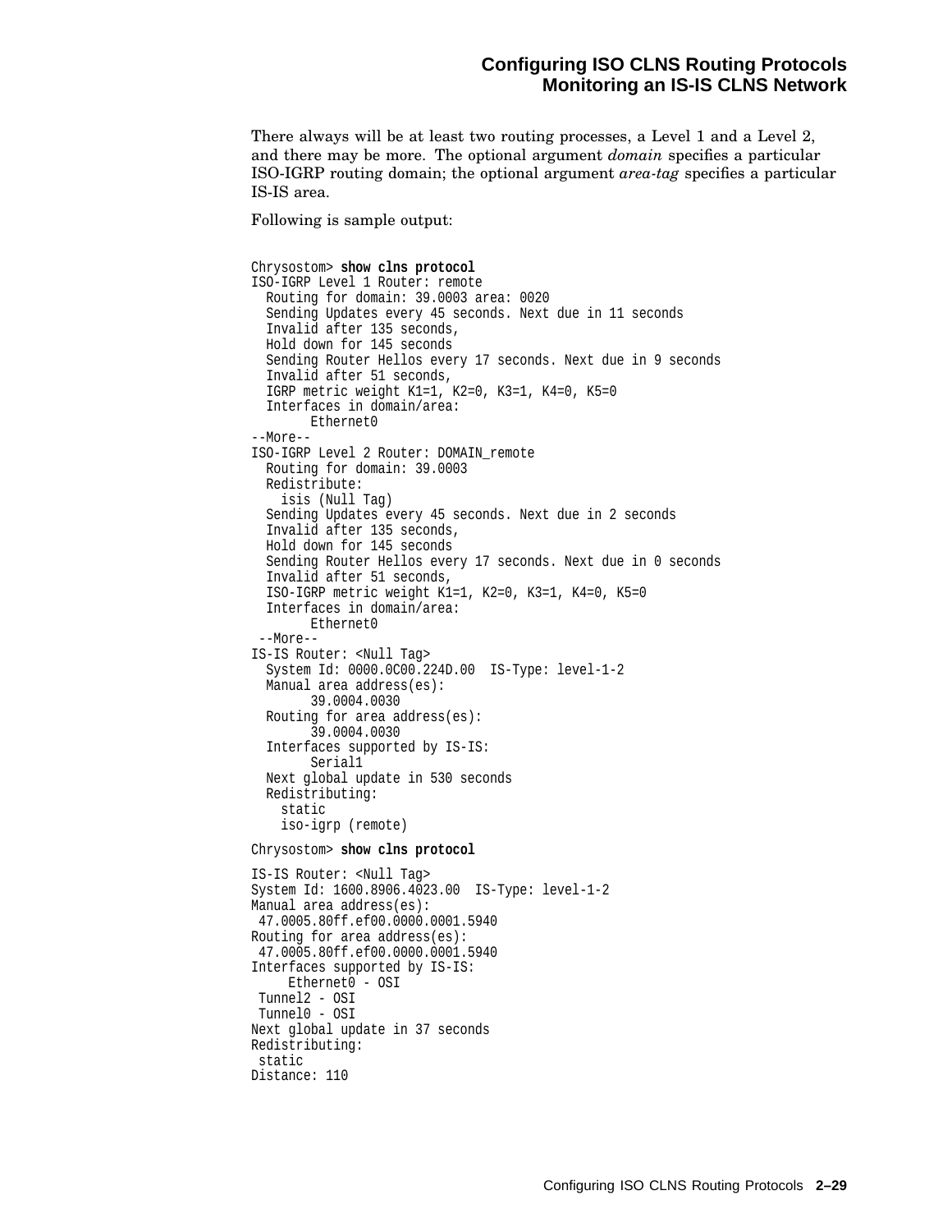There always will be at least two routing processes, a Level 1 and a Level 2, and there may be more. The optional argument *domain* specifies a particular ISO-IGRP routing domain; the optional argument *area-tag* specifies a particular IS-IS area.

Following is sample output:

```
Chrysostom> show clns protocol
ISO-IGRP Level 1 Router: remote
  Routing for domain: 39.0003 area: 0020
  Sending Updates every 45 seconds. Next due in 11 seconds
  Invalid after 135 seconds,
  Hold down for 145 seconds
  Sending Router Hellos every 17 seconds. Next due in 9 seconds
  Invalid after 51 seconds,
  IGRP metric weight K1=1, K2=0, K3=1, K4=0, K5=0
  Interfaces in domain/area:
        Ethernet0
--More--
ISO-IGRP Level 2 Router: DOMAIN_remote
  Routing for domain: 39.0003
  Redistribute:
    isis (Null Tag)
  Sending Updates every 45 seconds. Next due in 2 seconds
  Invalid after 135 seconds,
  Hold down for 145 seconds
  Sending Router Hellos every 17 seconds. Next due in 0 seconds
  Invalid after 51 seconds,
  ISO-IGRP metric weight K1=1, K2=0, K3=1, K4=0, K5=0
  Interfaces in domain/area:
        Ethernet0
 --More--
IS-IS Router: <Null Tag>
  System Id: 0000.0C00.224D.00  IS-Type: level-1-2
  Manual area address(es):
        39.0004.0030
  Routing for area address(es):
        39.0004.0030
  Interfaces supported by IS-IS:
        Serial1
  Next global update in 530 seconds
  Redistributing:
    static
    iso-igrp (remote)
```

```
Chrysostom> show clns protocol
```

```
IS-IS Router: <Null Tag>
System Id: 1600.8906.4023.00  IS-Type: level-1-2
Manual area address(es):
 47.0005.80ff.ef00.0000.0001.5940
Routing for area address(es):
 47.0005.80ff.ef00.0000.0001.5940
Interfaces supported by IS-IS:
     Ethernet0 - OSI
 Tunnel2 - OSI
 Tunnel0 - OSI
Next global update in 37 seconds
Redistributing:
 static
Distance: 110
```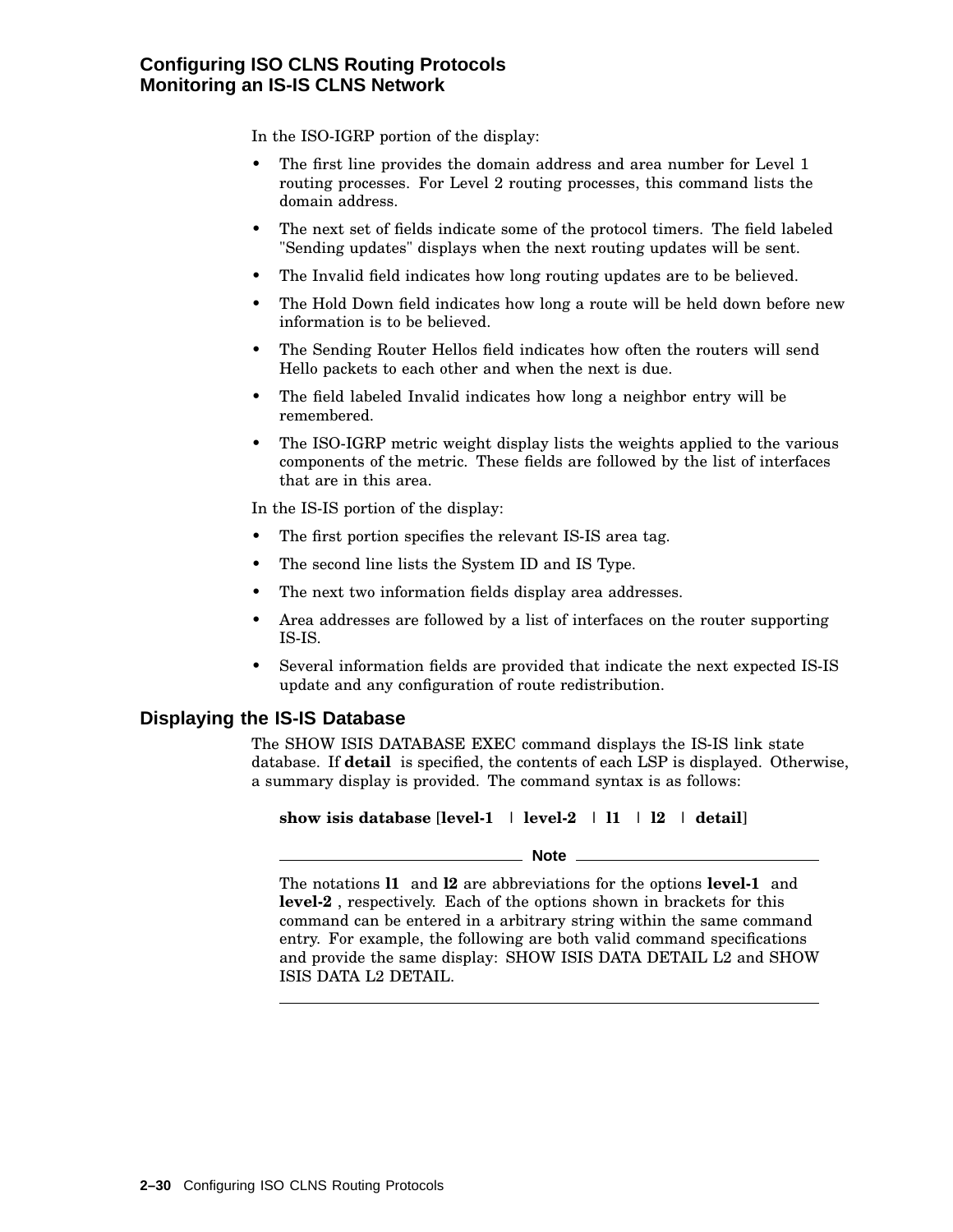In the ISO-IGRP portion of the display:

- The first line provides the domain address and area number for Level 1 routing processes. For Level 2 routing processes, this command lists the domain address.
- The next set of fields indicate some of the protocol timers. The field labeled "Sending updates" displays when the next routing updates will be sent.
- The Invalid field indicates how long routing updates are to be believed.
- The Hold Down field indicates how long a route will be held down before new information is to be believed.
- The Sending Router Hellos field indicates how often the routers will send Hello packets to each other and when the next is due.
- The field labeled Invalid indicates how long a neighbor entry will be remembered.
- The ISO-IGRP metric weight display lists the weights applied to the various components of the metric. These fields are followed by the list of interfaces that are in this area.

In the IS-IS portion of the display:

- The first portion specifies the relevant IS-IS area tag.
- The second line lists the System ID and IS Type.
- The next two information fields display area addresses.
- Area addresses are followed by a list of interfaces on the router supporting IS-IS.
- Several information fields are provided that indicate the next expected IS-IS update and any configuration of route redistribution.

## Displaying the IS-IS Database

The SHOW ISIS DATABASE EXEC command displays the IS-IS link state database. If **detail** is specified, the contents of each LSP is displayed. Otherwise, a summary display is provided. The command syntax is as follows:

**show isis database** [**level-1** | **level-2** | **l1** | **l2** | **detail**]

---

**Note**

The notations **l1** and **l2** are abbreviations for the options **level-1** and **level-2** , respectively. Each of the options shown in brackets for this command can be entered in a arbitrary string within the same command entry. For example, the following are both valid command specifications and provide the same display: SHOW ISIS DATA DETAIL L2 and SHOW ISIS DATA L2 DETAIL.

---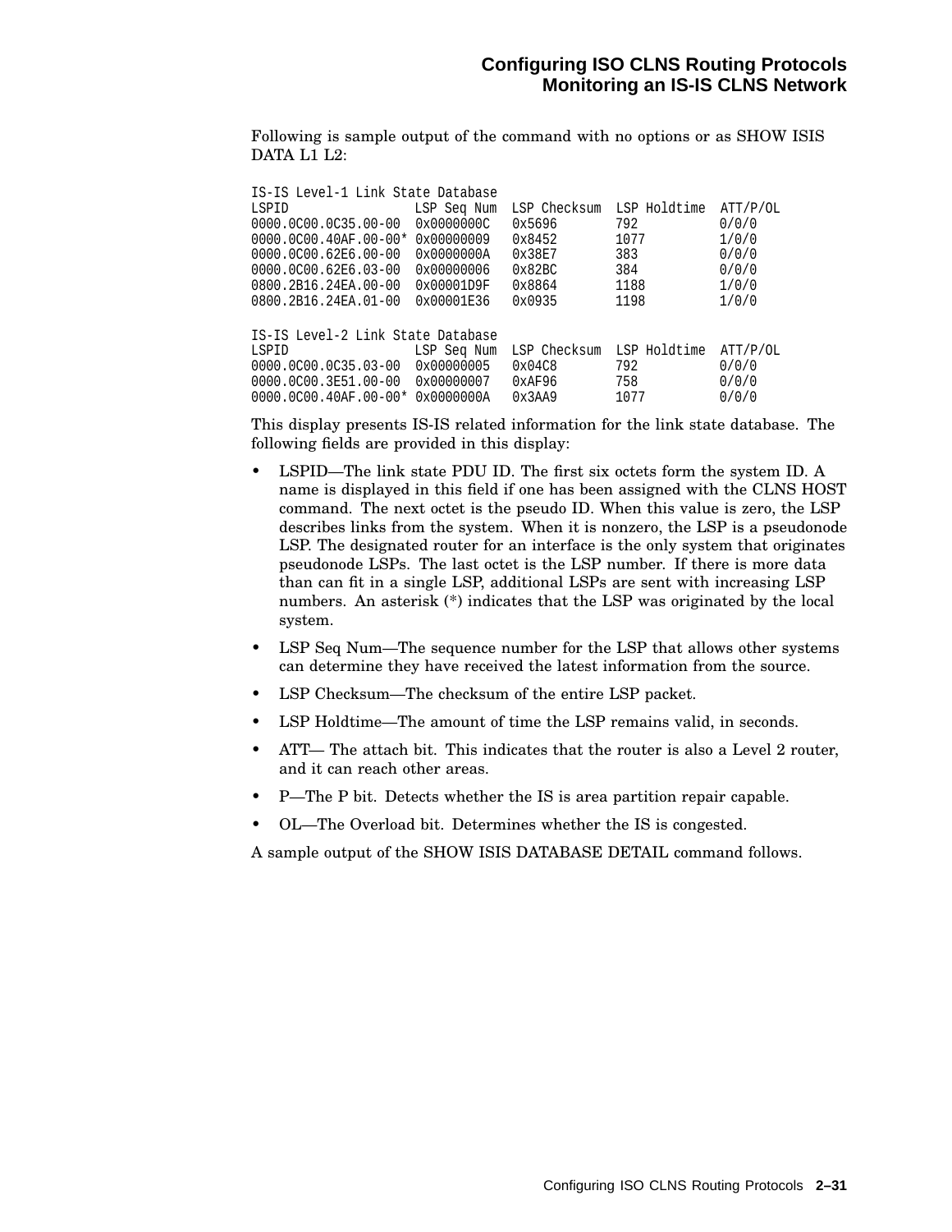Following is sample output of the command with no options or as SHOW ISIS DATA L1 L2:

```
IS-IS Level-1 Link State Database
LSPID                 LSP Seq Num  LSP Checksum  LSP Holdtime  ATT/P/OL
0000.0C00.0C35.00-00  0x0000000C   0x5696        792           0/0/0
0000.0C00.40AF.00-00* 0x00000009   0x8452        1077          1/0/0
0000.0C00.62E6.00-00  0x0000000A   0x38E7        383           0/0/0
0000.0C00.62E6.03-00  0x00000006   0x82BC        384           0/0/0
0800.2B16.24EA.00-00  0x00001D9F   0x8864        1188          1/0/0
0800.2B16.24EA.01-00  0x00001E36   0x0935        1198          1/0/0

IS-IS Level-2 Link State Database
LSPID                 LSP Seq Num  LSP Checksum  LSP Holdtime  ATT/P/OL
0000.0C00.0C35.03-00  0x00000005   0x04C8        792           0/0/0
0000.0C00.3E51.00-00  0x00000007   0xAF96        758           0/0/0
0000.0C00.40AF.00-00* 0x0000000A   0x3AA9        1077          0/0/0
```

This display presents IS-IS related information for the link state database. The following fields are provided in this display:

- LSPID—The link state PDU ID. The first six octets form the system ID. A name is displayed in this field if one has been assigned with the CLNS HOST command. The next octet is the pseudo ID. When this value is zero, the LSP describes links from the system. When it is nonzero, the LSP is a pseudonode LSP. The designated router for an interface is the only system that originates pseudonode LSPs. The last octet is the LSP number. If there is more data than can fit in a single LSP, additional LSPs are sent with increasing LSP numbers. An asterisk (*) indicates that the LSP was originated by the local system.
- LSP Seq Num—The sequence number for the LSP that allows other systems can determine they have received the latest information from the source.
- LSP Checksum—The checksum of the entire LSP packet.
- LSP Holdtime—The amount of time the LSP remains valid, in seconds.
- ATT— The attach bit. This indicates that the router is also a Level 2 router, and it can reach other areas.
- P—The P bit. Detects whether the IS is area partition repair capable.
- OL—The Overload bit. Determines whether the IS is congested.

A sample output of the SHOW ISIS DATABASE DETAIL command follows.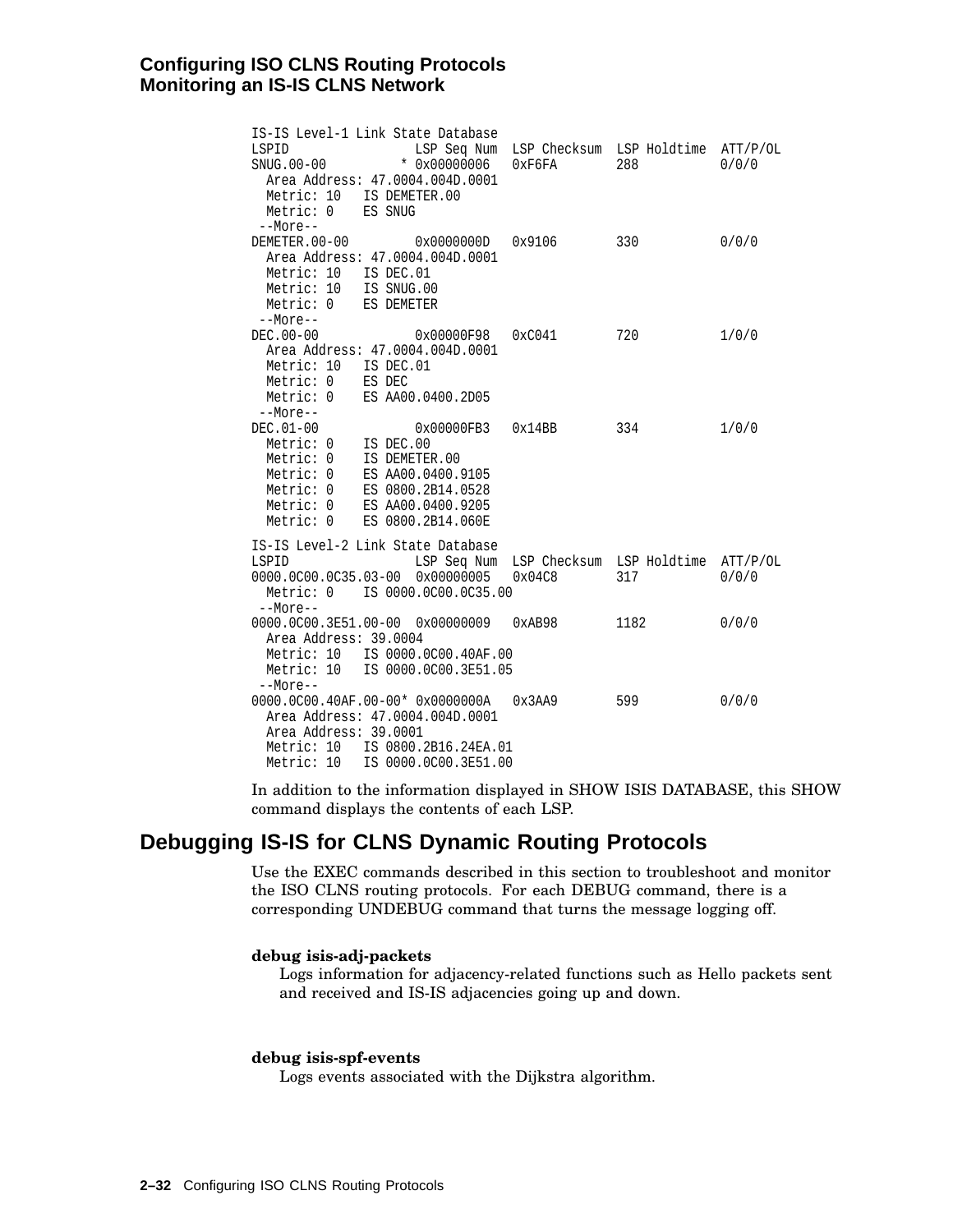```
IS-IS Level-1 Link State Database
LSPID                LSP Seq Num  LSP Checksum  LSP Holdtime  ATT/P/OL
SNUG.00-00         * 0x00000006   0xF6FA        288           0/0/0
  Area Address: 47.0004.004D.0001
  Metric: 10   IS DEMETER.00
  Metric: 0    ES SNUG
 --More--
DEMETER.00-00        0x0000000D   0x9106        330           0/0/0
  Area Address: 47.0004.004D.0001
  Metric: 10   IS DEC.01
  Metric: 10   IS SNUG.00
  Metric: 0    ES DEMETER
 --More--
DEC.00-00            0x00000F98   0xC041        720           1/0/0
  Area Address: 47.0004.004D.0001
  Metric: 10   IS DEC.01
  Metric: 0    ES DEC
  Metric: 0    ES AA00.0400.2D05
 --More--
DEC.01-00            0x00000FB3   0x14BB        334           1/0/0
  Metric: 0    IS DEC.00
  Metric: 0    IS DEMETER.00
  Metric: 0    ES AA00.0400.9105
  Metric: 0    ES 0800.2B14.0528
  Metric: 0    ES AA00.0400.9205
  Metric: 0    ES 0800.2B14.060E

IS-IS Level-2 Link State Database
LSPID                LSP Seq Num  LSP Checksum  LSP Holdtime  ATT/P/OL
0000.0C00.0C35.03-00  0x00000005   0x04C8        317           0/0/0
  Metric: 0    IS 0000.0C00.0C35.00
 --More--
0000.0C00.3E51.00-00  0x00000009   0xAB98        1182          0/0/0
  Area Address: 39.0004
  Metric: 10   IS 0000.0C00.40AF.00
  Metric: 10   IS 0000.0C00.3E51.05
 --More--
0000.0C00.40AF.00-00* 0x0000000A   0x3AA9        599           0/0/0
  Area Address: 47.0004.004D.0001
  Area Address: 39.0001
  Metric: 10   IS 0800.2B16.24EA.01
  Metric: 10   IS 0000.0C00.3E51.00
```

In addition to the information displayed in SHOW ISIS DATABASE, this SHOW command displays the contents of each LSP.

## Debugging IS-IS for CLNS Dynamic Routing Protocols

Use the EXEC commands described in this section to troubleshoot and monitor the ISO CLNS routing protocols. For each DEBUG command, there is a corresponding UNDEBUG command that turns the message logging off.

**debug isis-adj-packets**

Logs information for adjacency-related functions such as Hello packets sent and received and IS-IS adjacencies going up and down.

**debug isis-spf-events**

Logs events associated with the Dijkstra algorithm.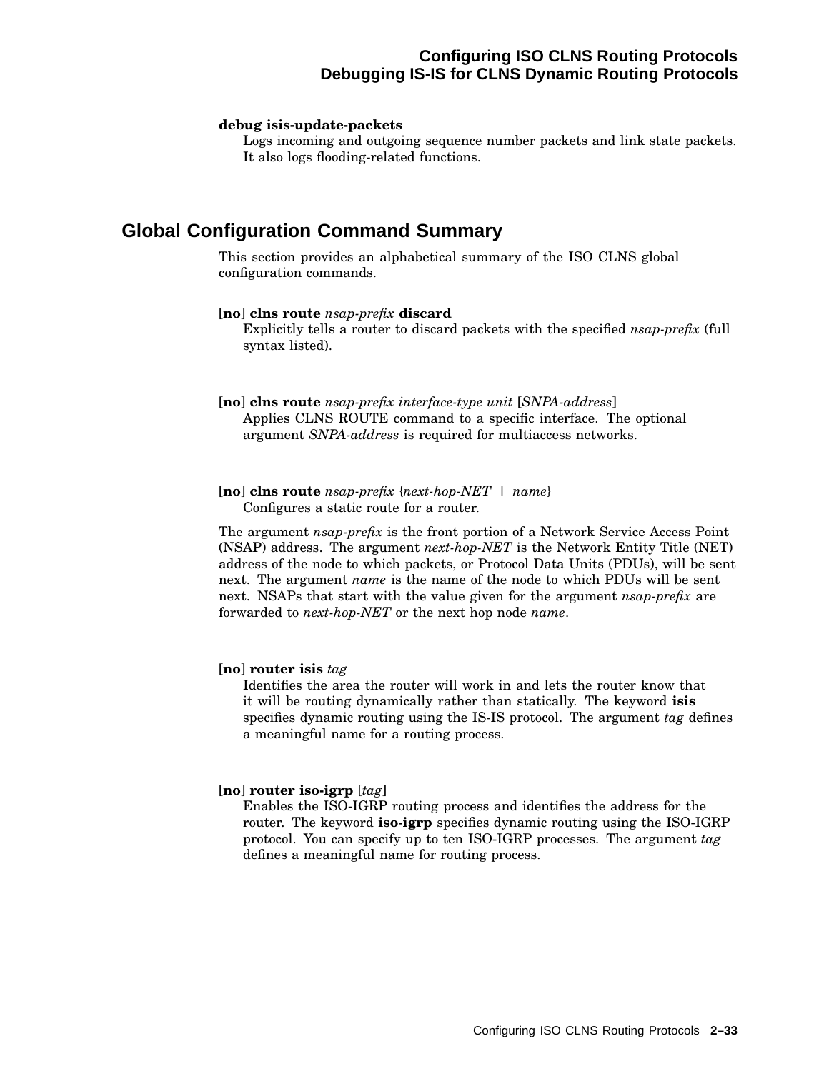**debug isis-update-packets**

Logs incoming and outgoing sequence number packets and link state packets. It also logs flooding-related functions.

## Global Configuration Command Summary

This section provides an alphabetical summary of the ISO CLNS global configuration commands.

[**no**] **clns route** *nsap-prefix* **discard**

Explicitly tells a router to discard packets with the specified *nsap-prefix* (full syntax listed).

[**no**] **clns route** *nsap-prefix interface-type unit* [*SNPA-address*]

Applies CLNS ROUTE command to a specific interface. The optional argument *SNPA-address* is required for multiaccess networks.

[**no**] **clns route** *nsap-prefix* {*next-hop-NET* | *name*}

Configures a static route for a router.

The argument *nsap-prefix* is the front portion of a Network Service Access Point (NSAP) address. The argument *next-hop-NET* is the Network Entity Title (NET) address of the node to which packets, or Protocol Data Units (PDUs), will be sent next. The argument *name* is the name of the node to which PDUs will be sent next. NSAPs that start with the value given for the argument *nsap-prefix* are forwarded to *next-hop-NET* or the next hop node *name*.

[**no**] **router isis** *tag*

Identifies the area the router will work in and lets the router know that it will be routing dynamically rather than statically. The keyword **isis** specifies dynamic routing using the IS-IS protocol. The argument *tag* defines a meaningful name for a routing process.

[**no**] **router iso-igrp** [*tag*]

Enables the ISO-IGRP routing process and identifies the address for the router. The keyword **iso-igrp** specifies dynamic routing using the ISO-IGRP protocol. You can specify up to ten ISO-IGRP processes. The argument *tag* defines a meaningful name for routing process.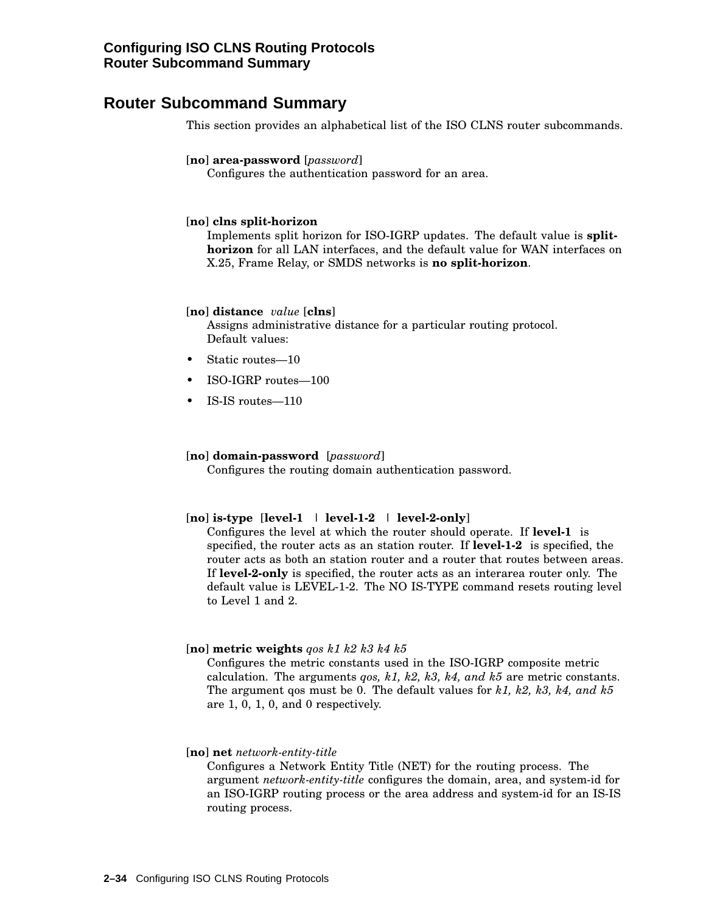## Router Subcommand Summary

This section provides an alphabetical list of the ISO CLNS router subcommands.

[**no**] **area-password** [*password*]
Configures the authentication password for an area.

[**no**] **clns split-horizon**
Implements split horizon for ISO-IGRP updates. The default value is **split-horizon** for all LAN interfaces, and the default value for WAN interfaces on X.25, Frame Relay, or SMDS networks is **no split-horizon**.

[**no**] **distance** *value* [**clns**]
Assigns administrative distance for a particular routing protocol.
Default values:

- Static routes—10
- ISO-IGRP routes—100
- IS-IS routes—110

[**no**] **domain-password** [*password*]
Configures the routing domain authentication password.

[**no**] **is-type** [**level-1** | **level-1-2** | **level-2-only**]
Configures the level at which the router should operate. If **level-1** is specified, the router acts as an station router. If **level-1-2** is specified, the router acts as both an station router and a router that routes between areas. If **level-2-only** is specified, the router acts as an interarea router only. The default value is LEVEL-1-2. The NO IS-TYPE command resets routing level to Level 1 and 2.

[**no**] **metric weights** *qos k1 k2 k3 k4 k5*
Configures the metric constants used in the ISO-IGRP composite metric calculation. The arguments *qos, k1, k2, k3, k4, and k5* are metric constants. The argument qos must be 0. The default values for *k1, k2, k3, k4, and k5* are 1, 0, 1, 0, and 0 respectively.

[**no**] **net** *network-entity-title*
Configures a Network Entity Title (NET) for the routing process. The argument *network-entity-title* configures the domain, area, and system-id for an ISO-IGRP routing process or the area address and system-id for an IS-IS routing process.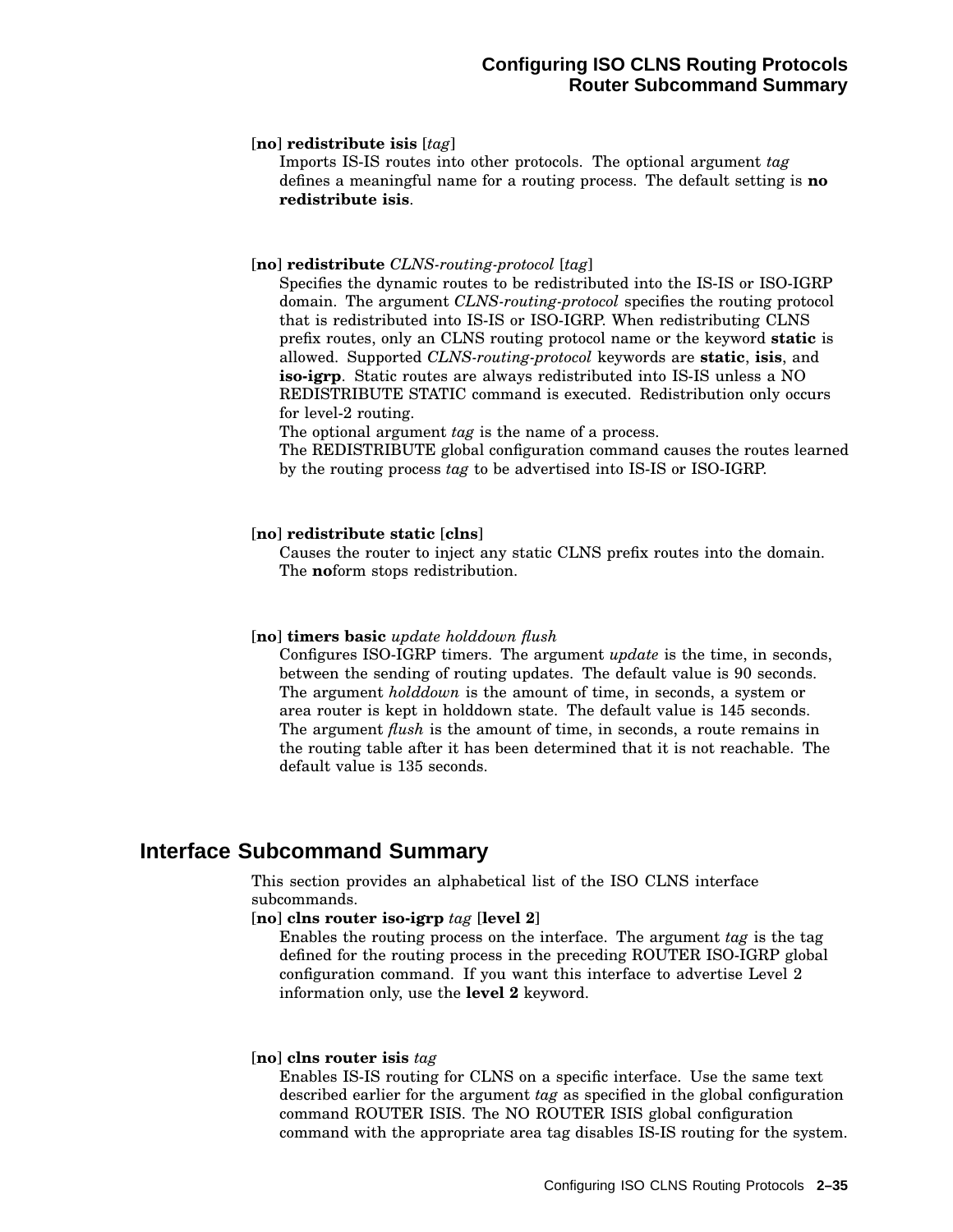[**no**] **redistribute isis** [*tag*]

Imports IS-IS routes into other protocols. The optional argument *tag* defines a meaningful name for a routing process. The default setting is **no redistribute isis**.

[**no**] **redistribute** *CLNS-routing-protocol* [*tag*]

Specifies the dynamic routes to be redistributed into the IS-IS or ISO-IGRP domain. The argument *CLNS-routing-protocol* specifies the routing protocol that is redistributed into IS-IS or ISO-IGRP. When redistributing CLNS prefix routes, only an CLNS routing protocol name or the keyword **static** is allowed. Supported *CLNS-routing-protocol* keywords are **static**, **isis**, and **iso-igrp**. Static routes are always redistributed into IS-IS unless a NO REDISTRIBUTE STATIC command is executed. Redistribution only occurs for level-2 routing.

The optional argument *tag* is the name of a process.

The REDISTRIBUTE global configuration command causes the routes learned by the routing process *tag* to be advertised into IS-IS or ISO-IGRP.

[**no**] **redistribute static** [**clns**]

Causes the router to inject any static CLNS prefix routes into the domain. The **no**form stops redistribution.

[**no**] **timers basic** *update holddown flush*

Configures ISO-IGRP timers. The argument *update* is the time, in seconds, between the sending of routing updates. The default value is 90 seconds. The argument *holddown* is the amount of time, in seconds, a system or area router is kept in holddown state. The default value is 145 seconds. The argument *flush* is the amount of time, in seconds, a route remains in the routing table after it has been determined that it is not reachable. The default value is 135 seconds.

## Interface Subcommand Summary

This section provides an alphabetical list of the ISO CLNS interface subcommands.

[**no**] **clns router iso-igrp** *tag* [**level 2**]

Enables the routing process on the interface. The argument *tag* is the tag defined for the routing process in the preceding ROUTER ISO-IGRP global configuration command. If you want this interface to advertise Level 2 information only, use the **level 2** keyword.

[**no**] **clns router isis** *tag*

Enables IS-IS routing for CLNS on a specific interface. Use the same text described earlier for the argument *tag* as specified in the global configuration command ROUTER ISIS. The NO ROUTER ISIS global configuration command with the appropriate area tag disables IS-IS routing for the system.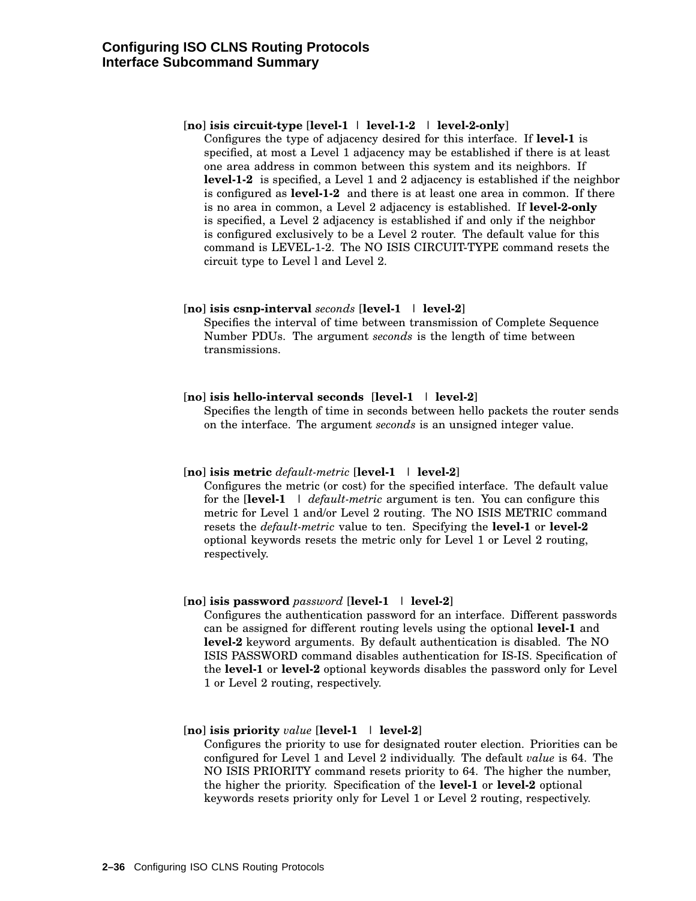**[no] isis circuit-type [level-1 | level-1-2 | level-2-only]**

Configures the type of adjacency desired for this interface. If **level-1** is specified, at most a Level 1 adjacency may be established if there is at least one area address in common between this system and its neighbors. If **level-1-2** is specified, a Level 1 and 2 adjacency is established if the neighbor is configured as **level-1-2** and there is at least one area in common. If there is no area in common, a Level 2 adjacency is established. If **level-2-only** is specified, a Level 2 adjacency is established if and only if the neighbor is configured exclusively to be a Level 2 router. The default value for this command is LEVEL-1-2. The NO ISIS CIRCUIT-TYPE command resets the circuit type to Level l and Level 2.

**[no] isis csnp-interval** *seconds* **[level-1 | level-2]**

Specifies the interval of time between transmission of Complete Sequence Number PDUs. The argument *seconds* is the length of time between transmissions.

**[no] isis hello-interval seconds [level-1 | level-2]**

Specifies the length of time in seconds between hello packets the router sends on the interface. The argument *seconds* is an unsigned integer value.

**[no] isis metric** *default-metric* **[level-1 | level-2]**

Configures the metric (or cost) for the specified interface. The default value for the [**level-1** | *default-metric* argument is ten. You can configure this metric for Level 1 and/or Level 2 routing. The NO ISIS METRIC command resets the *default-metric* value to ten. Specifying the **level-1** or **level-2** optional keywords resets the metric only for Level 1 or Level 2 routing, respectively.

**[no] isis password** *password* **[level-1 | level-2]**

Configures the authentication password for an interface. Different passwords can be assigned for different routing levels using the optional **level-1** and **level-2** keyword arguments. By default authentication is disabled. The NO ISIS PASSWORD command disables authentication for IS-IS. Specification of the **level-1** or **level-2** optional keywords disables the password only for Level 1 or Level 2 routing, respectively.

**[no] isis priority** *value* **[level-1 | level-2]**

Configures the priority to use for designated router election. Priorities can be configured for Level 1 and Level 2 individually. The default *value* is 64. The NO ISIS PRIORITY command resets priority to 64. The higher the number, the higher the priority. Specification of the **level-1** or **level-2** optional keywords resets priority only for Level 1 or Level 2 routing, respectively.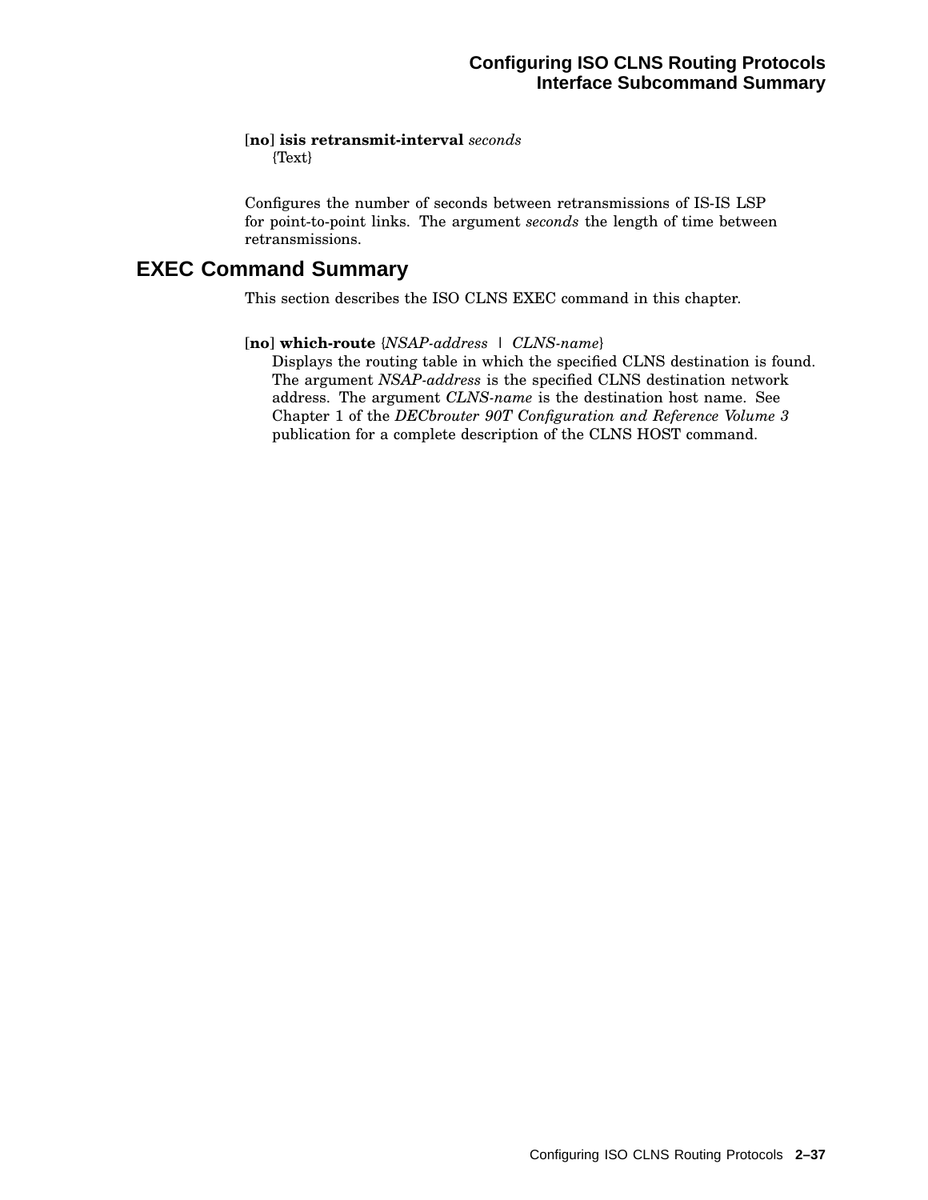[**no**] **isis retransmit-interval** *seconds*
{Text}

Configures the number of seconds between retransmissions of IS-IS LSP for point-to-point links. The argument *seconds* the length of time between retransmissions.

## EXEC Command Summary

This section describes the ISO CLNS EXEC command in this chapter.

[**no**] **which-route** {*NSAP-address* | *CLNS-name*}
Displays the routing table in which the specified CLNS destination is found. The argument *NSAP-address* is the specified CLNS destination network address. The argument *CLNS-name* is the destination host name. See Chapter 1 of the *DECbrouter 90T Configuration and Reference Volume 3* publication for a complete description of the CLNS HOST command.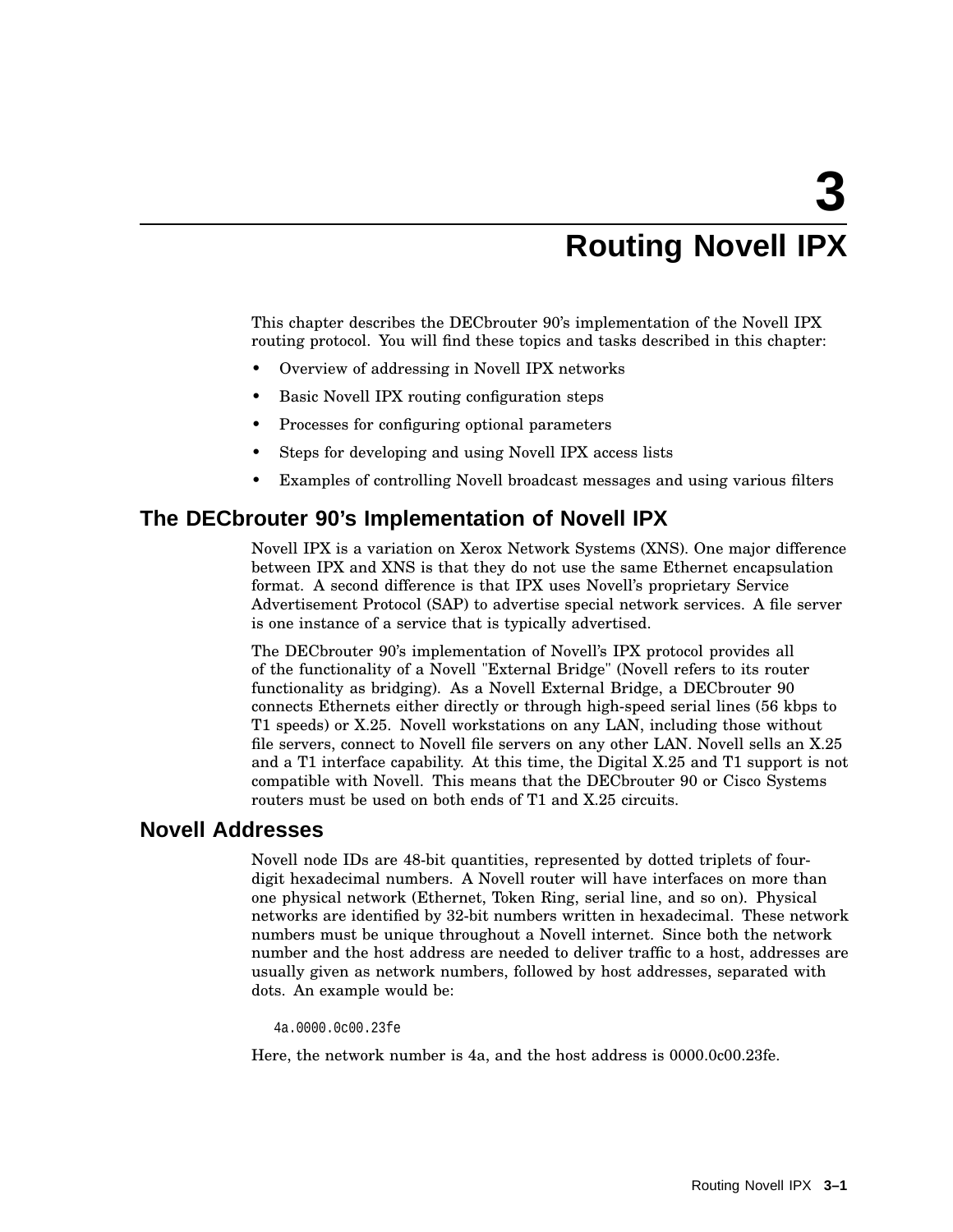# 3 Routing Novell IPX

This chapter describes the DECbrouter 90's implementation of the Novell IPX routing protocol. You will find these topics and tasks described in this chapter:

- Overview of addressing in Novell IPX networks
- Basic Novell IPX routing configuration steps
- Processes for configuring optional parameters
- Steps for developing and using Novell IPX access lists
- Examples of controlling Novell broadcast messages and using various filters

## The DECbrouter 90's Implementation of Novell IPX

Novell IPX is a variation on Xerox Network Systems (XNS). One major difference between IPX and XNS is that they do not use the same Ethernet encapsulation format. A second difference is that IPX uses Novell's proprietary Service Advertisement Protocol (SAP) to advertise special network services. A file server is one instance of a service that is typically advertised.

The DECbrouter 90's implementation of Novell's IPX protocol provides all of the functionality of a Novell "External Bridge" (Novell refers to its router functionality as bridging). As a Novell External Bridge, a DECbrouter 90 connects Ethernets either directly or through high-speed serial lines (56 kbps to T1 speeds) or X.25. Novell workstations on any LAN, including those without file servers, connect to Novell file servers on any other LAN. Novell sells an X.25 and a T1 interface capability. At this time, the Digital X.25 and T1 support is not compatible with Novell. This means that the DECbrouter 90 or Cisco Systems routers must be used on both ends of T1 and X.25 circuits.

## Novell Addresses

Novell node IDs are 48-bit quantities, represented by dotted triplets of four-digit hexadecimal numbers. A Novell router will have interfaces on more than one physical network (Ethernet, Token Ring, serial line, and so on). Physical networks are identified by 32-bit numbers written in hexadecimal. These network numbers must be unique throughout a Novell internet. Since both the network number and the host address are needed to deliver traffic to a host, addresses are usually given as network numbers, followed by host addresses, separated with dots. An example would be:

```
4a.0000.0c00.23fe
```

Here, the network number is 4a, and the host address is 0000.0c00.23fe.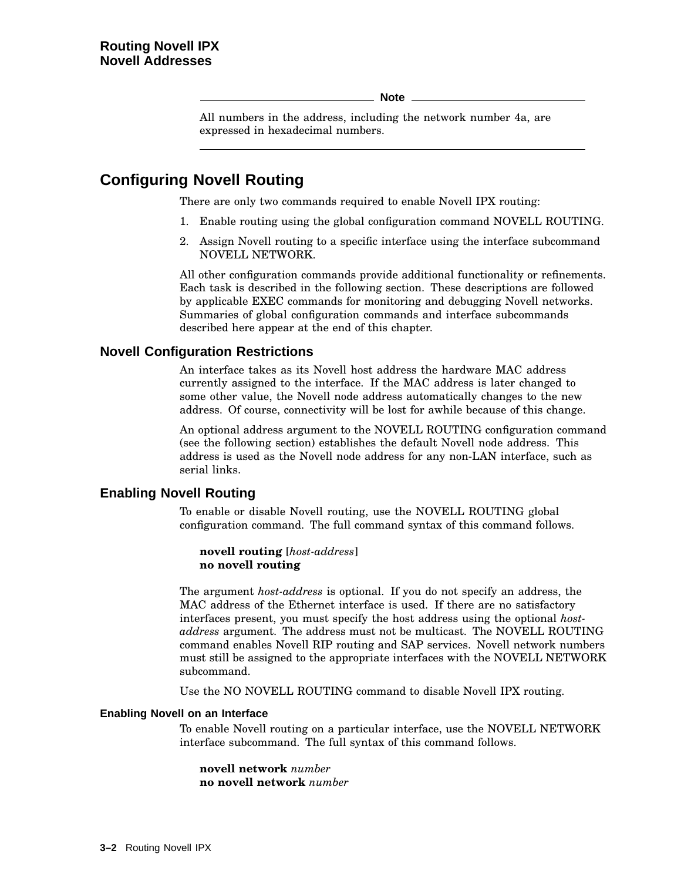**Note**

All numbers in the address, including the network number 4a, are expressed in hexadecimal numbers.

## Configuring Novell Routing

There are only two commands required to enable Novell IPX routing:

1. Enable routing using the global configuration command NOVELL ROUTING.
2. Assign Novell routing to a specific interface using the interface subcommand NOVELL NETWORK.

All other configuration commands provide additional functionality or refinements. Each task is described in the following section. These descriptions are followed by applicable EXEC commands for monitoring and debugging Novell networks. Summaries of global configuration commands and interface subcommands described here appear at the end of this chapter.

### Novell Configuration Restrictions

An interface takes as its Novell host address the hardware MAC address currently assigned to the interface. If the MAC address is later changed to some other value, the Novell node address automatically changes to the new address. Of course, connectivity will be lost for awhile because of this change.

An optional address argument to the NOVELL ROUTING configuration command (see the following section) establishes the default Novell node address. This address is used as the Novell node address for any non-LAN interface, such as serial links.

### Enabling Novell Routing

To enable or disable Novell routing, use the NOVELL ROUTING global configuration command. The full command syntax of this command follows.

**novell routing** [*host-address*]
**no novell routing**

The argument *host-address* is optional. If you do not specify an address, the MAC address of the Ethernet interface is used. If there are no satisfactory interfaces present, you must specify the host address using the optional *host-address* argument. The address must not be multicast. The NOVELL ROUTING command enables Novell RIP routing and SAP services. Novell network numbers must still be assigned to the appropriate interfaces with the NOVELL NETWORK subcommand.

Use the NO NOVELL ROUTING command to disable Novell IPX routing.

#### Enabling Novell on an Interface

To enable Novell routing on a particular interface, use the NOVELL NETWORK interface subcommand. The full syntax of this command follows.

**novell network** *number*
**no novell network** *number*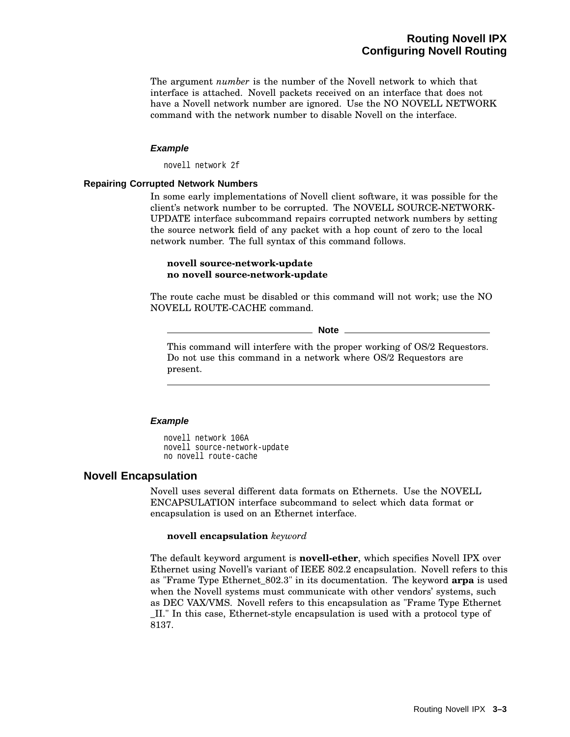The argument *number* is the number of the Novell network to which that interface is attached. Novell packets received on an interface that does not have a Novell network number are ignored. Use the NO NOVELL NETWORK command with the network number to disable Novell on the interface.

#### *Example*

```
novell network 2f
```

### Repairing Corrupted Network Numbers

In some early implementations of Novell client software, it was possible for the client's network number to be corrupted. The NOVELL SOURCE-NETWORK-UPDATE interface subcommand repairs corrupted network numbers by setting the source network field of any packet with a hop count of zero to the local network number. The full syntax of this command follows.

**novell source-network-update**
**no novell source-network-update**

The route cache must be disabled or this command will not work; use the NO NOVELL ROUTE-CACHE command.

---

**Note**

This command will interfere with the proper working of OS/2 Requestors. Do not use this command in a network where OS/2 Requestors are present.

---

#### *Example*

```
novell network 106A
novell source-network-update
no novell route-cache
```

## Novell Encapsulation

Novell uses several different data formats on Ethernets. Use the NOVELL ENCAPSULATION interface subcommand to select which data format or encapsulation is used on an Ethernet interface.

**novell encapsulation** *keyword*

The default keyword argument is **novell-ether**, which specifies Novell IPX over Ethernet using Novell's variant of IEEE 802.2 encapsulation. Novell refers to this as "Frame Type Ethernet_802.3" in its documentation. The keyword **arpa** is used when the Novell systems must communicate with other vendors' systems, such as DEC VAX/VMS. Novell refers to this encapsulation as "Frame Type Ethernet _II." In this case, Ethernet-style encapsulation is used with a protocol type of 8137.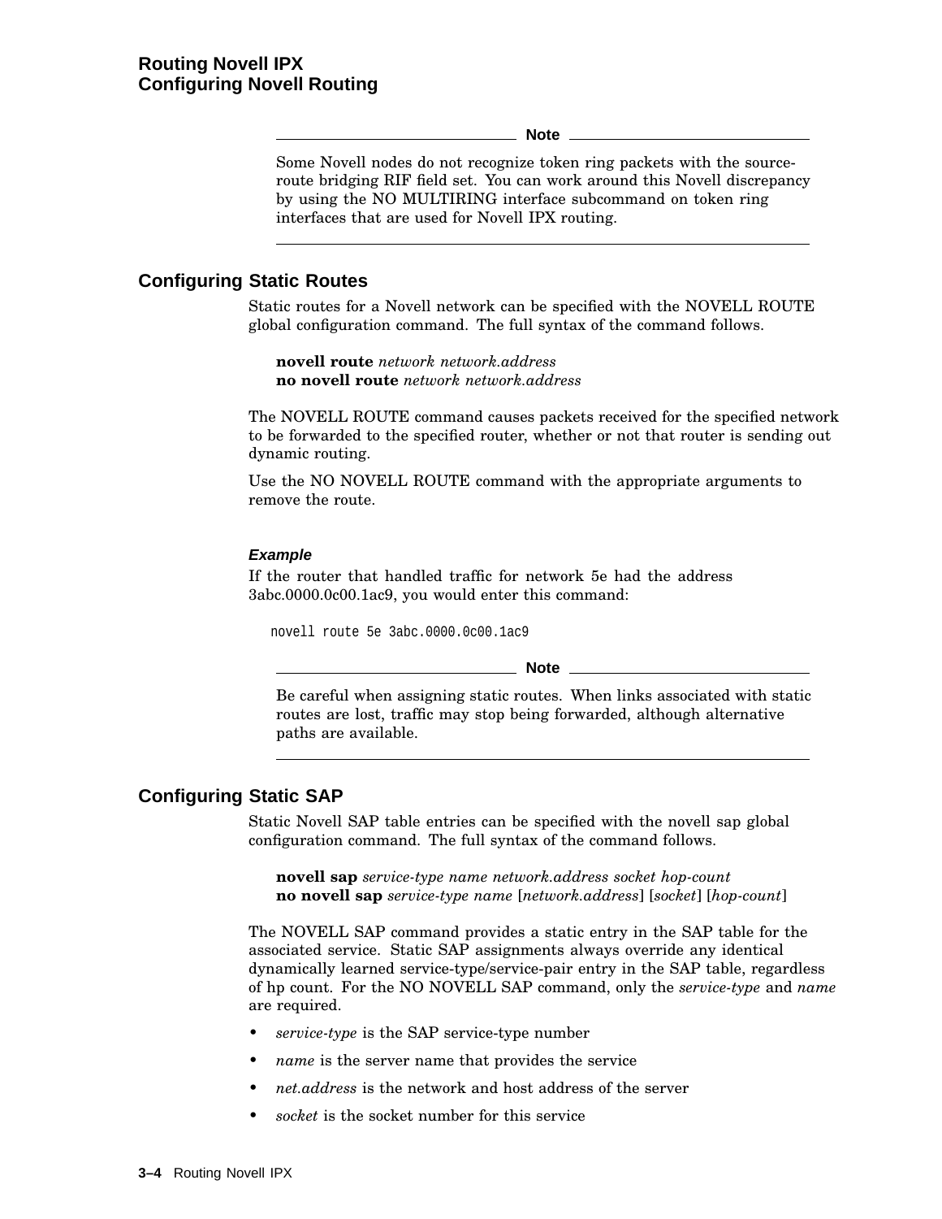> **Note**
>
> Some Novell nodes do not recognize token ring packets with the source-route bridging RIF field set. You can work around this Novell discrepancy by using the NO MULTIRING interface subcommand on token ring interfaces that are used for Novell IPX routing.

## Configuring Static Routes

Static routes for a Novell network can be specified with the NOVELL ROUTE global configuration command. The full syntax of the command follows.

**novell route** *network network.address*
**no novell route** *network network.address*

The NOVELL ROUTE command causes packets received for the specified network to be forwarded to the specified router, whether or not that router is sending out dynamic routing.

Use the NO NOVELL ROUTE command with the appropriate arguments to remove the route.

#### *Example*

If the router that handled traffic for network 5e had the address 3abc.0000.0c00.1ac9, you would enter this command:

```
novell route 5e 3abc.0000.0c00.1ac9
```

> **Note**
>
> Be careful when assigning static routes. When links associated with static routes are lost, traffic may stop being forwarded, although alternative paths are available.

## Configuring Static SAP

Static Novell SAP table entries can be specified with the novell sap global configuration command. The full syntax of the command follows.

**novell sap** *service-type name network.address socket hop-count*
**no novell sap** *service-type name* [*network.address*] [*socket*] [*hop-count*]

The NOVELL SAP command provides a static entry in the SAP table for the associated service. Static SAP assignments always override any identical dynamically learned service-type/service-pair entry in the SAP table, regardless of hp count. For the NO NOVELL SAP command, only the *service-type* and *name* are required.

- *service-type* is the SAP service-type number
- *name* is the server name that provides the service
- *net.address* is the network and host address of the server
- *socket* is the socket number for this service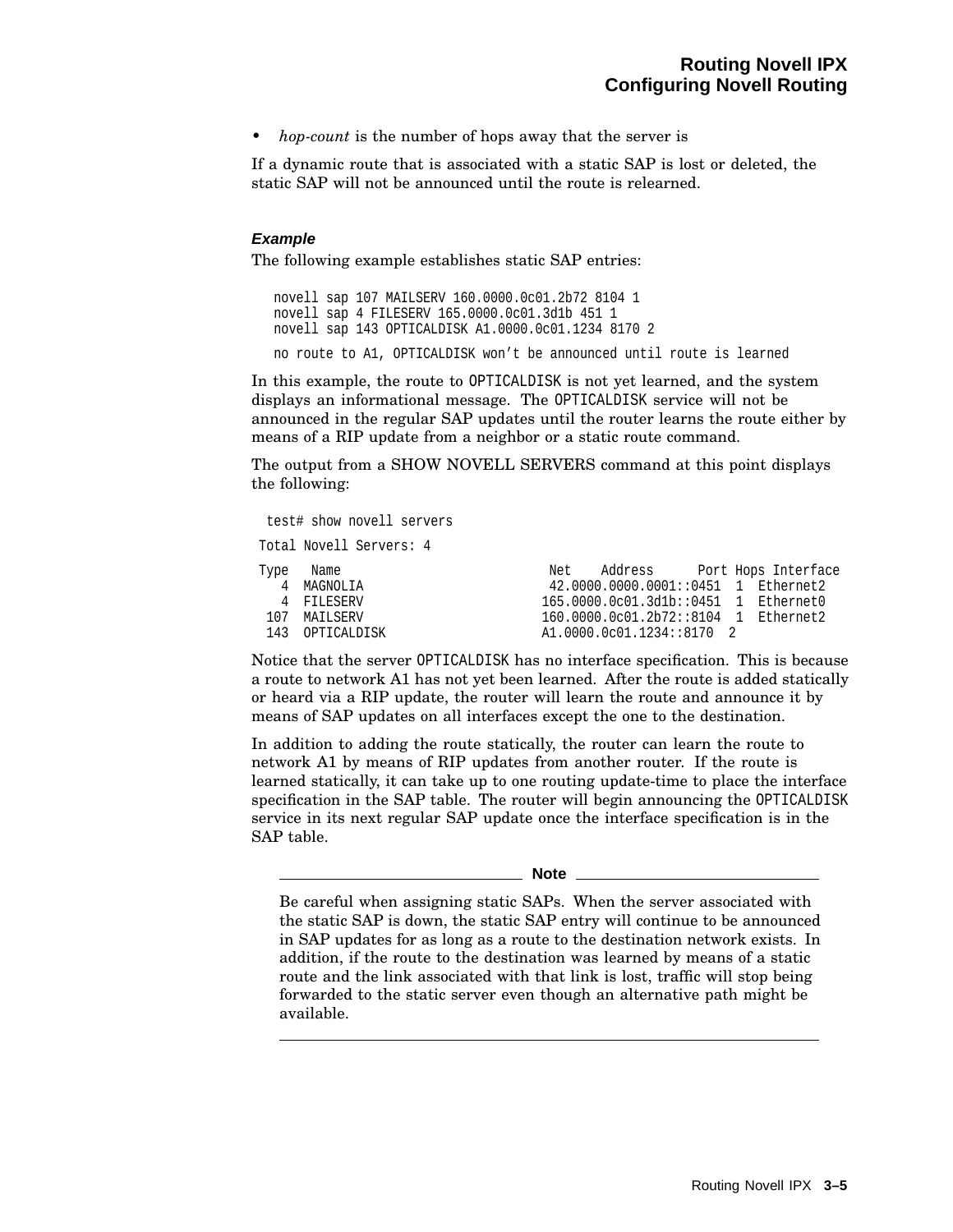- *hop-count* is the number of hops away that the server is

If a dynamic route that is associated with a static SAP is lost or deleted, the static SAP will not be announced until the route is relearned.

#### Example

The following example establishes static SAP entries:

```
novell sap 107 MAILSERV 160.0000.0c01.2b72 8104 1
novell sap 4 FILESERV 165.0000.0c01.3d1b 451 1
novell sap 143 OPTICALDISK A1.0000.0c01.1234 8170 2

no route to A1, OPTICALDISK won't be announced until route is learned
```

In this example, the route to OPTICALDISK is not yet learned, and the system displays an informational message. The OPTICALDISK service will not be announced in the regular SAP updates until the router learns the route either by means of a RIP update from a neighbor or a static route command.

The output from a SHOW NOVELL SERVERS command at this point displays the following:

```
 test# show novell servers

Total Novell Servers: 4

Type   Name                            Net    Address      Port Hops Interface
   4  MAGNOLIA                          42.0000.0000.0001::0451  1  Ethernet2
   4  FILESERV                         165.0000.0c01.3d1b::0451  1  Ethernet0
 107  MAILSERV                         160.0000.0c01.2b72::8104  1  Ethernet2
 143  OPTICALDISK                      A1.0000.0c01.1234::8170  2
```

Notice that the server OPTICALDISK has no interface specification. This is because a route to network A1 has not yet been learned. After the route is added statically or heard via a RIP update, the router will learn the route and announce it by means of SAP updates on all interfaces except the one to the destination.

In addition to adding the route statically, the router can learn the route to network A1 by means of RIP updates from another router. If the route is learned statically, it can take up to one routing update-time to place the interface specification in the SAP table. The router will begin announcing the OPTICALDISK service in its next regular SAP update once the interface specification is in the SAP table.

---

**Note**

Be careful when assigning static SAPs. When the server associated with the static SAP is down, the static SAP entry will continue to be announced in SAP updates for as long as a route to the destination network exists. In addition, if the route to the destination was learned by means of a static route and the link associated with that link is lost, traffic will stop being forwarded to the static server even though an alternative path might be available.

---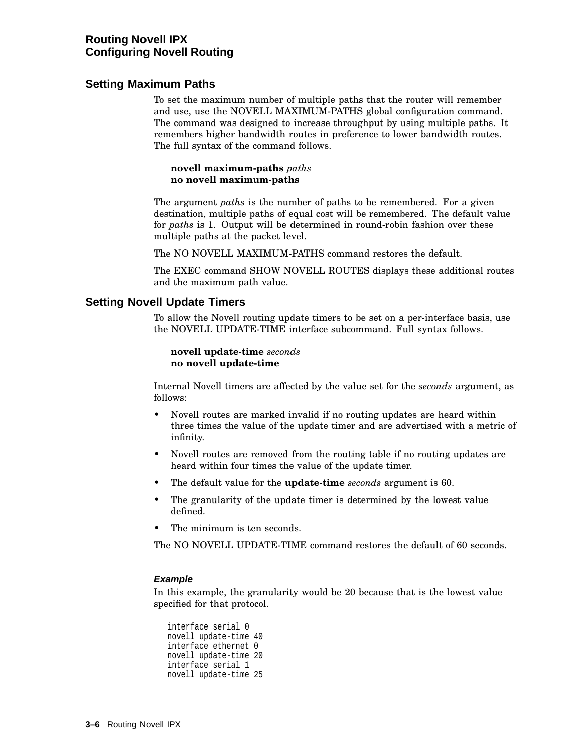## Setting Maximum Paths

To set the maximum number of multiple paths that the router will remember and use, use the NOVELL MAXIMUM-PATHS global configuration command. The command was designed to increase throughput by using multiple paths. It remembers higher bandwidth routes in preference to lower bandwidth routes. The full syntax of the command follows.

**novell maximum-paths** *paths*
**no novell maximum-paths**

The argument *paths* is the number of paths to be remembered. For a given destination, multiple paths of equal cost will be remembered. The default value for *paths* is 1. Output will be determined in round-robin fashion over these multiple paths at the packet level.

The NO NOVELL MAXIMUM-PATHS command restores the default.

The EXEC command SHOW NOVELL ROUTES displays these additional routes and the maximum path value.

## Setting Novell Update Timers

To allow the Novell routing update timers to be set on a per-interface basis, use the NOVELL UPDATE-TIME interface subcommand. Full syntax follows.

**novell update-time** *seconds*
**no novell update-time**

Internal Novell timers are affected by the value set for the *seconds* argument, as follows:

- Novell routes are marked invalid if no routing updates are heard within three times the value of the update timer and are advertised with a metric of infinity.
- Novell routes are removed from the routing table if no routing updates are heard within four times the value of the update timer.
- The default value for the **update-time** *seconds* argument is 60.
- The granularity of the update timer is determined by the lowest value defined.
- The minimum is ten seconds.

The NO NOVELL UPDATE-TIME command restores the default of 60 seconds.

#### *Example*

In this example, the granularity would be 20 because that is the lowest value specified for that protocol.

```
interface serial 0
novell update-time 40
interface ethernet 0
novell update-time 20
interface serial 1
novell update-time 25
```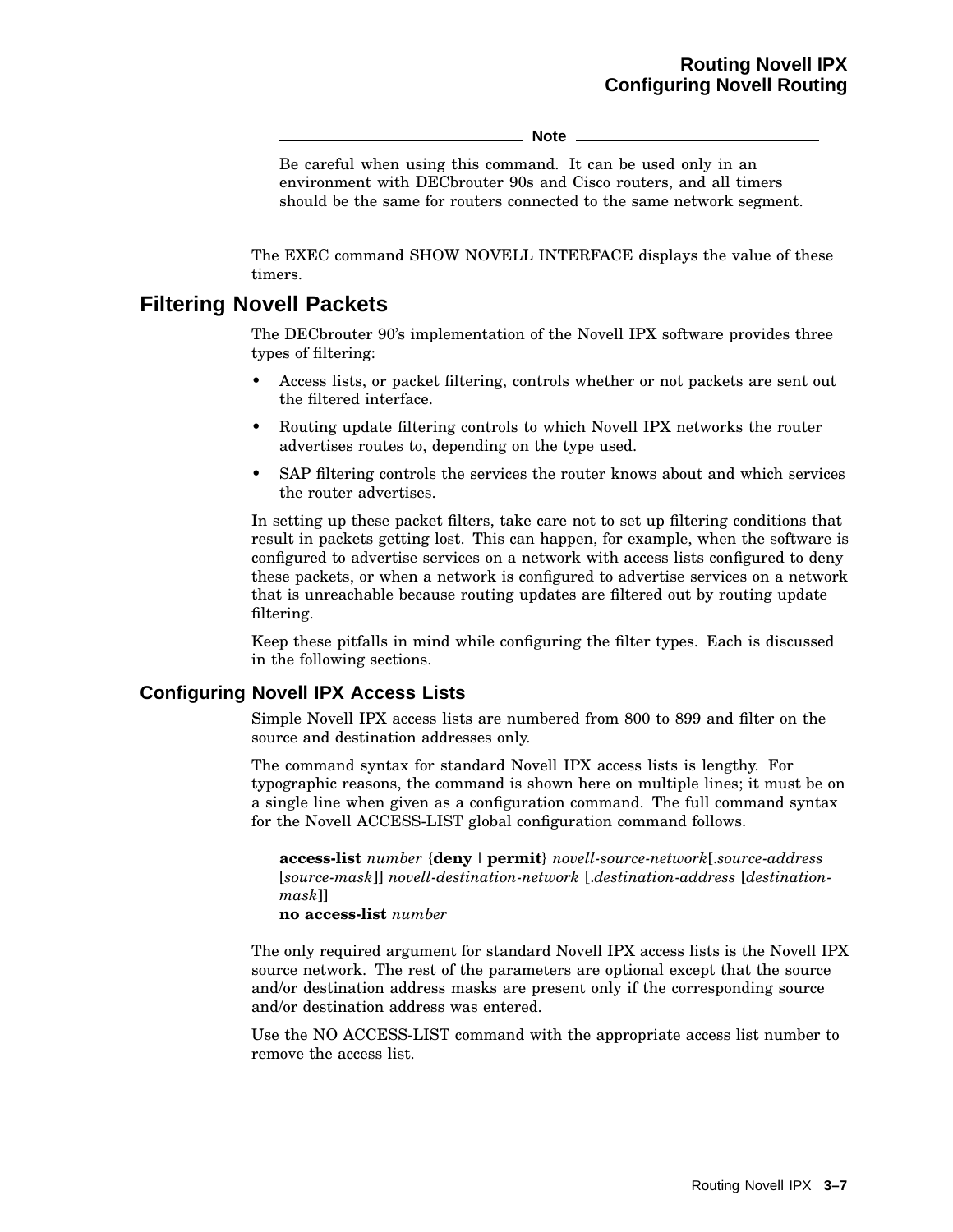**Note**

Be careful when using this command. It can be used only in an environment with DECbrouter 90s and Cisco routers, and all timers should be the same for routers connected to the same network segment.

---

The EXEC command SHOW NOVELL INTERFACE displays the value of these timers.

## Filtering Novell Packets

The DECbrouter 90's implementation of the Novell IPX software provides three types of filtering:

- Access lists, or packet filtering, controls whether or not packets are sent out the filtered interface.
- Routing update filtering controls to which Novell IPX networks the router advertises routes to, depending on the type used.
- SAP filtering controls the services the router knows about and which services the router advertises.

In setting up these packet filters, take care not to set up filtering conditions that result in packets getting lost. This can happen, for example, when the software is configured to advertise services on a network with access lists configured to deny these packets, or when a network is configured to advertise services on a network that is unreachable because routing updates are filtered out by routing update filtering.

Keep these pitfalls in mind while configuring the filter types. Each is discussed in the following sections.

### Configuring Novell IPX Access Lists

Simple Novell IPX access lists are numbered from 800 to 899 and filter on the source and destination addresses only.

The command syntax for standard Novell IPX access lists is lengthy. For typographic reasons, the command is shown here on multiple lines; it must be on a single line when given as a configuration command. The full command syntax for the Novell ACCESS-LIST global configuration command follows.

> **access-list** *number* {**deny** | **permit**} *novell-source-network*[.*source-address* [*source-mask*]] *novell-destination-network* [.*destination-address* [*destination-mask*]]
> **no access-list** *number*

The only required argument for standard Novell IPX access lists is the Novell IPX source network. The rest of the parameters are optional except that the source and/or destination address masks are present only if the corresponding source and/or destination address was entered.

Use the NO ACCESS-LIST command with the appropriate access list number to remove the access list.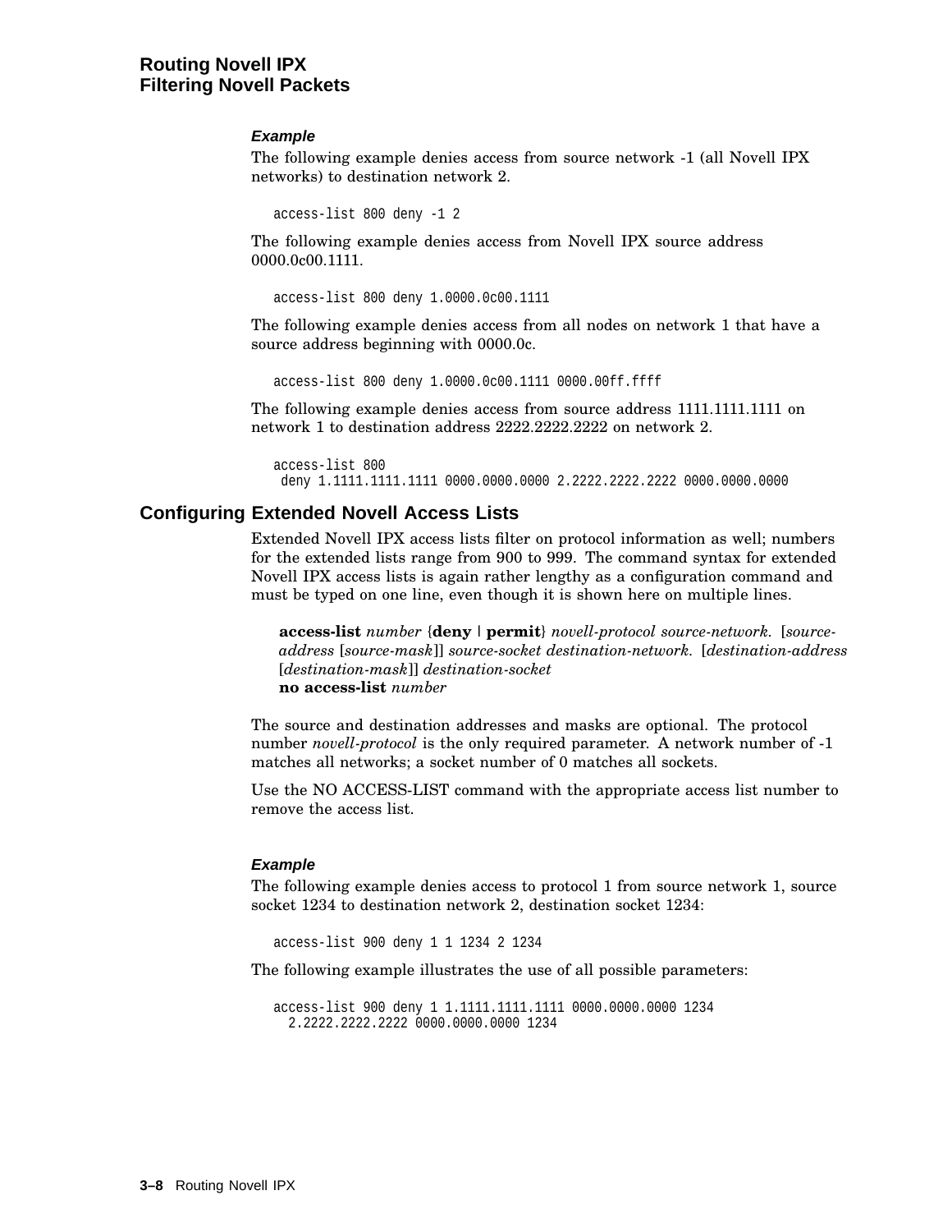#### *Example*

The following example denies access from source network -1 (all Novell IPX networks) to destination network 2.

```
access-list 800 deny -1 2
```

The following example denies access from Novell IPX source address 0000.0c00.1111.

```
access-list 800 deny 1.0000.0c00.1111
```

The following example denies access from all nodes on network 1 that have a source address beginning with 0000.0c.

```
access-list 800 deny 1.0000.0c00.1111 0000.00ff.ffff
```

The following example denies access from source address 1111.1111.1111 on network 1 to destination address 2222.2222.2222 on network 2.

```
access-list 800
 deny 1.1111.1111.1111 0000.0000.0000 2.2222.2222.2222 0000.0000.0000
```

## Configuring Extended Novell Access Lists

Extended Novell IPX access lists filter on protocol information as well; numbers for the extended lists range from 900 to 999. The command syntax for extended Novell IPX access lists is again rather lengthy as a configuration command and must be typed on one line, even though it is shown here on multiple lines.

> **access-list** *number* {**deny** | **permit**} *novell-protocol source-network.* [*source-address* [*source-mask*]] *source-socket destination-network.* [*destination-address* [*destination-mask*]] *destination-socket*
> **no access-list** *number*

The source and destination addresses and masks are optional. The protocol number *novell-protocol* is the only required parameter. A network number of -1 matches all networks; a socket number of 0 matches all sockets.

Use the NO ACCESS-LIST command with the appropriate access list number to remove the access list.

#### *Example*

The following example denies access to protocol 1 from source network 1, source socket 1234 to destination network 2, destination socket 1234:

```
access-list 900 deny 1 1 1234 2 1234
```

The following example illustrates the use of all possible parameters:

```
access-list 900 deny 1 1.1111.1111.1111 0000.0000.0000 1234
  2.2222.2222.2222 0000.0000.0000 1234
```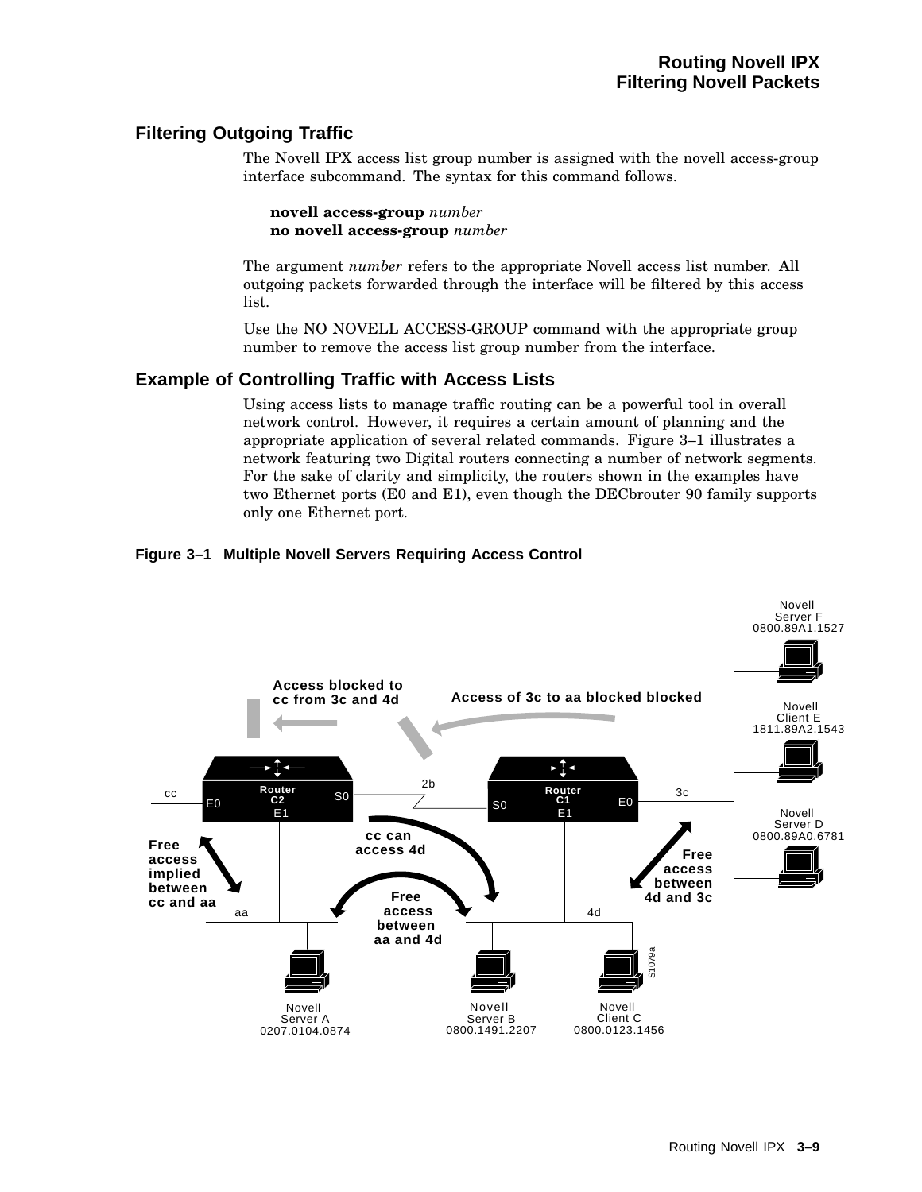## Filtering Outgoing Traffic

The Novell IPX access list group number is assigned with the novell access-group interface subcommand. The syntax for this command follows.

**novell access-group** *number*
**no novell access-group** *number*

The argument *number* refers to the appropriate Novell access list number. All outgoing packets forwarded through the interface will be filtered by this access list.

Use the NO NOVELL ACCESS-GROUP command with the appropriate group number to remove the access list group number from the interface.

## Example of Controlling Traffic with Access Lists

Using access lists to manage traffic routing can be a powerful tool in overall network control. However, it requires a certain amount of planning and the appropriate application of several related commands. Figure 3–1 illustrates a network featuring two Digital routers connecting a number of network segments. For the sake of clarity and simplicity, the routers shown in the examples have two Ethernet ports (E0 and E1), even though the DECbrouter 90 family supports only one Ethernet port.

**Figure 3–1 Multiple Novell Servers Requiring Access Control**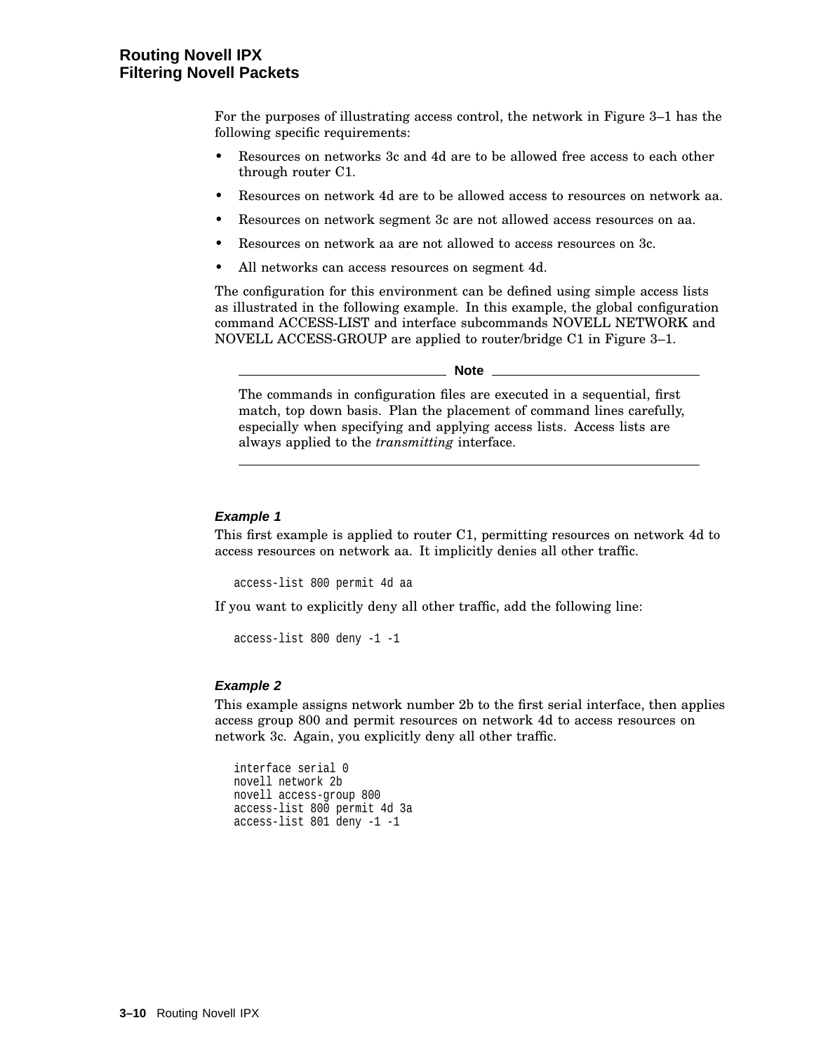For the purposes of illustrating access control, the network in Figure 3–1 has the following specific requirements:

- Resources on networks 3c and 4d are to be allowed free access to each other through router C1.
- Resources on network 4d are to be allowed access to resources on network aa.
- Resources on network segment 3c are not allowed access resources on aa.
- Resources on network aa are not allowed to access resources on 3c.
- All networks can access resources on segment 4d.

The configuration for this environment can be defined using simple access lists as illustrated in the following example. In this example, the global configuration command ACCESS-LIST and interface subcommands NOVELL NETWORK and NOVELL ACCESS-GROUP are applied to router/bridge C1 in Figure 3–1.

---

**Note**

The commands in configuration files are executed in a sequential, first match, top down basis. Plan the placement of command lines carefully, especially when specifying and applying access lists. Access lists are always applied to the *transmitting* interface.

---

#### *Example 1*

This first example is applied to router C1, permitting resources on network 4d to access resources on network aa. It implicitly denies all other traffic.

```
access-list 800 permit 4d aa
```

If you want to explicitly deny all other traffic, add the following line:

```
access-list 800 deny -1 -1
```

#### *Example 2*

This example assigns network number 2b to the first serial interface, then applies access group 800 and permit resources on network 4d to access resources on network 3c. Again, you explicitly deny all other traffic.

```
interface serial 0
novell network 2b
novell access-group 800
access-list 800 permit 4d 3a
access-list 801 deny -1 -1
```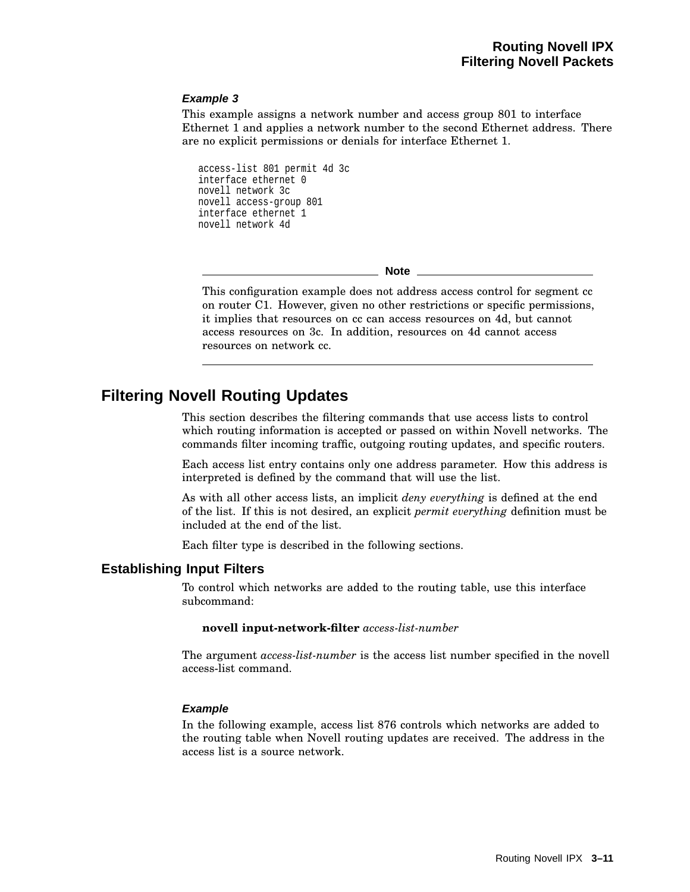### *Example 3*

This example assigns a network number and access group 801 to interface Ethernet 1 and applies a network number to the second Ethernet address. There are no explicit permissions or denials for interface Ethernet 1.

```
access-list 801 permit 4d 3c
interface ethernet 0
novell network 3c
novell access-group 801
interface ethernet 1
novell network 4d
```

---

**Note**

This configuration example does not address access control for segment cc on router C1. However, given no other restrictions or specific permissions, it implies that resources on cc can access resources on 4d, but cannot access resources on 3c. In addition, resources on 4d cannot access resources on network cc.

---

## Filtering Novell Routing Updates

This section describes the filtering commands that use access lists to control which routing information is accepted or passed on within Novell networks. The commands filter incoming traffic, outgoing routing updates, and specific routers.

Each access list entry contains only one address parameter. How this address is interpreted is defined by the command that will use the list.

As with all other access lists, an implicit *deny everything* is defined at the end of the list. If this is not desired, an explicit *permit everything* definition must be included at the end of the list.

Each filter type is described in the following sections.

### Establishing Input Filters

To control which networks are added to the routing table, use this interface subcommand:

**novell input-network-filter** *access-list-number*

The argument *access-list-number* is the access list number specified in the novell access-list command.

#### *Example*

In the following example, access list 876 controls which networks are added to the routing table when Novell routing updates are received. The address in the access list is a source network.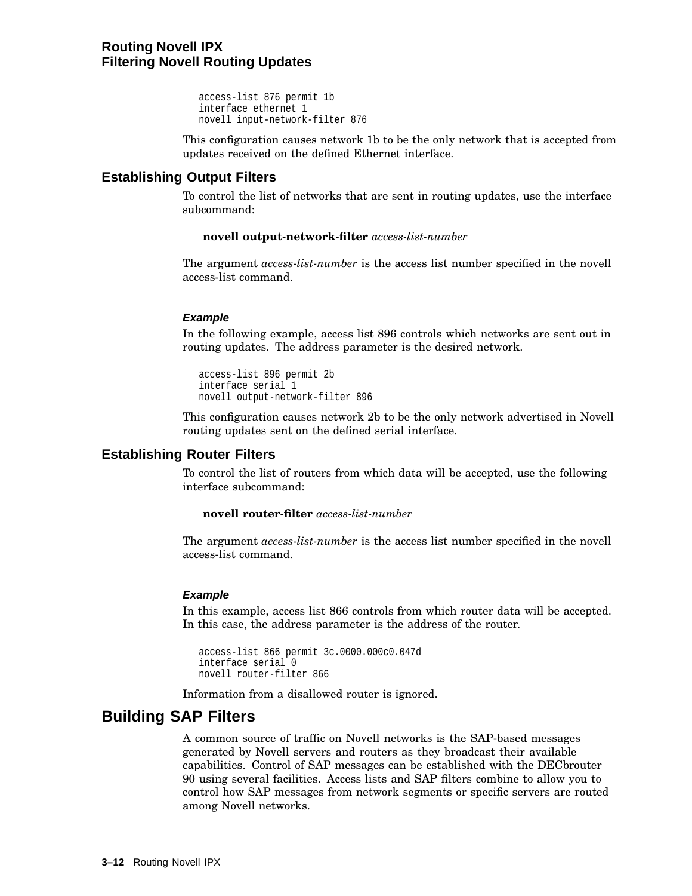```
access-list 876 permit 1b
interface ethernet 1
novell input-network-filter 876
```

This configuration causes network 1b to be the only network that is accepted from updates received on the defined Ethernet interface.

## Establishing Output Filters

To control the list of networks that are sent in routing updates, use the interface subcommand:

**novell output-network-filter** *access-list-number*

The argument *access-list-number* is the access list number specified in the novell access-list command.

#### Example

In the following example, access list 896 controls which networks are sent out in routing updates. The address parameter is the desired network.

```
access-list 896 permit 2b
interface serial 1
novell output-network-filter 896
```

This configuration causes network 2b to be the only network advertised in Novell routing updates sent on the defined serial interface.

## Establishing Router Filters

To control the list of routers from which data will be accepted, use the following interface subcommand:

**novell router-filter** *access-list-number*

The argument *access-list-number* is the access list number specified in the novell access-list command.

#### Example

In this example, access list 866 controls from which router data will be accepted. In this case, the address parameter is the address of the router.

```
access-list 866 permit 3c.0000.000c0.047d
interface serial 0
novell router-filter 866
```

Information from a disallowed router is ignored.

# Building SAP Filters

A common source of traffic on Novell networks is the SAP-based messages generated by Novell servers and routers as they broadcast their available capabilities. Control of SAP messages can be established with the DECbrouter 90 using several facilities. Access lists and SAP filters combine to allow you to control how SAP messages from network segments or specific servers are routed among Novell networks.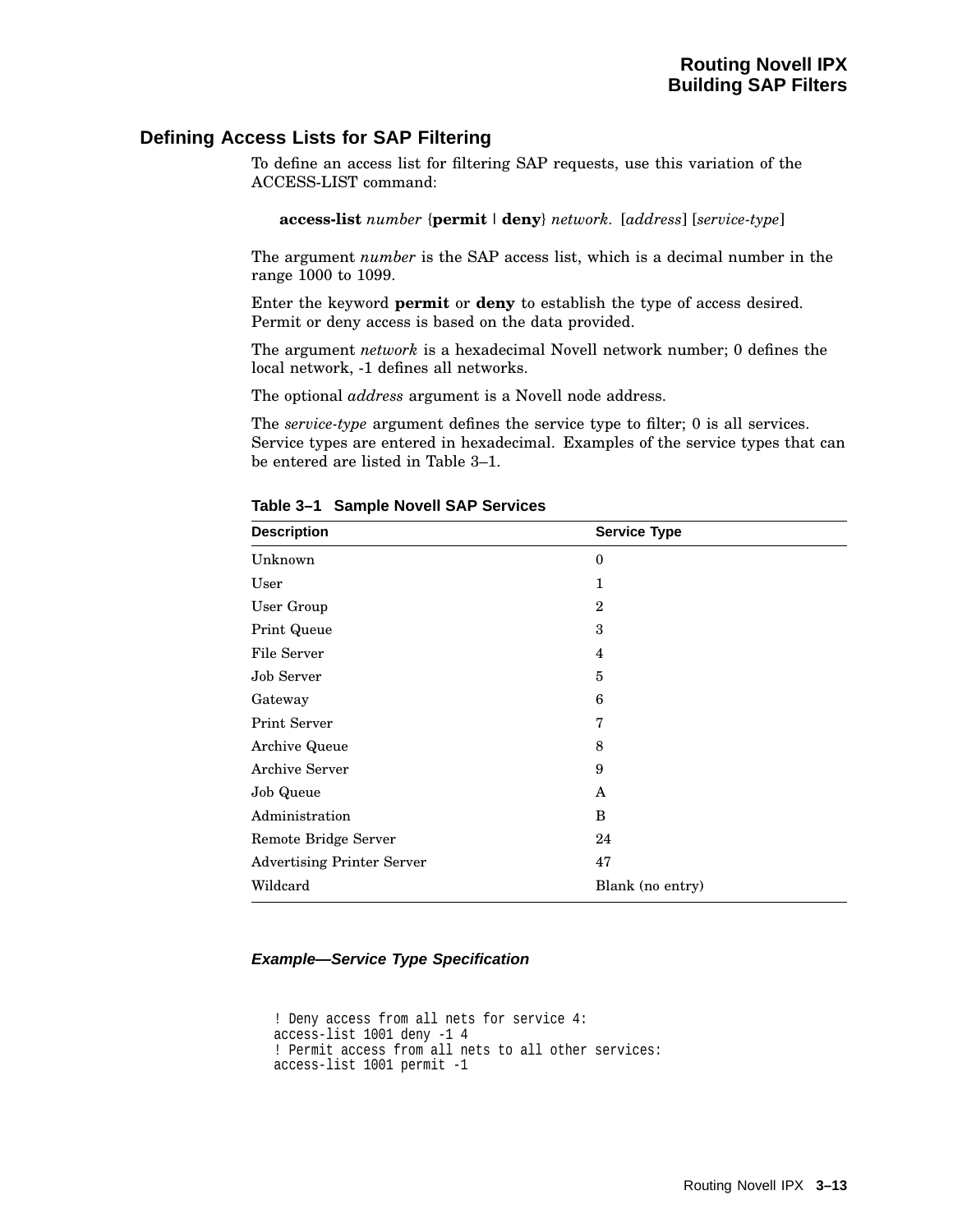## Defining Access Lists for SAP Filtering

To define an access list for filtering SAP requests, use this variation of the ACCESS-LIST command:

**access-list** *number* {**permit** | **deny**} *network.* [*address*] [*service-type*]

The argument *number* is the SAP access list, which is a decimal number in the range 1000 to 1099.

Enter the keyword **permit** or **deny** to establish the type of access desired. Permit or deny access is based on the data provided.

The argument *network* is a hexadecimal Novell network number; 0 defines the local network, -1 defines all networks.

The optional *address* argument is a Novell node address.

The *service-type* argument defines the service type to filter; 0 is all services. Service types are entered in hexadecimal. Examples of the service types that can be entered are listed in Table 3–1.

**Table 3–1 Sample Novell SAP Services**

| Description | Service Type |
| --- | --- |
| Unknown | 0 |
| User | 1 |
| User Group | 2 |
| Print Queue | 3 |
| File Server | 4 |
| Job Server | 5 |
| Gateway | 6 |
| Print Server | 7 |
| Archive Queue | 8 |
| Archive Server | 9 |
| Job Queue | A |
| Administration | B |
| Remote Bridge Server | 24 |
| Advertising Printer Server | 47 |
| Wildcard | Blank (no entry) |

#### *Example—Service Type Specification*

```
! Deny access from all nets for service 4:
access-list 1001 deny -1 4
! Permit access from all nets to all other services:
access-list 1001 permit -1
```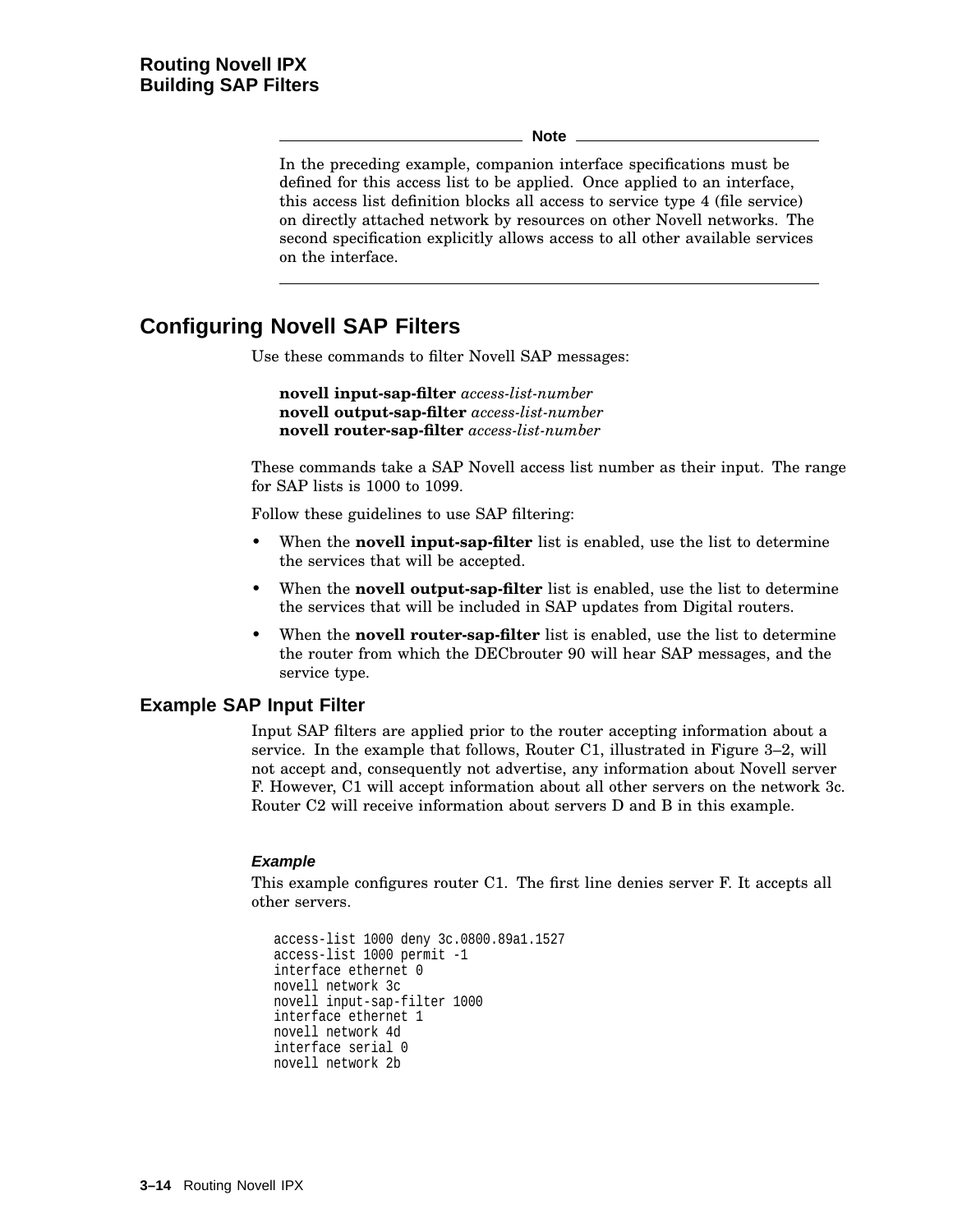**Note**

In the preceding example, companion interface specifications must be defined for this access list to be applied. Once applied to an interface, this access list definition blocks all access to service type 4 (file service) on directly attached network by resources on other Novell networks. The second specification explicitly allows access to all other available services on the interface.

## Configuring Novell SAP Filters

Use these commands to filter Novell SAP messages:

**novell input-sap-filter** *access-list-number*
**novell output-sap-filter** *access-list-number*
**novell router-sap-filter** *access-list-number*

These commands take a SAP Novell access list number as their input. The range for SAP lists is 1000 to 1099.

Follow these guidelines to use SAP filtering:

- When the **novell input-sap-filter** list is enabled, use the list to determine the services that will be accepted.
- When the **novell output-sap-filter** list is enabled, use the list to determine the services that will be included in SAP updates from Digital routers.
- When the **novell router-sap-filter** list is enabled, use the list to determine the router from which the DECbrouter 90 will hear SAP messages, and the service type.

### Example SAP Input Filter

Input SAP filters are applied prior to the router accepting information about a service. In the example that follows, Router C1, illustrated in Figure 3–2, will not accept and, consequently not advertise, any information about Novell server F. However, C1 will accept information about all other servers on the network 3c. Router C2 will receive information about servers D and B in this example.

#### *Example*

This example configures router C1. The first line denies server F. It accepts all other servers.

```
access-list 1000 deny 3c.0800.89a1.1527
access-list 1000 permit -1
interface ethernet 0
novell network 3c
novell input-sap-filter 1000
interface ethernet 1
novell network 4d
interface serial 0
novell network 2b
```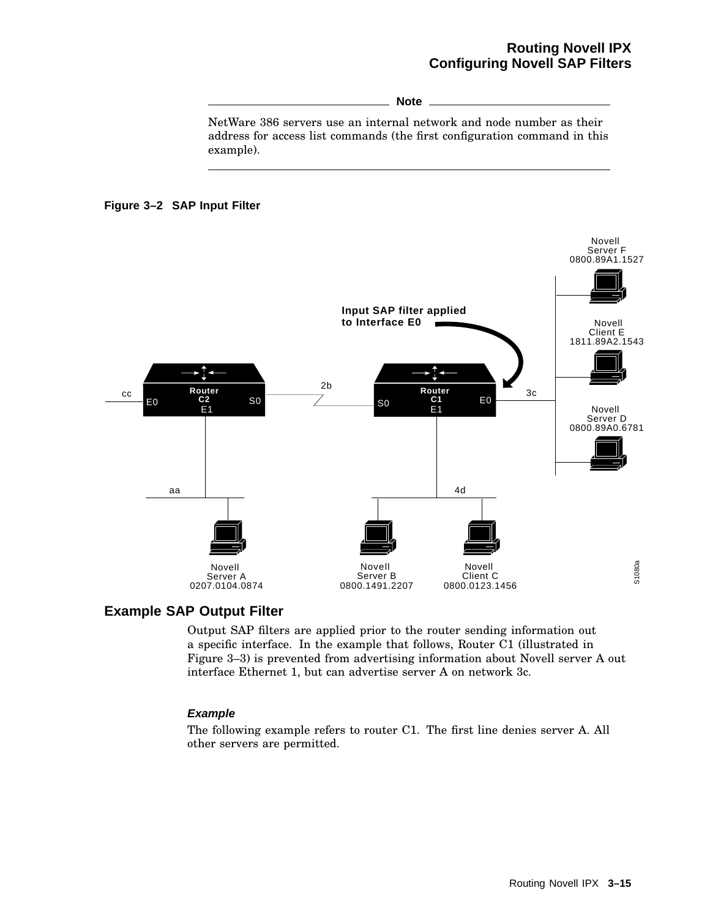**Note**

NetWare 386 servers use an internal network and node number as their address for access list commands (the first configuration command in this example).

**Figure 3–2 SAP Input Filter**

## Example SAP Output Filter

Output SAP filters are applied prior to the router sending information out a specific interface. In the example that follows, Router C1 (illustrated in Figure 3–3) is prevented from advertising information about Novell server A out interface Ethernet 1, but can advertise server A on network 3c.

#### *Example*

The following example refers to router C1. The first line denies server A. All other servers are permitted.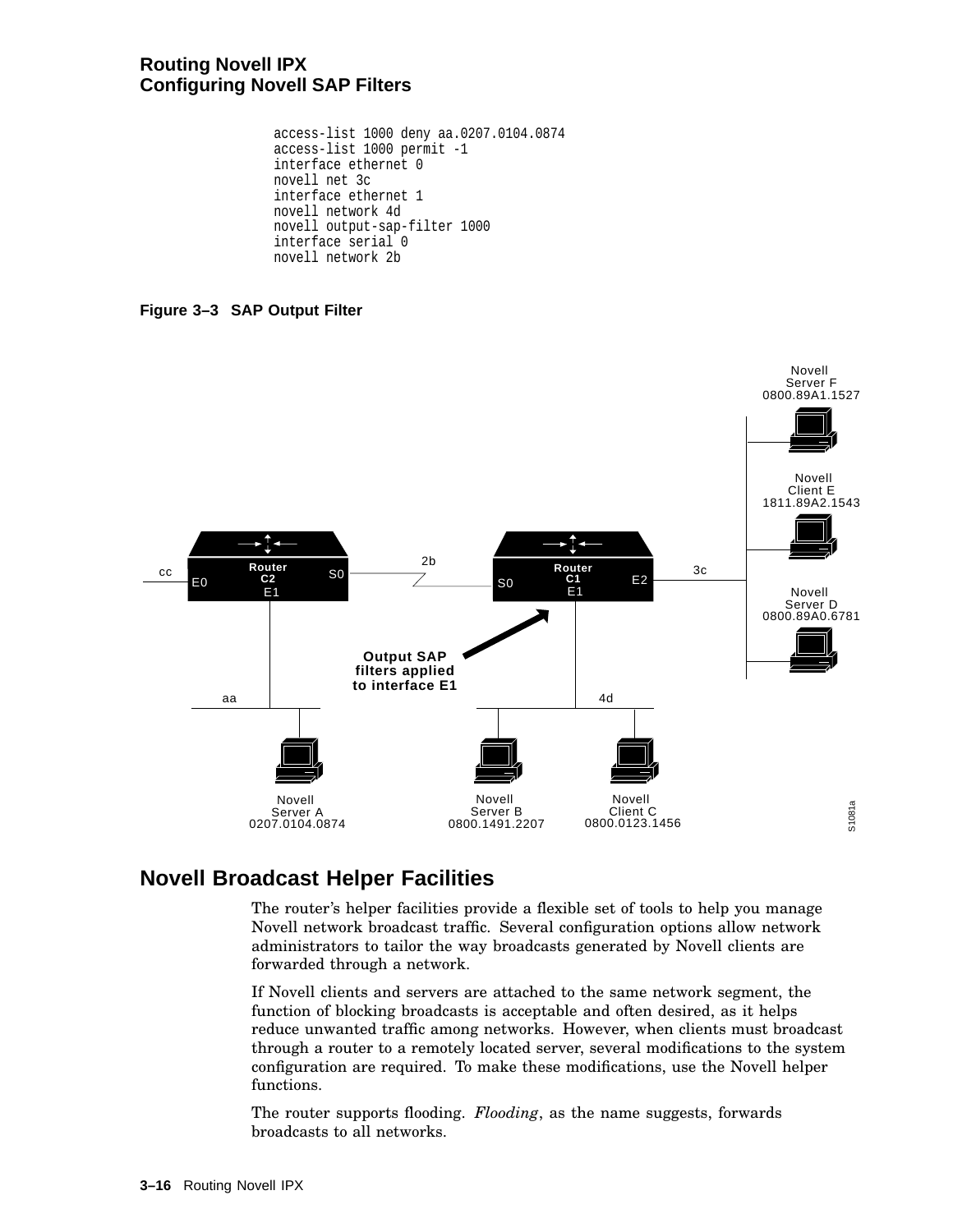```
access-list 1000 deny aa.0207.0104.0874
access-list 1000 permit -1
interface ethernet 0
novell net 3c
interface ethernet 1
novell network 4d
novell output-sap-filter 1000
interface serial 0
novell network 2b
```

**Figure 3–3 SAP Output Filter**

## Novell Broadcast Helper Facilities

The router's helper facilities provide a flexible set of tools to help you manage Novell network broadcast traffic. Several configuration options allow network administrators to tailor the way broadcasts generated by Novell clients are forwarded through a network.

If Novell clients and servers are attached to the same network segment, the function of blocking broadcasts is acceptable and often desired, as it helps reduce unwanted traffic among networks. However, when clients must broadcast through a router to a remotely located server, several modifications to the system configuration are required. To make these modifications, use the Novell helper functions.

The router supports flooding. *Flooding*, as the name suggests, forwards broadcasts to all networks.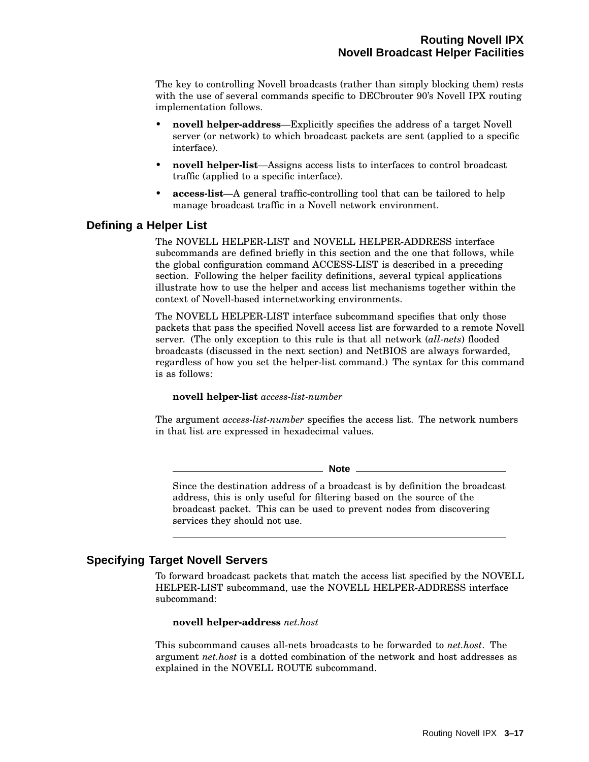The key to controlling Novell broadcasts (rather than simply blocking them) rests with the use of several commands specific to DECbrouter 90's Novell IPX routing implementation follows.

- **novell helper-address**—Explicitly specifies the address of a target Novell server (or network) to which broadcast packets are sent (applied to a specific interface).
- **novell helper-list**—Assigns access lists to interfaces to control broadcast traffic (applied to a specific interface).
- **access-list**—A general traffic-controlling tool that can be tailored to help manage broadcast traffic in a Novell network environment.

## Defining a Helper List

The NOVELL HELPER-LIST and NOVELL HELPER-ADDRESS interface subcommands are defined briefly in this section and the one that follows, while the global configuration command ACCESS-LIST is described in a preceding section. Following the helper facility definitions, several typical applications illustrate how to use the helper and access list mechanisms together within the context of Novell-based internetworking environments.

The NOVELL HELPER-LIST interface subcommand specifies that only those packets that pass the specified Novell access list are forwarded to a remote Novell server. (The only exception to this rule is that all network (*all-nets*) flooded broadcasts (discussed in the next section) and NetBIOS are always forwarded, regardless of how you set the helper-list command.) The syntax for this command is as follows:

**novell helper-list** *access-list-number*

The argument *access-list-number* specifies the access list. The network numbers in that list are expressed in hexadecimal values.

---

**Note**

Since the destination address of a broadcast is by definition the broadcast address, this is only useful for filtering based on the source of the broadcast packet. This can be used to prevent nodes from discovering services they should not use.

---

## Specifying Target Novell Servers

To forward broadcast packets that match the access list specified by the NOVELL HELPER-LIST subcommand, use the NOVELL HELPER-ADDRESS interface subcommand:

**novell helper-address** *net.host*

This subcommand causes all-nets broadcasts to be forwarded to *net.host*. The argument *net.host* is a dotted combination of the network and host addresses as explained in the NOVELL ROUTE subcommand.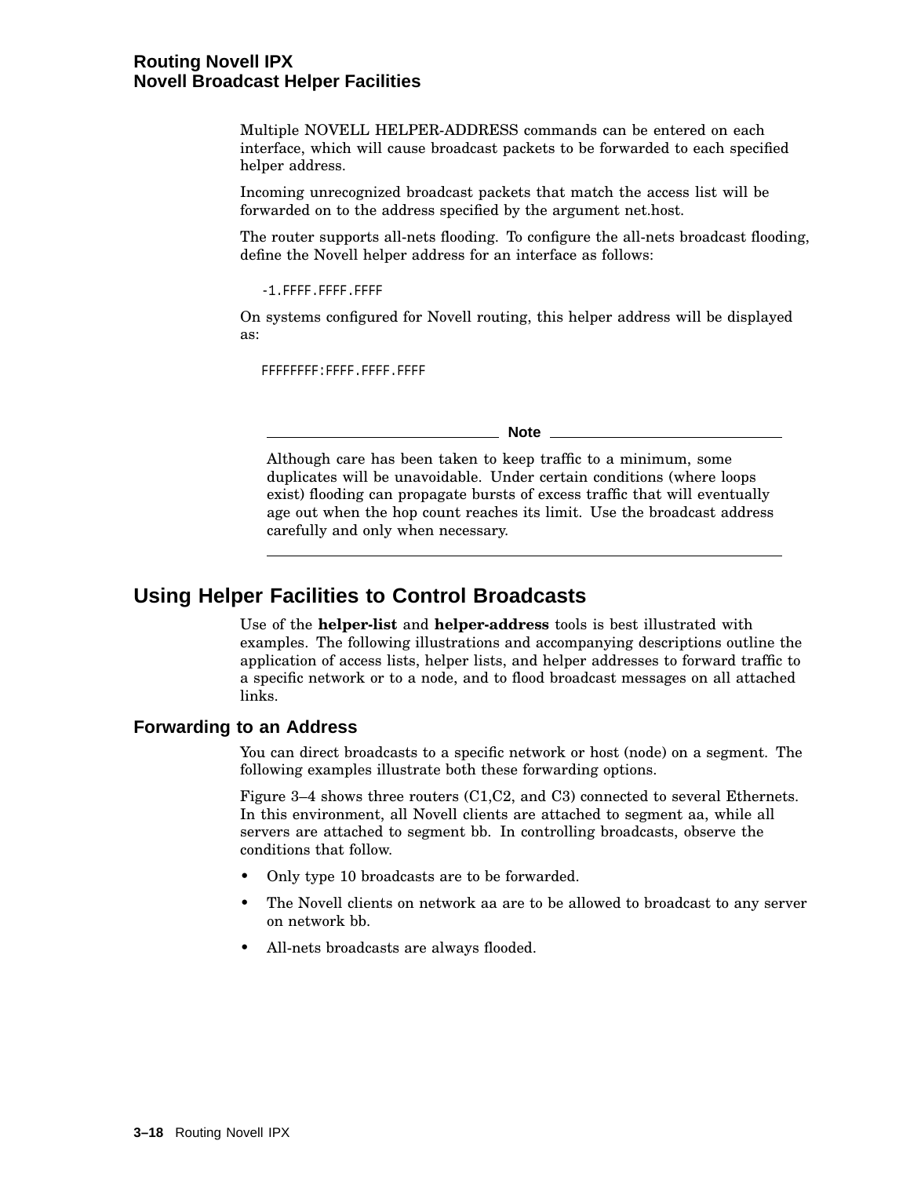Multiple NOVELL HELPER-ADDRESS commands can be entered on each interface, which will cause broadcast packets to be forwarded to each specified helper address.

Incoming unrecognized broadcast packets that match the access list will be forwarded on to the address specified by the argument net.host.

The router supports all-nets flooding. To configure the all-nets broadcast flooding, define the Novell helper address for an interface as follows:

```
-1.FFFF.FFFF.FFFF
```

On systems configured for Novell routing, this helper address will be displayed as:

```
FFFFFFFF:FFFF.FFFF.FFFF
```

**Note**

Although care has been taken to keep traffic to a minimum, some duplicates will be unavoidable. Under certain conditions (where loops exist) flooding can propagate bursts of excess traffic that will eventually age out when the hop count reaches its limit. Use the broadcast address carefully and only when necessary.

## Using Helper Facilities to Control Broadcasts

Use of the **helper-list** and **helper-address** tools is best illustrated with examples. The following illustrations and accompanying descriptions outline the application of access lists, helper lists, and helper addresses to forward traffic to a specific network or to a node, and to flood broadcast messages on all attached links.

### Forwarding to an Address

You can direct broadcasts to a specific network or host (node) on a segment. The following examples illustrate both these forwarding options.

Figure 3–4 shows three routers (C1,C2, and C3) connected to several Ethernets. In this environment, all Novell clients are attached to segment aa, while all servers are attached to segment bb. In controlling broadcasts, observe the conditions that follow.

- Only type 10 broadcasts are to be forwarded.
- The Novell clients on network aa are to be allowed to broadcast to any server on network bb.
- All-nets broadcasts are always flooded.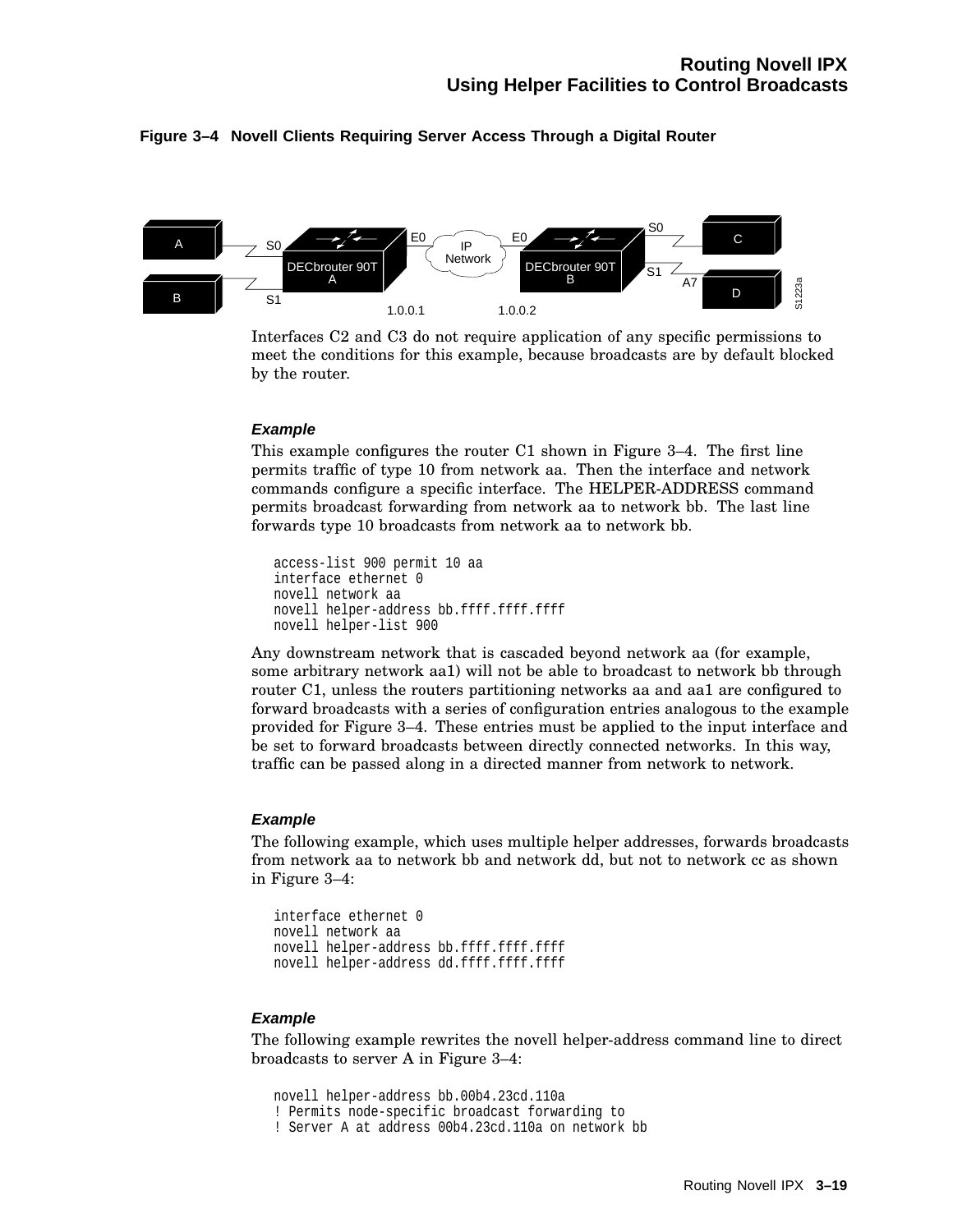**Figure 3–4 Novell Clients Requiring Server Access Through a Digital Router**

Interfaces C2 and C3 do not require application of any specific permissions to meet the conditions for this example, because broadcasts are by default blocked by the router.

***Example***

This example configures the router C1 shown in Figure 3–4. The first line permits traffic of type 10 from network aa. Then the interface and network commands configure a specific interface. The HELPER-ADDRESS command permits broadcast forwarding from network aa to network bb. The last line forwards type 10 broadcasts from network aa to network bb.

```
access-list 900 permit 10 aa
interface ethernet 0
novell network aa
novell helper-address bb.ffff.ffff.ffff
novell helper-list 900
```

Any downstream network that is cascaded beyond network aa (for example, some arbitrary network aa1) will not be able to broadcast to network bb through router C1, unless the routers partitioning networks aa and aa1 are configured to forward broadcasts with a series of configuration entries analogous to the example provided for Figure 3–4. These entries must be applied to the input interface and be set to forward broadcasts between directly connected networks. In this way, traffic can be passed along in a directed manner from network to network.

***Example***

The following example, which uses multiple helper addresses, forwards broadcasts from network aa to network bb and network dd, but not to network cc as shown in Figure 3–4:

```
interface ethernet 0
novell network aa
novell helper-address bb.ffff.ffff.ffff
novell helper-address dd.ffff.ffff.ffff
```

***Example***

The following example rewrites the novell helper-address command line to direct broadcasts to server A in Figure 3–4:

```
novell helper-address bb.00b4.23cd.110a
! Permits node-specific broadcast forwarding to
! Server A at address 00b4.23cd.110a on network bb
```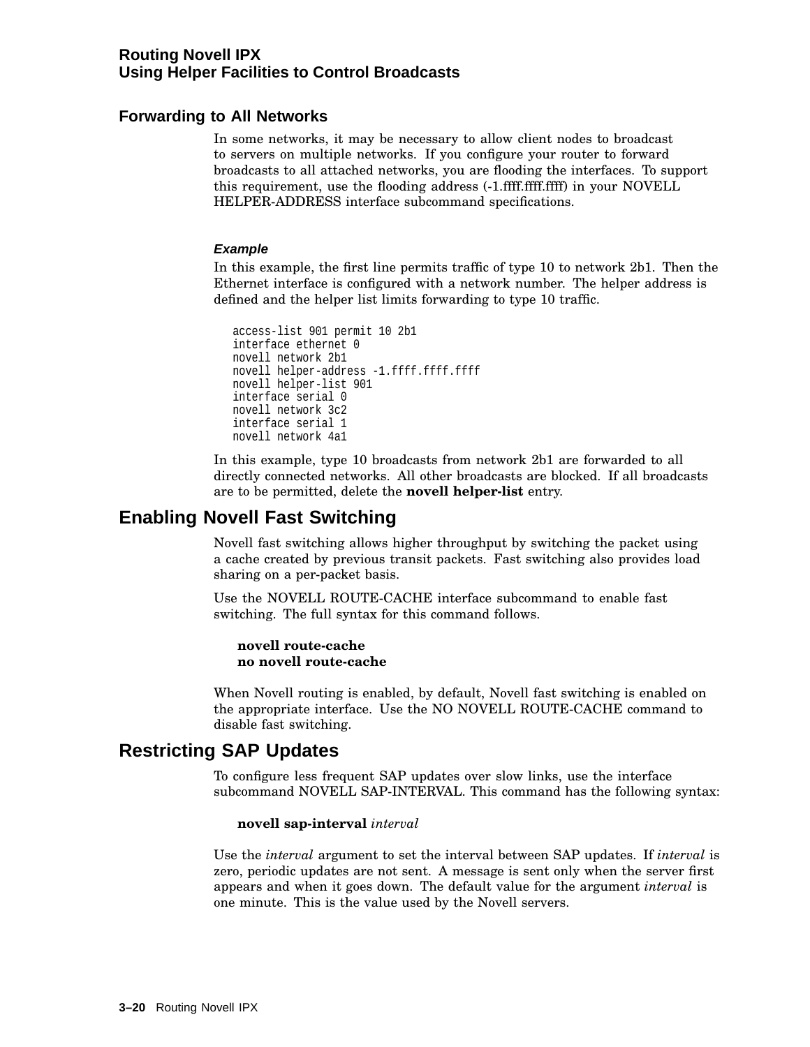### Forwarding to All Networks

In some networks, it may be necessary to allow client nodes to broadcast to servers on multiple networks. If you configure your router to forward broadcasts to all attached networks, you are flooding the interfaces. To support this requirement, use the flooding address (-1.ffff.ffff.ffff) in your NOVELL HELPER-ADDRESS interface subcommand specifications.

#### *Example*

In this example, the first line permits traffic of type 10 to network 2b1. Then the Ethernet interface is configured with a network number. The helper address is defined and the helper list limits forwarding to type 10 traffic.

```
access-list 901 permit 10 2b1
interface ethernet 0
novell network 2b1
novell helper-address -1.ffff.ffff.ffff
novell helper-list 901
interface serial 0
novell network 3c2
interface serial 1
novell network 4a1
```

In this example, type 10 broadcasts from network 2b1 are forwarded to all directly connected networks. All other broadcasts are blocked. If all broadcasts are to be permitted, delete the **novell helper-list** entry.

## Enabling Novell Fast Switching

Novell fast switching allows higher throughput by switching the packet using a cache created by previous transit packets. Fast switching also provides load sharing on a per-packet basis.

Use the NOVELL ROUTE-CACHE interface subcommand to enable fast switching. The full syntax for this command follows.

**novell route-cache**
**no novell route-cache**

When Novell routing is enabled, by default, Novell fast switching is enabled on the appropriate interface. Use the NO NOVELL ROUTE-CACHE command to disable fast switching.

## Restricting SAP Updates

To configure less frequent SAP updates over slow links, use the interface subcommand NOVELL SAP-INTERVAL. This command has the following syntax:

**novell sap-interval** *interval*

Use the *interval* argument to set the interval between SAP updates. If *interval* is zero, periodic updates are not sent. A message is sent only when the server first appears and when it goes down. The default value for the argument *interval* is one minute. This is the value used by the Novell servers.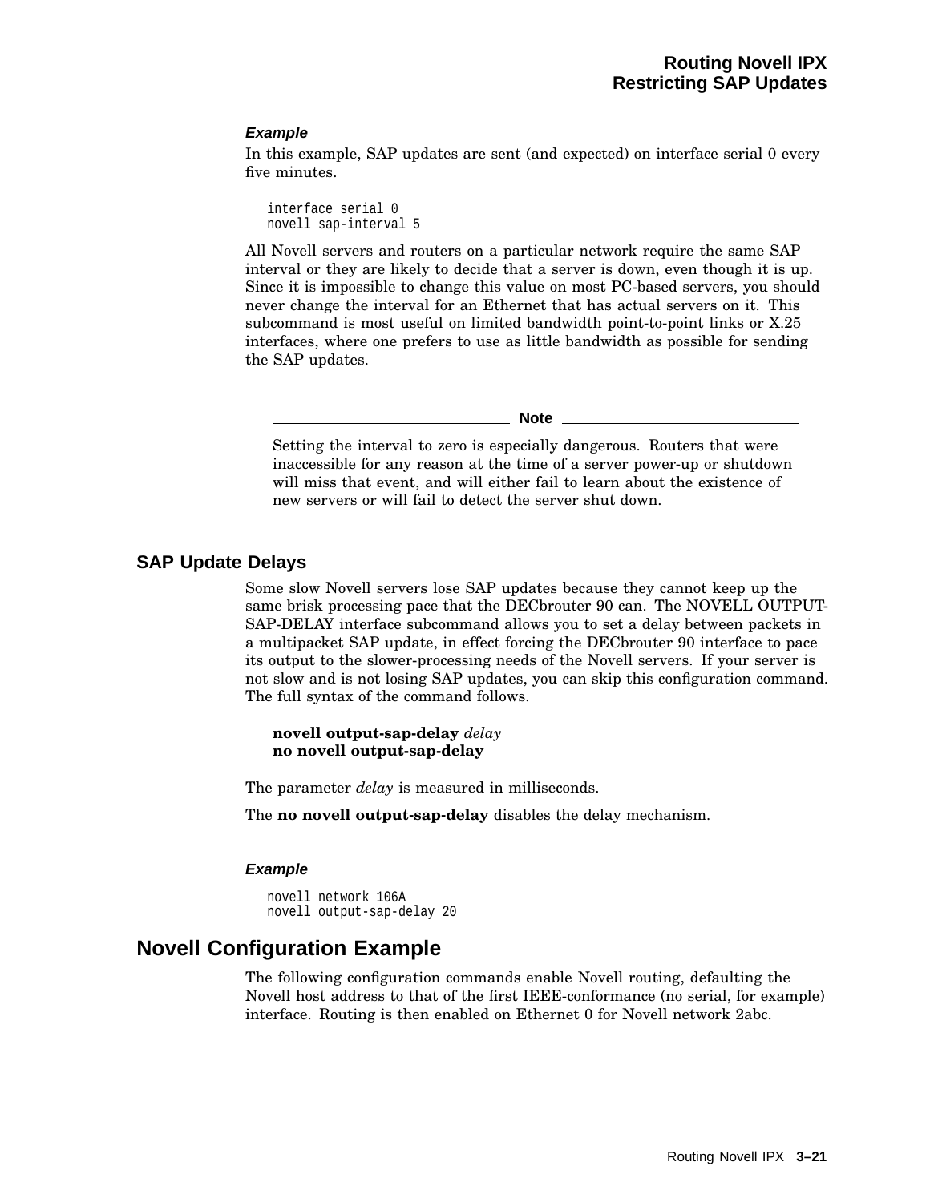#### *Example*

In this example, SAP updates are sent (and expected) on interface serial 0 every five minutes.

```
interface serial 0
novell sap-interval 5
```

All Novell servers and routers on a particular network require the same SAP interval or they are likely to decide that a server is down, even though it is up. Since it is impossible to change this value on most PC-based servers, you should never change the interval for an Ethernet that has actual servers on it. This subcommand is most useful on limited bandwidth point-to-point links or X.25 interfaces, where one prefers to use as little bandwidth as possible for sending the SAP updates.

---

**Note**

Setting the interval to zero is especially dangerous. Routers that were inaccessible for any reason at the time of a server power-up or shutdown will miss that event, and will either fail to learn about the existence of new servers or will fail to detect the server shut down.

---

### SAP Update Delays

Some slow Novell servers lose SAP updates because they cannot keep up the same brisk processing pace that the DECbrouter 90 can. The NOVELL OUTPUT-SAP-DELAY interface subcommand allows you to set a delay between packets in a multipacket SAP update, in effect forcing the DECbrouter 90 interface to pace its output to the slower-processing needs of the Novell servers. If your server is not slow and is not losing SAP updates, you can skip this configuration command. The full syntax of the command follows.

**novell output-sap-delay** *delay*
**no novell output-sap-delay**

The parameter *delay* is measured in milliseconds.

The **no novell output-sap-delay** disables the delay mechanism.

#### *Example*

```
novell network 106A
novell output-sap-delay 20
```

## Novell Configuration Example

The following configuration commands enable Novell routing, defaulting the Novell host address to that of the first IEEE-conformance (no serial, for example) interface. Routing is then enabled on Ethernet 0 for Novell network 2abc.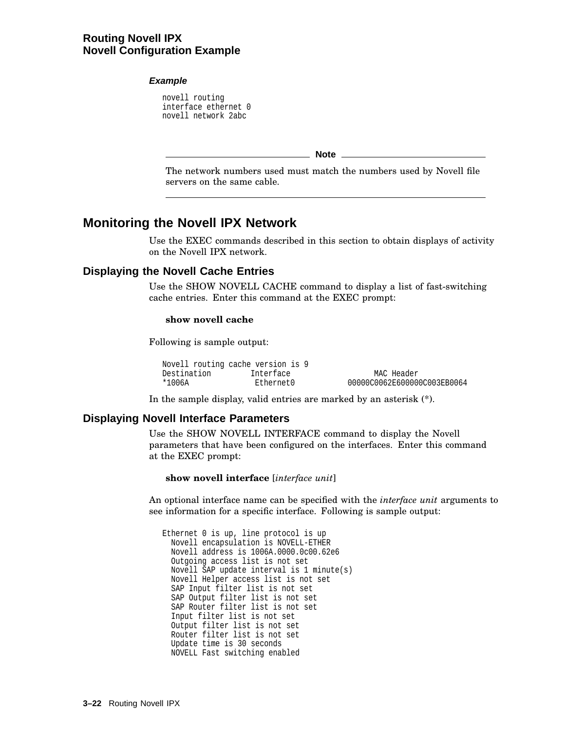***Example***

```
novell routing
interface ethernet 0
novell network 2abc
```

---

**Note**

The network numbers used must match the numbers used by Novell file servers on the same cable.

---

## Monitoring the Novell IPX Network

Use the EXEC commands described in this section to obtain displays of activity on the Novell IPX network.

### Displaying the Novell Cache Entries

Use the SHOW NOVELL CACHE command to display a list of fast-switching cache entries. Enter this command at the EXEC prompt:

**show novell cache**

Following is sample output:

```
Novell routing cache version is 9
Destination         Interface                   MAC Header
*1006A               Ethernet0           00000C0062E600000C003EB0064
```

In the sample display, valid entries are marked by an asterisk (*).

### Displaying Novell Interface Parameters

Use the SHOW NOVELL INTERFACE command to display the Novell parameters that have been configured on the interfaces. Enter this command at the EXEC prompt:

**show novell interface** [*interface unit*]

An optional interface name can be specified with the *interface unit* arguments to see information for a specific interface. Following is sample output:

```
Ethernet 0 is up, line protocol is up
  Novell encapsulation is NOVELL-ETHER
  Novell address is 1006A.0000.0c00.62e6
  Outgoing access list is not set
  Novell SAP update interval is 1 minute(s)
  Novell Helper access list is not set
  SAP Input filter list is not set
  SAP Output filter list is not set
  SAP Router filter list is not set
  Input filter list is not set
  Output filter list is not set
  Router filter list is not set
  Update time is 30 seconds
  NOVELL Fast switching enabled
```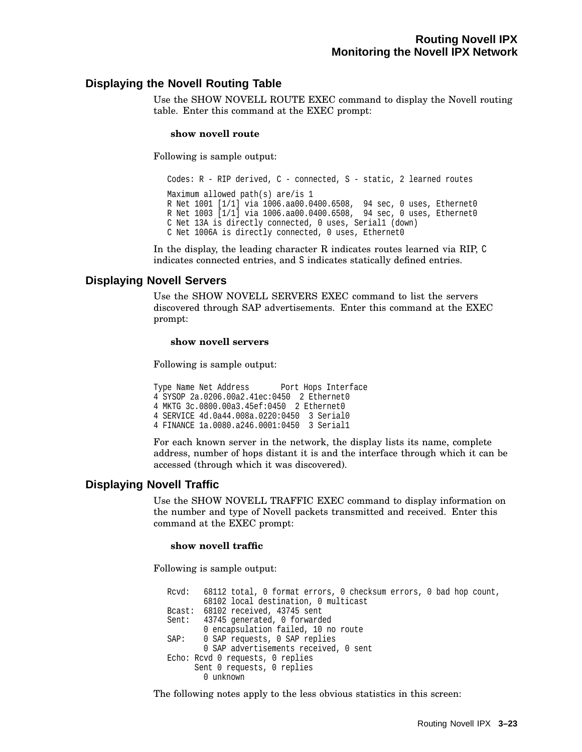## Displaying the Novell Routing Table

Use the SHOW NOVELL ROUTE EXEC command to display the Novell routing table. Enter this command at the EXEC prompt:

**show novell route**

Following is sample output:

```
Codes: R - RIP derived, C - connected, S - static, 2 learned routes

Maximum allowed path(s) are/is 1
R Net 1001 [1/1] via 1006.aa00.0400.6508,  94 sec, 0 uses, Ethernet0
R Net 1003 [1/1] via 1006.aa00.0400.6508,  94 sec, 0 uses, Ethernet0
C Net 13A is directly connected, 0 uses, Serial1 (down)
C Net 1006A is directly connected, 0 uses, Ethernet0
```

In the display, the leading character R indicates routes learned via RIP, C indicates connected entries, and S indicates statically defined entries.

## Displaying Novell Servers

Use the SHOW NOVELL SERVERS EXEC command to list the servers discovered through SAP advertisements. Enter this command at the EXEC prompt:

**show novell servers**

Following is sample output:

```
Type Name Net Address       Port Hops Interface
4 SYSOP 2a.0206.00a2.41ec:0450  2 Ethernet0
4 MKTG 3c.0800.00a3.45ef:0450  2 Ethernet0
4 SERVICE 4d.0a44.008a.0220:0450  3 Serial0
4 FINANCE 1a.0080.a246.0001:0450  3 Serial1
```

For each known server in the network, the display lists its name, complete address, number of hops distant it is and the interface through which it can be accessed (through which it was discovered).

## Displaying Novell Traffic

Use the SHOW NOVELL TRAFFIC EXEC command to display information on the number and type of Novell packets transmitted and received. Enter this command at the EXEC prompt:

**show novell traffic**

Following is sample output:

```
Rcvd:   68112 total, 0 format errors, 0 checksum errors, 0 bad hop count,
        68102 local destination, 0 multicast
Bcast:  68102 received, 43745 sent
Sent:   43745 generated, 0 forwarded
        0 encapsulation failed, 10 no route
SAP:    0 SAP requests, 0 SAP replies
        0 SAP advertisements received, 0 sent
Echo: Rcvd 0 requests, 0 replies
      Sent 0 requests, 0 replies
        0 unknown
```

The following notes apply to the less obvious statistics in this screen: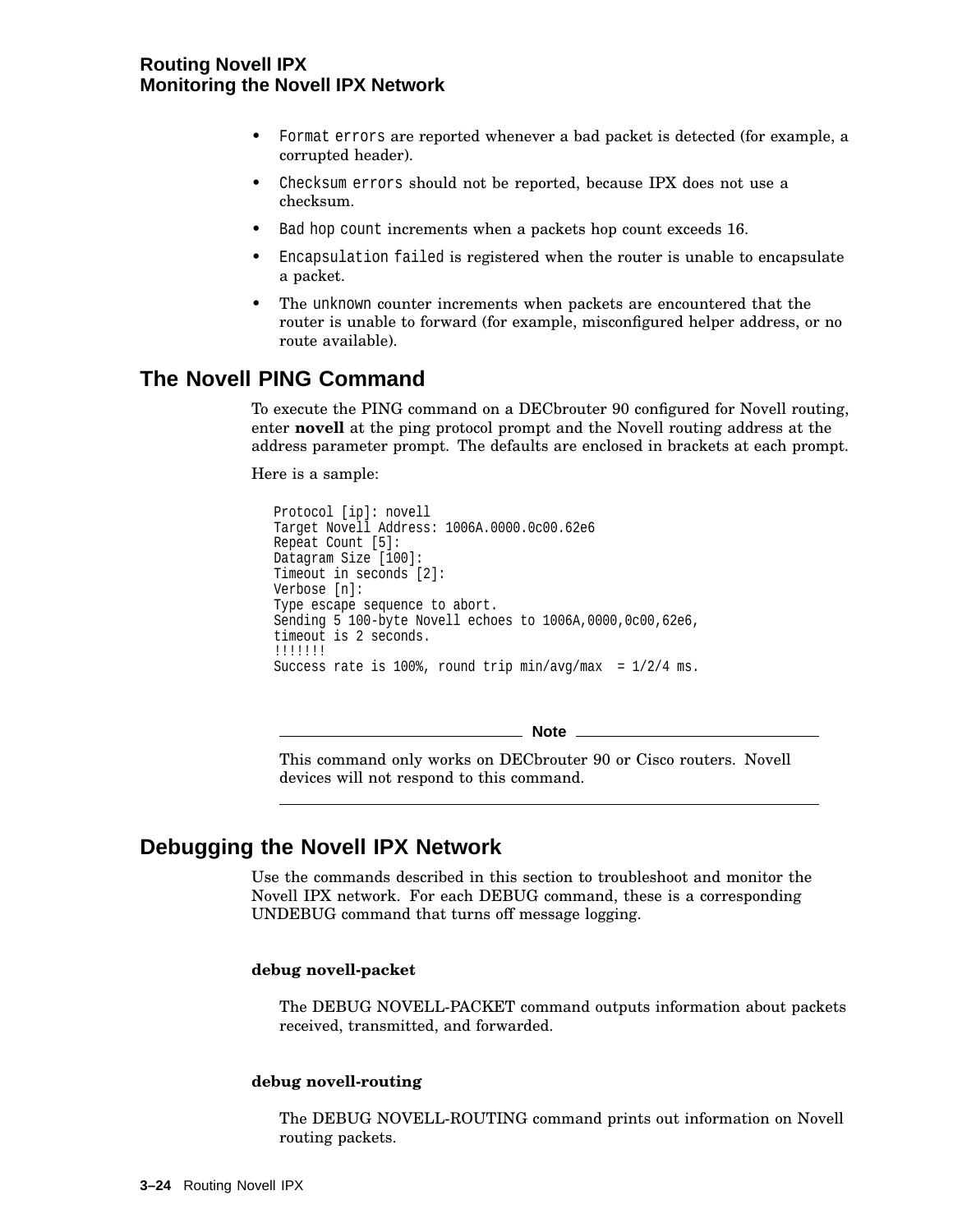- `Format errors` are reported whenever a bad packet is detected (for example, a corrupted header).
- `Checksum errors` should not be reported, because IPX does not use a checksum.
- `Bad hop count` increments when a packets hop count exceeds 16.
- `Encapsulation failed` is registered when the router is unable to encapsulate a packet.
- The `unknown` counter increments when packets are encountered that the router is unable to forward (for example, misconfigured helper address, or no route available).

## The Novell PING Command

To execute the PING command on a DECbrouter 90 configured for Novell routing, enter **novell** at the ping protocol prompt and the Novell routing address at the address parameter prompt. The defaults are enclosed in brackets at each prompt.

Here is a sample:

```
Protocol [ip]: novell
Target Novell Address: 1006A.0000.0c00.62e6
Repeat Count [5]:
Datagram Size [100]:
Timeout in seconds [2]:
Verbose [n]:
Type escape sequence to abort.
Sending 5 100-byte Novell echoes to 1006A,0000,0c00,62e6,
timeout is 2 seconds.
!!!!!!!
Success rate is 100%, round trip min/avg/max  = 1/2/4 ms.
```

**Note**

This command only works on DECbrouter 90 or Cisco routers. Novell devices will not respond to this command.

## Debugging the Novell IPX Network

Use the commands described in this section to troubleshoot and monitor the Novell IPX network. For each DEBUG command, these is a corresponding UNDEBUG command that turns off message logging.

**debug novell-packet**

The DEBUG NOVELL-PACKET command outputs information about packets received, transmitted, and forwarded.

**debug novell-routing**

The DEBUG NOVELL-ROUTING command prints out information on Novell routing packets.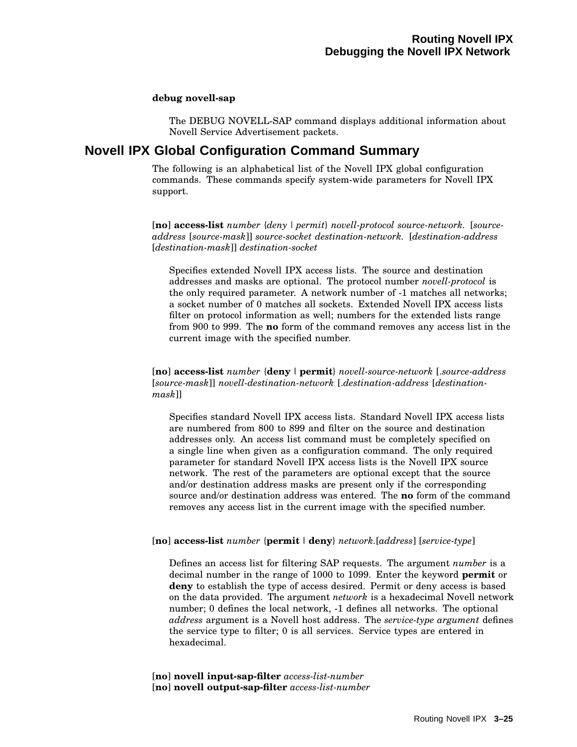**debug novell-sap**

The DEBUG NOVELL-SAP command displays additional information about Novell Service Advertisement packets.

## Novell IPX Global Configuration Command Summary

The following is an alphabetical list of the Novell IPX global configuration commands. These commands specify system-wide parameters for Novell IPX support.

[**no**] **access-list** *number* {*deny* | *permit*} *novell-protocol source-network.* [*source-address* [*source-mask*]] *source-socket destination-network.* [*destination-address* [*destination-mask*]] *destination-socket*

Specifies extended Novell IPX access lists. The source and destination addresses and masks are optional. The protocol number *novell-protocol* is the only required parameter. A network number of -1 matches all networks; a socket number of 0 matches all sockets. Extended Novell IPX access lists filter on protocol information as well; numbers for the extended lists range from 900 to 999. The **no** form of the command removes any access list in the current image with the specified number.

[**no**] **access-list** *number* {**deny** | **permit**} *novell-source-network* [.*source-address* [*source-mask*]] *novell-destination-network* [.*destination-address* [*destination-mask*]]

Specifies standard Novell IPX access lists. Standard Novell IPX access lists are numbered from 800 to 899 and filter on the source and destination addresses only. An access list command must be completely specified on a single line when given as a configuration command. The only required parameter for standard Novell IPX access lists is the Novell IPX source network. The rest of the parameters are optional except that the source and/or destination address masks are present only if the corresponding source and/or destination address was entered. The **no** form of the command removes any access list in the current image with the specified number.

[**no**] **access-list** *number* {**permit** | **deny**} *network*.[*address*] [*service-type*]

Defines an access list for filtering SAP requests. The argument *number* is a decimal number in the range of 1000 to 1099. Enter the keyword **permit** or **deny** to establish the type of access desired. Permit or deny access is based on the data provided. The argument *network* is a hexadecimal Novell network number; 0 defines the local network, -1 defines all networks. The optional *address* argument is a Novell host address. The *service-type argument* defines the service type to filter; 0 is all services. Service types are entered in hexadecimal.

[**no**] **novell input-sap-filter** *access-list-number*
[**no**] **novell output-sap-filter** *access-list-number*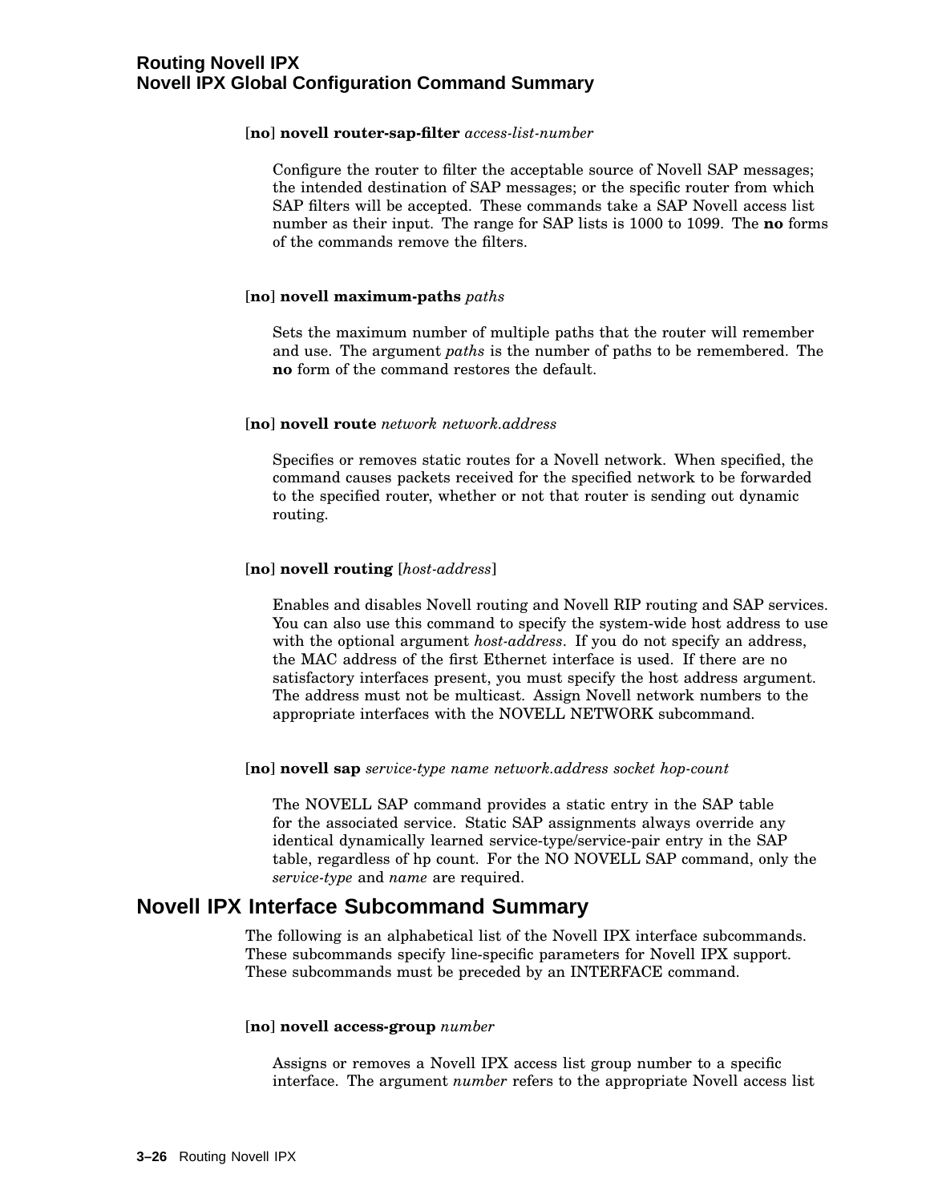[**no**] **novell router-sap-filter** *access-list-number*

Configure the router to filter the acceptable source of Novell SAP messages; the intended destination of SAP messages; or the specific router from which SAP filters will be accepted. These commands take a SAP Novell access list number as their input. The range for SAP lists is 1000 to 1099. The **no** forms of the commands remove the filters.

[**no**] **novell maximum-paths** *paths*

Sets the maximum number of multiple paths that the router will remember and use. The argument *paths* is the number of paths to be remembered. The **no** form of the command restores the default.

[**no**] **novell route** *network network.address*

Specifies or removes static routes for a Novell network. When specified, the command causes packets received for the specified network to be forwarded to the specified router, whether or not that router is sending out dynamic routing.

[**no**] **novell routing** [*host-address*]

Enables and disables Novell routing and Novell RIP routing and SAP services. You can also use this command to specify the system-wide host address to use with the optional argument *host-address*. If you do not specify an address, the MAC address of the first Ethernet interface is used. If there are no satisfactory interfaces present, you must specify the host address argument. The address must not be multicast. Assign Novell network numbers to the appropriate interfaces with the NOVELL NETWORK subcommand.

[**no**] **novell sap** *service-type name network.address socket hop-count*

The NOVELL SAP command provides a static entry in the SAP table for the associated service. Static SAP assignments always override any identical dynamically learned service-type/service-pair entry in the SAP table, regardless of hp count. For the NO NOVELL SAP command, only the *service-type* and *name* are required.

## Novell IPX Interface Subcommand Summary

The following is an alphabetical list of the Novell IPX interface subcommands. These subcommands specify line-specific parameters for Novell IPX support. These subcommands must be preceded by an INTERFACE command.

[**no**] **novell access-group** *number*

Assigns or removes a Novell IPX access list group number to a specific interface. The argument *number* refers to the appropriate Novell access list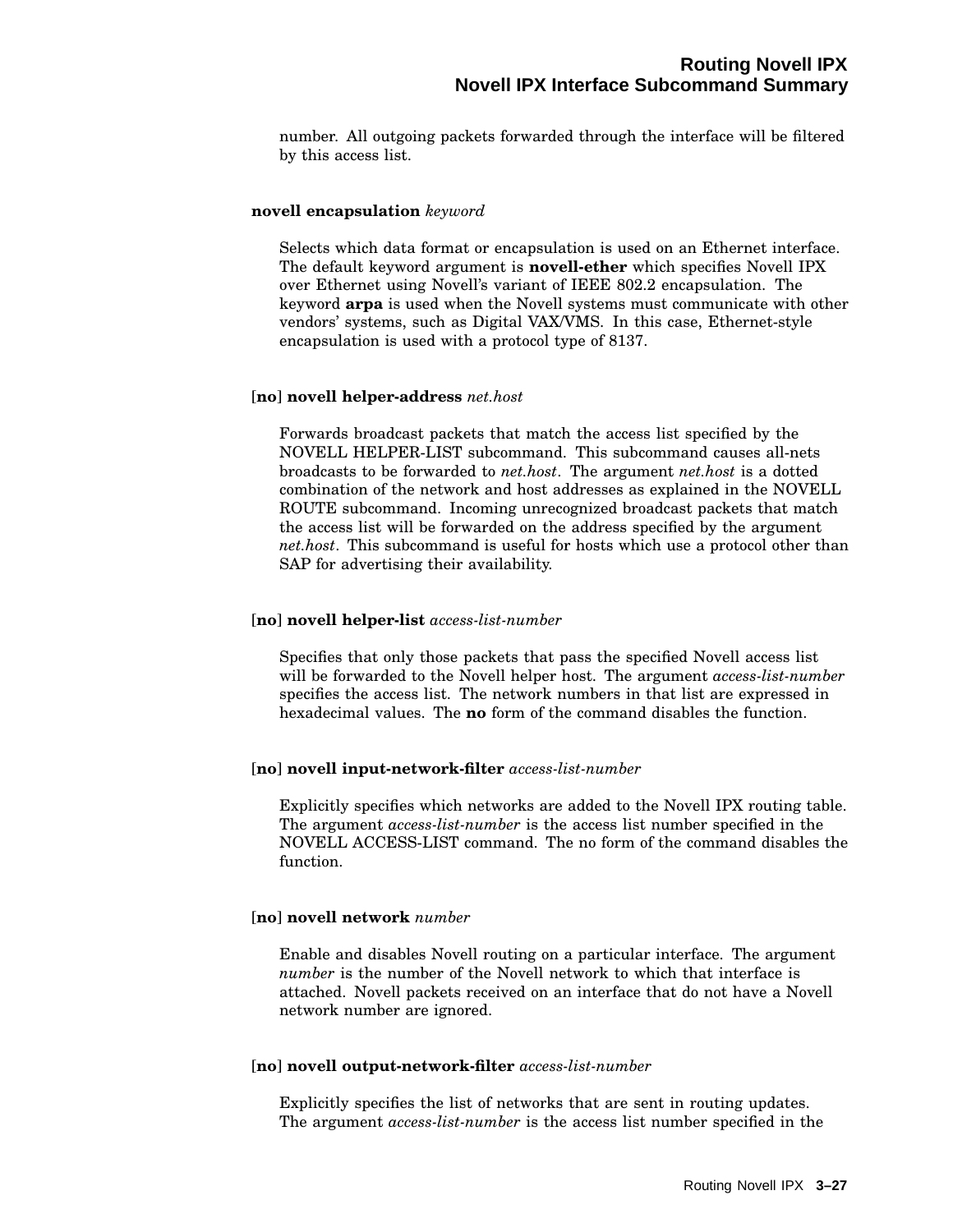number. All outgoing packets forwarded through the interface will be filtered by this access list.

**novell encapsulation** *keyword*

Selects which data format or encapsulation is used on an Ethernet interface. The default keyword argument is **novell-ether** which specifies Novell IPX over Ethernet using Novell's variant of IEEE 802.2 encapsulation. The keyword **arpa** is used when the Novell systems must communicate with other vendors' systems, such as Digital VAX/VMS. In this case, Ethernet-style encapsulation is used with a protocol type of 8137.

[**no**] **novell helper-address** *net.host*

Forwards broadcast packets that match the access list specified by the NOVELL HELPER-LIST subcommand. This subcommand causes all-nets broadcasts to be forwarded to *net.host*. The argument *net.host* is a dotted combination of the network and host addresses as explained in the NOVELL ROUTE subcommand. Incoming unrecognized broadcast packets that match the access list will be forwarded on the address specified by the argument *net.host*. This subcommand is useful for hosts which use a protocol other than SAP for advertising their availability.

[**no**] **novell helper-list** *access-list-number*

Specifies that only those packets that pass the specified Novell access list will be forwarded to the Novell helper host. The argument *access-list-number* specifies the access list. The network numbers in that list are expressed in hexadecimal values. The **no** form of the command disables the function.

[**no**] **novell input-network-filter** *access-list-number*

Explicitly specifies which networks are added to the Novell IPX routing table. The argument *access-list-number* is the access list number specified in the NOVELL ACCESS-LIST command. The no form of the command disables the function.

[**no**] **novell network** *number*

Enable and disables Novell routing on a particular interface. The argument *number* is the number of the Novell network to which that interface is attached. Novell packets received on an interface that do not have a Novell network number are ignored.

[**no**] **novell output-network-filter** *access-list-number*

Explicitly specifies the list of networks that are sent in routing updates. The argument *access-list-number* is the access list number specified in the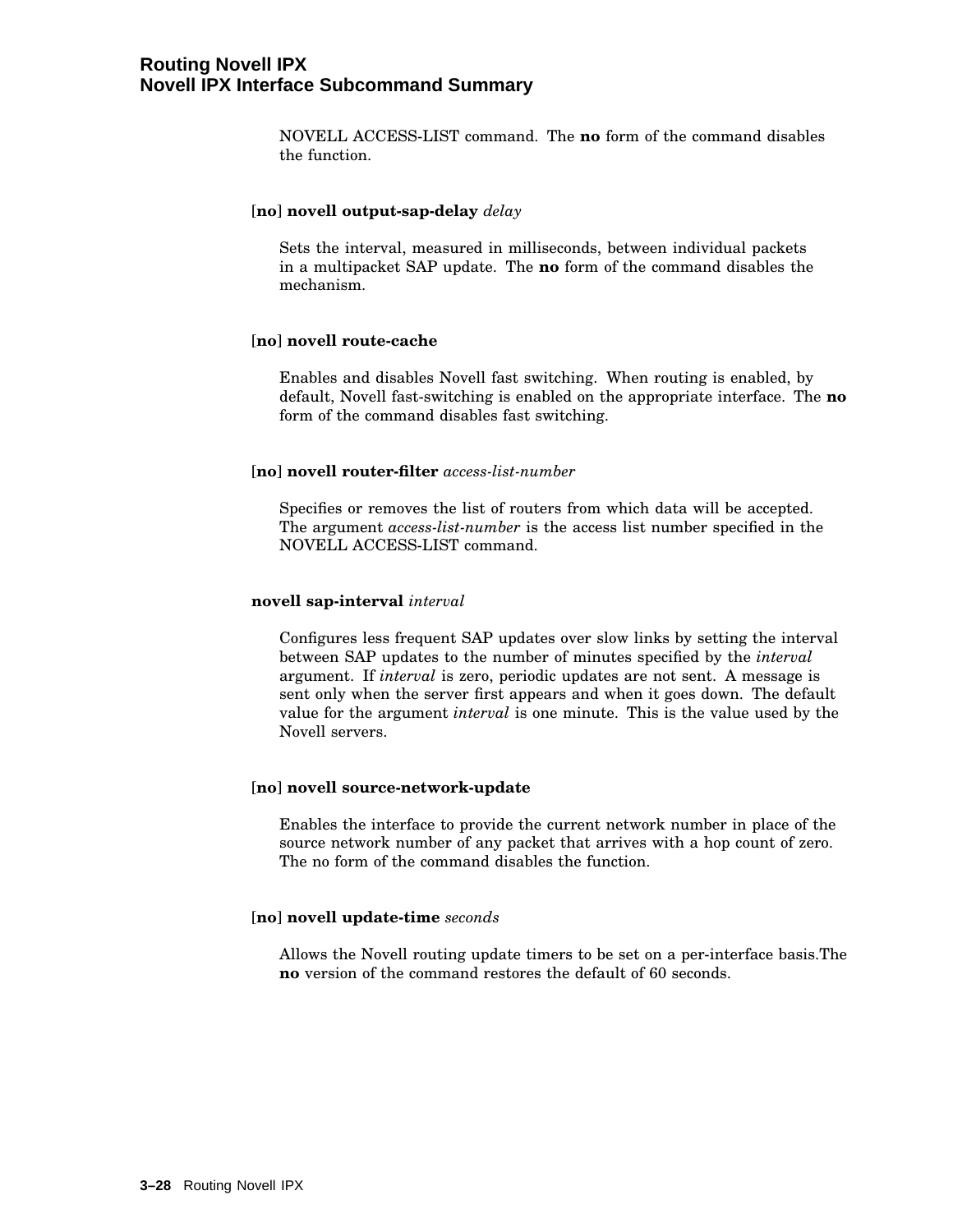NOVELL ACCESS-LIST command. The **no** form of the command disables the function.

**[no] novell output-sap-delay** *delay*

Sets the interval, measured in milliseconds, between individual packets in a multipacket SAP update. The **no** form of the command disables the mechanism.

**[no] novell route-cache**

Enables and disables Novell fast switching. When routing is enabled, by default, Novell fast-switching is enabled on the appropriate interface. The **no** form of the command disables fast switching.

**[no] novell router-filter** *access-list-number*

Specifies or removes the list of routers from which data will be accepted. The argument *access-list-number* is the access list number specified in the NOVELL ACCESS-LIST command.

**novell sap-interval** *interval*

Configures less frequent SAP updates over slow links by setting the interval between SAP updates to the number of minutes specified by the *interval* argument. If *interval* is zero, periodic updates are not sent. A message is sent only when the server first appears and when it goes down. The default value for the argument *interval* is one minute. This is the value used by the Novell servers.

**[no] novell source-network-update**

Enables the interface to provide the current network number in place of the source network number of any packet that arrives with a hop count of zero. The no form of the command disables the function.

**[no] novell update-time** *seconds*

Allows the Novell routing update timers to be set on a per-interface basis.The **no** version of the command restores the default of 60 seconds.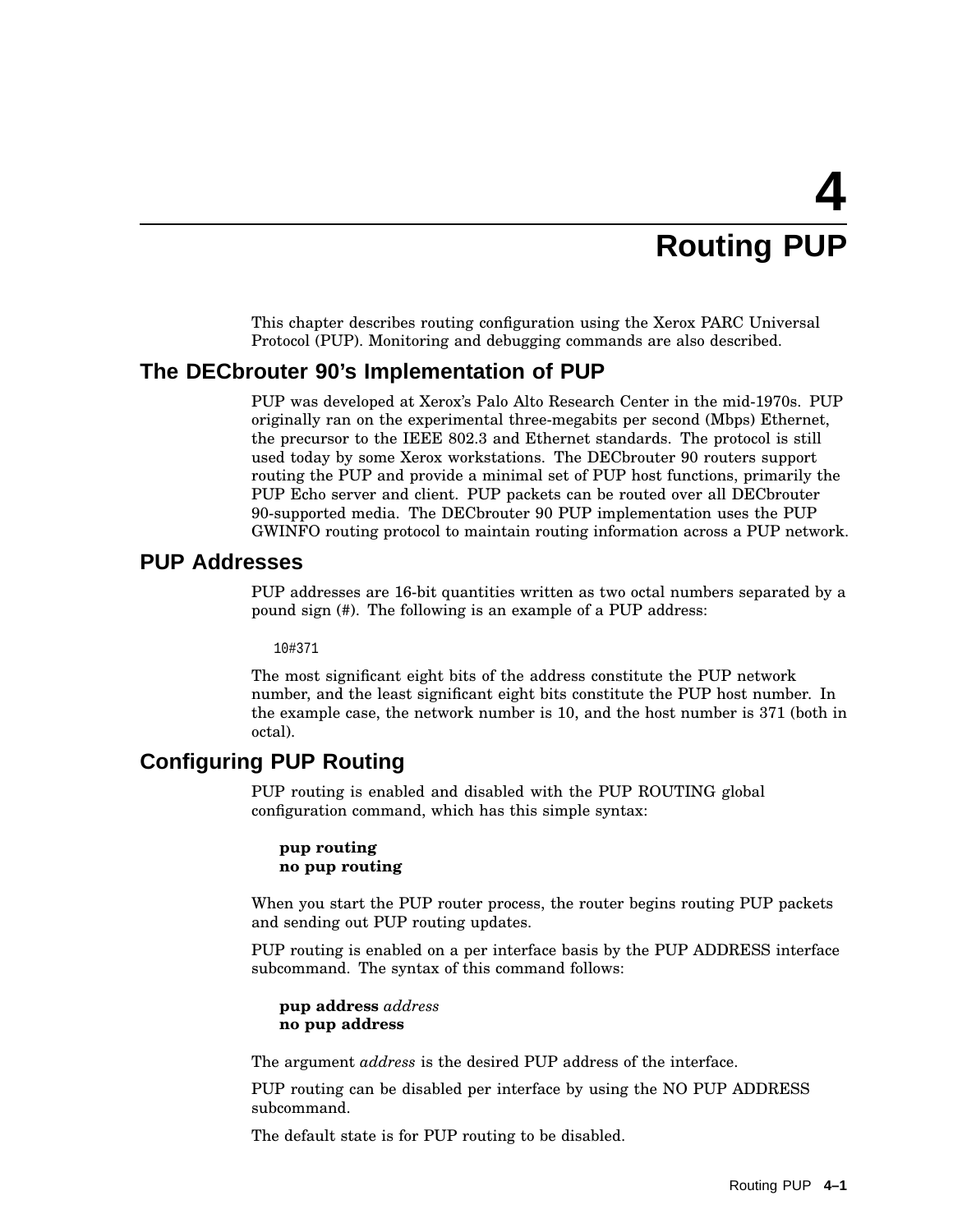# 4 Routing PUP

This chapter describes routing configuration using the Xerox PARC Universal Protocol (PUP). Monitoring and debugging commands are also described.

## The DECbrouter 90's Implementation of PUP

PUP was developed at Xerox's Palo Alto Research Center in the mid-1970s. PUP originally ran on the experimental three-megabits per second (Mbps) Ethernet, the precursor to the IEEE 802.3 and Ethernet standards. The protocol is still used today by some Xerox workstations. The DECbrouter 90 routers support routing the PUP and provide a minimal set of PUP host functions, primarily the PUP Echo server and client. PUP packets can be routed over all DECbrouter 90-supported media. The DECbrouter 90 PUP implementation uses the PUP GWINFO routing protocol to maintain routing information across a PUP network.

## PUP Addresses

PUP addresses are 16-bit quantities written as two octal numbers separated by a pound sign (#). The following is an example of a PUP address:

```
10#371
```

The most significant eight bits of the address constitute the PUP network number, and the least significant eight bits constitute the PUP host number. In the example case, the network number is 10, and the host number is 371 (both in octal).

## Configuring PUP Routing

PUP routing is enabled and disabled with the PUP ROUTING global configuration command, which has this simple syntax:

**pup routing**
**no pup routing**

When you start the PUP router process, the router begins routing PUP packets and sending out PUP routing updates.

PUP routing is enabled on a per interface basis by the PUP ADDRESS interface subcommand. The syntax of this command follows:

**pup address** *address*
**no pup address**

The argument *address* is the desired PUP address of the interface.

PUP routing can be disabled per interface by using the NO PUP ADDRESS subcommand.

The default state is for PUP routing to be disabled.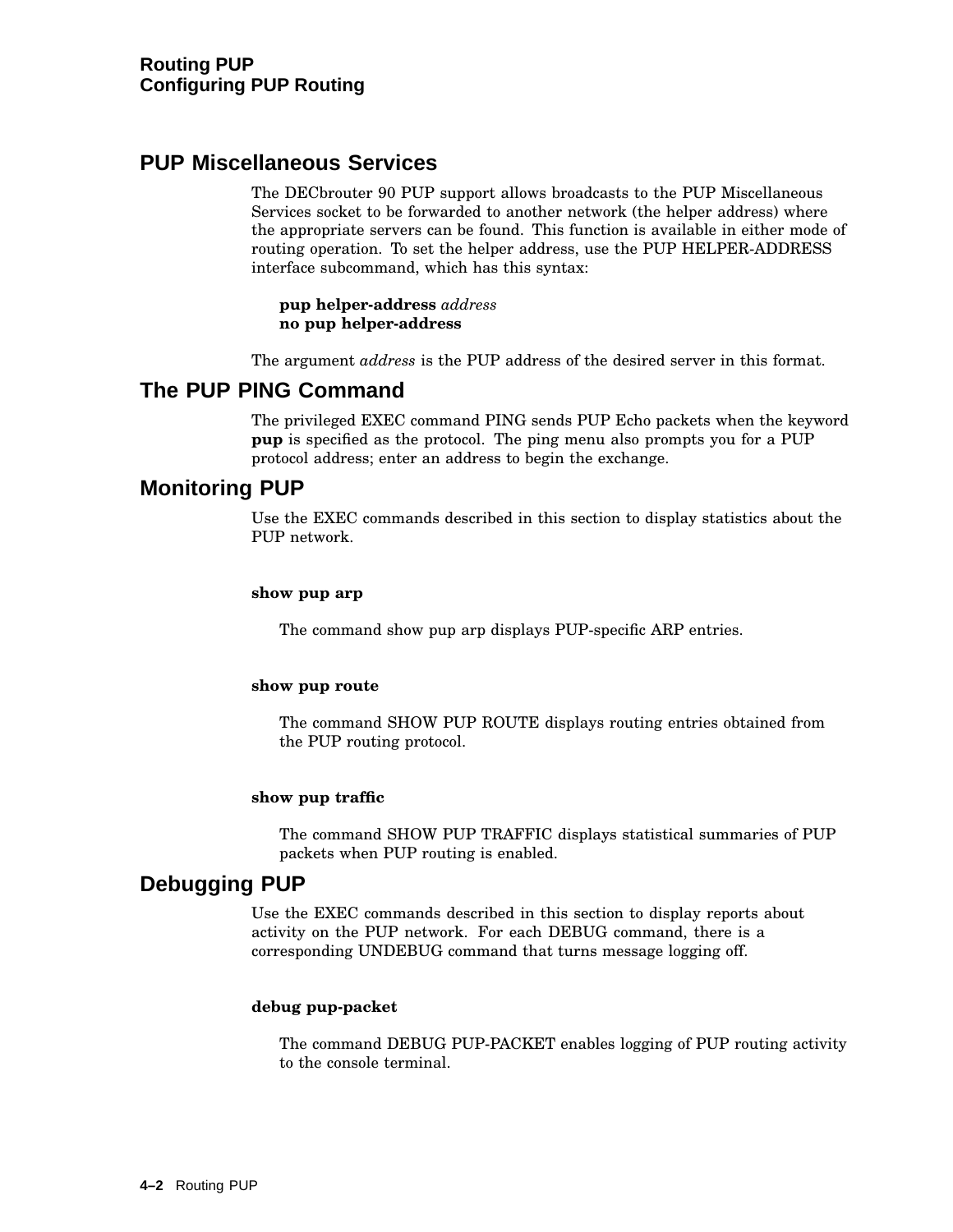## PUP Miscellaneous Services

The DECbrouter 90 PUP support allows broadcasts to the PUP Miscellaneous Services socket to be forwarded to another network (the helper address) where the appropriate servers can be found. This function is available in either mode of routing operation. To set the helper address, use the PUP HELPER-ADDRESS interface subcommand, which has this syntax:

**pup helper-address** *address*
**no pup helper-address**

The argument *address* is the PUP address of the desired server in this format.

## The PUP PING Command

The privileged EXEC command PING sends PUP Echo packets when the keyword **pup** is specified as the protocol. The ping menu also prompts you for a PUP protocol address; enter an address to begin the exchange.

## Monitoring PUP

Use the EXEC commands described in this section to display statistics about the PUP network.

**show pup arp**

The command show pup arp displays PUP-specific ARP entries.

**show pup route**

The command SHOW PUP ROUTE displays routing entries obtained from the PUP routing protocol.

**show pup traffic**

The command SHOW PUP TRAFFIC displays statistical summaries of PUP packets when PUP routing is enabled.

## Debugging PUP

Use the EXEC commands described in this section to display reports about activity on the PUP network. For each DEBUG command, there is a corresponding UNDEBUG command that turns message logging off.

**debug pup-packet**

The command DEBUG PUP-PACKET enables logging of PUP routing activity to the console terminal.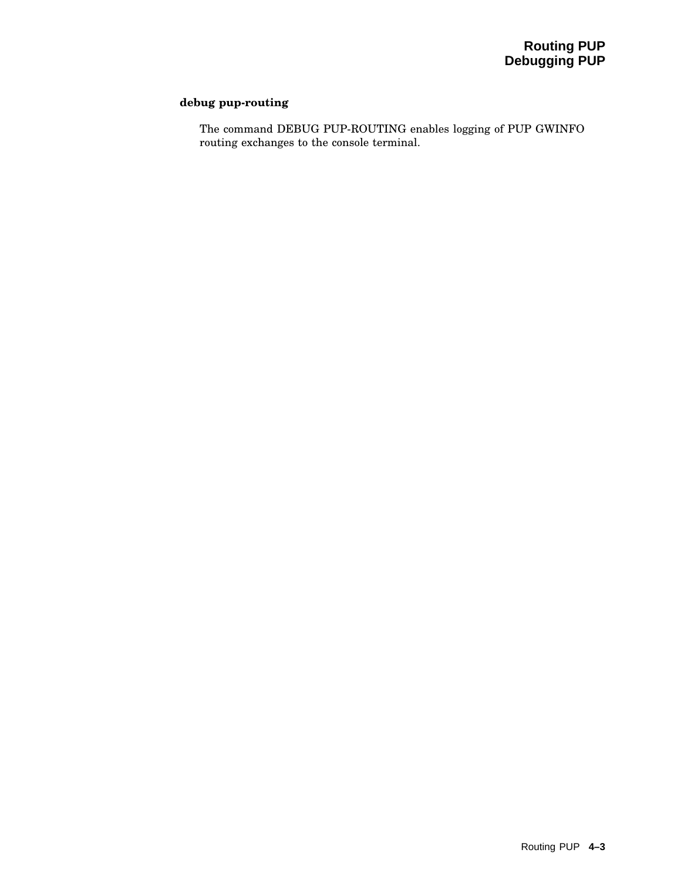**debug pup-routing**

The command DEBUG PUP-ROUTING enables logging of PUP GWINFO routing exchanges to the console terminal.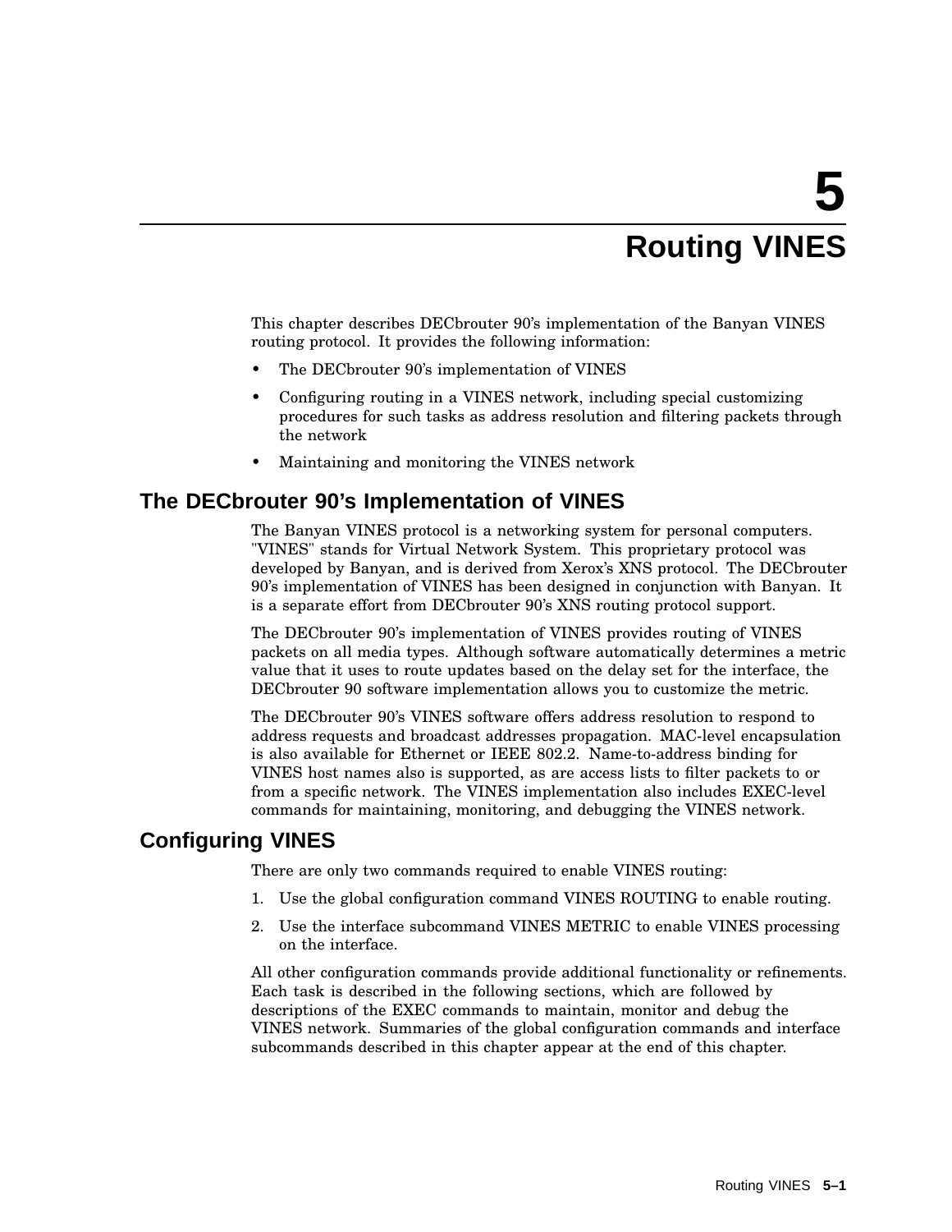# 5 Routing VINES

This chapter describes DECbrouter 90's implementation of the Banyan VINES routing protocol. It provides the following information:

- The DECbrouter 90's implementation of VINES
- Configuring routing in a VINES network, including special customizing procedures for such tasks as address resolution and filtering packets through the network
- Maintaining and monitoring the VINES network

## The DECbrouter 90's Implementation of VINES

The Banyan VINES protocol is a networking system for personal computers. "VINES" stands for Virtual Network System. This proprietary protocol was developed by Banyan, and is derived from Xerox's XNS protocol. The DECbrouter 90's implementation of VINES has been designed in conjunction with Banyan. It is a separate effort from DECbrouter 90's XNS routing protocol support.

The DECbrouter 90's implementation of VINES provides routing of VINES packets on all media types. Although software automatically determines a metric value that it uses to route updates based on the delay set for the interface, the DECbrouter 90 software implementation allows you to customize the metric.

The DECbrouter 90's VINES software offers address resolution to respond to address requests and broadcast addresses propagation. MAC-level encapsulation is also available for Ethernet or IEEE 802.2. Name-to-address binding for VINES host names also is supported, as are access lists to filter packets to or from a specific network. The VINES implementation also includes EXEC-level commands for maintaining, monitoring, and debugging the VINES network.

## Configuring VINES

There are only two commands required to enable VINES routing:

1. Use the global configuration command VINES ROUTING to enable routing.
2. Use the interface subcommand VINES METRIC to enable VINES processing on the interface.

All other configuration commands provide additional functionality or refinements. Each task is described in the following sections, which are followed by descriptions of the EXEC commands to maintain, monitor and debug the VINES network. Summaries of the global configuration commands and interface subcommands described in this chapter appear at the end of this chapter.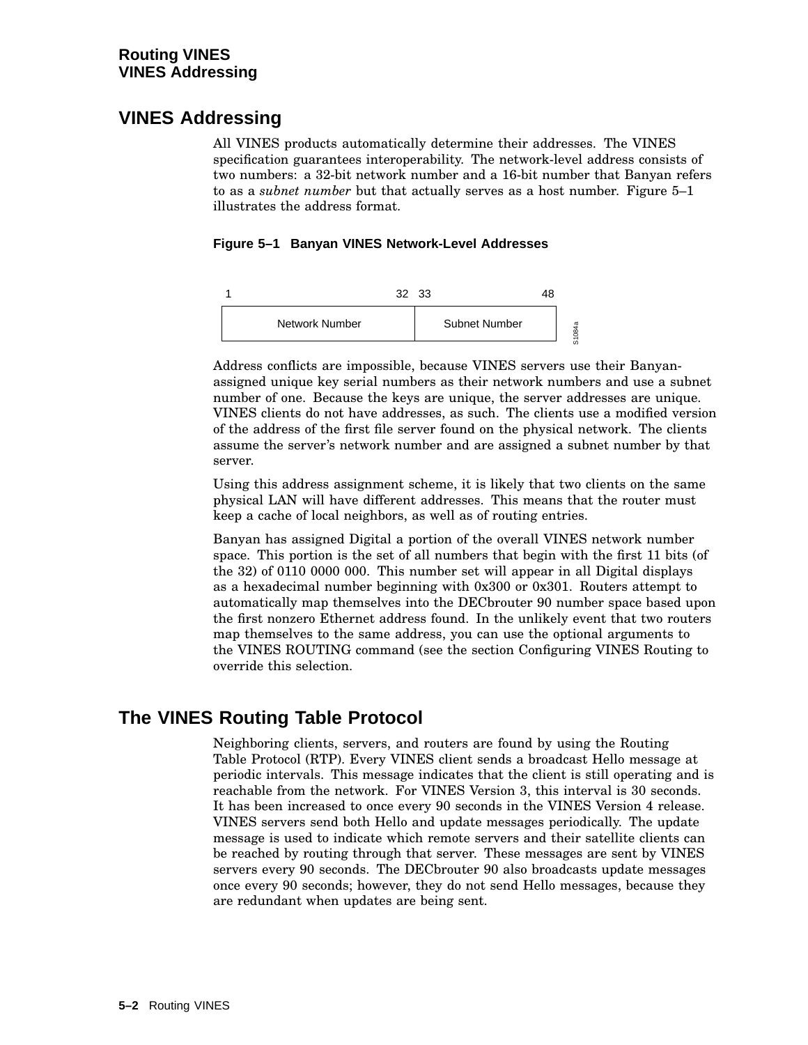## VINES Addressing

All VINES products automatically determine their addresses. The VINES specification guarantees interoperability. The network-level address consists of two numbers: a 32-bit network number and a 16-bit number that Banyan refers to as a *subnet number* but that actually serves as a host number. Figure 5–1 illustrates the address format.

**Figure 5–1 Banyan VINES Network-Level Addresses**

| 1 — 32 | 33 — 48 |
|---|---|
| Network Number | Subnet Number |

Address conflicts are impossible, because VINES servers use their Banyan-assigned unique key serial numbers as their network numbers and use a subnet number of one. Because the keys are unique, the server addresses are unique. VINES clients do not have addresses, as such. The clients use a modified version of the address of the first file server found on the physical network. The clients assume the server's network number and are assigned a subnet number by that server.

Using this address assignment scheme, it is likely that two clients on the same physical LAN will have different addresses. This means that the router must keep a cache of local neighbors, as well as of routing entries.

Banyan has assigned Digital a portion of the overall VINES network number space. This portion is the set of all numbers that begin with the first 11 bits (of the 32) of 0110 0000 000. This number set will appear in all Digital displays as a hexadecimal number beginning with 0x300 or 0x301. Routers attempt to automatically map themselves into the DECbrouter 90 number space based upon the first nonzero Ethernet address found. In the unlikely event that two routers map themselves to the same address, you can use the optional arguments to the VINES ROUTING command (see the section Configuring VINES Routing to override this selection.

## The VINES Routing Table Protocol

Neighboring clients, servers, and routers are found by using the Routing Table Protocol (RTP). Every VINES client sends a broadcast Hello message at periodic intervals. This message indicates that the client is still operating and is reachable from the network. For VINES Version 3, this interval is 30 seconds. It has been increased to once every 90 seconds in the VINES Version 4 release. VINES servers send both Hello and update messages periodically. The update message is used to indicate which remote servers and their satellite clients can be reached by routing through that server. These messages are sent by VINES servers every 90 seconds. The DECbrouter 90 also broadcasts update messages once every 90 seconds; however, they do not send Hello messages, because they are redundant when updates are being sent.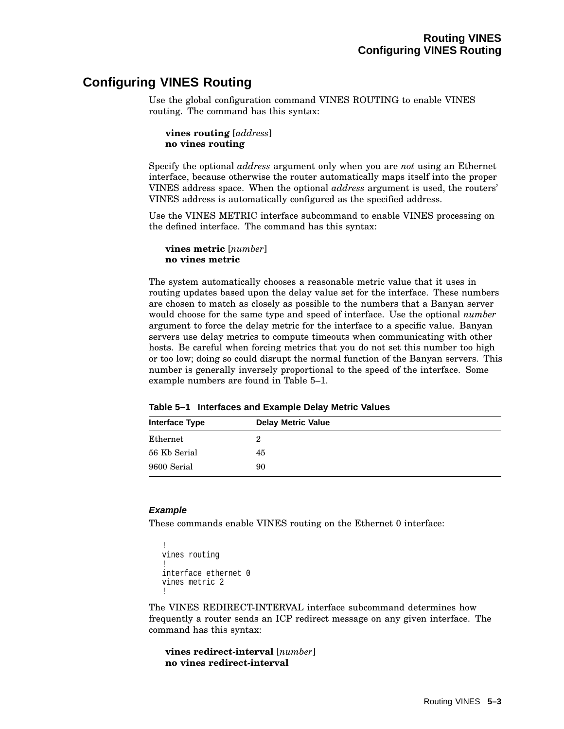## Configuring VINES Routing

Use the global configuration command VINES ROUTING to enable VINES routing. The command has this syntax:

**vines routing** [*address*]
**no vines routing**

Specify the optional *address* argument only when you are *not* using an Ethernet interface, because otherwise the router automatically maps itself into the proper VINES address space. When the optional *address* argument is used, the routers' VINES address is automatically configured as the specified address.

Use the VINES METRIC interface subcommand to enable VINES processing on the defined interface. The command has this syntax:

**vines metric** [*number*]
**no vines metric**

The system automatically chooses a reasonable metric value that it uses in routing updates based upon the delay value set for the interface. These numbers are chosen to match as closely as possible to the numbers that a Banyan server would choose for the same type and speed of interface. Use the optional *number* argument to force the delay metric for the interface to a specific value. Banyan servers use delay metrics to compute timeouts when communicating with other hosts. Be careful when forcing metrics that you do not set this number too high or too low; doing so could disrupt the normal function of the Banyan servers. This number is generally inversely proportional to the speed of the interface. Some example numbers are found in Table 5–1.

**Table 5–1 Interfaces and Example Delay Metric Values**

| Interface Type | Delay Metric Value |
|---|---|
| Ethernet | 2 |
| 56 Kb Serial | 45 |
| 9600 Serial | 90 |

#### *Example*

These commands enable VINES routing on the Ethernet 0 interface:

```
!
vines routing
!
interface ethernet 0
vines metric 2
!
```

The VINES REDIRECT-INTERVAL interface subcommand determines how frequently a router sends an ICP redirect message on any given interface. The command has this syntax:

**vines redirect-interval** [*number*]
**no vines redirect-interval**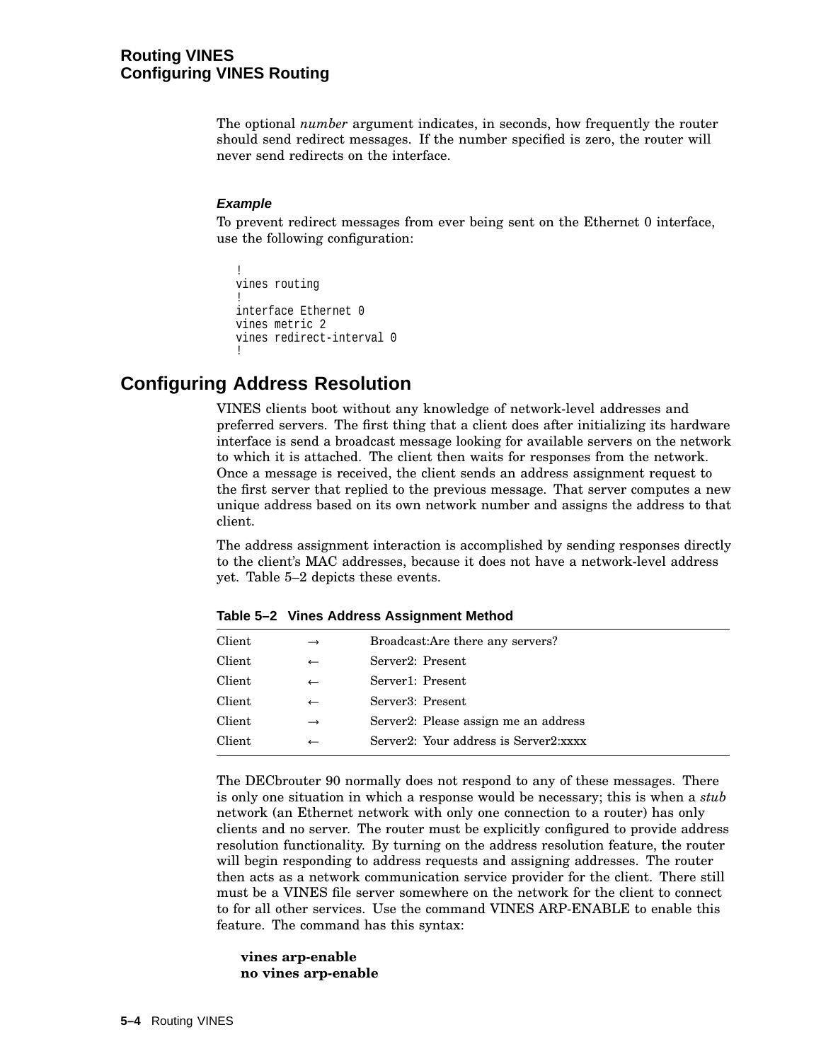The optional *number* argument indicates, in seconds, how frequently the router should send redirect messages. If the number specified is zero, the router will never send redirects on the interface.

#### *Example*

To prevent redirect messages from ever being sent on the Ethernet 0 interface, use the following configuration:

```
!
vines routing
!
interface Ethernet 0
vines metric 2
vines redirect-interval 0
!
```

## Configuring Address Resolution

VINES clients boot without any knowledge of network-level addresses and preferred servers. The first thing that a client does after initializing its hardware interface is send a broadcast message looking for available servers on the network to which it is attached. The client then waits for responses from the network. Once a message is received, the client sends an address assignment request to the first server that replied to the previous message. That server computes a new unique address based on its own network number and assigns the address to that client.

The address assignment interaction is accomplished by sending responses directly to the client's MAC addresses, because it does not have a network-level address yet. Table 5–2 depicts these events.

**Table 5–2 Vines Address Assignment Method**

| | | |
|---|---|---|
| Client | → | Broadcast:Are there any servers? |
| Client | ← | Server2: Present |
| Client | ← | Server1: Present |
| Client | ← | Server3: Present |
| Client | → | Server2: Please assign me an address |
| Client | ← | Server2: Your address is Server2:xxxx |

The DECbrouter 90 normally does not respond to any of these messages. There is only one situation in which a response would be necessary; this is when a *stub* network (an Ethernet network with only one connection to a router) has only clients and no server. The router must be explicitly configured to provide address resolution functionality. By turning on the address resolution feature, the router will begin responding to address requests and assigning addresses. The router then acts as a network communication service provider for the client. There still must be a VINES file server somewhere on the network for the client to connect to for all other services. Use the command VINES ARP-ENABLE to enable this feature. The command has this syntax:

**vines arp-enable**
**no vines arp-enable**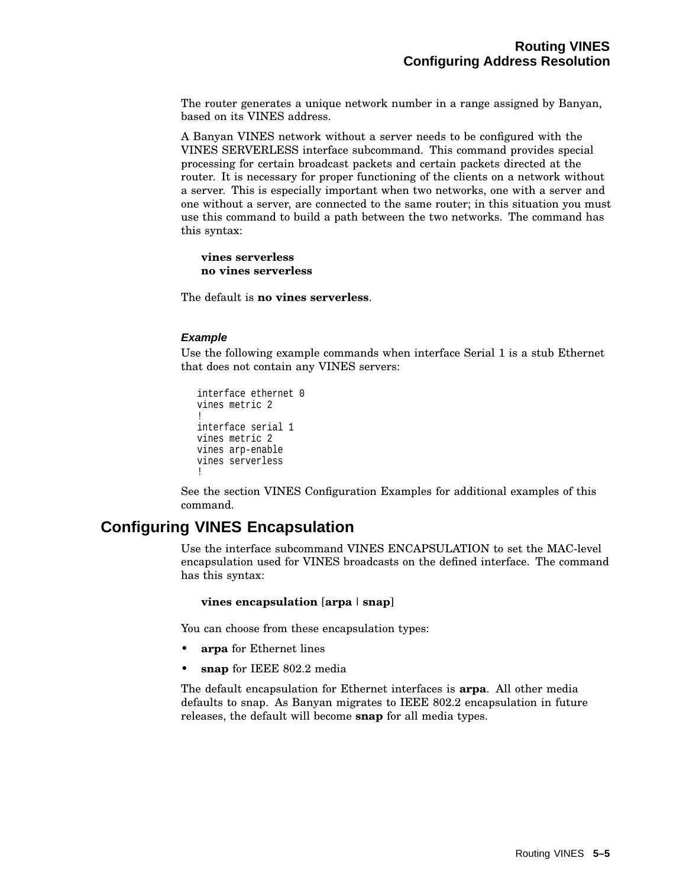The router generates a unique network number in a range assigned by Banyan, based on its VINES address.

A Banyan VINES network without a server needs to be configured with the VINES SERVERLESS interface subcommand. This command provides special processing for certain broadcast packets and certain packets directed at the router. It is necessary for proper functioning of the clients on a network without a server. This is especially important when two networks, one with a server and one without a server, are connected to the same router; in this situation you must use this command to build a path between the two networks. The command has this syntax:

**vines serverless**
**no vines serverless**

The default is **no vines serverless**.

#### *Example*

Use the following example commands when interface Serial 1 is a stub Ethernet that does not contain any VINES servers:

```
interface ethernet 0
vines metric 2
!
interface serial 1
vines metric 2
vines arp-enable
vines serverless
!
```

See the section VINES Configuration Examples for additional examples of this command.

## Configuring VINES Encapsulation

Use the interface subcommand VINES ENCAPSULATION to set the MAC-level encapsulation used for VINES broadcasts on the defined interface. The command has this syntax:

**vines encapsulation** [**arpa** | **snap**]

You can choose from these encapsulation types:

- **arpa** for Ethernet lines
- **snap** for IEEE 802.2 media

The default encapsulation for Ethernet interfaces is **arpa**. All other media defaults to snap. As Banyan migrates to IEEE 802.2 encapsulation in future releases, the default will become **snap** for all media types.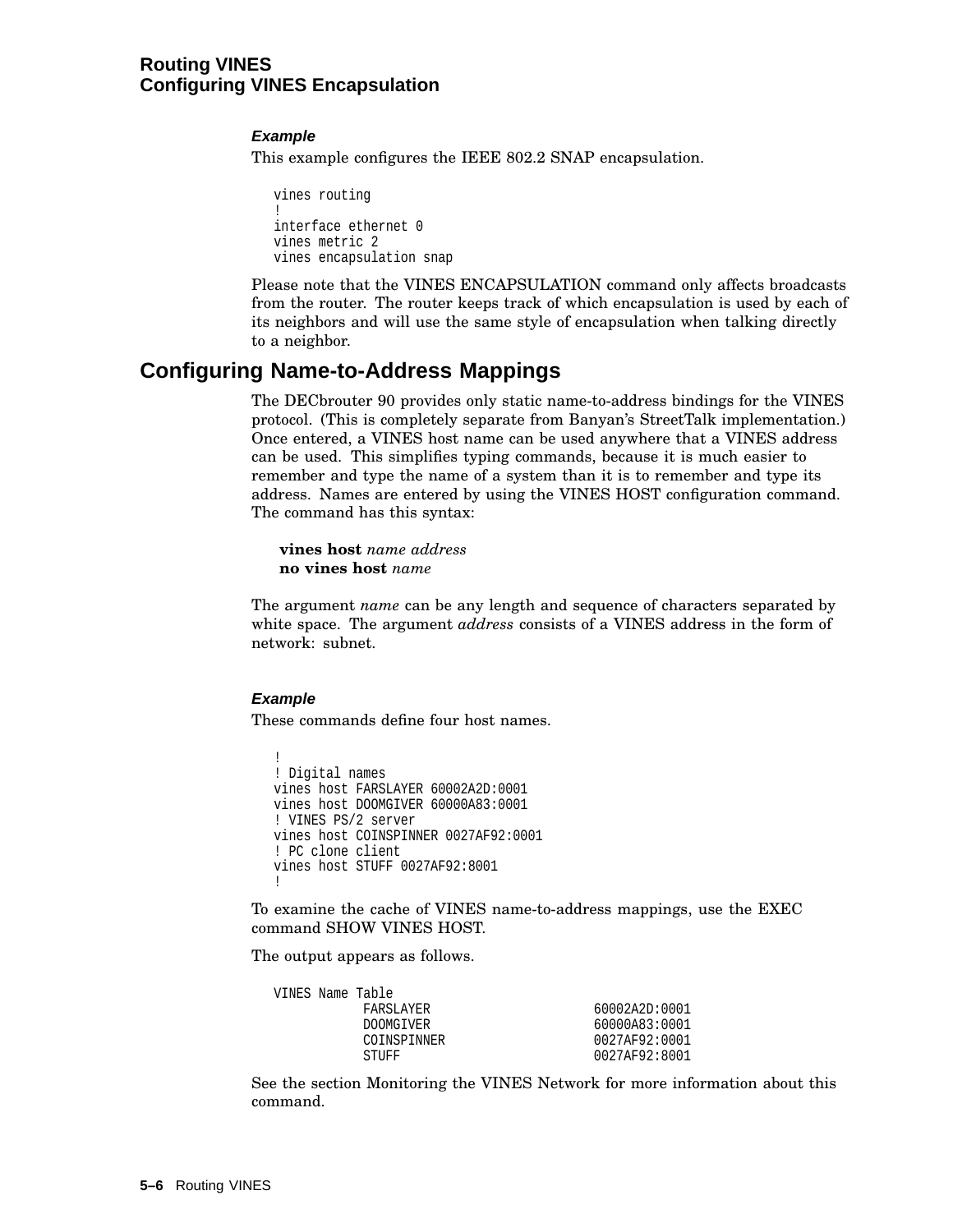### Example

This example configures the IEEE 802.2 SNAP encapsulation.

```
vines routing
!
interface ethernet 0
vines metric 2
vines encapsulation snap
```

Please note that the VINES ENCAPSULATION command only affects broadcasts from the router. The router keeps track of which encapsulation is used by each of its neighbors and will use the same style of encapsulation when talking directly to a neighbor.

## Configuring Name-to-Address Mappings

The DECbrouter 90 provides only static name-to-address bindings for the VINES protocol. (This is completely separate from Banyan's StreetTalk implementation.) Once entered, a VINES host name can be used anywhere that a VINES address can be used. This simplifies typing commands, because it is much easier to remember and type the name of a system than it is to remember and type its address. Names are entered by using the VINES HOST configuration command. The command has this syntax:

**vines host** *name address*
**no vines host** *name*

The argument *name* can be any length and sequence of characters separated by white space. The argument *address* consists of a VINES address in the form of network: subnet.

### Example

These commands define four host names.

```
!
! Digital names
vines host FARSLAYER 60002A2D:0001
vines host DOOMGIVER 60000A83:0001
! VINES PS/2 server
vines host COINSPINNER 0027AF92:0001
! PC clone client
vines host STUFF 0027AF92:8001
!
```

To examine the cache of VINES name-to-address mappings, use the EXEC command SHOW VINES HOST.

The output appears as follows.

```
VINES Name Table
            FARSLAYER                  60002A2D:0001
            DOOMGIVER                  60000A83:0001
            COINSPINNER                0027AF92:0001
            STUFF                      0027AF92:8001
```

See the section Monitoring the VINES Network for more information about this command.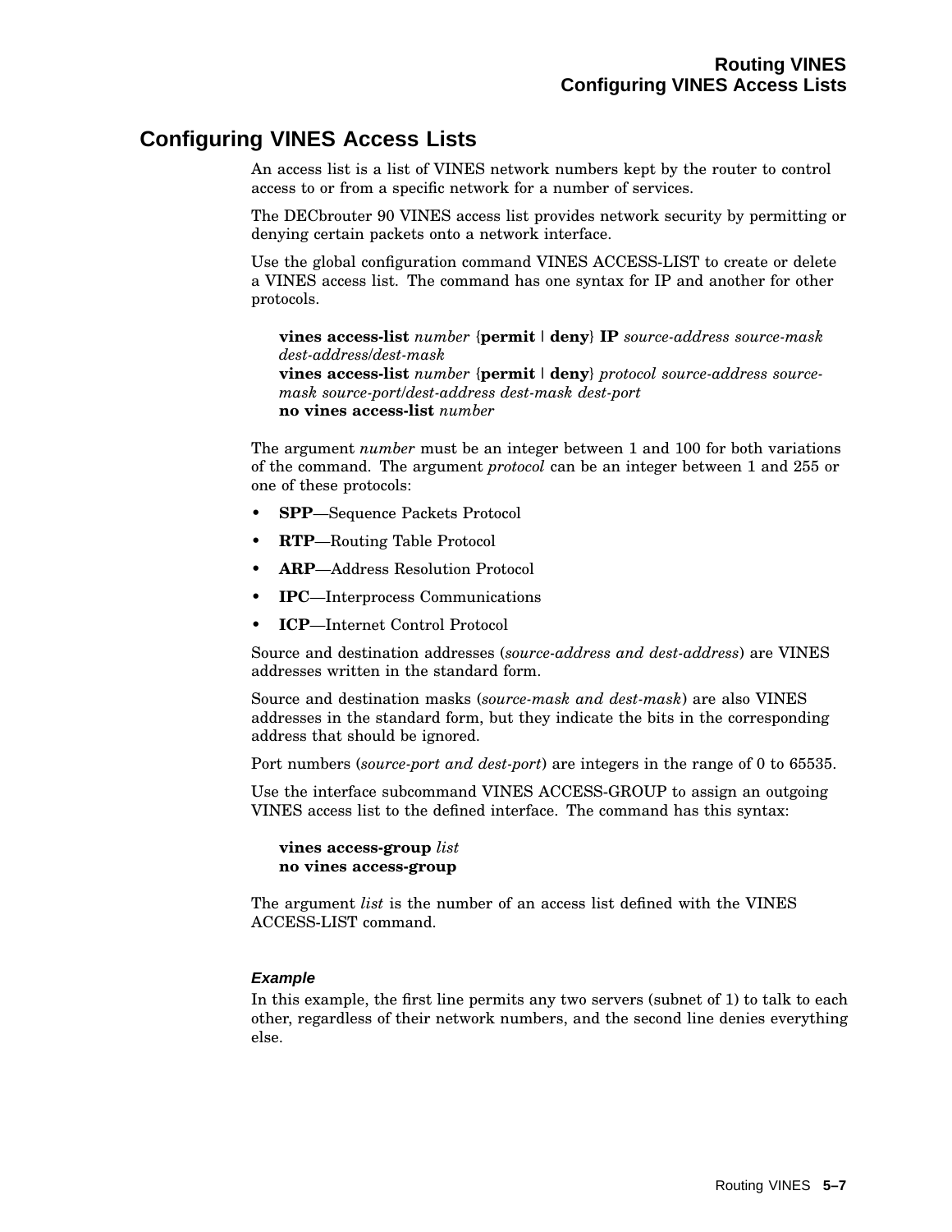## Configuring VINES Access Lists

An access list is a list of VINES network numbers kept by the router to control access to or from a specific network for a number of services.

The DECbrouter 90 VINES access list provides network security by permitting or denying certain packets onto a network interface.

Use the global configuration command VINES ACCESS-LIST to create or delete a VINES access list. The command has one syntax for IP and another for other protocols.

> **vines access-list** *number* {**permit** | **deny**} **IP** *source-address source-mask dest-address/dest-mask*
> **vines access-list** *number* {**permit** | **deny**} *protocol source-address source-mask source-port/dest-address dest-mask dest-port*
> **no vines access-list** *number*

The argument *number* must be an integer between 1 and 100 for both variations of the command. The argument *protocol* can be an integer between 1 and 255 or one of these protocols:

- **SPP**—Sequence Packets Protocol
- **RTP**—Routing Table Protocol
- **ARP**—Address Resolution Protocol
- **IPC**—Interprocess Communications
- **ICP**—Internet Control Protocol

Source and destination addresses (*source-address and dest-address*) are VINES addresses written in the standard form.

Source and destination masks (*source-mask and dest-mask*) are also VINES addresses in the standard form, but they indicate the bits in the corresponding address that should be ignored.

Port numbers (*source-port and dest-port*) are integers in the range of 0 to 65535.

Use the interface subcommand VINES ACCESS-GROUP to assign an outgoing VINES access list to the defined interface. The command has this syntax:

> **vines access-group** *list*
> **no vines access-group**

The argument *list* is the number of an access list defined with the VINES ACCESS-LIST command.

#### *Example*

In this example, the first line permits any two servers (subnet of 1) to talk to each other, regardless of their network numbers, and the second line denies everything else.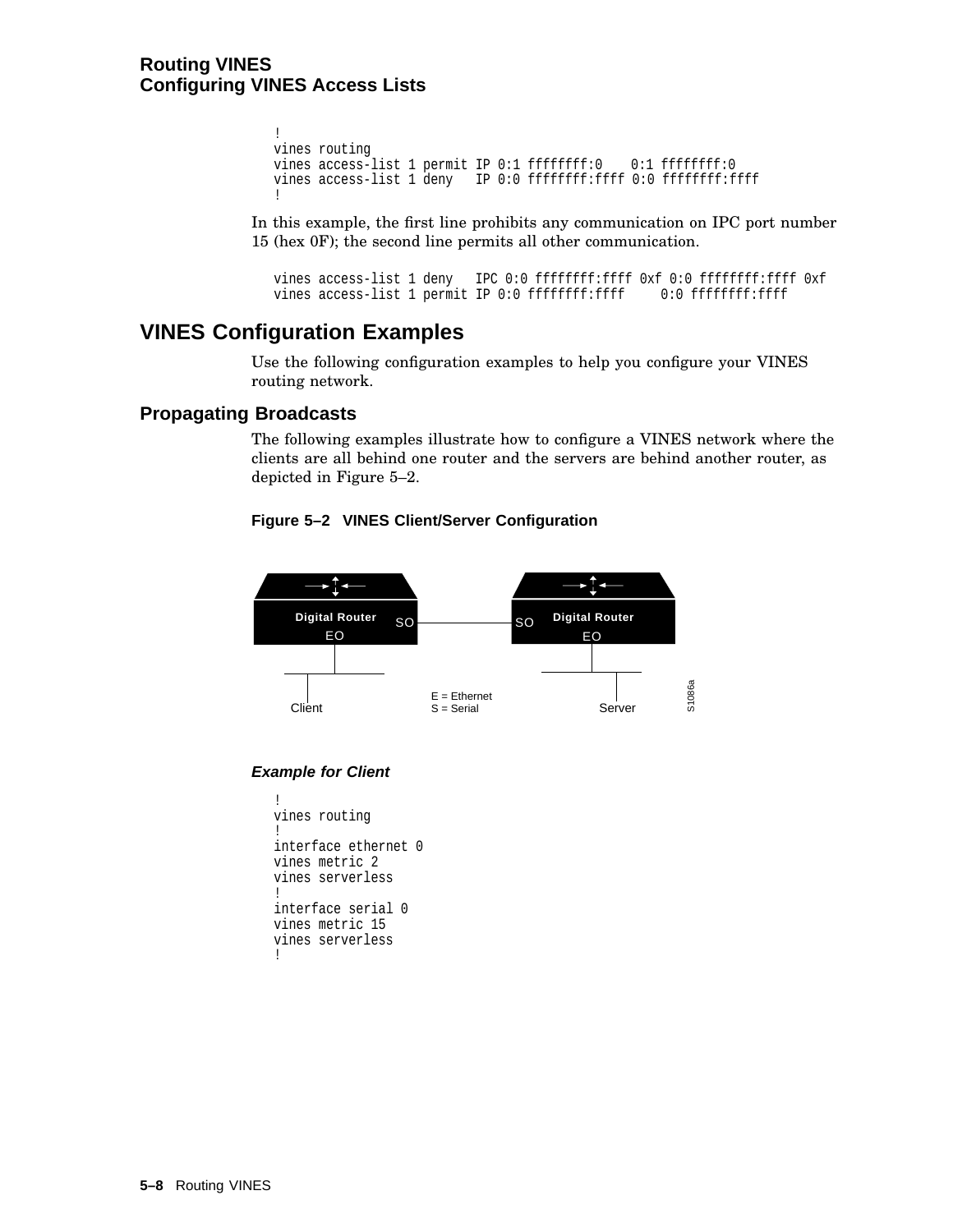```
!
vines routing
vines access-list 1 permit IP 0:1 ffffffff:0    0:1 ffffffff:0
vines access-list 1 deny   IP 0:0 ffffffff:ffff 0:0 ffffffff:ffff
!
```

In this example, the first line prohibits any communication on IPC port number 15 (hex 0F); the second line permits all other communication.

```
vines access-list 1 deny   IPC 0:0 ffffffff:ffff 0xf 0:0 ffffffff:ffff 0xf
vines access-list 1 permit IP 0:0 ffffffff:ffff     0:0 ffffffff:ffff
```

## VINES Configuration Examples

Use the following configuration examples to help you configure your VINES routing network.

### Propagating Broadcasts

The following examples illustrate how to configure a VINES network where the clients are all behind one router and the servers are behind another router, as depicted in Figure 5–2.

**Figure 5–2 VINES Client/Server Configuration**

Digital Router SO — SO Digital Router
EO — Client; EO — Server
E = Ethernet
S = Serial
S1086a

***Example for Client***

```
!
vines routing
!
interface ethernet 0
vines metric 2
vines serverless
!
interface serial 0
vines metric 15
vines serverless
!
```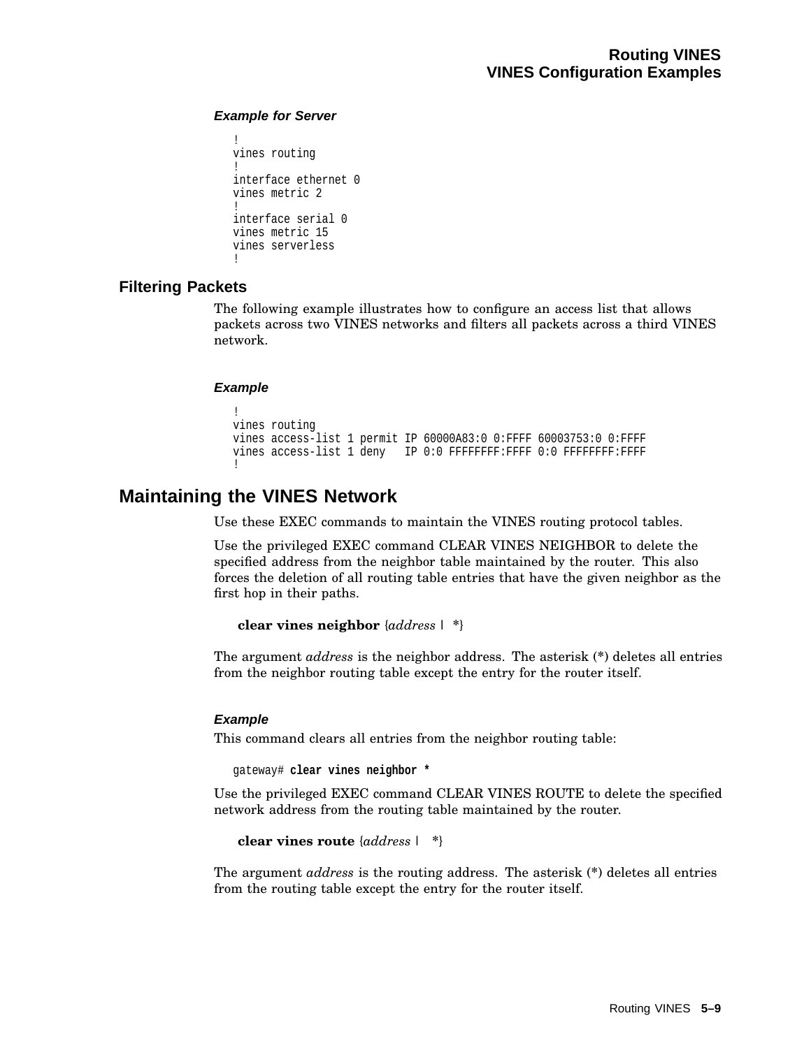#### *Example for Server*

```
!
vines routing
!
interface ethernet 0
vines metric 2
!
interface serial 0
vines metric 15
vines serverless
!
```

### Filtering Packets

The following example illustrates how to configure an access list that allows packets across two VINES networks and filters all packets across a third VINES network.

#### *Example*

```
!
vines routing
vines access-list 1 permit IP 60000A83:0 0:FFFF 60003753:0 0:FFFF
vines access-list 1 deny   IP 0:0 FFFFFFFF:FFFF 0:0 FFFFFFFF:FFFF
!
```

## Maintaining the VINES Network

Use these EXEC commands to maintain the VINES routing protocol tables.

Use the privileged EXEC command CLEAR VINES NEIGHBOR to delete the specified address from the neighbor table maintained by the router. This also forces the deletion of all routing table entries that have the given neighbor as the first hop in their paths.

**clear vines neighbor** {*address* | *}

The argument *address* is the neighbor address. The asterisk (*) deletes all entries from the neighbor routing table except the entry for the router itself.

#### *Example*

This command clears all entries from the neighbor routing table:

```
gateway# clear vines neighbor *
```

Use the privileged EXEC command CLEAR VINES ROUTE to delete the specified network address from the routing table maintained by the router.

**clear vines route** {*address* | *}

The argument *address* is the routing address. The asterisk (*) deletes all entries from the routing table except the entry for the router itself.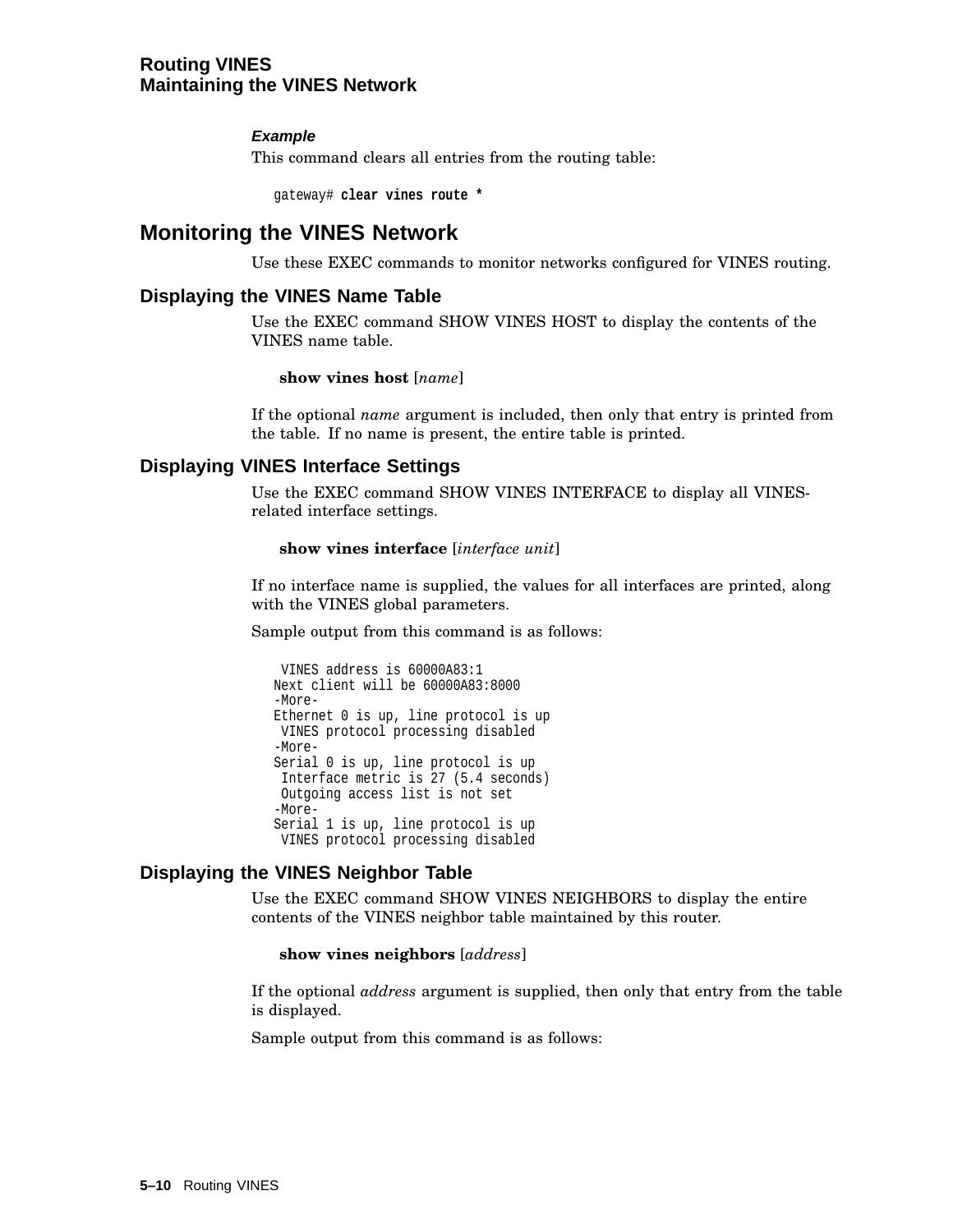***Example***

This command clears all entries from the routing table:

```
gateway# clear vines route *
```

## Monitoring the VINES Network

Use these EXEC commands to monitor networks configured for VINES routing.

### Displaying the VINES Name Table

Use the EXEC command SHOW VINES HOST to display the contents of the VINES name table.

**show vines host** [*name*]

If the optional *name* argument is included, then only that entry is printed from the table. If no name is present, the entire table is printed.

### Displaying VINES Interface Settings

Use the EXEC command SHOW VINES INTERFACE to display all VINES-related interface settings.

**show vines interface** [*interface unit*]

If no interface name is supplied, the values for all interfaces are printed, along with the VINES global parameters.

Sample output from this command is as follows:

```
 VINES address is 60000A83:1
Next client will be 60000A83:8000
-More-
Ethernet 0 is up, line protocol is up
 VINES protocol processing disabled
-More-
Serial 0 is up, line protocol is up
 Interface metric is 27 (5.4 seconds)
 Outgoing access list is not set
-More-
Serial 1 is up, line protocol is up
 VINES protocol processing disabled
```

### Displaying the VINES Neighbor Table

Use the EXEC command SHOW VINES NEIGHBORS to display the entire contents of the VINES neighbor table maintained by this router.

**show vines neighbors** [*address*]

If the optional *address* argument is supplied, then only that entry from the table is displayed.

Sample output from this command is as follows: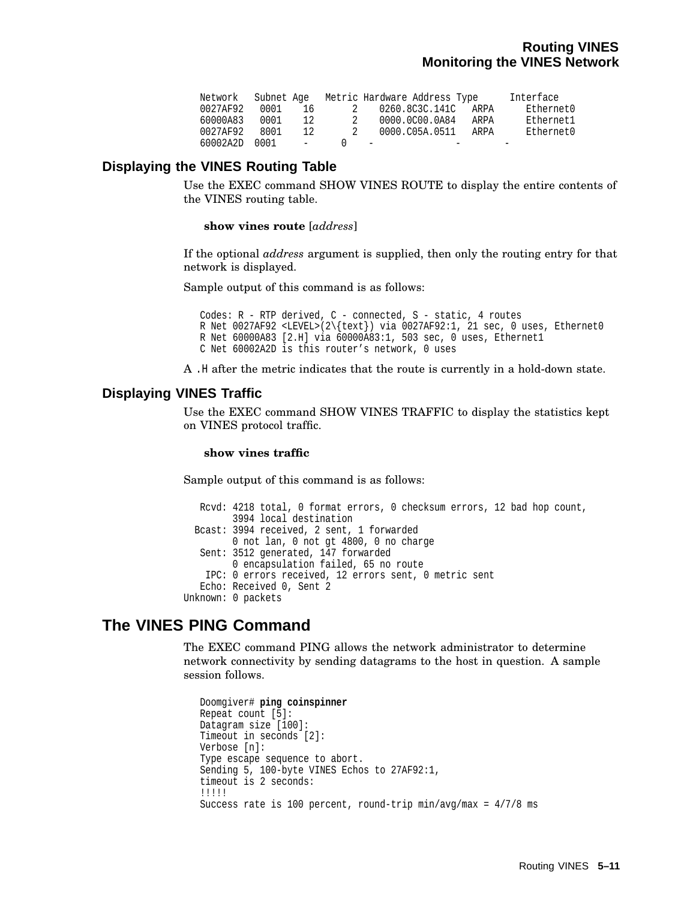```
Network   Subnet Age   Metric Hardware Address Type      Interface
0027AF92   0001    16       2    0260.8C3C.141C   ARPA      Ethernet0
60000A83   0001    12       2    0000.0C00.0A84   ARPA      Ethernet1
0027AF92   8001    12       2    0000.C05A.0511   ARPA      Ethernet0
60002A2D  0001     -      0    -              -        -
```

## Displaying the VINES Routing Table

Use the EXEC command SHOW VINES ROUTE to display the entire contents of the VINES routing table.

**show vines route** [*address*]

If the optional *address* argument is supplied, then only the routing entry for that network is displayed.

Sample output of this command is as follows:

```
Codes: R - RTP derived, C - connected, S - static, 4 routes
R Net 0027AF92 <LEVEL>(2\{text}) via 0027AF92:1, 21 sec, 0 uses, Ethernet0
R Net 60000A83 [2.H] via 60000A83:1, 503 sec, 0 uses, Ethernet1
C Net 60002A2D is this router's network, 0 uses
```

A `.H` after the metric indicates that the route is currently in a hold-down state.

## Displaying VINES Traffic

Use the EXEC command SHOW VINES TRAFFIC to display the statistics kept on VINES protocol traffic.

**show vines traffic**

Sample output of this command is as follows:

```
   Rcvd: 4218 total, 0 format errors, 0 checksum errors, 12 bad hop count,
         3994 local destination
  Bcast: 3994 received, 2 sent, 1 forwarded
         0 not lan, 0 not gt 4800, 0 no charge
   Sent: 3512 generated, 147 forwarded
         0 encapsulation failed, 65 no route
    IPC: 0 errors received, 12 errors sent, 0 metric sent
   Echo: Received 0, Sent 2
Unknown: 0 packets
```

# The VINES PING Command

The EXEC command PING allows the network administrator to determine network connectivity by sending datagrams to the host in question. A sample session follows.

```
Doomgiver# ping coinspinner
Repeat count [5]:
Datagram size [100]:
Timeout in seconds [2]:
Verbose [n]:
Type escape sequence to abort.
Sending 5, 100-byte VINES Echos to 27AF92:1,
timeout is 2 seconds:
!!!!!
Success rate is 100 percent, round-trip min/avg/max = 4/7/8 ms
```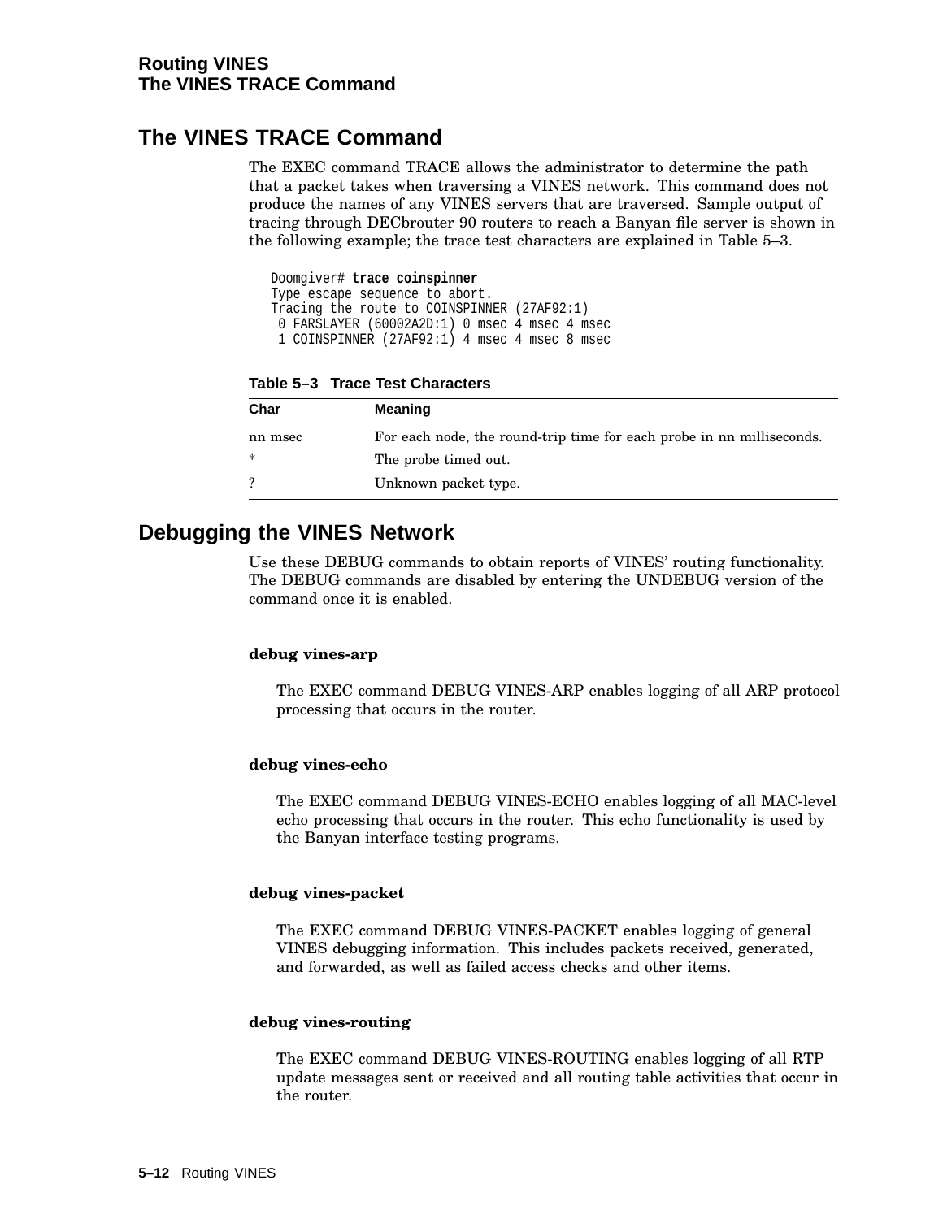## The VINES TRACE Command

The EXEC command TRACE allows the administrator to determine the path that a packet takes when traversing a VINES network. This command does not produce the names of any VINES servers that are traversed. Sample output of tracing through DECbrouter 90 routers to reach a Banyan file server is shown in the following example; the trace test characters are explained in Table 5–3.

```
Doomgiver# trace coinspinner
Type escape sequence to abort.
Tracing the route to COINSPINNER (27AF92:1)
 0 FARSLAYER (60002A2D:1) 0 msec 4 msec 4 msec
 1 COINSPINNER (27AF92:1) 4 msec 4 msec 8 msec
```

**Table 5–3 Trace Test Characters**

| Char | Meaning |
|---|---|
| nn msec | For each node, the round-trip time for each probe in nn milliseconds. |
| * | The probe timed out. |
| ? | Unknown packet type. |

## Debugging the VINES Network

Use these DEBUG commands to obtain reports of VINES' routing functionality. The DEBUG commands are disabled by entering the UNDEBUG version of the command once it is enabled.

**debug vines-arp**

The EXEC command DEBUG VINES-ARP enables logging of all ARP protocol processing that occurs in the router.

**debug vines-echo**

The EXEC command DEBUG VINES-ECHO enables logging of all MAC-level echo processing that occurs in the router. This echo functionality is used by the Banyan interface testing programs.

**debug vines-packet**

The EXEC command DEBUG VINES-PACKET enables logging of general VINES debugging information. This includes packets received, generated, and forwarded, as well as failed access checks and other items.

**debug vines-routing**

The EXEC command DEBUG VINES-ROUTING enables logging of all RTP update messages sent or received and all routing table activities that occur in the router.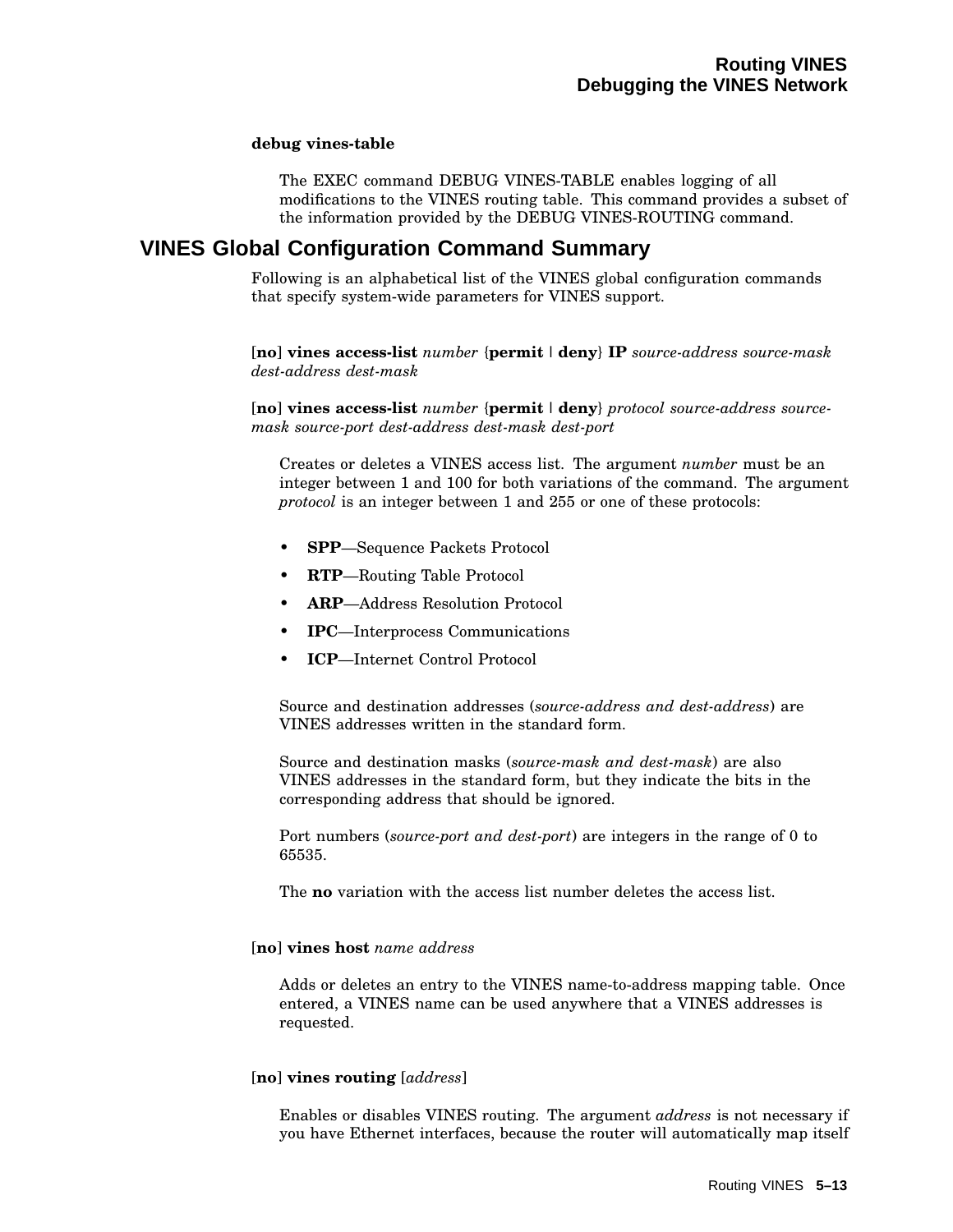**debug vines-table**

The EXEC command DEBUG VINES-TABLE enables logging of all modifications to the VINES routing table. This command provides a subset of the information provided by the DEBUG VINES-ROUTING command.

## VINES Global Configuration Command Summary

Following is an alphabetical list of the VINES global configuration commands that specify system-wide parameters for VINES support.

[**no**] **vines access-list** *number* {**permit** | **deny**} **IP** *source-address source-mask dest-address dest-mask*

[**no**] **vines access-list** *number* {**permit** | **deny**} *protocol source-address source-mask source-port dest-address dest-mask dest-port*

Creates or deletes a VINES access list. The argument *number* must be an integer between 1 and 100 for both variations of the command. The argument *protocol* is an integer between 1 and 255 or one of these protocols:

- **SPP**—Sequence Packets Protocol
- **RTP**—Routing Table Protocol
- **ARP**—Address Resolution Protocol
- **IPC**—Interprocess Communications
- **ICP**—Internet Control Protocol

Source and destination addresses (*source-address and dest-address*) are VINES addresses written in the standard form.

Source and destination masks (*source-mask and dest-mask*) are also VINES addresses in the standard form, but they indicate the bits in the corresponding address that should be ignored.

Port numbers (*source-port and dest-port*) are integers in the range of 0 to 65535.

The **no** variation with the access list number deletes the access list.

[**no**] **vines host** *name address*

Adds or deletes an entry to the VINES name-to-address mapping table. Once entered, a VINES name can be used anywhere that a VINES addresses is requested.

[**no**] **vines routing** [*address*]

Enables or disables VINES routing. The argument *address* is not necessary if you have Ethernet interfaces, because the router will automatically map itself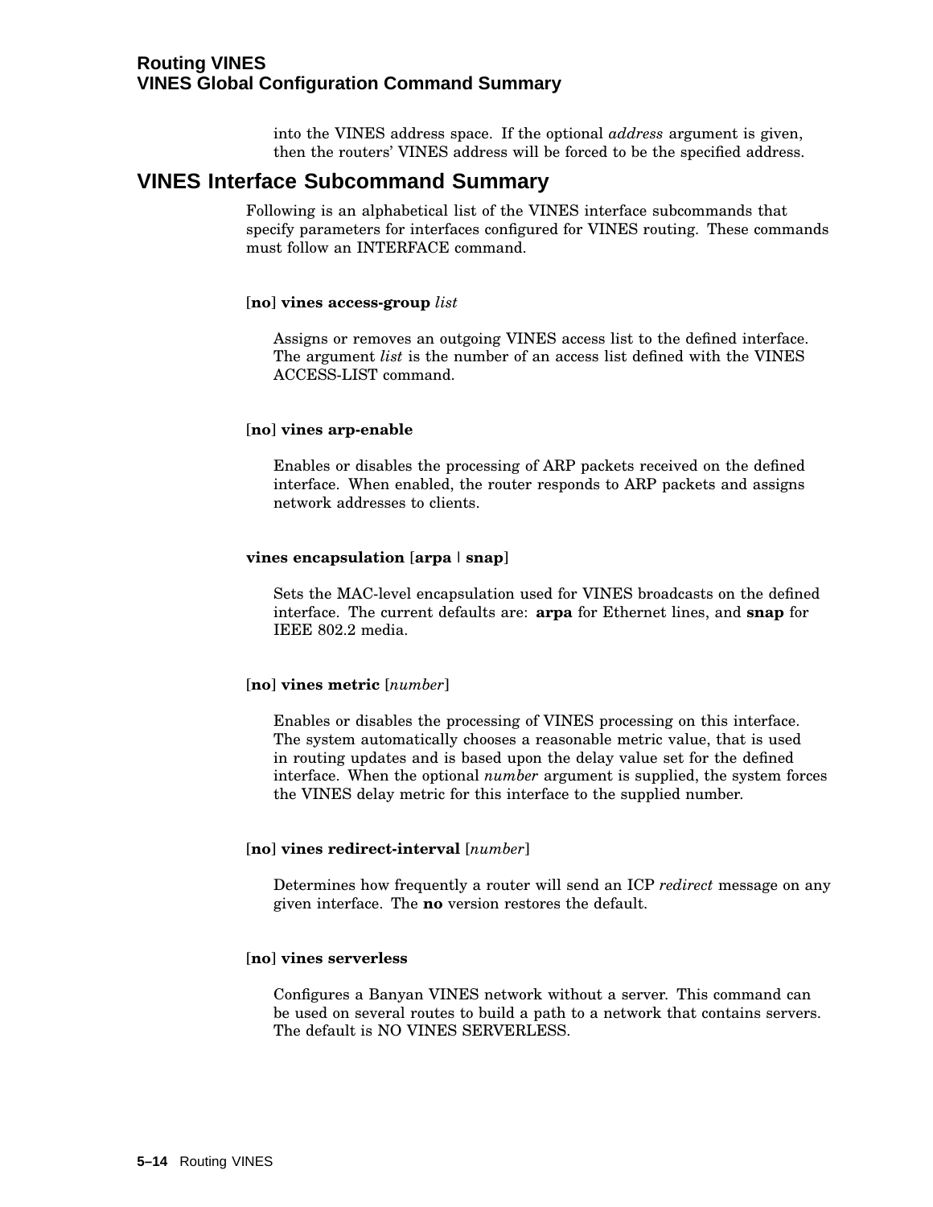into the VINES address space. If the optional *address* argument is given, then the routers' VINES address will be forced to be the specified address.

## VINES Interface Subcommand Summary

Following is an alphabetical list of the VINES interface subcommands that specify parameters for interfaces configured for VINES routing. These commands must follow an INTERFACE command.

[**no**] **vines access-group** *list*

Assigns or removes an outgoing VINES access list to the defined interface. The argument *list* is the number of an access list defined with the VINES ACCESS-LIST command.

[**no**] **vines arp-enable**

Enables or disables the processing of ARP packets received on the defined interface. When enabled, the router responds to ARP packets and assigns network addresses to clients.

**vines encapsulation** [**arpa** | **snap**]

Sets the MAC-level encapsulation used for VINES broadcasts on the defined interface. The current defaults are: **arpa** for Ethernet lines, and **snap** for IEEE 802.2 media.

[**no**] **vines metric** [*number*]

Enables or disables the processing of VINES processing on this interface. The system automatically chooses a reasonable metric value, that is used in routing updates and is based upon the delay value set for the defined interface. When the optional *number* argument is supplied, the system forces the VINES delay metric for this interface to the supplied number.

[**no**] **vines redirect-interval** [*number*]

Determines how frequently a router will send an ICP *redirect* message on any given interface. The **no** version restores the default.

[**no**] **vines serverless**

Configures a Banyan VINES network without a server. This command can be used on several routes to build a path to a network that contains servers. The default is NO VINES SERVERLESS.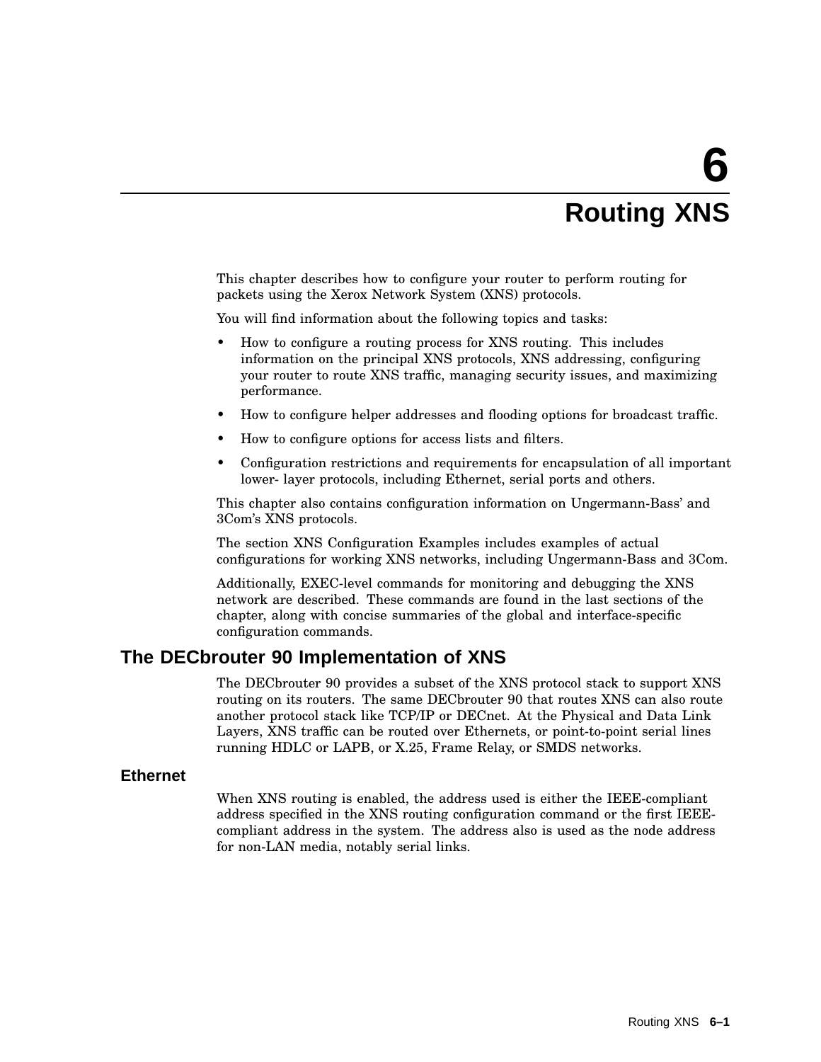# 6 Routing XNS

This chapter describes how to configure your router to perform routing for packets using the Xerox Network System (XNS) protocols.

You will find information about the following topics and tasks:

- How to configure a routing process for XNS routing. This includes information on the principal XNS protocols, XNS addressing, configuring your router to route XNS traffic, managing security issues, and maximizing performance.
- How to configure helper addresses and flooding options for broadcast traffic.
- How to configure options for access lists and filters.
- Configuration restrictions and requirements for encapsulation of all important lower- layer protocols, including Ethernet, serial ports and others.

This chapter also contains configuration information on Ungermann-Bass' and 3Com's XNS protocols.

The section XNS Configuration Examples includes examples of actual configurations for working XNS networks, including Ungermann-Bass and 3Com.

Additionally, EXEC-level commands for monitoring and debugging the XNS network are described. These commands are found in the last sections of the chapter, along with concise summaries of the global and interface-specific configuration commands.

## The DECbrouter 90 Implementation of XNS

The DECbrouter 90 provides a subset of the XNS protocol stack to support XNS routing on its routers. The same DECbrouter 90 that routes XNS can also route another protocol stack like TCP/IP or DECnet. At the Physical and Data Link Layers, XNS traffic can be routed over Ethernets, or point-to-point serial lines running HDLC or LAPB, or X.25, Frame Relay, or SMDS networks.

### Ethernet

When XNS routing is enabled, the address used is either the IEEE-compliant address specified in the XNS routing configuration command or the first IEEE-compliant address in the system. The address also is used as the node address for non-LAN media, notably serial links.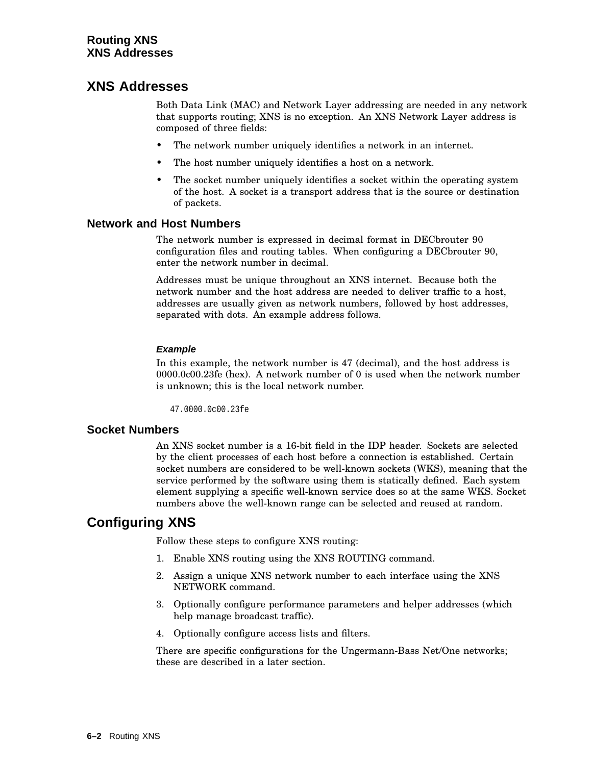## XNS Addresses

Both Data Link (MAC) and Network Layer addressing are needed in any network that supports routing; XNS is no exception. An XNS Network Layer address is composed of three fields:

- The network number uniquely identifies a network in an internet.
- The host number uniquely identifies a host on a network.
- The socket number uniquely identifies a socket within the operating system of the host. A socket is a transport address that is the source or destination of packets.

### Network and Host Numbers

The network number is expressed in decimal format in DECbrouter 90 configuration files and routing tables. When configuring a DECbrouter 90, enter the network number in decimal.

Addresses must be unique throughout an XNS internet. Because both the network number and the host address are needed to deliver traffic to a host, addresses are usually given as network numbers, followed by host addresses, separated with dots. An example address follows.

#### *Example*

In this example, the network number is 47 (decimal), and the host address is 0000.0c00.23fe (hex). A network number of 0 is used when the network number is unknown; this is the local network number.

```
47.0000.0c00.23fe
```

### Socket Numbers

An XNS socket number is a 16-bit field in the IDP header. Sockets are selected by the client processes of each host before a connection is established. Certain socket numbers are considered to be well-known sockets (WKS), meaning that the service performed by the software using them is statically defined. Each system element supplying a specific well-known service does so at the same WKS. Socket numbers above the well-known range can be selected and reused at random.

## Configuring XNS

Follow these steps to configure XNS routing:

1. Enable XNS routing using the XNS ROUTING command.
2. Assign a unique XNS network number to each interface using the XNS NETWORK command.
3. Optionally configure performance parameters and helper addresses (which help manage broadcast traffic).
4. Optionally configure access lists and filters.

There are specific configurations for the Ungermann-Bass Net/One networks; these are described in a later section.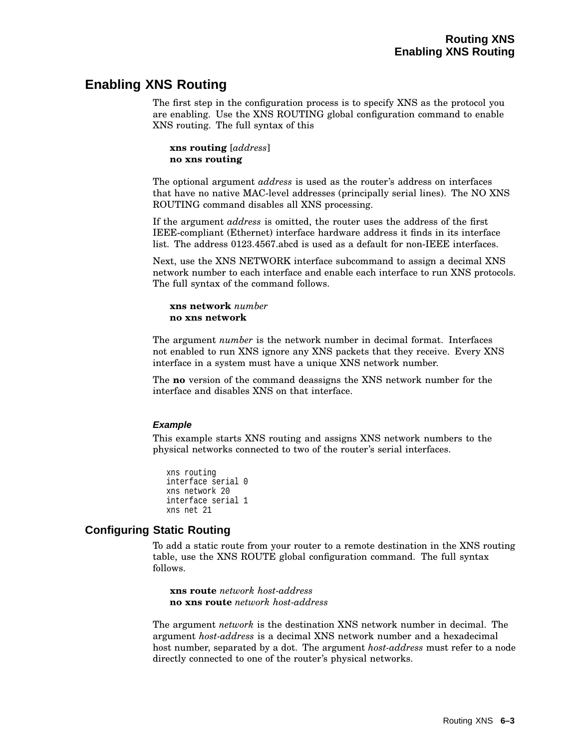## Enabling XNS Routing

The first step in the configuration process is to specify XNS as the protocol you are enabling. Use the XNS ROUTING global configuration command to enable XNS routing. The full syntax of this

**xns routing** [*address*]
**no xns routing**

The optional argument *address* is used as the router's address on interfaces that have no native MAC-level addresses (principally serial lines). The NO XNS ROUTING command disables all XNS processing.

If the argument *address* is omitted, the router uses the address of the first IEEE-compliant (Ethernet) interface hardware address it finds in its interface list. The address 0123.4567.abcd is used as a default for non-IEEE interfaces.

Next, use the XNS NETWORK interface subcommand to assign a decimal XNS network number to each interface and enable each interface to run XNS protocols. The full syntax of the command follows.

**xns network** *number*
**no xns network**

The argument *number* is the network number in decimal format. Interfaces not enabled to run XNS ignore any XNS packets that they receive. Every XNS interface in a system must have a unique XNS network number.

The **no** version of the command deassigns the XNS network number for the interface and disables XNS on that interface.

#### *Example*

This example starts XNS routing and assigns XNS network numbers to the physical networks connected to two of the router's serial interfaces.

```
xns routing
interface serial 0
xns network 20
interface serial 1
xns net 21
```

### Configuring Static Routing

To add a static route from your router to a remote destination in the XNS routing table, use the XNS ROUTE global configuration command. The full syntax follows.

**xns route** *network host-address*
**no xns route** *network host-address*

The argument *network* is the destination XNS network number in decimal. The argument *host-address* is a decimal XNS network number and a hexadecimal host number, separated by a dot. The argument *host-address* must refer to a node directly connected to one of the router's physical networks.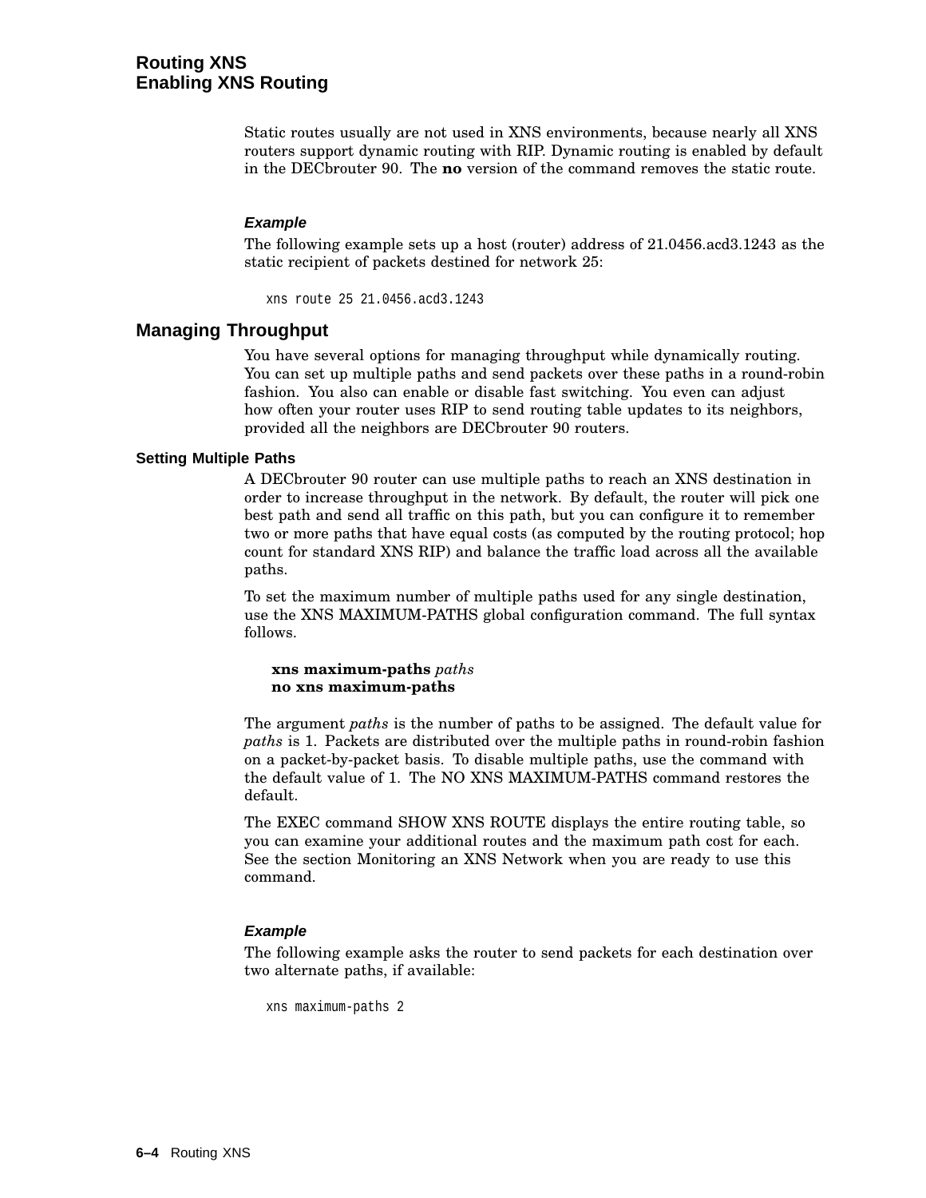Static routes usually are not used in XNS environments, because nearly all XNS routers support dynamic routing with RIP. Dynamic routing is enabled by default in the DECbrouter 90. The **no** version of the command removes the static route.

#### *Example*

The following example sets up a host (router) address of 21.0456.acd3.1243 as the static recipient of packets destined for network 25:

```
xns route 25 21.0456.acd3.1243
```

## Managing Throughput

You have several options for managing throughput while dynamically routing. You can set up multiple paths and send packets over these paths in a round-robin fashion. You also can enable or disable fast switching. You even can adjust how often your router uses RIP to send routing table updates to its neighbors, provided all the neighbors are DECbrouter 90 routers.

### Setting Multiple Paths

A DECbrouter 90 router can use multiple paths to reach an XNS destination in order to increase throughput in the network. By default, the router will pick one best path and send all traffic on this path, but you can configure it to remember two or more paths that have equal costs (as computed by the routing protocol; hop count for standard XNS RIP) and balance the traffic load across all the available paths.

To set the maximum number of multiple paths used for any single destination, use the XNS MAXIMUM-PATHS global configuration command. The full syntax follows.

**xns maximum-paths** *paths*
**no xns maximum-paths**

The argument *paths* is the number of paths to be assigned. The default value for *paths* is 1. Packets are distributed over the multiple paths in round-robin fashion on a packet-by-packet basis. To disable multiple paths, use the command with the default value of 1. The NO XNS MAXIMUM-PATHS command restores the default.

The EXEC command SHOW XNS ROUTE displays the entire routing table, so you can examine your additional routes and the maximum path cost for each. See the section Monitoring an XNS Network when you are ready to use this command.

#### *Example*

The following example asks the router to send packets for each destination over two alternate paths, if available:

```
xns maximum-paths 2
```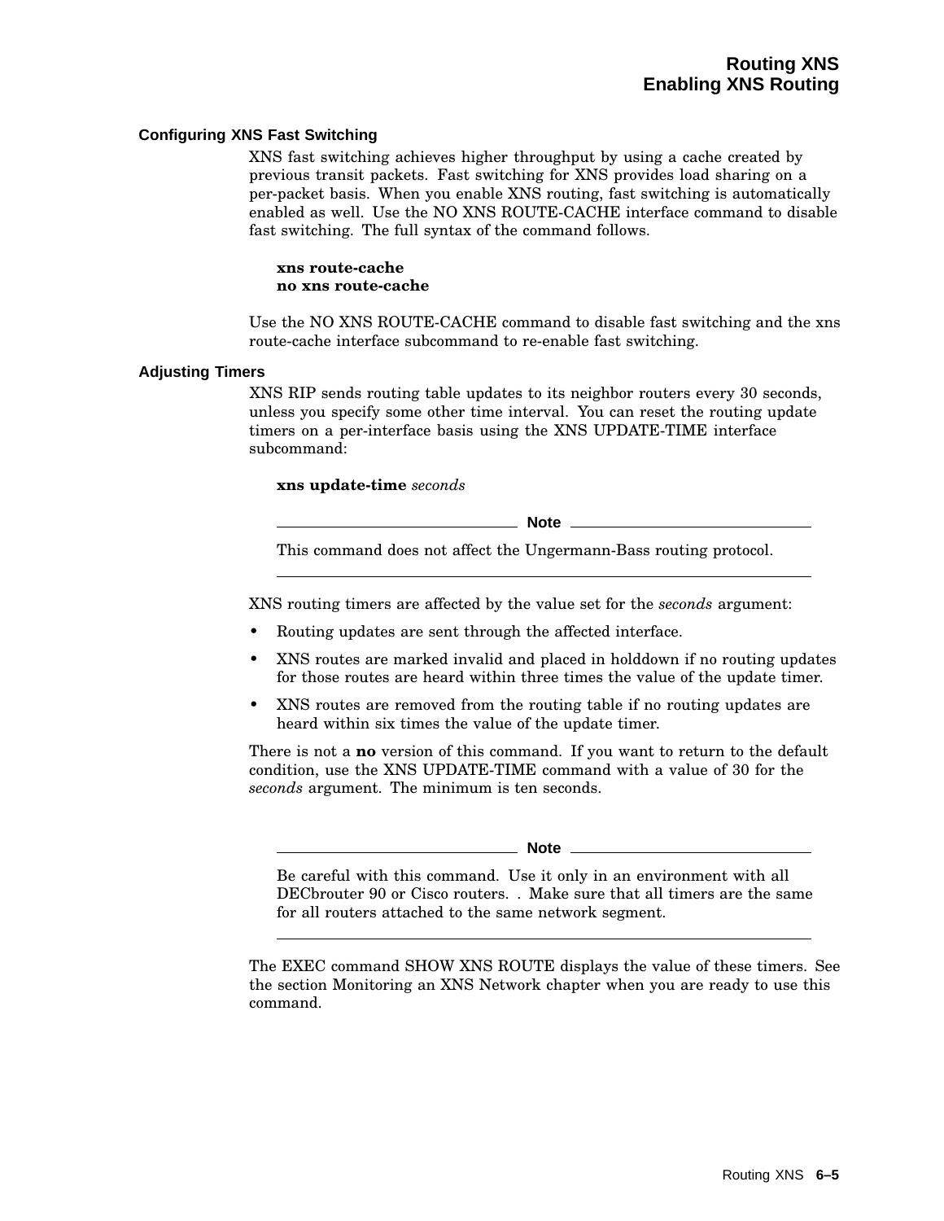### Configuring XNS Fast Switching

XNS fast switching achieves higher throughput by using a cache created by previous transit packets. Fast switching for XNS provides load sharing on a per-packet basis. When you enable XNS routing, fast switching is automatically enabled as well. Use the NO XNS ROUTE-CACHE interface command to disable fast switching. The full syntax of the command follows.

**xns route-cache**
**no xns route-cache**

Use the NO XNS ROUTE-CACHE command to disable fast switching and the xns route-cache interface subcommand to re-enable fast switching.

### Adjusting Timers

XNS RIP sends routing table updates to its neighbor routers every 30 seconds, unless you specify some other time interval. You can reset the routing update timers on a per-interface basis using the XNS UPDATE-TIME interface subcommand:

**xns update-time** *seconds*

---

**Note**

This command does not affect the Ungermann-Bass routing protocol.

---

XNS routing timers are affected by the value set for the *seconds* argument:

- Routing updates are sent through the affected interface.
- XNS routes are marked invalid and placed in holddown if no routing updates for those routes are heard within three times the value of the update timer.
- XNS routes are removed from the routing table if no routing updates are heard within six times the value of the update timer.

There is not a **no** version of this command. If you want to return to the default condition, use the XNS UPDATE-TIME command with a value of 30 for the *seconds* argument. The minimum is ten seconds.

---

**Note**

Be careful with this command. Use it only in an environment with all DECbrouter 90 or Cisco routers. . Make sure that all timers are the same for all routers attached to the same network segment.

---

The EXEC command SHOW XNS ROUTE displays the value of these timers. See the section Monitoring an XNS Network chapter when you are ready to use this command.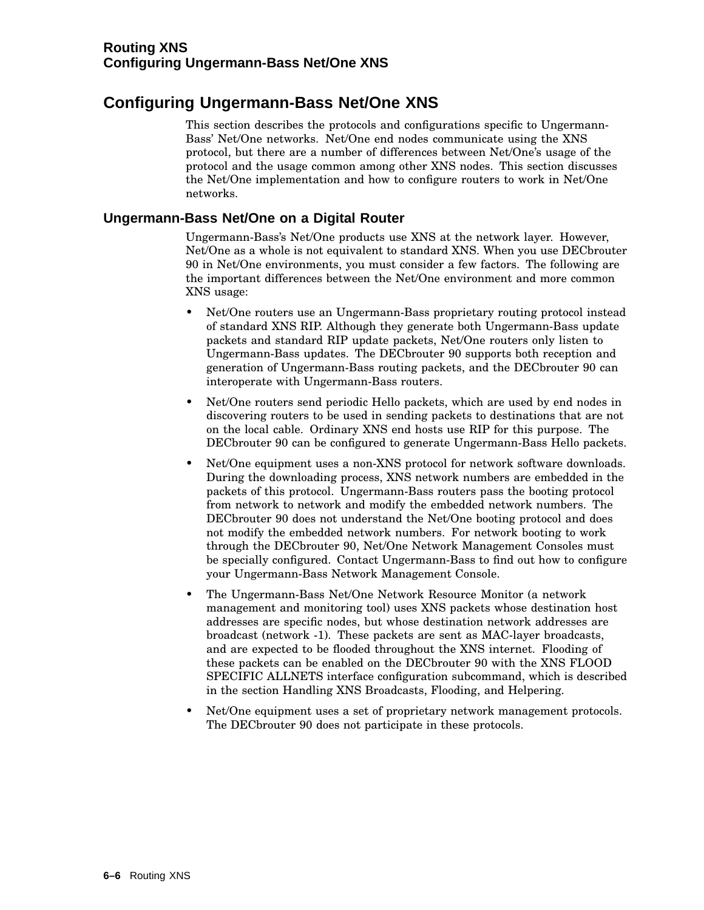## Configuring Ungermann-Bass Net/One XNS

This section describes the protocols and configurations specific to Ungermann-Bass' Net/One networks. Net/One end nodes communicate using the XNS protocol, but there are a number of differences between Net/One's usage of the protocol and the usage common among other XNS nodes. This section discusses the Net/One implementation and how to configure routers to work in Net/One networks.

### Ungermann-Bass Net/One on a Digital Router

Ungermann-Bass's Net/One products use XNS at the network layer. However, Net/One as a whole is not equivalent to standard XNS. When you use DECbrouter 90 in Net/One environments, you must consider a few factors. The following are the important differences between the Net/One environment and more common XNS usage:

- Net/One routers use an Ungermann-Bass proprietary routing protocol instead of standard XNS RIP. Although they generate both Ungermann-Bass update packets and standard RIP update packets, Net/One routers only listen to Ungermann-Bass updates. The DECbrouter 90 supports both reception and generation of Ungermann-Bass routing packets, and the DECbrouter 90 can interoperate with Ungermann-Bass routers.
- Net/One routers send periodic Hello packets, which are used by end nodes in discovering routers to be used in sending packets to destinations that are not on the local cable. Ordinary XNS end hosts use RIP for this purpose. The DECbrouter 90 can be configured to generate Ungermann-Bass Hello packets.
- Net/One equipment uses a non-XNS protocol for network software downloads. During the downloading process, XNS network numbers are embedded in the packets of this protocol. Ungermann-Bass routers pass the booting protocol from network to network and modify the embedded network numbers. The DECbrouter 90 does not understand the Net/One booting protocol and does not modify the embedded network numbers. For network booting to work through the DECbrouter 90, Net/One Network Management Consoles must be specially configured. Contact Ungermann-Bass to find out how to configure your Ungermann-Bass Network Management Console.
- The Ungermann-Bass Net/One Network Resource Monitor (a network management and monitoring tool) uses XNS packets whose destination host addresses are specific nodes, but whose destination network addresses are broadcast (network -1). These packets are sent as MAC-layer broadcasts, and are expected to be flooded throughout the XNS internet. Flooding of these packets can be enabled on the DECbrouter 90 with the XNS FLOOD SPECIFIC ALLNETS interface configuration subcommand, which is described in the section Handling XNS Broadcasts, Flooding, and Helpering.
- Net/One equipment uses a set of proprietary network management protocols. The DECbrouter 90 does not participate in these protocols.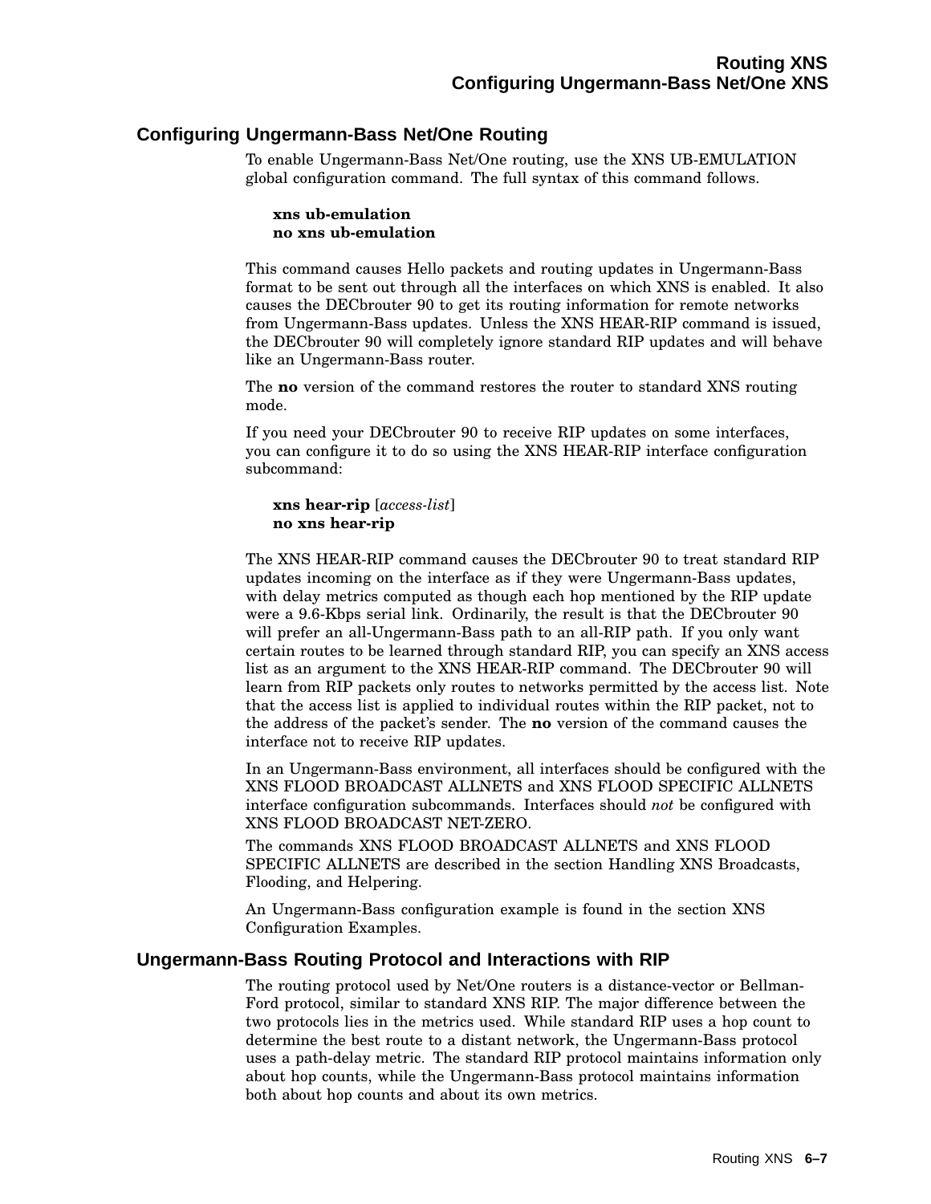## Configuring Ungermann-Bass Net/One Routing

To enable Ungermann-Bass Net/One routing, use the XNS UB-EMULATION global configuration command. The full syntax of this command follows.

**xns ub-emulation**
**no xns ub-emulation**

This command causes Hello packets and routing updates in Ungermann-Bass format to be sent out through all the interfaces on which XNS is enabled. It also causes the DECbrouter 90 to get its routing information for remote networks from Ungermann-Bass updates. Unless the XNS HEAR-RIP command is issued, the DECbrouter 90 will completely ignore standard RIP updates and will behave like an Ungermann-Bass router.

The **no** version of the command restores the router to standard XNS routing mode.

If you need your DECbrouter 90 to receive RIP updates on some interfaces, you can configure it to do so using the XNS HEAR-RIP interface configuration subcommand:

**xns hear-rip** [*access-list*]
**no xns hear-rip**

The XNS HEAR-RIP command causes the DECbrouter 90 to treat standard RIP updates incoming on the interface as if they were Ungermann-Bass updates, with delay metrics computed as though each hop mentioned by the RIP update were a 9.6-Kbps serial link. Ordinarily, the result is that the DECbrouter 90 will prefer an all-Ungermann-Bass path to an all-RIP path. If you only want certain routes to be learned through standard RIP, you can specify an XNS access list as an argument to the XNS HEAR-RIP command. The DECbrouter 90 will learn from RIP packets only routes to networks permitted by the access list. Note that the access list is applied to individual routes within the RIP packet, not to the address of the packet's sender. The **no** version of the command causes the interface not to receive RIP updates.

In an Ungermann-Bass environment, all interfaces should be configured with the XNS FLOOD BROADCAST ALLNETS and XNS FLOOD SPECIFIC ALLNETS interface configuration subcommands. Interfaces should *not* be configured with XNS FLOOD BROADCAST NET-ZERO.

The commands XNS FLOOD BROADCAST ALLNETS and XNS FLOOD SPECIFIC ALLNETS are described in the section Handling XNS Broadcasts, Flooding, and Helpering.

An Ungermann-Bass configuration example is found in the section XNS Configuration Examples.

## Ungermann-Bass Routing Protocol and Interactions with RIP

The routing protocol used by Net/One routers is a distance-vector or Bellman-Ford protocol, similar to standard XNS RIP. The major difference between the two protocols lies in the metrics used. While standard RIP uses a hop count to determine the best route to a distant network, the Ungermann-Bass protocol uses a path-delay metric. The standard RIP protocol maintains information only about hop counts, while the Ungermann-Bass protocol maintains information both about hop counts and about its own metrics.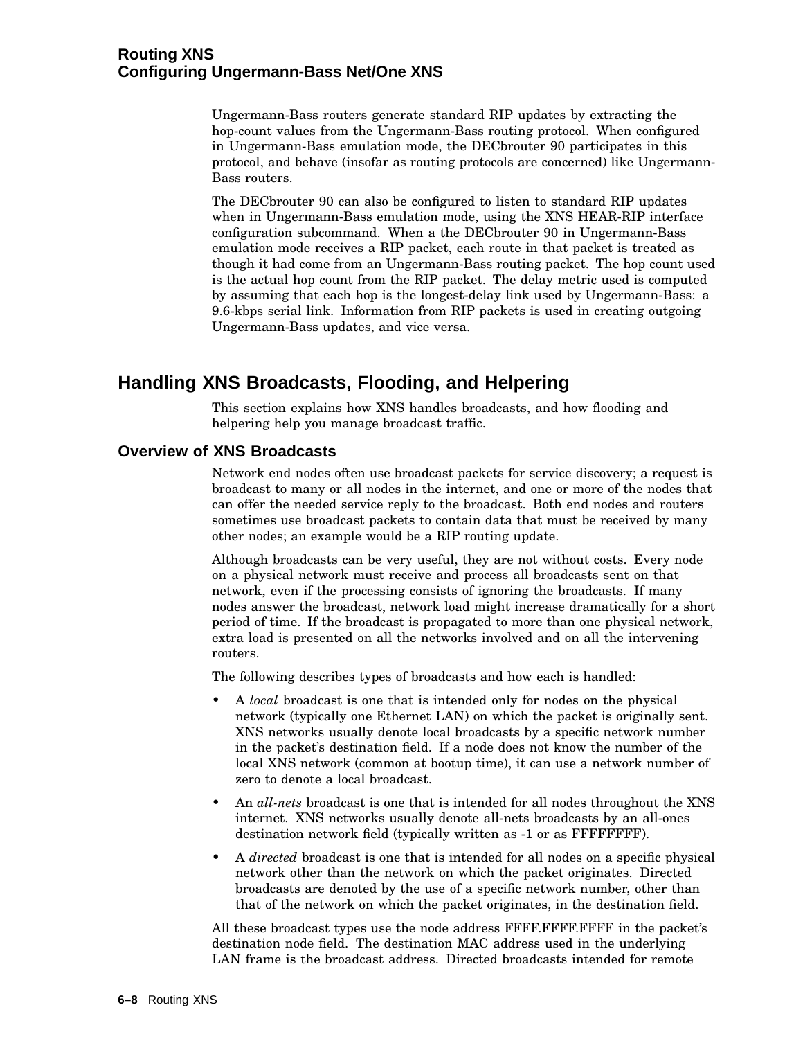Ungermann-Bass routers generate standard RIP updates by extracting the hop-count values from the Ungermann-Bass routing protocol. When configured in Ungermann-Bass emulation mode, the DECbrouter 90 participates in this protocol, and behave (insofar as routing protocols are concerned) like Ungermann-Bass routers.

The DECbrouter 90 can also be configured to listen to standard RIP updates when in Ungermann-Bass emulation mode, using the XNS HEAR-RIP interface configuration subcommand. When a the DECbrouter 90 in Ungermann-Bass emulation mode receives a RIP packet, each route in that packet is treated as though it had come from an Ungermann-Bass routing packet. The hop count used is the actual hop count from the RIP packet. The delay metric used is computed by assuming that each hop is the longest-delay link used by Ungermann-Bass: a 9.6-kbps serial link. Information from RIP packets is used in creating outgoing Ungermann-Bass updates, and vice versa.

## Handling XNS Broadcasts, Flooding, and Helpering

This section explains how XNS handles broadcasts, and how flooding and helpering help you manage broadcast traffic.

### Overview of XNS Broadcasts

Network end nodes often use broadcast packets for service discovery; a request is broadcast to many or all nodes in the internet, and one or more of the nodes that can offer the needed service reply to the broadcast. Both end nodes and routers sometimes use broadcast packets to contain data that must be received by many other nodes; an example would be a RIP routing update.

Although broadcasts can be very useful, they are not without costs. Every node on a physical network must receive and process all broadcasts sent on that network, even if the processing consists of ignoring the broadcasts. If many nodes answer the broadcast, network load might increase dramatically for a short period of time. If the broadcast is propagated to more than one physical network, extra load is presented on all the networks involved and on all the intervening routers.

The following describes types of broadcasts and how each is handled:

- A *local* broadcast is one that is intended only for nodes on the physical network (typically one Ethernet LAN) on which the packet is originally sent. XNS networks usually denote local broadcasts by a specific network number in the packet's destination field. If a node does not know the number of the local XNS network (common at bootup time), it can use a network number of zero to denote a local broadcast.
- An *all-nets* broadcast is one that is intended for all nodes throughout the XNS internet. XNS networks usually denote all-nets broadcasts by an all-ones destination network field (typically written as -1 or as FFFFFFFF).
- A *directed* broadcast is one that is intended for all nodes on a specific physical network other than the network on which the packet originates. Directed broadcasts are denoted by the use of a specific network number, other than that of the network on which the packet originates, in the destination field.

All these broadcast types use the node address FFFF.FFFF.FFFF in the packet's destination node field. The destination MAC address used in the underlying LAN frame is the broadcast address. Directed broadcasts intended for remote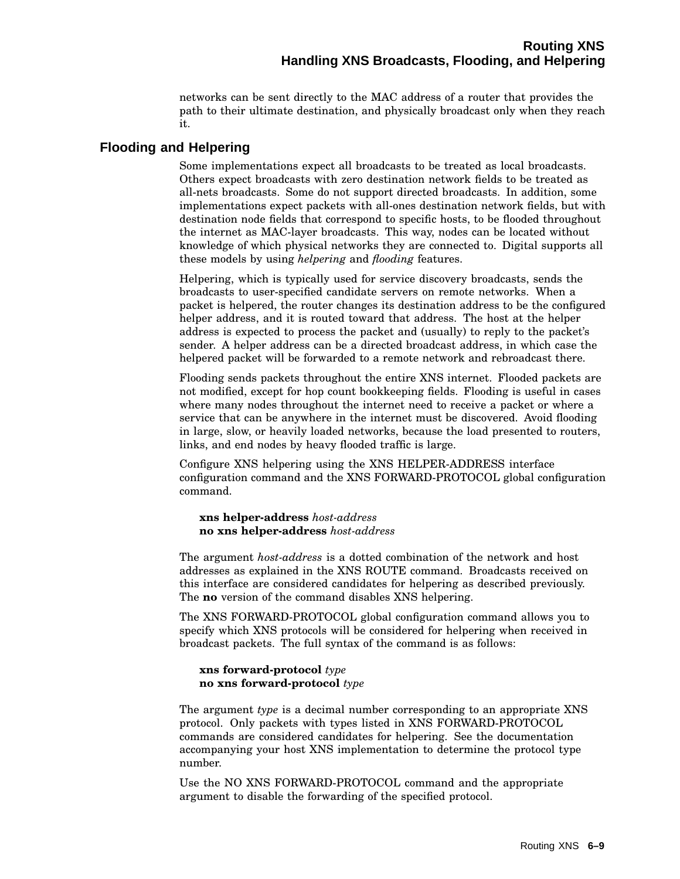networks can be sent directly to the MAC address of a router that provides the path to their ultimate destination, and physically broadcast only when they reach it.

## Flooding and Helpering

Some implementations expect all broadcasts to be treated as local broadcasts. Others expect broadcasts with zero destination network fields to be treated as all-nets broadcasts. Some do not support directed broadcasts. In addition, some implementations expect packets with all-ones destination network fields, but with destination node fields that correspond to specific hosts, to be flooded throughout the internet as MAC-layer broadcasts. This way, nodes can be located without knowledge of which physical networks they are connected to. Digital supports all these models by using *helpering* and *flooding* features.

Helpering, which is typically used for service discovery broadcasts, sends the broadcasts to user-specified candidate servers on remote networks. When a packet is helpered, the router changes its destination address to be the configured helper address, and it is routed toward that address. The host at the helper address is expected to process the packet and (usually) to reply to the packet's sender. A helper address can be a directed broadcast address, in which case the helpered packet will be forwarded to a remote network and rebroadcast there.

Flooding sends packets throughout the entire XNS internet. Flooded packets are not modified, except for hop count bookkeeping fields. Flooding is useful in cases where many nodes throughout the internet need to receive a packet or where a service that can be anywhere in the internet must be discovered. Avoid flooding in large, slow, or heavily loaded networks, because the load presented to routers, links, and end nodes by heavy flooded traffic is large.

Configure XNS helpering using the XNS HELPER-ADDRESS interface configuration command and the XNS FORWARD-PROTOCOL global configuration command.

> **xns helper-address** *host-address*
> **no xns helper-address** *host-address*

The argument *host-address* is a dotted combination of the network and host addresses as explained in the XNS ROUTE command. Broadcasts received on this interface are considered candidates for helpering as described previously. The **no** version of the command disables XNS helpering.

The XNS FORWARD-PROTOCOL global configuration command allows you to specify which XNS protocols will be considered for helpering when received in broadcast packets. The full syntax of the command is as follows:

> **xns forward-protocol** *type*
> **no xns forward-protocol** *type*

The argument *type* is a decimal number corresponding to an appropriate XNS protocol. Only packets with types listed in XNS FORWARD-PROTOCOL commands are considered candidates for helpering. See the documentation accompanying your host XNS implementation to determine the protocol type number.

Use the NO XNS FORWARD-PROTOCOL command and the appropriate argument to disable the forwarding of the specified protocol.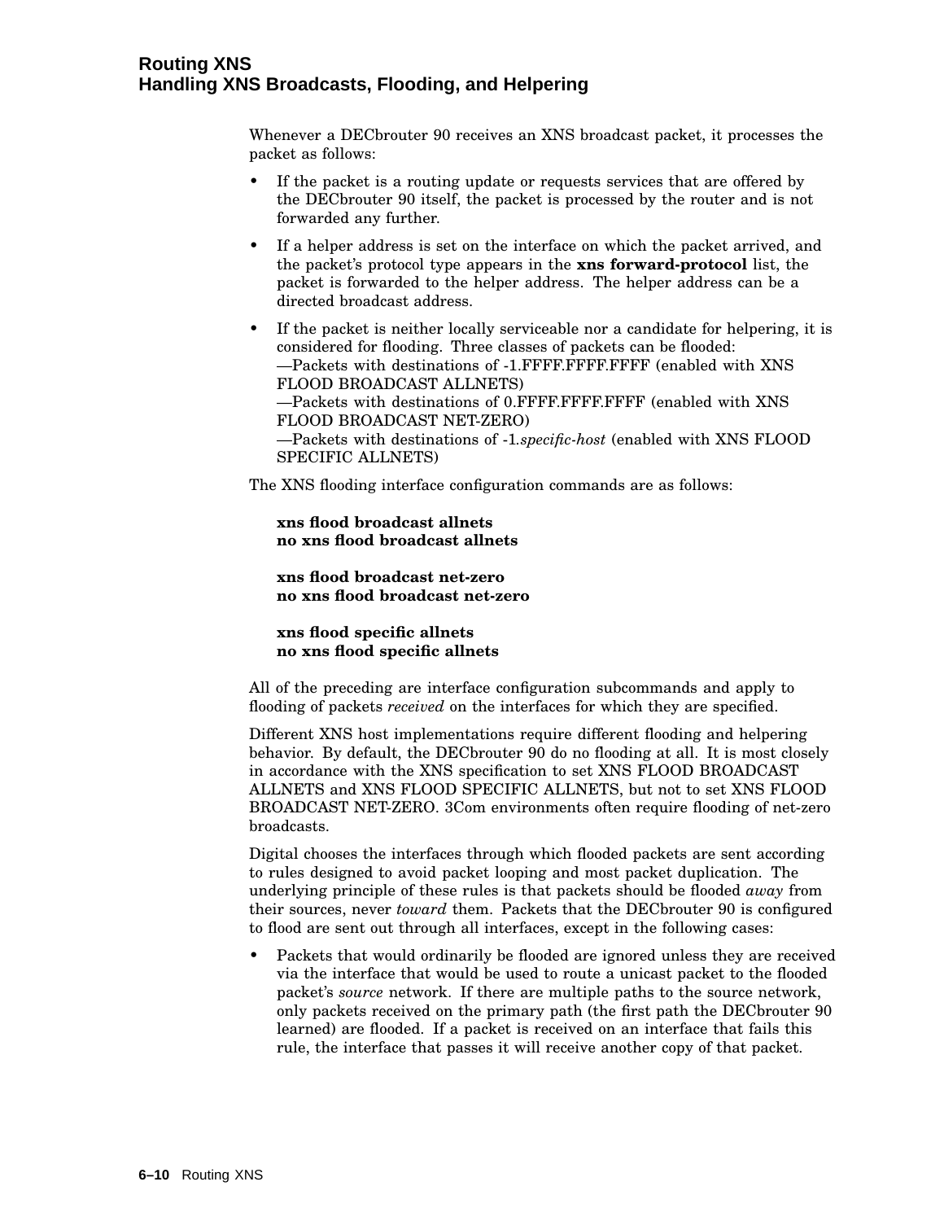Whenever a DECbrouter 90 receives an XNS broadcast packet, it processes the packet as follows:

- If the packet is a routing update or requests services that are offered by the DECbrouter 90 itself, the packet is processed by the router and is not forwarded any further.
- If a helper address is set on the interface on which the packet arrived, and the packet's protocol type appears in the **xns forward-protocol** list, the packet is forwarded to the helper address. The helper address can be a directed broadcast address.
- If the packet is neither locally serviceable nor a candidate for helpering, it is considered for flooding. Three classes of packets can be flooded:
  —Packets with destinations of -1.FFFF.FFFF.FFFF (enabled with XNS FLOOD BROADCAST ALLNETS)
  —Packets with destinations of 0.FFFF.FFFF.FFFF (enabled with XNS FLOOD BROADCAST NET-ZERO)
  —Packets with destinations of -1.*specific-host* (enabled with XNS FLOOD SPECIFIC ALLNETS)

The XNS flooding interface configuration commands are as follows:

**xns flood broadcast allnets**
**no xns flood broadcast allnets**

**xns flood broadcast net-zero**
**no xns flood broadcast net-zero**

**xns flood specific allnets**
**no xns flood specific allnets**

All of the preceding are interface configuration subcommands and apply to flooding of packets *received* on the interfaces for which they are specified.

Different XNS host implementations require different flooding and helpering behavior. By default, the DECbrouter 90 do no flooding at all. It is most closely in accordance with the XNS specification to set XNS FLOOD BROADCAST ALLNETS and XNS FLOOD SPECIFIC ALLNETS, but not to set XNS FLOOD BROADCAST NET-ZERO. 3Com environments often require flooding of net-zero broadcasts.

Digital chooses the interfaces through which flooded packets are sent according to rules designed to avoid packet looping and most packet duplication. The underlying principle of these rules is that packets should be flooded *away* from their sources, never *toward* them. Packets that the DECbrouter 90 is configured to flood are sent out through all interfaces, except in the following cases:

- Packets that would ordinarily be flooded are ignored unless they are received via the interface that would be used to route a unicast packet to the flooded packet's *source* network. If there are multiple paths to the source network, only packets received on the primary path (the first path the DECbrouter 90 learned) are flooded. If a packet is received on an interface that fails this rule, the interface that passes it will receive another copy of that packet.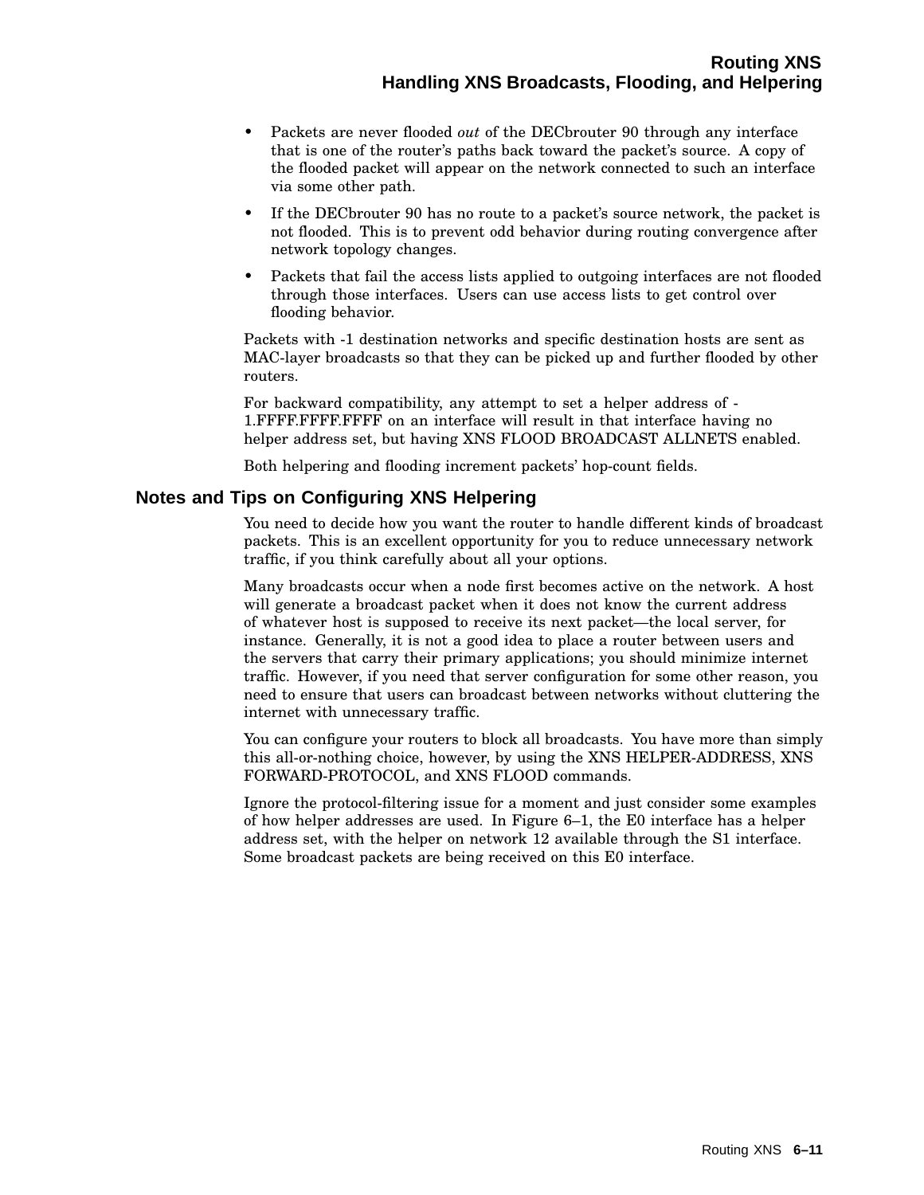- Packets are never flooded *out* of the DECbrouter 90 through any interface that is one of the router's paths back toward the packet's source. A copy of the flooded packet will appear on the network connected to such an interface via some other path.
- If the DECbrouter 90 has no route to a packet's source network, the packet is not flooded. This is to prevent odd behavior during routing convergence after network topology changes.
- Packets that fail the access lists applied to outgoing interfaces are not flooded through those interfaces. Users can use access lists to get control over flooding behavior.

Packets with -1 destination networks and specific destination hosts are sent as MAC-layer broadcasts so that they can be picked up and further flooded by other routers.

For backward compatibility, any attempt to set a helper address of -1.FFFF.FFFF.FFFF on an interface will result in that interface having no helper address set, but having XNS FLOOD BROADCAST ALLNETS enabled.

Both helpering and flooding increment packets' hop-count fields.

## Notes and Tips on Configuring XNS Helpering

You need to decide how you want the router to handle different kinds of broadcast packets. This is an excellent opportunity for you to reduce unnecessary network traffic, if you think carefully about all your options.

Many broadcasts occur when a node first becomes active on the network. A host will generate a broadcast packet when it does not know the current address of whatever host is supposed to receive its next packet—the local server, for instance. Generally, it is not a good idea to place a router between users and the servers that carry their primary applications; you should minimize internet traffic. However, if you need that server configuration for some other reason, you need to ensure that users can broadcast between networks without cluttering the internet with unnecessary traffic.

You can configure your routers to block all broadcasts. You have more than simply this all-or-nothing choice, however, by using the XNS HELPER-ADDRESS, XNS FORWARD-PROTOCOL, and XNS FLOOD commands.

Ignore the protocol-filtering issue for a moment and just consider some examples of how helper addresses are used. In Figure 6–1, the E0 interface has a helper address set, with the helper on network 12 available through the S1 interface. Some broadcast packets are being received on this E0 interface.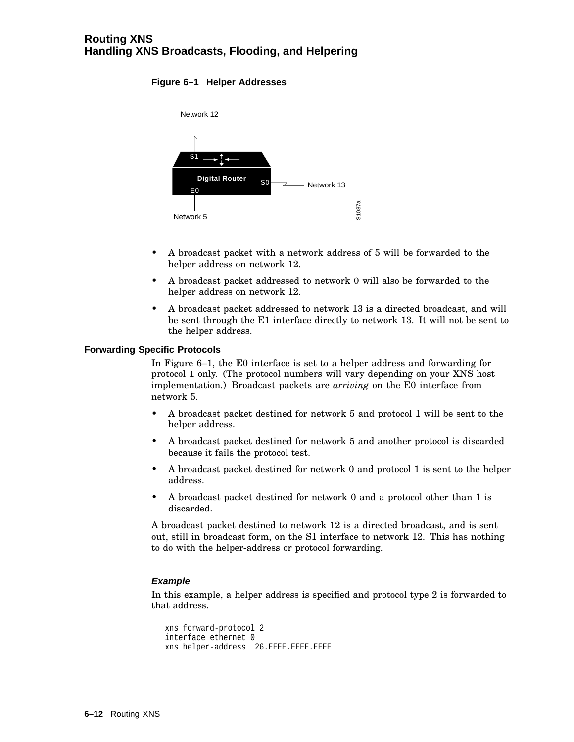**Figure 6–1 Helper Addresses**

- A broadcast packet with a network address of 5 will be forwarded to the helper address on network 12.
- A broadcast packet addressed to network 0 will also be forwarded to the helper address on network 12.
- A broadcast packet addressed to network 13 is a directed broadcast, and will be sent through the E1 interface directly to network 13. It will not be sent to the helper address.

### Forwarding Specific Protocols

In Figure 6–1, the E0 interface is set to a helper address and forwarding for protocol 1 only. (The protocol numbers will vary depending on your XNS host implementation.) Broadcast packets are *arriving* on the E0 interface from network 5.

- A broadcast packet destined for network 5 and protocol 1 will be sent to the helper address.
- A broadcast packet destined for network 5 and another protocol is discarded because it fails the protocol test.
- A broadcast packet destined for network 0 and protocol 1 is sent to the helper address.
- A broadcast packet destined for network 0 and a protocol other than 1 is discarded.

A broadcast packet destined to network 12 is a directed broadcast, and is sent out, still in broadcast form, on the S1 interface to network 12. This has nothing to do with the helper-address or protocol forwarding.

#### *Example*

In this example, a helper address is specified and protocol type 2 is forwarded to that address.

```
xns forward-protocol 2
interface ethernet 0
xns helper-address  26.FFFF.FFFF.FFFF
```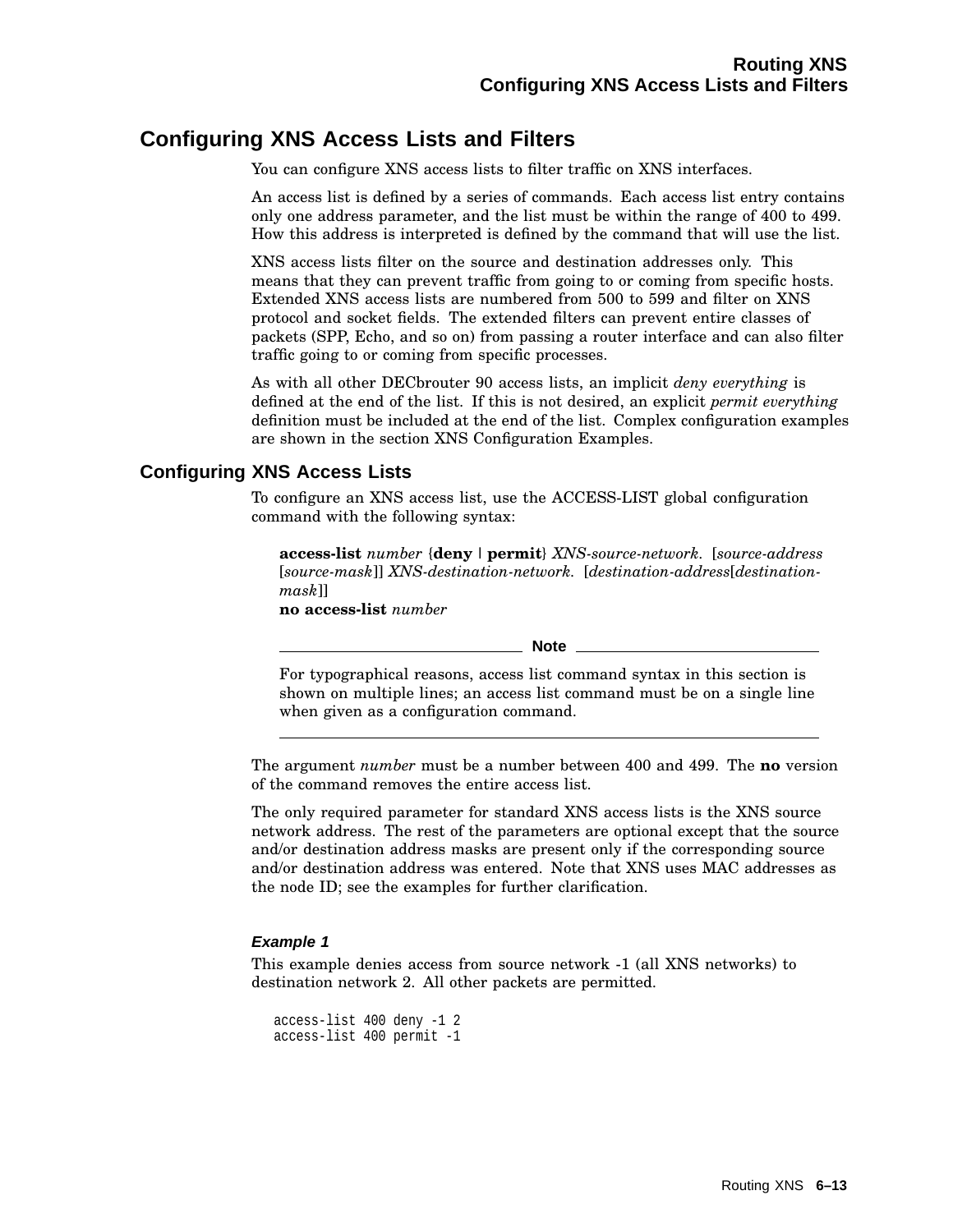## Configuring XNS Access Lists and Filters

You can configure XNS access lists to filter traffic on XNS interfaces.

An access list is defined by a series of commands. Each access list entry contains only one address parameter, and the list must be within the range of 400 to 499. How this address is interpreted is defined by the command that will use the list.

XNS access lists filter on the source and destination addresses only. This means that they can prevent traffic from going to or coming from specific hosts. Extended XNS access lists are numbered from 500 to 599 and filter on XNS protocol and socket fields. The extended filters can prevent entire classes of packets (SPP, Echo, and so on) from passing a router interface and can also filter traffic going to or coming from specific processes.

As with all other DECbrouter 90 access lists, an implicit *deny everything* is defined at the end of the list. If this is not desired, an explicit *permit everything* definition must be included at the end of the list. Complex configuration examples are shown in the section XNS Configuration Examples.

### Configuring XNS Access Lists

To configure an XNS access list, use the ACCESS-LIST global configuration command with the following syntax:

> **access-list** *number* {**deny** | **permit**} *XNS-source-network*. [*source-address* [*source-mask*]] *XNS-destination-network*. [*destination-address*[*destination-mask*]]
> **no access-list** *number*

**Note**

For typographical reasons, access list command syntax in this section is shown on multiple lines; an access list command must be on a single line when given as a configuration command.

---

The argument *number* must be a number between 400 and 499. The **no** version of the command removes the entire access list.

The only required parameter for standard XNS access lists is the XNS source network address. The rest of the parameters are optional except that the source and/or destination address masks are present only if the corresponding source and/or destination address was entered. Note that XNS uses MAC addresses as the node ID; see the examples for further clarification.

#### *Example 1*

This example denies access from source network -1 (all XNS networks) to destination network 2. All other packets are permitted.

```
access-list 400 deny -1 2
access-list 400 permit -1
```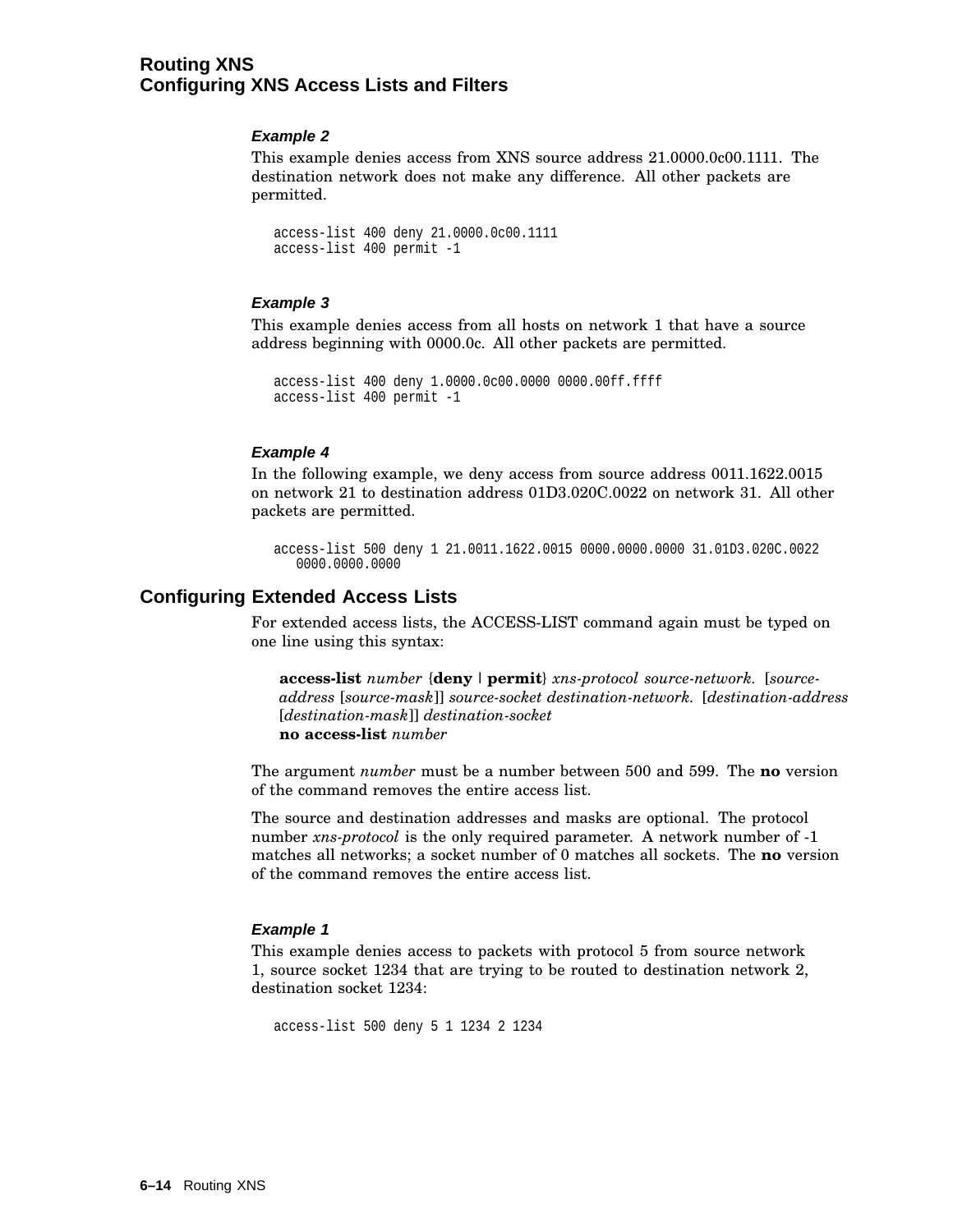#### *Example 2*

This example denies access from XNS source address 21.0000.0c00.1111. The destination network does not make any difference. All other packets are permitted.

```
access-list 400 deny 21.0000.0c00.1111
access-list 400 permit -1
```

#### *Example 3*

This example denies access from all hosts on network 1 that have a source address beginning with 0000.0c. All other packets are permitted.

```
access-list 400 deny 1.0000.0c00.0000 0000.00ff.ffff
access-list 400 permit -1
```

#### *Example 4*

In the following example, we deny access from source address 0011.1622.0015 on network 21 to destination address 01D3.020C.0022 on network 31. All other packets are permitted.

```
access-list 500 deny 1 21.0011.1622.0015 0000.0000.0000 31.01D3.020C.0022
   0000.0000.0000
```

## Configuring Extended Access Lists

For extended access lists, the ACCESS-LIST command again must be typed on one line using this syntax:

> **access-list** *number* {**deny** | **permit**} *xns-protocol source-network.* [*source-address* [*source-mask*]] *source-socket destination-network.* [*destination-address* [*destination-mask*]] *destination-socket*
> **no access-list** *number*

The argument *number* must be a number between 500 and 599. The **no** version of the command removes the entire access list.

The source and destination addresses and masks are optional. The protocol number *xns-protocol* is the only required parameter. A network number of -1 matches all networks; a socket number of 0 matches all sockets. The **no** version of the command removes the entire access list.

#### *Example 1*

This example denies access to packets with protocol 5 from source network 1, source socket 1234 that are trying to be routed to destination network 2, destination socket 1234:

```
access-list 500 deny 5 1 1234 2 1234
```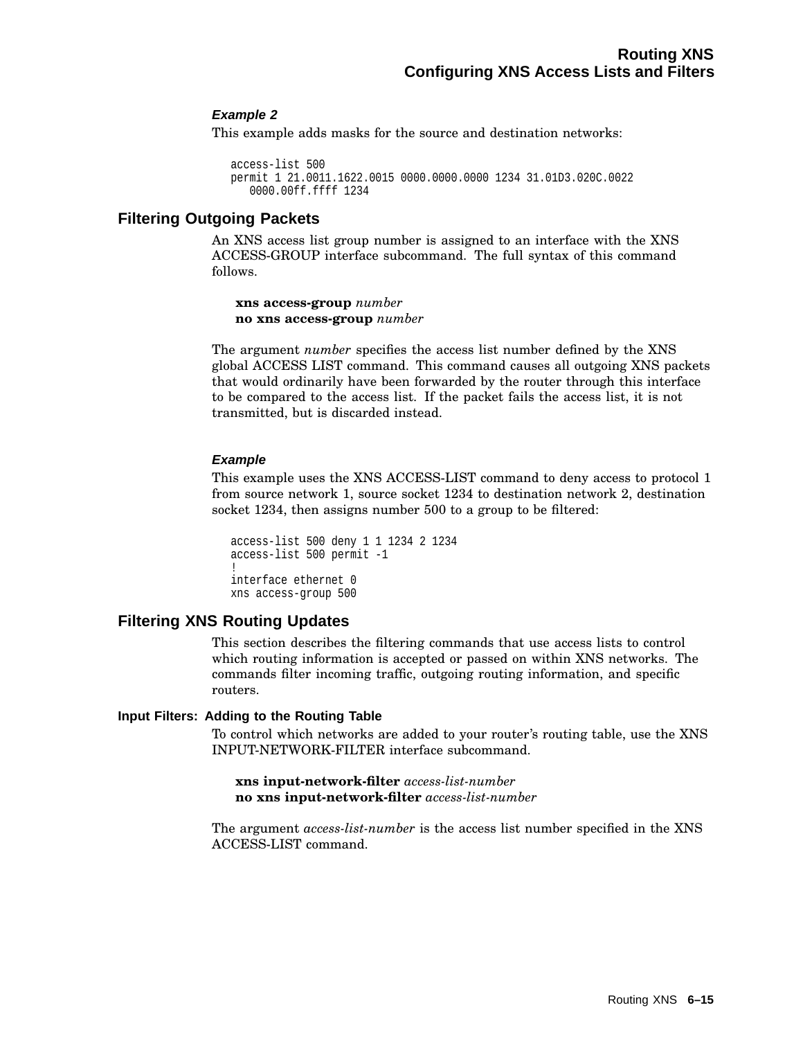#### *Example 2*

This example adds masks for the source and destination networks:

```
access-list 500
permit 1 21.0011.1622.0015 0000.0000.0000 1234 31.01D3.020C.0022
   0000.00ff.ffff 1234
```

## Filtering Outgoing Packets

An XNS access list group number is assigned to an interface with the XNS ACCESS-GROUP interface subcommand. The full syntax of this command follows.

> **xns access-group** *number*
> **no xns access-group** *number*

The argument *number* specifies the access list number defined by the XNS global ACCESS LIST command. This command causes all outgoing XNS packets that would ordinarily have been forwarded by the router through this interface to be compared to the access list. If the packet fails the access list, it is not transmitted, but is discarded instead.

#### *Example*

This example uses the XNS ACCESS-LIST command to deny access to protocol 1 from source network 1, source socket 1234 to destination network 2, destination socket 1234, then assigns number 500 to a group to be filtered:

```
access-list 500 deny 1 1 1234 2 1234
access-list 500 permit -1
!
interface ethernet 0
xns access-group 500
```

## Filtering XNS Routing Updates

This section describes the filtering commands that use access lists to control which routing information is accepted or passed on within XNS networks. The commands filter incoming traffic, outgoing routing information, and specific routers.

### Input Filters: Adding to the Routing Table

To control which networks are added to your router's routing table, use the XNS INPUT-NETWORK-FILTER interface subcommand.

> **xns input-network-filter** *access-list-number*
> **no xns input-network-filter** *access-list-number*

The argument *access-list-number* is the access list number specified in the XNS ACCESS-LIST command.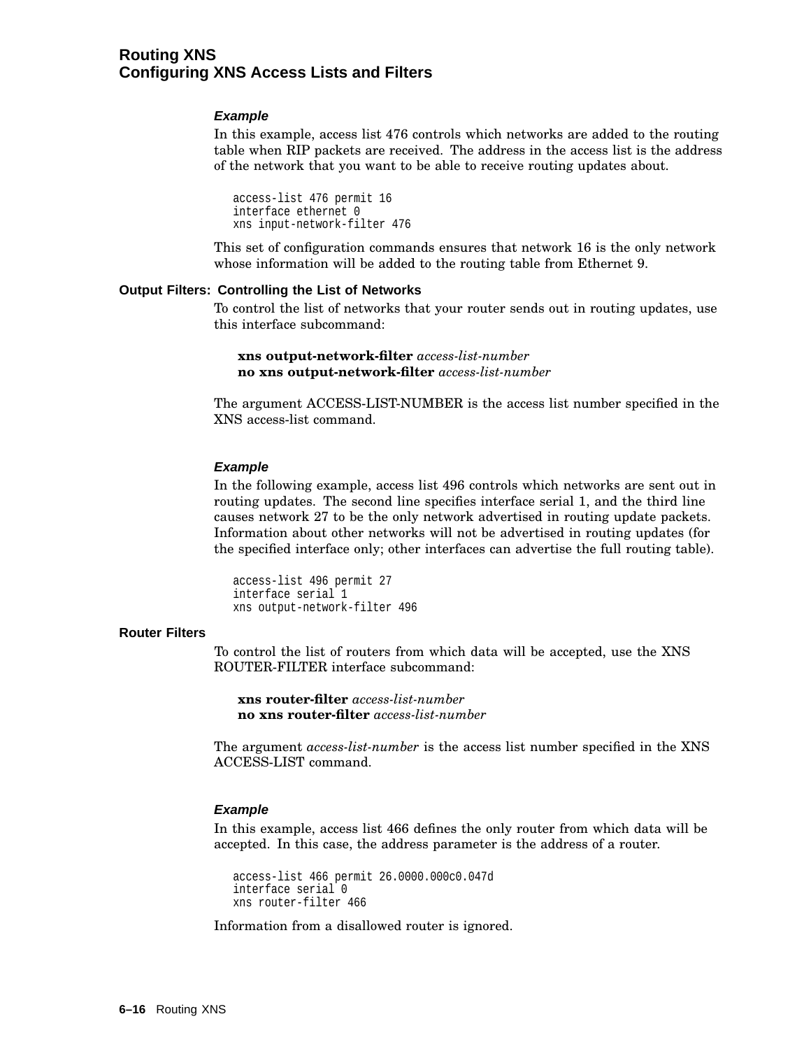#### Example

In this example, access list 476 controls which networks are added to the routing table when RIP packets are received. The address in the access list is the address of the network that you want to be able to receive routing updates about.

```
access-list 476 permit 16
interface ethernet 0
xns input-network-filter 476
```

This set of configuration commands ensures that network 16 is the only network whose information will be added to the routing table from Ethernet 9.

### Output Filters: Controlling the List of Networks

To control the list of networks that your router sends out in routing updates, use this interface subcommand:

**xns output-network-filter** *access-list-number*
**no xns output-network-filter** *access-list-number*

The argument ACCESS-LIST-NUMBER is the access list number specified in the XNS access-list command.

#### Example

In the following example, access list 496 controls which networks are sent out in routing updates. The second line specifies interface serial 1, and the third line causes network 27 to be the only network advertised in routing update packets. Information about other networks will not be advertised in routing updates (for the specified interface only; other interfaces can advertise the full routing table).

```
access-list 496 permit 27
interface serial 1
xns output-network-filter 496
```

### Router Filters

To control the list of routers from which data will be accepted, use the XNS ROUTER-FILTER interface subcommand:

**xns router-filter** *access-list-number*
**no xns router-filter** *access-list-number*

The argument *access-list-number* is the access list number specified in the XNS ACCESS-LIST command.

#### Example

In this example, access list 466 defines the only router from which data will be accepted. In this case, the address parameter is the address of a router.

```
access-list 466 permit 26.0000.000c0.047d
interface serial 0
xns router-filter 466
```

Information from a disallowed router is ignored.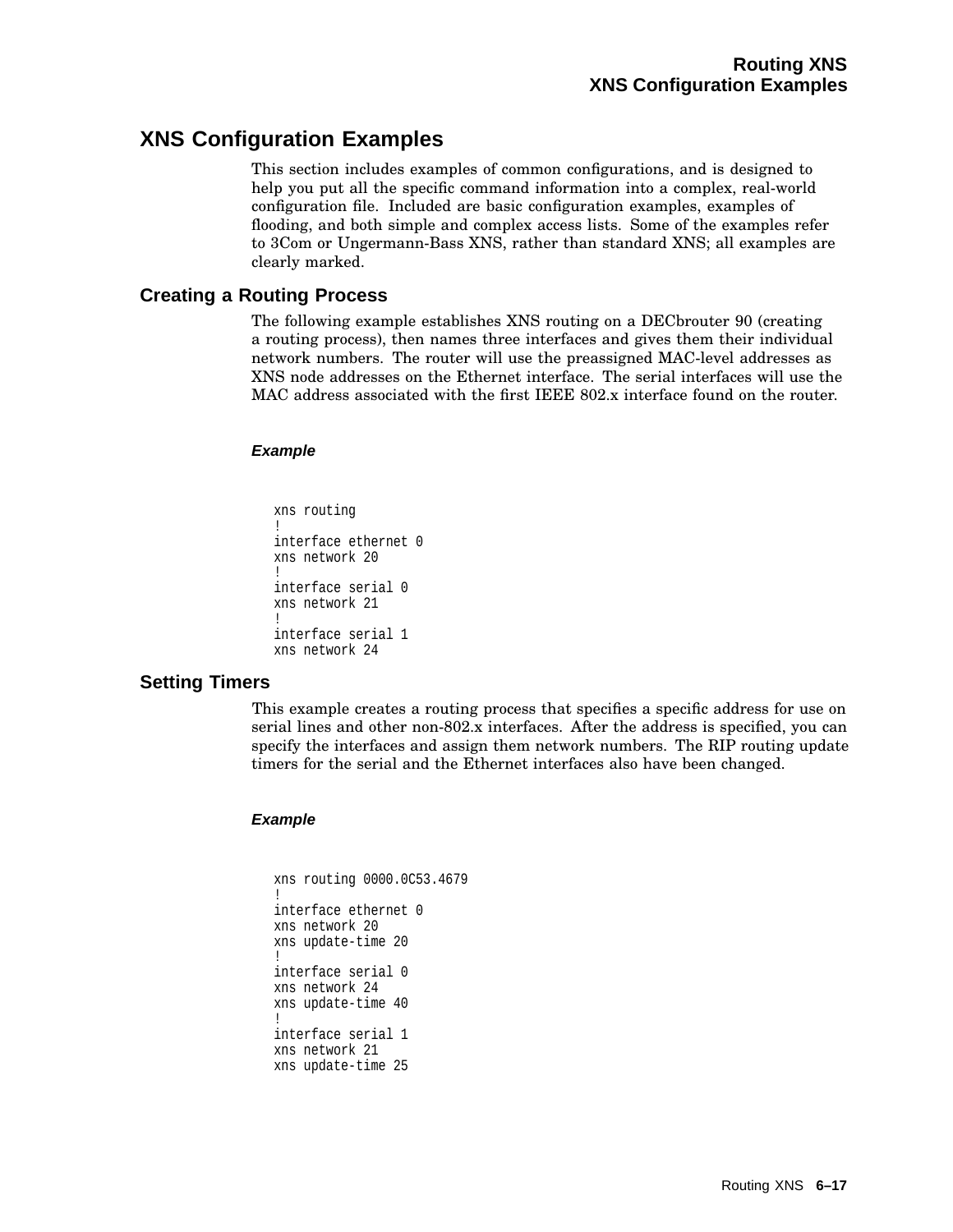# XNS Configuration Examples

This section includes examples of common configurations, and is designed to help you put all the specific command information into a complex, real-world configuration file. Included are basic configuration examples, examples of flooding, and both simple and complex access lists. Some of the examples refer to 3Com or Ungermann-Bass XNS, rather than standard XNS; all examples are clearly marked.

## Creating a Routing Process

The following example establishes XNS routing on a DECbrouter 90 (creating a routing process), then names three interfaces and gives them their individual network numbers. The router will use the preassigned MAC-level addresses as XNS node addresses on the Ethernet interface. The serial interfaces will use the MAC address associated with the first IEEE 802.x interface found on the router.

***Example***

```
xns routing
!
interface ethernet 0
xns network 20
!
interface serial 0
xns network 21
!
interface serial 1
xns network 24
```

## Setting Timers

This example creates a routing process that specifies a specific address for use on serial lines and other non-802.x interfaces. After the address is specified, you can specify the interfaces and assign them network numbers. The RIP routing update timers for the serial and the Ethernet interfaces also have been changed.

***Example***

```
xns routing 0000.0C53.4679
!
interface ethernet 0
xns network 20
xns update-time 20
!
interface serial 0
xns network 24
xns update-time 40
!
interface serial 1
xns network 21
xns update-time 25
```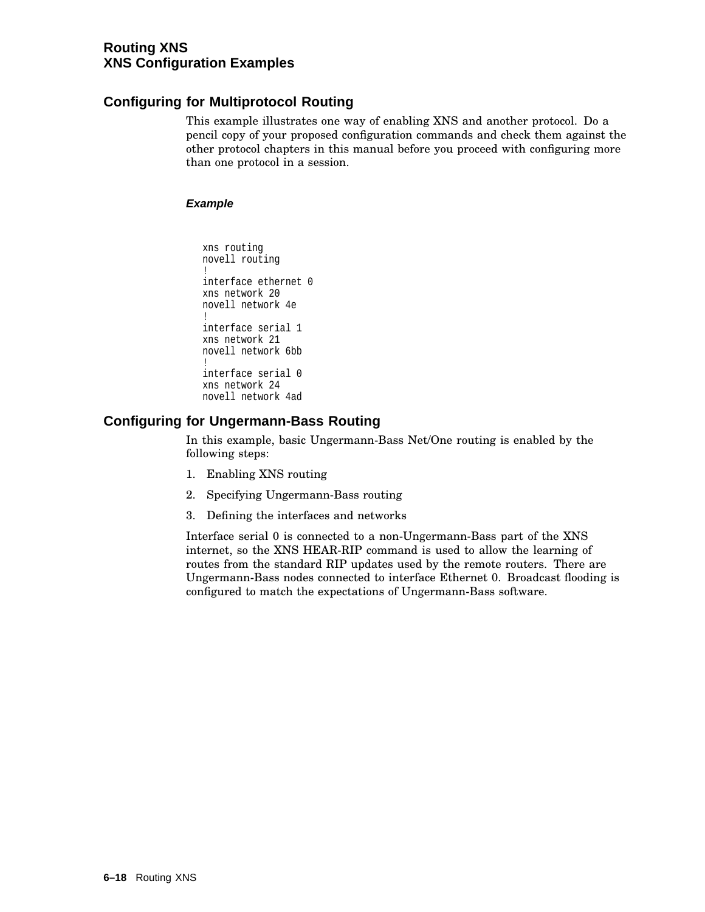## Configuring for Multiprotocol Routing

This example illustrates one way of enabling XNS and another protocol. Do a pencil copy of your proposed configuration commands and check them against the other protocol chapters in this manual before you proceed with configuring more than one protocol in a session.

#### *Example*

```
xns routing
novell routing
!
interface ethernet 0
xns network 20
novell network 4e
!
interface serial 1
xns network 21
novell network 6bb
!
interface serial 0
xns network 24
novell network 4ad
```

## Configuring for Ungermann-Bass Routing

In this example, basic Ungermann-Bass Net/One routing is enabled by the following steps:

1. Enabling XNS routing
2. Specifying Ungermann-Bass routing
3. Defining the interfaces and networks

Interface serial 0 is connected to a non-Ungermann-Bass part of the XNS internet, so the XNS HEAR-RIP command is used to allow the learning of routes from the standard RIP updates used by the remote routers. There are Ungermann-Bass nodes connected to interface Ethernet 0. Broadcast flooding is configured to match the expectations of Ungermann-Bass software.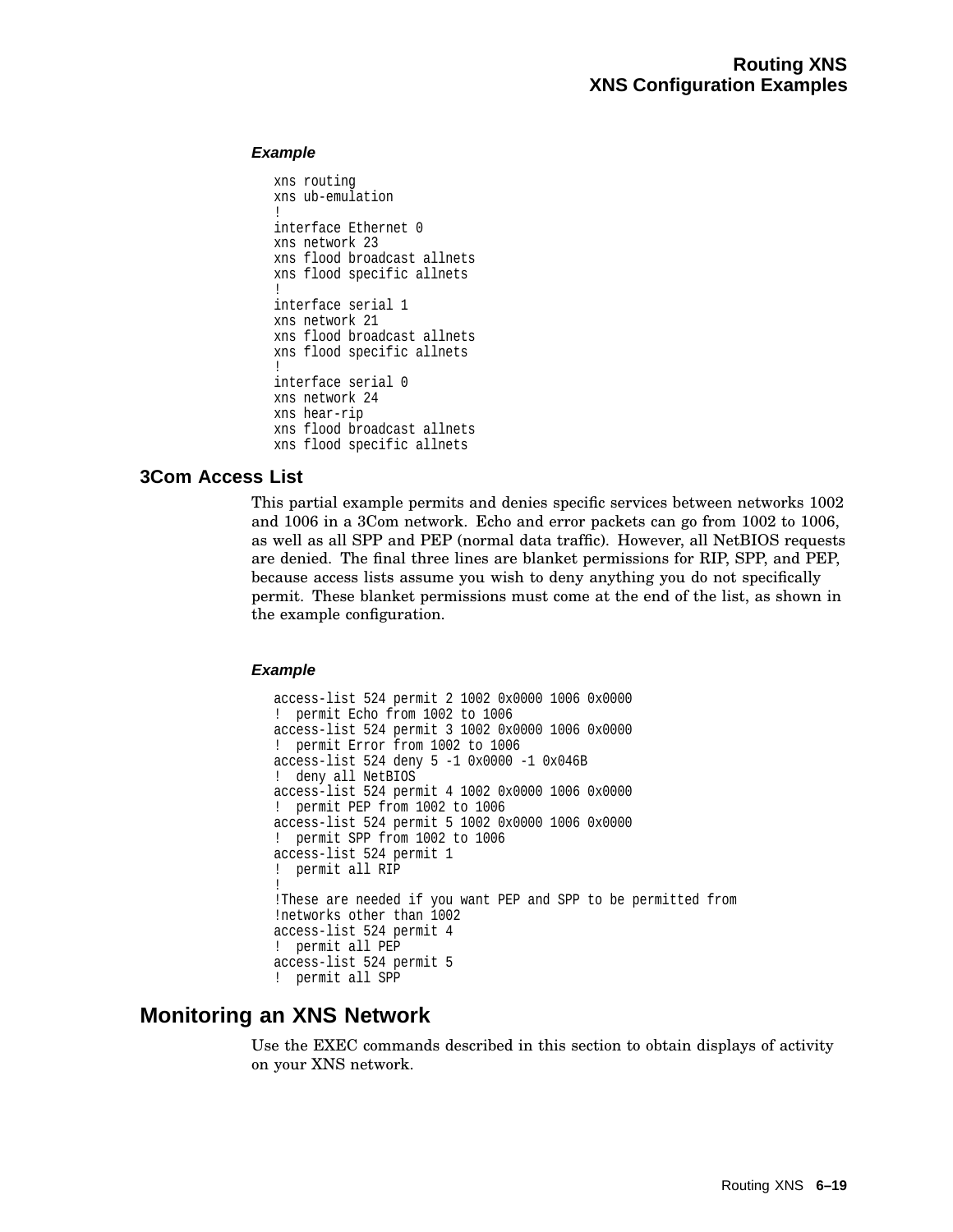***Example***

```
xns routing
xns ub-emulation
!
interface Ethernet 0
xns network 23
xns flood broadcast allnets
xns flood specific allnets
!
interface serial 1
xns network 21
xns flood broadcast allnets
xns flood specific allnets
!
interface serial 0
xns network 24
xns hear-rip
xns flood broadcast allnets
xns flood specific allnets
```

### 3Com Access List

This partial example permits and denies specific services between networks 1002 and 1006 in a 3Com network. Echo and error packets can go from 1002 to 1006, as well as all SPP and PEP (normal data traffic). However, all NetBIOS requests are denied. The final three lines are blanket permissions for RIP, SPP, and PEP, because access lists assume you wish to deny anything you do not specifically permit. These blanket permissions must come at the end of the list, as shown in the example configuration.

***Example***

```
access-list 524 permit 2 1002 0x0000 1006 0x0000
!  permit Echo from 1002 to 1006
access-list 524 permit 3 1002 0x0000 1006 0x0000
!  permit Error from 1002 to 1006
access-list 524 deny 5 -1 0x0000 -1 0x046B
!  deny all NetBIOS
access-list 524 permit 4 1002 0x0000 1006 0x0000
!  permit PEP from 1002 to 1006
access-list 524 permit 5 1002 0x0000 1006 0x0000
!  permit SPP from 1002 to 1006
access-list 524 permit 1
!  permit all RIP
!
!These are needed if you want PEP and SPP to be permitted from
!networks other than 1002
access-list 524 permit 4
!  permit all PEP
access-list 524 permit 5
!  permit all SPP
```

## Monitoring an XNS Network

Use the EXEC commands described in this section to obtain displays of activity on your XNS network.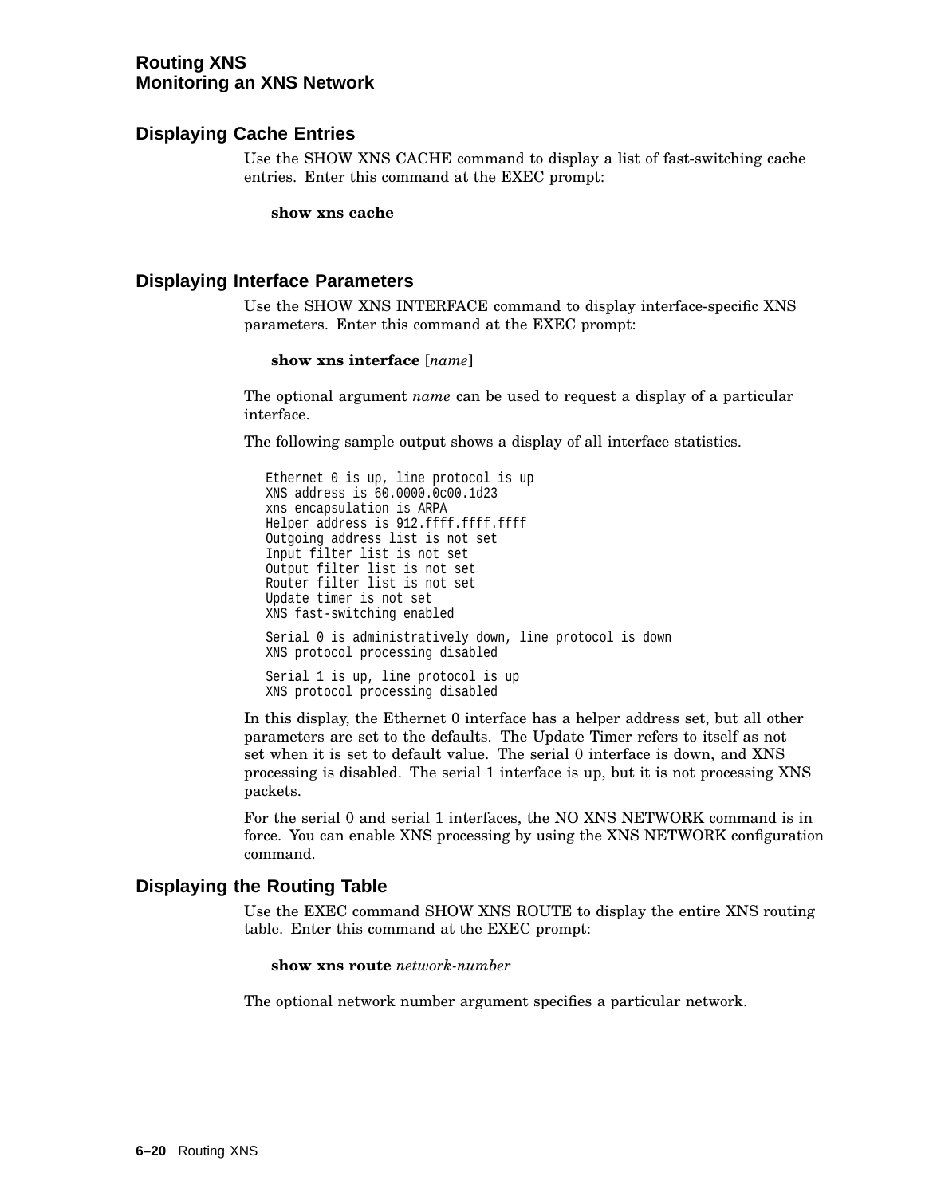## Displaying Cache Entries

Use the SHOW XNS CACHE command to display a list of fast-switching cache entries. Enter this command at the EXEC prompt:

**show xns cache**

## Displaying Interface Parameters

Use the SHOW XNS INTERFACE command to display interface-specific XNS parameters. Enter this command at the EXEC prompt:

**show xns interface** [*name*]

The optional argument *name* can be used to request a display of a particular interface.

The following sample output shows a display of all interface statistics.

```
Ethernet 0 is up, line protocol is up
XNS address is 60.0000.0c00.1d23
xns encapsulation is ARPA
Helper address is 912.ffff.ffff.ffff
Outgoing address list is not set
Input filter list is not set
Output filter list is not set
Router filter list is not set
Update timer is not set
XNS fast-switching enabled

Serial 0 is administratively down, line protocol is down
XNS protocol processing disabled

Serial 1 is up, line protocol is up
XNS protocol processing disabled
```

In this display, the Ethernet 0 interface has a helper address set, but all other parameters are set to the defaults. The Update Timer refers to itself as not set when it is set to default value. The serial 0 interface is down, and XNS processing is disabled. The serial 1 interface is up, but it is not processing XNS packets.

For the serial 0 and serial 1 interfaces, the NO XNS NETWORK command is in force. You can enable XNS processing by using the XNS NETWORK configuration command.

## Displaying the Routing Table

Use the EXEC command SHOW XNS ROUTE to display the entire XNS routing table. Enter this command at the EXEC prompt:

**show xns route** *network-number*

The optional network number argument specifies a particular network.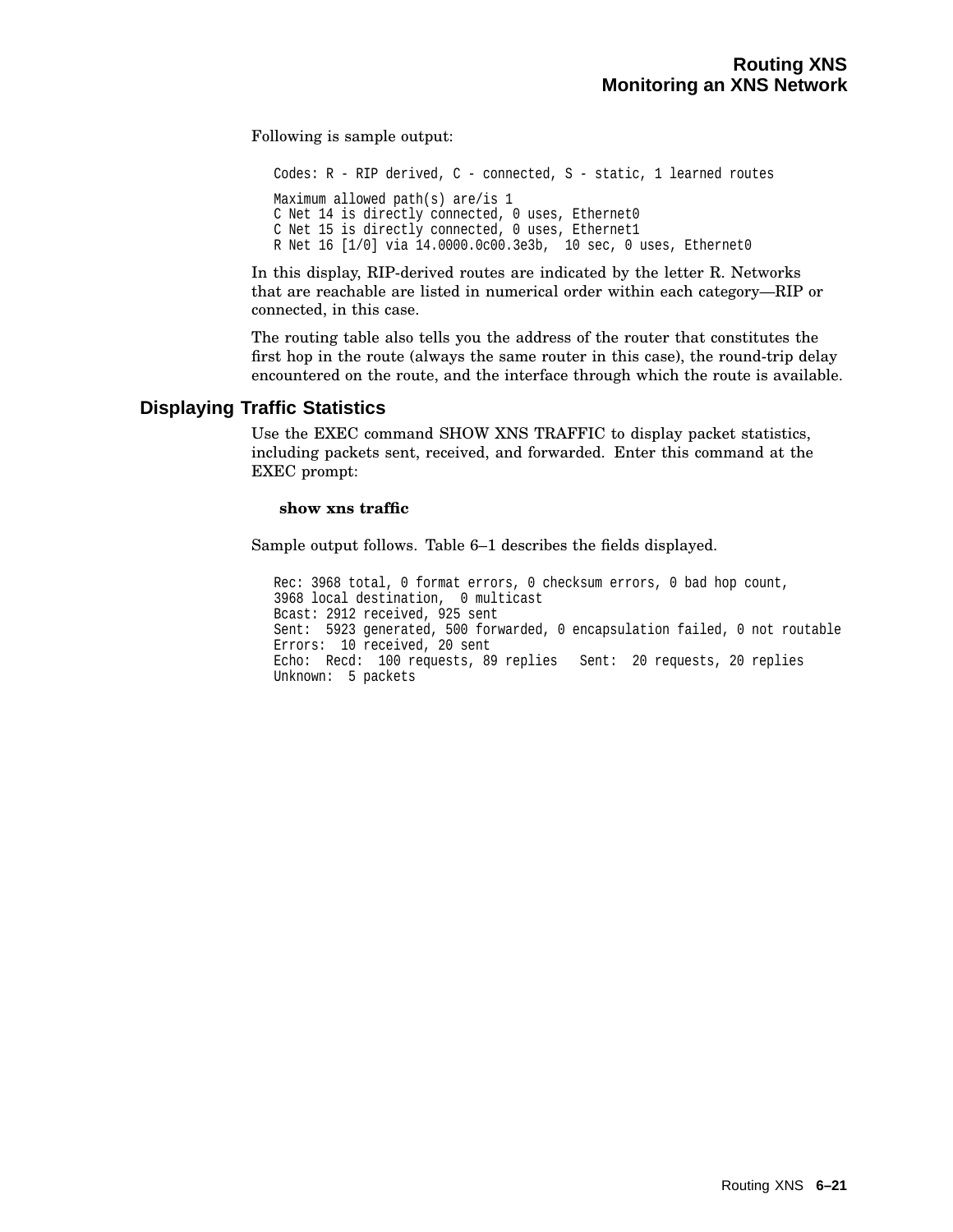Following is sample output:

```
Codes: R - RIP derived, C - connected, S - static, 1 learned routes

Maximum allowed path(s) are/is 1
C Net 14 is directly connected, 0 uses, Ethernet0
C Net 15 is directly connected, 0 uses, Ethernet1
R Net 16 [1/0] via 14.0000.0c00.3e3b,  10 sec, 0 uses, Ethernet0
```

In this display, RIP-derived routes are indicated by the letter R. Networks that are reachable are listed in numerical order within each category—RIP or connected, in this case.

The routing table also tells you the address of the router that constitutes the first hop in the route (always the same router in this case), the round-trip delay encountered on the route, and the interface through which the route is available.

## Displaying Traffic Statistics

Use the EXEC command SHOW XNS TRAFFIC to display packet statistics, including packets sent, received, and forwarded. Enter this command at the EXEC prompt:

**show xns traffic**

Sample output follows. Table 6–1 describes the fields displayed.

```
Rec: 3968 total, 0 format errors, 0 checksum errors, 0 bad hop count,
3968 local destination,  0 multicast
Bcast: 2912 received, 925 sent
Sent:  5923 generated, 500 forwarded, 0 encapsulation failed, 0 not routable
Errors:  10 received, 20 sent
Echo:  Recd:  100 requests, 89 replies   Sent:  20 requests, 20 replies
Unknown:  5 packets
```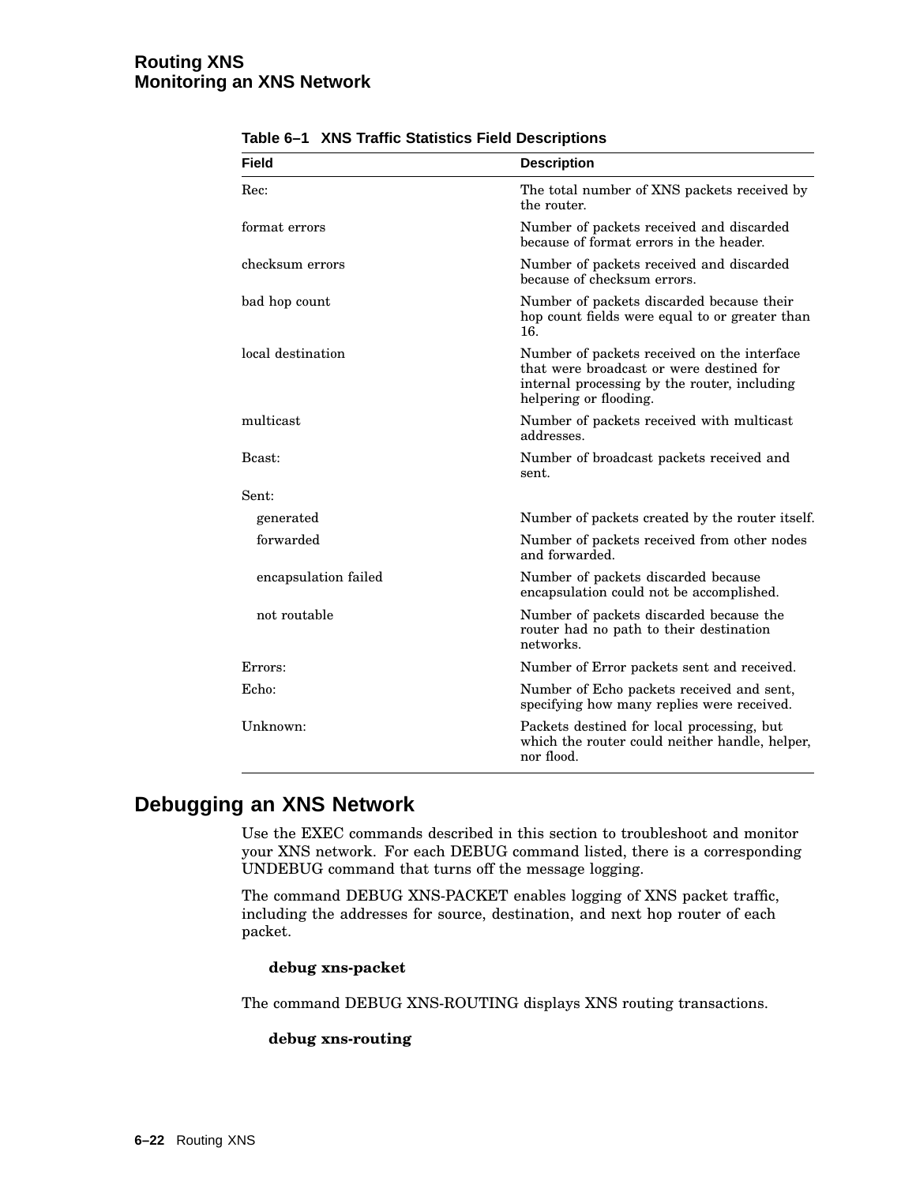**Table 6–1 XNS Traffic Statistics Field Descriptions**

| Field | Description |
|---|---|
| Rec: | The total number of XNS packets received by the router. |
| format errors | Number of packets received and discarded because of format errors in the header. |
| checksum errors | Number of packets received and discarded because of checksum errors. |
| bad hop count | Number of packets discarded because their hop count fields were equal to or greater than 16. |
| local destination | Number of packets received on the interface that were broadcast or were destined for internal processing by the router, including helpering or flooding. |
| multicast | Number of packets received with multicast addresses. |
| Bcast: | Number of broadcast packets received and sent. |
| Sent: | |
| generated | Number of packets created by the router itself. |
| forwarded | Number of packets received from other nodes and forwarded. |
| encapsulation failed | Number of packets discarded because encapsulation could not be accomplished. |
| not routable | Number of packets discarded because the router had no path to their destination networks. |
| Errors: | Number of Error packets sent and received. |
| Echo: | Number of Echo packets received and sent, specifying how many replies were received. |
| Unknown: | Packets destined for local processing, but which the router could neither handle, helper, nor flood. |

## Debugging an XNS Network

Use the EXEC commands described in this section to troubleshoot and monitor your XNS network. For each DEBUG command listed, there is a corresponding UNDEBUG command that turns off the message logging.

The command DEBUG XNS-PACKET enables logging of XNS packet traffic, including the addresses for source, destination, and next hop router of each packet.

**debug xns-packet**

The command DEBUG XNS-ROUTING displays XNS routing transactions.

**debug xns-routing**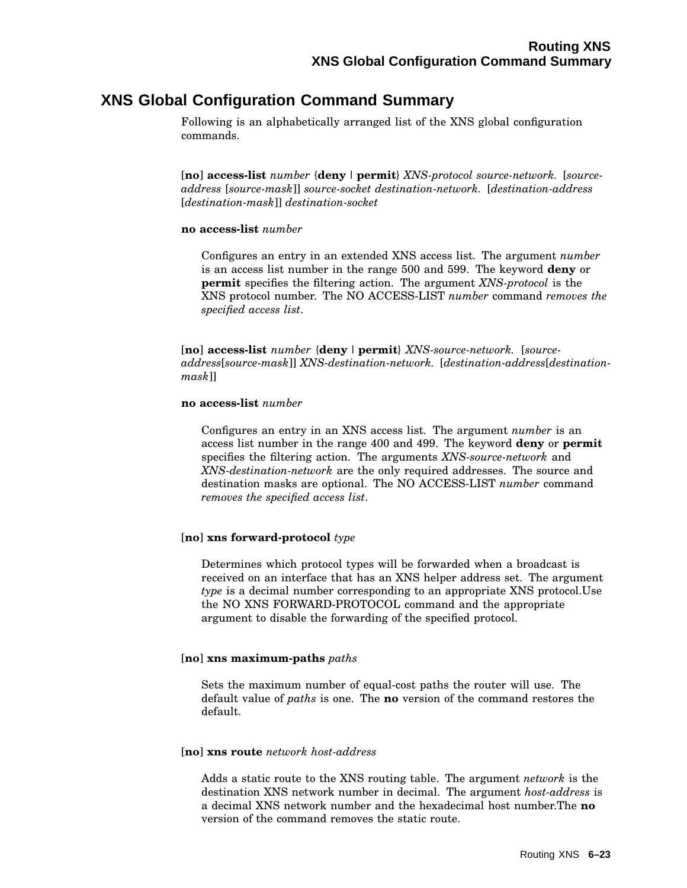## XNS Global Configuration Command Summary

Following is an alphabetically arranged list of the XNS global configuration commands.

[**no**] **access-list** *number* {**deny** | **permit**} *XNS-protocol source-network.* [*source-address* [*source-mask*]] *source-socket destination-network.* [*destination-address* [*destination-mask*]] *destination-socket*

**no access-list** *number*

Configures an entry in an extended XNS access list. The argument *number* is an access list number in the range 500 and 599. The keyword **deny** or **permit** specifies the filtering action. The argument *XNS-protocol* is the XNS protocol number. The NO ACCESS-LIST *number* command *removes the specified access list*.

[**no**] **access-list** *number* {**deny** | **permit**} *XNS-source-network.* [*source-address*[*source-mask*]] *XNS-destination-network.* [*destination-address*[*destination-mask*]]

**no access-list** *number*

Configures an entry in an XNS access list. The argument *number* is an access list number in the range 400 and 499. The keyword **deny** or **permit** specifies the filtering action. The arguments *XNS-source-network* and *XNS-destination-network* are the only required addresses. The source and destination masks are optional. The NO ACCESS-LIST *number* command *removes the specified access list*.

[**no**] **xns forward-protocol** *type*

Determines which protocol types will be forwarded when a broadcast is received on an interface that has an XNS helper address set. The argument *type* is a decimal number corresponding to an appropriate XNS protocol.Use the NO XNS FORWARD-PROTOCOL command and the appropriate argument to disable the forwarding of the specified protocol.

[**no**] **xns maximum-paths** *paths*

Sets the maximum number of equal-cost paths the router will use. The default value of *paths* is one. The **no** version of the command restores the default.

[**no**] **xns route** *network host-address*

Adds a static route to the XNS routing table. The argument *network* is the destination XNS network number in decimal. The argument *host-address* is a decimal XNS network number and the hexadecimal host number.The **no** version of the command removes the static route.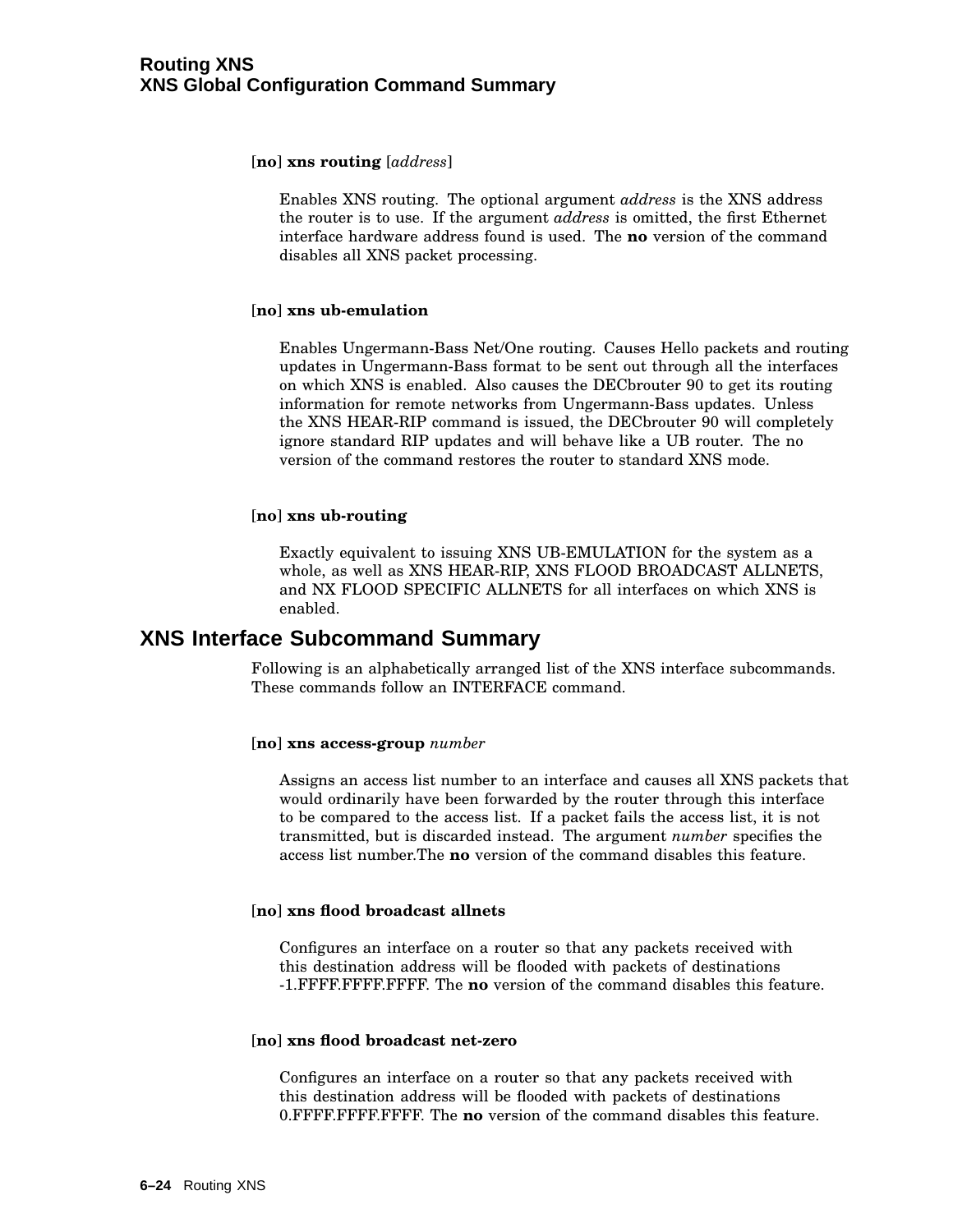**[no] xns routing** [*address*]

Enables XNS routing. The optional argument *address* is the XNS address the router is to use. If the argument *address* is omitted, the first Ethernet interface hardware address found is used. The **no** version of the command disables all XNS packet processing.

**[no] xns ub-emulation**

Enables Ungermann-Bass Net/One routing. Causes Hello packets and routing updates in Ungermann-Bass format to be sent out through all the interfaces on which XNS is enabled. Also causes the DECbrouter 90 to get its routing information for remote networks from Ungermann-Bass updates. Unless the XNS HEAR-RIP command is issued, the DECbrouter 90 will completely ignore standard RIP updates and will behave like a UB router. The no version of the command restores the router to standard XNS mode.

**[no] xns ub-routing**

Exactly equivalent to issuing XNS UB-EMULATION for the system as a whole, as well as XNS HEAR-RIP, XNS FLOOD BROADCAST ALLNETS, and NX FLOOD SPECIFIC ALLNETS for all interfaces on which XNS is enabled.

## XNS Interface Subcommand Summary

Following is an alphabetically arranged list of the XNS interface subcommands. These commands follow an INTERFACE command.

**[no] xns access-group** *number*

Assigns an access list number to an interface and causes all XNS packets that would ordinarily have been forwarded by the router through this interface to be compared to the access list. If a packet fails the access list, it is not transmitted, but is discarded instead. The argument *number* specifies the access list number.The **no** version of the command disables this feature.

**[no] xns flood broadcast allnets**

Configures an interface on a router so that any packets received with this destination address will be flooded with packets of destinations -1.FFFF.FFFF.FFFF. The **no** version of the command disables this feature.

**[no] xns flood broadcast net-zero**

Configures an interface on a router so that any packets received with this destination address will be flooded with packets of destinations 0.FFFF.FFFF.FFFF. The **no** version of the command disables this feature.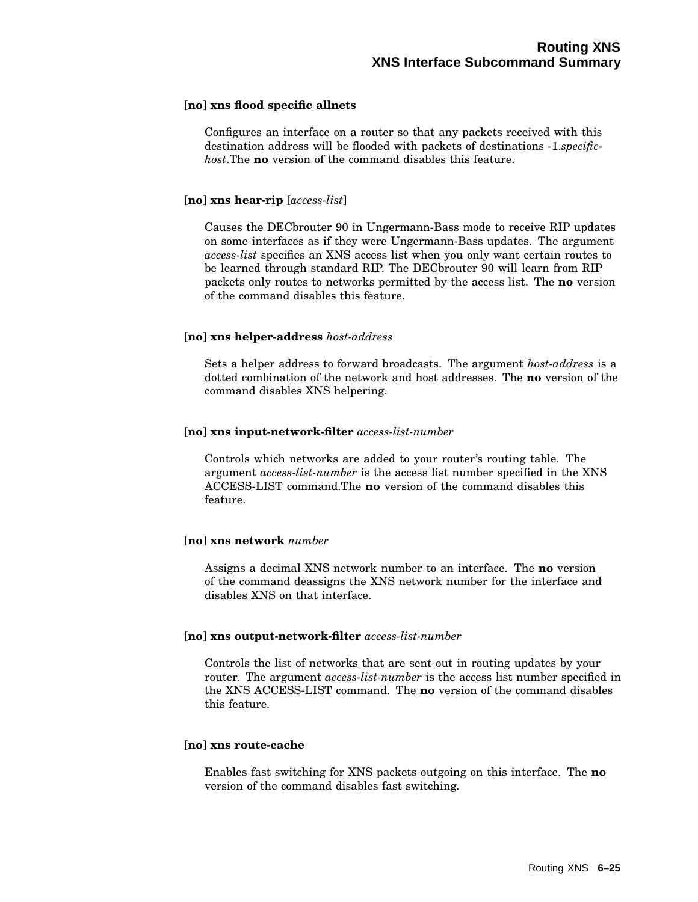**[no] xns flood specific allnets**

Configures an interface on a router so that any packets received with this destination address will be flooded with packets of destinations -1.*specific-host*.The **no** version of the command disables this feature.

**[no] xns hear-rip** [*access-list*]

Causes the DECbrouter 90 in Ungermann-Bass mode to receive RIP updates on some interfaces as if they were Ungermann-Bass updates. The argument *access-list* specifies an XNS access list when you only want certain routes to be learned through standard RIP. The DECbrouter 90 will learn from RIP packets only routes to networks permitted by the access list. The **no** version of the command disables this feature.

**[no] xns helper-address** *host-address*

Sets a helper address to forward broadcasts. The argument *host-address* is a dotted combination of the network and host addresses. The **no** version of the command disables XNS helpering.

**[no] xns input-network-filter** *access-list-number*

Controls which networks are added to your router's routing table. The argument *access-list-number* is the access list number specified in the XNS ACCESS-LIST command.The **no** version of the command disables this feature.

**[no] xns network** *number*

Assigns a decimal XNS network number to an interface. The **no** version of the command deassigns the XNS network number for the interface and disables XNS on that interface.

**[no] xns output-network-filter** *access-list-number*

Controls the list of networks that are sent out in routing updates by your router. The argument *access-list-number* is the access list number specified in the XNS ACCESS-LIST command. The **no** version of the command disables this feature.

**[no] xns route-cache**

Enables fast switching for XNS packets outgoing on this interface. The **no** version of the command disables fast switching.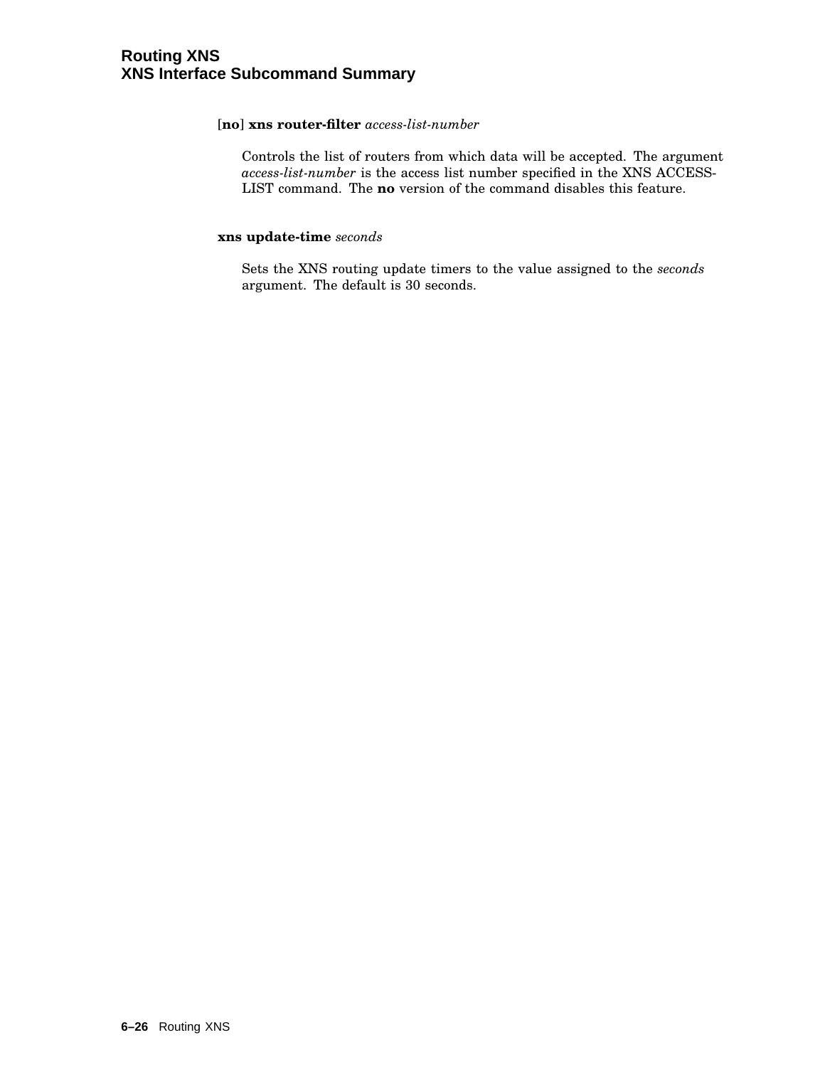[**no**] **xns router-filter** *access-list-number*

Controls the list of routers from which data will be accepted. The argument *access-list-number* is the access list number specified in the XNS ACCESS-LIST command. The **no** version of the command disables this feature.

**xns update-time** *seconds*

Sets the XNS routing update timers to the value assigned to the *seconds* argument. The default is 30 seconds.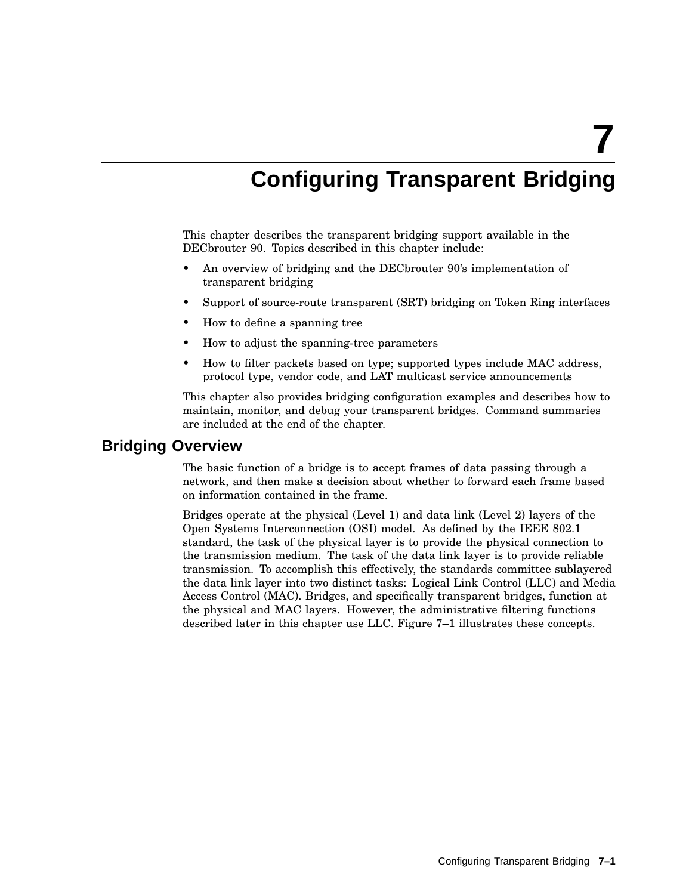# 7 Configuring Transparent Bridging

This chapter describes the transparent bridging support available in the DECbrouter 90. Topics described in this chapter include:

- An overview of bridging and the DECbrouter 90's implementation of transparent bridging
- Support of source-route transparent (SRT) bridging on Token Ring interfaces
- How to define a spanning tree
- How to adjust the spanning-tree parameters
- How to filter packets based on type; supported types include MAC address, protocol type, vendor code, and LAT multicast service announcements

This chapter also provides bridging configuration examples and describes how to maintain, monitor, and debug your transparent bridges. Command summaries are included at the end of the chapter.

## Bridging Overview

The basic function of a bridge is to accept frames of data passing through a network, and then make a decision about whether to forward each frame based on information contained in the frame.

Bridges operate at the physical (Level 1) and data link (Level 2) layers of the Open Systems Interconnection (OSI) model. As defined by the IEEE 802.1 standard, the task of the physical layer is to provide the physical connection to the transmission medium. The task of the data link layer is to provide reliable transmission. To accomplish this effectively, the standards committee sublayered the data link layer into two distinct tasks: Logical Link Control (LLC) and Media Access Control (MAC). Bridges, and specifically transparent bridges, function at the physical and MAC layers. However, the administrative filtering functions described later in this chapter use LLC. Figure 7–1 illustrates these concepts.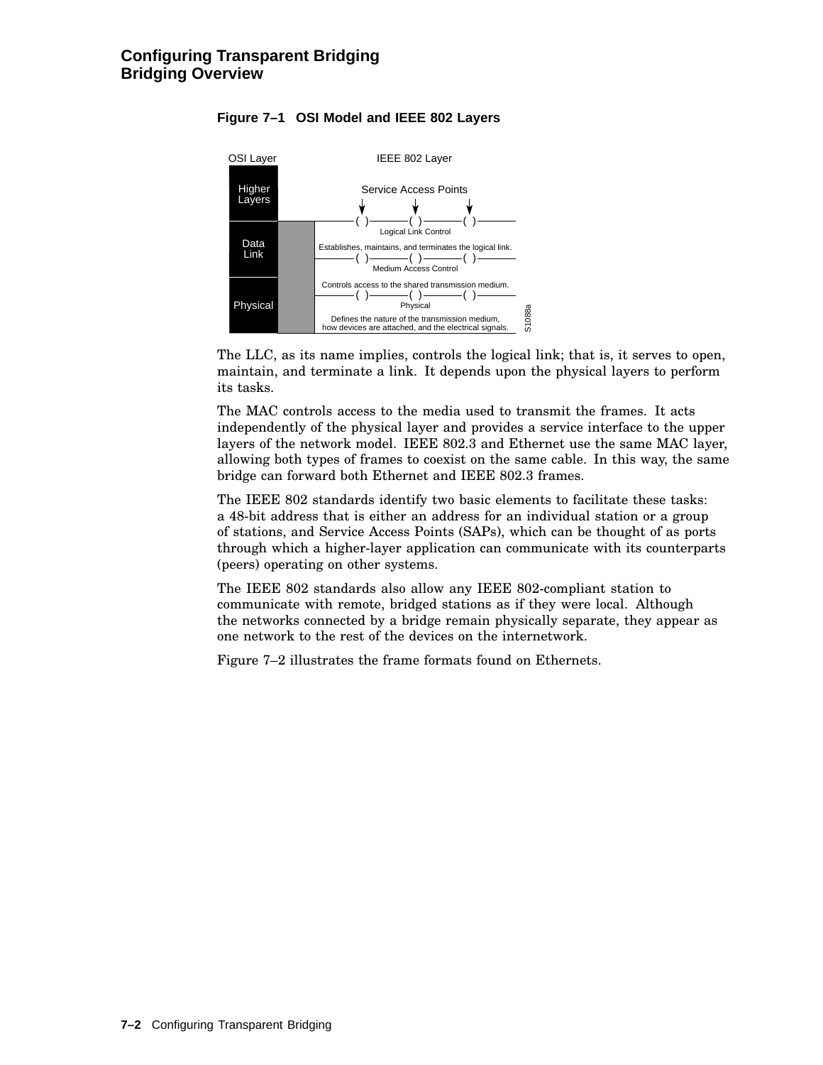**Figure 7–1 OSI Model and IEEE 802 Layers**

| OSI Layer | IEEE 802 Layer |
| --- | --- |
| Higher Layers | Service Access Points |
| Data Link | Logical Link Control: Establishes, maintains, and terminates the logical link. |
| | Medium Access Control: Controls access to the shared transmission medium. |
| Physical | Physical: Defines the nature of the transmission medium, how devices are attached, and the electrical signals. |

S1088a

The LLC, as its name implies, controls the logical link; that is, it serves to open, maintain, and terminate a link. It depends upon the physical layers to perform its tasks.

The MAC controls access to the media used to transmit the frames. It acts independently of the physical layer and provides a service interface to the upper layers of the network model. IEEE 802.3 and Ethernet use the same MAC layer, allowing both types of frames to coexist on the same cable. In this way, the same bridge can forward both Ethernet and IEEE 802.3 frames.

The IEEE 802 standards identify two basic elements to facilitate these tasks: a 48-bit address that is either an address for an individual station or a group of stations, and Service Access Points (SAPs), which can be thought of as ports through which a higher-layer application can communicate with its counterparts (peers) operating on other systems.

The IEEE 802 standards also allow any IEEE 802-compliant station to communicate with remote, bridged stations as if they were local. Although the networks connected by a bridge remain physically separate, they appear as one network to the rest of the devices on the internetwork.

Figure 7–2 illustrates the frame formats found on Ethernets.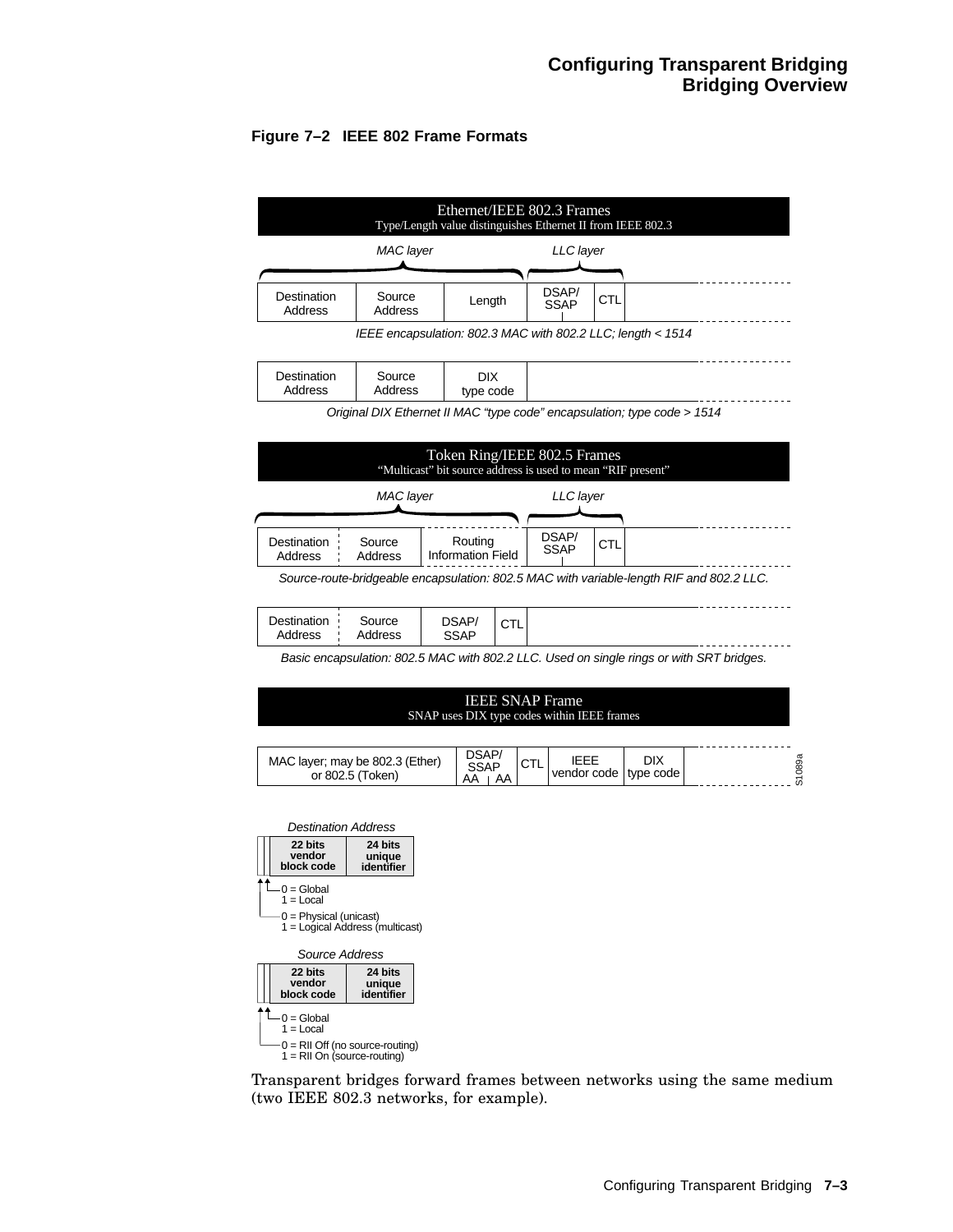**Figure 7–2 IEEE 802 Frame Formats**

**Ethernet/IEEE 802.3 Frames**
Type/Length value distinguishes Ethernet II from IEEE 802.3

*MAC layer* — *LLC layer*

| Destination Address | Source Address | Length | DSAP/ SSAP | CTL | |
|---|---|---|---|---|---|

*IEEE encapsulation: 802.3 MAC with 802.2 LLC; length < 1514*

| Destination Address | Source Address | DIX type code | |
|---|---|---|---|

*Original DIX Ethernet II MAC "type code" encapsulation; type code > 1514*

**Token Ring/IEEE 802.5 Frames**
"Multicast" bit source address is used to mean "RIF present"

*MAC layer* — *LLC layer*

| Destination Address | Source Address | Routing Information Field | DSAP/ SSAP | CTL | |
|---|---|---|---|---|---|

*Source-route-bridgeable encapsulation: 802.5 MAC with variable-length RIF and 802.2 LLC.*

| Destination Address | Source Address | DSAP/ SSAP | CTL | |
|---|---|---|---|---|

*Basic encapsulation: 802.5 MAC with 802.2 LLC. Used on single rings or with SRT bridges.*

**IEEE SNAP Frame**
SNAP uses DIX type codes within IEEE frames

| MAC layer; may be 802.3 (Ether) or 802.5 (Token) | DSAP/ SSAP AA AA | CTL | IEEE vendor code | DIX type code | |
|---|---|---|---|---|---|

*Destination Address*

| | | 22 bits vendor block code | 24 bits unique identifier |
|---|---|---|---|

- 0 = Global
  1 = Local
- 0 = Physical (unicast)
  1 = Logical Address (multicast)

*Source Address*

| | | 22 bits vendor block code | 24 bits unique identifier |
|---|---|---|---|

- 0 = Global
  1 = Local
- 0 = RII Off (no source-routing)
  1 = RII On (source-routing)

S1089a

Transparent bridges forward frames between networks using the same medium (two IEEE 802.3 networks, for example).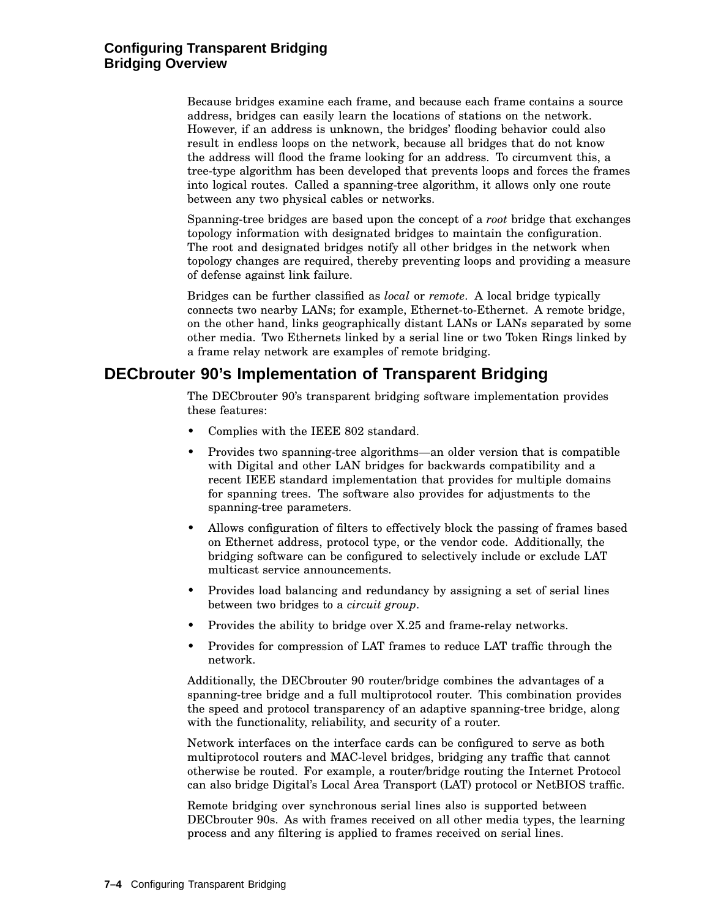Because bridges examine each frame, and because each frame contains a source address, bridges can easily learn the locations of stations on the network. However, if an address is unknown, the bridges' flooding behavior could also result in endless loops on the network, because all bridges that do not know the address will flood the frame looking for an address. To circumvent this, a tree-type algorithm has been developed that prevents loops and forces the frames into logical routes. Called a spanning-tree algorithm, it allows only one route between any two physical cables or networks.

Spanning-tree bridges are based upon the concept of a *root* bridge that exchanges topology information with designated bridges to maintain the configuration. The root and designated bridges notify all other bridges in the network when topology changes are required, thereby preventing loops and providing a measure of defense against link failure.

Bridges can be further classified as *local* or *remote*. A local bridge typically connects two nearby LANs; for example, Ethernet-to-Ethernet. A remote bridge, on the other hand, links geographically distant LANs or LANs separated by some other media. Two Ethernets linked by a serial line or two Token Rings linked by a frame relay network are examples of remote bridging.

## DECbrouter 90's Implementation of Transparent Bridging

The DECbrouter 90's transparent bridging software implementation provides these features:

- Complies with the IEEE 802 standard.
- Provides two spanning-tree algorithms—an older version that is compatible with Digital and other LAN bridges for backwards compatibility and a recent IEEE standard implementation that provides for multiple domains for spanning trees. The software also provides for adjustments to the spanning-tree parameters.
- Allows configuration of filters to effectively block the passing of frames based on Ethernet address, protocol type, or the vendor code. Additionally, the bridging software can be configured to selectively include or exclude LAT multicast service announcements.
- Provides load balancing and redundancy by assigning a set of serial lines between two bridges to a *circuit group*.
- Provides the ability to bridge over X.25 and frame-relay networks.
- Provides for compression of LAT frames to reduce LAT traffic through the network.

Additionally, the DECbrouter 90 router/bridge combines the advantages of a spanning-tree bridge and a full multiprotocol router. This combination provides the speed and protocol transparency of an adaptive spanning-tree bridge, along with the functionality, reliability, and security of a router.

Network interfaces on the interface cards can be configured to serve as both multiprotocol routers and MAC-level bridges, bridging any traffic that cannot otherwise be routed. For example, a router/bridge routing the Internet Protocol can also bridge Digital's Local Area Transport (LAT) protocol or NetBIOS traffic.

Remote bridging over synchronous serial lines also is supported between DECbrouter 90s. As with frames received on all other media types, the learning process and any filtering is applied to frames received on serial lines.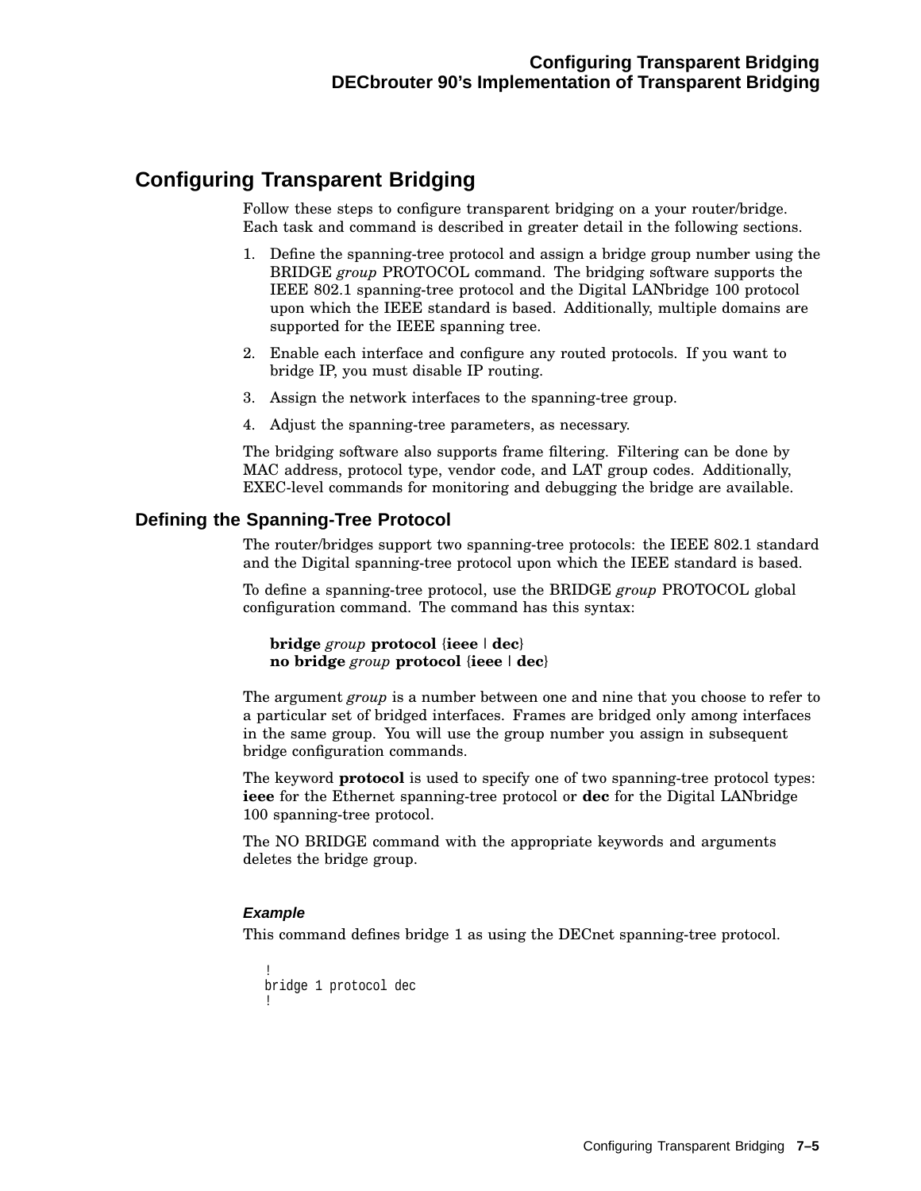## Configuring Transparent Bridging

Follow these steps to configure transparent bridging on a your router/bridge. Each task and command is described in greater detail in the following sections.

1. Define the spanning-tree protocol and assign a bridge group number using the BRIDGE *group* PROTOCOL command. The bridging software supports the IEEE 802.1 spanning-tree protocol and the Digital LANbridge 100 protocol upon which the IEEE standard is based. Additionally, multiple domains are supported for the IEEE spanning tree.
2. Enable each interface and configure any routed protocols. If you want to bridge IP, you must disable IP routing.
3. Assign the network interfaces to the spanning-tree group.
4. Adjust the spanning-tree parameters, as necessary.

The bridging software also supports frame filtering. Filtering can be done by MAC address, protocol type, vendor code, and LAT group codes. Additionally, EXEC-level commands for monitoring and debugging the bridge are available.

### Defining the Spanning-Tree Protocol

The router/bridges support two spanning-tree protocols: the IEEE 802.1 standard and the Digital spanning-tree protocol upon which the IEEE standard is based.

To define a spanning-tree protocol, use the BRIDGE *group* PROTOCOL global configuration command. The command has this syntax:

> **bridge** *group* **protocol** {**ieee** | **dec**}
> **no bridge** *group* **protocol** {**ieee** | **dec**}

The argument *group* is a number between one and nine that you choose to refer to a particular set of bridged interfaces. Frames are bridged only among interfaces in the same group. You will use the group number you assign in subsequent bridge configuration commands.

The keyword **protocol** is used to specify one of two spanning-tree protocol types: **ieee** for the Ethernet spanning-tree protocol or **dec** for the Digital LANbridge 100 spanning-tree protocol.

The NO BRIDGE command with the appropriate keywords and arguments deletes the bridge group.

#### *Example*

This command defines bridge 1 as using the DECnet spanning-tree protocol.

```
!
bridge 1 protocol dec
!
```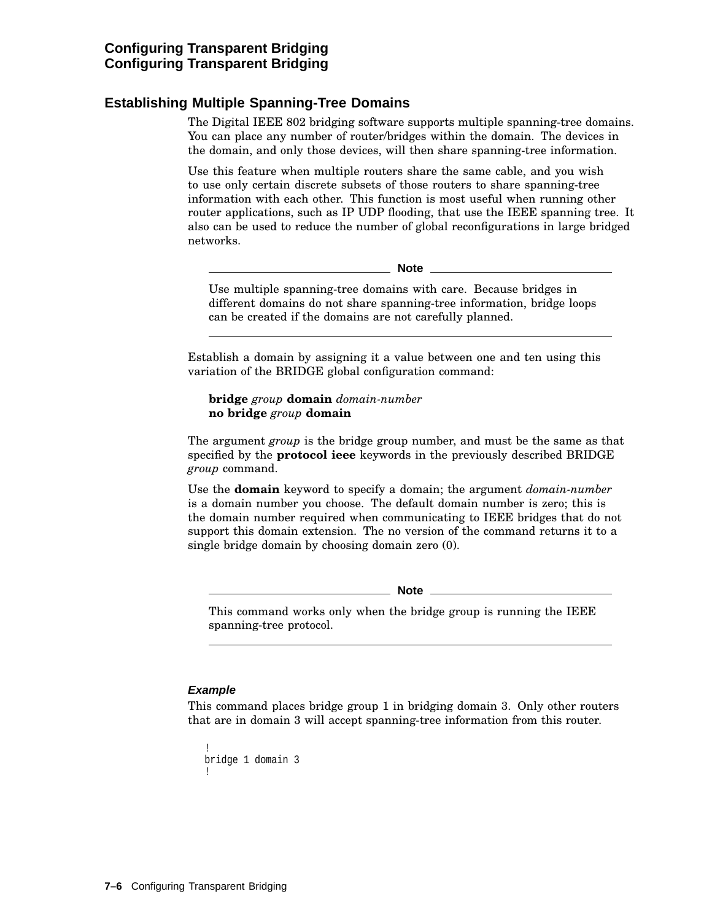## Establishing Multiple Spanning-Tree Domains

The Digital IEEE 802 bridging software supports multiple spanning-tree domains. You can place any number of router/bridges within the domain. The devices in the domain, and only those devices, will then share spanning-tree information.

Use this feature when multiple routers share the same cable, and you wish to use only certain discrete subsets of those routers to share spanning-tree information with each other. This function is most useful when running other router applications, such as IP UDP flooding, that use the IEEE spanning tree. It also can be used to reduce the number of global reconfigurations in large bridged networks.

---

**Note**

Use multiple spanning-tree domains with care. Because bridges in different domains do not share spanning-tree information, bridge loops can be created if the domains are not carefully planned.

---

Establish a domain by assigning it a value between one and ten using this variation of the BRIDGE global configuration command:

**bridge** *group* **domain** *domain-number*
**no bridge** *group* **domain**

The argument *group* is the bridge group number, and must be the same as that specified by the **protocol ieee** keywords in the previously described BRIDGE *group* command.

Use the **domain** keyword to specify a domain; the argument *domain-number* is a domain number you choose. The default domain number is zero; this is the domain number required when communicating to IEEE bridges that do not support this domain extension. The no version of the command returns it to a single bridge domain by choosing domain zero (0).

---

**Note**

This command works only when the bridge group is running the IEEE spanning-tree protocol.

---

#### *Example*

This command places bridge group 1 in bridging domain 3. Only other routers that are in domain 3 will accept spanning-tree information from this router.

```
!
bridge 1 domain 3
!
```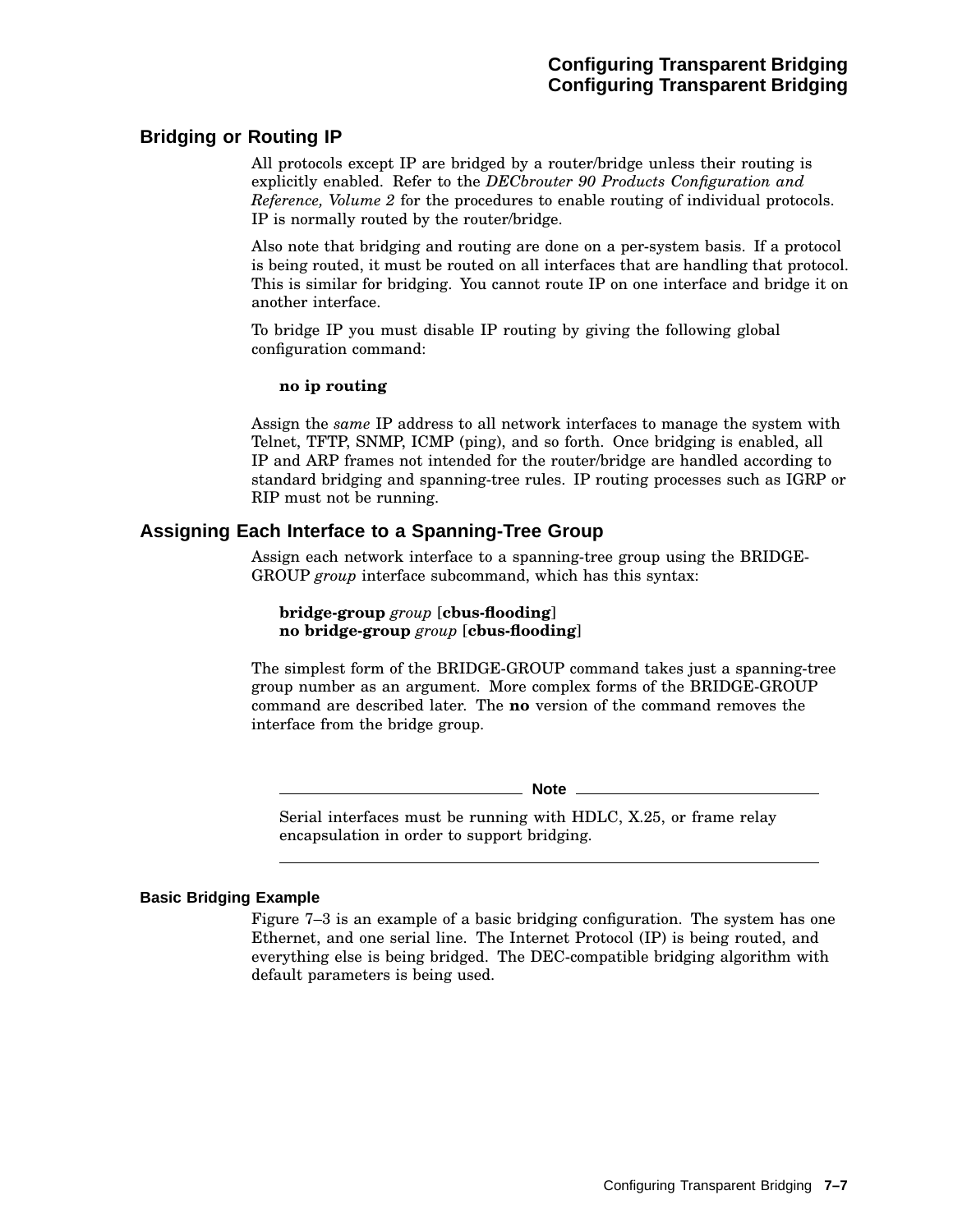## Bridging or Routing IP

All protocols except IP are bridged by a router/bridge unless their routing is explicitly enabled. Refer to the *DECbrouter 90 Products Configuration and Reference, Volume 2* for the procedures to enable routing of individual protocols. IP is normally routed by the router/bridge.

Also note that bridging and routing are done on a per-system basis. If a protocol is being routed, it must be routed on all interfaces that are handling that protocol. This is similar for bridging. You cannot route IP on one interface and bridge it on another interface.

To bridge IP you must disable IP routing by giving the following global configuration command:

**no ip routing**

Assign the *same* IP address to all network interfaces to manage the system with Telnet, TFTP, SNMP, ICMP (ping), and so forth. Once bridging is enabled, all IP and ARP frames not intended for the router/bridge are handled according to standard bridging and spanning-tree rules. IP routing processes such as IGRP or RIP must not be running.

## Assigning Each Interface to a Spanning-Tree Group

Assign each network interface to a spanning-tree group using the BRIDGE-GROUP *group* interface subcommand, which has this syntax:

**bridge-group** *group* [**cbus-flooding**]
**no bridge-group** *group* [**cbus-flooding**]

The simplest form of the BRIDGE-GROUP command takes just a spanning-tree group number as an argument. More complex forms of the BRIDGE-GROUP command are described later. The **no** version of the command removes the interface from the bridge group.

**Note**

Serial interfaces must be running with HDLC, X.25, or frame relay encapsulation in order to support bridging.

### Basic Bridging Example

Figure 7–3 is an example of a basic bridging configuration. The system has one Ethernet, and one serial line. The Internet Protocol (IP) is being routed, and everything else is being bridged. The DEC-compatible bridging algorithm with default parameters is being used.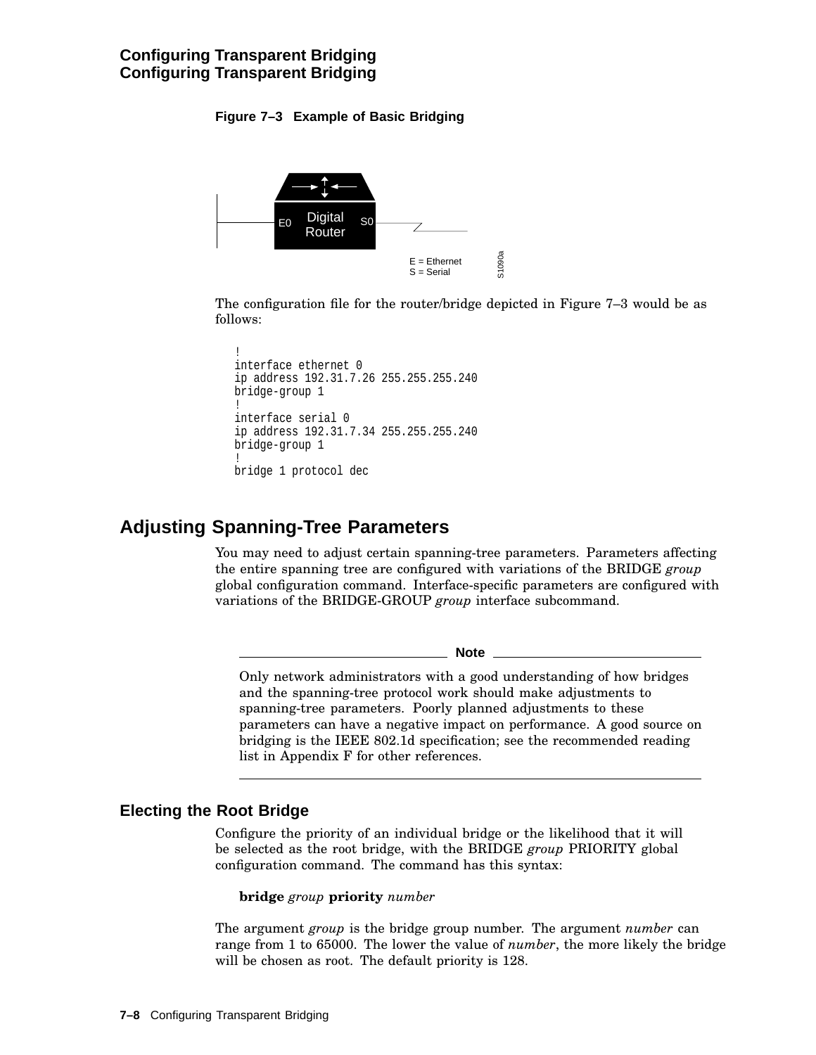**Figure 7–3 Example of Basic Bridging**

The configuration file for the router/bridge depicted in Figure 7–3 would be as follows:

```
!
interface ethernet 0
ip address 192.31.7.26 255.255.255.240
bridge-group 1
!
interface serial 0
ip address 192.31.7.34 255.255.255.240
bridge-group 1
!
bridge 1 protocol dec
```

## Adjusting Spanning-Tree Parameters

You may need to adjust certain spanning-tree parameters. Parameters affecting the entire spanning tree are configured with variations of the BRIDGE *group* global configuration command. Interface-specific parameters are configured with variations of the BRIDGE-GROUP *group* interface subcommand.

---

**Note**

Only network administrators with a good understanding of how bridges and the spanning-tree protocol work should make adjustments to spanning-tree parameters. Poorly planned adjustments to these parameters can have a negative impact on performance. A good source on bridging is the IEEE 802.1d specification; see the recommended reading list in Appendix F for other references.

---

### Electing the Root Bridge

Configure the priority of an individual bridge or the likelihood that it will be selected as the root bridge, with the BRIDGE *group* PRIORITY global configuration command. The command has this syntax:

**bridge** *group* **priority** *number*

The argument *group* is the bridge group number. The argument *number* can range from 1 to 65000. The lower the value of *number*, the more likely the bridge will be chosen as root. The default priority is 128.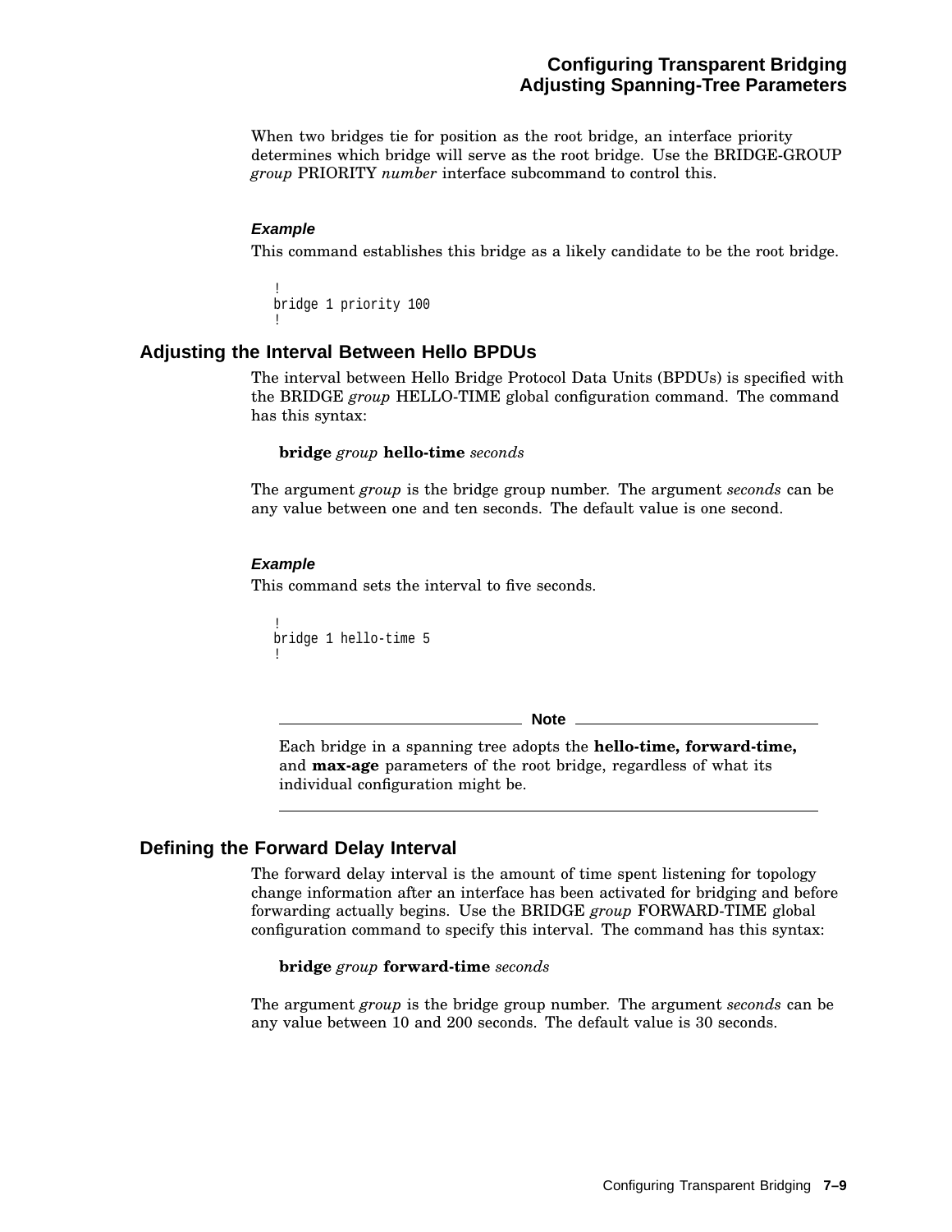When two bridges tie for position as the root bridge, an interface priority determines which bridge will serve as the root bridge. Use the BRIDGE-GROUP *group* PRIORITY *number* interface subcommand to control this.

#### *Example*

This command establishes this bridge as a likely candidate to be the root bridge.

```
!
bridge 1 priority 100
!
```

### Adjusting the Interval Between Hello BPDUs

The interval between Hello Bridge Protocol Data Units (BPDUs) is specified with the BRIDGE *group* HELLO-TIME global configuration command. The command has this syntax:

**bridge** *group* **hello-time** *seconds*

The argument *group* is the bridge group number. The argument *seconds* can be any value between one and ten seconds. The default value is one second.

#### *Example*

This command sets the interval to five seconds.

```
!
bridge 1 hello-time 5
!
```

---

**Note**

Each bridge in a spanning tree adopts the **hello-time, forward-time,** and **max-age** parameters of the root bridge, regardless of what its individual configuration might be.

---

### Defining the Forward Delay Interval

The forward delay interval is the amount of time spent listening for topology change information after an interface has been activated for bridging and before forwarding actually begins. Use the BRIDGE *group* FORWARD-TIME global configuration command to specify this interval. The command has this syntax:

**bridge** *group* **forward-time** *seconds*

The argument *group* is the bridge group number. The argument *seconds* can be any value between 10 and 200 seconds. The default value is 30 seconds.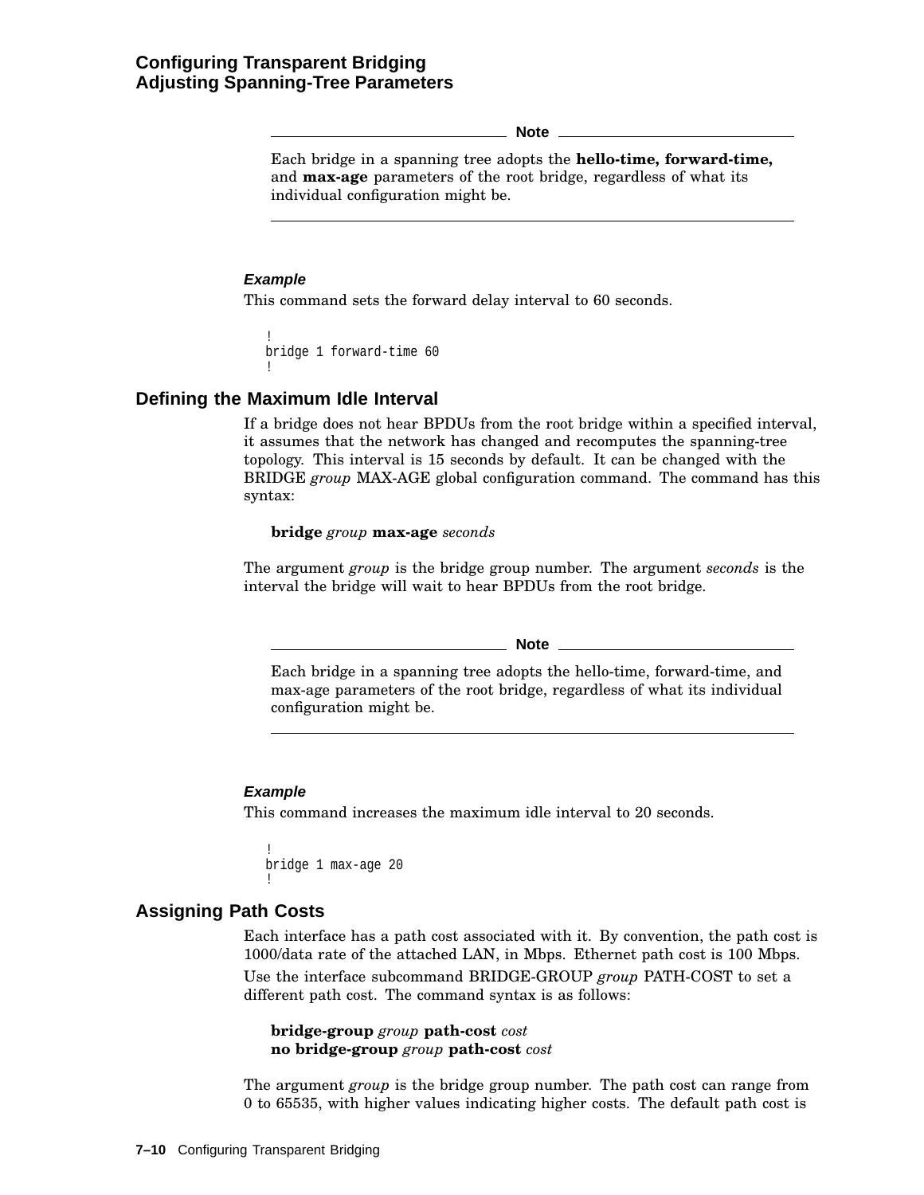---

**Note**

Each bridge in a spanning tree adopts the **hello-time, forward-time,** and **max-age** parameters of the root bridge, regardless of what its individual configuration might be.

---

***Example***

This command sets the forward delay interval to 60 seconds.

```
!
bridge 1 forward-time 60
!
```

## Defining the Maximum Idle Interval

If a bridge does not hear BPDUs from the root bridge within a specified interval, it assumes that the network has changed and recomputes the spanning-tree topology. This interval is 15 seconds by default. It can be changed with the BRIDGE *group* MAX-AGE global configuration command. The command has this syntax:

**bridge** *group* **max-age** *seconds*

The argument *group* is the bridge group number. The argument *seconds* is the interval the bridge will wait to hear BPDUs from the root bridge.

---

**Note**

Each bridge in a spanning tree adopts the hello-time, forward-time, and max-age parameters of the root bridge, regardless of what its individual configuration might be.

---

***Example***

This command increases the maximum idle interval to 20 seconds.

```
!
bridge 1 max-age 20
!
```

## Assigning Path Costs

Each interface has a path cost associated with it. By convention, the path cost is 1000/data rate of the attached LAN, in Mbps. Ethernet path cost is 100 Mbps.

Use the interface subcommand BRIDGE-GROUP *group* PATH-COST to set a different path cost. The command syntax is as follows:

**bridge-group** *group* **path-cost** *cost*
**no bridge-group** *group* **path-cost** *cost*

The argument *group* is the bridge group number. The path cost can range from 0 to 65535, with higher values indicating higher costs. The default path cost is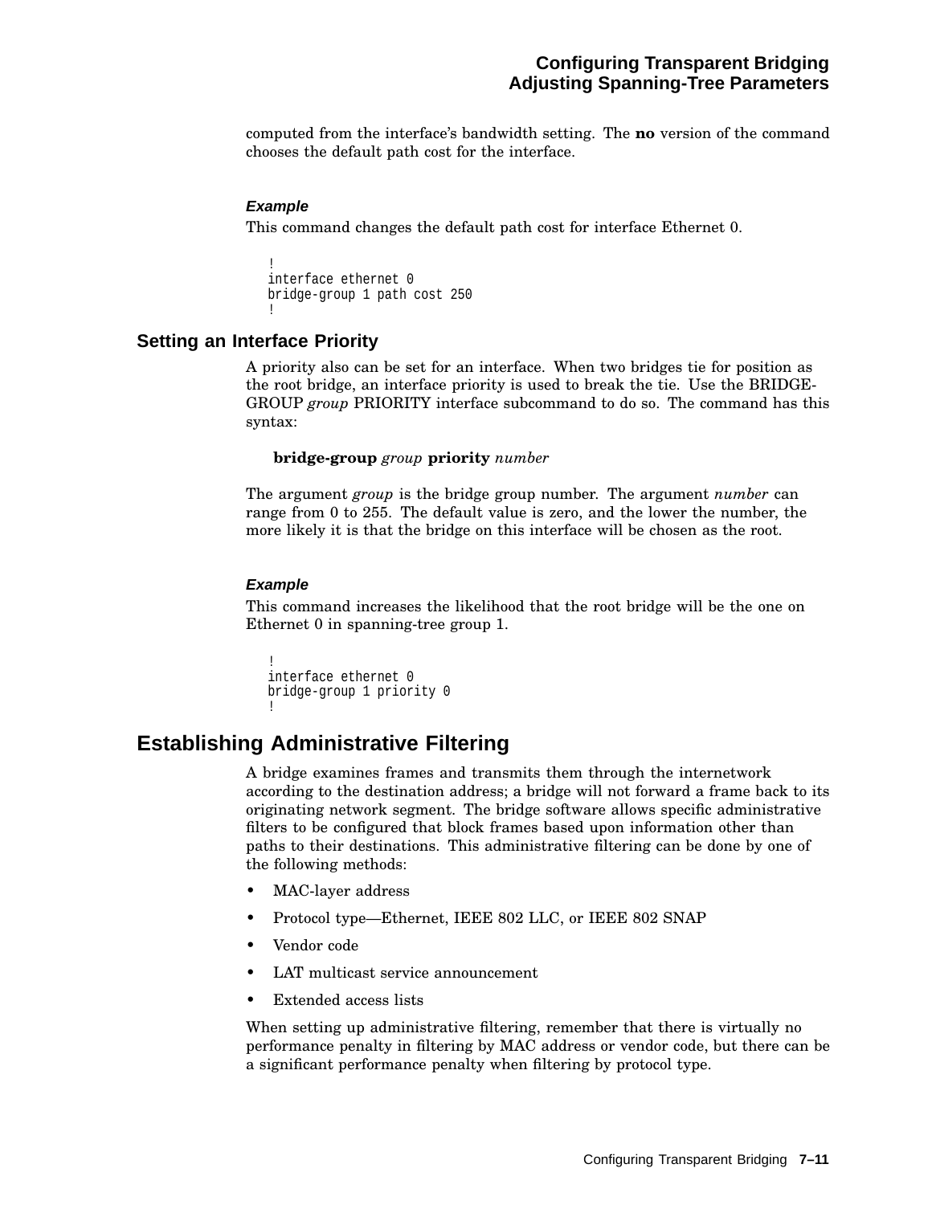computed from the interface's bandwidth setting. The **no** version of the command chooses the default path cost for the interface.

#### *Example*

This command changes the default path cost for interface Ethernet 0.

```
!
interface ethernet 0
bridge-group 1 path cost 250
!
```

### Setting an Interface Priority

A priority also can be set for an interface. When two bridges tie for position as the root bridge, an interface priority is used to break the tie. Use the BRIDGE-GROUP *group* PRIORITY interface subcommand to do so. The command has this syntax:

> **bridge-group** *group* **priority** *number*

The argument *group* is the bridge group number. The argument *number* can range from 0 to 255. The default value is zero, and the lower the number, the more likely it is that the bridge on this interface will be chosen as the root.

#### *Example*

This command increases the likelihood that the root bridge will be the one on Ethernet 0 in spanning-tree group 1.

```
!
interface ethernet 0
bridge-group 1 priority 0
!
```

## Establishing Administrative Filtering

A bridge examines frames and transmits them through the internetwork according to the destination address; a bridge will not forward a frame back to its originating network segment. The bridge software allows specific administrative filters to be configured that block frames based upon information other than paths to their destinations. This administrative filtering can be done by one of the following methods:

- MAC-layer address
- Protocol type—Ethernet, IEEE 802 LLC, or IEEE 802 SNAP
- Vendor code
- LAT multicast service announcement
- Extended access lists

When setting up administrative filtering, remember that there is virtually no performance penalty in filtering by MAC address or vendor code, but there can be a significant performance penalty when filtering by protocol type.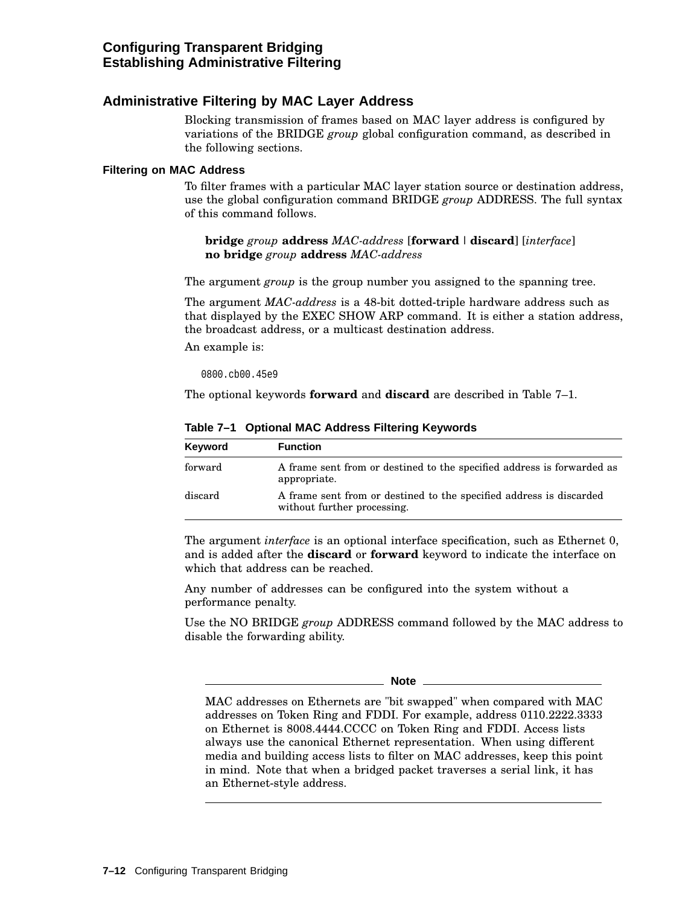## Administrative Filtering by MAC Layer Address

Blocking transmission of frames based on MAC layer address is configured by variations of the BRIDGE *group* global configuration command, as described in the following sections.

### Filtering on MAC Address

To filter frames with a particular MAC layer station source or destination address, use the global configuration command BRIDGE *group* ADDRESS. The full syntax of this command follows.

**bridge** *group* **address** *MAC-address* [**forward** | **discard**] [*interface*]
**no bridge** *group* **address** *MAC-address*

The argument *group* is the group number you assigned to the spanning tree.

The argument *MAC-address* is a 48-bit dotted-triple hardware address such as that displayed by the EXEC SHOW ARP command. It is either a station address, the broadcast address, or a multicast destination address.

An example is:

```
0800.cb00.45e9
```

The optional keywords **forward** and **discard** are described in Table 7–1.

**Table 7–1 Optional MAC Address Filtering Keywords**

| Keyword | Function |
|---|---|
| forward | A frame sent from or destined to the specified address is forwarded as appropriate. |
| discard | A frame sent from or destined to the specified address is discarded without further processing. |

The argument *interface* is an optional interface specification, such as Ethernet 0, and is added after the **discard** or **forward** keyword to indicate the interface on which that address can be reached.

Any number of addresses can be configured into the system without a performance penalty.

Use the NO BRIDGE *group* ADDRESS command followed by the MAC address to disable the forwarding ability.

---

**Note**

MAC addresses on Ethernets are "bit swapped" when compared with MAC addresses on Token Ring and FDDI. For example, address 0110.2222.3333 on Ethernet is 8008.4444.CCCC on Token Ring and FDDI. Access lists always use the canonical Ethernet representation. When using different media and building access lists to filter on MAC addresses, keep this point in mind. Note that when a bridged packet traverses a serial link, it has an Ethernet-style address.

---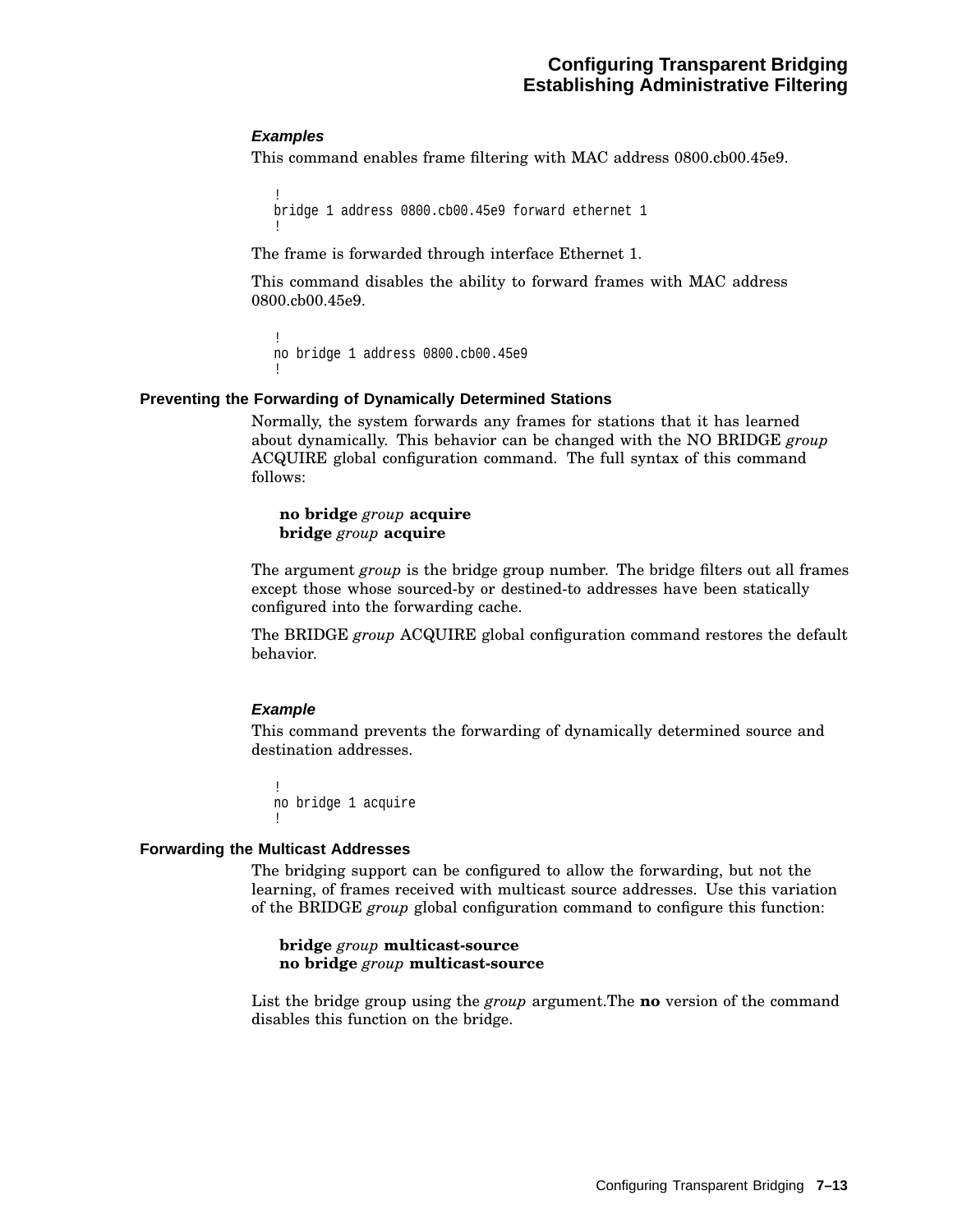#### *Examples*

This command enables frame filtering with MAC address 0800.cb00.45e9.

```
!
bridge 1 address 0800.cb00.45e9 forward ethernet 1
!
```

The frame is forwarded through interface Ethernet 1.

This command disables the ability to forward frames with MAC address 0800.cb00.45e9.

```
!
no bridge 1 address 0800.cb00.45e9
!
```

### Preventing the Forwarding of Dynamically Determined Stations

Normally, the system forwards any frames for stations that it has learned about dynamically. This behavior can be changed with the NO BRIDGE *group* ACQUIRE global configuration command. The full syntax of this command follows:

**no bridge** *group* **acquire**
**bridge** *group* **acquire**

The argument *group* is the bridge group number. The bridge filters out all frames except those whose sourced-by or destined-to addresses have been statically configured into the forwarding cache.

The BRIDGE *group* ACQUIRE global configuration command restores the default behavior.

#### *Example*

This command prevents the forwarding of dynamically determined source and destination addresses.

```
!
no bridge 1 acquire
!
```

### Forwarding the Multicast Addresses

The bridging support can be configured to allow the forwarding, but not the learning, of frames received with multicast source addresses. Use this variation of the BRIDGE *group* global configuration command to configure this function:

**bridge** *group* **multicast-source**
**no bridge** *group* **multicast-source**

List the bridge group using the *group* argument.The **no** version of the command disables this function on the bridge.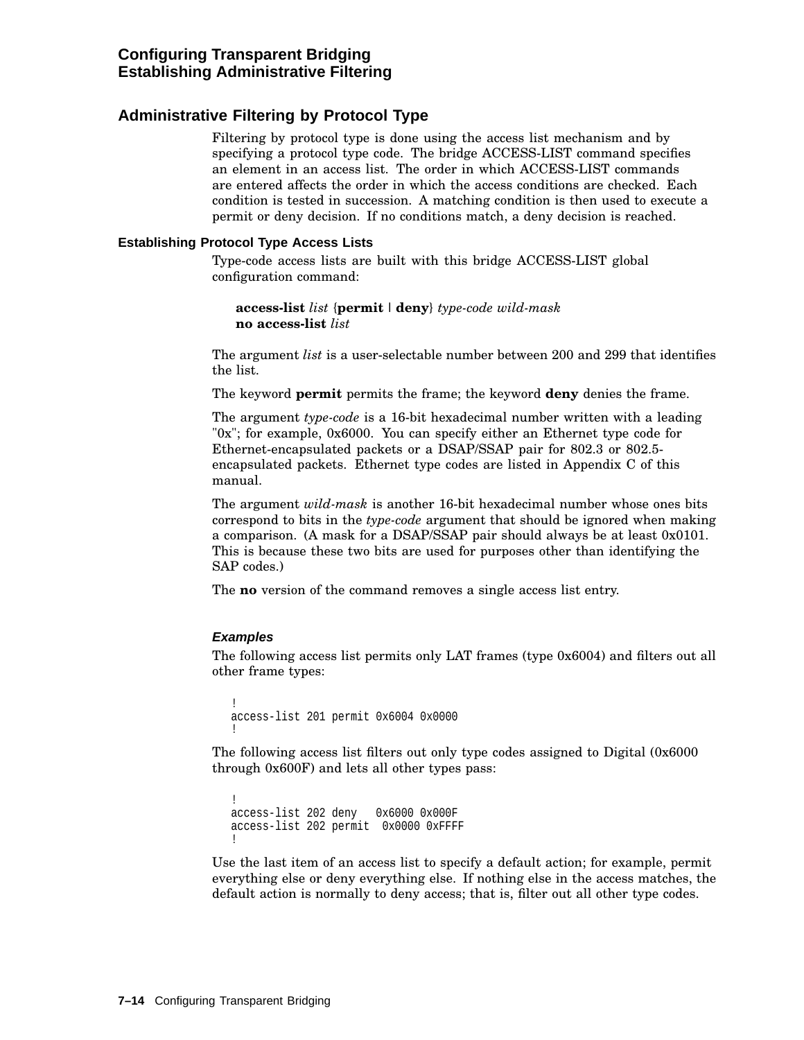## Administrative Filtering by Protocol Type

Filtering by protocol type is done using the access list mechanism and by specifying a protocol type code. The bridge ACCESS-LIST command specifies an element in an access list. The order in which ACCESS-LIST commands are entered affects the order in which the access conditions are checked. Each condition is tested in succession. A matching condition is then used to execute a permit or deny decision. If no conditions match, a deny decision is reached.

### Establishing Protocol Type Access Lists

Type-code access lists are built with this bridge ACCESS-LIST global configuration command:

> **access-list** *list* {**permit** | **deny**} *type-code wild-mask*
> **no access-list** *list*

The argument *list* is a user-selectable number between 200 and 299 that identifies the list.

The keyword **permit** permits the frame; the keyword **deny** denies the frame.

The argument *type-code* is a 16-bit hexadecimal number written with a leading "0x"; for example, 0x6000. You can specify either an Ethernet type code for Ethernet-encapsulated packets or a DSAP/SSAP pair for 802.3 or 802.5-encapsulated packets. Ethernet type codes are listed in Appendix C of this manual.

The argument *wild-mask* is another 16-bit hexadecimal number whose ones bits correspond to bits in the *type-code* argument that should be ignored when making a comparison. (A mask for a DSAP/SSAP pair should always be at least 0x0101. This is because these two bits are used for purposes other than identifying the SAP codes.)

The **no** version of the command removes a single access list entry.

#### *Examples*

The following access list permits only LAT frames (type 0x6004) and filters out all other frame types:

```
!
access-list 201 permit 0x6004 0x0000
!
```

The following access list filters out only type codes assigned to Digital (0x6000 through 0x600F) and lets all other types pass:

```
!
access-list 202 deny   0x6000 0x000F
access-list 202 permit  0x0000 0xFFFF
!
```

Use the last item of an access list to specify a default action; for example, permit everything else or deny everything else. If nothing else in the access matches, the default action is normally to deny access; that is, filter out all other type codes.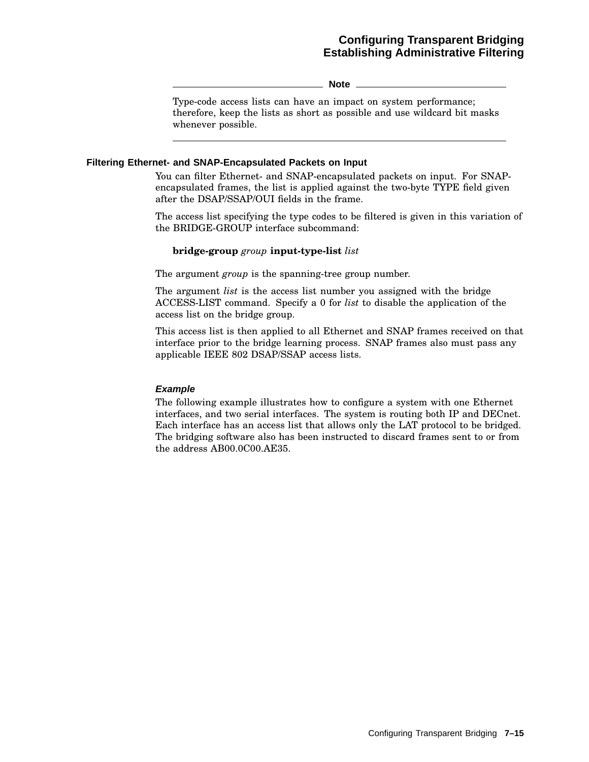**Note**

Type-code access lists can have an impact on system performance; therefore, keep the lists as short as possible and use wildcard bit masks whenever possible.

---

### Filtering Ethernet- and SNAP-Encapsulated Packets on Input

You can filter Ethernet- and SNAP-encapsulated packets on input. For SNAP-encapsulated frames, the list is applied against the two-byte TYPE field given after the DSAP/SSAP/OUI fields in the frame.

The access list specifying the type codes to be filtered is given in this variation of the BRIDGE-GROUP interface subcommand:

**bridge-group** *group* **input-type-list** *list*

The argument *group* is the spanning-tree group number.

The argument *list* is the access list number you assigned with the bridge ACCESS-LIST command. Specify a 0 for *list* to disable the application of the access list on the bridge group.

This access list is then applied to all Ethernet and SNAP frames received on that interface prior to the bridge learning process. SNAP frames also must pass any applicable IEEE 802 DSAP/SSAP access lists.

#### *Example*

The following example illustrates how to configure a system with one Ethernet interfaces, and two serial interfaces. The system is routing both IP and DECnet. Each interface has an access list that allows only the LAT protocol to be bridged. The bridging software also has been instructed to discard frames sent to or from the address AB00.0C00.AE35.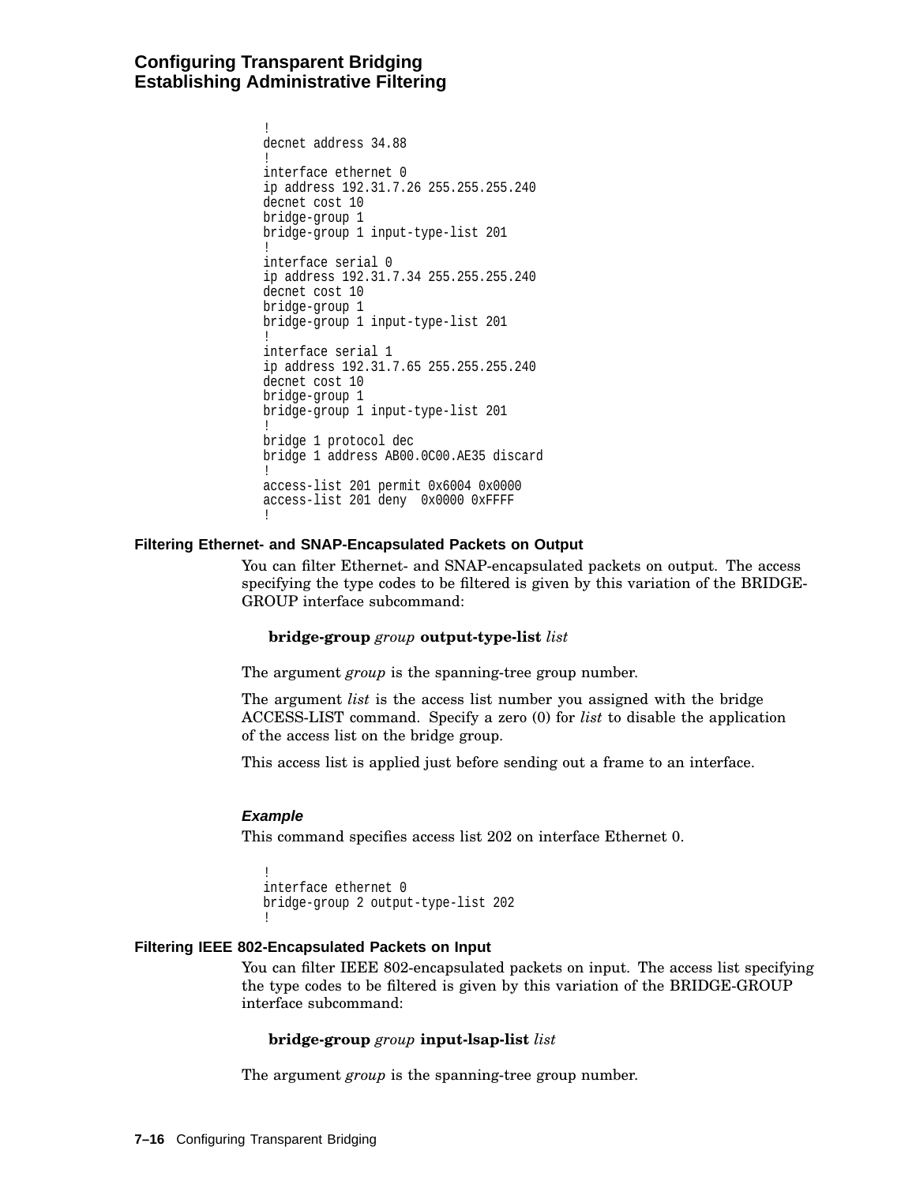```
!
decnet address 34.88
!
interface ethernet 0
ip address 192.31.7.26 255.255.255.240
decnet cost 10
bridge-group 1
bridge-group 1 input-type-list 201
!
interface serial 0
ip address 192.31.7.34 255.255.255.240
decnet cost 10
bridge-group 1
bridge-group 1 input-type-list 201
!
interface serial 1
ip address 192.31.7.65 255.255.255.240
decnet cost 10
bridge-group 1
bridge-group 1 input-type-list 201
!
bridge 1 protocol dec
bridge 1 address AB00.0C00.AE35 discard
!
access-list 201 permit 0x6004 0x0000
access-list 201 deny  0x0000 0xFFFF
!
```

### Filtering Ethernet- and SNAP-Encapsulated Packets on Output

You can filter Ethernet- and SNAP-encapsulated packets on output. The access specifying the type codes to be filtered is given by this variation of the BRIDGE-GROUP interface subcommand:

**bridge-group** *group* **output-type-list** *list*

The argument *group* is the spanning-tree group number.

The argument *list* is the access list number you assigned with the bridge ACCESS-LIST command. Specify a zero (0) for *list* to disable the application of the access list on the bridge group.

This access list is applied just before sending out a frame to an interface.

#### *Example*

This command specifies access list 202 on interface Ethernet 0.

```
!
interface ethernet 0
bridge-group 2 output-type-list 202
!
```

### Filtering IEEE 802-Encapsulated Packets on Input

You can filter IEEE 802-encapsulated packets on input. The access list specifying the type codes to be filtered is given by this variation of the BRIDGE-GROUP interface subcommand:

**bridge-group** *group* **input-lsap-list** *list*

The argument *group* is the spanning-tree group number.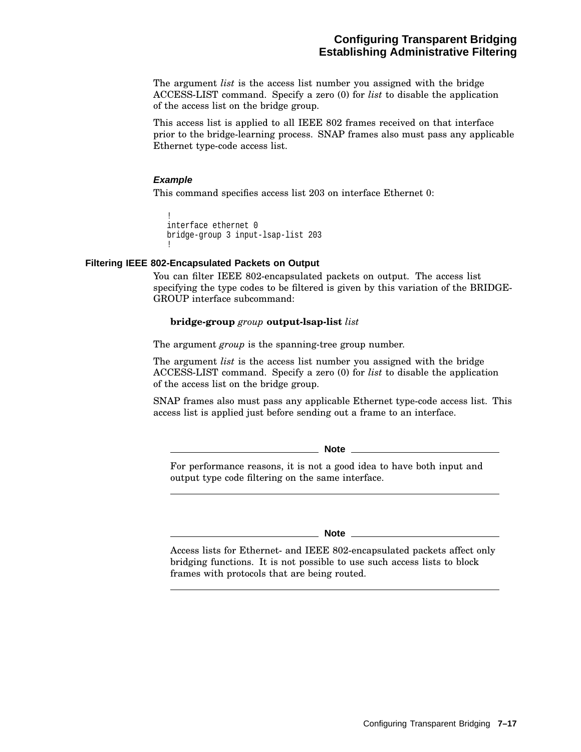The argument *list* is the access list number you assigned with the bridge ACCESS-LIST command. Specify a zero (0) for *list* to disable the application of the access list on the bridge group.

This access list is applied to all IEEE 802 frames received on that interface prior to the bridge-learning process. SNAP frames also must pass any applicable Ethernet type-code access list.

#### *Example*

This command specifies access list 203 on interface Ethernet 0:

```
!
interface ethernet 0
bridge-group 3 input-lsap-list 203
!
```

### Filtering IEEE 802-Encapsulated Packets on Output

You can filter IEEE 802-encapsulated packets on output. The access list specifying the type codes to be filtered is given by this variation of the BRIDGE-GROUP interface subcommand:

**bridge-group** *group* **output-lsap-list** *list*

The argument *group* is the spanning-tree group number.

The argument *list* is the access list number you assigned with the bridge ACCESS-LIST command. Specify a zero (0) for *list* to disable the application of the access list on the bridge group.

SNAP frames also must pass any applicable Ethernet type-code access list. This access list is applied just before sending out a frame to an interface.

---

**Note**

For performance reasons, it is not a good idea to have both input and output type code filtering on the same interface.

---

**Note**

Access lists for Ethernet- and IEEE 802-encapsulated packets affect only bridging functions. It is not possible to use such access lists to block frames with protocols that are being routed.

---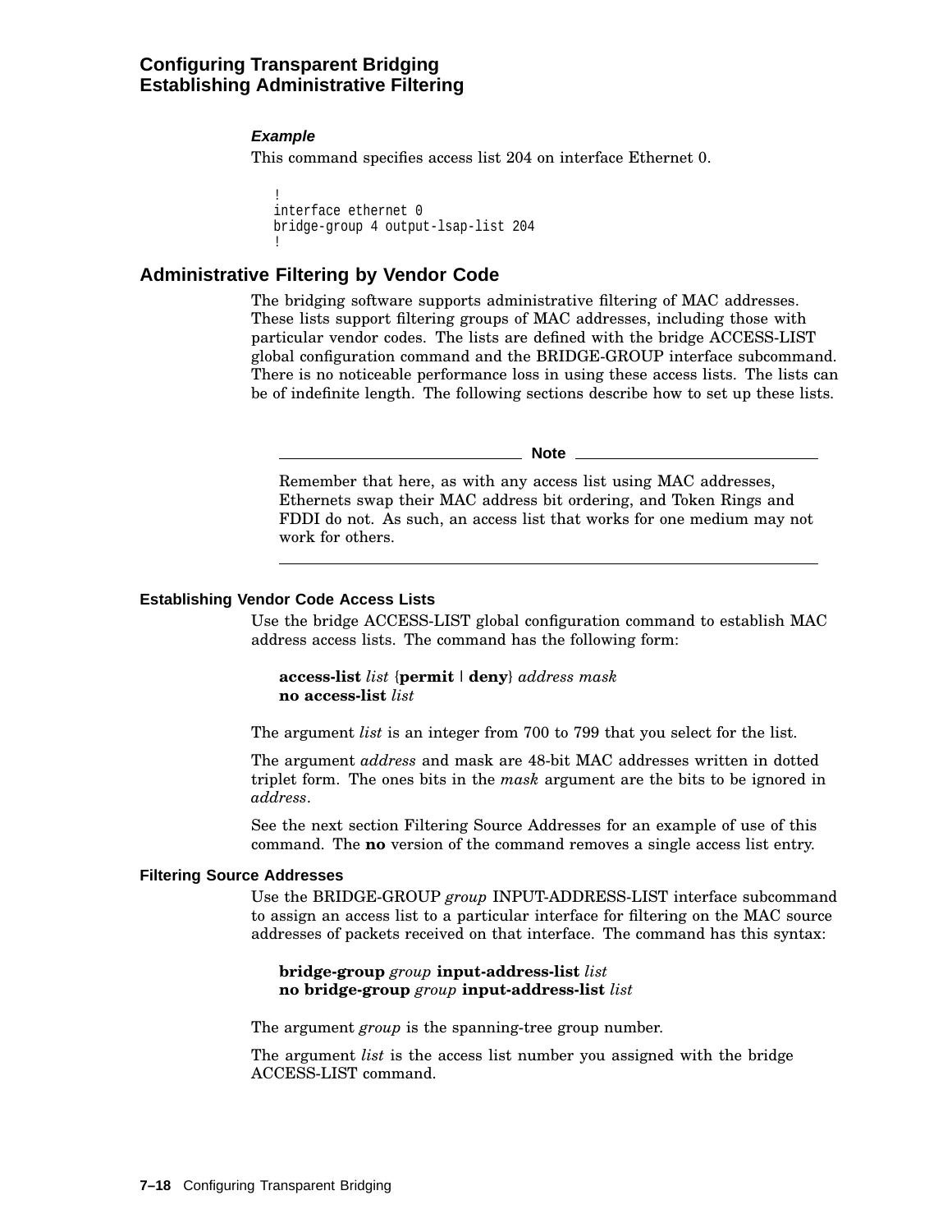#### *Example*

This command specifies access list 204 on interface Ethernet 0.

```
!
interface ethernet 0
bridge-group 4 output-lsap-list 204
!
```

## Administrative Filtering by Vendor Code

The bridging software supports administrative filtering of MAC addresses. These lists support filtering groups of MAC addresses, including those with particular vendor codes. The lists are defined with the bridge ACCESS-LIST global configuration command and the BRIDGE-GROUP interface subcommand. There is no noticeable performance loss in using these access lists. The lists can be of indefinite length. The following sections describe how to set up these lists.

---

**Note**

Remember that here, as with any access list using MAC addresses, Ethernets swap their MAC address bit ordering, and Token Rings and FDDI do not. As such, an access list that works for one medium may not work for others.

---

### Establishing Vendor Code Access Lists

Use the bridge ACCESS-LIST global configuration command to establish MAC address access lists. The command has the following form:

**access-list** *list* {**permit** | **deny**} *address mask*
**no access-list** *list*

The argument *list* is an integer from 700 to 799 that you select for the list.

The argument *address* and mask are 48-bit MAC addresses written in dotted triplet form. The ones bits in the *mask* argument are the bits to be ignored in *address*.

See the next section Filtering Source Addresses for an example of use of this command. The **no** version of the command removes a single access list entry.

### Filtering Source Addresses

Use the BRIDGE-GROUP *group* INPUT-ADDRESS-LIST interface subcommand to assign an access list to a particular interface for filtering on the MAC source addresses of packets received on that interface. The command has this syntax:

**bridge-group** *group* **input-address-list** *list*
**no bridge-group** *group* **input-address-list** *list*

The argument *group* is the spanning-tree group number.

The argument *list* is the access list number you assigned with the bridge ACCESS-LIST command.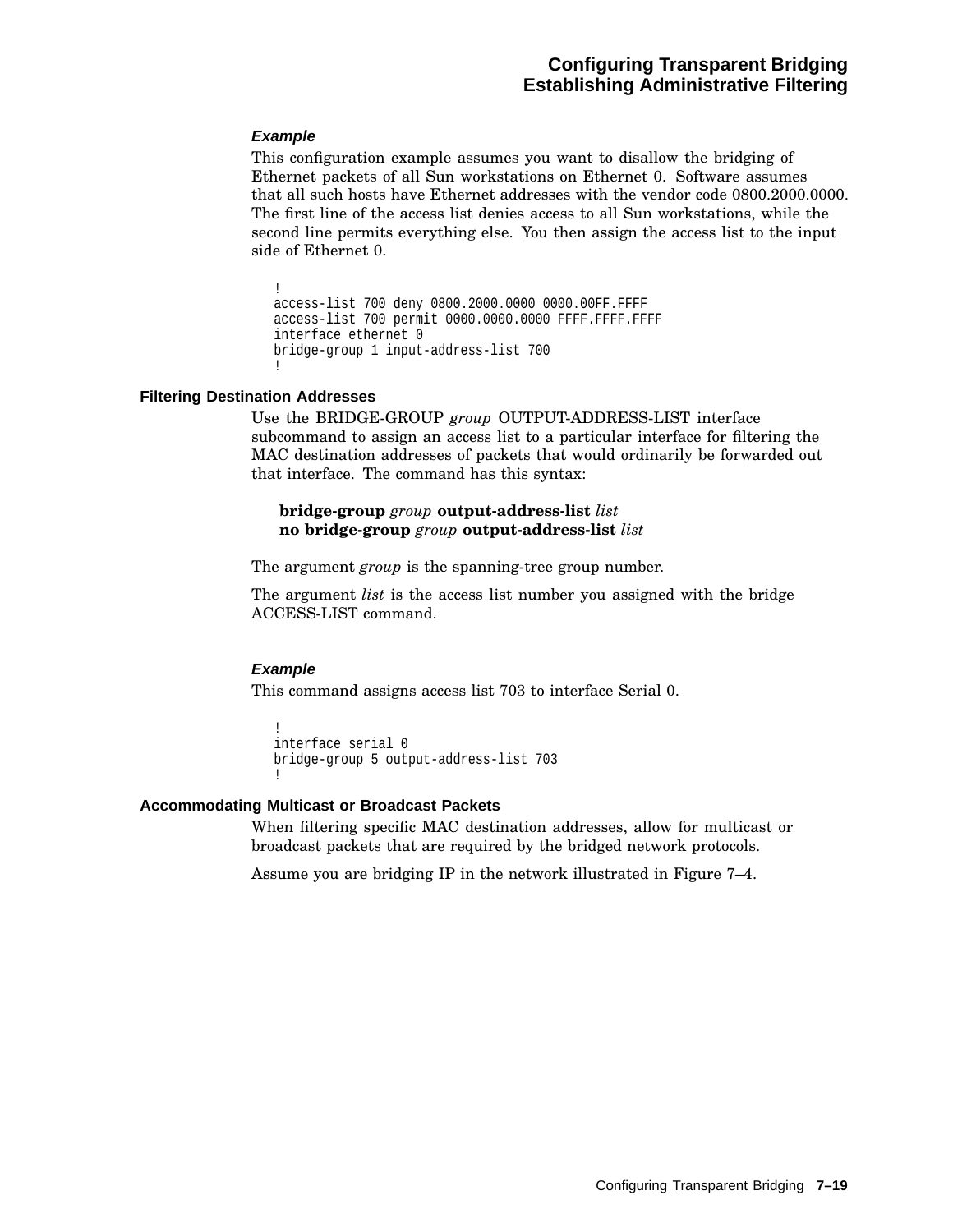#### *Example*

This configuration example assumes you want to disallow the bridging of Ethernet packets of all Sun workstations on Ethernet 0. Software assumes that all such hosts have Ethernet addresses with the vendor code 0800.2000.0000. The first line of the access list denies access to all Sun workstations, while the second line permits everything else. You then assign the access list to the input side of Ethernet 0.

```
!
access-list 700 deny 0800.2000.0000 0000.00FF.FFFF
access-list 700 permit 0000.0000.0000 FFFF.FFFF.FFFF
interface ethernet 0
bridge-group 1 input-address-list 700
!
```

### Filtering Destination Addresses

Use the BRIDGE-GROUP *group* OUTPUT-ADDRESS-LIST interface subcommand to assign an access list to a particular interface for filtering the MAC destination addresses of packets that would ordinarily be forwarded out that interface. The command has this syntax:

**bridge-group** *group* **output-address-list** *list*
**no bridge-group** *group* **output-address-list** *list*

The argument *group* is the spanning-tree group number.

The argument *list* is the access list number you assigned with the bridge ACCESS-LIST command.

#### *Example*

This command assigns access list 703 to interface Serial 0.

```
!
interface serial 0
bridge-group 5 output-address-list 703
!
```

### Accommodating Multicast or Broadcast Packets

When filtering specific MAC destination addresses, allow for multicast or broadcast packets that are required by the bridged network protocols.

Assume you are bridging IP in the network illustrated in Figure 7–4.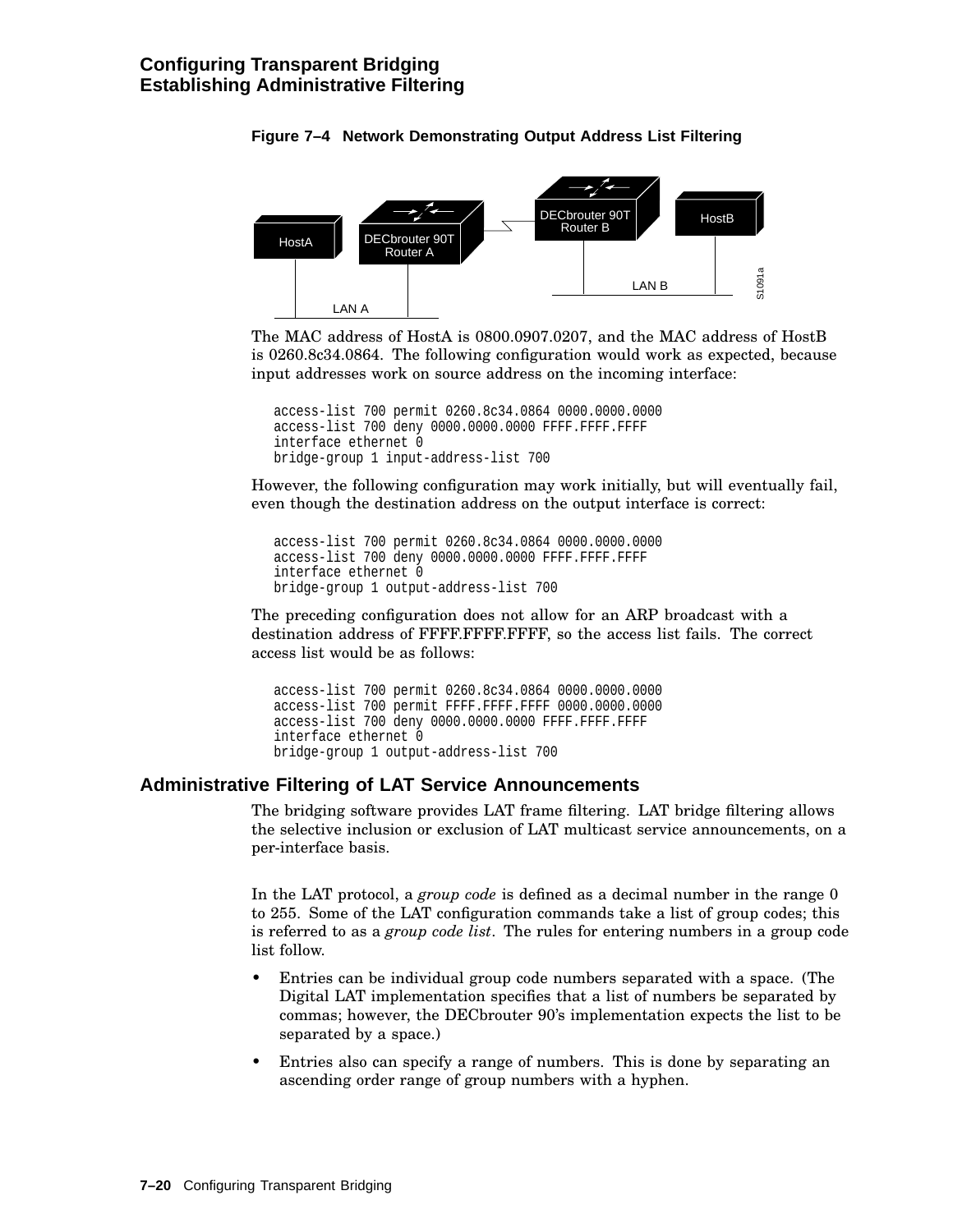**Figure 7–4 Network Demonstrating Output Address List Filtering**

The MAC address of HostA is 0800.0907.0207, and the MAC address of HostB is 0260.8c34.0864. The following configuration would work as expected, because input addresses work on source address on the incoming interface:

```
access-list 700 permit 0260.8c34.0864 0000.0000.0000
access-list 700 deny 0000.0000.0000 FFFF.FFFF.FFFF
interface ethernet 0
bridge-group 1 input-address-list 700
```

However, the following configuration may work initially, but will eventually fail, even though the destination address on the output interface is correct:

```
access-list 700 permit 0260.8c34.0864 0000.0000.0000
access-list 700 deny 0000.0000.0000 FFFF.FFFF.FFFF
interface ethernet 0
bridge-group 1 output-address-list 700
```

The preceding configuration does not allow for an ARP broadcast with a destination address of FFFF.FFFF.FFFF, so the access list fails. The correct access list would be as follows:

```
access-list 700 permit 0260.8c34.0864 0000.0000.0000
access-list 700 permit FFFF.FFFF.FFFF 0000.0000.0000
access-list 700 deny 0000.0000.0000 FFFF.FFFF.FFFF
interface ethernet 0
bridge-group 1 output-address-list 700
```

## Administrative Filtering of LAT Service Announcements

The bridging software provides LAT frame filtering. LAT bridge filtering allows the selective inclusion or exclusion of LAT multicast service announcements, on a per-interface basis.

In the LAT protocol, a *group code* is defined as a decimal number in the range 0 to 255. Some of the LAT configuration commands take a list of group codes; this is referred to as a *group code list*. The rules for entering numbers in a group code list follow.

- Entries can be individual group code numbers separated with a space. (The Digital LAT implementation specifies that a list of numbers be separated by commas; however, the DECbrouter 90's implementation expects the list to be separated by a space.)
- Entries also can specify a range of numbers. This is done by separating an ascending order range of group numbers with a hyphen.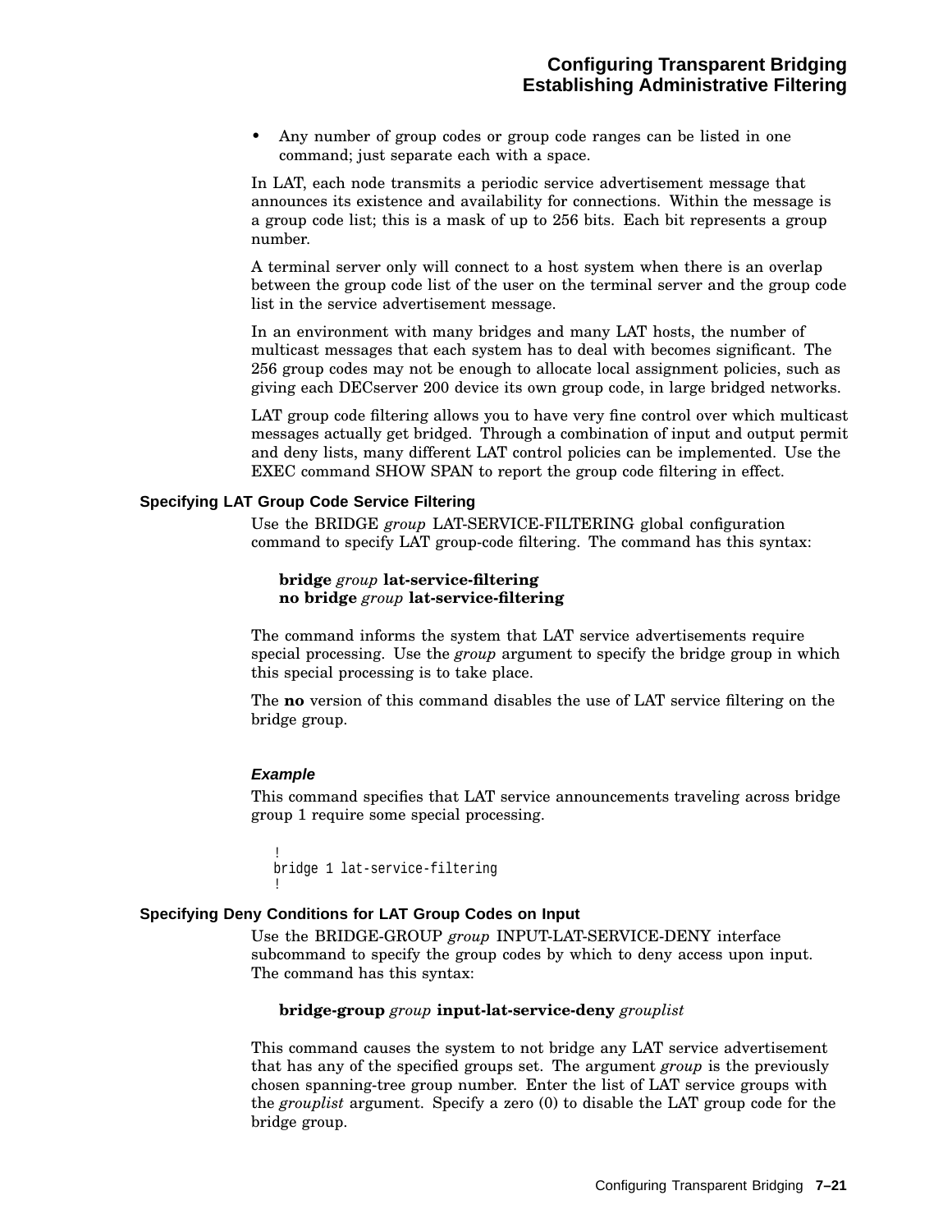- Any number of group codes or group code ranges can be listed in one command; just separate each with a space.

In LAT, each node transmits a periodic service advertisement message that announces its existence and availability for connections. Within the message is a group code list; this is a mask of up to 256 bits. Each bit represents a group number.

A terminal server only will connect to a host system when there is an overlap between the group code list of the user on the terminal server and the group code list in the service advertisement message.

In an environment with many bridges and many LAT hosts, the number of multicast messages that each system has to deal with becomes significant. The 256 group codes may not be enough to allocate local assignment policies, such as giving each DECserver 200 device its own group code, in large bridged networks.

LAT group code filtering allows you to have very fine control over which multicast messages actually get bridged. Through a combination of input and output permit and deny lists, many different LAT control policies can be implemented. Use the EXEC command SHOW SPAN to report the group code filtering in effect.

### Specifying LAT Group Code Service Filtering

Use the BRIDGE *group* LAT-SERVICE-FILTERING global configuration command to specify LAT group-code filtering. The command has this syntax:

> **bridge** *group* **lat-service-filtering**
> **no bridge** *group* **lat-service-filtering**

The command informs the system that LAT service advertisements require special processing. Use the *group* argument to specify the bridge group in which this special processing is to take place.

The **no** version of this command disables the use of LAT service filtering on the bridge group.

#### *Example*

This command specifies that LAT service announcements traveling across bridge group 1 require some special processing.

```
!
bridge 1 lat-service-filtering
!
```

### Specifying Deny Conditions for LAT Group Codes on Input

Use the BRIDGE-GROUP *group* INPUT-LAT-SERVICE-DENY interface subcommand to specify the group codes by which to deny access upon input. The command has this syntax:

> **bridge-group** *group* **input-lat-service-deny** *grouplist*

This command causes the system to not bridge any LAT service advertisement that has any of the specified groups set. The argument *group* is the previously chosen spanning-tree group number. Enter the list of LAT service groups with the *grouplist* argument. Specify a zero (0) to disable the LAT group code for the bridge group.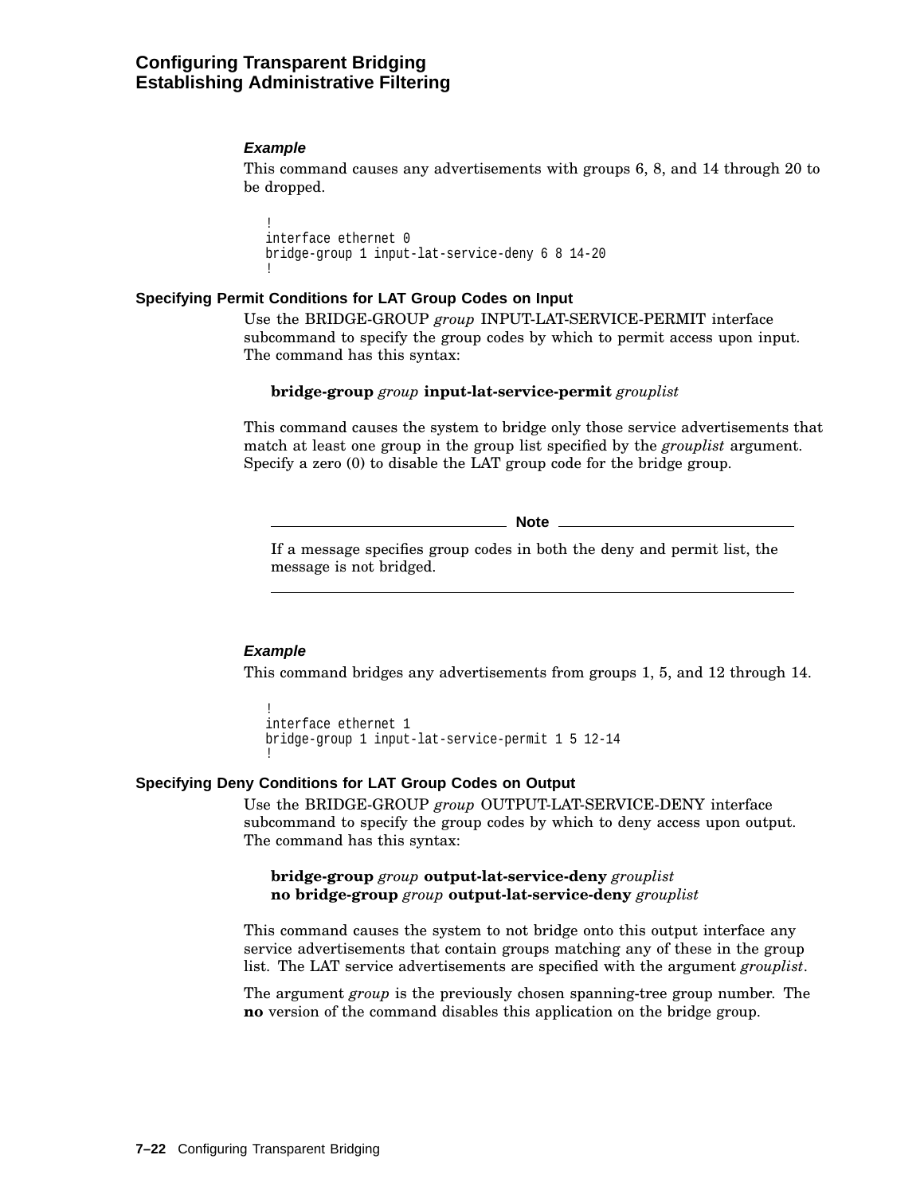#### *Example*

This command causes any advertisements with groups 6, 8, and 14 through 20 to be dropped.

```
!
interface ethernet 0
bridge-group 1 input-lat-service-deny 6 8 14-20
!
```

### Specifying Permit Conditions for LAT Group Codes on Input

Use the BRIDGE-GROUP *group* INPUT-LAT-SERVICE-PERMIT interface subcommand to specify the group codes by which to permit access upon input. The command has this syntax:

**bridge-group** *group* **input-lat-service-permit** *grouplist*

This command causes the system to bridge only those service advertisements that match at least one group in the group list specified by the *grouplist* argument. Specify a zero (0) to disable the LAT group code for the bridge group.

---

**Note**

If a message specifies group codes in both the deny and permit list, the message is not bridged.

---

#### *Example*

This command bridges any advertisements from groups 1, 5, and 12 through 14.

```
!
interface ethernet 1
bridge-group 1 input-lat-service-permit 1 5 12-14
!
```

### Specifying Deny Conditions for LAT Group Codes on Output

Use the BRIDGE-GROUP *group* OUTPUT-LAT-SERVICE-DENY interface subcommand to specify the group codes by which to deny access upon output. The command has this syntax:

**bridge-group** *group* **output-lat-service-deny** *grouplist*
**no bridge-group** *group* **output-lat-service-deny** *grouplist*

This command causes the system to not bridge onto this output interface any service advertisements that contain groups matching any of these in the group list. The LAT service advertisements are specified with the argument *grouplist*.

The argument *group* is the previously chosen spanning-tree group number. The **no** version of the command disables this application on the bridge group.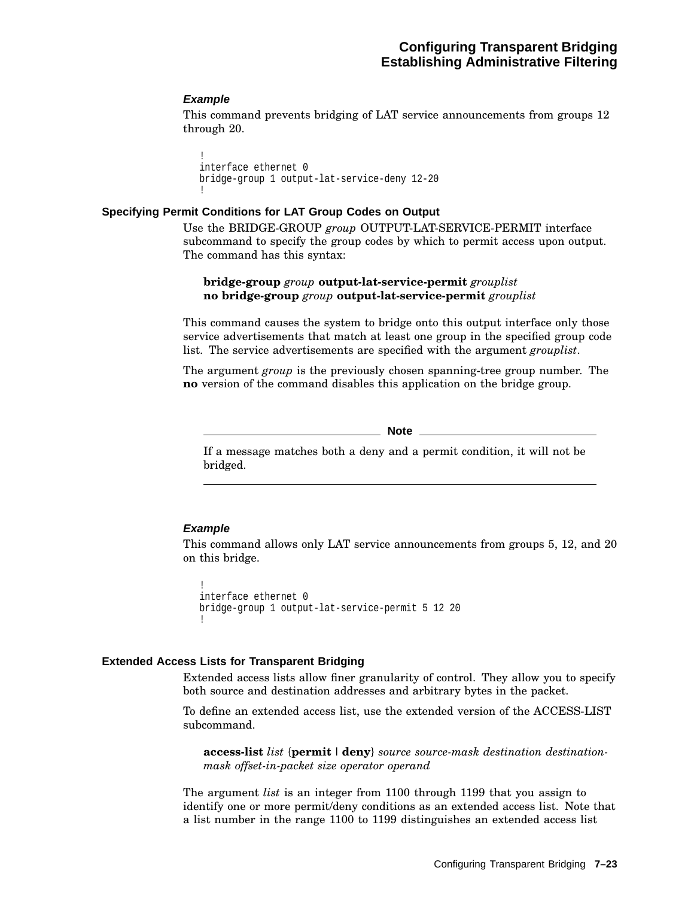#### *Example*

This command prevents bridging of LAT service announcements from groups 12 through 20.

```
!
interface ethernet 0
bridge-group 1 output-lat-service-deny 12-20
!
```

### Specifying Permit Conditions for LAT Group Codes on Output

Use the BRIDGE-GROUP *group* OUTPUT-LAT-SERVICE-PERMIT interface subcommand to specify the group codes by which to permit access upon output. The command has this syntax:

> **bridge-group** *group* **output-lat-service-permit** *grouplist*
> **no bridge-group** *group* **output-lat-service-permit** *grouplist*

This command causes the system to bridge onto this output interface only those service advertisements that match at least one group in the specified group code list. The service advertisements are specified with the argument *grouplist*.

The argument *group* is the previously chosen spanning-tree group number. The **no** version of the command disables this application on the bridge group.

---

**Note**

If a message matches both a deny and a permit condition, it will not be bridged.

---

#### *Example*

This command allows only LAT service announcements from groups 5, 12, and 20 on this bridge.

```
!
interface ethernet 0
bridge-group 1 output-lat-service-permit 5 12 20
!
```

### Extended Access Lists for Transparent Bridging

Extended access lists allow finer granularity of control. They allow you to specify both source and destination addresses and arbitrary bytes in the packet.

To define an extended access list, use the extended version of the ACCESS-LIST subcommand.

> **access-list** *list* {**permit** | **deny**} *source source-mask destination destination-mask offset-in-packet size operator operand*

The argument *list* is an integer from 1100 through 1199 that you assign to identify one or more permit/deny conditions as an extended access list. Note that a list number in the range 1100 to 1199 distinguishes an extended access list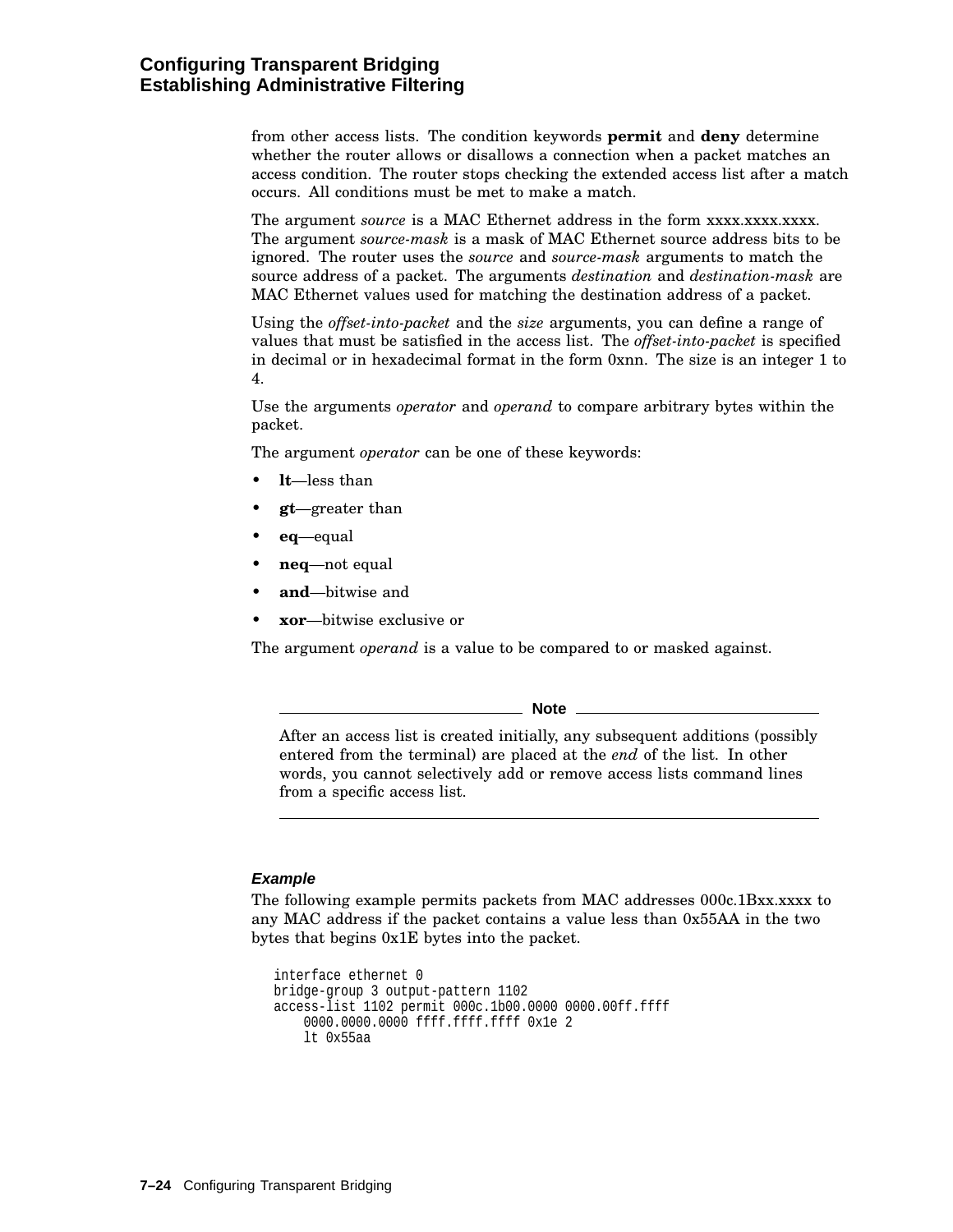from other access lists. The condition keywords **permit** and **deny** determine whether the router allows or disallows a connection when a packet matches an access condition. The router stops checking the extended access list after a match occurs. All conditions must be met to make a match.

The argument *source* is a MAC Ethernet address in the form xxxx.xxxx.xxxx. The argument *source-mask* is a mask of MAC Ethernet source address bits to be ignored. The router uses the *source* and *source-mask* arguments to match the source address of a packet. The arguments *destination* and *destination-mask* are MAC Ethernet values used for matching the destination address of a packet.

Using the *offset-into-packet* and the *size* arguments, you can define a range of values that must be satisfied in the access list. The *offset-into-packet* is specified in decimal or in hexadecimal format in the form 0xnn. The size is an integer 1 to 4.

Use the arguments *operator* and *operand* to compare arbitrary bytes within the packet.

The argument *operator* can be one of these keywords:

- **lt**—less than
- **gt**—greater than
- **eq**—equal
- **neq**—not equal
- **and**—bitwise and
- **xor**—bitwise exclusive or

The argument *operand* is a value to be compared to or masked against.

---

**Note**

After an access list is created initially, any subsequent additions (possibly entered from the terminal) are placed at the *end* of the list. In other words, you cannot selectively add or remove access lists command lines from a specific access list.

---

#### *Example*

The following example permits packets from MAC addresses 000c.1Bxx.xxxx to any MAC address if the packet contains a value less than 0x55AA in the two bytes that begins 0x1E bytes into the packet.

```
interface ethernet 0
bridge-group 3 output-pattern 1102
access-list 1102 permit 000c.1b00.0000 0000.00ff.ffff
    0000.0000.0000 ffff.ffff.ffff 0x1e 2
    lt 0x55aa
```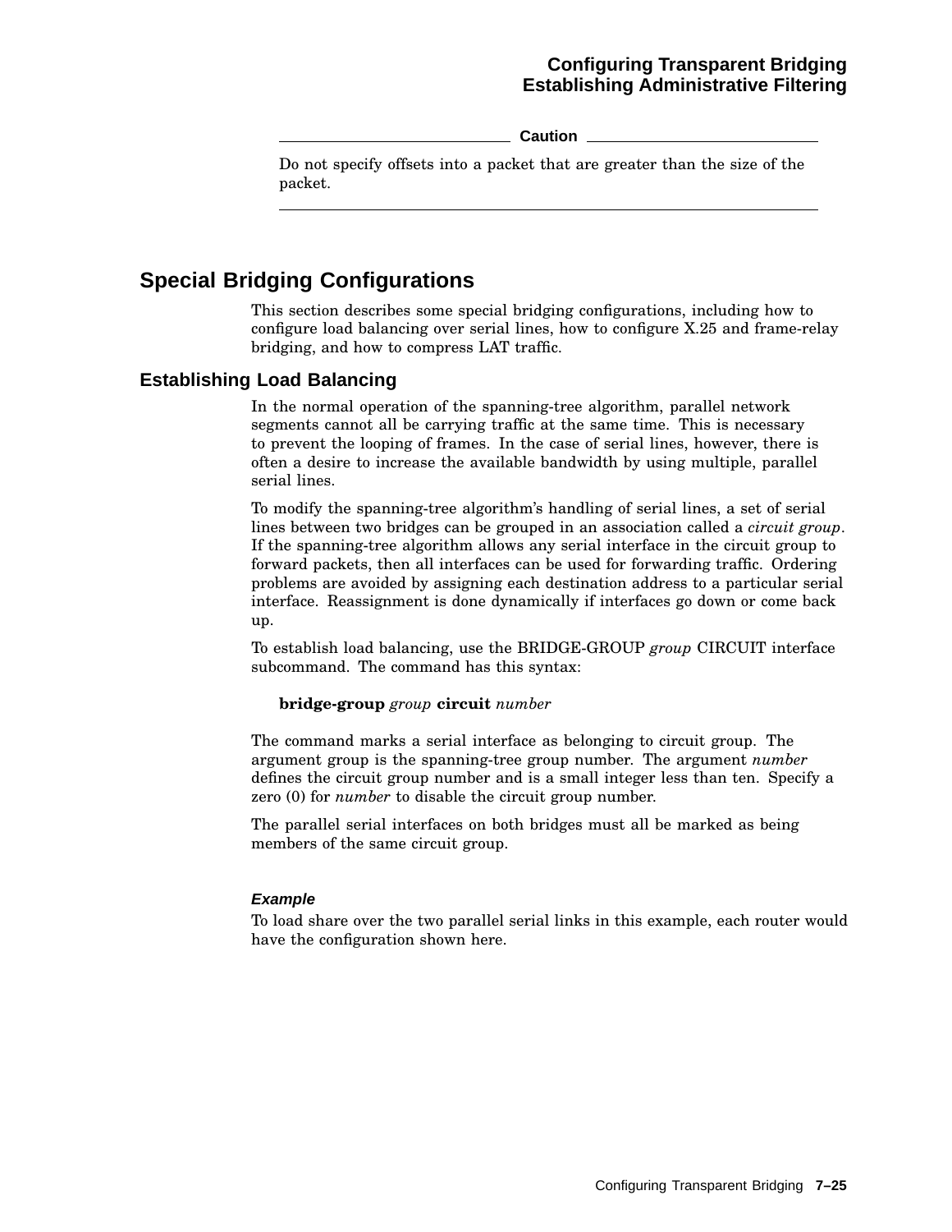**Caution**

Do not specify offsets into a packet that are greater than the size of the packet.

## Special Bridging Configurations

This section describes some special bridging configurations, including how to configure load balancing over serial lines, how to configure X.25 and frame-relay bridging, and how to compress LAT traffic.

### Establishing Load Balancing

In the normal operation of the spanning-tree algorithm, parallel network segments cannot all be carrying traffic at the same time. This is necessary to prevent the looping of frames. In the case of serial lines, however, there is often a desire to increase the available bandwidth by using multiple, parallel serial lines.

To modify the spanning-tree algorithm's handling of serial lines, a set of serial lines between two bridges can be grouped in an association called a *circuit group*. If the spanning-tree algorithm allows any serial interface in the circuit group to forward packets, then all interfaces can be used for forwarding traffic. Ordering problems are avoided by assigning each destination address to a particular serial interface. Reassignment is done dynamically if interfaces go down or come back up.

To establish load balancing, use the BRIDGE-GROUP *group* CIRCUIT interface subcommand. The command has this syntax:

**bridge-group** *group* **circuit** *number*

The command marks a serial interface as belonging to circuit group. The argument group is the spanning-tree group number. The argument *number* defines the circuit group number and is a small integer less than ten. Specify a zero (0) for *number* to disable the circuit group number.

The parallel serial interfaces on both bridges must all be marked as being members of the same circuit group.

#### *Example*

To load share over the two parallel serial links in this example, each router would have the configuration shown here.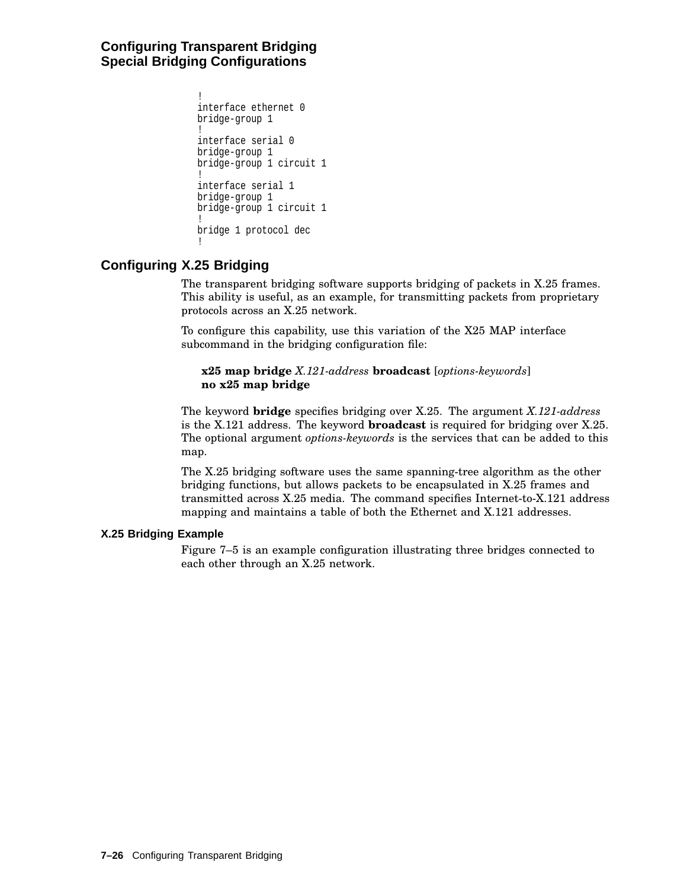```
!
interface ethernet 0
bridge-group 1
!
interface serial 0
bridge-group 1
bridge-group 1 circuit 1
!
interface serial 1
bridge-group 1
bridge-group 1 circuit 1
!
bridge 1 protocol dec
!
```

## Configuring X.25 Bridging

The transparent bridging software supports bridging of packets in X.25 frames. This ability is useful, as an example, for transmitting packets from proprietary protocols across an X.25 network.

To configure this capability, use this variation of the X25 MAP interface subcommand in the bridging configuration file:

> **x25 map bridge** *X.121-address* **broadcast** [*options-keywords*]
> **no x25 map bridge**

The keyword **bridge** specifies bridging over X.25. The argument *X.121-address* is the X.121 address. The keyword **broadcast** is required for bridging over X.25. The optional argument *options-keywords* is the services that can be added to this map.

The X.25 bridging software uses the same spanning-tree algorithm as the other bridging functions, but allows packets to be encapsulated in X.25 frames and transmitted across X.25 media. The command specifies Internet-to-X.121 address mapping and maintains a table of both the Ethernet and X.121 addresses.

### X.25 Bridging Example

Figure 7–5 is an example configuration illustrating three bridges connected to each other through an X.25 network.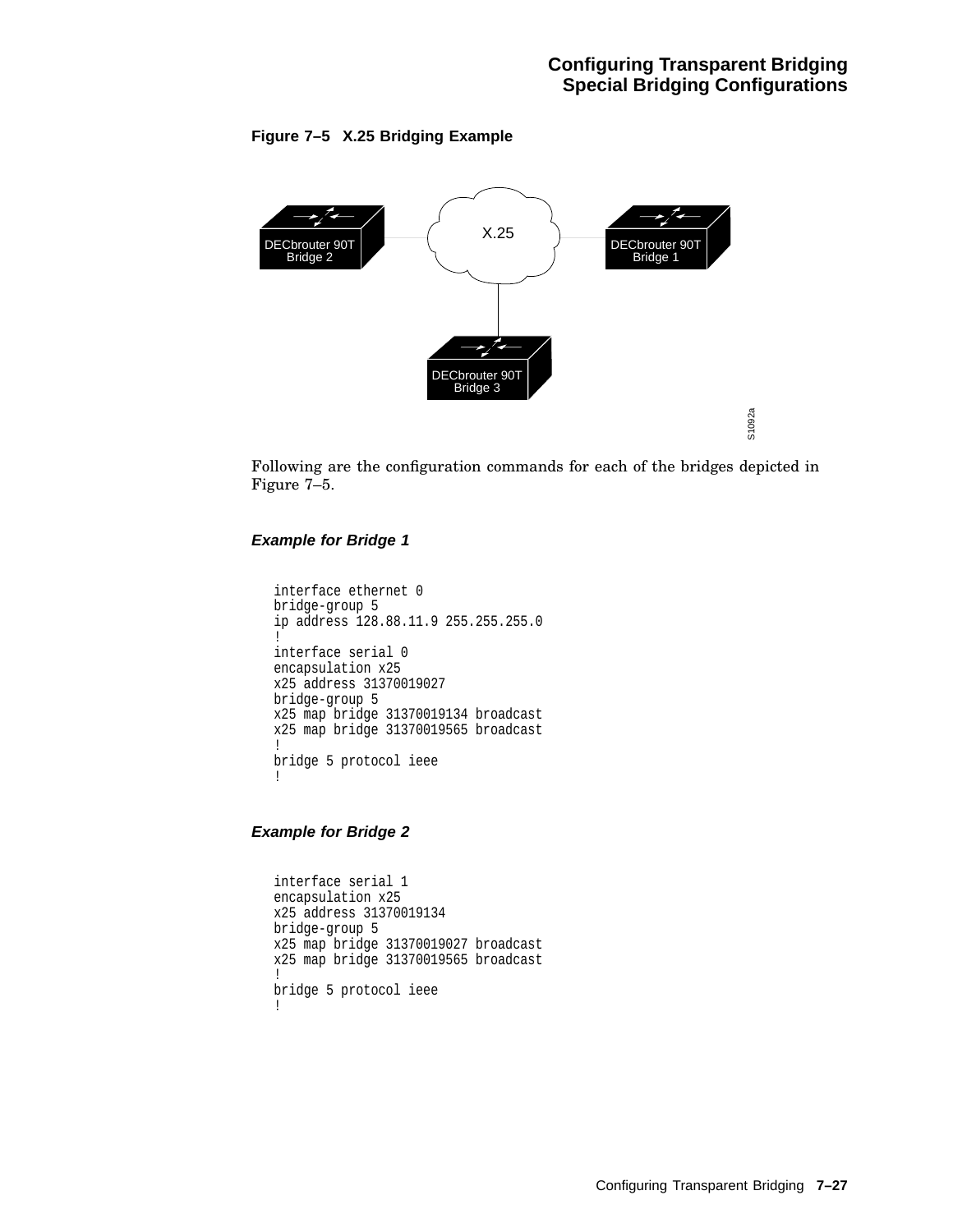**Figure 7–5 X.25 Bridging Example**

Following are the configuration commands for each of the bridges depicted in Figure 7–5.

### *Example for Bridge 1*

```
interface ethernet 0
bridge-group 5
ip address 128.88.11.9 255.255.255.0
!
interface serial 0
encapsulation x25
x25 address 31370019027
bridge-group 5
x25 map bridge 31370019134 broadcast
x25 map bridge 31370019565 broadcast
!
bridge 5 protocol ieee
!
```

### *Example for Bridge 2*

```
interface serial 1
encapsulation x25
x25 address 31370019134
bridge-group 5
x25 map bridge 31370019027 broadcast
x25 map bridge 31370019565 broadcast
!
bridge 5 protocol ieee
!
```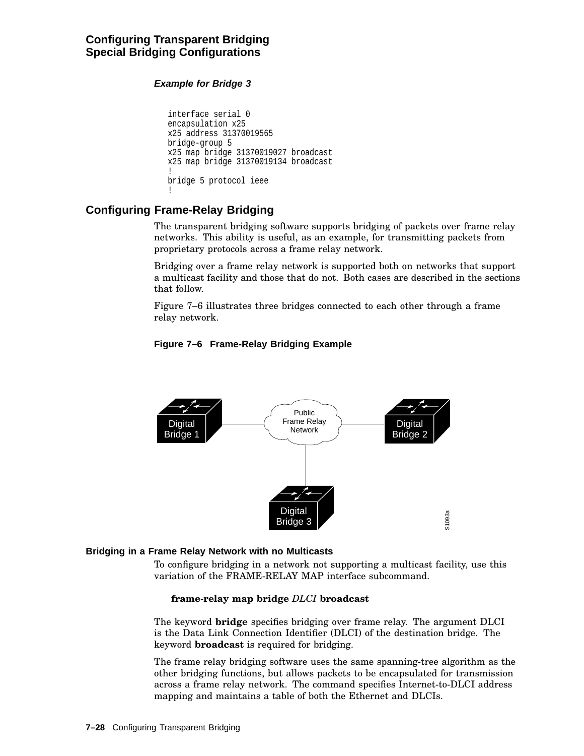**Example for Bridge 3**

```
interface serial 0
encapsulation x25
x25 address 31370019565
bridge-group 5
x25 map bridge 31370019027 broadcast
x25 map bridge 31370019134 broadcast
!
bridge 5 protocol ieee
!
```

## Configuring Frame-Relay Bridging

The transparent bridging software supports bridging of packets over frame relay networks. This ability is useful, as an example, for transmitting packets from proprietary protocols across a frame relay network.

Bridging over a frame relay network is supported both on networks that support a multicast facility and those that do not. Both cases are described in the sections that follow.

Figure 7–6 illustrates three bridges connected to each other through a frame relay network.

**Figure 7–6 Frame-Relay Bridging Example**

### Bridging in a Frame Relay Network with no Multicasts

To configure bridging in a network not supporting a multicast facility, use this variation of the FRAME-RELAY MAP interface subcommand.

**frame-relay map bridge** *DLCI* **broadcast**

The keyword **bridge** specifies bridging over frame relay. The argument DLCI is the Data Link Connection Identifier (DLCI) of the destination bridge. The keyword **broadcast** is required for bridging.

The frame relay bridging software uses the same spanning-tree algorithm as the other bridging functions, but allows packets to be encapsulated for transmission across a frame relay network. The command specifies Internet-to-DLCI address mapping and maintains a table of both the Ethernet and DLCIs.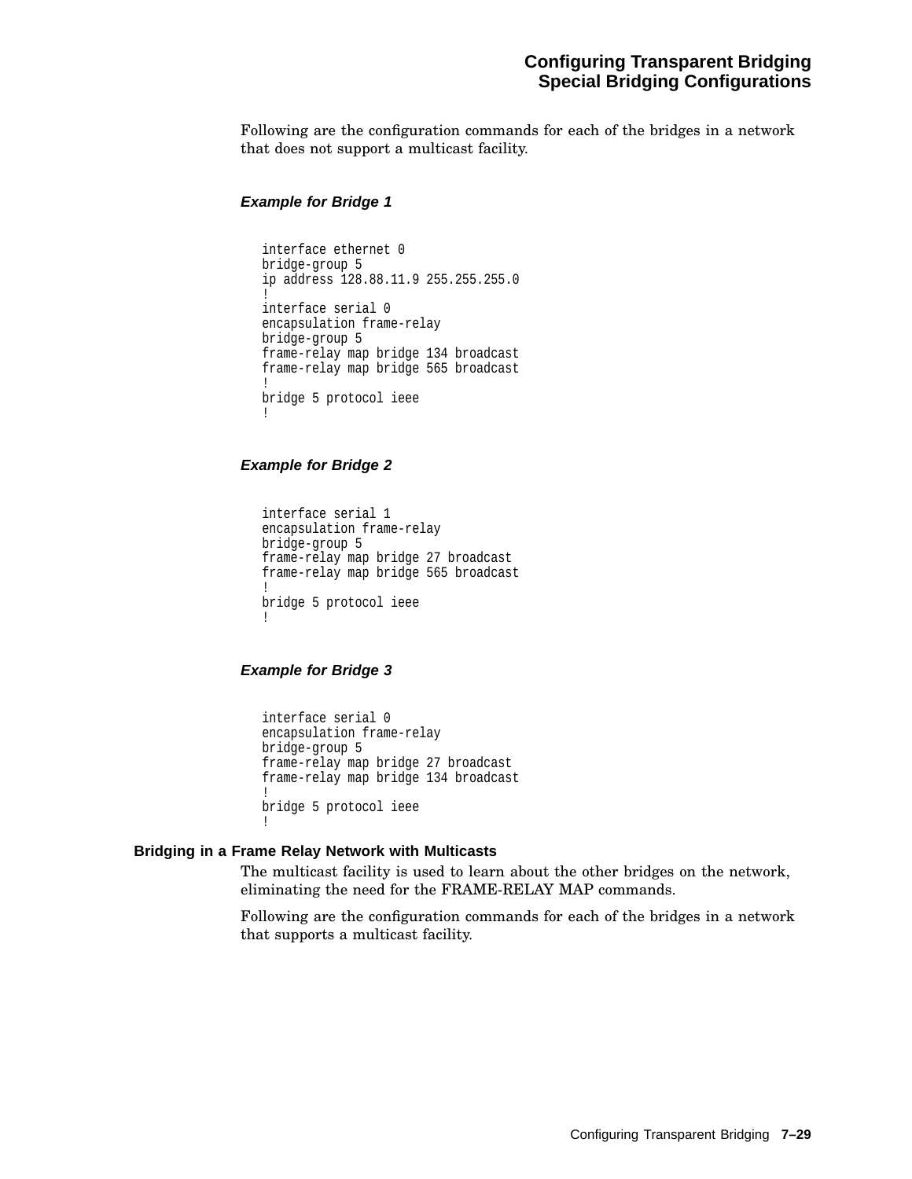Following are the configuration commands for each of the bridges in a network that does not support a multicast facility.

#### *Example for Bridge 1*

```
interface ethernet 0
bridge-group 5
ip address 128.88.11.9 255.255.255.0
!
interface serial 0
encapsulation frame-relay
bridge-group 5
frame-relay map bridge 134 broadcast
frame-relay map bridge 565 broadcast
!
bridge 5 protocol ieee
!
```

#### *Example for Bridge 2*

```
interface serial 1
encapsulation frame-relay
bridge-group 5
frame-relay map bridge 27 broadcast
frame-relay map bridge 565 broadcast
!
bridge 5 protocol ieee
!
```

#### *Example for Bridge 3*

```
interface serial 0
encapsulation frame-relay
bridge-group 5
frame-relay map bridge 27 broadcast
frame-relay map bridge 134 broadcast
!
bridge 5 protocol ieee
!
```

### Bridging in a Frame Relay Network with Multicasts

The multicast facility is used to learn about the other bridges on the network, eliminating the need for the FRAME-RELAY MAP commands.

Following are the configuration commands for each of the bridges in a network that supports a multicast facility.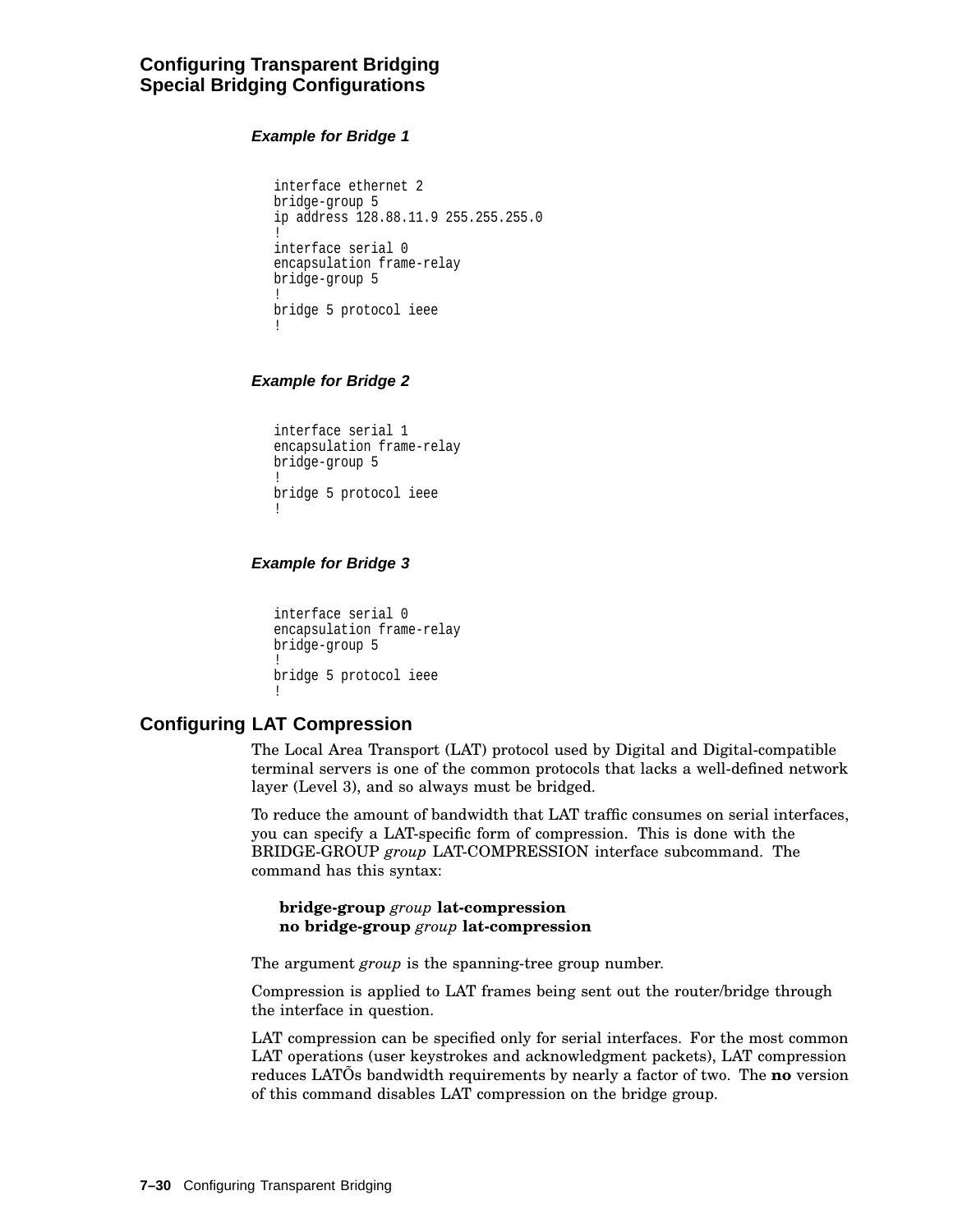#### Example for Bridge 1

```
interface ethernet 2
bridge-group 5
ip address 128.88.11.9 255.255.255.0
!
interface serial 0
encapsulation frame-relay
bridge-group 5
!
bridge 5 protocol ieee
!
```

#### Example for Bridge 2

```
interface serial 1
encapsulation frame-relay
bridge-group 5
!
bridge 5 protocol ieee
!
```

#### Example for Bridge 3

```
interface serial 0
encapsulation frame-relay
bridge-group 5
!
bridge 5 protocol ieee
!
```

## Configuring LAT Compression

The Local Area Transport (LAT) protocol used by Digital and Digital-compatible terminal servers is one of the common protocols that lacks a well-defined network layer (Level 3), and so always must be bridged.

To reduce the amount of bandwidth that LAT traffic consumes on serial interfaces, you can specify a LAT-specific form of compression. This is done with the BRIDGE-GROUP *group* LAT-COMPRESSION interface subcommand. The command has this syntax:

**bridge-group** *group* **lat-compression**
**no bridge-group** *group* **lat-compression**

The argument *group* is the spanning-tree group number.

Compression is applied to LAT frames being sent out the router/bridge through the interface in question.

LAT compression can be specified only for serial interfaces. For the most common LAT operations (user keystrokes and acknowledgment packets), LAT compression reduces LATÕs bandwidth requirements by nearly a factor of two. The **no** version of this command disables LAT compression on the bridge group.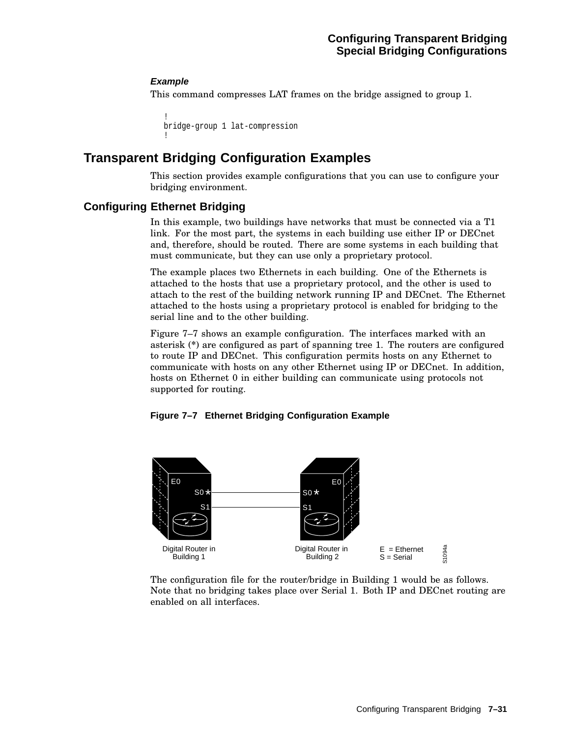### *Example*

This command compresses LAT frames on the bridge assigned to group 1.

```
!
bridge-group 1 lat-compression
!
```

# Transparent Bridging Configuration Examples

This section provides example configurations that you can use to configure your bridging environment.

## Configuring Ethernet Bridging

In this example, two buildings have networks that must be connected via a T1 link. For the most part, the systems in each building use either IP or DECnet and, therefore, should be routed. There are some systems in each building that must communicate, but they can use only a proprietary protocol.

The example places two Ethernets in each building. One of the Ethernets is attached to the hosts that use a proprietary protocol, and the other is used to attach to the rest of the building network running IP and DECnet. The Ethernet attached to the hosts using a proprietary protocol is enabled for bridging to the serial line and to the other building.

Figure 7–7 shows an example configuration. The interfaces marked with an asterisk (*) are configured as part of spanning tree 1. The routers are configured to route IP and DECnet. This configuration permits hosts on any Ethernet to communicate with hosts on any other Ethernet using IP or DECnet. In addition, hosts on Ethernet 0 in either building can communicate using protocols not supported for routing.

**Figure 7–7 Ethernet Bridging Configuration Example**

The configuration file for the router/bridge in Building 1 would be as follows. Note that no bridging takes place over Serial 1. Both IP and DECnet routing are enabled on all interfaces.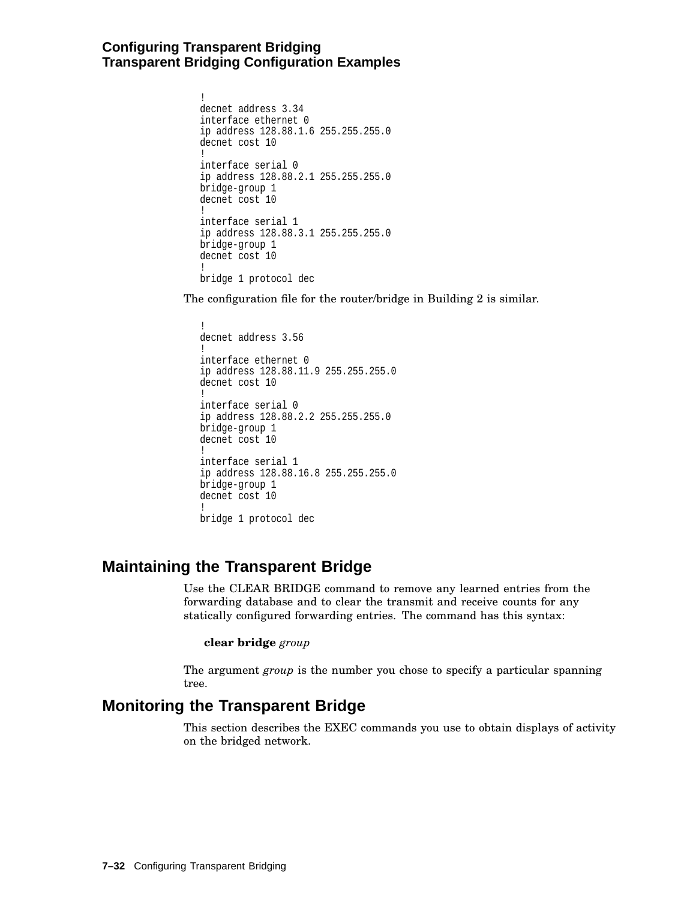```
!
decnet address 3.34
interface ethernet 0
ip address 128.88.1.6 255.255.255.0
decnet cost 10
!
interface serial 0
ip address 128.88.2.1 255.255.255.0
bridge-group 1
decnet cost 10
!
interface serial 1
ip address 128.88.3.1 255.255.255.0
bridge-group 1
decnet cost 10
!
bridge 1 protocol dec
```

The configuration file for the router/bridge in Building 2 is similar.

```
!
decnet address 3.56
!
interface ethernet 0
ip address 128.88.11.9 255.255.255.0
decnet cost 10
!
interface serial 0
ip address 128.88.2.2 255.255.255.0
bridge-group 1
decnet cost 10
!
interface serial 1
ip address 128.88.16.8 255.255.255.0
bridge-group 1
decnet cost 10
!
bridge 1 protocol dec
```

## Maintaining the Transparent Bridge

Use the CLEAR BRIDGE command to remove any learned entries from the forwarding database and to clear the transmit and receive counts for any statically configured forwarding entries. The command has this syntax:

**clear bridge** *group*

The argument *group* is the number you chose to specify a particular spanning tree.

## Monitoring the Transparent Bridge

This section describes the EXEC commands you use to obtain displays of activity on the bridged network.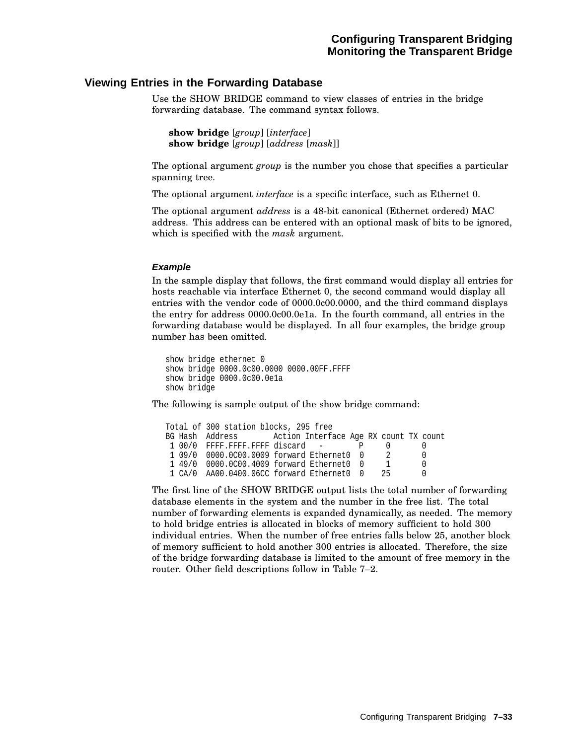## Viewing Entries in the Forwarding Database

Use the SHOW BRIDGE command to view classes of entries in the bridge forwarding database. The command syntax follows.

**show bridge** [*group*] [*interface*]
**show bridge** [*group*] [*address* [*mask*]]

The optional argument *group* is the number you chose that specifies a particular spanning tree.

The optional argument *interface* is a specific interface, such as Ethernet 0.

The optional argument *address* is a 48-bit canonical (Ethernet ordered) MAC address. This address can be entered with an optional mask of bits to be ignored, which is specified with the *mask* argument.

#### Example

In the sample display that follows, the first command would display all entries for hosts reachable via interface Ethernet 0, the second command would display all entries with the vendor code of 0000.0c00.0000, and the third command displays the entry for address 0000.0c00.0e1a. In the fourth command, all entries in the forwarding database would be displayed. In all four examples, the bridge group number has been omitted.

```
show bridge ethernet 0
show bridge 0000.0c00.0000 0000.00FF.FFFF
show bridge 0000.0c00.0e1a
show bridge
```

The following is sample output of the show bridge command:

```
Total of 300 station blocks, 295 free
BG Hash  Address        Action Interface Age RX count TX count
 1 00/0  FFFF.FFFF.FFFF discard   -        P     0       0
 1 09/0  0000.0C00.0009 forward Ethernet0  0     2       0
 1 49/0  0000.0C00.4009 forward Ethernet0  0     1       0
 1 CA/0  AA00.0400.06CC forward Ethernet0  0    25       0
```

The first line of the SHOW BRIDGE output lists the total number of forwarding database elements in the system and the number in the free list. The total number of forwarding elements is expanded dynamically, as needed. The memory to hold bridge entries is allocated in blocks of memory sufficient to hold 300 individual entries. When the number of free entries falls below 25, another block of memory sufficient to hold another 300 entries is allocated. Therefore, the size of the bridge forwarding database is limited to the amount of free memory in the router. Other field descriptions follow in Table 7–2.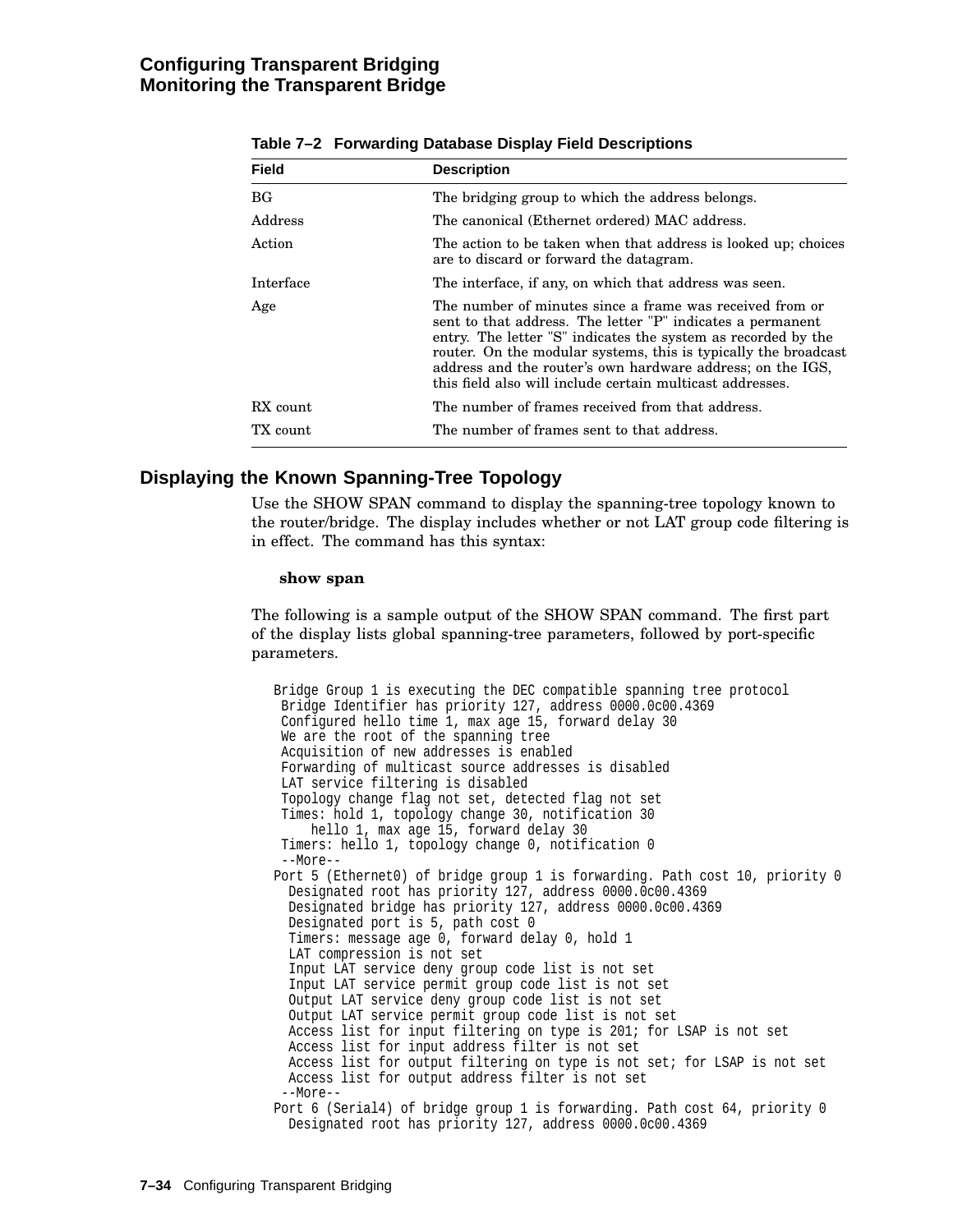**Table 7–2 Forwarding Database Display Field Descriptions**

| Field | Description |
|---|---|
| BG | The bridging group to which the address belongs. |
| Address | The canonical (Ethernet ordered) MAC address. |
| Action | The action to be taken when that address is looked up; choices are to discard or forward the datagram. |
| Interface | The interface, if any, on which that address was seen. |
| Age | The number of minutes since a frame was received from or sent to that address. The letter "P" indicates a permanent entry. The letter "S" indicates the system as recorded by the router. On the modular systems, this is typically the broadcast address and the router's own hardware address; on the IGS, this field also will include certain multicast addresses. |
| RX count | The number of frames received from that address. |
| TX count | The number of frames sent to that address. |

## Displaying the Known Spanning-Tree Topology

Use the SHOW SPAN command to display the spanning-tree topology known to the router/bridge. The display includes whether or not LAT group code filtering is in effect. The command has this syntax:

**show span**

The following is a sample output of the SHOW SPAN command. The first part of the display lists global spanning-tree parameters, followed by port-specific parameters.

```
Bridge Group 1 is executing the DEC compatible spanning tree protocol
 Bridge Identifier has priority 127, address 0000.0c00.4369
 Configured hello time 1, max age 15, forward delay 30
 We are the root of the spanning tree
 Acquisition of new addresses is enabled
 Forwarding of multicast source addresses is disabled
 LAT service filtering is disabled
 Topology change flag not set, detected flag not set
 Times: hold 1, topology change 30, notification 30
     hello 1, max age 15, forward delay 30
 Timers: hello 1, topology change 0, notification 0
 --More--
Port 5 (Ethernet0) of bridge group 1 is forwarding. Path cost 10, priority 0
  Designated root has priority 127, address 0000.0c00.4369
  Designated bridge has priority 127, address 0000.0c00.4369
  Designated port is 5, path cost 0
  Timers: message age 0, forward delay 0, hold 1
  LAT compression is not set
  Input LAT service deny group code list is not set
  Input LAT service permit group code list is not set
  Output LAT service deny group code list is not set
  Output LAT service permit group code list is not set
  Access list for input filtering on type is 201; for LSAP is not set
  Access list for input address filter is not set
  Access list for output filtering on type is not set; for LSAP is not set
  Access list for output address filter is not set
 --More--
Port 6 (Serial4) of bridge group 1 is forwarding. Path cost 64, priority 0
  Designated root has priority 127, address 0000.0c00.4369
```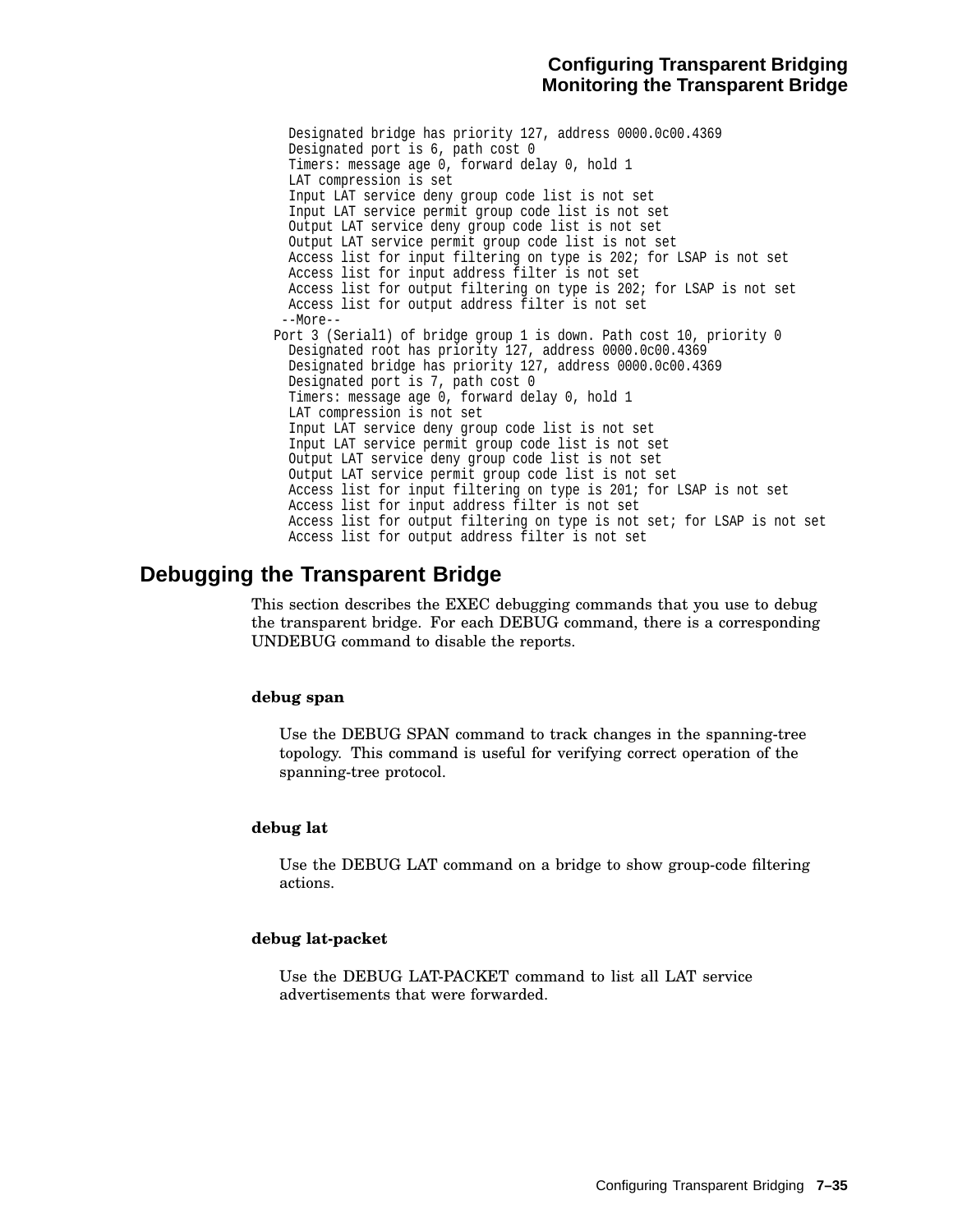```
  Designated bridge has priority 127, address 0000.0c00.4369
  Designated port is 6, path cost 0
  Timers: message age 0, forward delay 0, hold 1
  LAT compression is set
  Input LAT service deny group code list is not set
  Input LAT service permit group code list is not set
  Output LAT service deny group code list is not set
  Output LAT service permit group code list is not set
  Access list for input filtering on type is 202; for LSAP is not set
  Access list for input address filter is not set
  Access list for output filtering on type is 202; for LSAP is not set
  Access list for output address filter is not set
 --More--
Port 3 (Serial1) of bridge group 1 is down. Path cost 10, priority 0
  Designated root has priority 127, address 0000.0c00.4369
  Designated bridge has priority 127, address 0000.0c00.4369
  Designated port is 7, path cost 0
  Timers: message age 0, forward delay 0, hold 1
  LAT compression is not set
  Input LAT service deny group code list is not set
  Input LAT service permit group code list is not set
  Output LAT service deny group code list is not set
  Output LAT service permit group code list is not set
  Access list for input filtering on type is 201; for LSAP is not set
  Access list for input address filter is not set
  Access list for output filtering on type is not set; for LSAP is not set
  Access list for output address filter is not set
```

## Debugging the Transparent Bridge

This section describes the EXEC debugging commands that you use to debug the transparent bridge. For each DEBUG command, there is a corresponding UNDEBUG command to disable the reports.

**debug span**

Use the DEBUG SPAN command to track changes in the spanning-tree topology. This command is useful for verifying correct operation of the spanning-tree protocol.

**debug lat**

Use the DEBUG LAT command on a bridge to show group-code filtering actions.

**debug lat-packet**

Use the DEBUG LAT-PACKET command to list all LAT service advertisements that were forwarded.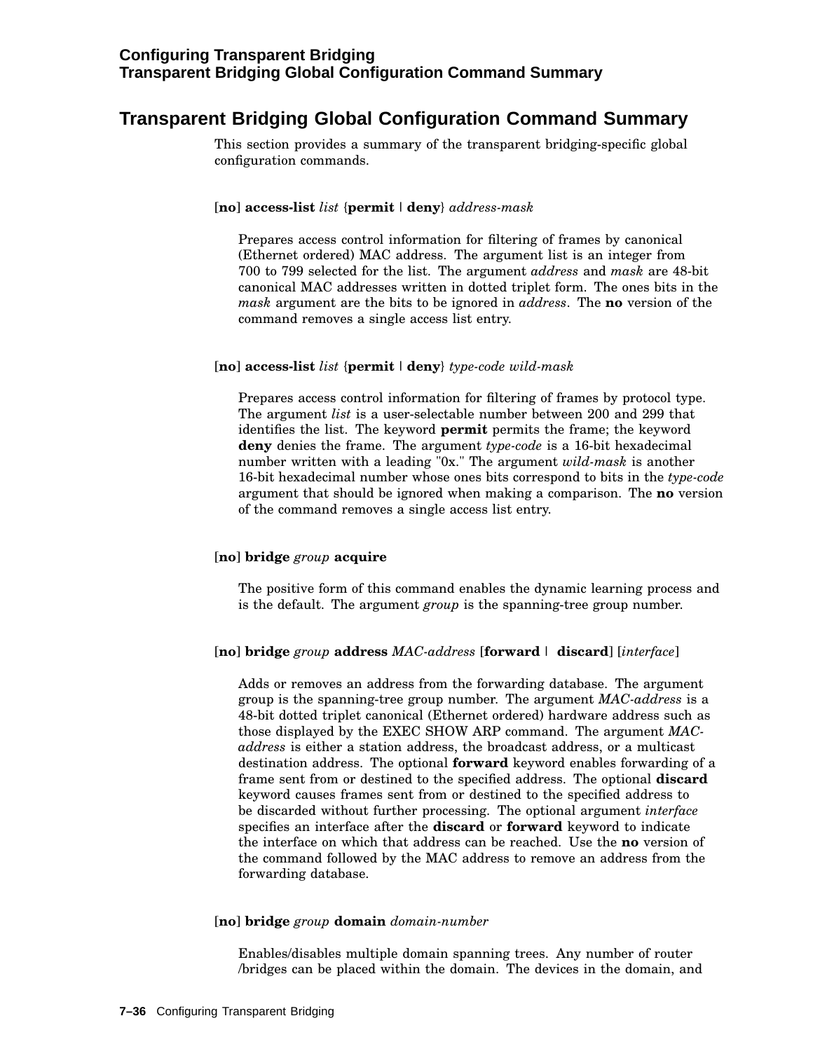## Transparent Bridging Global Configuration Command Summary

This section provides a summary of the transparent bridging-specific global configuration commands.

[**no**] **access-list** *list* {**permit** | **deny**} *address-mask*

Prepares access control information for filtering of frames by canonical (Ethernet ordered) MAC address. The argument list is an integer from 700 to 799 selected for the list. The argument *address* and *mask* are 48-bit canonical MAC addresses written in dotted triplet form. The ones bits in the *mask* argument are the bits to be ignored in *address*. The **no** version of the command removes a single access list entry.

[**no**] **access-list** *list* {**permit** | **deny**} *type-code wild-mask*

Prepares access control information for filtering of frames by protocol type. The argument *list* is a user-selectable number between 200 and 299 that identifies the list. The keyword **permit** permits the frame; the keyword **deny** denies the frame. The argument *type-code* is a 16-bit hexadecimal number written with a leading "0x." The argument *wild-mask* is another 16-bit hexadecimal number whose ones bits correspond to bits in the *type-code* argument that should be ignored when making a comparison. The **no** version of the command removes a single access list entry.

[**no**] **bridge** *group* **acquire**

The positive form of this command enables the dynamic learning process and is the default. The argument *group* is the spanning-tree group number.

[**no**] **bridge** *group* **address** *MAC-address* [**forward** | **discard**] [*interface*]

Adds or removes an address from the forwarding database. The argument group is the spanning-tree group number. The argument *MAC-address* is a 48-bit dotted triplet canonical (Ethernet ordered) hardware address such as those displayed by the EXEC SHOW ARP command. The argument *MAC-address* is either a station address, the broadcast address, or a multicast destination address. The optional **forward** keyword enables forwarding of a frame sent from or destined to the specified address. The optional **discard** keyword causes frames sent from or destined to the specified address to be discarded without further processing. The optional argument *interface* specifies an interface after the **discard** or **forward** keyword to indicate the interface on which that address can be reached. Use the **no** version of the command followed by the MAC address to remove an address from the forwarding database.

[**no**] **bridge** *group* **domain** *domain-number*

Enables/disables multiple domain spanning trees. Any number of router /bridges can be placed within the domain. The devices in the domain, and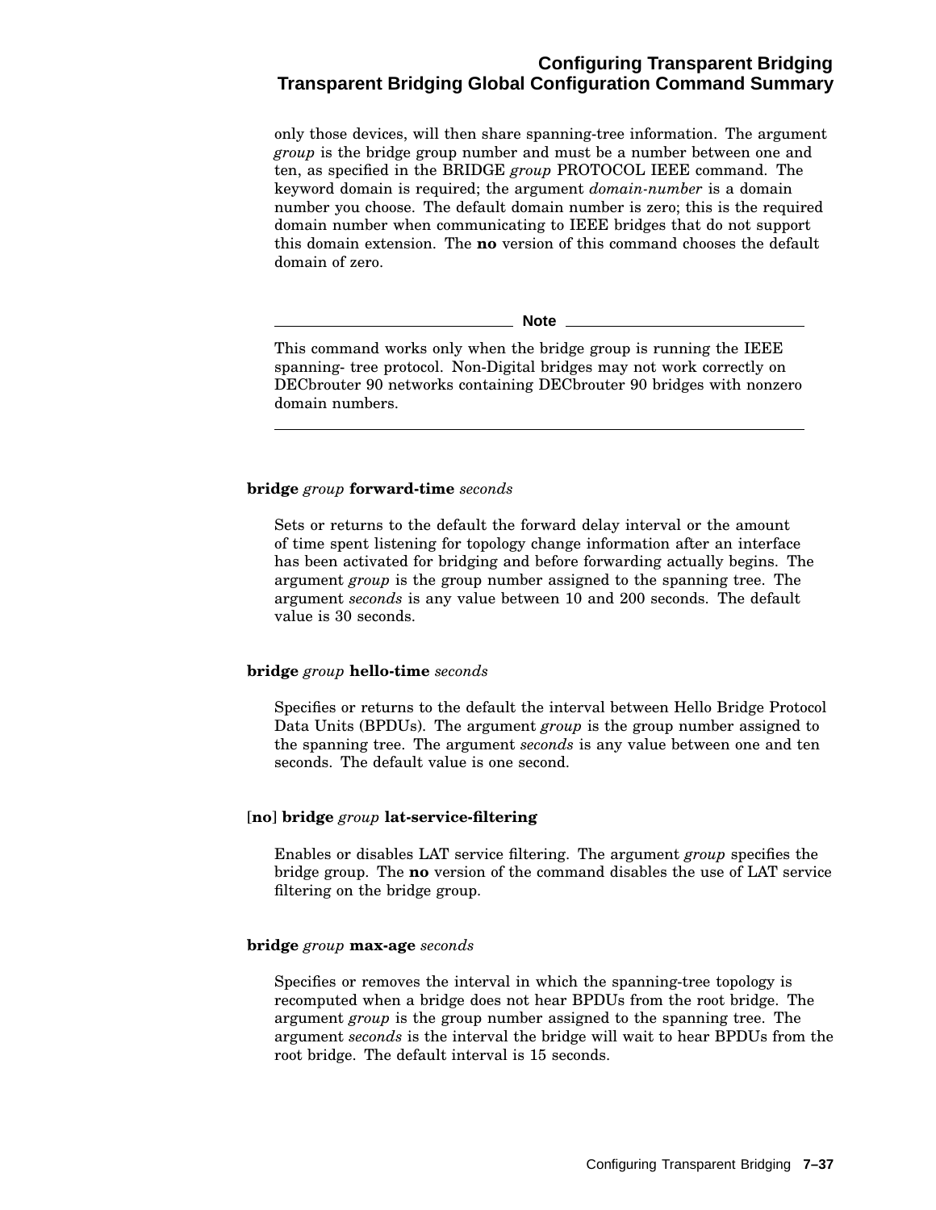only those devices, will then share spanning-tree information. The argument *group* is the bridge group number and must be a number between one and ten, as specified in the BRIDGE *group* PROTOCOL IEEE command. The keyword domain is required; the argument *domain-number* is a domain number you choose. The default domain number is zero; this is the required domain number when communicating to IEEE bridges that do not support this domain extension. The **no** version of this command chooses the default domain of zero.

---

**Note**

This command works only when the bridge group is running the IEEE spanning- tree protocol. Non-Digital bridges may not work correctly on DECbrouter 90 networks containing DECbrouter 90 bridges with nonzero domain numbers.

---

**bridge** *group* **forward-time** *seconds*

Sets or returns to the default the forward delay interval or the amount of time spent listening for topology change information after an interface has been activated for bridging and before forwarding actually begins. The argument *group* is the group number assigned to the spanning tree. The argument *seconds* is any value between 10 and 200 seconds. The default value is 30 seconds.

**bridge** *group* **hello-time** *seconds*

Specifies or returns to the default the interval between Hello Bridge Protocol Data Units (BPDUs). The argument *group* is the group number assigned to the spanning tree. The argument *seconds* is any value between one and ten seconds. The default value is one second.

[**no**] **bridge** *group* **lat-service-filtering**

Enables or disables LAT service filtering. The argument *group* specifies the bridge group. The **no** version of the command disables the use of LAT service filtering on the bridge group.

**bridge** *group* **max-age** *seconds*

Specifies or removes the interval in which the spanning-tree topology is recomputed when a bridge does not hear BPDUs from the root bridge. The argument *group* is the group number assigned to the spanning tree. The argument *seconds* is the interval the bridge will wait to hear BPDUs from the root bridge. The default interval is 15 seconds.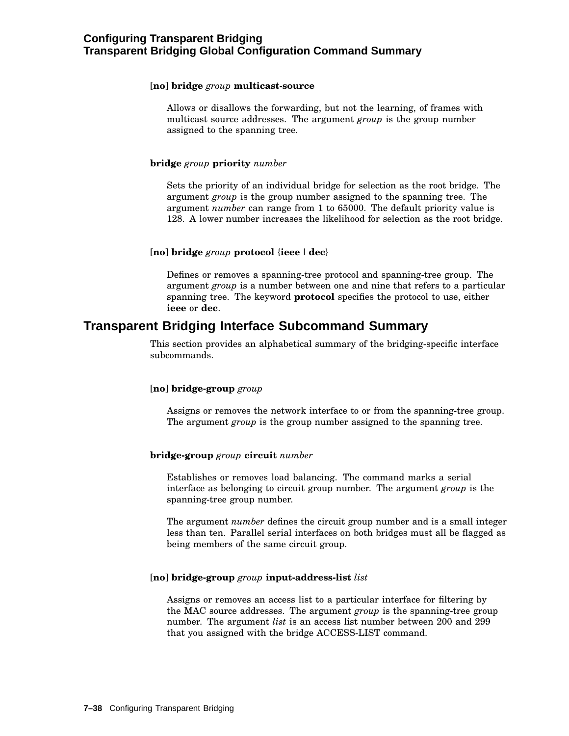**[no] bridge** *group* **multicast-source**

Allows or disallows the forwarding, but not the learning, of frames with multicast source addresses. The argument *group* is the group number assigned to the spanning tree.

**bridge** *group* **priority** *number*

Sets the priority of an individual bridge for selection as the root bridge. The argument *group* is the group number assigned to the spanning tree. The argument *number* can range from 1 to 65000. The default priority value is 128. A lower number increases the likelihood for selection as the root bridge.

**[no] bridge** *group* **protocol** {**ieee** | **dec**}

Defines or removes a spanning-tree protocol and spanning-tree group. The argument *group* is a number between one and nine that refers to a particular spanning tree. The keyword **protocol** specifies the protocol to use, either **ieee** or **dec**.

## Transparent Bridging Interface Subcommand Summary

This section provides an alphabetical summary of the bridging-specific interface subcommands.

**[no] bridge-group** *group*

Assigns or removes the network interface to or from the spanning-tree group. The argument *group* is the group number assigned to the spanning tree.

**bridge-group** *group* **circuit** *number*

Establishes or removes load balancing. The command marks a serial interface as belonging to circuit group number. The argument *group* is the spanning-tree group number.

The argument *number* defines the circuit group number and is a small integer less than ten. Parallel serial interfaces on both bridges must all be flagged as being members of the same circuit group.

**[no] bridge-group** *group* **input-address-list** *list*

Assigns or removes an access list to a particular interface for filtering by the MAC source addresses. The argument *group* is the spanning-tree group number. The argument *list* is an access list number between 200 and 299 that you assigned with the bridge ACCESS-LIST command.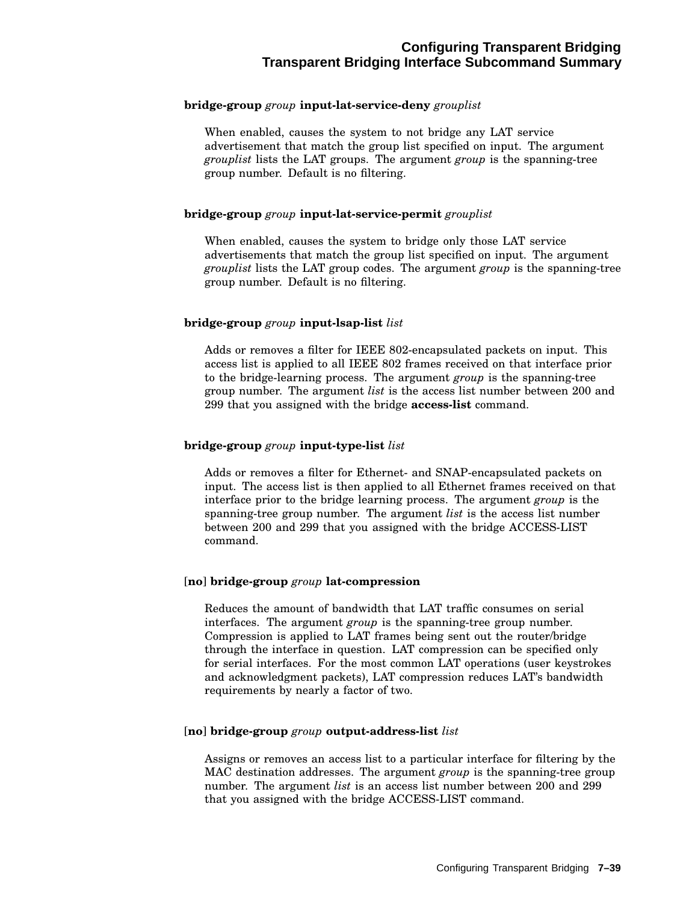**bridge-group** *group* **input-lat-service-deny** *grouplist*

When enabled, causes the system to not bridge any LAT service advertisement that match the group list specified on input. The argument *grouplist* lists the LAT groups. The argument *group* is the spanning-tree group number. Default is no filtering.

**bridge-group** *group* **input-lat-service-permit** *grouplist*

When enabled, causes the system to bridge only those LAT service advertisements that match the group list specified on input. The argument *grouplist* lists the LAT group codes. The argument *group* is the spanning-tree group number. Default is no filtering.

**bridge-group** *group* **input-lsap-list** *list*

Adds or removes a filter for IEEE 802-encapsulated packets on input. This access list is applied to all IEEE 802 frames received on that interface prior to the bridge-learning process. The argument *group* is the spanning-tree group number. The argument *list* is the access list number between 200 and 299 that you assigned with the bridge **access-list** command.

**bridge-group** *group* **input-type-list** *list*

Adds or removes a filter for Ethernet- and SNAP-encapsulated packets on input. The access list is then applied to all Ethernet frames received on that interface prior to the bridge learning process. The argument *group* is the spanning-tree group number. The argument *list* is the access list number between 200 and 299 that you assigned with the bridge ACCESS-LIST command.

[**no**] **bridge-group** *group* **lat-compression**

Reduces the amount of bandwidth that LAT traffic consumes on serial interfaces. The argument *group* is the spanning-tree group number. Compression is applied to LAT frames being sent out the router/bridge through the interface in question. LAT compression can be specified only for serial interfaces. For the most common LAT operations (user keystrokes and acknowledgment packets), LAT compression reduces LAT's bandwidth requirements by nearly a factor of two.

[**no**] **bridge-group** *group* **output-address-list** *list*

Assigns or removes an access list to a particular interface for filtering by the MAC destination addresses. The argument *group* is the spanning-tree group number. The argument *list* is an access list number between 200 and 299 that you assigned with the bridge ACCESS-LIST command.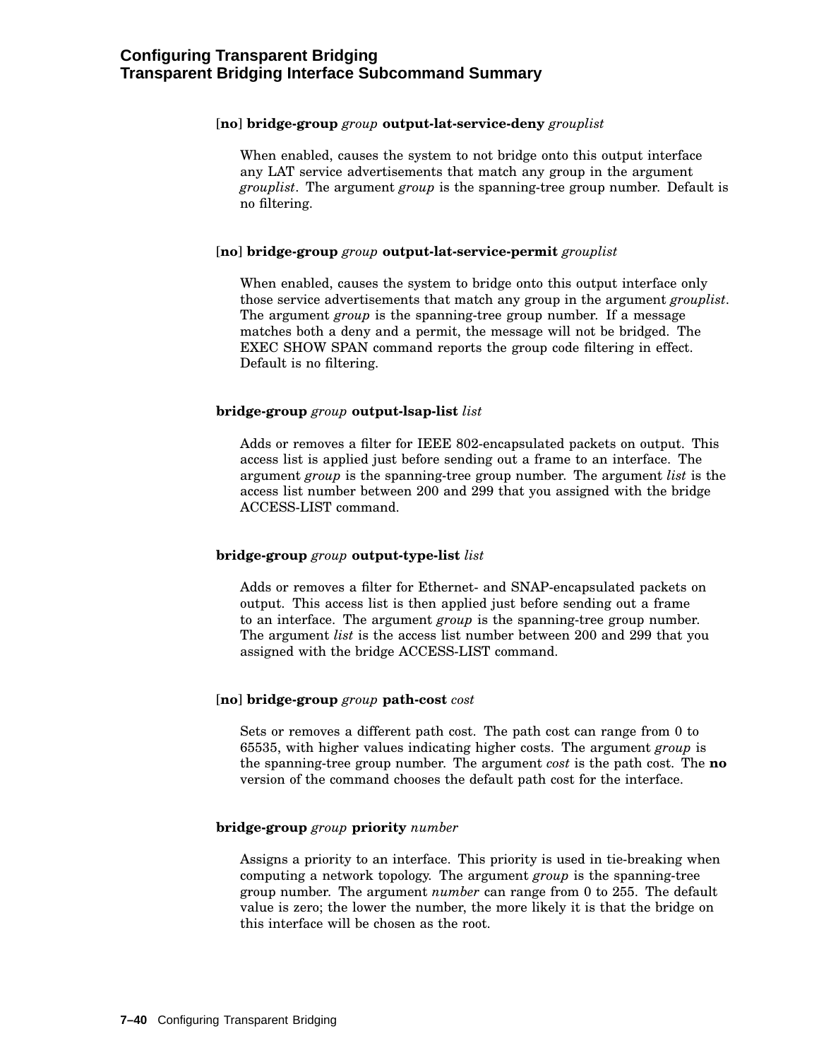[**no**] **bridge-group** *group* **output-lat-service-deny** *grouplist*

When enabled, causes the system to not bridge onto this output interface any LAT service advertisements that match any group in the argument *grouplist*. The argument *group* is the spanning-tree group number. Default is no filtering.

[**no**] **bridge-group** *group* **output-lat-service-permit** *grouplist*

When enabled, causes the system to bridge onto this output interface only those service advertisements that match any group in the argument *grouplist*. The argument *group* is the spanning-tree group number. If a message matches both a deny and a permit, the message will not be bridged. The EXEC SHOW SPAN command reports the group code filtering in effect. Default is no filtering.

**bridge-group** *group* **output-lsap-list** *list*

Adds or removes a filter for IEEE 802-encapsulated packets on output. This access list is applied just before sending out a frame to an interface. The argument *group* is the spanning-tree group number. The argument *list* is the access list number between 200 and 299 that you assigned with the bridge ACCESS-LIST command.

**bridge-group** *group* **output-type-list** *list*

Adds or removes a filter for Ethernet- and SNAP-encapsulated packets on output. This access list is then applied just before sending out a frame to an interface. The argument *group* is the spanning-tree group number. The argument *list* is the access list number between 200 and 299 that you assigned with the bridge ACCESS-LIST command.

[**no**] **bridge-group** *group* **path-cost** *cost*

Sets or removes a different path cost. The path cost can range from 0 to 65535, with higher values indicating higher costs. The argument *group* is the spanning-tree group number. The argument *cost* is the path cost. The **no** version of the command chooses the default path cost for the interface.

**bridge-group** *group* **priority** *number*

Assigns a priority to an interface. This priority is used in tie-breaking when computing a network topology. The argument *group* is the spanning-tree group number. The argument *number* can range from 0 to 255. The default value is zero; the lower the number, the more likely it is that the bridge on this interface will be chosen as the root.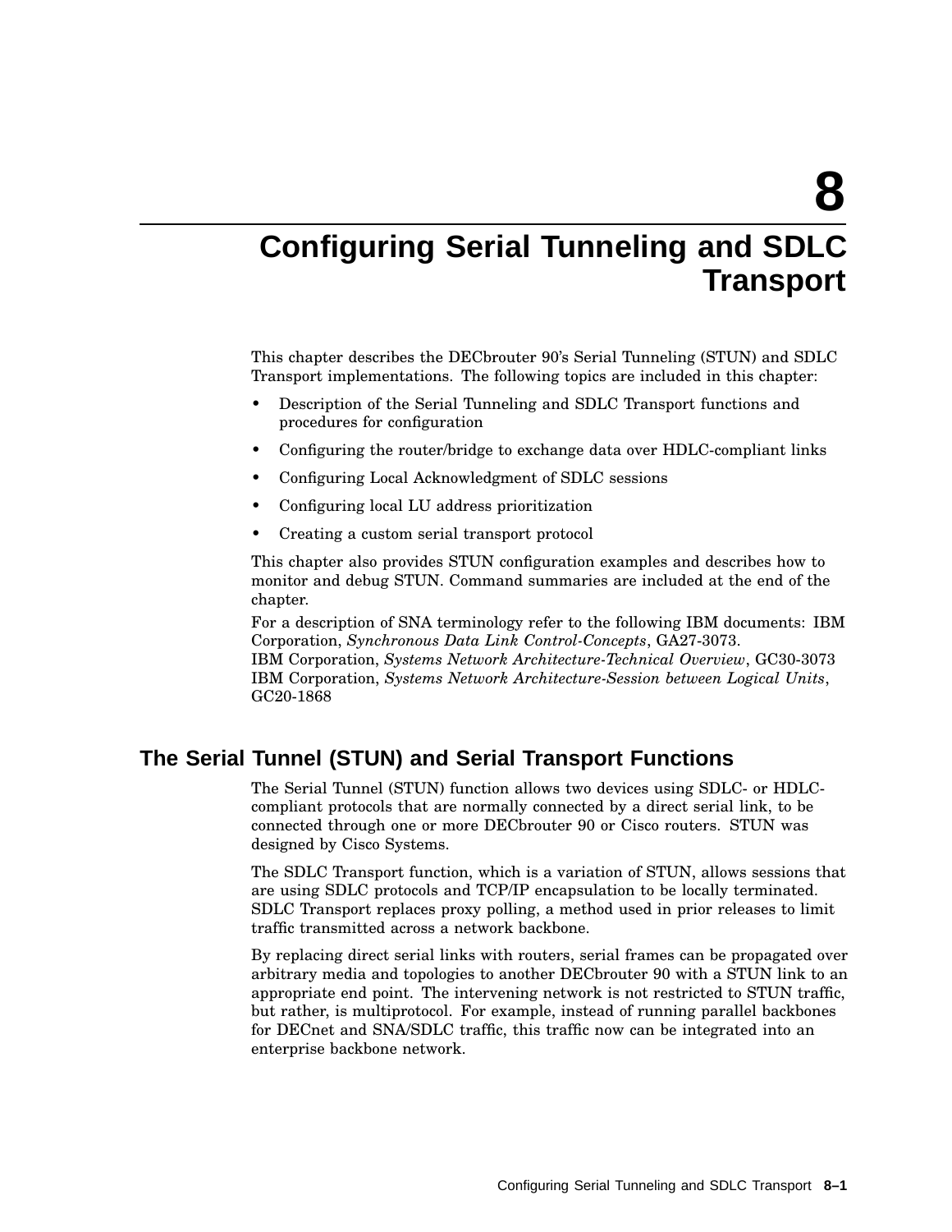# 8 Configuring Serial Tunneling and SDLC Transport

This chapter describes the DECbrouter 90's Serial Tunneling (STUN) and SDLC Transport implementations. The following topics are included in this chapter:

- Description of the Serial Tunneling and SDLC Transport functions and procedures for configuration
- Configuring the router/bridge to exchange data over HDLC-compliant links
- Configuring Local Acknowledgment of SDLC sessions
- Configuring local LU address prioritization
- Creating a custom serial transport protocol

This chapter also provides STUN configuration examples and describes how to monitor and debug STUN. Command summaries are included at the end of the chapter.

For a description of SNA terminology refer to the following IBM documents: IBM Corporation, *Synchronous Data Link Control-Concepts*, GA27-3073.
IBM Corporation, *Systems Network Architecture-Technical Overview*, GC30-3073
IBM Corporation, *Systems Network Architecture-Session between Logical Units*, GC20-1868

## The Serial Tunnel (STUN) and Serial Transport Functions

The Serial Tunnel (STUN) function allows two devices using SDLC- or HDLC-compliant protocols that are normally connected by a direct serial link, to be connected through one or more DECbrouter 90 or Cisco routers. STUN was designed by Cisco Systems.

The SDLC Transport function, which is a variation of STUN, allows sessions that are using SDLC protocols and TCP/IP encapsulation to be locally terminated. SDLC Transport replaces proxy polling, a method used in prior releases to limit traffic transmitted across a network backbone.

By replacing direct serial links with routers, serial frames can be propagated over arbitrary media and topologies to another DECbrouter 90 with a STUN link to an appropriate end point. The intervening network is not restricted to STUN traffic, but rather, is multiprotocol. For example, instead of running parallel backbones for DECnet and SNA/SDLC traffic, this traffic now can be integrated into an enterprise backbone network.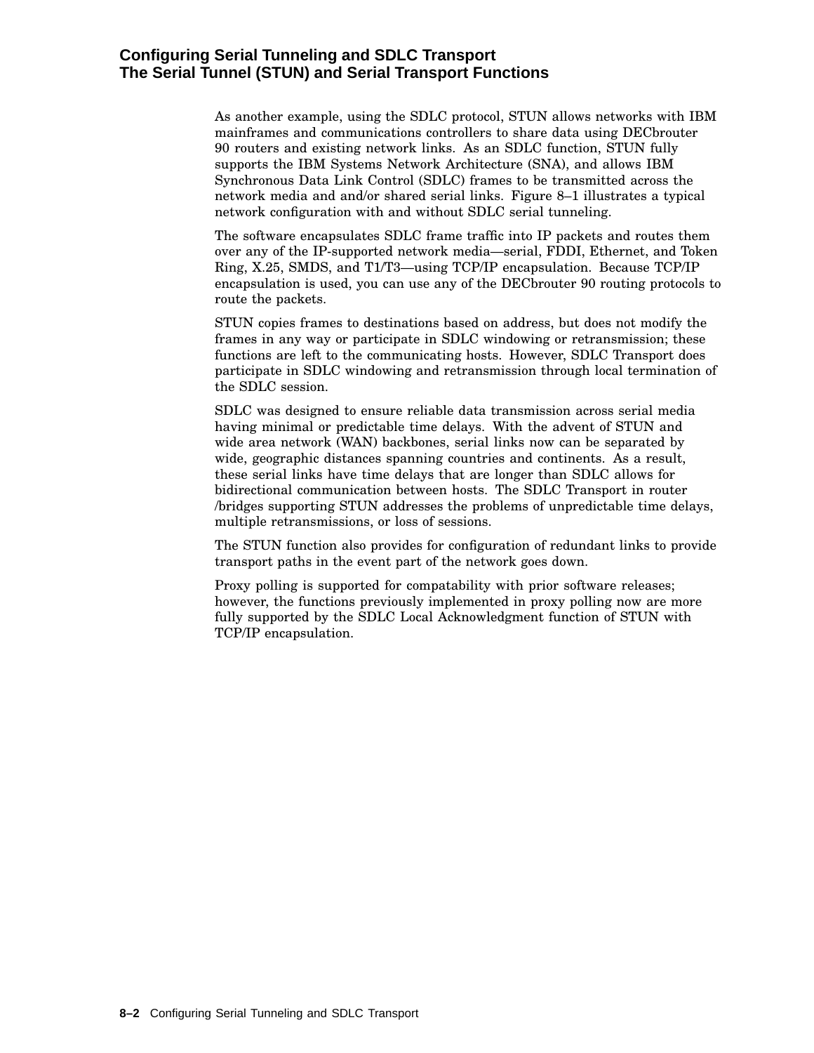As another example, using the SDLC protocol, STUN allows networks with IBM mainframes and communications controllers to share data using DECbrouter 90 routers and existing network links. As an SDLC function, STUN fully supports the IBM Systems Network Architecture (SNA), and allows IBM Synchronous Data Link Control (SDLC) frames to be transmitted across the network media and and/or shared serial links. Figure 8–1 illustrates a typical network configuration with and without SDLC serial tunneling.

The software encapsulates SDLC frame traffic into IP packets and routes them over any of the IP-supported network media—serial, FDDI, Ethernet, and Token Ring, X.25, SMDS, and T1/T3—using TCP/IP encapsulation. Because TCP/IP encapsulation is used, you can use any of the DECbrouter 90 routing protocols to route the packets.

STUN copies frames to destinations based on address, but does not modify the frames in any way or participate in SDLC windowing or retransmission; these functions are left to the communicating hosts. However, SDLC Transport does participate in SDLC windowing and retransmission through local termination of the SDLC session.

SDLC was designed to ensure reliable data transmission across serial media having minimal or predictable time delays. With the advent of STUN and wide area network (WAN) backbones, serial links now can be separated by wide, geographic distances spanning countries and continents. As a result, these serial links have time delays that are longer than SDLC allows for bidirectional communication between hosts. The SDLC Transport in router /bridges supporting STUN addresses the problems of unpredictable time delays, multiple retransmissions, or loss of sessions.

The STUN function also provides for configuration of redundant links to provide transport paths in the event part of the network goes down.

Proxy polling is supported for compatability with prior software releases; however, the functions previously implemented in proxy polling now are more fully supported by the SDLC Local Acknowledgment function of STUN with TCP/IP encapsulation.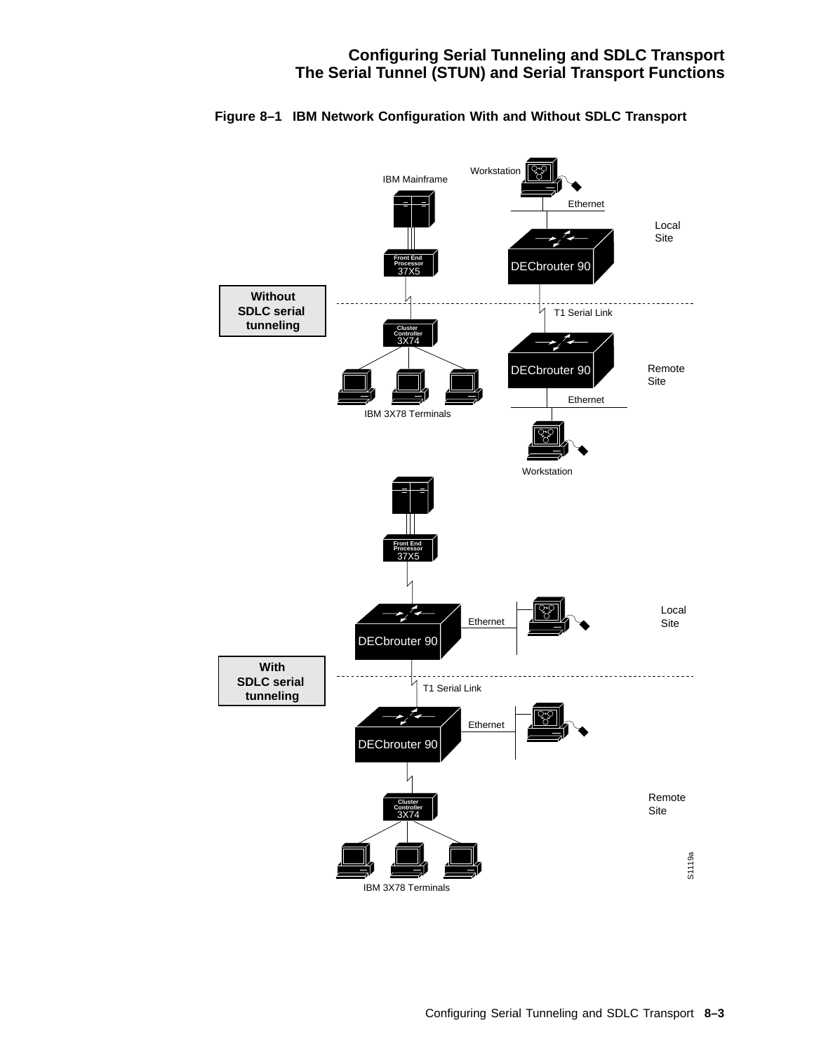**Figure 8–1 IBM Network Configuration With and Without SDLC Transport**

Without SDLC serial tunneling

IBM Mainframe

Workstation

Ethernet

Local Site

Front End Processor 37X5

DECbrouter 90

T1 Serial Link

Cluster Controller 3X74

DECbrouter 90

Remote Site

Ethernet

IBM 3X78 Terminals

Workstation

With SDLC serial tunneling

Front End Processor 37X5

DECbrouter 90

Ethernet

Local Site

T1 Serial Link

DECbrouter 90

Ethernet

Cluster Controller 3X74

Remote Site

IBM 3X78 Terminals

S1119a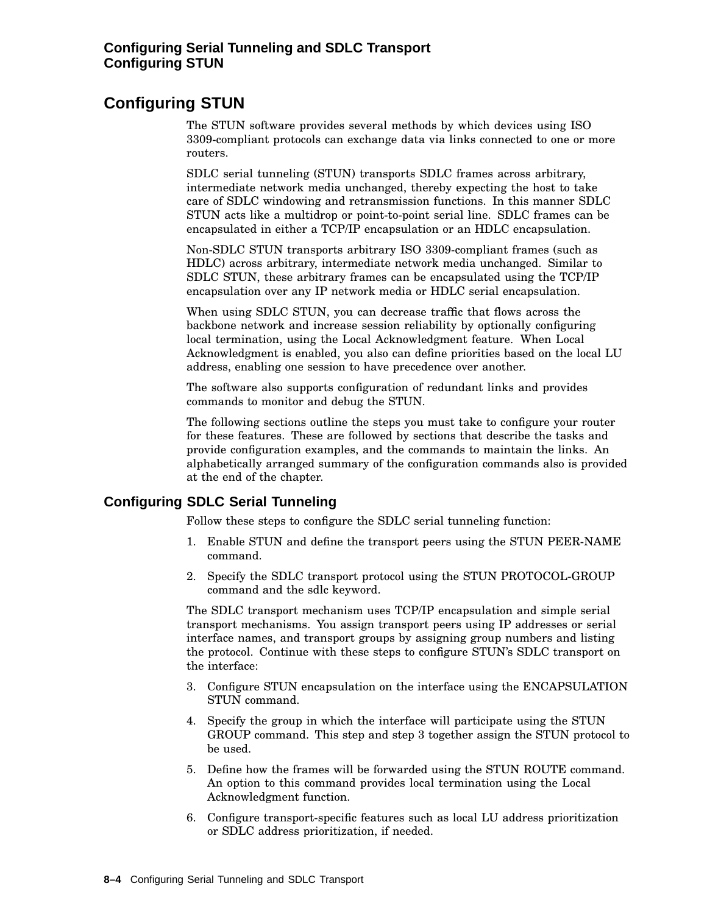## Configuring STUN

The STUN software provides several methods by which devices using ISO 3309-compliant protocols can exchange data via links connected to one or more routers.

SDLC serial tunneling (STUN) transports SDLC frames across arbitrary, intermediate network media unchanged, thereby expecting the host to take care of SDLC windowing and retransmission functions. In this manner SDLC STUN acts like a multidrop or point-to-point serial line. SDLC frames can be encapsulated in either a TCP/IP encapsulation or an HDLC encapsulation.

Non-SDLC STUN transports arbitrary ISO 3309-compliant frames (such as HDLC) across arbitrary, intermediate network media unchanged. Similar to SDLC STUN, these arbitrary frames can be encapsulated using the TCP/IP encapsulation over any IP network media or HDLC serial encapsulation.

When using SDLC STUN, you can decrease traffic that flows across the backbone network and increase session reliability by optionally configuring local termination, using the Local Acknowledgment feature. When Local Acknowledgment is enabled, you also can define priorities based on the local LU address, enabling one session to have precedence over another.

The software also supports configuration of redundant links and provides commands to monitor and debug the STUN.

The following sections outline the steps you must take to configure your router for these features. These are followed by sections that describe the tasks and provide configuration examples, and the commands to maintain the links. An alphabetically arranged summary of the configuration commands also is provided at the end of the chapter.

### Configuring SDLC Serial Tunneling

Follow these steps to configure the SDLC serial tunneling function:

1. Enable STUN and define the transport peers using the STUN PEER-NAME command.
2. Specify the SDLC transport protocol using the STUN PROTOCOL-GROUP command and the sdlc keyword.

The SDLC transport mechanism uses TCP/IP encapsulation and simple serial transport mechanisms. You assign transport peers using IP addresses or serial interface names, and transport groups by assigning group numbers and listing the protocol. Continue with these steps to configure STUN's SDLC transport on the interface:

3. Configure STUN encapsulation on the interface using the ENCAPSULATION STUN command.
4. Specify the group in which the interface will participate using the STUN GROUP command. This step and step 3 together assign the STUN protocol to be used.
5. Define how the frames will be forwarded using the STUN ROUTE command. An option to this command provides local termination using the Local Acknowledgment function.
6. Configure transport-specific features such as local LU address prioritization or SDLC address prioritization, if needed.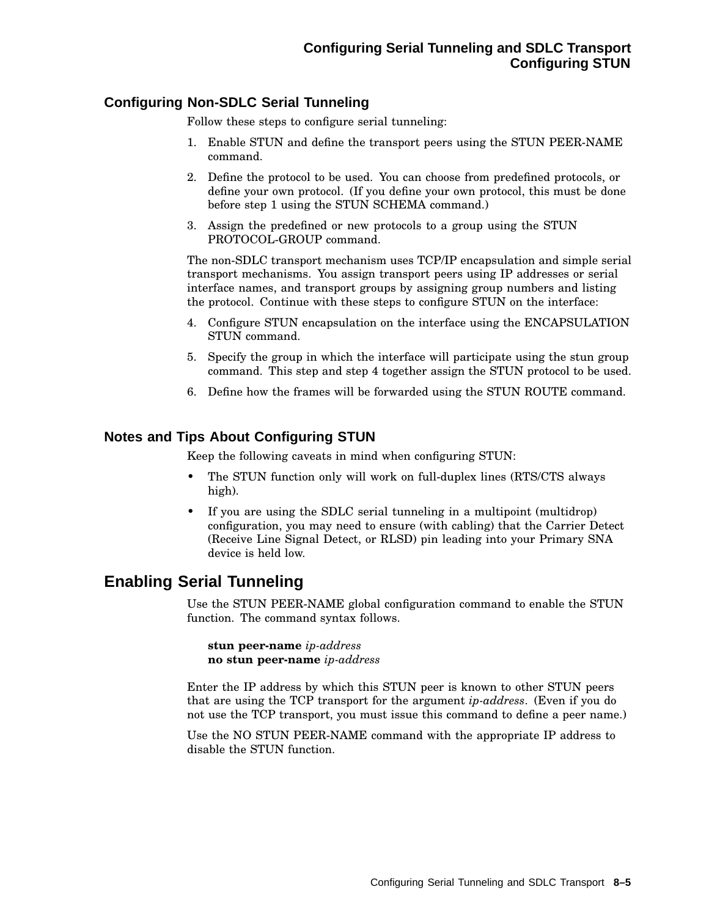### Configuring Non-SDLC Serial Tunneling

Follow these steps to configure serial tunneling:

1. Enable STUN and define the transport peers using the STUN PEER-NAME command.
2. Define the protocol to be used. You can choose from predefined protocols, or define your own protocol. (If you define your own protocol, this must be done before step 1 using the STUN SCHEMA command.)
3. Assign the predefined or new protocols to a group using the STUN PROTOCOL-GROUP command.

The non-SDLC transport mechanism uses TCP/IP encapsulation and simple serial transport mechanisms. You assign transport peers using IP addresses or serial interface names, and transport groups by assigning group numbers and listing the protocol. Continue with these steps to configure STUN on the interface:

4. Configure STUN encapsulation on the interface using the ENCAPSULATION STUN command.
5. Specify the group in which the interface will participate using the stun group command. This step and step 4 together assign the STUN protocol to be used.
6. Define how the frames will be forwarded using the STUN ROUTE command.

### Notes and Tips About Configuring STUN

Keep the following caveats in mind when configuring STUN:

- The STUN function only will work on full-duplex lines (RTS/CTS always high).
- If you are using the SDLC serial tunneling in a multipoint (multidrop) configuration, you may need to ensure (with cabling) that the Carrier Detect (Receive Line Signal Detect, or RLSD) pin leading into your Primary SNA device is held low.

## Enabling Serial Tunneling

Use the STUN PEER-NAME global configuration command to enable the STUN function. The command syntax follows.

**stun peer-name** *ip-address*
**no stun peer-name** *ip-address*

Enter the IP address by which this STUN peer is known to other STUN peers that are using the TCP transport for the argument *ip-address*. (Even if you do not use the TCP transport, you must issue this command to define a peer name.)

Use the NO STUN PEER-NAME command with the appropriate IP address to disable the STUN function.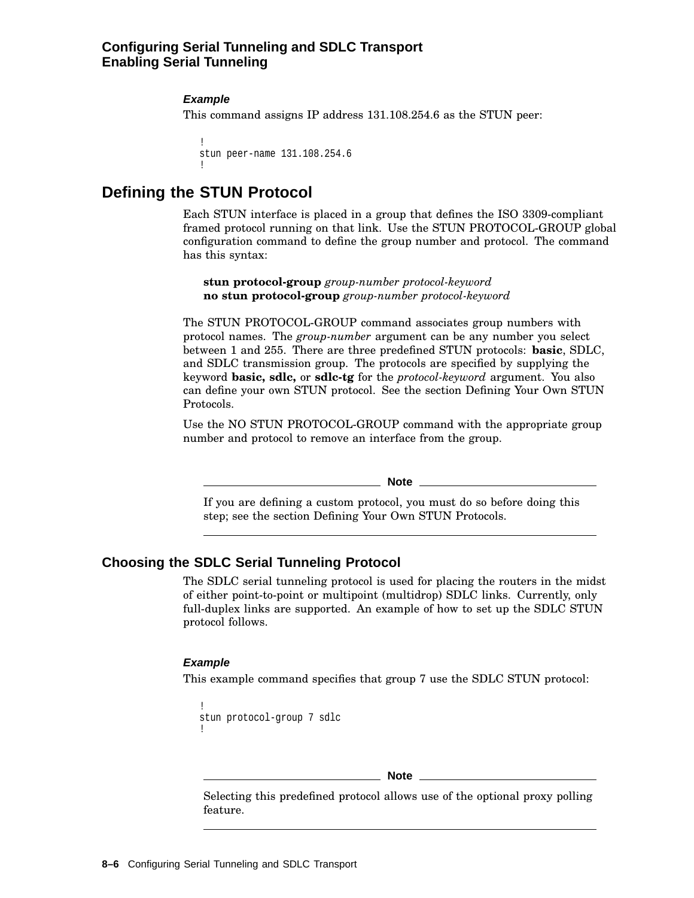#### *Example*

This command assigns IP address 131.108.254.6 as the STUN peer:

```
!
stun peer-name 131.108.254.6
!
```

## Defining the STUN Protocol

Each STUN interface is placed in a group that defines the ISO 3309-compliant framed protocol running on that link. Use the STUN PROTOCOL-GROUP global configuration command to define the group number and protocol. The command has this syntax:

> **stun protocol-group** *group-number protocol-keyword*
> **no stun protocol-group** *group-number protocol-keyword*

The STUN PROTOCOL-GROUP command associates group numbers with protocol names. The *group-number* argument can be any number you select between 1 and 255. There are three predefined STUN protocols: **basic**, SDLC, and SDLC transmission group. The protocols are specified by supplying the keyword **basic, sdlc,** or **sdlc-tg** for the *protocol-keyword* argument. You also can define your own STUN protocol. See the section Defining Your Own STUN Protocols.

Use the NO STUN PROTOCOL-GROUP command with the appropriate group number and protocol to remove an interface from the group.

> **Note**
>
> If you are defining a custom protocol, you must do so before doing this step; see the section Defining Your Own STUN Protocols.

### Choosing the SDLC Serial Tunneling Protocol

The SDLC serial tunneling protocol is used for placing the routers in the midst of either point-to-point or multipoint (multidrop) SDLC links. Currently, only full-duplex links are supported. An example of how to set up the SDLC STUN protocol follows.

#### *Example*

This example command specifies that group 7 use the SDLC STUN protocol:

```
!
stun protocol-group 7 sdlc
!
```

> **Note**
>
> Selecting this predefined protocol allows use of the optional proxy polling feature.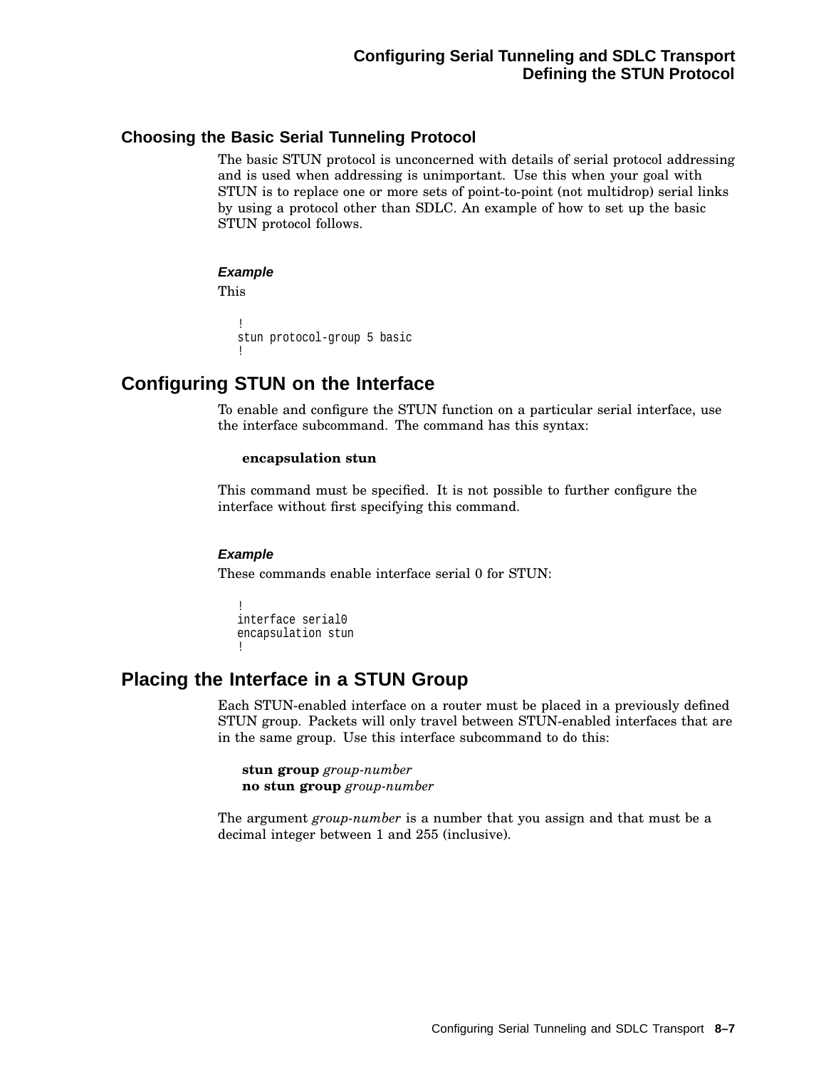### Choosing the Basic Serial Tunneling Protocol

The basic STUN protocol is unconcerned with details of serial protocol addressing and is used when addressing is unimportant. Use this when your goal with STUN is to replace one or more sets of point-to-point (not multidrop) serial links by using a protocol other than SDLC. An example of how to set up the basic STUN protocol follows.

#### *Example*

This

```
!
stun protocol-group 5 basic
!
```

## Configuring STUN on the Interface

To enable and configure the STUN function on a particular serial interface, use the interface subcommand. The command has this syntax:

**encapsulation stun**

This command must be specified. It is not possible to further configure the interface without first specifying this command.

#### *Example*

These commands enable interface serial 0 for STUN:

```
!
interface serial0
encapsulation stun
!
```

## Placing the Interface in a STUN Group

Each STUN-enabled interface on a router must be placed in a previously defined STUN group. Packets will only travel between STUN-enabled interfaces that are in the same group. Use this interface subcommand to do this:

**stun group** *group-number*
**no stun group** *group-number*

The argument *group-number* is a number that you assign and that must be a decimal integer between 1 and 255 (inclusive).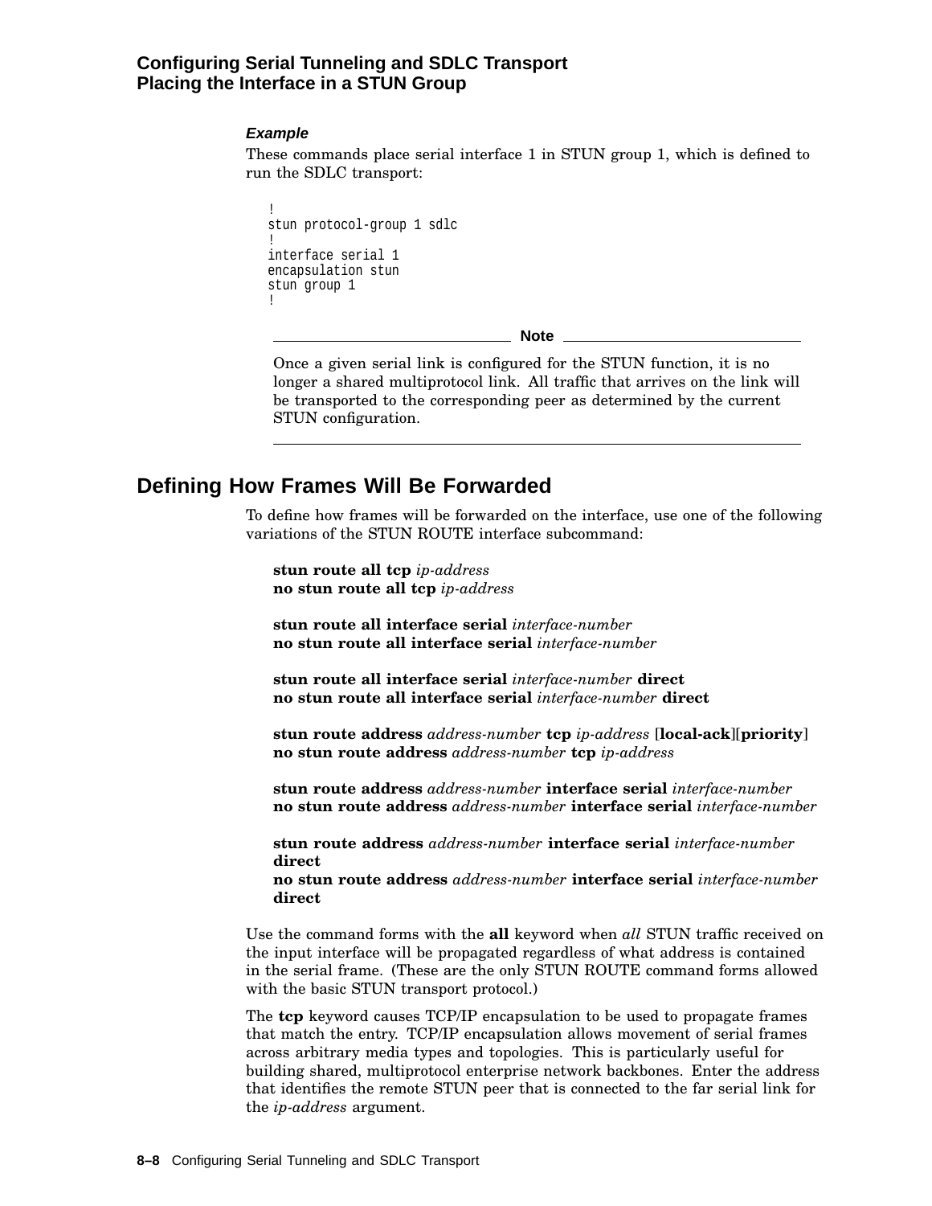#### *Example*

These commands place serial interface 1 in STUN group 1, which is defined to run the SDLC transport:

```
!
stun protocol-group 1 sdlc
!
interface serial 1
encapsulation stun
stun group 1
!
```

---

**Note**

Once a given serial link is configured for the STUN function, it is no longer a shared multiprotocol link. All traffic that arrives on the link will be transported to the corresponding peer as determined by the current STUN configuration.

---

## Defining How Frames Will Be Forwarded

To define how frames will be forwarded on the interface, use one of the following variations of the STUN ROUTE interface subcommand:

**stun route all tcp** *ip-address*
**no stun route all tcp** *ip-address*

**stun route all interface serial** *interface-number*
**no stun route all interface serial** *interface-number*

**stun route all interface serial** *interface-number* **direct**
**no stun route all interface serial** *interface-number* **direct**

**stun route address** *address-number* **tcp** *ip-address* [**local-ack**][**priority**]
**no stun route address** *address-number* **tcp** *ip-address*

**stun route address** *address-number* **interface serial** *interface-number*
**no stun route address** *address-number* **interface serial** *interface-number*

**stun route address** *address-number* **interface serial** *interface-number* **direct**
**no stun route address** *address-number* **interface serial** *interface-number* **direct**

Use the command forms with the **all** keyword when *all* STUN traffic received on the input interface will be propagated regardless of what address is contained in the serial frame. (These are the only STUN ROUTE command forms allowed with the basic STUN transport protocol.)

The **tcp** keyword causes TCP/IP encapsulation to be used to propagate frames that match the entry. TCP/IP encapsulation allows movement of serial frames across arbitrary media types and topologies. This is particularly useful for building shared, multiprotocol enterprise network backbones. Enter the address that identifies the remote STUN peer that is connected to the far serial link for the *ip-address* argument.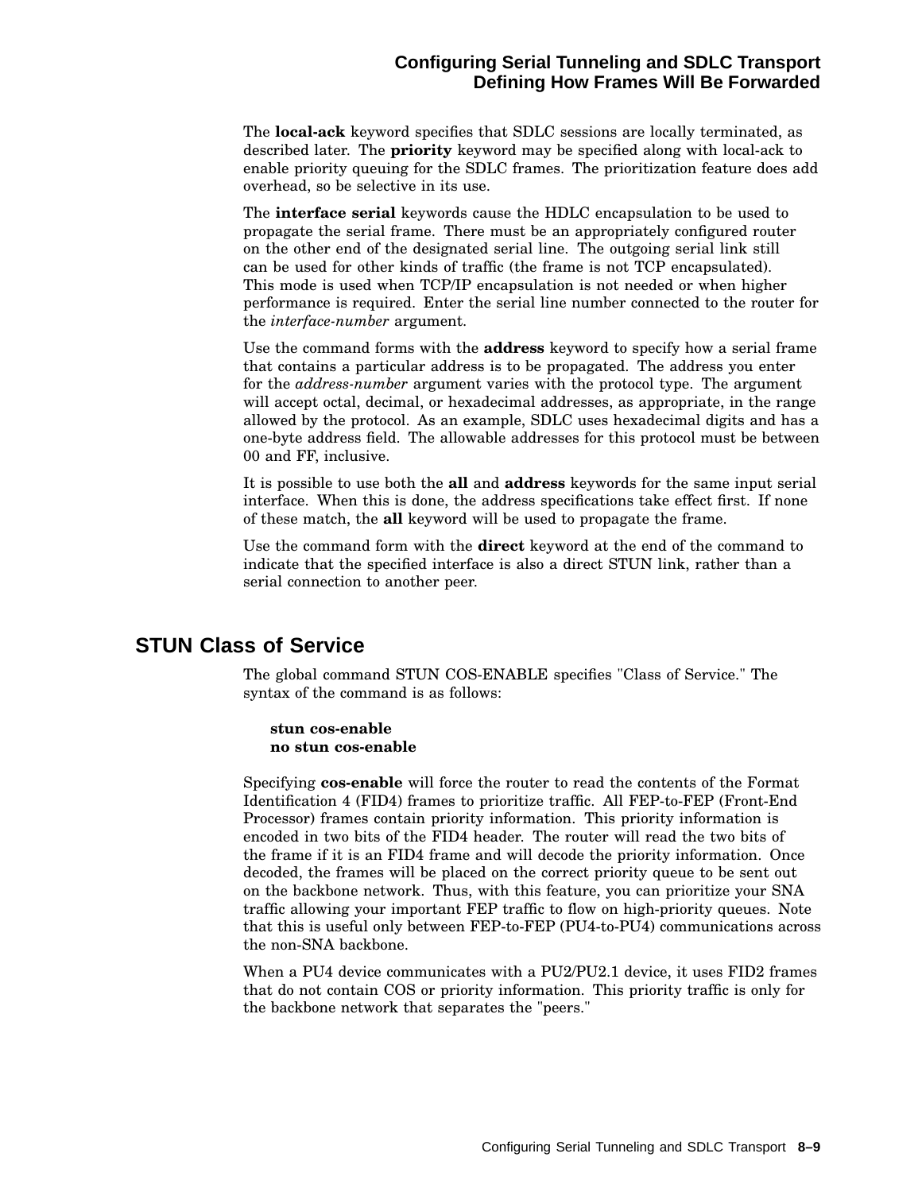The **local-ack** keyword specifies that SDLC sessions are locally terminated, as described later. The **priority** keyword may be specified along with local-ack to enable priority queuing for the SDLC frames. The prioritization feature does add overhead, so be selective in its use.

The **interface serial** keywords cause the HDLC encapsulation to be used to propagate the serial frame. There must be an appropriately configured router on the other end of the designated serial line. The outgoing serial link still can be used for other kinds of traffic (the frame is not TCP encapsulated). This mode is used when TCP/IP encapsulation is not needed or when higher performance is required. Enter the serial line number connected to the router for the *interface-number* argument.

Use the command forms with the **address** keyword to specify how a serial frame that contains a particular address is to be propagated. The address you enter for the *address-number* argument varies with the protocol type. The argument will accept octal, decimal, or hexadecimal addresses, as appropriate, in the range allowed by the protocol. As an example, SDLC uses hexadecimal digits and has a one-byte address field. The allowable addresses for this protocol must be between 00 and FF, inclusive.

It is possible to use both the **all** and **address** keywords for the same input serial interface. When this is done, the address specifications take effect first. If none of these match, the **all** keyword will be used to propagate the frame.

Use the command form with the **direct** keyword at the end of the command to indicate that the specified interface is also a direct STUN link, rather than a serial connection to another peer.

## STUN Class of Service

The global command STUN COS-ENABLE specifies "Class of Service." The syntax of the command is as follows:

**stun cos-enable**
**no stun cos-enable**

Specifying **cos-enable** will force the router to read the contents of the Format Identification 4 (FID4) frames to prioritize traffic. All FEP-to-FEP (Front-End Processor) frames contain priority information. This priority information is encoded in two bits of the FID4 header. The router will read the two bits of the frame if it is an FID4 frame and will decode the priority information. Once decoded, the frames will be placed on the correct priority queue to be sent out on the backbone network. Thus, with this feature, you can prioritize your SNA traffic allowing your important FEP traffic to flow on high-priority queues. Note that this is useful only between FEP-to-FEP (PU4-to-PU4) communications across the non-SNA backbone.

When a PU4 device communicates with a PU2/PU2.1 device, it uses FID2 frames that do not contain COS or priority information. This priority traffic is only for the backbone network that separates the "peers."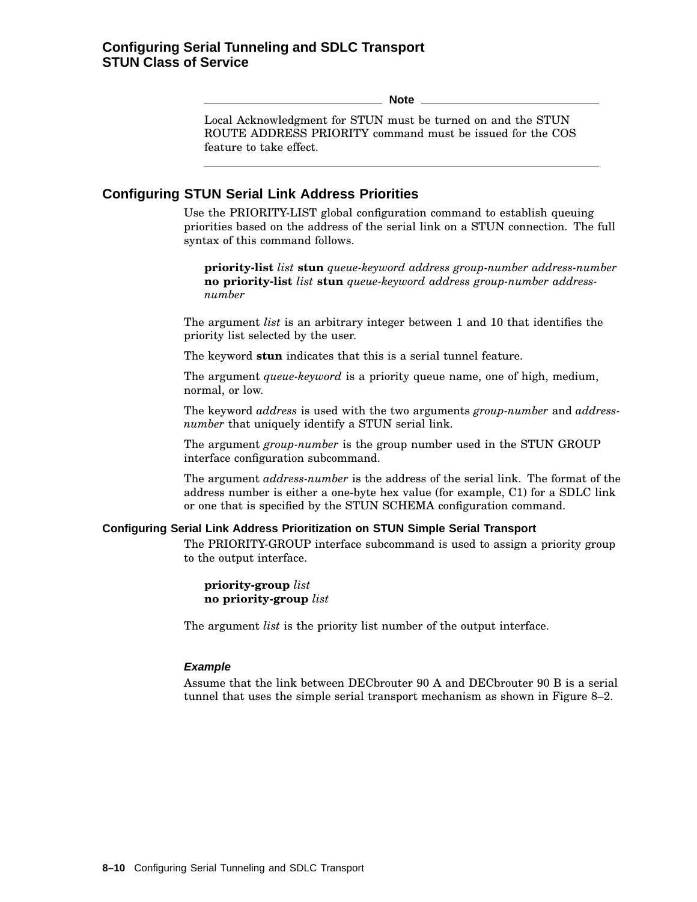**Note**

Local Acknowledgment for STUN must be turned on and the STUN ROUTE ADDRESS PRIORITY command must be issued for the COS feature to take effect.

## Configuring STUN Serial Link Address Priorities

Use the PRIORITY-LIST global configuration command to establish queuing priorities based on the address of the serial link on a STUN connection. The full syntax of this command follows.

> **priority-list** *list* **stun** *queue-keyword address group-number address-number*
> **no priority-list** *list* **stun** *queue-keyword address group-number address-number*

The argument *list* is an arbitrary integer between 1 and 10 that identifies the priority list selected by the user.

The keyword **stun** indicates that this is a serial tunnel feature.

The argument *queue-keyword* is a priority queue name, one of high, medium, normal, or low.

The keyword *address* is used with the two arguments *group-number* and *address-number* that uniquely identify a STUN serial link.

The argument *group-number* is the group number used in the STUN GROUP interface configuration subcommand.

The argument *address-number* is the address of the serial link. The format of the address number is either a one-byte hex value (for example, C1) for a SDLC link or one that is specified by the STUN SCHEMA configuration command.

### Configuring Serial Link Address Prioritization on STUN Simple Serial Transport

The PRIORITY-GROUP interface subcommand is used to assign a priority group to the output interface.

> **priority-group** *list*
> **no priority-group** *list*

The argument *list* is the priority list number of the output interface.

#### *Example*

Assume that the link between DECbrouter 90 A and DECbrouter 90 B is a serial tunnel that uses the simple serial transport mechanism as shown in Figure 8–2.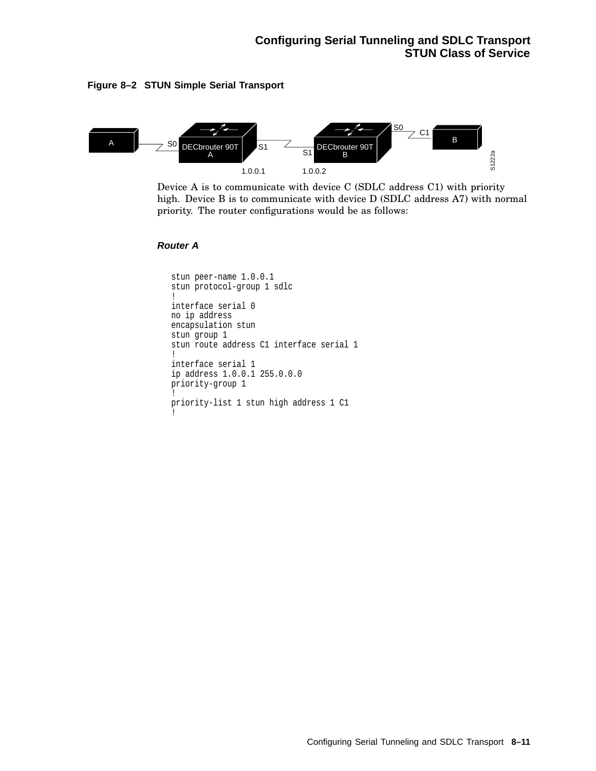**Figure 8–2 STUN Simple Serial Transport**

Device A is to communicate with device C (SDLC address C1) with priority high. Device B is to communicate with device D (SDLC address A7) with normal priority. The router configurations would be as follows:

***Router A***

```
stun peer-name 1.0.0.1
stun protocol-group 1 sdlc
!
interface serial 0
no ip address
encapsulation stun
stun group 1
stun route address C1 interface serial 1
!
interface serial 1
ip address 1.0.0.1 255.0.0.0
priority-group 1
!
priority-list 1 stun high address 1 C1
!
```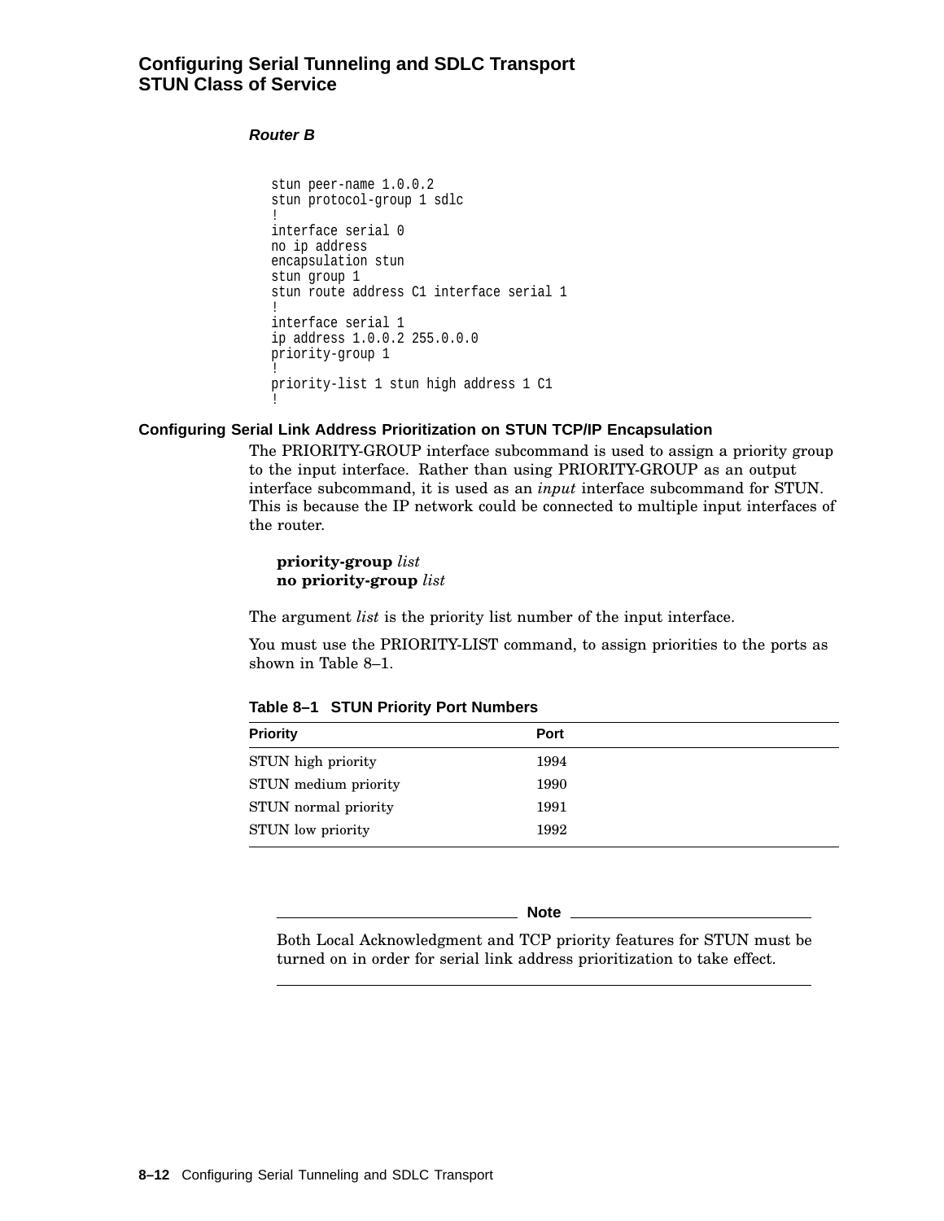**Router B**

```
stun peer-name 1.0.0.2
stun protocol-group 1 sdlc
!
interface serial 0
no ip address
encapsulation stun
stun group 1
stun route address C1 interface serial 1
!
interface serial 1
ip address 1.0.0.2 255.0.0.0
priority-group 1
!
priority-list 1 stun high address 1 C1
!
```

### Configuring Serial Link Address Prioritization on STUN TCP/IP Encapsulation

The PRIORITY-GROUP interface subcommand is used to assign a priority group to the input interface. Rather than using PRIORITY-GROUP as an output interface subcommand, it is used as an *input* interface subcommand for STUN. This is because the IP network could be connected to multiple input interfaces of the router.

**priority-group** *list*
**no priority-group** *list*

The argument *list* is the priority list number of the input interface.

You must use the PRIORITY-LIST command, to assign priorities to the ports as shown in Table 8–1.

**Table 8–1 STUN Priority Port Numbers**

| Priority | Port |
|---|---|
| STUN high priority | 1994 |
| STUN medium priority | 1990 |
| STUN normal priority | 1991 |
| STUN low priority | 1992 |

---

**Note**

Both Local Acknowledgment and TCP priority features for STUN must be turned on in order for serial link address prioritization to take effect.

---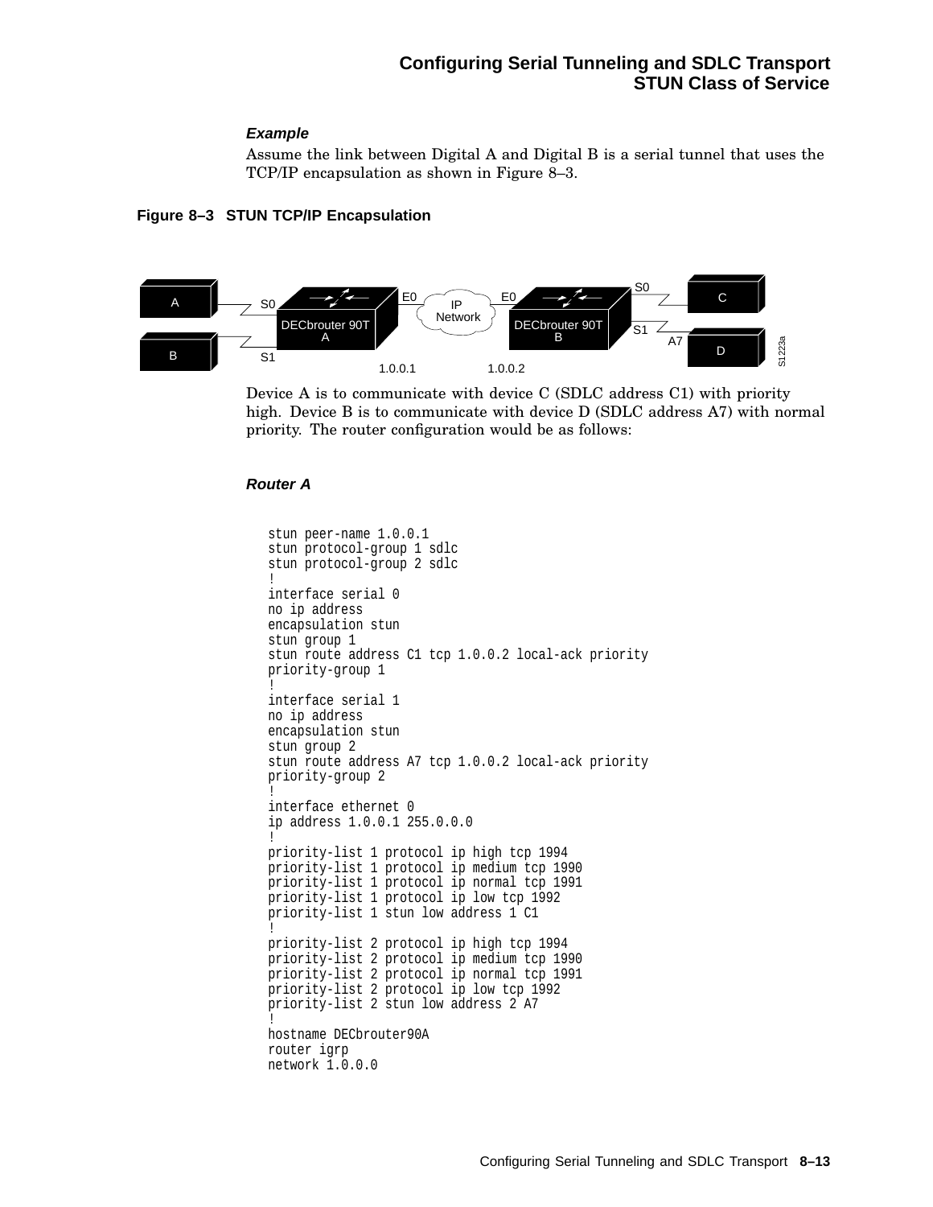#### *Example*

Assume the link between Digital A and Digital B is a serial tunnel that uses the TCP/IP encapsulation as shown in Figure 8–3.

**Figure 8–3 STUN TCP/IP Encapsulation**

Device A is to communicate with device C (SDLC address C1) with priority high. Device B is to communicate with device D (SDLC address A7) with normal priority. The router configuration would be as follows:

#### *Router A*

```
stun peer-name 1.0.0.1
stun protocol-group 1 sdlc
stun protocol-group 2 sdlc
!
interface serial 0
no ip address
encapsulation stun
stun group 1
stun route address C1 tcp 1.0.0.2 local-ack priority
priority-group 1
!
interface serial 1
no ip address
encapsulation stun
stun group 2
stun route address A7 tcp 1.0.0.2 local-ack priority
priority-group 2
!
interface ethernet 0
ip address 1.0.0.1 255.0.0.0
!
priority-list 1 protocol ip high tcp 1994
priority-list 1 protocol ip medium tcp 1990
priority-list 1 protocol ip normal tcp 1991
priority-list 1 protocol ip low tcp 1992
priority-list 1 stun low address 1 C1
!
priority-list 2 protocol ip high tcp 1994
priority-list 2 protocol ip medium tcp 1990
priority-list 2 protocol ip normal tcp 1991
priority-list 2 protocol ip low tcp 1992
priority-list 2 stun low address 2 A7
!
hostname DECbrouter90A
router igrp
network 1.0.0.0
```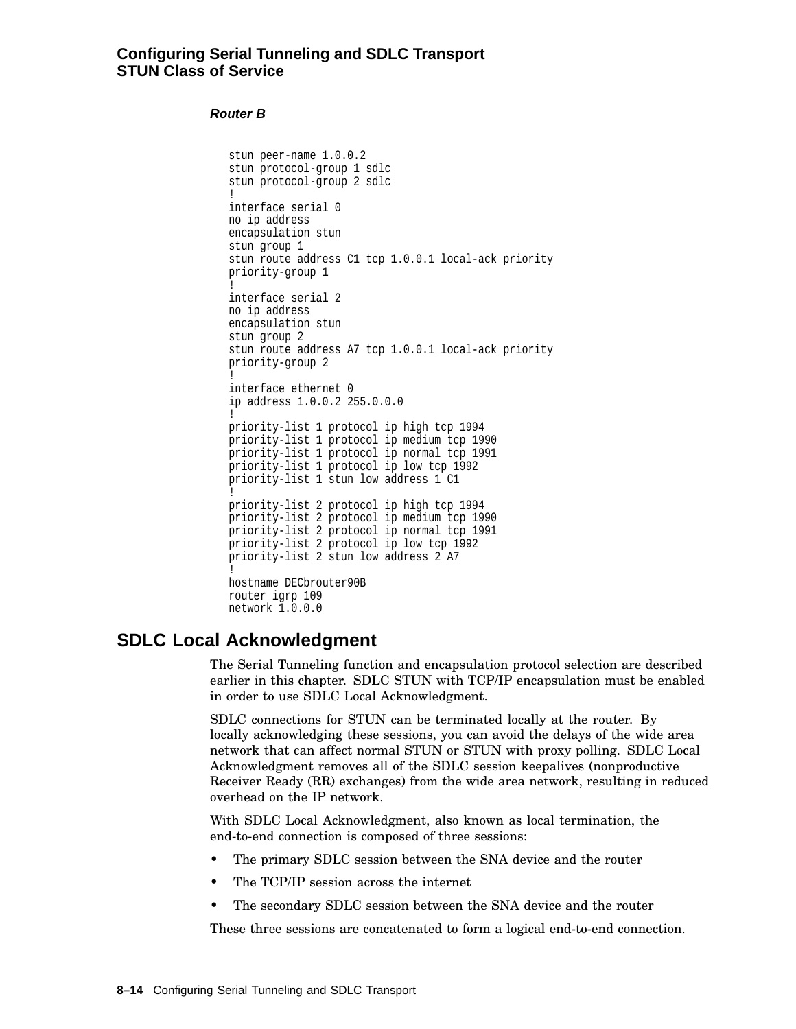**Router B**

```
stun peer-name 1.0.0.2
stun protocol-group 1 sdlc
stun protocol-group 2 sdlc
!
interface serial 0
no ip address
encapsulation stun
stun group 1
stun route address C1 tcp 1.0.0.1 local-ack priority
priority-group 1
!
interface serial 2
no ip address
encapsulation stun
stun group 2
stun route address A7 tcp 1.0.0.1 local-ack priority
priority-group 2
!
interface ethernet 0
ip address 1.0.0.2 255.0.0.0
!
priority-list 1 protocol ip high tcp 1994
priority-list 1 protocol ip medium tcp 1990
priority-list 1 protocol ip normal tcp 1991
priority-list 1 protocol ip low tcp 1992
priority-list 1 stun low address 1 C1
!
priority-list 2 protocol ip high tcp 1994
priority-list 2 protocol ip medium tcp 1990
priority-list 2 protocol ip normal tcp 1991
priority-list 2 protocol ip low tcp 1992
priority-list 2 stun low address 2 A7
!
hostname DECbrouter90B
router igrp 109
network 1.0.0.0
```

## SDLC Local Acknowledgment

The Serial Tunneling function and encapsulation protocol selection are described earlier in this chapter. SDLC STUN with TCP/IP encapsulation must be enabled in order to use SDLC Local Acknowledgment.

SDLC connections for STUN can be terminated locally at the router. By locally acknowledging these sessions, you can avoid the delays of the wide area network that can affect normal STUN or STUN with proxy polling. SDLC Local Acknowledgment removes all of the SDLC session keepalives (nonproductive Receiver Ready (RR) exchanges) from the wide area network, resulting in reduced overhead on the IP network.

With SDLC Local Acknowledgment, also known as local termination, the end-to-end connection is composed of three sessions:

- The primary SDLC session between the SNA device and the router
- The TCP/IP session across the internet
- The secondary SDLC session between the SNA device and the router

These three sessions are concatenated to form a logical end-to-end connection.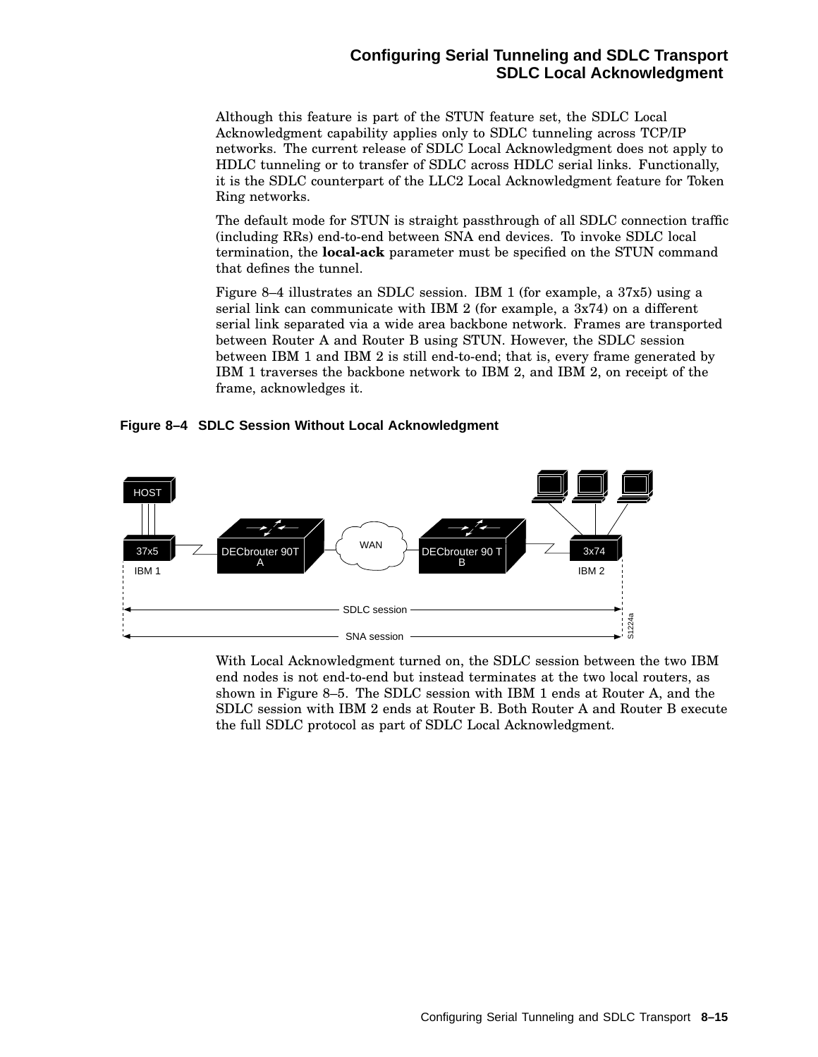Although this feature is part of the STUN feature set, the SDLC Local Acknowledgment capability applies only to SDLC tunneling across TCP/IP networks. The current release of SDLC Local Acknowledgment does not apply to HDLC tunneling or to transfer of SDLC across HDLC serial links. Functionally, it is the SDLC counterpart of the LLC2 Local Acknowledgment feature for Token Ring networks.

The default mode for STUN is straight passthrough of all SDLC connection traffic (including RRs) end-to-end between SNA end devices. To invoke SDLC local termination, the **local-ack** parameter must be specified on the STUN command that defines the tunnel.

Figure 8–4 illustrates an SDLC session. IBM 1 (for example, a 37x5) using a serial link can communicate with IBM 2 (for example, a 3x74) on a different serial link separated via a wide area backbone network. Frames are transported between Router A and Router B using STUN. However, the SDLC session between IBM 1 and IBM 2 is still end-to-end; that is, every frame generated by IBM 1 traverses the backbone network to IBM 2, and IBM 2, on receipt of the frame, acknowledges it.

**Figure 8–4 SDLC Session Without Local Acknowledgment**

HOST — 37x5 (IBM 1) — DECbrouter 90T A — WAN — DECbrouter 90 T B — 3x74 (IBM 2)

SDLC session

SNA session

S1224a

With Local Acknowledgment turned on, the SDLC session between the two IBM end nodes is not end-to-end but instead terminates at the two local routers, as shown in Figure 8–5. The SDLC session with IBM 1 ends at Router A, and the SDLC session with IBM 2 ends at Router B. Both Router A and Router B execute the full SDLC protocol as part of SDLC Local Acknowledgment.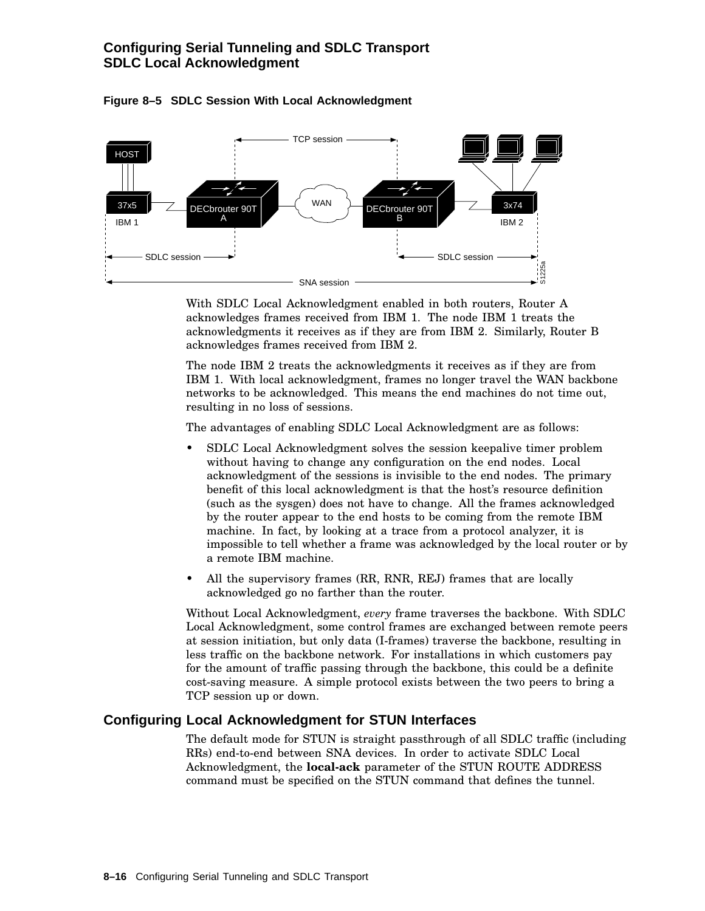**Figure 8–5 SDLC Session With Local Acknowledgment**

With SDLC Local Acknowledgment enabled in both routers, Router A acknowledges frames received from IBM 1. The node IBM 1 treats the acknowledgments it receives as if they are from IBM 2. Similarly, Router B acknowledges frames received from IBM 2.

The node IBM 2 treats the acknowledgments it receives as if they are from IBM 1. With local acknowledgment, frames no longer travel the WAN backbone networks to be acknowledged. This means the end machines do not time out, resulting in no loss of sessions.

The advantages of enabling SDLC Local Acknowledgment are as follows:

- SDLC Local Acknowledgment solves the session keepalive timer problem without having to change any configuration on the end nodes. Local acknowledgment of the sessions is invisible to the end nodes. The primary benefit of this local acknowledgment is that the host's resource definition (such as the sysgen) does not have to change. All the frames acknowledged by the router appear to the end hosts to be coming from the remote IBM machine. In fact, by looking at a trace from a protocol analyzer, it is impossible to tell whether a frame was acknowledged by the local router or by a remote IBM machine.
- All the supervisory frames (RR, RNR, REJ) frames that are locally acknowledged go no farther than the router.

Without Local Acknowledgment, *every* frame traverses the backbone. With SDLC Local Acknowledgment, some control frames are exchanged between remote peers at session initiation, but only data (I-frames) traverse the backbone, resulting in less traffic on the backbone network. For installations in which customers pay for the amount of traffic passing through the backbone, this could be a definite cost-saving measure. A simple protocol exists between the two peers to bring a TCP session up or down.

## Configuring Local Acknowledgment for STUN Interfaces

The default mode for STUN is straight passthrough of all SDLC traffic (including RRs) end-to-end between SNA devices. In order to activate SDLC Local Acknowledgment, the **local-ack** parameter of the STUN ROUTE ADDRESS command must be specified on the STUN command that defines the tunnel.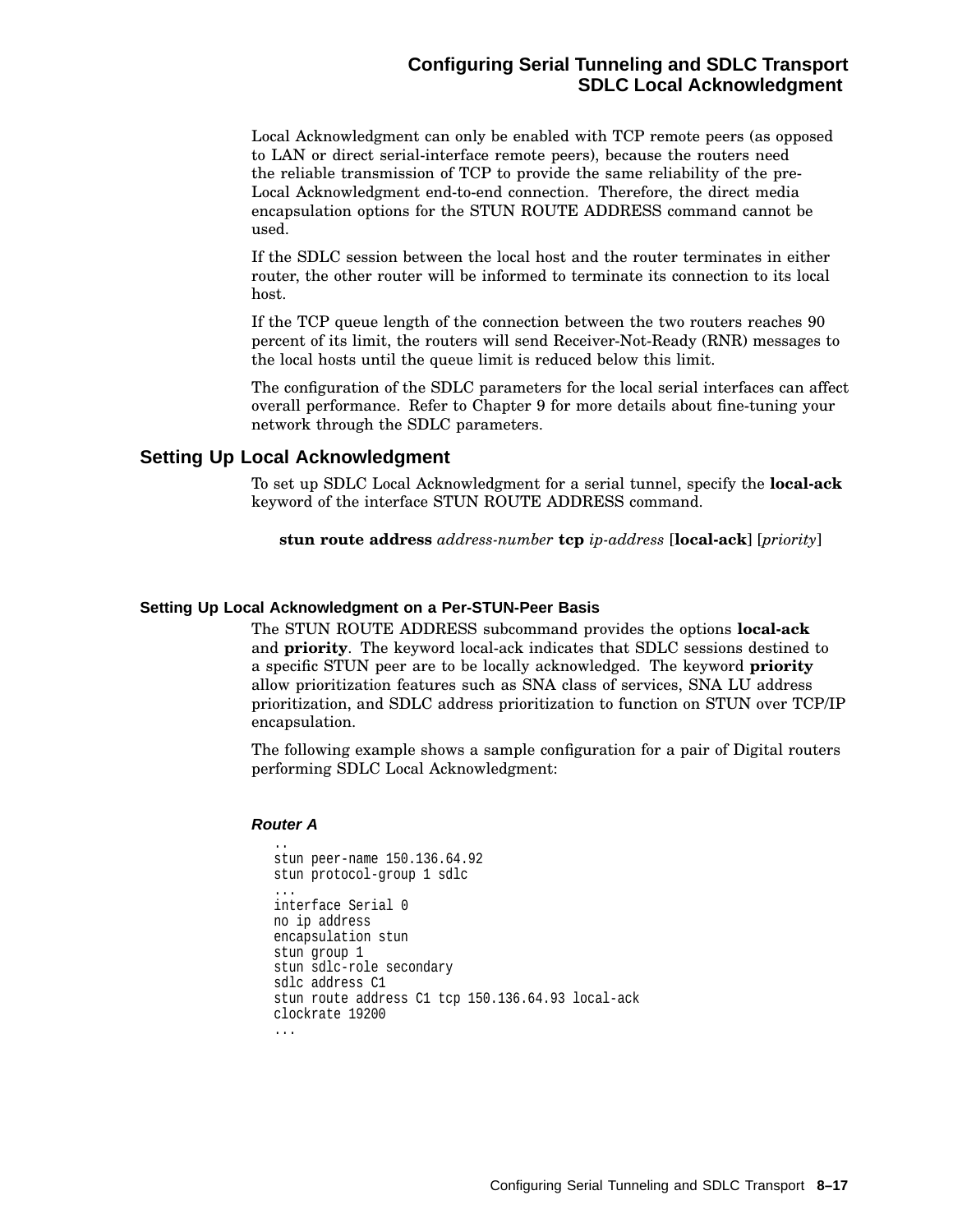Local Acknowledgment can only be enabled with TCP remote peers (as opposed to LAN or direct serial-interface remote peers), because the routers need the reliable transmission of TCP to provide the same reliability of the pre-Local Acknowledgment end-to-end connection. Therefore, the direct media encapsulation options for the STUN ROUTE ADDRESS command cannot be used.

If the SDLC session between the local host and the router terminates in either router, the other router will be informed to terminate its connection to its local host.

If the TCP queue length of the connection between the two routers reaches 90 percent of its limit, the routers will send Receiver-Not-Ready (RNR) messages to the local hosts until the queue limit is reduced below this limit.

The configuration of the SDLC parameters for the local serial interfaces can affect overall performance. Refer to Chapter 9 for more details about fine-tuning your network through the SDLC parameters.

## Setting Up Local Acknowledgment

To set up SDLC Local Acknowledgment for a serial tunnel, specify the **local-ack** keyword of the interface STUN ROUTE ADDRESS command.

**stun route address** *address-number* **tcp** *ip-address* [**local-ack**] [*priority*]

### Setting Up Local Acknowledgment on a Per-STUN-Peer Basis

The STUN ROUTE ADDRESS subcommand provides the options **local-ack** and **priority**. The keyword local-ack indicates that SDLC sessions destined to a specific STUN peer are to be locally acknowledged. The keyword **priority** allow prioritization features such as SNA class of services, SNA LU address prioritization, and SDLC address prioritization to function on STUN over TCP/IP encapsulation.

The following example shows a sample configuration for a pair of Digital routers performing SDLC Local Acknowledgment:

***Router A***

```
..
stun peer-name 150.136.64.92
stun protocol-group 1 sdlc
...
interface Serial 0
no ip address
encapsulation stun
stun group 1
stun sdlc-role secondary
sdlc address C1
stun route address C1 tcp 150.136.64.93 local-ack
clockrate 19200
...
```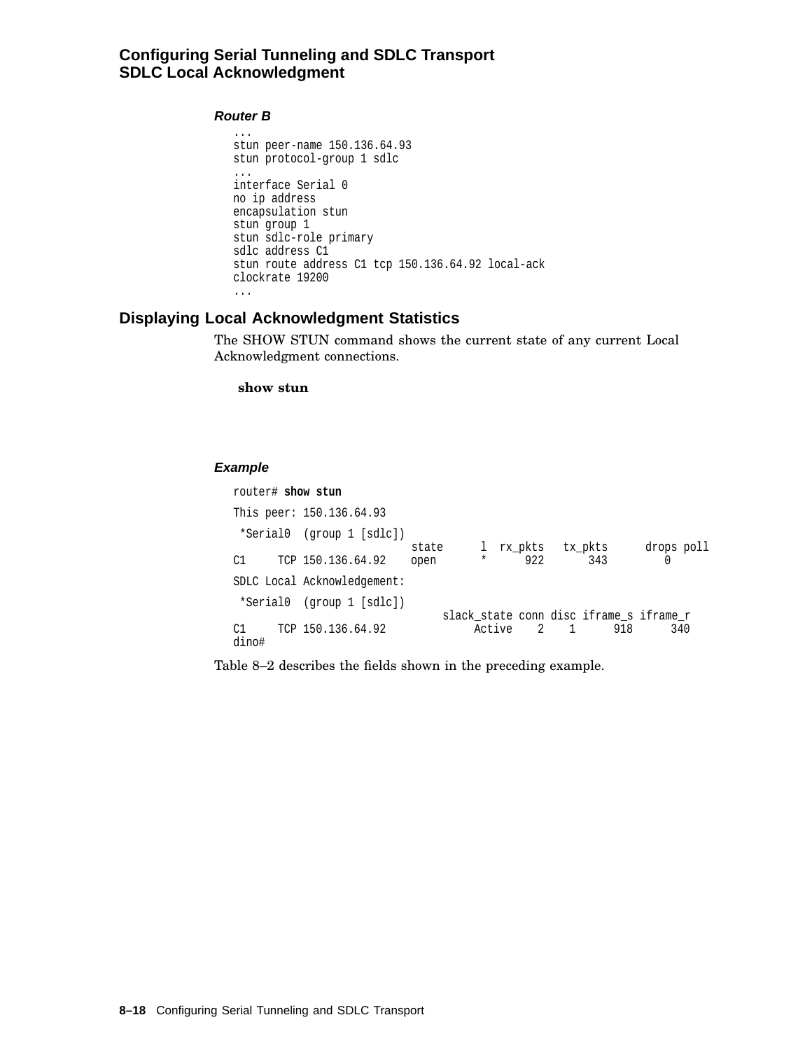#### *Router B*

```
...
stun peer-name 150.136.64.93
stun protocol-group 1 sdlc
...
interface Serial 0
no ip address
encapsulation stun
stun group 1
stun sdlc-role primary
sdlc address C1
stun route address C1 tcp 150.136.64.92 local-ack
clockrate 19200
...
```

## Displaying Local Acknowledgment Statistics

The SHOW STUN command shows the current state of any current Local Acknowledgment connections.

**show stun**

#### *Example*

```
router# show stun

This peer: 150.136.64.93

 *Serial0  (group 1 [sdlc])
                           state      l  rx_pkts   tx_pkts      drops poll
C1     TCP 150.136.64.92    open       *      922       343         0

SDLC Local Acknowledgement:

 *Serial0  (group 1 [sdlc])
                                slack_state conn disc iframe_s iframe_r
C1     TCP 150.136.64.92              Active    2    1      918      340
dino#
```

Table 8–2 describes the fields shown in the preceding example.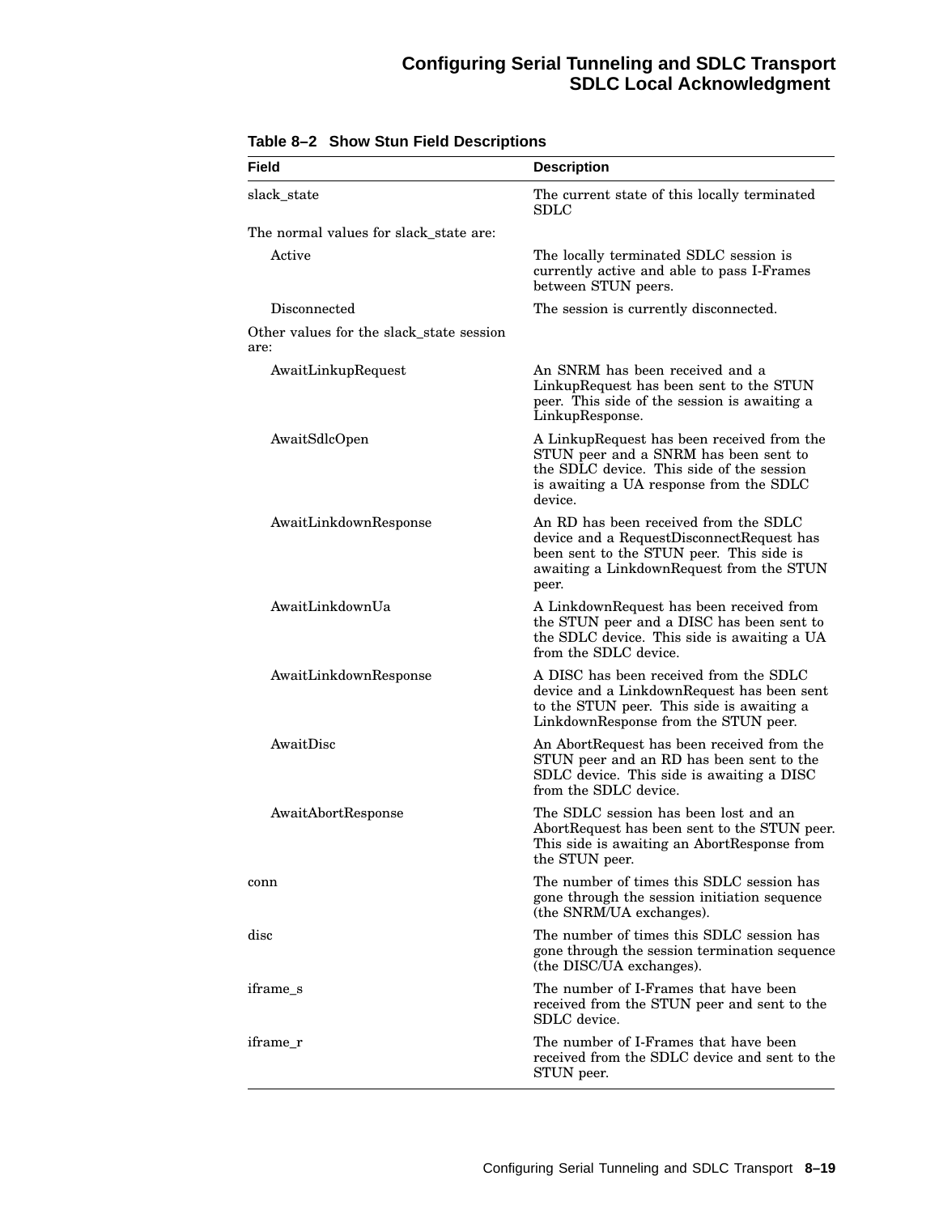**Table 8–2 Show Stun Field Descriptions**

| Field | Description |
|---|---|
| slack_state | The current state of this locally terminated SDLC |
| The normal values for slack_state are: | |
| Active | The locally terminated SDLC session is currently active and able to pass I-Frames between STUN peers. |
| Disconnected | The session is currently disconnected. |
| Other values for the slack_state session are: | |
| AwaitLinkupRequest | An SNRM has been received and a LinkupRequest has been sent to the STUN peer. This side of the session is awaiting a LinkupResponse. |
| AwaitSdlcOpen | A LinkupRequest has been received from the STUN peer and a SNRM has been sent to the SDLC device. This side of the session is awaiting a UA response from the SDLC device. |
| AwaitLinkdownResponse | An RD has been received from the SDLC device and a RequestDisconnectRequest has been sent to the STUN peer. This side is awaiting a LinkdownRequest from the STUN peer. |
| AwaitLinkdownUa | A LinkdownRequest has been received from the STUN peer and a DISC has been sent to the SDLC device. This side is awaiting a UA from the SDLC device. |
| AwaitLinkdownResponse | A DISC has been received from the SDLC device and a LinkdownRequest has been sent to the STUN peer. This side is awaiting a LinkdownResponse from the STUN peer. |
| AwaitDisc | An AbortRequest has been received from the STUN peer and an RD has been sent to the SDLC device. This side is awaiting a DISC from the SDLC device. |
| AwaitAbortResponse | The SDLC session has been lost and an AbortRequest has been sent to the STUN peer. This side is awaiting an AbortResponse from the STUN peer. |
| conn | The number of times this SDLC session has gone through the session initiation sequence (the SNRM/UA exchanges). |
| disc | The number of times this SDLC session has gone through the session termination sequence (the DISC/UA exchanges). |
| iframe_s | The number of I-Frames that have been received from the STUN peer and sent to the SDLC device. |
| iframe_r | The number of I-Frames that have been received from the SDLC device and sent to the STUN peer. |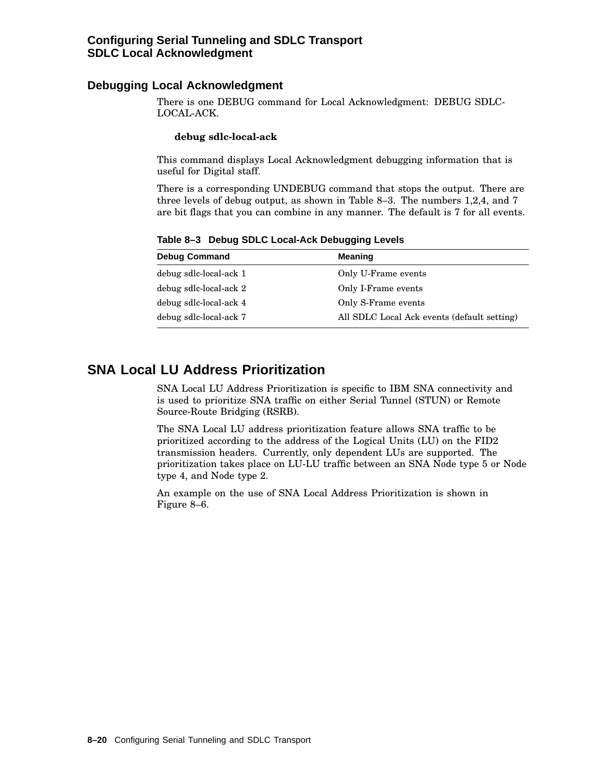### Debugging Local Acknowledgment

There is one DEBUG command for Local Acknowledgment: DEBUG SDLC-LOCAL-ACK.

**debug sdlc-local-ack**

This command displays Local Acknowledgment debugging information that is useful for Digital staff.

There is a corresponding UNDEBUG command that stops the output. There are three levels of debug output, as shown in Table 8–3. The numbers 1,2,4, and 7 are bit flags that you can combine in any manner. The default is 7 for all events.

**Table 8–3 Debug SDLC Local-Ack Debugging Levels**

| Debug Command | Meaning |
|---|---|
| debug sdlc-local-ack 1 | Only U-Frame events |
| debug sdlc-local-ack 2 | Only I-Frame events |
| debug sdlc-local-ack 4 | Only S-Frame events |
| debug sdlc-local-ack 7 | All SDLC Local Ack events (default setting) |

## SNA Local LU Address Prioritization

SNA Local LU Address Prioritization is specific to IBM SNA connectivity and is used to prioritize SNA traffic on either Serial Tunnel (STUN) or Remote Source-Route Bridging (RSRB).

The SNA Local LU address prioritization feature allows SNA traffic to be prioritized according to the address of the Logical Units (LU) on the FID2 transmission headers. Currently, only dependent LUs are supported. The prioritization takes place on LU-LU traffic between an SNA Node type 5 or Node type 4, and Node type 2.

An example on the use of SNA Local Address Prioritization is shown in Figure 8–6.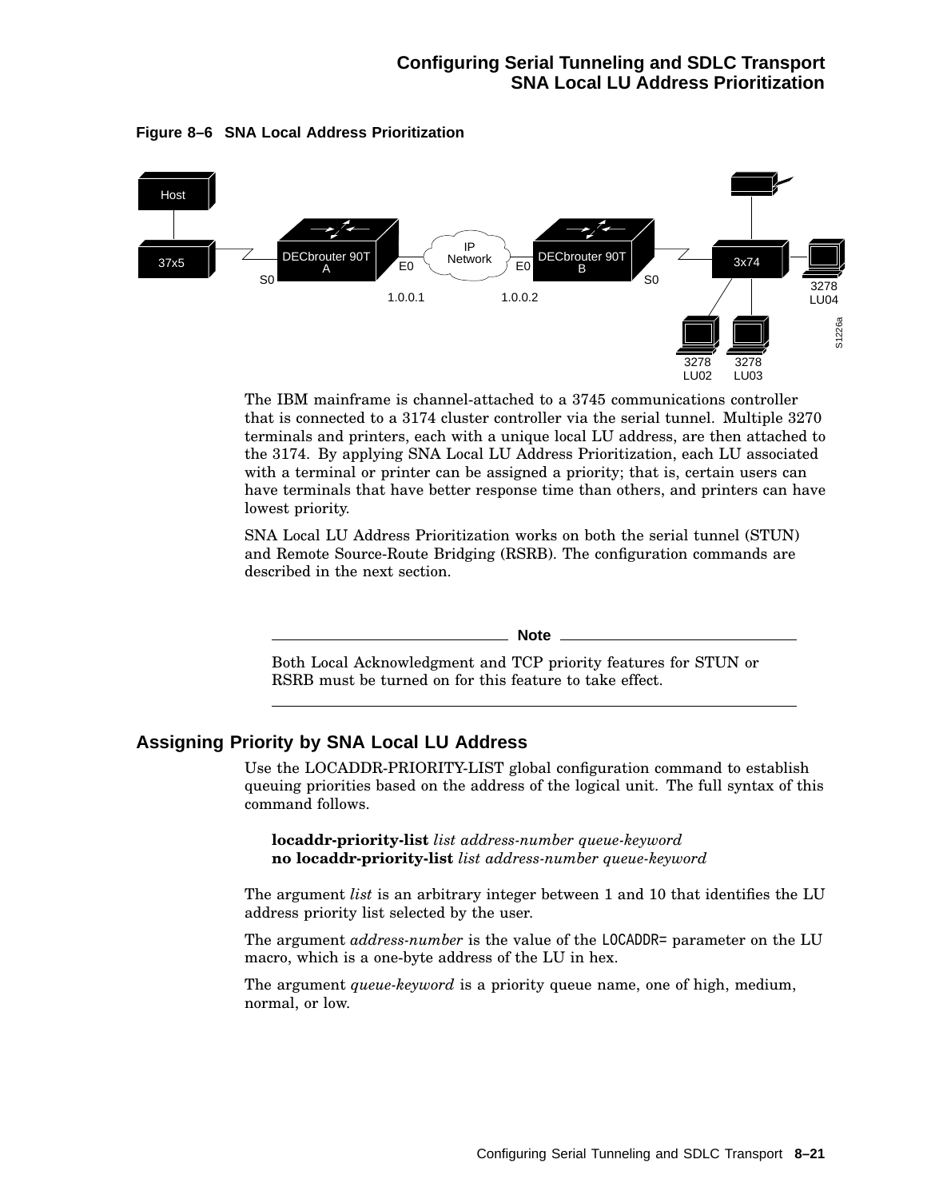**Figure 8–6 SNA Local Address Prioritization**

The IBM mainframe is channel-attached to a 3745 communications controller that is connected to a 3174 cluster controller via the serial tunnel. Multiple 3270 terminals and printers, each with a unique local LU address, are then attached to the 3174. By applying SNA Local LU Address Prioritization, each LU associated with a terminal or printer can be assigned a priority; that is, certain users can have terminals that have better response time than others, and printers can have lowest priority.

SNA Local LU Address Prioritization works on both the serial tunnel (STUN) and Remote Source-Route Bridging (RSRB). The configuration commands are described in the next section.

---

**Note**

Both Local Acknowledgment and TCP priority features for STUN or RSRB must be turned on for this feature to take effect.

---

## Assigning Priority by SNA Local LU Address

Use the LOCADDR-PRIORITY-LIST global configuration command to establish queuing priorities based on the address of the logical unit. The full syntax of this command follows.

**locaddr-priority-list** *list address-number queue-keyword*
**no locaddr-priority-list** *list address-number queue-keyword*

The argument *list* is an arbitrary integer between 1 and 10 that identifies the LU address priority list selected by the user.

The argument *address-number* is the value of the `LOCADDR=` parameter on the LU macro, which is a one-byte address of the LU in hex.

The argument *queue-keyword* is a priority queue name, one of high, medium, normal, or low.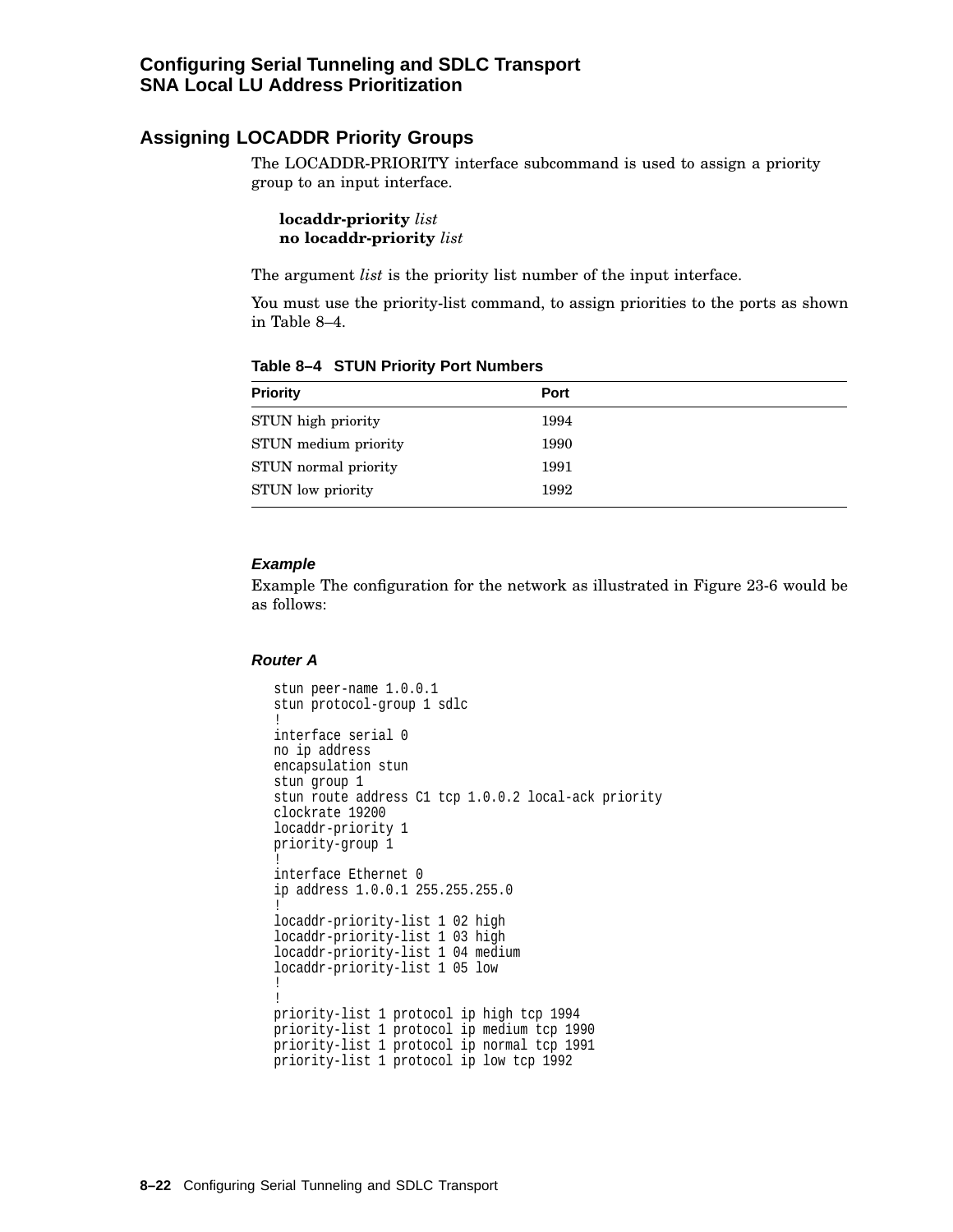## Assigning LOCADDR Priority Groups

The LOCADDR-PRIORITY interface subcommand is used to assign a priority group to an input interface.

**locaddr-priority** *list*
**no locaddr-priority** *list*

The argument *list* is the priority list number of the input interface.

You must use the priority-list command, to assign priorities to the ports as shown in Table 8–4.

**Table 8–4 STUN Priority Port Numbers**

| Priority | Port |
|---|---|
| STUN high priority | 1994 |
| STUN medium priority | 1990 |
| STUN normal priority | 1991 |
| STUN low priority | 1992 |

#### *Example*

Example The configuration for the network as illustrated in Figure 23-6 would be as follows:

#### *Router A*

```
stun peer-name 1.0.0.1
stun protocol-group 1 sdlc
!
interface serial 0
no ip address
encapsulation stun
stun group 1
stun route address C1 tcp 1.0.0.2 local-ack priority
clockrate 19200
locaddr-priority 1
priority-group 1
!
interface Ethernet 0
ip address 1.0.0.1 255.255.255.0
!
locaddr-priority-list 1 02 high
locaddr-priority-list 1 03 high
locaddr-priority-list 1 04 medium
locaddr-priority-list 1 05 low
!
!
priority-list 1 protocol ip high tcp 1994
priority-list 1 protocol ip medium tcp 1990
priority-list 1 protocol ip normal tcp 1991
priority-list 1 protocol ip low tcp 1992
```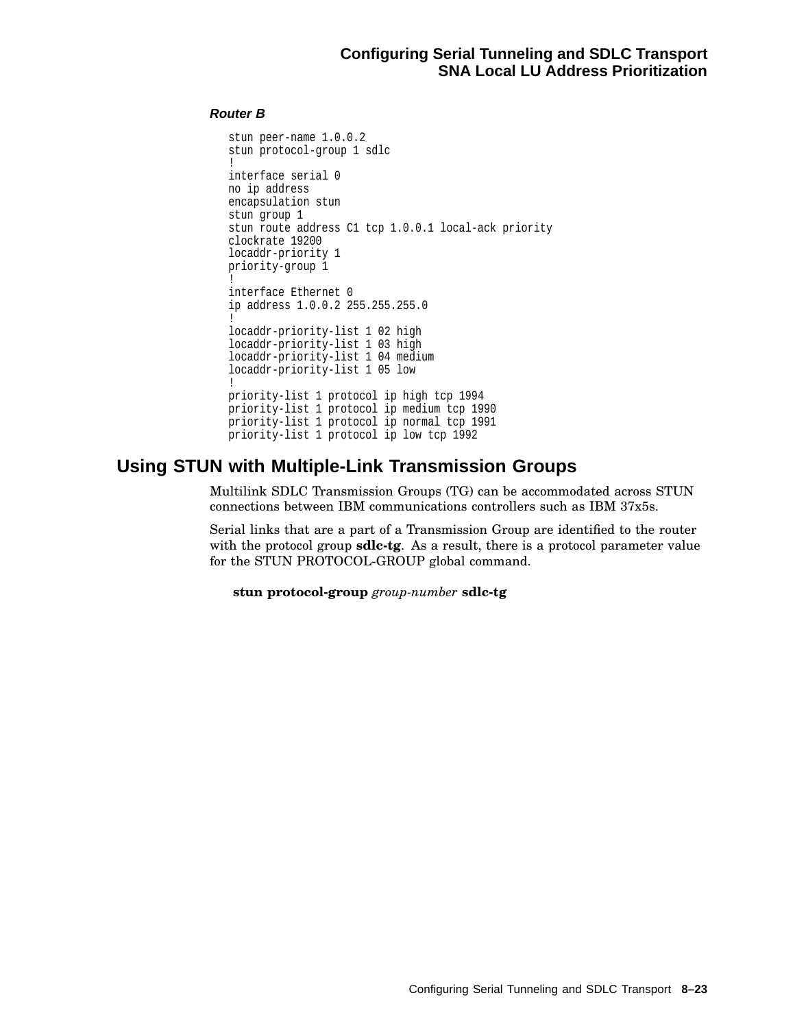#### *Router B*

```
stun peer-name 1.0.0.2
stun protocol-group 1 sdlc
!
interface serial 0
no ip address
encapsulation stun
stun group 1
stun route address C1 tcp 1.0.0.1 local-ack priority
clockrate 19200
locaddr-priority 1
priority-group 1
!
interface Ethernet 0
ip address 1.0.0.2 255.255.255.0
!
locaddr-priority-list 1 02 high
locaddr-priority-list 1 03 high
locaddr-priority-list 1 04 medium
locaddr-priority-list 1 05 low
!
priority-list 1 protocol ip high tcp 1994
priority-list 1 protocol ip medium tcp 1990
priority-list 1 protocol ip normal tcp 1991
priority-list 1 protocol ip low tcp 1992
```

## Using STUN with Multiple-Link Transmission Groups

Multilink SDLC Transmission Groups (TG) can be accommodated across STUN connections between IBM communications controllers such as IBM 37x5s.

Serial links that are a part of a Transmission Group are identified to the router with the protocol group **sdlc-tg**. As a result, there is a protocol parameter value for the STUN PROTOCOL-GROUP global command.

**stun protocol-group** *group-number* **sdlc-tg**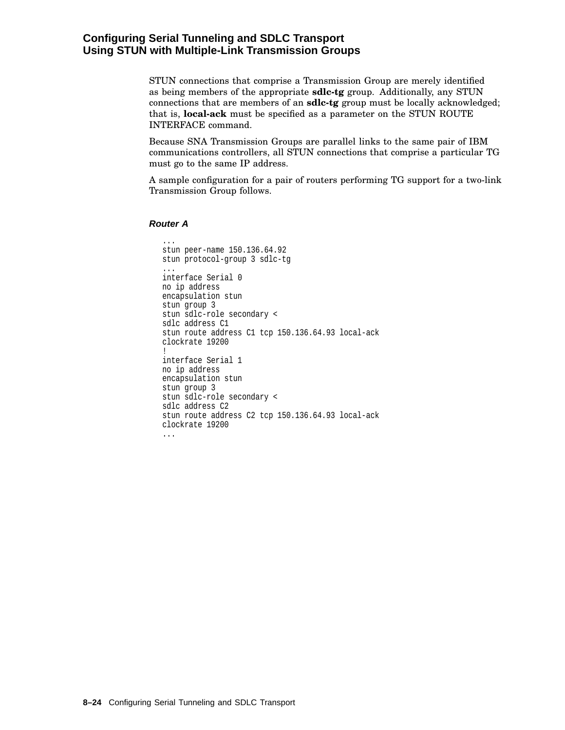STUN connections that comprise a Transmission Group are merely identified as being members of the appropriate **sdlc-tg** group. Additionally, any STUN connections that are members of an **sdlc-tg** group must be locally acknowledged; that is, **local-ack** must be specified as a parameter on the STUN ROUTE INTERFACE command.

Because SNA Transmission Groups are parallel links to the same pair of IBM communications controllers, all STUN connections that comprise a particular TG must go to the same IP address.

A sample configuration for a pair of routers performing TG support for a two-link Transmission Group follows.

#### *Router A*

```
...
stun peer-name 150.136.64.92
stun protocol-group 3 sdlc-tg
...
interface Serial 0
no ip address
encapsulation stun
stun group 3
stun sdlc-role secondary <
sdlc address C1
stun route address C1 tcp 150.136.64.93 local-ack
clockrate 19200
!
interface Serial 1
no ip address
encapsulation stun
stun group 3
stun sdlc-role secondary <
sdlc address C2
stun route address C2 tcp 150.136.64.93 local-ack
clockrate 19200
...
```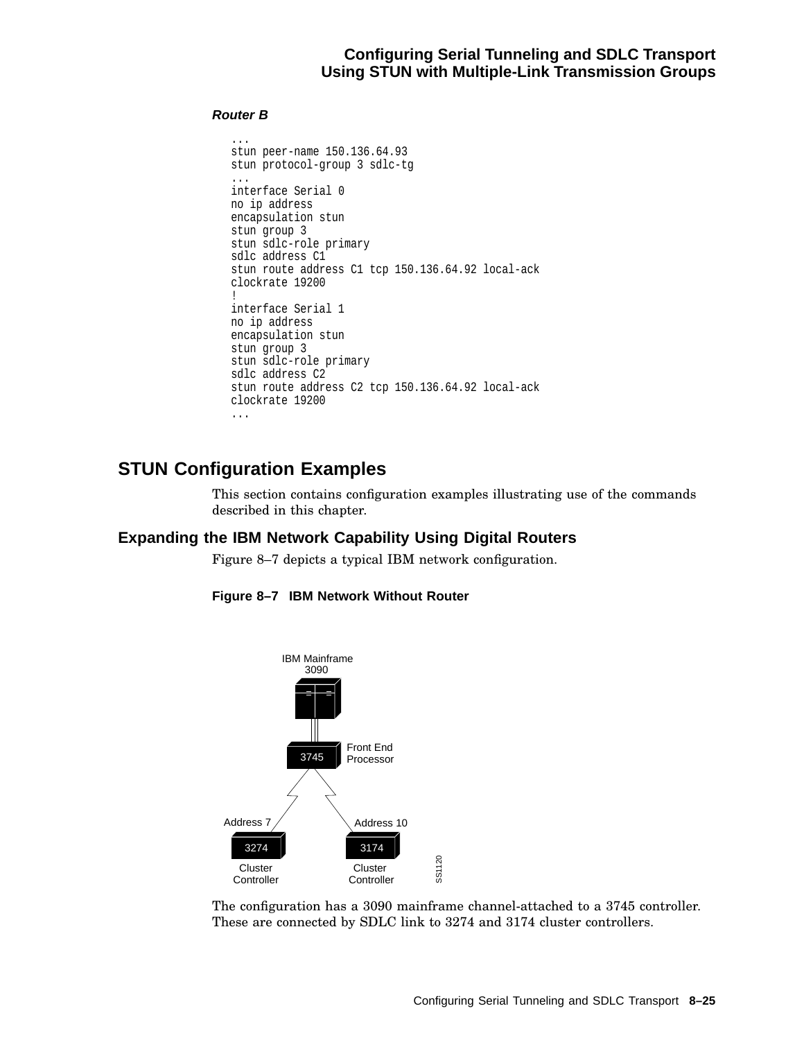**Router B**

```
...
stun peer-name 150.136.64.93
stun protocol-group 3 sdlc-tg
...
interface Serial 0
no ip address
encapsulation stun
stun group 3
stun sdlc-role primary
sdlc address C1
stun route address C1 tcp 150.136.64.92 local-ack
clockrate 19200
!
interface Serial 1
no ip address
encapsulation stun
stun group 3
stun sdlc-role primary
sdlc address C2
stun route address C2 tcp 150.136.64.92 local-ack
clockrate 19200
...
```

## STUN Configuration Examples

This section contains configuration examples illustrating use of the commands described in this chapter.

### Expanding the IBM Network Capability Using Digital Routers

Figure 8–7 depicts a typical IBM network configuration.

**Figure 8–7 IBM Network Without Router**

The configuration has a 3090 mainframe channel-attached to a 3745 controller. These are connected by SDLC link to 3274 and 3174 cluster controllers.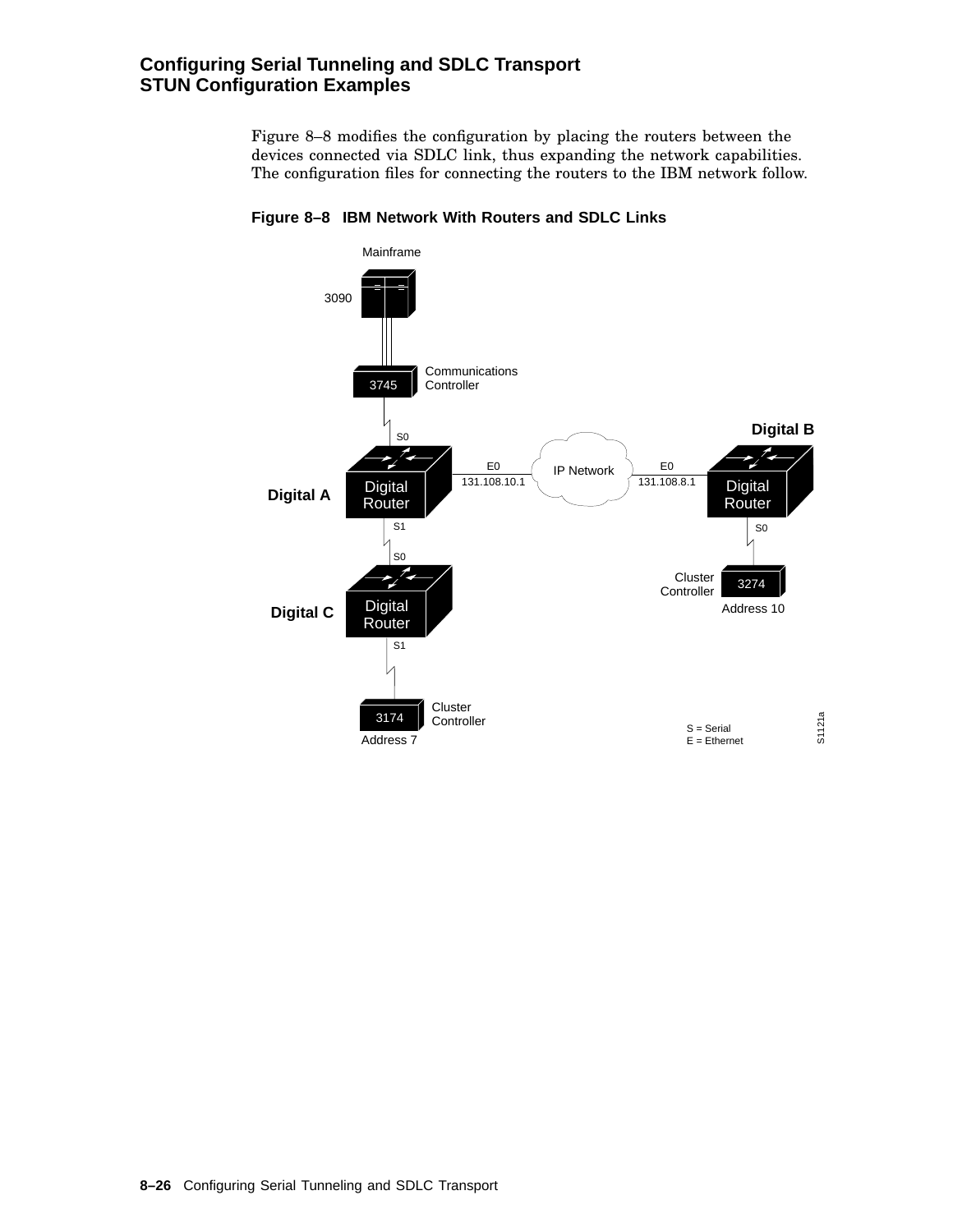Figure 8–8 modifies the configuration by placing the routers between the devices connected via SDLC link, thus expanding the network capabilities. The configuration files for connecting the routers to the IBM network follow.

**Figure 8–8 IBM Network With Routers and SDLC Links**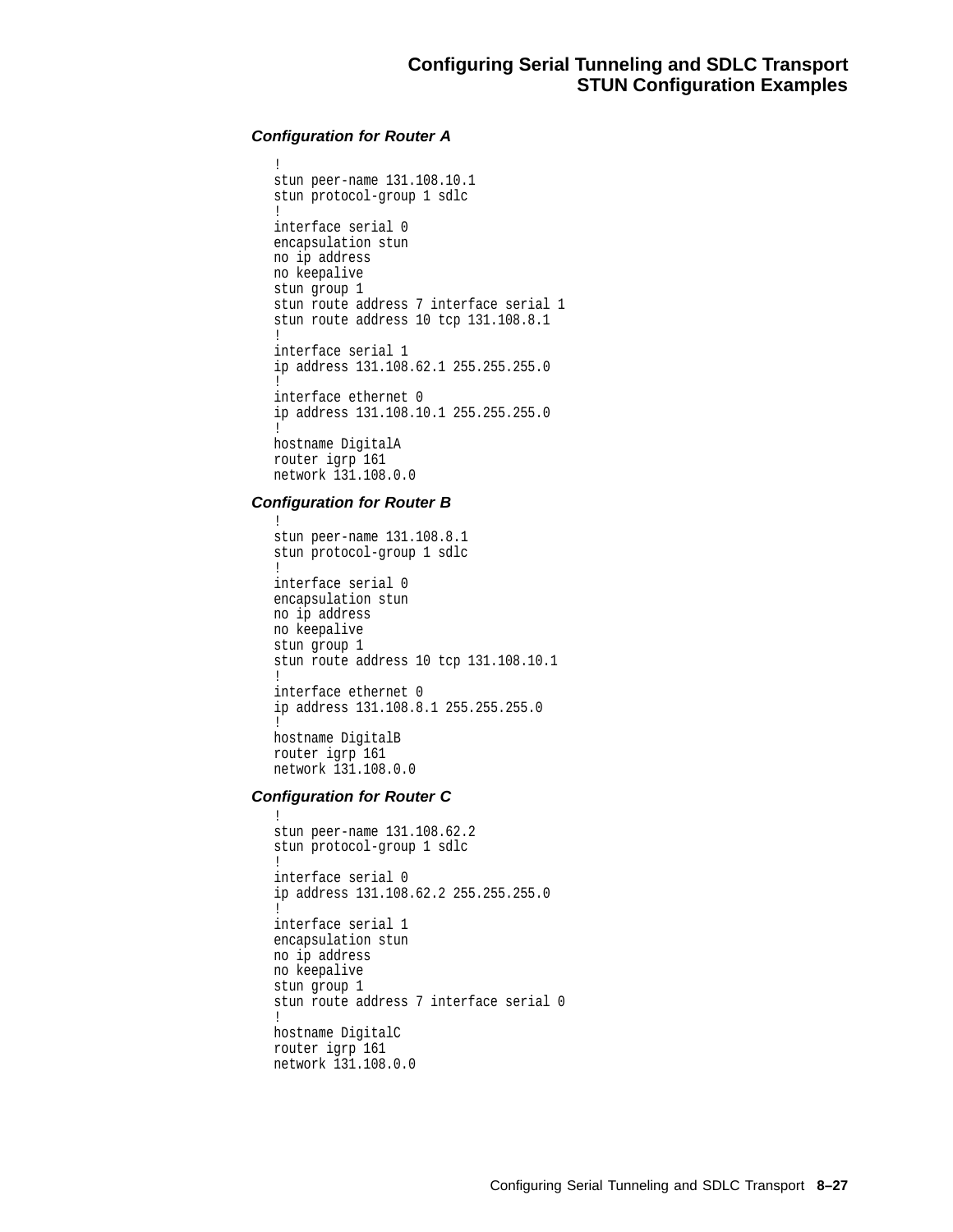#### Configuration for Router A

```
!
stun peer-name 131.108.10.1
stun protocol-group 1 sdlc
!
interface serial 0
encapsulation stun
no ip address
no keepalive
stun group 1
stun route address 7 interface serial 1
stun route address 10 tcp 131.108.8.1
!
interface serial 1
ip address 131.108.62.1 255.255.255.0
!
interface ethernet 0
ip address 131.108.10.1 255.255.255.0
!
hostname DigitalA
router igrp 161
network 131.108.0.0
```

#### Configuration for Router B

```
!
stun peer-name 131.108.8.1
stun protocol-group 1 sdlc
!
interface serial 0
encapsulation stun
no ip address
no keepalive
stun group 1
stun route address 10 tcp 131.108.10.1
!
interface ethernet 0
ip address 131.108.8.1 255.255.255.0
!
hostname DigitalB
router igrp 161
network 131.108.0.0
```

#### Configuration for Router C

```
!
stun peer-name 131.108.62.2
stun protocol-group 1 sdlc
!
interface serial 0
ip address 131.108.62.2 255.255.255.0
!
interface serial 1
encapsulation stun
no ip address
no keepalive
stun group 1
stun route address 7 interface serial 0
!
hostname DigitalC
router igrp 161
network 131.108.0.0
```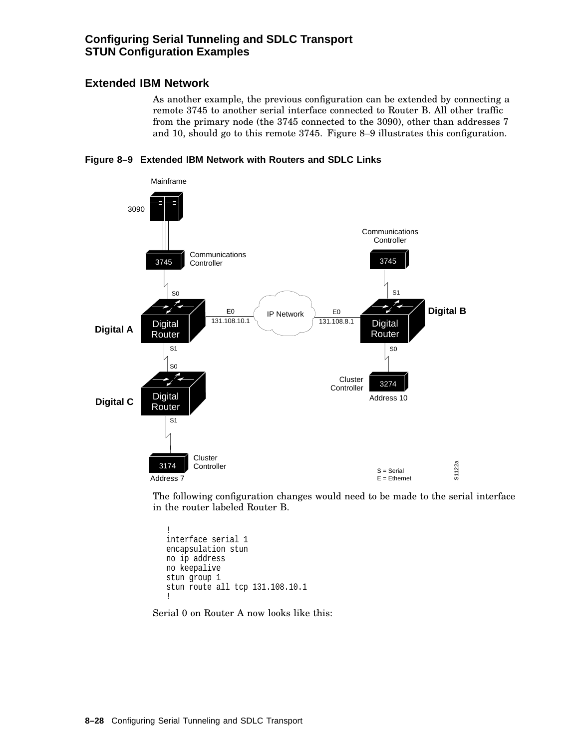## Extended IBM Network

As another example, the previous configuration can be extended by connecting a remote 3745 to another serial interface connected to Router B. All other traffic from the primary node (the 3745 connected to the 3090), other than addresses 7 and 10, should go to this remote 3745. Figure 8–9 illustrates this configuration.

**Figure 8–9 Extended IBM Network with Routers and SDLC Links**

The following configuration changes would need to be made to the serial interface in the router labeled Router B.

```
!
interface serial 1
encapsulation stun
no ip address
no keepalive
stun group 1
stun route all tcp 131.108.10.1
!
```

Serial 0 on Router A now looks like this: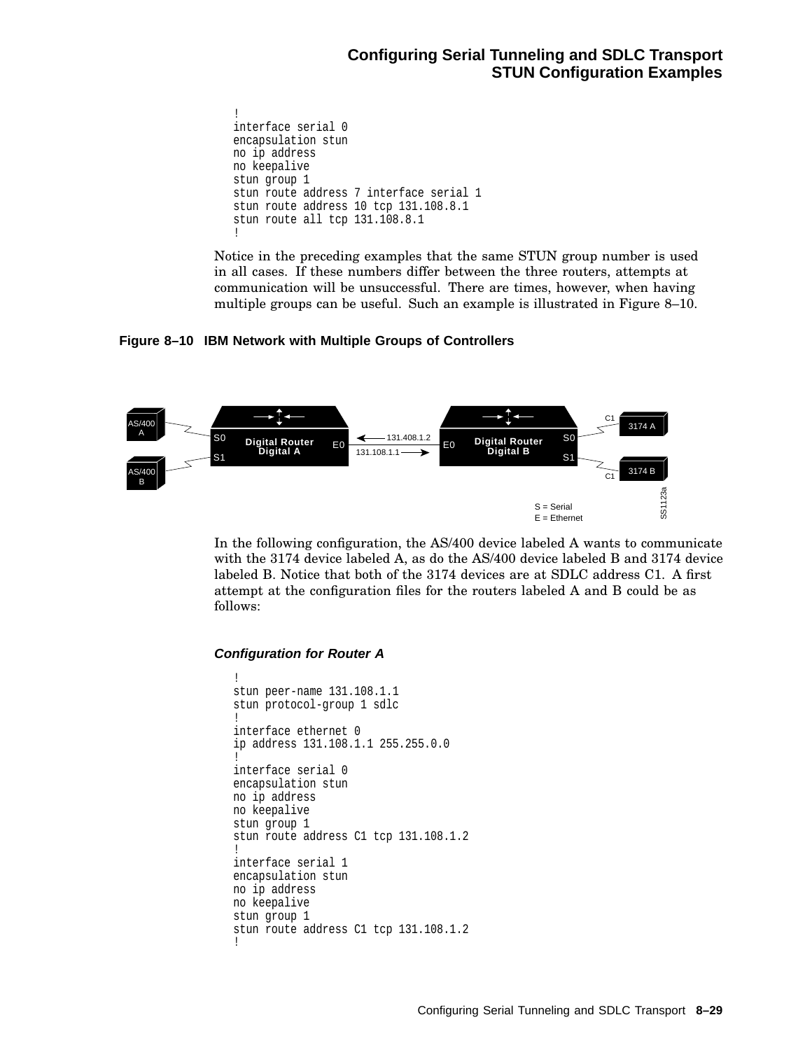```
!
interface serial 0
encapsulation stun
no ip address
no keepalive
stun group 1
stun route address 7 interface serial 1
stun route address 10 tcp 131.108.8.1
stun route all tcp 131.108.8.1
!
```

Notice in the preceding examples that the same STUN group number is used in all cases. If these numbers differ between the three routers, attempts at communication will be unsuccessful. There are times, however, when having multiple groups can be useful. Such an example is illustrated in Figure 8–10.

**Figure 8–10 IBM Network with Multiple Groups of Controllers**

In the following configuration, the AS/400 device labeled A wants to communicate with the 3174 device labeled A, as do the AS/400 device labeled B and 3174 device labeled B. Notice that both of the 3174 devices are at SDLC address C1. A first attempt at the configuration files for the routers labeled A and B could be as follows:

#### *Configuration for Router A*

```
!
stun peer-name 131.108.1.1
stun protocol-group 1 sdlc
!
interface ethernet 0
ip address 131.108.1.1 255.255.0.0
!
interface serial 0
encapsulation stun
no ip address
no keepalive
stun group 1
stun route address C1 tcp 131.108.1.2
!
interface serial 1
encapsulation stun
no ip address
no keepalive
stun group 1
stun route address C1 tcp 131.108.1.2
!
```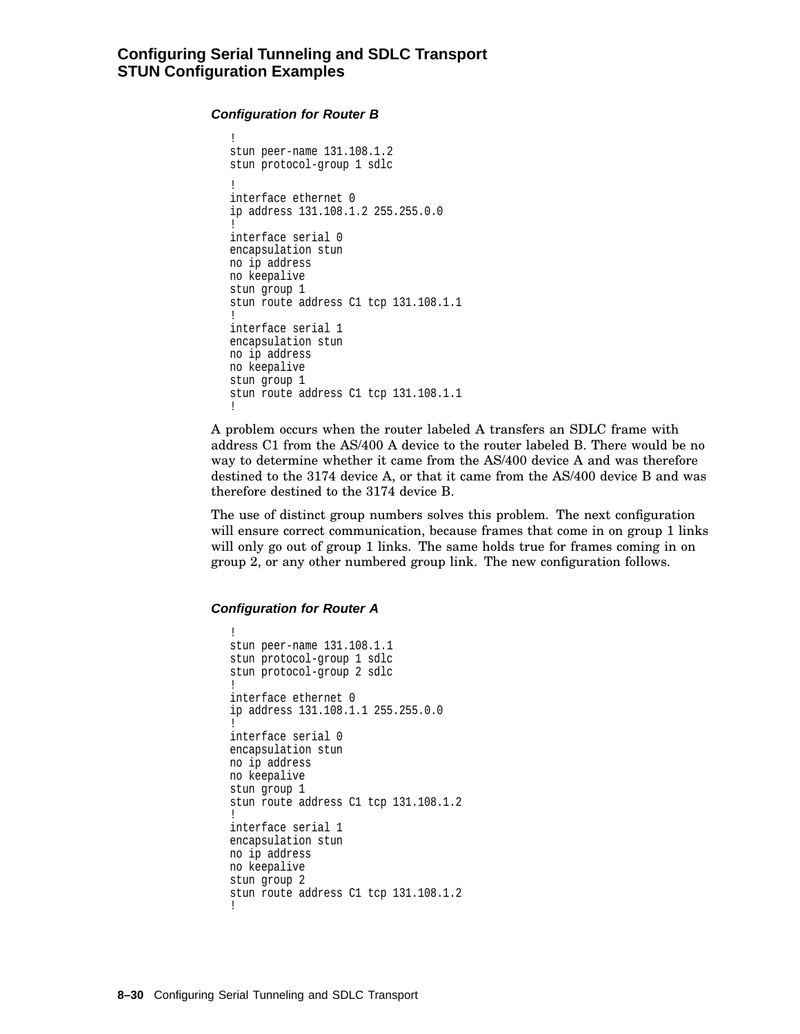#### *Configuration for Router B*

```
!
stun peer-name 131.108.1.2
stun protocol-group 1 sdlc
!
interface ethernet 0
ip address 131.108.1.2 255.255.0.0
!
interface serial 0
encapsulation stun
no ip address
no keepalive
stun group 1
stun route address C1 tcp 131.108.1.1
!
interface serial 1
encapsulation stun
no ip address
no keepalive
stun group 1
stun route address C1 tcp 131.108.1.1
!
```

A problem occurs when the router labeled A transfers an SDLC frame with address C1 from the AS/400 A device to the router labeled B. There would be no way to determine whether it came from the AS/400 device A and was therefore destined to the 3174 device A, or that it came from the AS/400 device B and was therefore destined to the 3174 device B.

The use of distinct group numbers solves this problem. The next configuration will ensure correct communication, because frames that come in on group 1 links will only go out of group 1 links. The same holds true for frames coming in on group 2, or any other numbered group link. The new configuration follows.

#### *Configuration for Router A*

```
!
stun peer-name 131.108.1.1
stun protocol-group 1 sdlc
stun protocol-group 2 sdlc
!
interface ethernet 0
ip address 131.108.1.1 255.255.0.0
!
interface serial 0
encapsulation stun
no ip address
no keepalive
stun group 1
stun route address C1 tcp 131.108.1.2
!
interface serial 1
encapsulation stun
no ip address
no keepalive
stun group 2
stun route address C1 tcp 131.108.1.2
!
```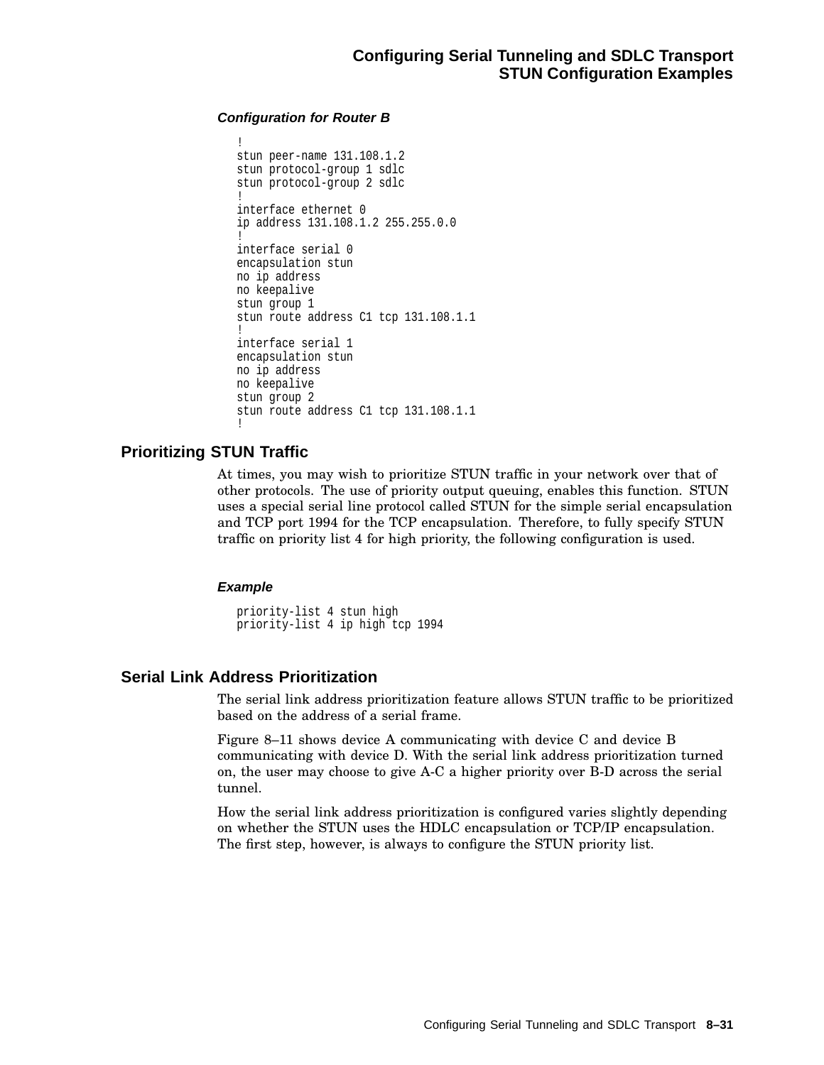#### Configuration for Router B

```
!
stun peer-name 131.108.1.2
stun protocol-group 1 sdlc
stun protocol-group 2 sdlc
!
interface ethernet 0
ip address 131.108.1.2 255.255.0.0
!
interface serial 0
encapsulation stun
no ip address
no keepalive
stun group 1
stun route address C1 tcp 131.108.1.1
!
interface serial 1
encapsulation stun
no ip address
no keepalive
stun group 2
stun route address C1 tcp 131.108.1.1
!
```

### Prioritizing STUN Traffic

At times, you may wish to prioritize STUN traffic in your network over that of other protocols. The use of priority output queuing, enables this function. STUN uses a special serial line protocol called STUN for the simple serial encapsulation and TCP port 1994 for the TCP encapsulation. Therefore, to fully specify STUN traffic on priority list 4 for high priority, the following configuration is used.

#### Example

```
priority-list 4 stun high
priority-list 4 ip high tcp 1994
```

### Serial Link Address Prioritization

The serial link address prioritization feature allows STUN traffic to be prioritized based on the address of a serial frame.

Figure 8–11 shows device A communicating with device C and device B communicating with device D. With the serial link address prioritization turned on, the user may choose to give A-C a higher priority over B-D across the serial tunnel.

How the serial link address prioritization is configured varies slightly depending on whether the STUN uses the HDLC encapsulation or TCP/IP encapsulation. The first step, however, is always to configure the STUN priority list.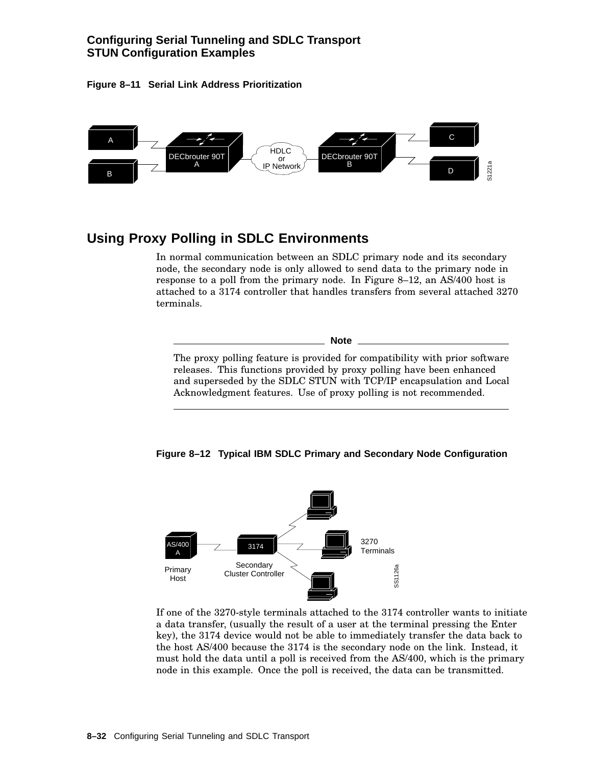**Figure 8–11 Serial Link Address Prioritization**

## Using Proxy Polling in SDLC Environments

In normal communication between an SDLC primary node and its secondary node, the secondary node is only allowed to send data to the primary node in response to a poll from the primary node. In Figure 8–12, an AS/400 host is attached to a 3174 controller that handles transfers from several attached 3270 terminals.

---

**Note**

The proxy polling feature is provided for compatibility with prior software releases. This functions provided by proxy polling have been enhanced and superseded by the SDLC STUN with TCP/IP encapsulation and Local Acknowledgment features. Use of proxy polling is not recommended.

---

**Figure 8–12 Typical IBM SDLC Primary and Secondary Node Configuration**

If one of the 3270-style terminals attached to the 3174 controller wants to initiate a data transfer, (usually the result of a user at the terminal pressing the Enter key), the 3174 device would not be able to immediately transfer the data back to the host AS/400 because the 3174 is the secondary node on the link. Instead, it must hold the data until a poll is received from the AS/400, which is the primary node in this example. Once the poll is received, the data can be transmitted.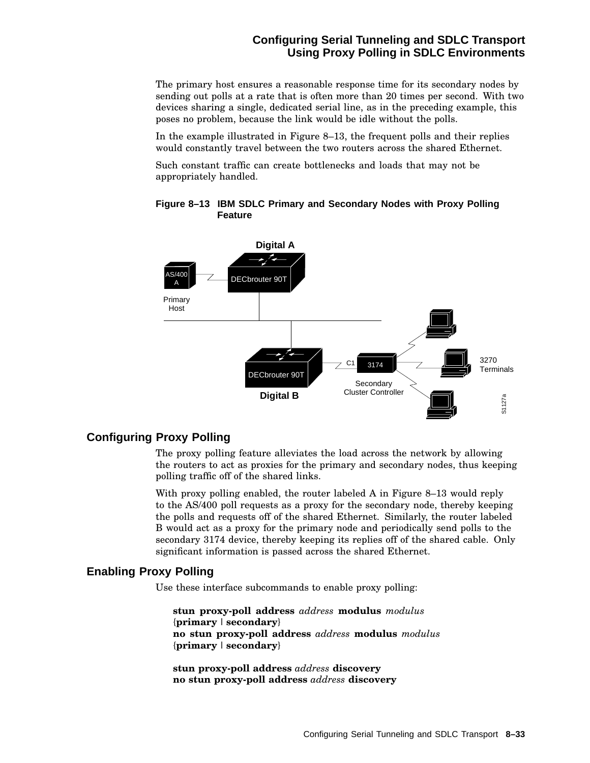The primary host ensures a reasonable response time for its secondary nodes by sending out polls at a rate that is often more than 20 times per second. With two devices sharing a single, dedicated serial line, as in the preceding example, this poses no problem, because the link would be idle without the polls.

In the example illustrated in Figure 8–13, the frequent polls and their replies would constantly travel between the two routers across the shared Ethernet.

Such constant traffic can create bottlenecks and loads that may not be appropriately handled.

**Figure 8–13 IBM SDLC Primary and Secondary Nodes with Proxy Polling Feature**

## Configuring Proxy Polling

The proxy polling feature alleviates the load across the network by allowing the routers to act as proxies for the primary and secondary nodes, thus keeping polling traffic off of the shared links.

With proxy polling enabled, the router labeled A in Figure 8–13 would reply to the AS/400 poll requests as a proxy for the secondary node, thereby keeping the polls and requests off of the shared Ethernet. Similarly, the router labeled B would act as a proxy for the primary node and periodically send polls to the secondary 3174 device, thereby keeping its replies off of the shared cable. Only significant information is passed across the shared Ethernet.

## Enabling Proxy Polling

Use these interface subcommands to enable proxy polling:

**stun proxy-poll address** *address* **modulus** *modulus* {**primary** | **secondary**}
**no stun proxy-poll address** *address* **modulus** *modulus* {**primary** | **secondary**}

**stun proxy-poll address** *address* **discovery**
**no stun proxy-poll address** *address* **discovery**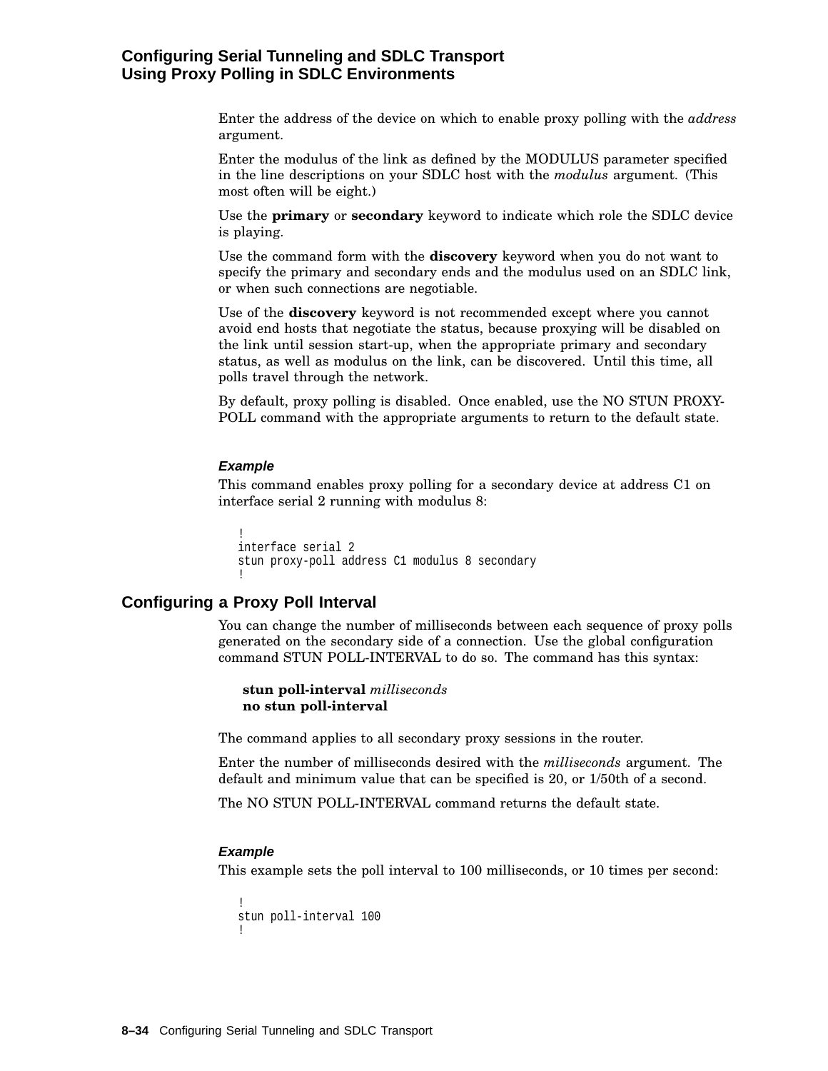Enter the address of the device on which to enable proxy polling with the *address* argument.

Enter the modulus of the link as defined by the MODULUS parameter specified in the line descriptions on your SDLC host with the *modulus* argument. (This most often will be eight.)

Use the **primary** or **secondary** keyword to indicate which role the SDLC device is playing.

Use the command form with the **discovery** keyword when you do not want to specify the primary and secondary ends and the modulus used on an SDLC link, or when such connections are negotiable.

Use of the **discovery** keyword is not recommended except where you cannot avoid end hosts that negotiate the status, because proxying will be disabled on the link until session start-up, when the appropriate primary and secondary status, as well as modulus on the link, can be discovered. Until this time, all polls travel through the network.

By default, proxy polling is disabled. Once enabled, use the NO STUN PROXY-POLL command with the appropriate arguments to return to the default state.

#### *Example*

This command enables proxy polling for a secondary device at address C1 on interface serial 2 running with modulus 8:

```
!
interface serial 2
stun proxy-poll address C1 modulus 8 secondary
!
```

## Configuring a Proxy Poll Interval

You can change the number of milliseconds between each sequence of proxy polls generated on the secondary side of a connection. Use the global configuration command STUN POLL-INTERVAL to do so. The command has this syntax:

**stun poll-interval** *milliseconds*
**no stun poll-interval**

The command applies to all secondary proxy sessions in the router.

Enter the number of milliseconds desired with the *milliseconds* argument. The default and minimum value that can be specified is 20, or 1/50th of a second.

The NO STUN POLL-INTERVAL command returns the default state.

#### *Example*

This example sets the poll interval to 100 milliseconds, or 10 times per second:

```
!
stun poll-interval 100
!
```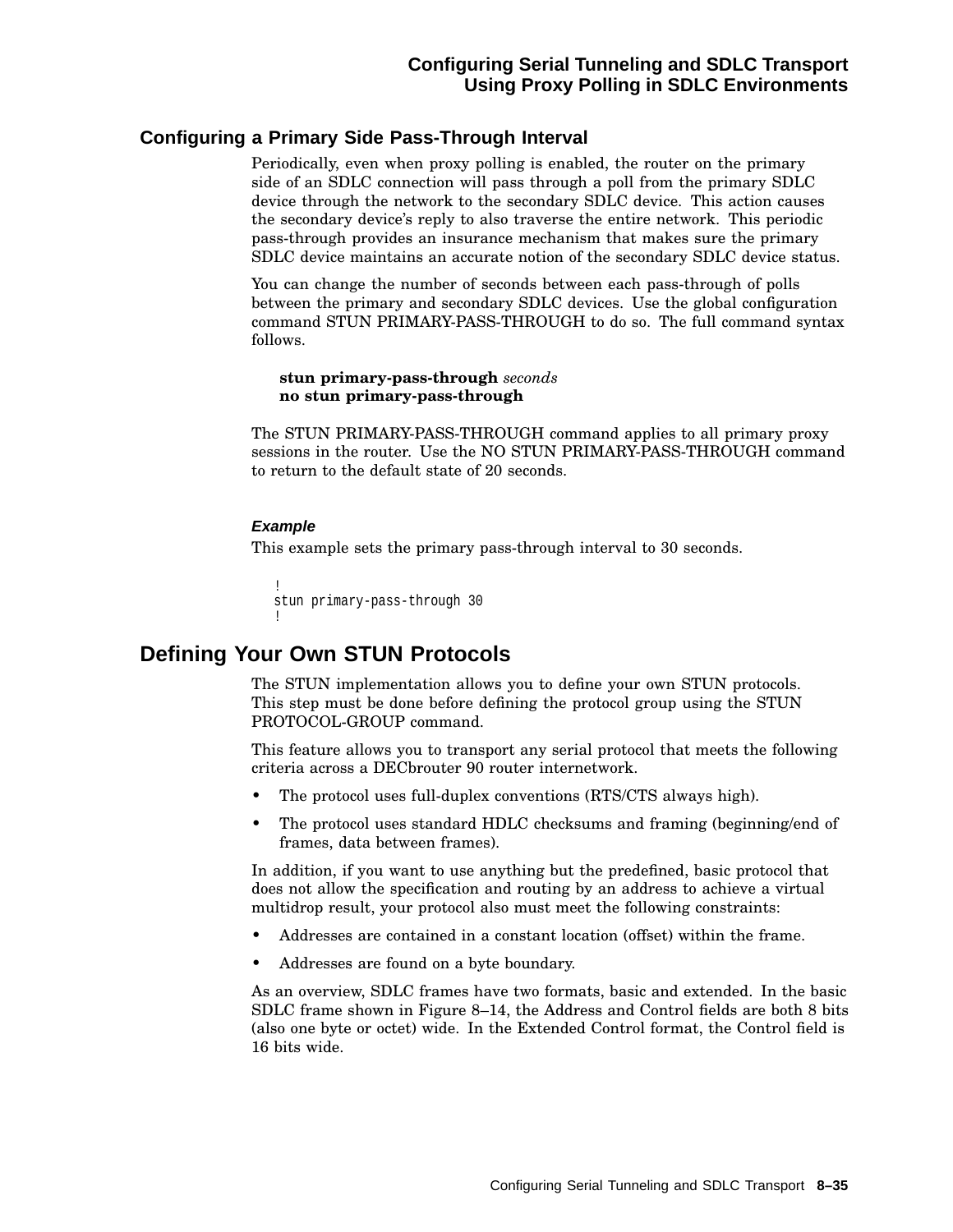### Configuring a Primary Side Pass-Through Interval

Periodically, even when proxy polling is enabled, the router on the primary side of an SDLC connection will pass through a poll from the primary SDLC device through the network to the secondary SDLC device. This action causes the secondary device's reply to also traverse the entire network. This periodic pass-through provides an insurance mechanism that makes sure the primary SDLC device maintains an accurate notion of the secondary SDLC device status.

You can change the number of seconds between each pass-through of polls between the primary and secondary SDLC devices. Use the global configuration command STUN PRIMARY-PASS-THROUGH to do so. The full command syntax follows.

**stun primary-pass-through** *seconds*
**no stun primary-pass-through**

The STUN PRIMARY-PASS-THROUGH command applies to all primary proxy sessions in the router. Use the NO STUN PRIMARY-PASS-THROUGH command to return to the default state of 20 seconds.

#### *Example*

This example sets the primary pass-through interval to 30 seconds.

```
!
stun primary-pass-through 30
!
```

## Defining Your Own STUN Protocols

The STUN implementation allows you to define your own STUN protocols. This step must be done before defining the protocol group using the STUN PROTOCOL-GROUP command.

This feature allows you to transport any serial protocol that meets the following criteria across a DECbrouter 90 router internetwork.

- The protocol uses full-duplex conventions (RTS/CTS always high).
- The protocol uses standard HDLC checksums and framing (beginning/end of frames, data between frames).

In addition, if you want to use anything but the predefined, basic protocol that does not allow the specification and routing by an address to achieve a virtual multidrop result, your protocol also must meet the following constraints:

- Addresses are contained in a constant location (offset) within the frame.
- Addresses are found on a byte boundary.

As an overview, SDLC frames have two formats, basic and extended. In the basic SDLC frame shown in Figure 8–14, the Address and Control fields are both 8 bits (also one byte or octet) wide. In the Extended Control format, the Control field is 16 bits wide.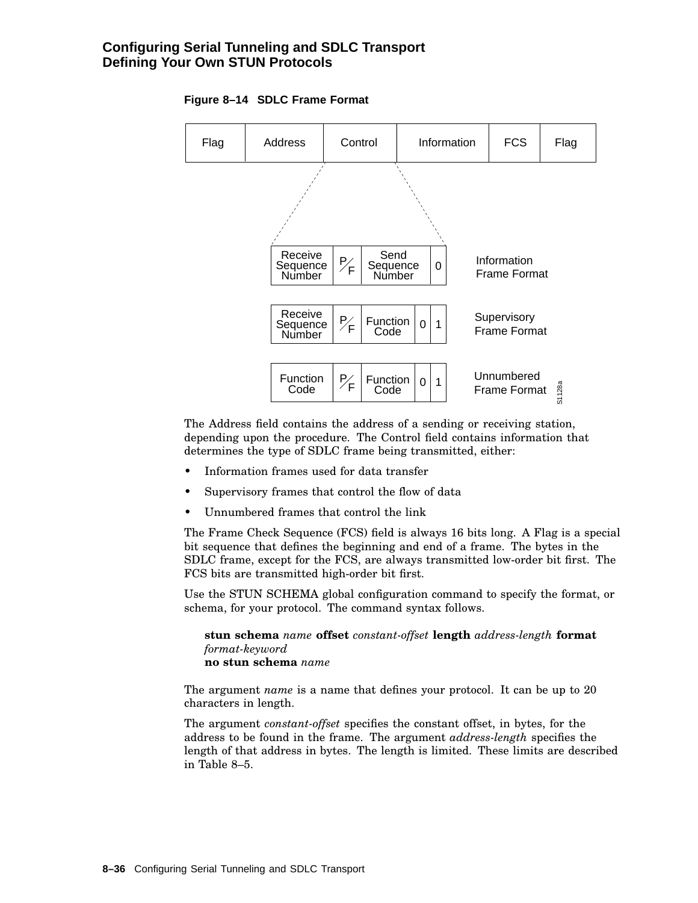**Figure 8–14 SDLC Frame Format**

| Flag | Address | Control | Information | FCS | Flag |
|---|---|---|---|---|---|

| Receive Sequence Number | P/F | Send Sequence Number | 0 | | Information Frame Format |
|---|---|---|---|---|---|
| Receive Sequence Number | P/F | Function Code | 0 | 1 | Supervisory Frame Format |
| Function Code | P/F | Function Code | 0 | 1 | Unnumbered Frame Format |

S1128a

The Address field contains the address of a sending or receiving station, depending upon the procedure. The Control field contains information that determines the type of SDLC frame being transmitted, either:

- Information frames used for data transfer
- Supervisory frames that control the flow of data
- Unnumbered frames that control the link

The Frame Check Sequence (FCS) field is always 16 bits long. A Flag is a special bit sequence that defines the beginning and end of a frame. The bytes in the SDLC frame, except for the FCS, are always transmitted low-order bit first. The FCS bits are transmitted high-order bit first.

Use the STUN SCHEMA global configuration command to specify the format, or schema, for your protocol. The command syntax follows.

**stun schema** *name* **offset** *constant-offset* **length** *address-length* **format** *format-keyword*
**no stun schema** *name*

The argument *name* is a name that defines your protocol. It can be up to 20 characters in length.

The argument *constant-offset* specifies the constant offset, in bytes, for the address to be found in the frame. The argument *address-length* specifies the length of that address in bytes. The length is limited. These limits are described in Table 8–5.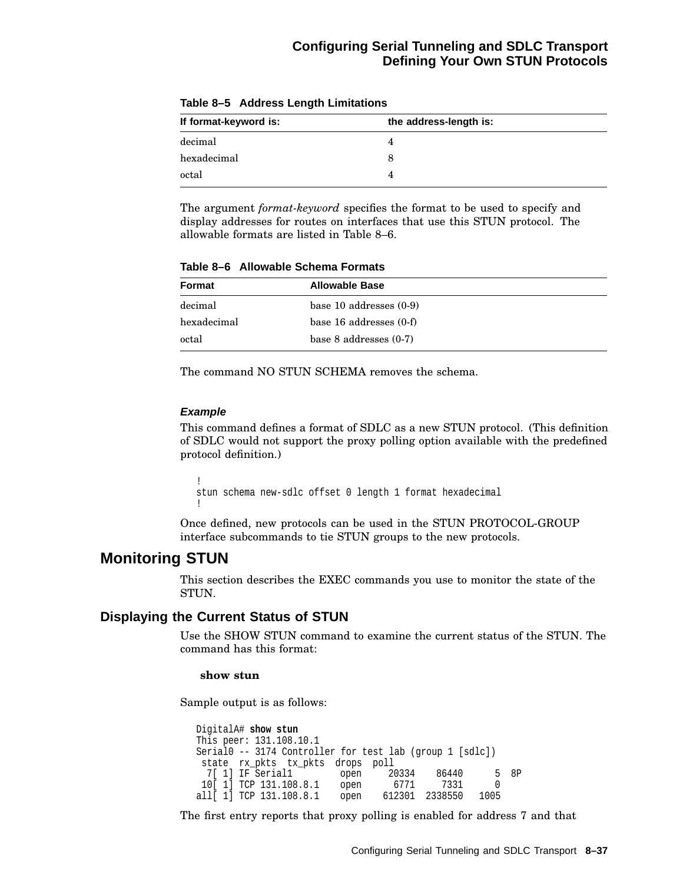**Table 8–5 Address Length Limitations**

| If format-keyword is: | the address-length is: |
|---|---|
| decimal | 4 |
| hexadecimal | 8 |
| octal | 4 |

The argument *format-keyword* specifies the format to be used to specify and display addresses for routes on interfaces that use this STUN protocol. The allowable formats are listed in Table 8–6.

**Table 8–6 Allowable Schema Formats**

| Format | Allowable Base |
|---|---|
| decimal | base 10 addresses (0-9) |
| hexadecimal | base 16 addresses (0-f) |
| octal | base 8 addresses (0-7) |

The command NO STUN SCHEMA removes the schema.

***Example***

This command defines a format of SDLC as a new STUN protocol. (This definition of SDLC would not support the proxy polling option available with the predefined protocol definition.)

```
!
stun schema new-sdlc offset 0 length 1 format hexadecimal
!
```

Once defined, new protocols can be used in the STUN PROTOCOL-GROUP interface subcommands to tie STUN groups to the new protocols.

# Monitoring STUN

This section describes the EXEC commands you use to monitor the state of the STUN.

## Displaying the Current Status of STUN

Use the SHOW STUN command to examine the current status of the STUN. The command has this format:

**show stun**

Sample output is as follows:

```
DigitalA# show stun
This peer: 131.108.10.1
Serial0 -- 3174 Controller for test lab (group 1 [sdlc])
 state  rx_pkts  tx_pkts  drops  poll
  7[ 1] IF Serial1        open     20334    86440      5  8P
 10[ 1] TCP 131.108.8.1    open      6771     7331      0
all[ 1] TCP 131.108.8.1    open    612301  2338550   1005
```

The first entry reports that proxy polling is enabled for address 7 and that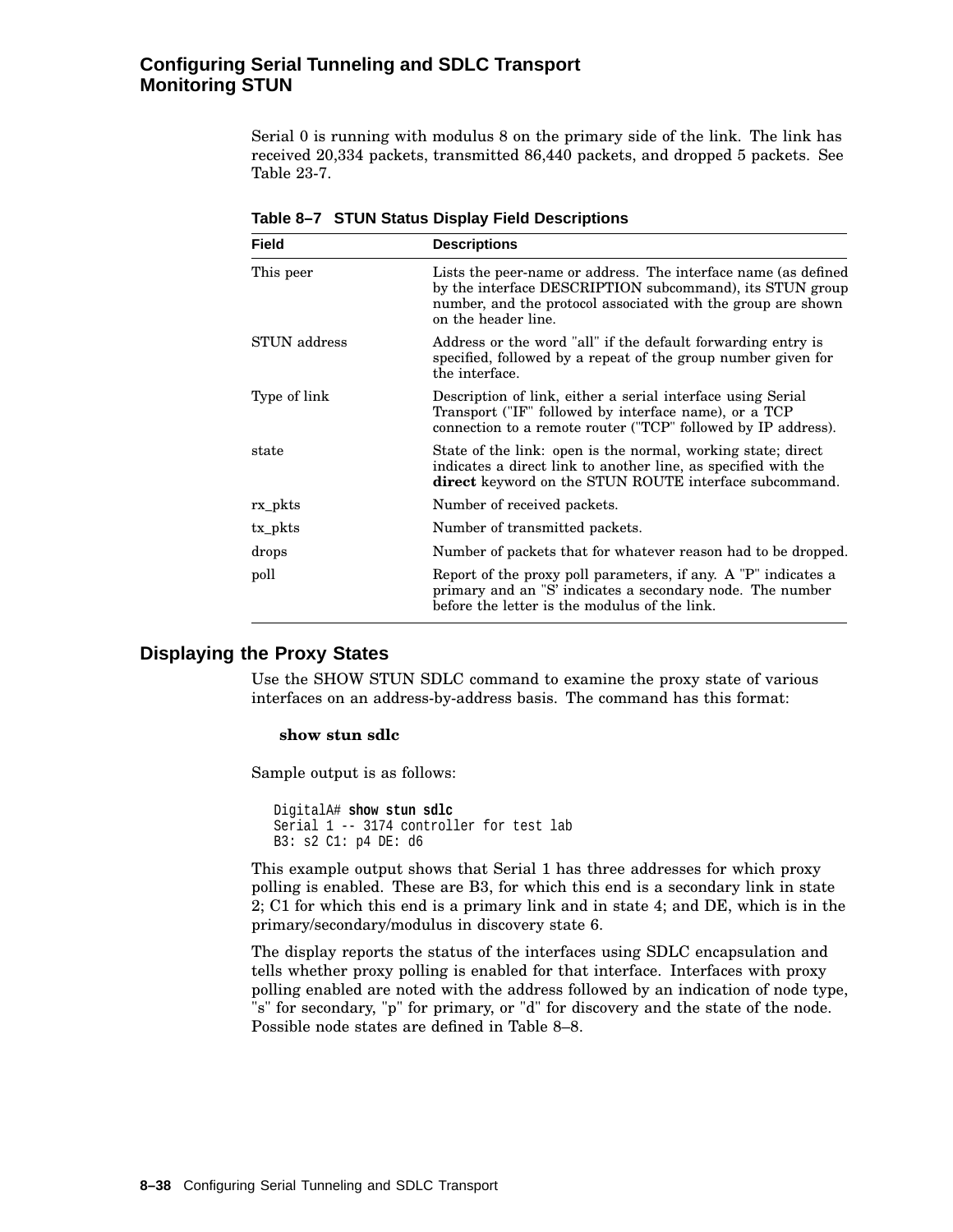Serial 0 is running with modulus 8 on the primary side of the link. The link has received 20,334 packets, transmitted 86,440 packets, and dropped 5 packets. See Table 23-7.

**Table 8–7 STUN Status Display Field Descriptions**

| Field | Descriptions |
|---|---|
| This peer | Lists the peer-name or address. The interface name (as defined by the interface DESCRIPTION subcommand), its STUN group number, and the protocol associated with the group are shown on the header line. |
| STUN address | Address or the word "all" if the default forwarding entry is specified, followed by a repeat of the group number given for the interface. |
| Type of link | Description of link, either a serial interface using Serial Transport ("IF" followed by interface name), or a TCP connection to a remote router ("TCP" followed by IP address). |
| state | State of the link: open is the normal, working state; direct indicates a direct link to another line, as specified with the **direct** keyword on the STUN ROUTE interface subcommand. |
| rx_pkts | Number of received packets. |
| tx_pkts | Number of transmitted packets. |
| drops | Number of packets that for whatever reason had to be dropped. |
| poll | Report of the proxy poll parameters, if any. A "P" indicates a primary and an "S' indicates a secondary node. The number before the letter is the modulus of the link. |

## Displaying the Proxy States

Use the SHOW STUN SDLC command to examine the proxy state of various interfaces on an address-by-address basis. The command has this format:

**show stun sdlc**

Sample output is as follows:

```
DigitalA# show stun sdlc
Serial 1 -- 3174 controller for test lab
B3: s2 C1: p4 DE: d6
```

This example output shows that Serial 1 has three addresses for which proxy polling is enabled. These are B3, for which this end is a secondary link in state 2; C1 for which this end is a primary link and in state 4; and DE, which is in the primary/secondary/modulus in discovery state 6.

The display reports the status of the interfaces using SDLC encapsulation and tells whether proxy polling is enabled for that interface. Interfaces with proxy polling enabled are noted with the address followed by an indication of node type, "s" for secondary, "p" for primary, or "d" for discovery and the state of the node. Possible node states are defined in Table 8–8.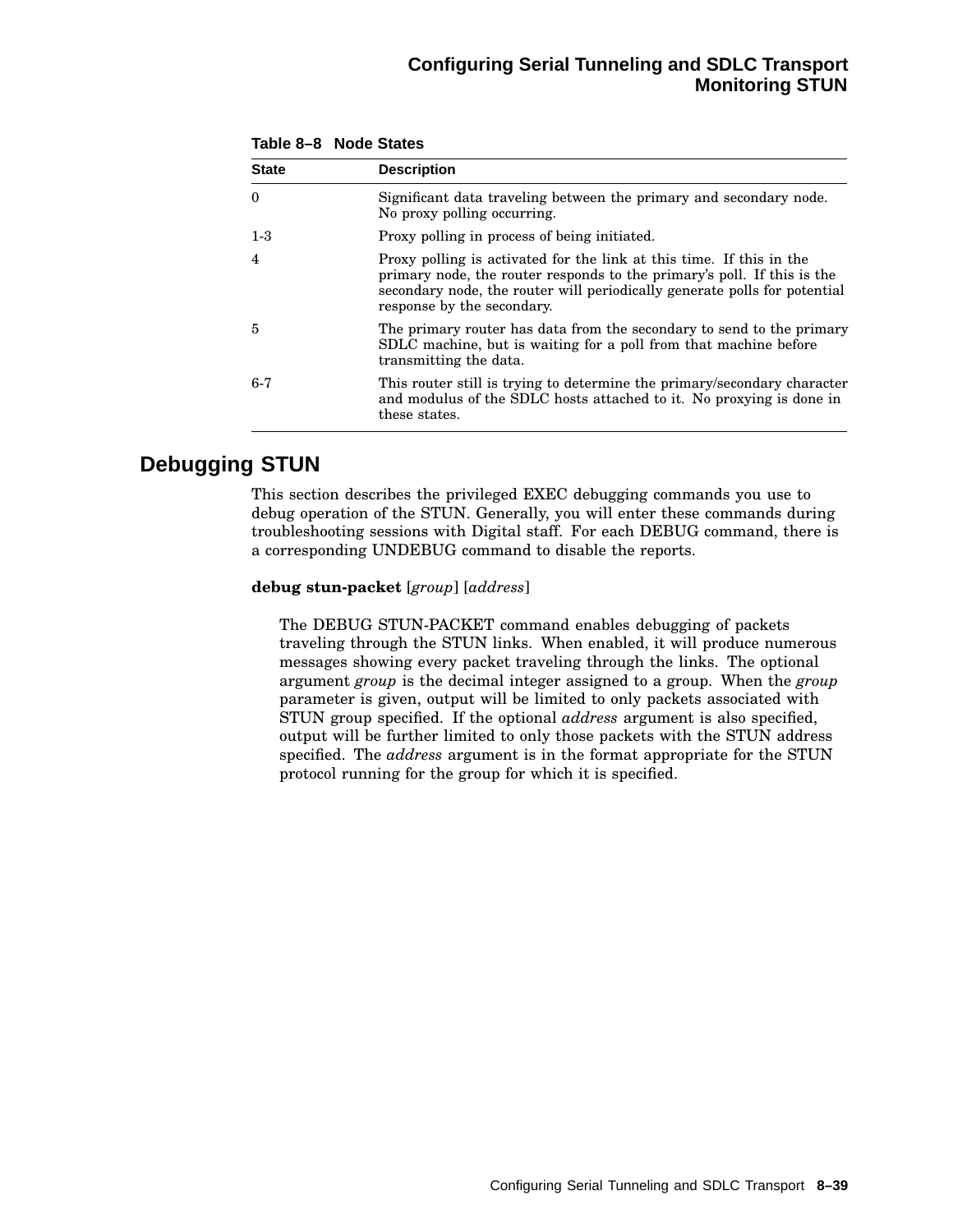**Table 8–8 Node States**

| State | Description |
| --- | --- |
| 0 | Significant data traveling between the primary and secondary node. No proxy polling occurring. |
| 1-3 | Proxy polling in process of being initiated. |
| 4 | Proxy polling is activated for the link at this time. If this in the primary node, the router responds to the primary's poll. If this is the secondary node, the router will periodically generate polls for potential response by the secondary. |
| 5 | The primary router has data from the secondary to send to the primary SDLC machine, but is waiting for a poll from that machine before transmitting the data. |
| 6-7 | This router still is trying to determine the primary/secondary character and modulus of the SDLC hosts attached to it. No proxying is done in these states. |

## Debugging STUN

This section describes the privileged EXEC debugging commands you use to debug operation of the STUN. Generally, you will enter these commands during troubleshooting sessions with Digital staff. For each DEBUG command, there is a corresponding UNDEBUG command to disable the reports.

**debug stun-packet** [*group*] [*address*]

The DEBUG STUN-PACKET command enables debugging of packets traveling through the STUN links. When enabled, it will produce numerous messages showing every packet traveling through the links. The optional argument *group* is the decimal integer assigned to a group. When the *group* parameter is given, output will be limited to only packets associated with STUN group specified. If the optional *address* argument is also specified, output will be further limited to only those packets with the STUN address specified. The *address* argument is in the format appropriate for the STUN protocol running for the group for which it is specified.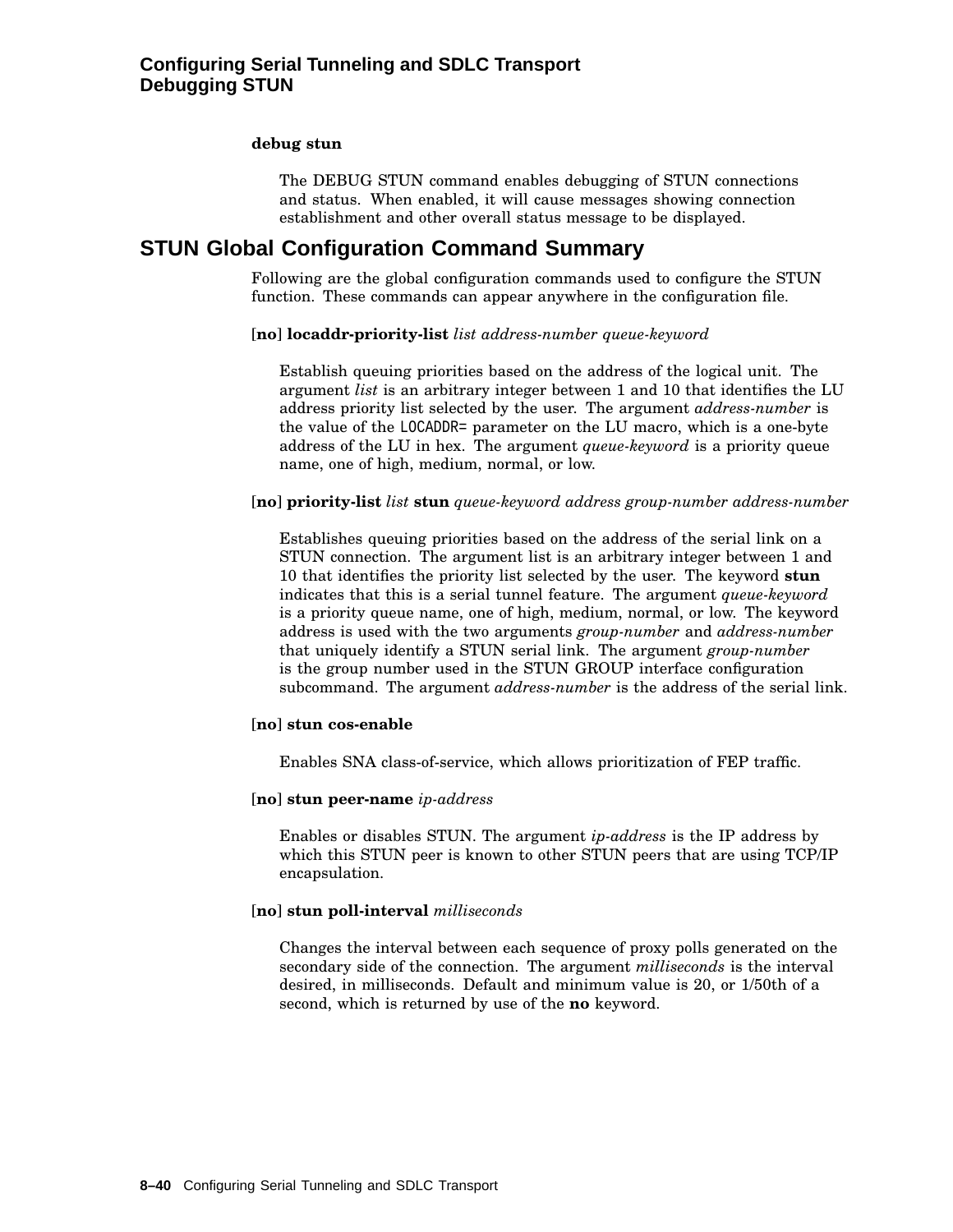**debug stun**

The DEBUG STUN command enables debugging of STUN connections and status. When enabled, it will cause messages showing connection establishment and other overall status message to be displayed.

## STUN Global Configuration Command Summary

Following are the global configuration commands used to configure the STUN function. These commands can appear anywhere in the configuration file.

[**no**] **locaddr-priority-list** *list address-number queue-keyword*

Establish queuing priorities based on the address of the logical unit. The argument *list* is an arbitrary integer between 1 and 10 that identifies the LU address priority list selected by the user. The argument *address-number* is the value of the `LOCADDR=` parameter on the LU macro, which is a one-byte address of the LU in hex. The argument *queue-keyword* is a priority queue name, one of high, medium, normal, or low.

[**no**] **priority-list** *list* **stun** *queue-keyword address group-number address-number*

Establishes queuing priorities based on the address of the serial link on a STUN connection. The argument list is an arbitrary integer between 1 and 10 that identifies the priority list selected by the user. The keyword **stun** indicates that this is a serial tunnel feature. The argument *queue-keyword* is a priority queue name, one of high, medium, normal, or low. The keyword address is used with the two arguments *group-number* and *address-number* that uniquely identify a STUN serial link. The argument *group-number* is the group number used in the STUN GROUP interface configuration subcommand. The argument *address-number* is the address of the serial link.

[**no**] **stun cos-enable**

Enables SNA class-of-service, which allows prioritization of FEP traffic.

[**no**] **stun peer-name** *ip-address*

Enables or disables STUN. The argument *ip-address* is the IP address by which this STUN peer is known to other STUN peers that are using TCP/IP encapsulation.

[**no**] **stun poll-interval** *milliseconds*

Changes the interval between each sequence of proxy polls generated on the secondary side of the connection. The argument *milliseconds* is the interval desired, in milliseconds. Default and minimum value is 20, or 1/50th of a second, which is returned by use of the **no** keyword.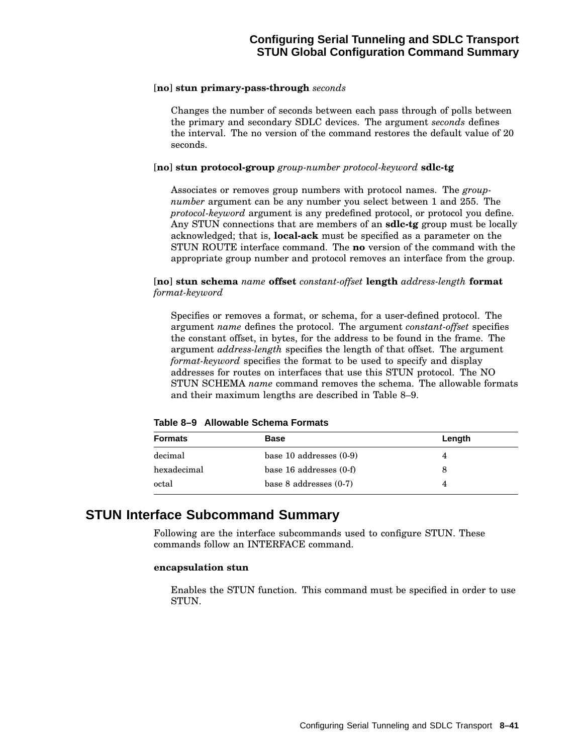[**no**] **stun primary-pass-through** *seconds*

Changes the number of seconds between each pass through of polls between the primary and secondary SDLC devices. The argument *seconds* defines the interval. The no version of the command restores the default value of 20 seconds.

[**no**] **stun protocol-group** *group-number protocol-keyword* **sdlc-tg**

Associates or removes group numbers with protocol names. The *group-number* argument can be any number you select between 1 and 255. The *protocol-keyword* argument is any predefined protocol, or protocol you define. Any STUN connections that are members of an **sdlc-tg** group must be locally acknowledged; that is, **local-ack** must be specified as a parameter on the STUN ROUTE interface command. The **no** version of the command with the appropriate group number and protocol removes an interface from the group.

[**no**] **stun schema** *name* **offset** *constant-offset* **length** *address-length* **format** *format-keyword*

Specifies or removes a format, or schema, for a user-defined protocol. The argument *name* defines the protocol. The argument *constant-offset* specifies the constant offset, in bytes, for the address to be found in the frame. The argument *address-length* specifies the length of that offset. The argument *format-keyword* specifies the format to be used to specify and display addresses for routes on interfaces that use this STUN protocol. The NO STUN SCHEMA *name* command removes the schema. The allowable formats and their maximum lengths are described in Table 8–9.

**Table 8–9 Allowable Schema Formats**

| Formats | Base | Length |
|---|---|---|
| decimal | base 10 addresses (0-9) | 4 |
| hexadecimal | base 16 addresses (0-f) | 8 |
| octal | base 8 addresses (0-7) | 4 |

## STUN Interface Subcommand Summary

Following are the interface subcommands used to configure STUN. These commands follow an INTERFACE command.

**encapsulation stun**

Enables the STUN function. This command must be specified in order to use STUN.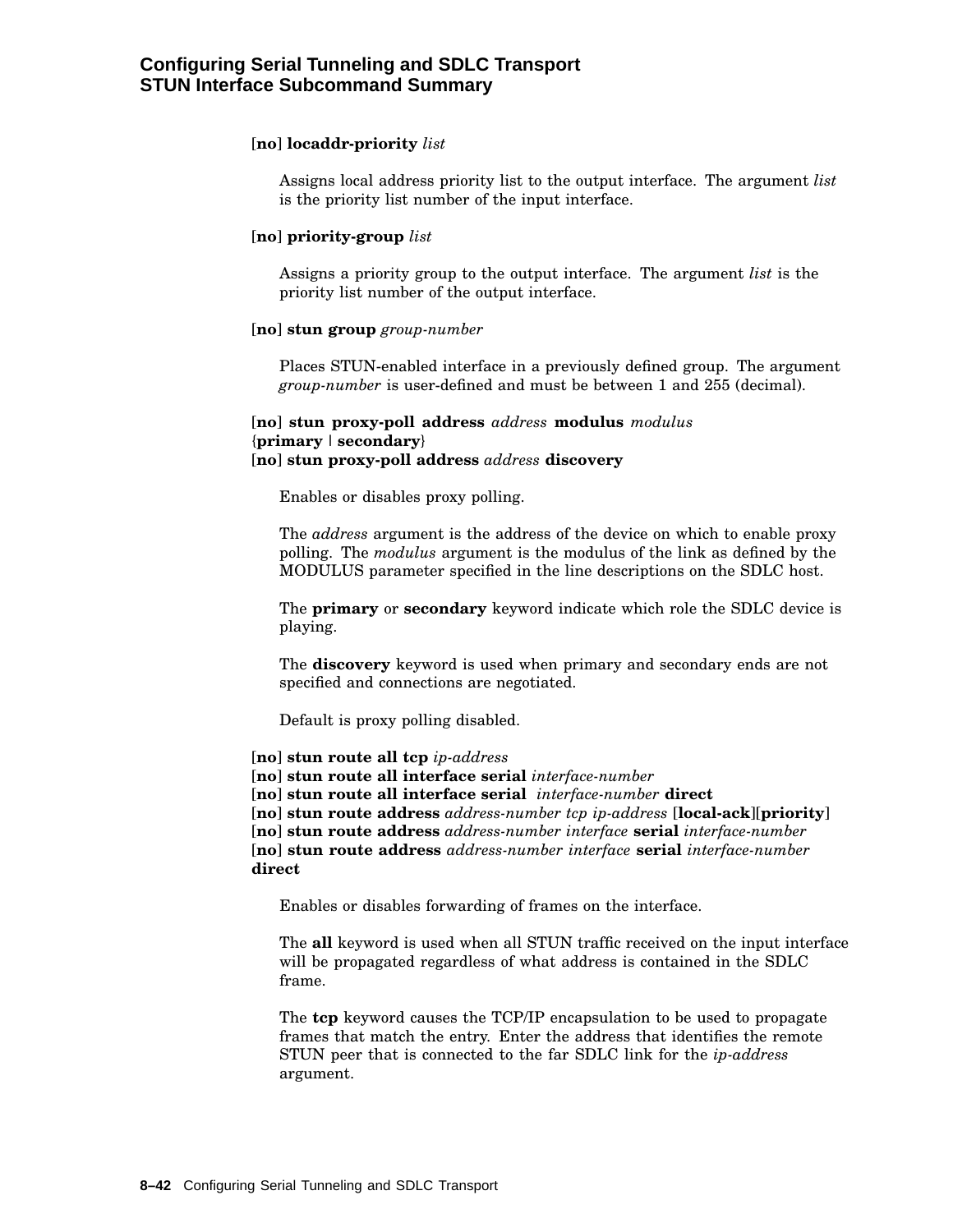[**no**] **locaddr-priority** *list*

Assigns local address priority list to the output interface. The argument *list* is the priority list number of the input interface.

[**no**] **priority-group** *list*

Assigns a priority group to the output interface. The argument *list* is the priority list number of the output interface.

[**no**] **stun group** *group-number*

Places STUN-enabled interface in a previously defined group. The argument *group-number* is user-defined and must be between 1 and 255 (decimal).

[**no**] **stun proxy-poll address** *address* **modulus** *modulus* {**primary** | **secondary**}
[**no**] **stun proxy-poll address** *address* **discovery**

Enables or disables proxy polling.

The *address* argument is the address of the device on which to enable proxy polling. The *modulus* argument is the modulus of the link as defined by the MODULUS parameter specified in the line descriptions on the SDLC host.

The **primary** or **secondary** keyword indicate which role the SDLC device is playing.

The **discovery** keyword is used when primary and secondary ends are not specified and connections are negotiated.

Default is proxy polling disabled.

[**no**] **stun route all tcp** *ip-address*
[**no**] **stun route all interface serial** *interface-number*
[**no**] **stun route all interface serial** *interface-number* **direct**
[**no**] **stun route address** *address-number tcp ip-address* [**local-ack**][**priority**]
[**no**] **stun route address** *address-number interface* **serial** *interface-number*
[**no**] **stun route address** *address-number interface* **serial** *interface-number* **direct**

Enables or disables forwarding of frames on the interface.

The **all** keyword is used when all STUN traffic received on the input interface will be propagated regardless of what address is contained in the SDLC frame.

The **tcp** keyword causes the TCP/IP encapsulation to be used to propagate frames that match the entry. Enter the address that identifies the remote STUN peer that is connected to the far SDLC link for the *ip-address* argument.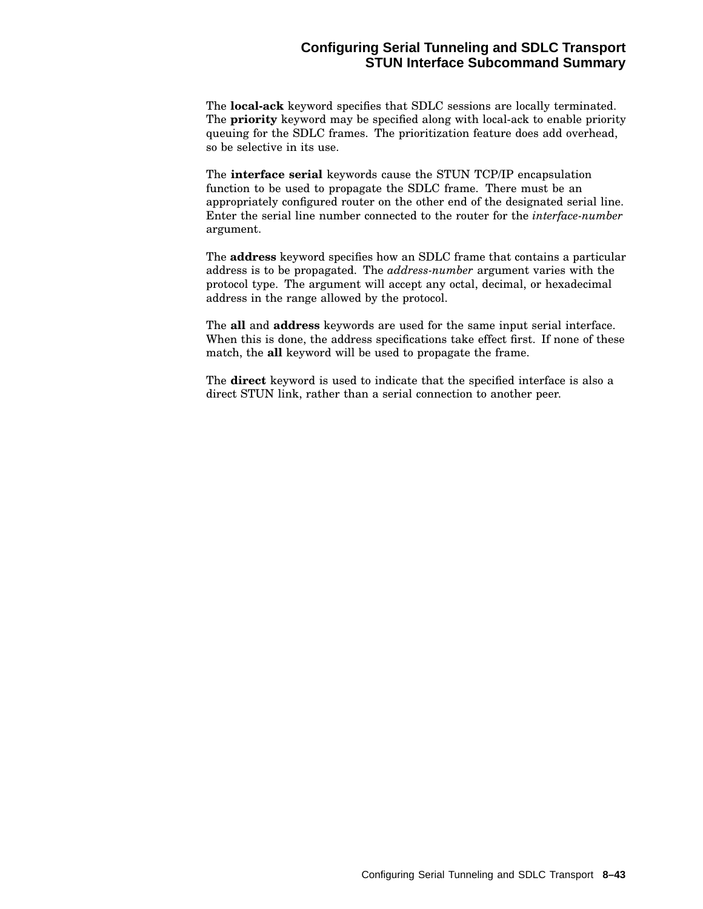The **local-ack** keyword specifies that SDLC sessions are locally terminated. The **priority** keyword may be specified along with local-ack to enable priority queuing for the SDLC frames. The prioritization feature does add overhead, so be selective in its use.

The **interface serial** keywords cause the STUN TCP/IP encapsulation function to be used to propagate the SDLC frame. There must be an appropriately configured router on the other end of the designated serial line. Enter the serial line number connected to the router for the *interface-number* argument.

The **address** keyword specifies how an SDLC frame that contains a particular address is to be propagated. The *address-number* argument varies with the protocol type. The argument will accept any octal, decimal, or hexadecimal address in the range allowed by the protocol.

The **all** and **address** keywords are used for the same input serial interface. When this is done, the address specifications take effect first. If none of these match, the **all** keyword will be used to propagate the frame.

The **direct** keyword is used to indicate that the specified interface is also a direct STUN link, rather than a serial connection to another peer.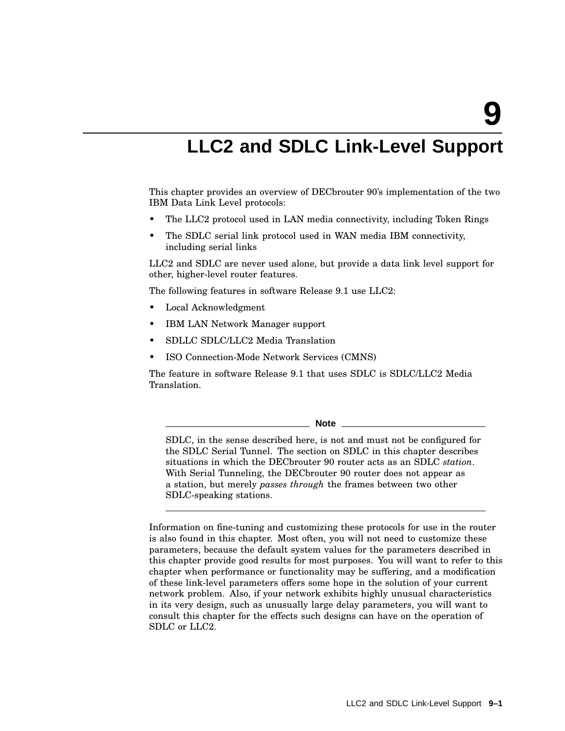# 9 LLC2 and SDLC Link-Level Support

This chapter provides an overview of DECbrouter 90's implementation of the two IBM Data Link Level protocols:

- The LLC2 protocol used in LAN media connectivity, including Token Rings
- The SDLC serial link protocol used in WAN media IBM connectivity, including serial links

LLC2 and SDLC are never used alone, but provide a data link level support for other, higher-level router features.

The following features in software Release 9.1 use LLC2:

- Local Acknowledgment
- IBM LAN Network Manager support
- SDLLC SDLC/LLC2 Media Translation
- ISO Connection-Mode Network Services (CMNS)

The feature in software Release 9.1 that uses SDLC is SDLC/LLC2 Media Translation.

---

**Note**

SDLC, in the sense described here, is not and must not be configured for the SDLC Serial Tunnel. The section on SDLC in this chapter describes situations in which the DECbrouter 90 router acts as an SDLC *station*. With Serial Tunneling, the DECbrouter 90 router does not appear as a station, but merely *passes through* the frames between two other SDLC-speaking stations.

---

Information on fine-tuning and customizing these protocols for use in the router is also found in this chapter. Most often, you will not need to customize these parameters, because the default system values for the parameters described in this chapter provide good results for most purposes. You will want to refer to this chapter when performance or functionality may be suffering, and a modification of these link-level parameters offers some hope in the solution of your current network problem. Also, if your network exhibits highly unusual characteristics in its very design, such as unusually large delay parameters, you will want to consult this chapter for the effects such designs can have on the operation of SDLC or LLC2.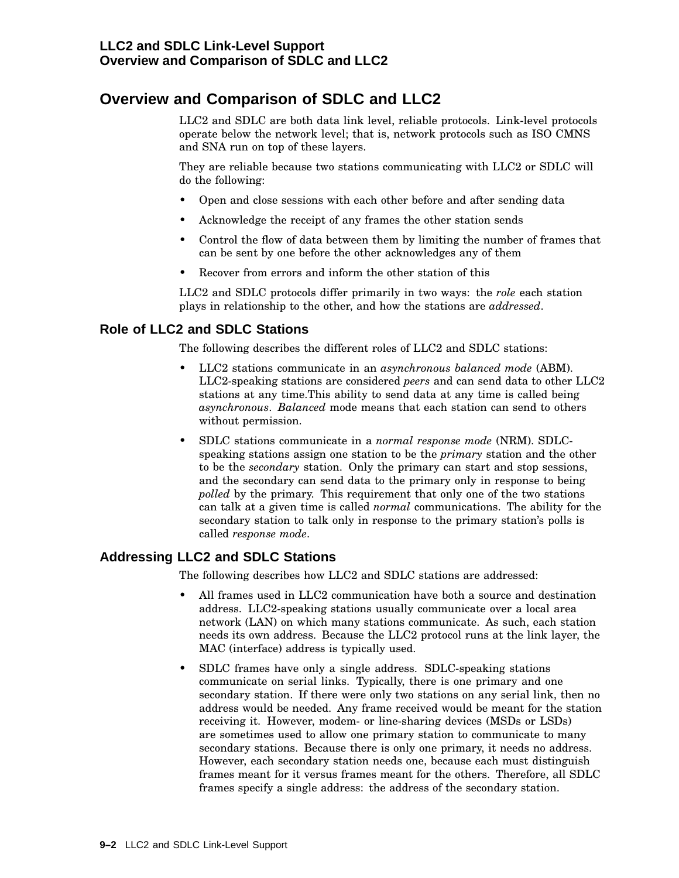## Overview and Comparison of SDLC and LLC2

LLC2 and SDLC are both data link level, reliable protocols. Link-level protocols operate below the network level; that is, network protocols such as ISO CMNS and SNA run on top of these layers.

They are reliable because two stations communicating with LLC2 or SDLC will do the following:

- Open and close sessions with each other before and after sending data
- Acknowledge the receipt of any frames the other station sends
- Control the flow of data between them by limiting the number of frames that can be sent by one before the other acknowledges any of them
- Recover from errors and inform the other station of this

LLC2 and SDLC protocols differ primarily in two ways: the *role* each station plays in relationship to the other, and how the stations are *addressed*.

### Role of LLC2 and SDLC Stations

The following describes the different roles of LLC2 and SDLC stations:

- LLC2 stations communicate in an *asynchronous balanced mode* (ABM). LLC2-speaking stations are considered *peers* and can send data to other LLC2 stations at any time.This ability to send data at any time is called being *asynchronous*. *Balanced* mode means that each station can send to others without permission.
- SDLC stations communicate in a *normal response mode* (NRM). SDLC-speaking stations assign one station to be the *primary* station and the other to be the *secondary* station. Only the primary can start and stop sessions, and the secondary can send data to the primary only in response to being *polled* by the primary. This requirement that only one of the two stations can talk at a given time is called *normal* communications. The ability for the secondary station to talk only in response to the primary station's polls is called *response mode*.

### Addressing LLC2 and SDLC Stations

The following describes how LLC2 and SDLC stations are addressed:

- All frames used in LLC2 communication have both a source and destination address. LLC2-speaking stations usually communicate over a local area network (LAN) on which many stations communicate. As such, each station needs its own address. Because the LLC2 protocol runs at the link layer, the MAC (interface) address is typically used.
- SDLC frames have only a single address. SDLC-speaking stations communicate on serial links. Typically, there is one primary and one secondary station. If there were only two stations on any serial link, then no address would be needed. Any frame received would be meant for the station receiving it. However, modem- or line-sharing devices (MSDs or LSDs) are sometimes used to allow one primary station to communicate to many secondary stations. Because there is only one primary, it needs no address. However, each secondary station needs one, because each must distinguish frames meant for it versus frames meant for the others. Therefore, all SDLC frames specify a single address: the address of the secondary station.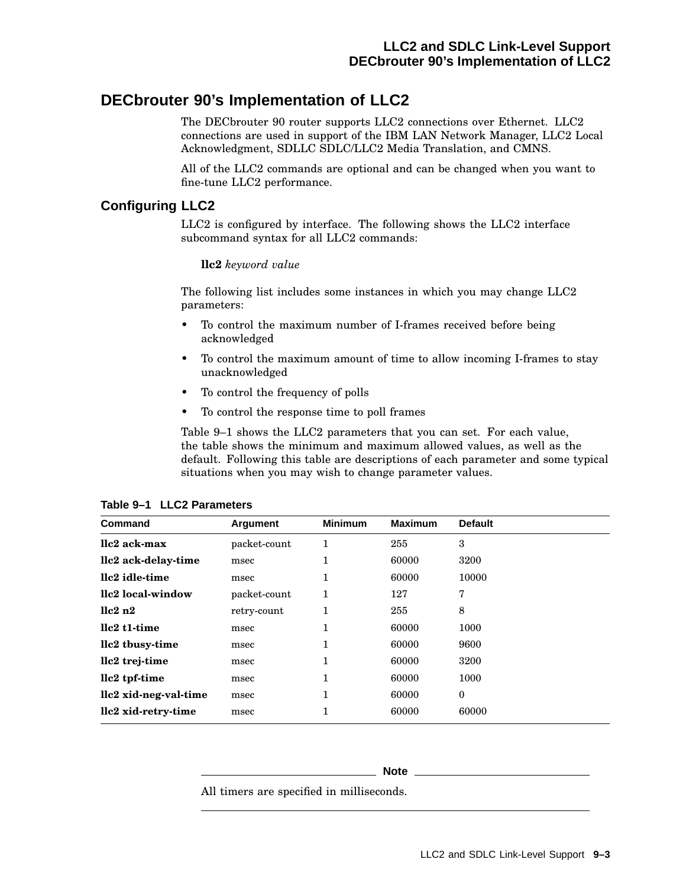## DECbrouter 90's Implementation of LLC2

The DECbrouter 90 router supports LLC2 connections over Ethernet. LLC2 connections are used in support of the IBM LAN Network Manager, LLC2 Local Acknowledgment, SDLLC SDLC/LLC2 Media Translation, and CMNS.

All of the LLC2 commands are optional and can be changed when you want to fine-tune LLC2 performance.

### Configuring LLC2

LLC2 is configured by interface. The following shows the LLC2 interface subcommand syntax for all LLC2 commands:

**llc2** *keyword value*

The following list includes some instances in which you may change LLC2 parameters:

- To control the maximum number of I-frames received before being acknowledged
- To control the maximum amount of time to allow incoming I-frames to stay unacknowledged
- To control the frequency of polls
- To control the response time to poll frames

Table 9–1 shows the LLC2 parameters that you can set. For each value, the table shows the minimum and maximum allowed values, as well as the default. Following this table are descriptions of each parameter and some typical situations when you may wish to change parameter values.

**Table 9–1 LLC2 Parameters**

| Command | Argument | Minimum | Maximum | Default |
|---|---|---|---|---|
| **llc2 ack-max** | packet-count | 1 | 255 | 3 |
| **llc2 ack-delay-time** | msec | 1 | 60000 | 3200 |
| **llc2 idle-time** | msec | 1 | 60000 | 10000 |
| **llc2 local-window** | packet-count | 1 | 127 | 7 |
| **llc2 n2** | retry-count | 1 | 255 | 8 |
| **llc2 t1-time** | msec | 1 | 60000 | 1000 |
| **llc2 tbusy-time** | msec | 1 | 60000 | 9600 |
| **llc2 trej-time** | msec | 1 | 60000 | 3200 |
| **llc2 tpf-time** | msec | 1 | 60000 | 1000 |
| **llc2 xid-neg-val-time** | msec | 1 | 60000 | 0 |
| **llc2 xid-retry-time** | msec | 1 | 60000 | 60000 |

**Note**

All timers are specified in milliseconds.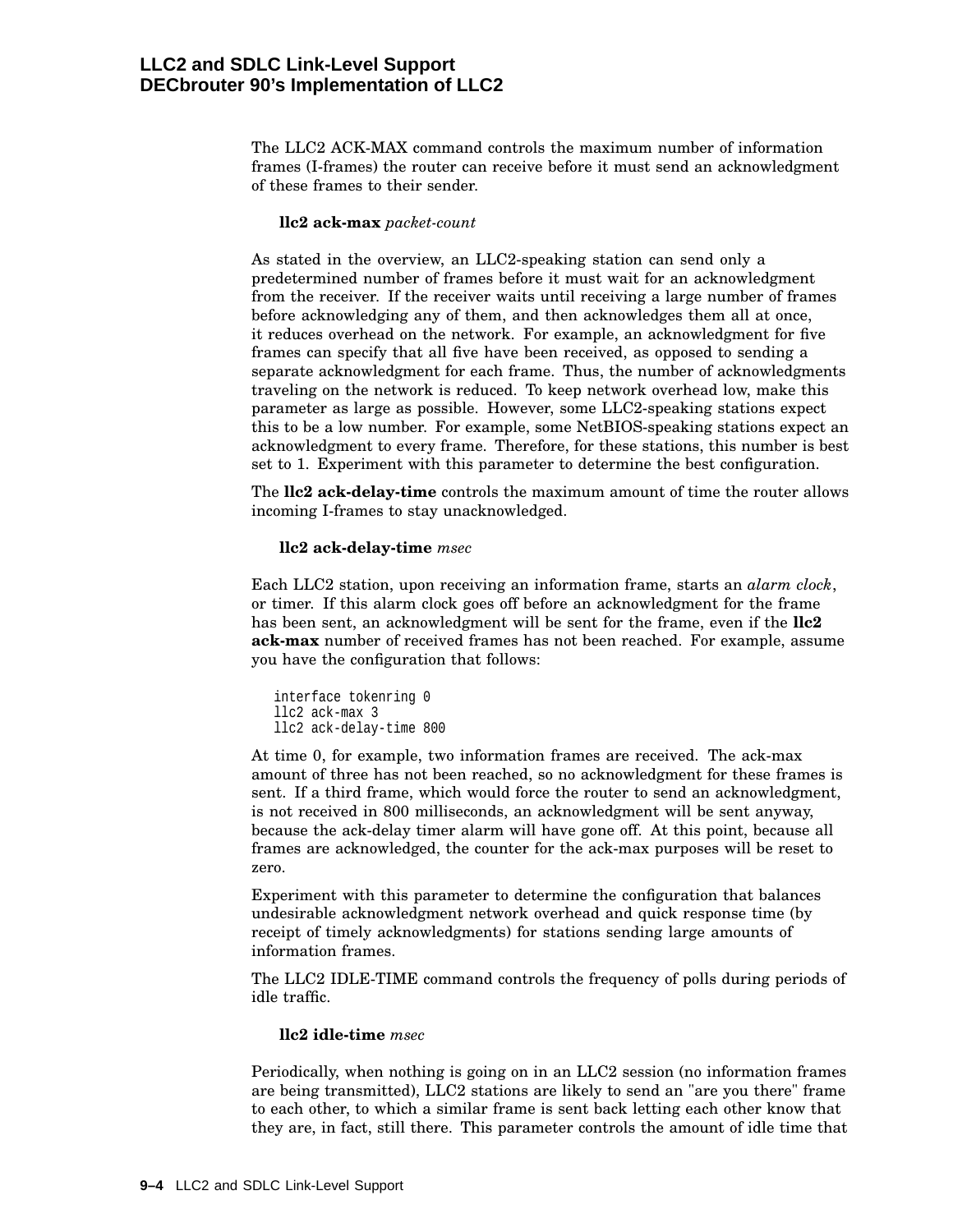The LLC2 ACK-MAX command controls the maximum number of information frames (I-frames) the router can receive before it must send an acknowledgment of these frames to their sender.

**llc2 ack-max** *packet-count*

As stated in the overview, an LLC2-speaking station can send only a predetermined number of frames before it must wait for an acknowledgment from the receiver. If the receiver waits until receiving a large number of frames before acknowledging any of them, and then acknowledges them all at once, it reduces overhead on the network. For example, an acknowledgment for five frames can specify that all five have been received, as opposed to sending a separate acknowledgment for each frame. Thus, the number of acknowledgments traveling on the network is reduced. To keep network overhead low, make this parameter as large as possible. However, some LLC2-speaking stations expect this to be a low number. For example, some NetBIOS-speaking stations expect an acknowledgment to every frame. Therefore, for these stations, this number is best set to 1. Experiment with this parameter to determine the best configuration.

The **llc2 ack-delay-time** controls the maximum amount of time the router allows incoming I-frames to stay unacknowledged.

**llc2 ack-delay-time** *msec*

Each LLC2 station, upon receiving an information frame, starts an *alarm clock*, or timer. If this alarm clock goes off before an acknowledgment for the frame has been sent, an acknowledgment will be sent for the frame, even if the **llc2 ack-max** number of received frames has not been reached. For example, assume you have the configuration that follows:

```
interface tokenring 0
llc2 ack-max 3
llc2 ack-delay-time 800
```

At time 0, for example, two information frames are received. The ack-max amount of three has not been reached, so no acknowledgment for these frames is sent. If a third frame, which would force the router to send an acknowledgment, is not received in 800 milliseconds, an acknowledgment will be sent anyway, because the ack-delay timer alarm will have gone off. At this point, because all frames are acknowledged, the counter for the ack-max purposes will be reset to zero.

Experiment with this parameter to determine the configuration that balances undesirable acknowledgment network overhead and quick response time (by receipt of timely acknowledgments) for stations sending large amounts of information frames.

The LLC2 IDLE-TIME command controls the frequency of polls during periods of idle traffic.

**llc2 idle-time** *msec*

Periodically, when nothing is going on in an LLC2 session (no information frames are being transmitted), LLC2 stations are likely to send an "are you there" frame to each other, to which a similar frame is sent back letting each other know that they are, in fact, still there. This parameter controls the amount of idle time that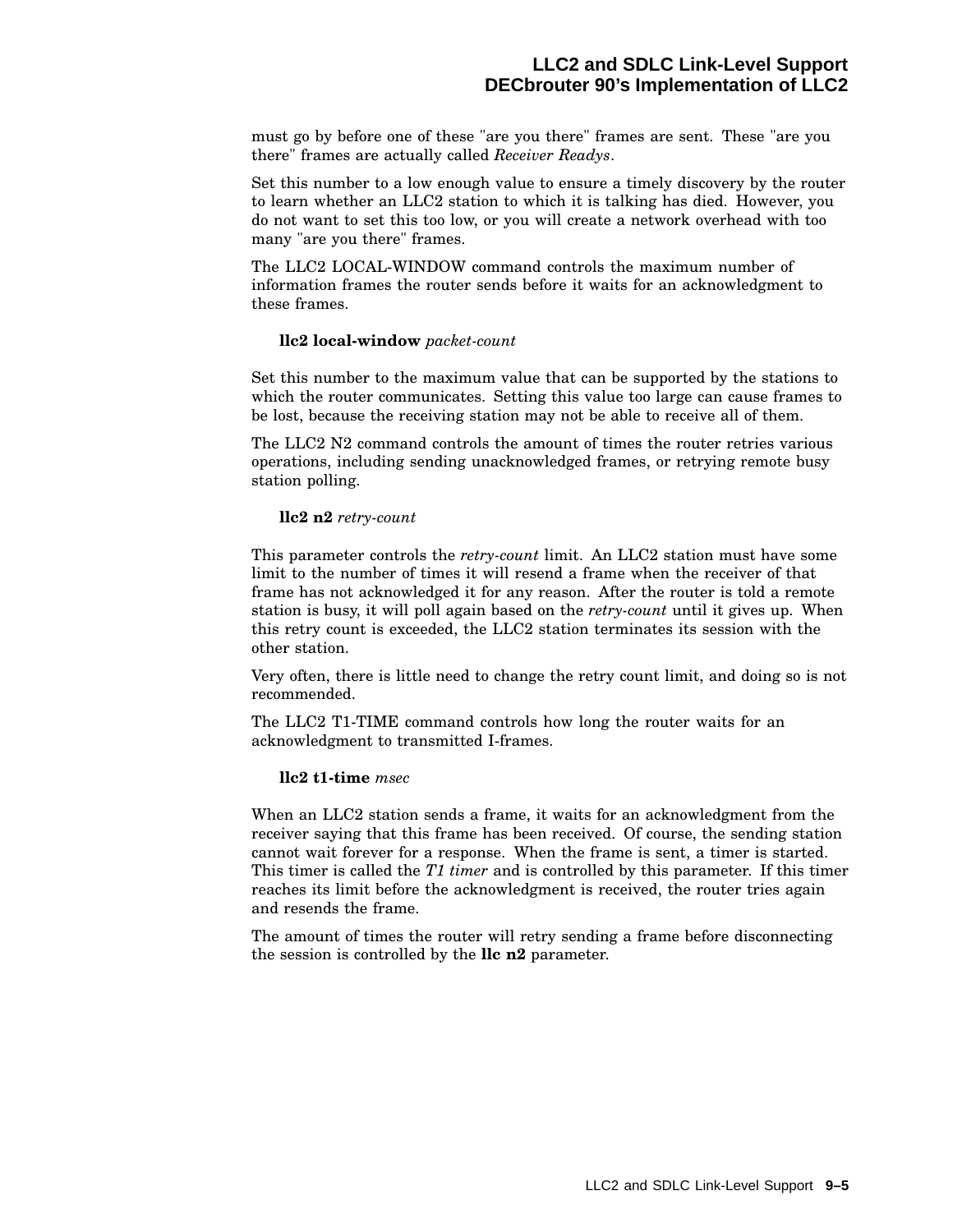must go by before one of these "are you there" frames are sent. These "are you there" frames are actually called *Receiver Readys*.

Set this number to a low enough value to ensure a timely discovery by the router to learn whether an LLC2 station to which it is talking has died. However, you do not want to set this too low, or you will create a network overhead with too many "are you there" frames.

The LLC2 LOCAL-WINDOW command controls the maximum number of information frames the router sends before it waits for an acknowledgment to these frames.

**llc2 local-window** *packet-count*

Set this number to the maximum value that can be supported by the stations to which the router communicates. Setting this value too large can cause frames to be lost, because the receiving station may not be able to receive all of them.

The LLC2 N2 command controls the amount of times the router retries various operations, including sending unacknowledged frames, or retrying remote busy station polling.

**llc2 n2** *retry-count*

This parameter controls the *retry-count* limit. An LLC2 station must have some limit to the number of times it will resend a frame when the receiver of that frame has not acknowledged it for any reason. After the router is told a remote station is busy, it will poll again based on the *retry-count* until it gives up. When this retry count is exceeded, the LLC2 station terminates its session with the other station.

Very often, there is little need to change the retry count limit, and doing so is not recommended.

The LLC2 T1-TIME command controls how long the router waits for an acknowledgment to transmitted I-frames.

**llc2 t1-time** *msec*

When an LLC2 station sends a frame, it waits for an acknowledgment from the receiver saying that this frame has been received. Of course, the sending station cannot wait forever for a response. When the frame is sent, a timer is started. This timer is called the *T1 timer* and is controlled by this parameter. If this timer reaches its limit before the acknowledgment is received, the router tries again and resends the frame.

The amount of times the router will retry sending a frame before disconnecting the session is controlled by the **llc n2** parameter.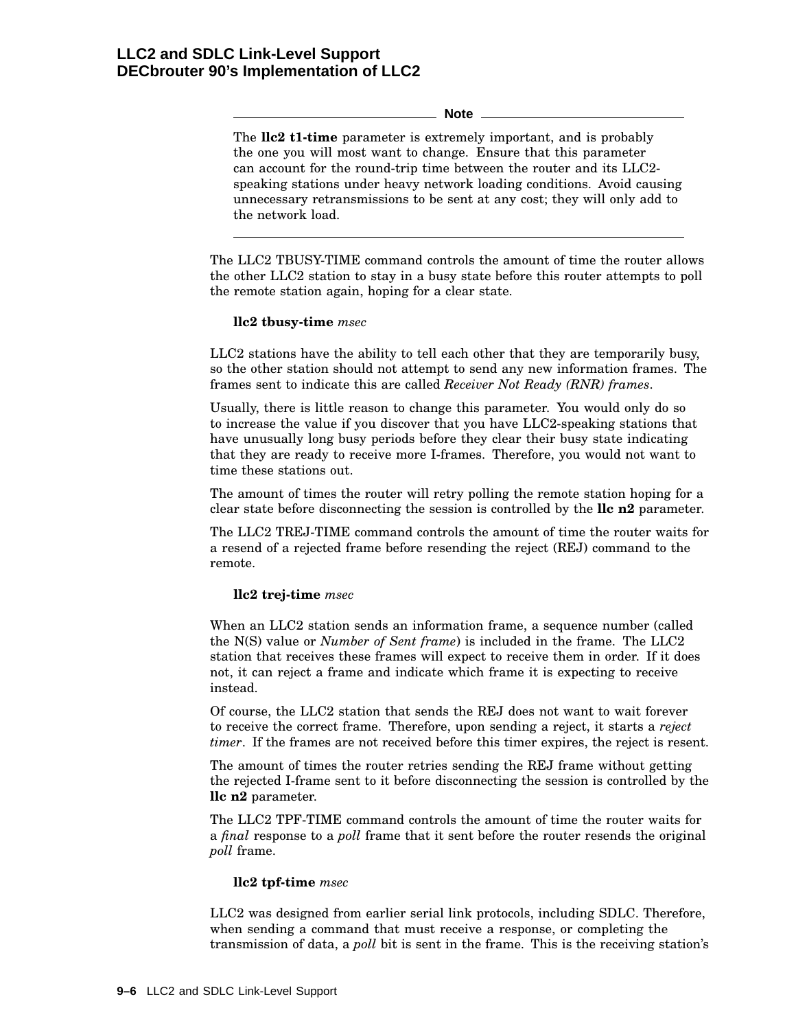**Note**

The **llc2 t1-time** parameter is extremely important, and is probably the one you will most want to change. Ensure that this parameter can account for the round-trip time between the router and its LLC2-speaking stations under heavy network loading conditions. Avoid causing unnecessary retransmissions to be sent at any cost; they will only add to the network load.

---

The LLC2 TBUSY-TIME command controls the amount of time the router allows the other LLC2 station to stay in a busy state before this router attempts to poll the remote station again, hoping for a clear state.

**llc2 tbusy-time** *msec*

LLC2 stations have the ability to tell each other that they are temporarily busy, so the other station should not attempt to send any new information frames. The frames sent to indicate this are called *Receiver Not Ready (RNR) frames*.

Usually, there is little reason to change this parameter. You would only do so to increase the value if you discover that you have LLC2-speaking stations that have unusually long busy periods before they clear their busy state indicating that they are ready to receive more I-frames. Therefore, you would not want to time these stations out.

The amount of times the router will retry polling the remote station hoping for a clear state before disconnecting the session is controlled by the **llc n2** parameter.

The LLC2 TREJ-TIME command controls the amount of time the router waits for a resend of a rejected frame before resending the reject (REJ) command to the remote.

**llc2 trej-time** *msec*

When an LLC2 station sends an information frame, a sequence number (called the N(S) value or *Number of Sent frame*) is included in the frame. The LLC2 station that receives these frames will expect to receive them in order. If it does not, it can reject a frame and indicate which frame it is expecting to receive instead.

Of course, the LLC2 station that sends the REJ does not want to wait forever to receive the correct frame. Therefore, upon sending a reject, it starts a *reject timer*. If the frames are not received before this timer expires, the reject is resent.

The amount of times the router retries sending the REJ frame without getting the rejected I-frame sent to it before disconnecting the session is controlled by the **llc n2** parameter.

The LLC2 TPF-TIME command controls the amount of time the router waits for a *final* response to a *poll* frame that it sent before the router resends the original *poll* frame.

**llc2 tpf-time** *msec*

LLC2 was designed from earlier serial link protocols, including SDLC. Therefore, when sending a command that must receive a response, or completing the transmission of data, a *poll* bit is sent in the frame. This is the receiving station's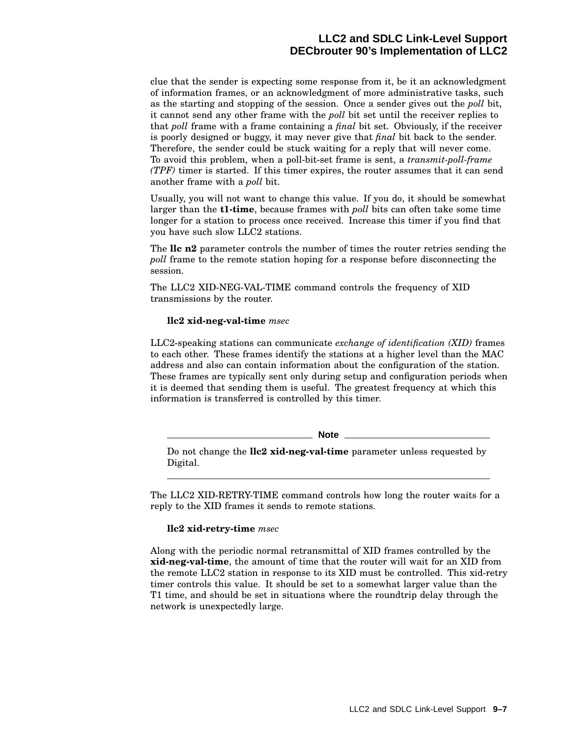clue that the sender is expecting some response from it, be it an acknowledgment of information frames, or an acknowledgment of more administrative tasks, such as the starting and stopping of the session. Once a sender gives out the *poll* bit, it cannot send any other frame with the *poll* bit set until the receiver replies to that *poll* frame with a frame containing a *final* bit set. Obviously, if the receiver is poorly designed or buggy, it may never give that *final* bit back to the sender. Therefore, the sender could be stuck waiting for a reply that will never come. To avoid this problem, when a poll-bit-set frame is sent, a *transmit-poll-frame (TPF)* timer is started. If this timer expires, the router assumes that it can send another frame with a *poll* bit.

Usually, you will not want to change this value. If you do, it should be somewhat larger than the **t1-time**, because frames with *poll* bits can often take some time longer for a station to process once received. Increase this timer if you find that you have such slow LLC2 stations.

The **llc n2** parameter controls the number of times the router retries sending the *poll* frame to the remote station hoping for a response before disconnecting the session.

The LLC2 XID-NEG-VAL-TIME command controls the frequency of XID transmissions by the router.

**llc2 xid-neg-val-time** *msec*

LLC2-speaking stations can communicate *exchange of identification (XID)* frames to each other. These frames identify the stations at a higher level than the MAC address and also can contain information about the configuration of the station. These frames are typically sent only during setup and configuration periods when it is deemed that sending them is useful. The greatest frequency at which this information is transferred is controlled by this timer.

---

**Note**

Do not change the **llc2 xid-neg-val-time** parameter unless requested by Digital.

---

The LLC2 XID-RETRY-TIME command controls how long the router waits for a reply to the XID frames it sends to remote stations.

**llc2 xid-retry-time** *msec*

Along with the periodic normal retransmittal of XID frames controlled by the **xid-neg-val-time**, the amount of time that the router will wait for an XID from the remote LLC2 station in response to its XID must be controlled. This xid-retry timer controls this value. It should be set to a somewhat larger value than the T1 time, and should be set in situations where the roundtrip delay through the network is unexpectedly large.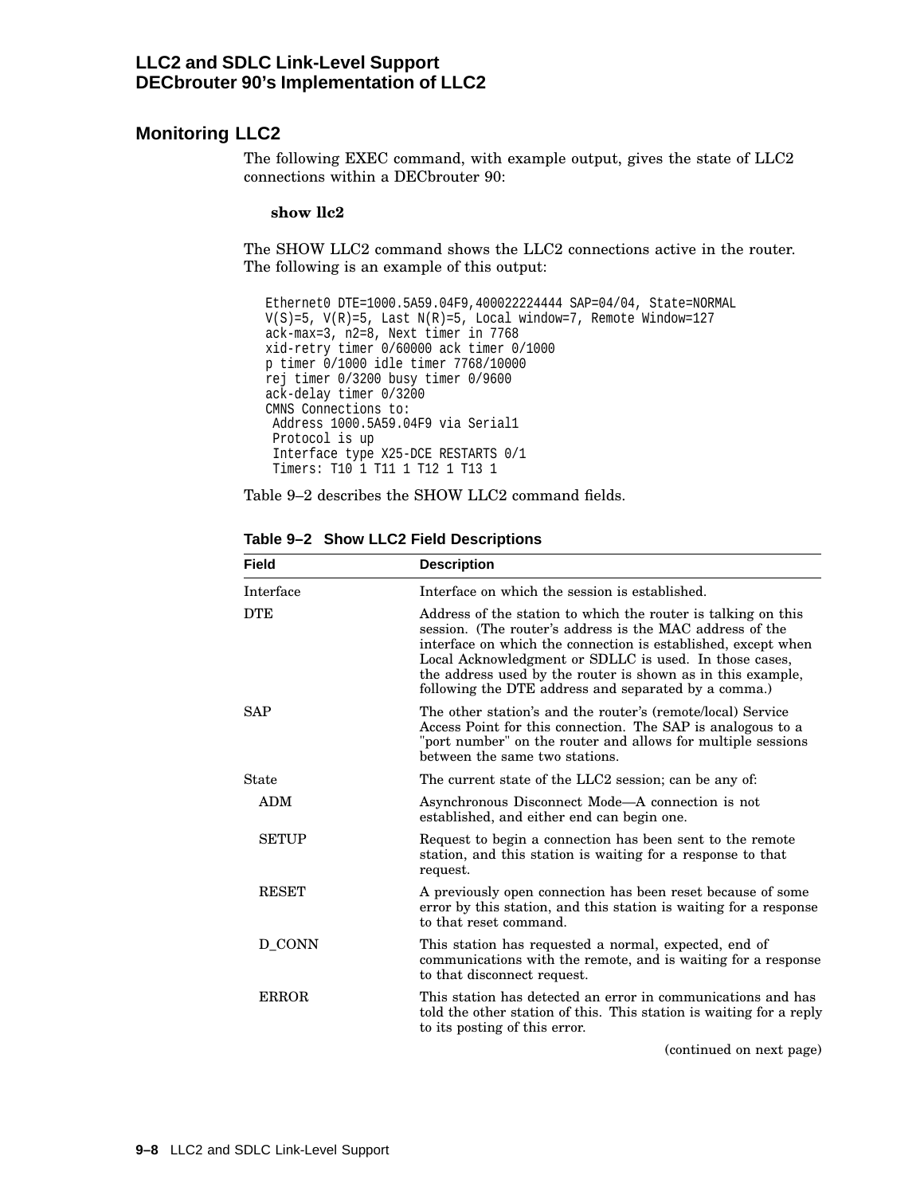## Monitoring LLC2

The following EXEC command, with example output, gives the state of LLC2 connections within a DECbrouter 90:

**show llc2**

The SHOW LLC2 command shows the LLC2 connections active in the router. The following is an example of this output:

```
Ethernet0 DTE=1000.5A59.04F9,400022224444 SAP=04/04, State=NORMAL
V(S)=5, V(R)=5, Last N(R)=5, Local window=7, Remote Window=127
ack-max=3, n2=8, Next timer in 7768
xid-retry timer 0/60000 ack timer 0/1000
p timer 0/1000 idle timer 7768/10000
rej timer 0/3200 busy timer 0/9600
ack-delay timer 0/3200
CMNS Connections to:
 Address 1000.5A59.04F9 via Serial1
 Protocol is up
 Interface type X25-DCE RESTARTS 0/1
 Timers: T10 1 T11 1 T12 1 T13 1
```

Table 9–2 describes the SHOW LLC2 command fields.

**Table 9–2 Show LLC2 Field Descriptions**

| Field | Description |
|---|---|
| Interface | Interface on which the session is established. |
| DTE | Address of the station to which the router is talking on this session. (The router's address is the MAC address of the interface on which the connection is established, except when Local Acknowledgment or SDLLC is used. In those cases, the address used by the router is shown as in this example, following the DTE address and separated by a comma.) |
| SAP | The other station's and the router's (remote/local) Service Access Point for this connection. The SAP is analogous to a "port number" on the router and allows for multiple sessions between the same two stations. |
| State | The current state of the LLC2 session; can be any of: |
| ADM | Asynchronous Disconnect Mode—A connection is not established, and either end can begin one. |
| SETUP | Request to begin a connection has been sent to the remote station, and this station is waiting for a response to that request. |
| RESET | A previously open connection has been reset because of some error by this station, and this station is waiting for a response to that reset command. |
| D_CONN | This station has requested a normal, expected, end of communications with the remote, and is waiting for a response to that disconnect request. |
| ERROR | This station has detected an error in communications and has told the other station of this. This station is waiting for a reply to its posting of this error. |

(continued on next page)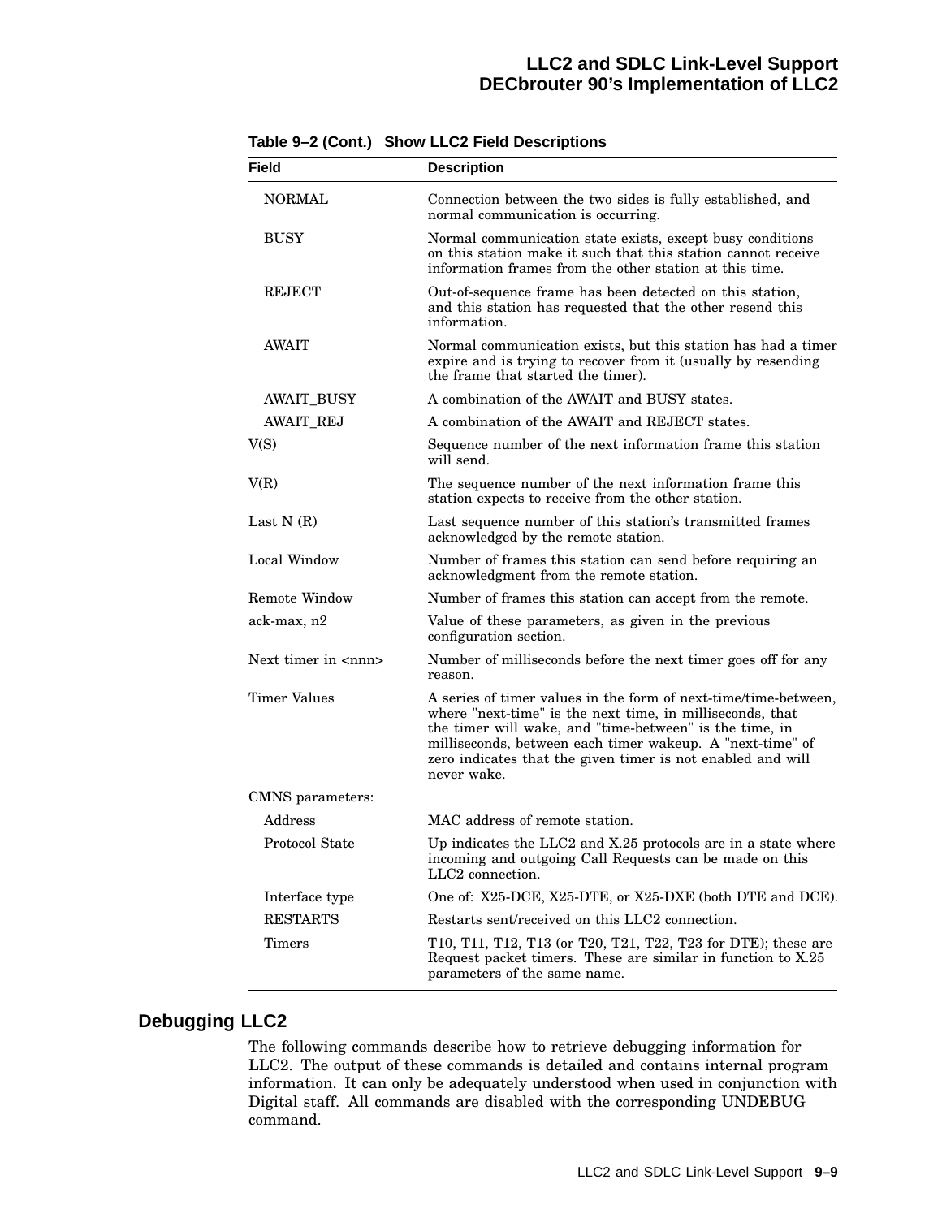**Table 9–2 (Cont.) Show LLC2 Field Descriptions**

| Field | Description |
|---|---|
| NORMAL | Connection between the two sides is fully established, and normal communication is occurring. |
| BUSY | Normal communication state exists, except busy conditions on this station make it such that this station cannot receive information frames from the other station at this time. |
| REJECT | Out-of-sequence frame has been detected on this station, and this station has requested that the other resend this information. |
| AWAIT | Normal communication exists, but this station has had a timer expire and is trying to recover from it (usually by resending the frame that started the timer). |
| AWAIT_BUSY | A combination of the AWAIT and BUSY states. |
| AWAIT_REJ | A combination of the AWAIT and REJECT states. |
| V(S) | Sequence number of the next information frame this station will send. |
| V(R) | The sequence number of the next information frame this station expects to receive from the other station. |
| Last N (R) | Last sequence number of this station's transmitted frames acknowledged by the remote station. |
| Local Window | Number of frames this station can send before requiring an acknowledgment from the remote station. |
| Remote Window | Number of frames this station can accept from the remote. |
| ack-max, n2 | Value of these parameters, as given in the previous configuration section. |
| Next timer in <nnn> | Number of milliseconds before the next timer goes off for any reason. |
| Timer Values | A series of timer values in the form of next-time/time-between, where "next-time" is the next time, in milliseconds, that the timer will wake, and "time-between" is the time, in milliseconds, between each timer wakeup. A "next-time" of zero indicates that the given timer is not enabled and will never wake. |
| CMNS parameters: | |
| Address | MAC address of remote station. |
| Protocol State | Up indicates the LLC2 and X.25 protocols are in a state where incoming and outgoing Call Requests can be made on this LLC2 connection. |
| Interface type | One of: X25-DCE, X25-DTE, or X25-DXE (both DTE and DCE). |
| RESTARTS | Restarts sent/received on this LLC2 connection. |
| Timers | T10, T11, T12, T13 (or T20, T21, T22, T23 for DTE); these are Request packet timers. These are similar in function to X.25 parameters of the same name. |

## Debugging LLC2

The following commands describe how to retrieve debugging information for LLC2. The output of these commands is detailed and contains internal program information. It can only be adequately understood when used in conjunction with Digital staff. All commands are disabled with the corresponding UNDEBUG command.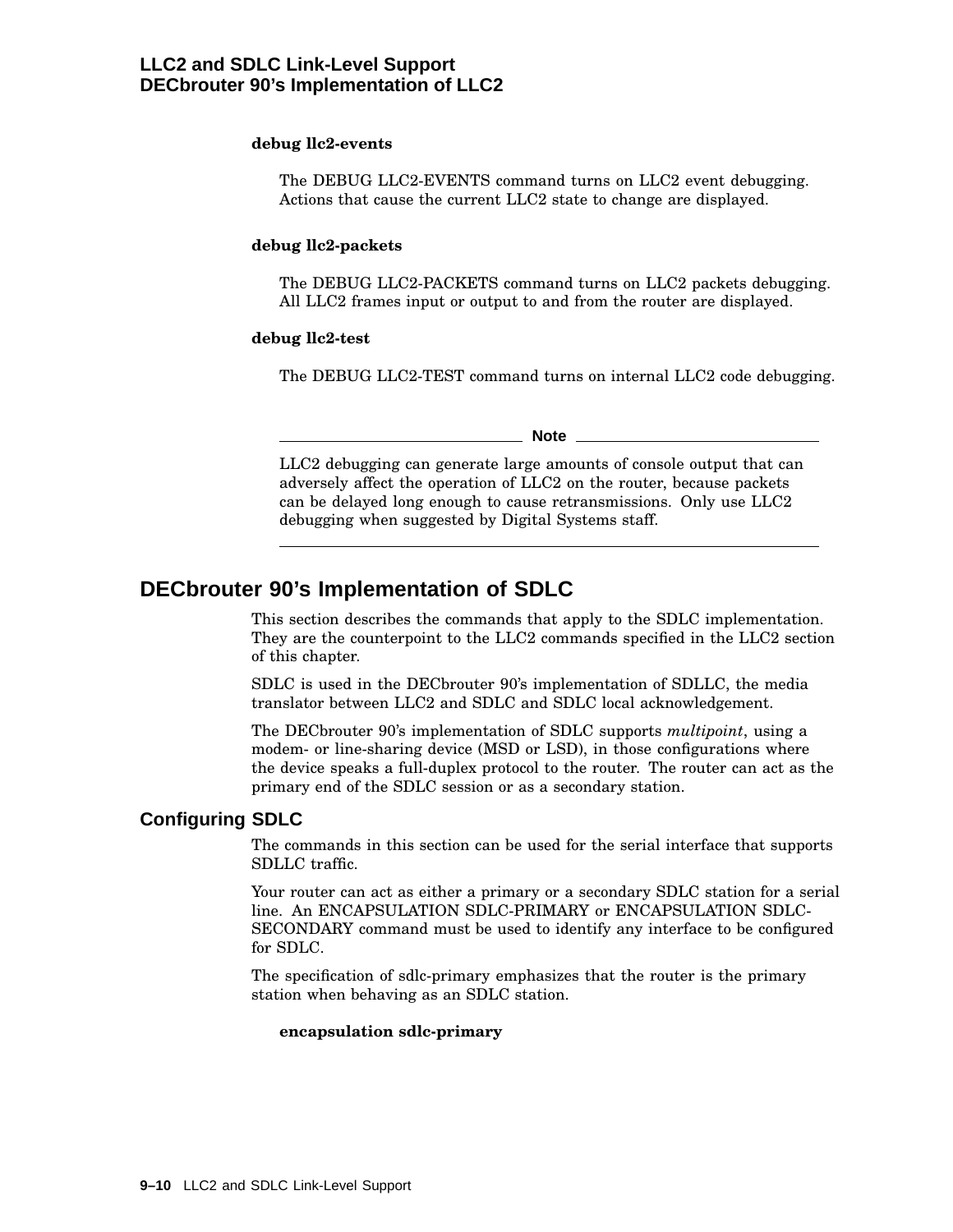**debug llc2-events**

The DEBUG LLC2-EVENTS command turns on LLC2 event debugging. Actions that cause the current LLC2 state to change are displayed.

**debug llc2-packets**

The DEBUG LLC2-PACKETS command turns on LLC2 packets debugging. All LLC2 frames input or output to and from the router are displayed.

**debug llc2-test**

The DEBUG LLC2-TEST command turns on internal LLC2 code debugging.

---

**Note**

LLC2 debugging can generate large amounts of console output that can adversely affect the operation of LLC2 on the router, because packets can be delayed long enough to cause retransmissions. Only use LLC2 debugging when suggested by Digital Systems staff.

---

## DECbrouter 90's Implementation of SDLC

This section describes the commands that apply to the SDLC implementation. They are the counterpoint to the LLC2 commands specified in the LLC2 section of this chapter.

SDLC is used in the DECbrouter 90's implementation of SDLLC, the media translator between LLC2 and SDLC and SDLC local acknowledgement.

The DECbrouter 90's implementation of SDLC supports *multipoint*, using a modem- or line-sharing device (MSD or LSD), in those configurations where the device speaks a full-duplex protocol to the router. The router can act as the primary end of the SDLC session or as a secondary station.

### Configuring SDLC

The commands in this section can be used for the serial interface that supports SDLLC traffic.

Your router can act as either a primary or a secondary SDLC station for a serial line. An ENCAPSULATION SDLC-PRIMARY or ENCAPSULATION SDLC-SECONDARY command must be used to identify any interface to be configured for SDLC.

The specification of sdlc-primary emphasizes that the router is the primary station when behaving as an SDLC station.

**encapsulation sdlc-primary**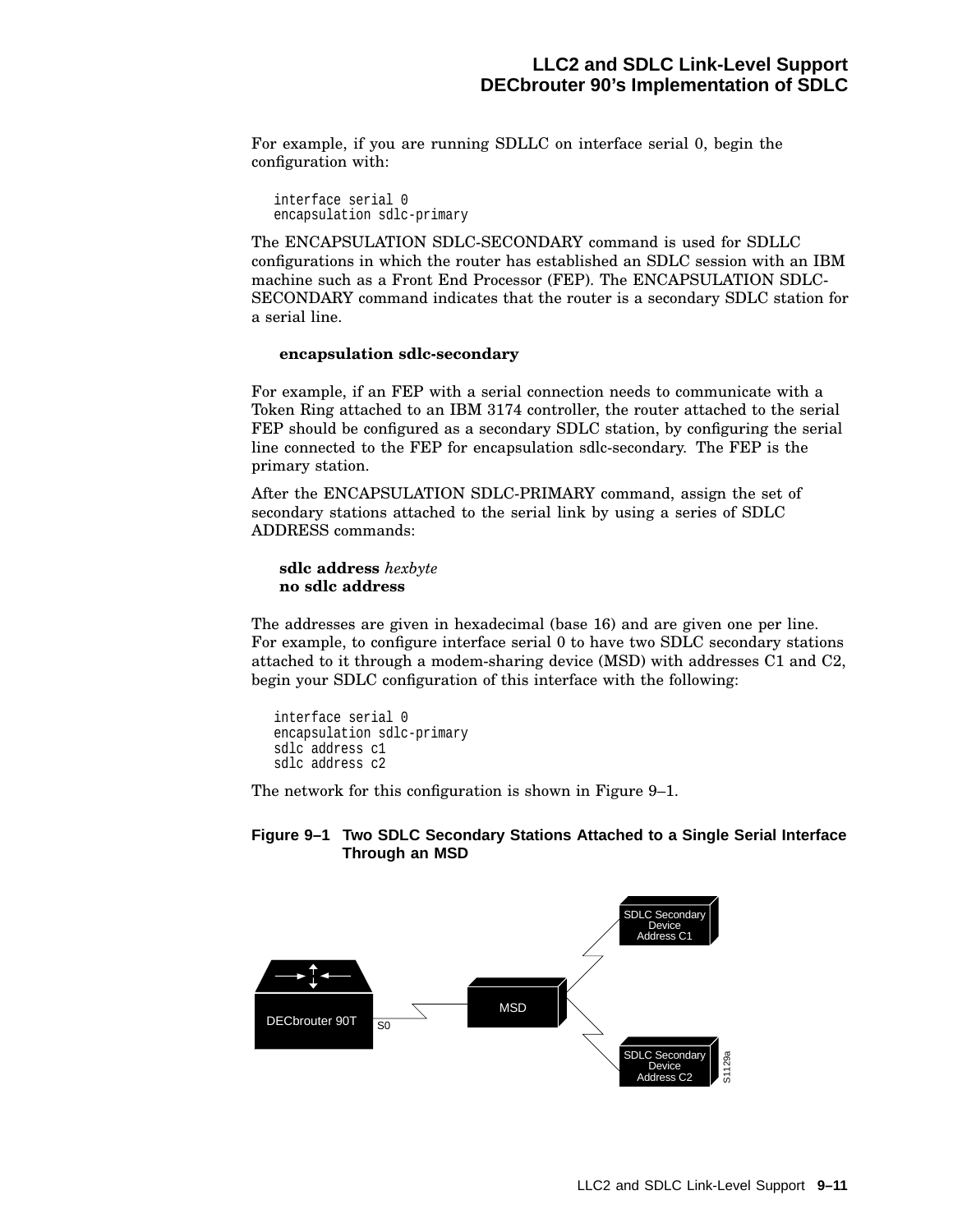For example, if you are running SDLLC on interface serial 0, begin the configuration with:

```
interface serial 0
encapsulation sdlc-primary
```

The ENCAPSULATION SDLC-SECONDARY command is used for SDLLC configurations in which the router has established an SDLC session with an IBM machine such as a Front End Processor (FEP). The ENCAPSULATION SDLC-SECONDARY command indicates that the router is a secondary SDLC station for a serial line.

**encapsulation sdlc-secondary**

For example, if an FEP with a serial connection needs to communicate with a Token Ring attached to an IBM 3174 controller, the router attached to the serial FEP should be configured as a secondary SDLC station, by configuring the serial line connected to the FEP for encapsulation sdlc-secondary. The FEP is the primary station.

After the ENCAPSULATION SDLC-PRIMARY command, assign the set of secondary stations attached to the serial link by using a series of SDLC ADDRESS commands:

**sdlc address** *hexbyte*
**no sdlc address**

The addresses are given in hexadecimal (base 16) and are given one per line. For example, to configure interface serial 0 to have two SDLC secondary stations attached to it through a modem-sharing device (MSD) with addresses C1 and C2, begin your SDLC configuration of this interface with the following:

```
interface serial 0
encapsulation sdlc-primary
sdlc address c1
sdlc address c2
```

The network for this configuration is shown in Figure 9–1.

**Figure 9–1 Two SDLC Secondary Stations Attached to a Single Serial Interface Through an MSD**

DECbrouter 90T S0 MSD SDLC Secondary Device Address C1 SDLC Secondary Device Address C2 S1129a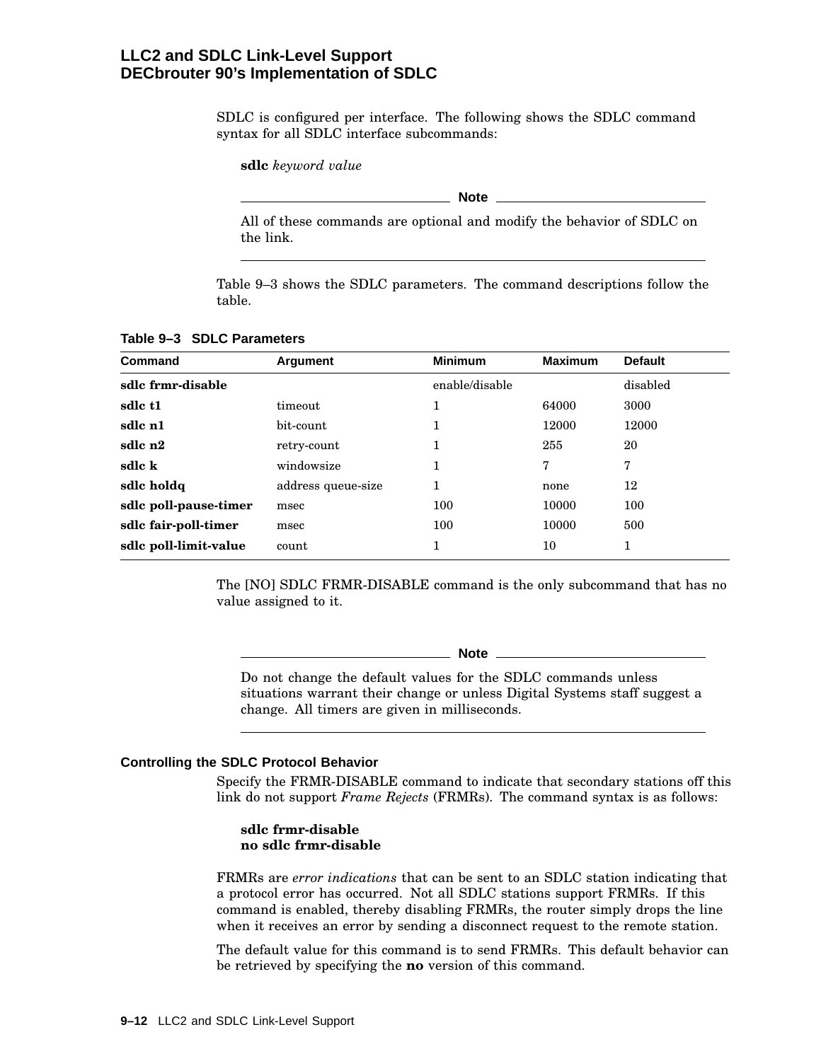SDLC is configured per interface. The following shows the SDLC command syntax for all SDLC interface subcommands:

**sdlc** *keyword value*

**Note**

All of these commands are optional and modify the behavior of SDLC on the link.

---

Table 9–3 shows the SDLC parameters. The command descriptions follow the table.

**Table 9–3 SDLC Parameters**

| Command | Argument | Minimum | Maximum | Default |
|---|---|---|---|---|
| **sdlc frmr-disable** | | enable/disable | | disabled |
| **sdlc t1** | timeout | 1 | 64000 | 3000 |
| **sdlc n1** | bit-count | 1 | 12000 | 12000 |
| **sdlc n2** | retry-count | 1 | 255 | 20 |
| **sdlc k** | windowsize | 1 | 7 | 7 |
| **sdlc holdq** | address queue-size | 1 | none | 12 |
| **sdlc poll-pause-timer** | msec | 100 | 10000 | 100 |
| **sdlc fair-poll-timer** | msec | 100 | 10000 | 500 |
| **sdlc poll-limit-value** | count | 1 | 10 | 1 |

The [NO] SDLC FRMR-DISABLE command is the only subcommand that has no value assigned to it.

**Note**

Do not change the default values for the SDLC commands unless situations warrant their change or unless Digital Systems staff suggest a change. All timers are given in milliseconds.

---

### Controlling the SDLC Protocol Behavior

Specify the FRMR-DISABLE command to indicate that secondary stations off this link do not support *Frame Rejects* (FRMRs). The command syntax is as follows:

**sdlc frmr-disable**
**no sdlc frmr-disable**

FRMRs are *error indications* that can be sent to an SDLC station indicating that a protocol error has occurred. Not all SDLC stations support FRMRs. If this command is enabled, thereby disabling FRMRs, the router simply drops the line when it receives an error by sending a disconnect request to the remote station.

The default value for this command is to send FRMRs. This default behavior can be retrieved by specifying the **no** version of this command.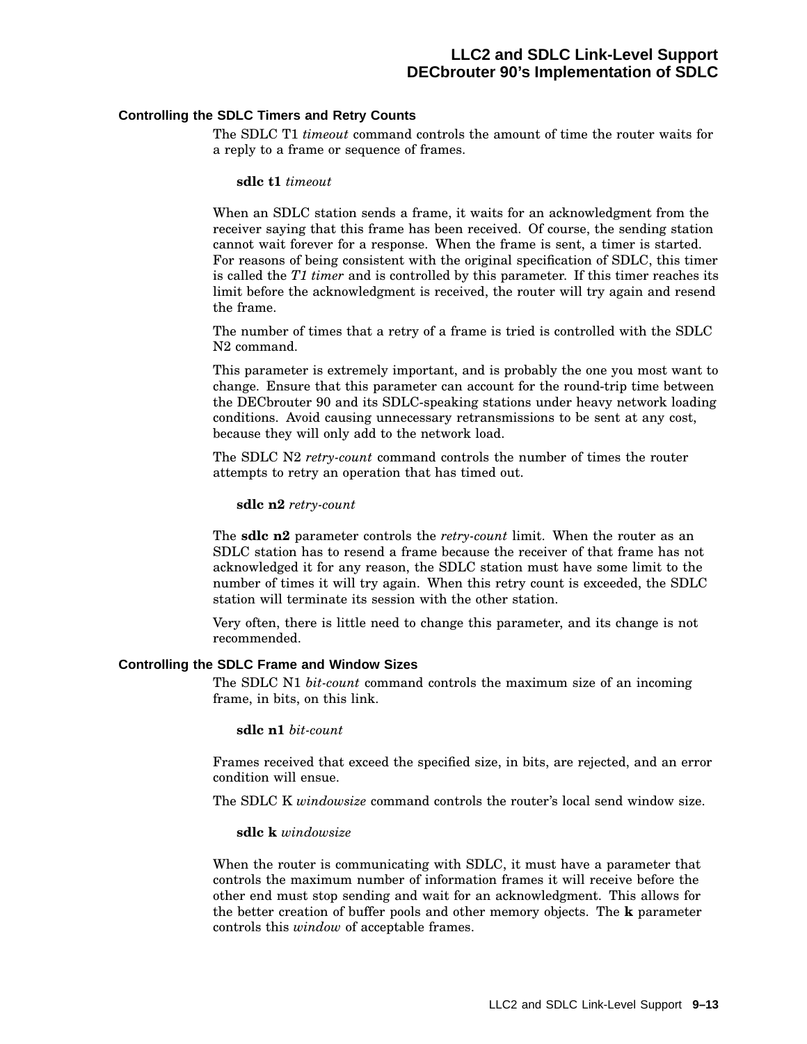### Controlling the SDLC Timers and Retry Counts

The SDLC T1 *timeout* command controls the amount of time the router waits for a reply to a frame or sequence of frames.

**sdlc t1** *timeout*

When an SDLC station sends a frame, it waits for an acknowledgment from the receiver saying that this frame has been received. Of course, the sending station cannot wait forever for a response. When the frame is sent, a timer is started. For reasons of being consistent with the original specification of SDLC, this timer is called the *T1 timer* and is controlled by this parameter. If this timer reaches its limit before the acknowledgment is received, the router will try again and resend the frame.

The number of times that a retry of a frame is tried is controlled with the SDLC N2 command.

This parameter is extremely important, and is probably the one you most want to change. Ensure that this parameter can account for the round-trip time between the DECbrouter 90 and its SDLC-speaking stations under heavy network loading conditions. Avoid causing unnecessary retransmissions to be sent at any cost, because they will only add to the network load.

The SDLC N2 *retry-count* command controls the number of times the router attempts to retry an operation that has timed out.

**sdlc n2** *retry-count*

The **sdlc n2** parameter controls the *retry-count* limit. When the router as an SDLC station has to resend a frame because the receiver of that frame has not acknowledged it for any reason, the SDLC station must have some limit to the number of times it will try again. When this retry count is exceeded, the SDLC station will terminate its session with the other station.

Very often, there is little need to change this parameter, and its change is not recommended.

### Controlling the SDLC Frame and Window Sizes

The SDLC N1 *bit-count* command controls the maximum size of an incoming frame, in bits, on this link.

**sdlc n1** *bit-count*

Frames received that exceed the specified size, in bits, are rejected, and an error condition will ensue.

The SDLC K *windowsize* command controls the router's local send window size.

**sdlc k** *windowsize*

When the router is communicating with SDLC, it must have a parameter that controls the maximum number of information frames it will receive before the other end must stop sending and wait for an acknowledgment. This allows for the better creation of buffer pools and other memory objects. The **k** parameter controls this *window* of acceptable frames.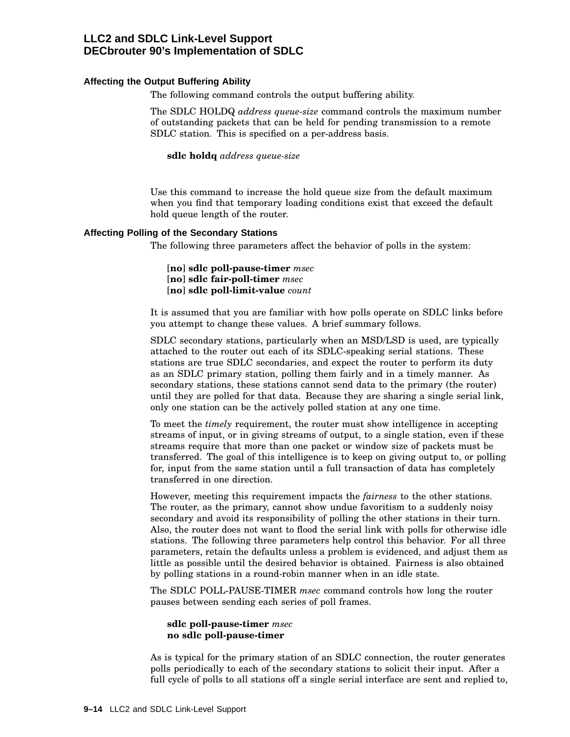### Affecting the Output Buffering Ability

The following command controls the output buffering ability.

The SDLC HOLDQ *address queue-size* command controls the maximum number of outstanding packets that can be held for pending transmission to a remote SDLC station. This is specified on a per-address basis.

**sdlc holdq** *address queue-size*

Use this command to increase the hold queue size from the default maximum when you find that temporary loading conditions exist that exceed the default hold queue length of the router.

### Affecting Polling of the Secondary Stations

The following three parameters affect the behavior of polls in the system:

[**no**] **sdlc poll-pause-timer** *msec*
[**no**] **sdlc fair-poll-timer** *msec*
[**no**] **sdlc poll-limit-value** *count*

It is assumed that you are familiar with how polls operate on SDLC links before you attempt to change these values. A brief summary follows.

SDLC secondary stations, particularly when an MSD/LSD is used, are typically attached to the router out each of its SDLC-speaking serial stations. These stations are true SDLC secondaries, and expect the router to perform its duty as an SDLC primary station, polling them fairly and in a timely manner. As secondary stations, these stations cannot send data to the primary (the router) until they are polled for that data. Because they are sharing a single serial link, only one station can be the actively polled station at any one time.

To meet the *timely* requirement, the router must show intelligence in accepting streams of input, or in giving streams of output, to a single station, even if these streams require that more than one packet or window size of packets must be transferred. The goal of this intelligence is to keep on giving output to, or polling for, input from the same station until a full transaction of data has completely transferred in one direction.

However, meeting this requirement impacts the *fairness* to the other stations. The router, as the primary, cannot show undue favoritism to a suddenly noisy secondary and avoid its responsibility of polling the other stations in their turn. Also, the router does not want to flood the serial link with polls for otherwise idle stations. The following three parameters help control this behavior. For all three parameters, retain the defaults unless a problem is evidenced, and adjust them as little as possible until the desired behavior is obtained. Fairness is also obtained by polling stations in a round-robin manner when in an idle state.

The SDLC POLL-PAUSE-TIMER *msec* command controls how long the router pauses between sending each series of poll frames.

**sdlc poll-pause-timer** *msec*
**no sdlc poll-pause-timer**

As is typical for the primary station of an SDLC connection, the router generates polls periodically to each of the secondary stations to solicit their input. After a full cycle of polls to all stations off a single serial interface are sent and replied to,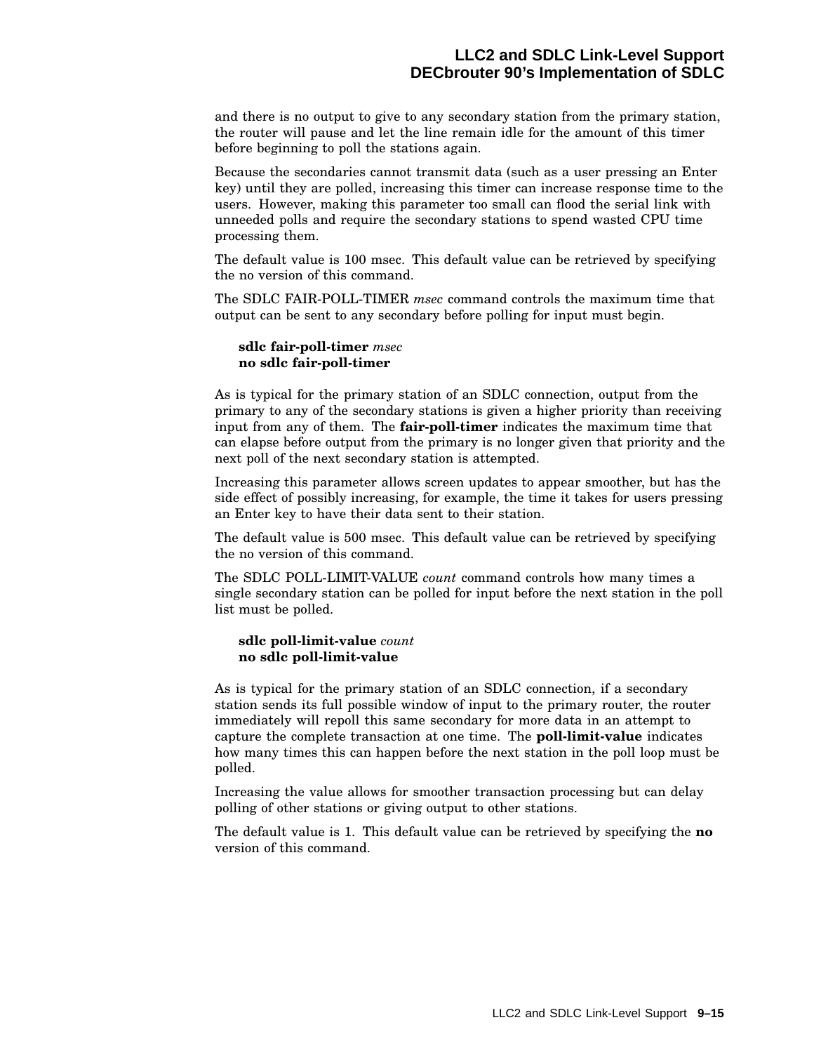and there is no output to give to any secondary station from the primary station, the router will pause and let the line remain idle for the amount of this timer before beginning to poll the stations again.

Because the secondaries cannot transmit data (such as a user pressing an Enter key) until they are polled, increasing this timer can increase response time to the users. However, making this parameter too small can flood the serial link with unneeded polls and require the secondary stations to spend wasted CPU time processing them.

The default value is 100 msec. This default value can be retrieved by specifying the no version of this command.

The SDLC FAIR-POLL-TIMER *msec* command controls the maximum time that output can be sent to any secondary before polling for input must begin.

> **sdlc fair-poll-timer** *msec*
> **no sdlc fair-poll-timer**

As is typical for the primary station of an SDLC connection, output from the primary to any of the secondary stations is given a higher priority than receiving input from any of them. The **fair-poll-timer** indicates the maximum time that can elapse before output from the primary is no longer given that priority and the next poll of the next secondary station is attempted.

Increasing this parameter allows screen updates to appear smoother, but has the side effect of possibly increasing, for example, the time it takes for users pressing an Enter key to have their data sent to their station.

The default value is 500 msec. This default value can be retrieved by specifying the no version of this command.

The SDLC POLL-LIMIT-VALUE *count* command controls how many times a single secondary station can be polled for input before the next station in the poll list must be polled.

> **sdlc poll-limit-value** *count*
> **no sdlc poll-limit-value**

As is typical for the primary station of an SDLC connection, if a secondary station sends its full possible window of input to the primary router, the router immediately will repoll this same secondary for more data in an attempt to capture the complete transaction at one time. The **poll-limit-value** indicates how many times this can happen before the next station in the poll loop must be polled.

Increasing the value allows for smoother transaction processing but can delay polling of other stations or giving output to other stations.

The default value is 1. This default value can be retrieved by specifying the **no** version of this command.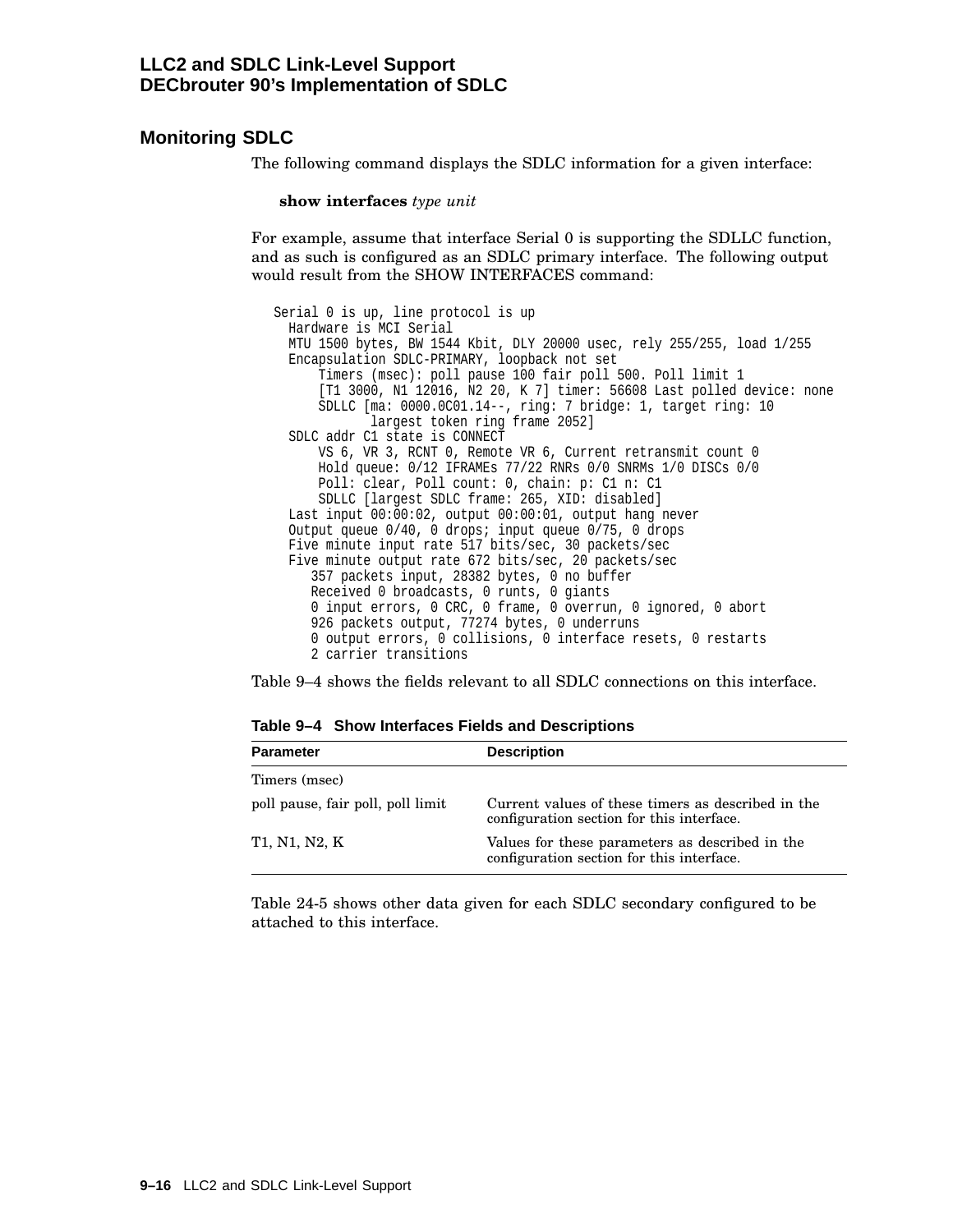## Monitoring SDLC

The following command displays the SDLC information for a given interface:

**show interfaces** *type unit*

For example, assume that interface Serial 0 is supporting the SDLLC function, and as such is configured as an SDLC primary interface. The following output would result from the SHOW INTERFACES command:

```
Serial 0 is up, line protocol is up
  Hardware is MCI Serial
  MTU 1500 bytes, BW 1544 Kbit, DLY 20000 usec, rely 255/255, load 1/255
  Encapsulation SDLC-PRIMARY, loopback not set
      Timers (msec): poll pause 100 fair poll 500. Poll limit 1
      [T1 3000, N1 12016, N2 20, K 7] timer: 56608 Last polled device: none
      SDLLC [ma: 0000.0C01.14--, ring: 7 bridge: 1, target ring: 10
             largest token ring frame 2052]
  SDLC addr C1 state is CONNECT
      VS 6, VR 3, RCNT 0, Remote VR 6, Current retransmit count 0
      Hold queue: 0/12 IFRAMEs 77/22 RNRs 0/0 SNRMs 1/0 DISCs 0/0
      Poll: clear, Poll count: 0, chain: p: C1 n: C1
      SDLLC [largest SDLC frame: 265, XID: disabled]
  Last input 00:00:02, output 00:00:01, output hang never
  Output queue 0/40, 0 drops; input queue 0/75, 0 drops
  Five minute input rate 517 bits/sec, 30 packets/sec
  Five minute output rate 672 bits/sec, 20 packets/sec
     357 packets input, 28382 bytes, 0 no buffer
     Received 0 broadcasts, 0 runts, 0 giants
     0 input errors, 0 CRC, 0 frame, 0 overrun, 0 ignored, 0 abort
     926 packets output, 77274 bytes, 0 underruns
     0 output errors, 0 collisions, 0 interface resets, 0 restarts
     2 carrier transitions
```

Table 9–4 shows the fields relevant to all SDLC connections on this interface.

**Table 9–4 Show Interfaces Fields and Descriptions**

| Parameter | Description |
|---|---|
| Timers (msec) | |
| poll pause, fair poll, poll limit | Current values of these timers as described in the configuration section for this interface. |
| T1, N1, N2, K | Values for these parameters as described in the configuration section for this interface. |

Table 24-5 shows other data given for each SDLC secondary configured to be attached to this interface.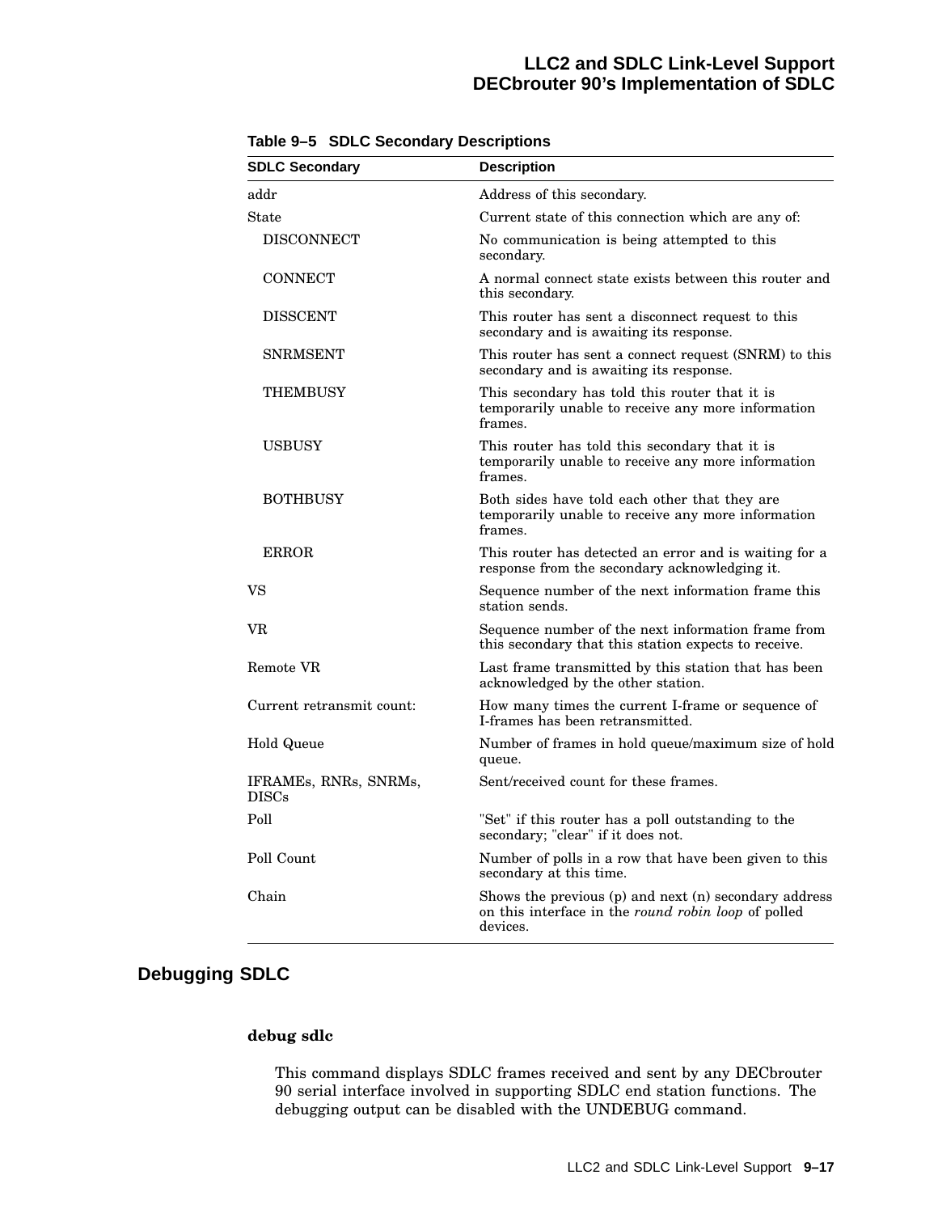**Table 9–5 SDLC Secondary Descriptions**

| SDLC Secondary | Description |
|---|---|
| addr | Address of this secondary. |
| State | Current state of this connection which are any of: |
| DISCONNECT | No communication is being attempted to this secondary. |
| CONNECT | A normal connect state exists between this router and this secondary. |
| DISSCENT | This router has sent a disconnect request to this secondary and is awaiting its response. |
| SNRMSENT | This router has sent a connect request (SNRM) to this secondary and is awaiting its response. |
| THEMBUSY | This secondary has told this router that it is temporarily unable to receive any more information frames. |
| USBUSY | This router has told this secondary that it is temporarily unable to receive any more information frames. |
| BOTHBUSY | Both sides have told each other that they are temporarily unable to receive any more information frames. |
| ERROR | This router has detected an error and is waiting for a response from the secondary acknowledging it. |
| VS | Sequence number of the next information frame this station sends. |
| VR | Sequence number of the next information frame from this secondary that this station expects to receive. |
| Remote VR | Last frame transmitted by this station that has been acknowledged by the other station. |
| Current retransmit count: | How many times the current I-frame or sequence of I-frames has been retransmitted. |
| Hold Queue | Number of frames in hold queue/maximum size of hold queue. |
| IFRAMEs, RNRs, SNRMs, DISCs | Sent/received count for these frames. |
| Poll | "Set" if this router has a poll outstanding to the secondary; "clear" if it does not. |
| Poll Count | Number of polls in a row that have been given to this secondary at this time. |
| Chain | Shows the previous (p) and next (n) secondary address on this interface in the *round robin loop* of polled devices. |

## Debugging SDLC

**debug sdlc**

This command displays SDLC frames received and sent by any DECbrouter 90 serial interface involved in supporting SDLC end station functions. The debugging output can be disabled with the UNDEBUG command.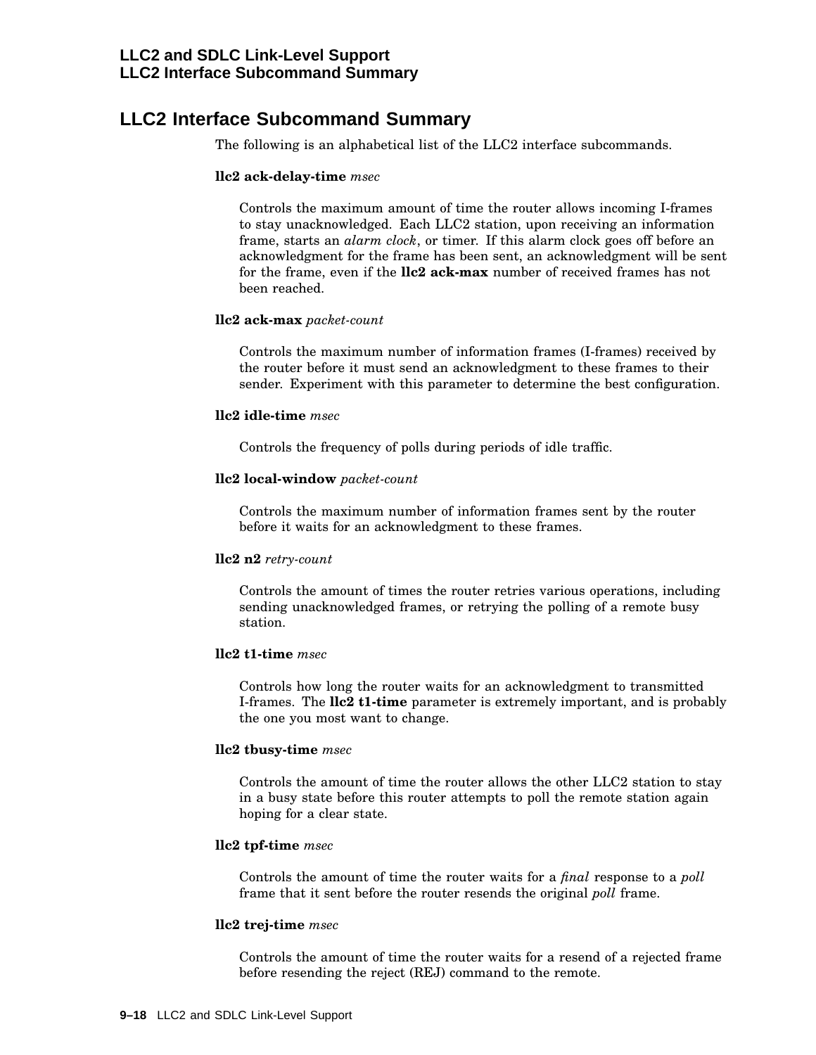## LLC2 Interface Subcommand Summary

The following is an alphabetical list of the LLC2 interface subcommands.

**llc2 ack-delay-time** *msec*

Controls the maximum amount of time the router allows incoming I-frames to stay unacknowledged. Each LLC2 station, upon receiving an information frame, starts an *alarm clock*, or timer. If this alarm clock goes off before an acknowledgment for the frame has been sent, an acknowledgment will be sent for the frame, even if the **llc2 ack-max** number of received frames has not been reached.

**llc2 ack-max** *packet-count*

Controls the maximum number of information frames (I-frames) received by the router before it must send an acknowledgment to these frames to their sender. Experiment with this parameter to determine the best configuration.

**llc2 idle-time** *msec*

Controls the frequency of polls during periods of idle traffic.

**llc2 local-window** *packet-count*

Controls the maximum number of information frames sent by the router before it waits for an acknowledgment to these frames.

**llc2 n2** *retry-count*

Controls the amount of times the router retries various operations, including sending unacknowledged frames, or retrying the polling of a remote busy station.

**llc2 t1-time** *msec*

Controls how long the router waits for an acknowledgment to transmitted I-frames. The **llc2 t1-time** parameter is extremely important, and is probably the one you most want to change.

**llc2 tbusy-time** *msec*

Controls the amount of time the router allows the other LLC2 station to stay in a busy state before this router attempts to poll the remote station again hoping for a clear state.

**llc2 tpf-time** *msec*

Controls the amount of time the router waits for a *final* response to a *poll* frame that it sent before the router resends the original *poll* frame.

**llc2 trej-time** *msec*

Controls the amount of time the router waits for a resend of a rejected frame before resending the reject (REJ) command to the remote.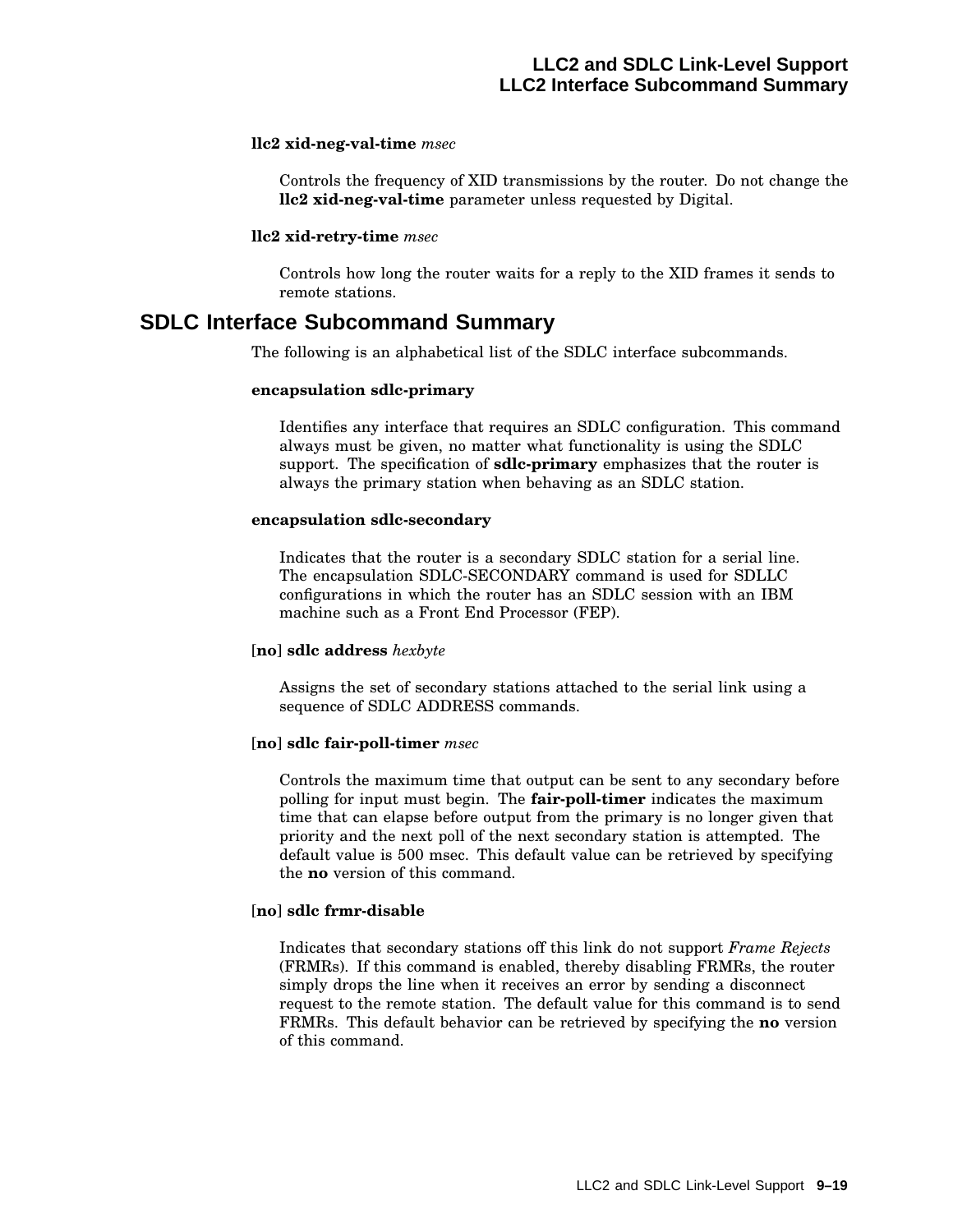**llc2 xid-neg-val-time** *msec*

Controls the frequency of XID transmissions by the router. Do not change the **llc2 xid-neg-val-time** parameter unless requested by Digital.

**llc2 xid-retry-time** *msec*

Controls how long the router waits for a reply to the XID frames it sends to remote stations.

## SDLC Interface Subcommand Summary

The following is an alphabetical list of the SDLC interface subcommands.

**encapsulation sdlc-primary**

Identifies any interface that requires an SDLC configuration. This command always must be given, no matter what functionality is using the SDLC support. The specification of **sdlc-primary** emphasizes that the router is always the primary station when behaving as an SDLC station.

**encapsulation sdlc-secondary**

Indicates that the router is a secondary SDLC station for a serial line. The encapsulation SDLC-SECONDARY command is used for SDLLC configurations in which the router has an SDLC session with an IBM machine such as a Front End Processor (FEP).

[**no**] **sdlc address** *hexbyte*

Assigns the set of secondary stations attached to the serial link using a sequence of SDLC ADDRESS commands.

[**no**] **sdlc fair-poll-timer** *msec*

Controls the maximum time that output can be sent to any secondary before polling for input must begin. The **fair-poll-timer** indicates the maximum time that can elapse before output from the primary is no longer given that priority and the next poll of the next secondary station is attempted. The default value is 500 msec. This default value can be retrieved by specifying the **no** version of this command.

[**no**] **sdlc frmr-disable**

Indicates that secondary stations off this link do not support *Frame Rejects* (FRMRs). If this command is enabled, thereby disabling FRMRs, the router simply drops the line when it receives an error by sending a disconnect request to the remote station. The default value for this command is to send FRMRs. This default behavior can be retrieved by specifying the **no** version of this command.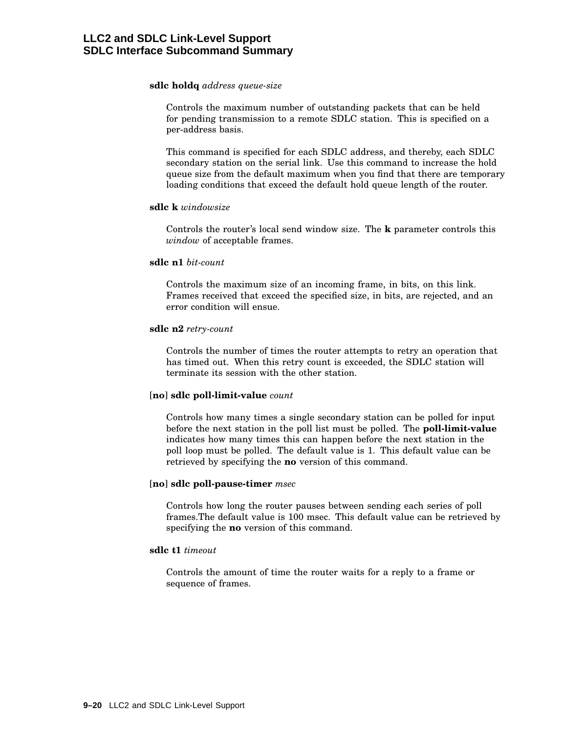**sdlc holdq** *address queue-size*

Controls the maximum number of outstanding packets that can be held for pending transmission to a remote SDLC station. This is specified on a per-address basis.

This command is specified for each SDLC address, and thereby, each SDLC secondary station on the serial link. Use this command to increase the hold queue size from the default maximum when you find that there are temporary loading conditions that exceed the default hold queue length of the router.

**sdlc k** *windowsize*

Controls the router's local send window size. The **k** parameter controls this *window* of acceptable frames.

**sdlc n1** *bit-count*

Controls the maximum size of an incoming frame, in bits, on this link. Frames received that exceed the specified size, in bits, are rejected, and an error condition will ensue.

**sdlc n2** *retry-count*

Controls the number of times the router attempts to retry an operation that has timed out. When this retry count is exceeded, the SDLC station will terminate its session with the other station.

[**no**] **sdlc poll-limit-value** *count*

Controls how many times a single secondary station can be polled for input before the next station in the poll list must be polled. The **poll-limit-value** indicates how many times this can happen before the next station in the poll loop must be polled. The default value is 1. This default value can be retrieved by specifying the **no** version of this command.

[**no**] **sdlc poll-pause-timer** *msec*

Controls how long the router pauses between sending each series of poll frames.The default value is 100 msec. This default value can be retrieved by specifying the **no** version of this command.

**sdlc t1** *timeout*

Controls the amount of time the router waits for a reply to a frame or sequence of frames.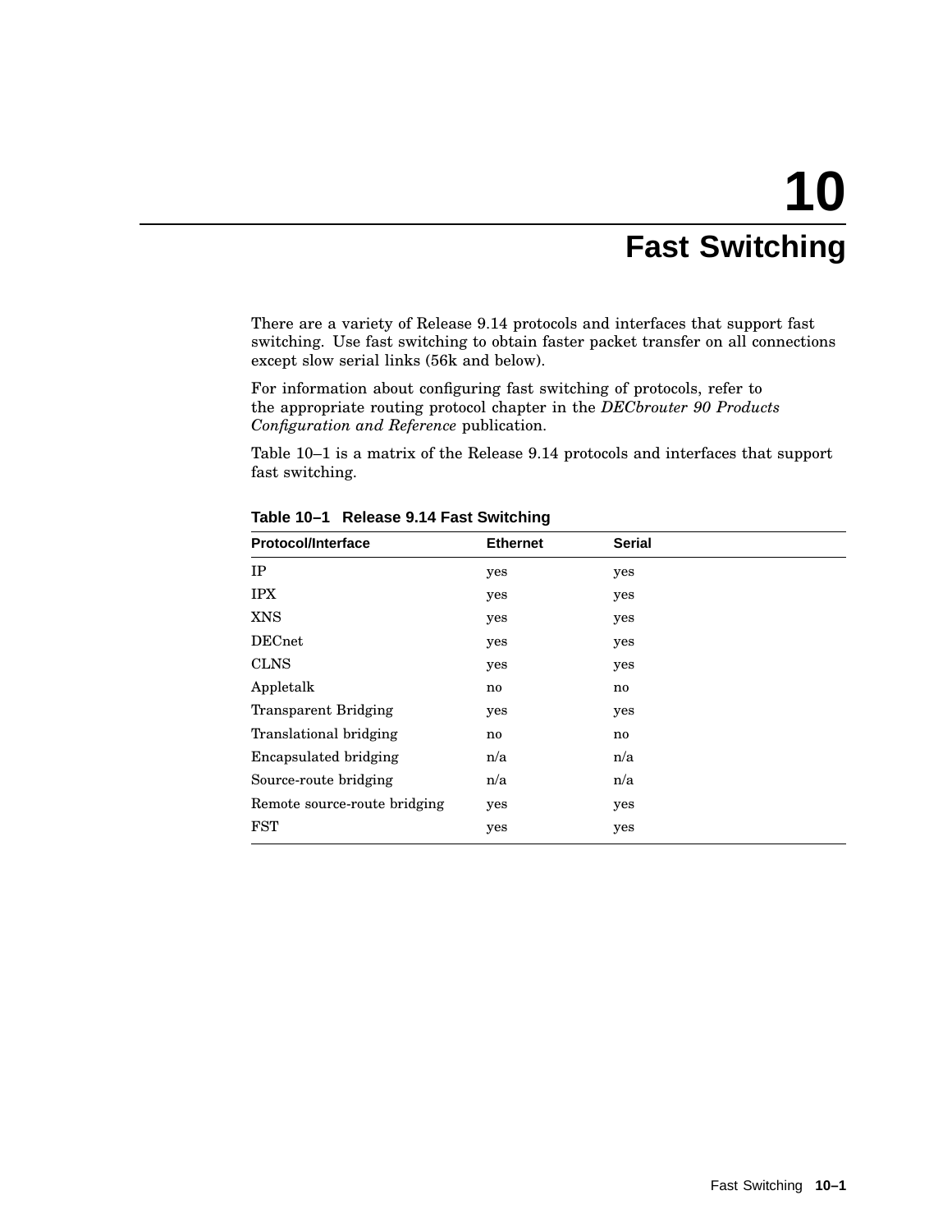# 10 Fast Switching

There are a variety of Release 9.14 protocols and interfaces that support fast switching. Use fast switching to obtain faster packet transfer on all connections except slow serial links (56k and below).

For information about configuring fast switching of protocols, refer to the appropriate routing protocol chapter in the *DECbrouter 90 Products Configuration and Reference* publication.

Table 10–1 is a matrix of the Release 9.14 protocols and interfaces that support fast switching.

**Table 10–1 Release 9.14 Fast Switching**

| Protocol/Interface | Ethernet | Serial |
|---|---|---|
| IP | yes | yes |
| IPX | yes | yes |
| XNS | yes | yes |
| DECnet | yes | yes |
| CLNS | yes | yes |
| Appletalk | no | no |
| Transparent Bridging | yes | yes |
| Translational bridging | no | no |
| Encapsulated bridging | n/a | n/a |
| Source-route bridging | n/a | n/a |
| Remote source-route bridging | yes | yes |
| FST | yes | yes |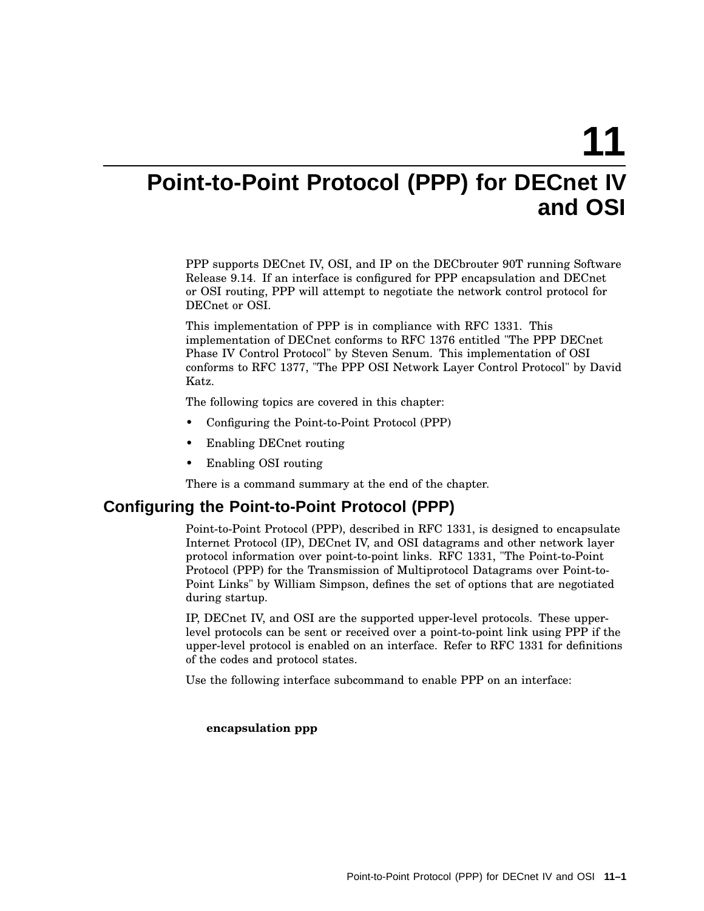# 11 Point-to-Point Protocol (PPP) for DECnet IV and OSI

PPP supports DECnet IV, OSI, and IP on the DECbrouter 90T running Software Release 9.14. If an interface is configured for PPP encapsulation and DECnet or OSI routing, PPP will attempt to negotiate the network control protocol for DECnet or OSI.

This implementation of PPP is in compliance with RFC 1331. This implementation of DECnet conforms to RFC 1376 entitled "The PPP DECnet Phase IV Control Protocol" by Steven Senum. This implementation of OSI conforms to RFC 1377, "The PPP OSI Network Layer Control Protocol" by David Katz.

The following topics are covered in this chapter:

- Configuring the Point-to-Point Protocol (PPP)
- Enabling DECnet routing
- Enabling OSI routing

There is a command summary at the end of the chapter.

## Configuring the Point-to-Point Protocol (PPP)

Point-to-Point Protocol (PPP), described in RFC 1331, is designed to encapsulate Internet Protocol (IP), DECnet IV, and OSI datagrams and other network layer protocol information over point-to-point links. RFC 1331, "The Point-to-Point Protocol (PPP) for the Transmission of Multiprotocol Datagrams over Point-to-Point Links" by William Simpson, defines the set of options that are negotiated during startup.

IP, DECnet IV, and OSI are the supported upper-level protocols. These upper-level protocols can be sent or received over a point-to-point link using PPP if the upper-level protocol is enabled on an interface. Refer to RFC 1331 for definitions of the codes and protocol states.

Use the following interface subcommand to enable PPP on an interface:

**encapsulation ppp**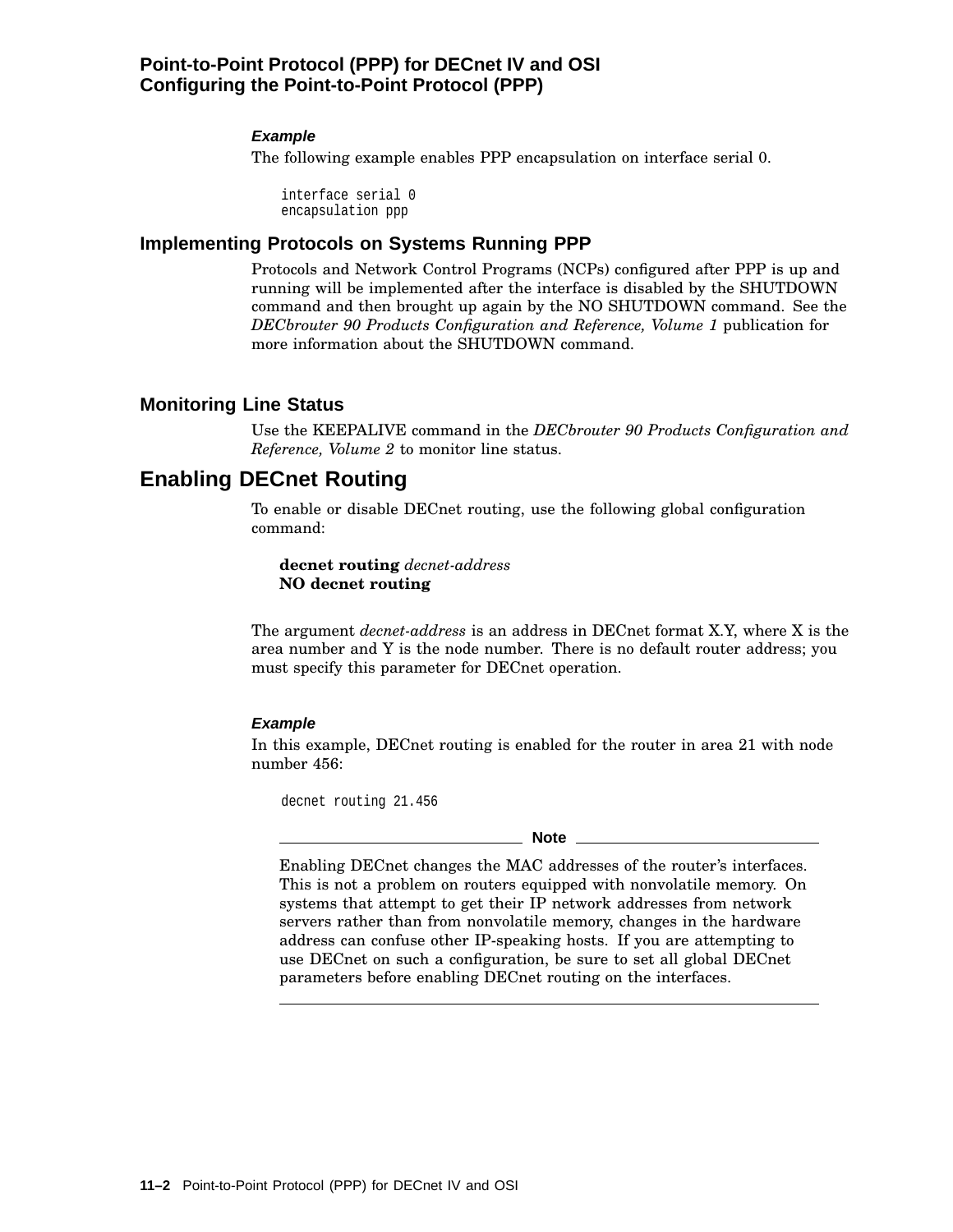#### *Example*

The following example enables PPP encapsulation on interface serial 0.

```
interface serial 0
encapsulation ppp
```

### Implementing Protocols on Systems Running PPP

Protocols and Network Control Programs (NCPs) configured after PPP is up and running will be implemented after the interface is disabled by the SHUTDOWN command and then brought up again by the NO SHUTDOWN command. See the *DECbrouter 90 Products Configuration and Reference, Volume 1* publication for more information about the SHUTDOWN command.

### Monitoring Line Status

Use the KEEPALIVE command in the *DECbrouter 90 Products Configuration and Reference, Volume 2* to monitor line status.

## Enabling DECnet Routing

To enable or disable DECnet routing, use the following global configuration command:

**decnet routing** *decnet-address*
**NO decnet routing**

The argument *decnet-address* is an address in DECnet format X.Y, where X is the area number and Y is the node number. There is no default router address; you must specify this parameter for DECnet operation.

#### *Example*

In this example, DECnet routing is enabled for the router in area 21 with node number 456:

```
decnet routing 21.456
```

---

**Note**

Enabling DECnet changes the MAC addresses of the router's interfaces. This is not a problem on routers equipped with nonvolatile memory. On systems that attempt to get their IP network addresses from network servers rather than from nonvolatile memory, changes in the hardware address can confuse other IP-speaking hosts. If you are attempting to use DECnet on such a configuration, be sure to set all global DECnet parameters before enabling DECnet routing on the interfaces.

---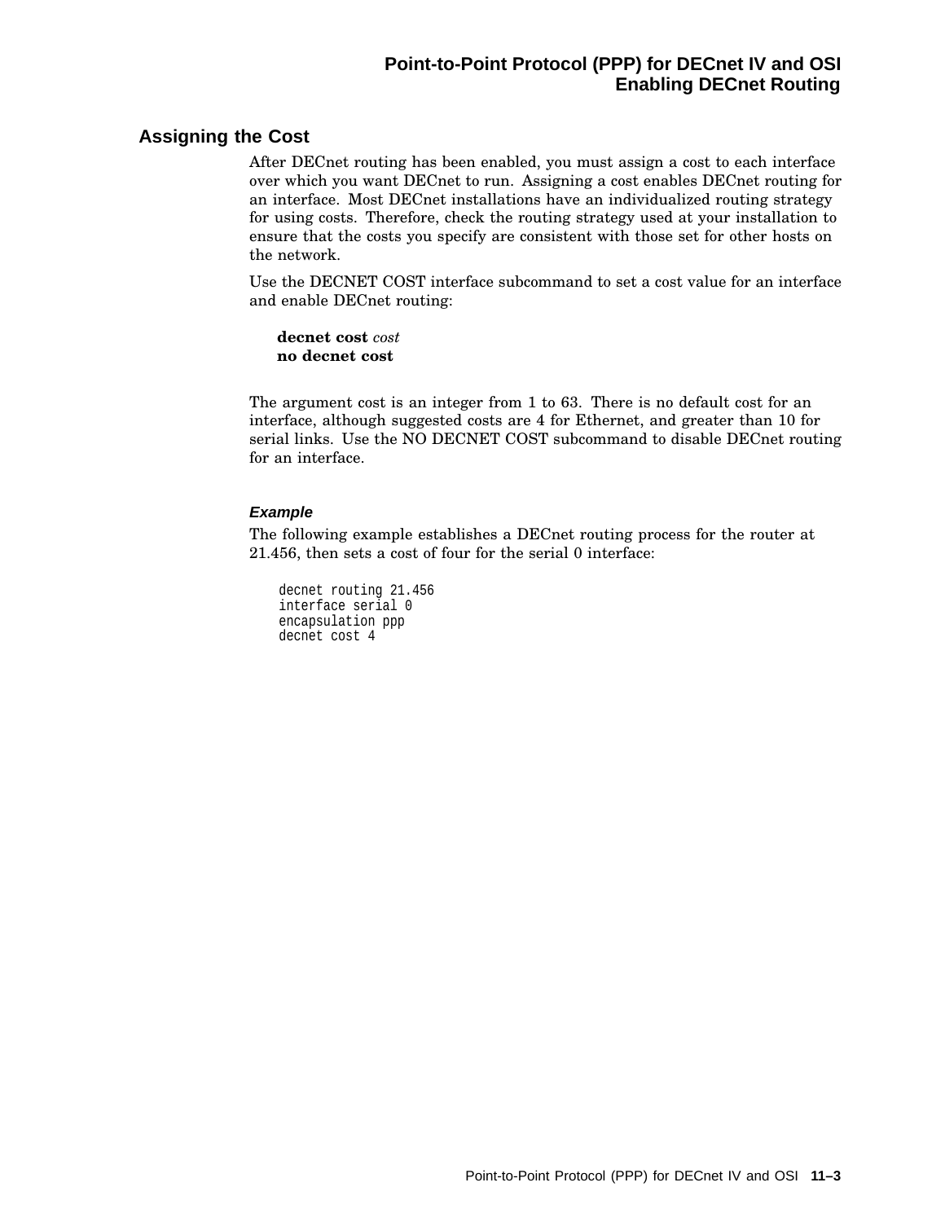## Assigning the Cost

After DECnet routing has been enabled, you must assign a cost to each interface over which you want DECnet to run. Assigning a cost enables DECnet routing for an interface. Most DECnet installations have an individualized routing strategy for using costs. Therefore, check the routing strategy used at your installation to ensure that the costs you specify are consistent with those set for other hosts on the network.

Use the DECNET COST interface subcommand to set a cost value for an interface and enable DECnet routing:

**decnet cost** *cost*
**no decnet cost**

The argument cost is an integer from 1 to 63. There is no default cost for an interface, although suggested costs are 4 for Ethernet, and greater than 10 for serial links. Use the NO DECNET COST subcommand to disable DECnet routing for an interface.

#### *Example*

The following example establishes a DECnet routing process for the router at 21.456, then sets a cost of four for the serial 0 interface:

```
decnet routing 21.456
interface serial 0
encapsulation ppp
decnet cost 4
```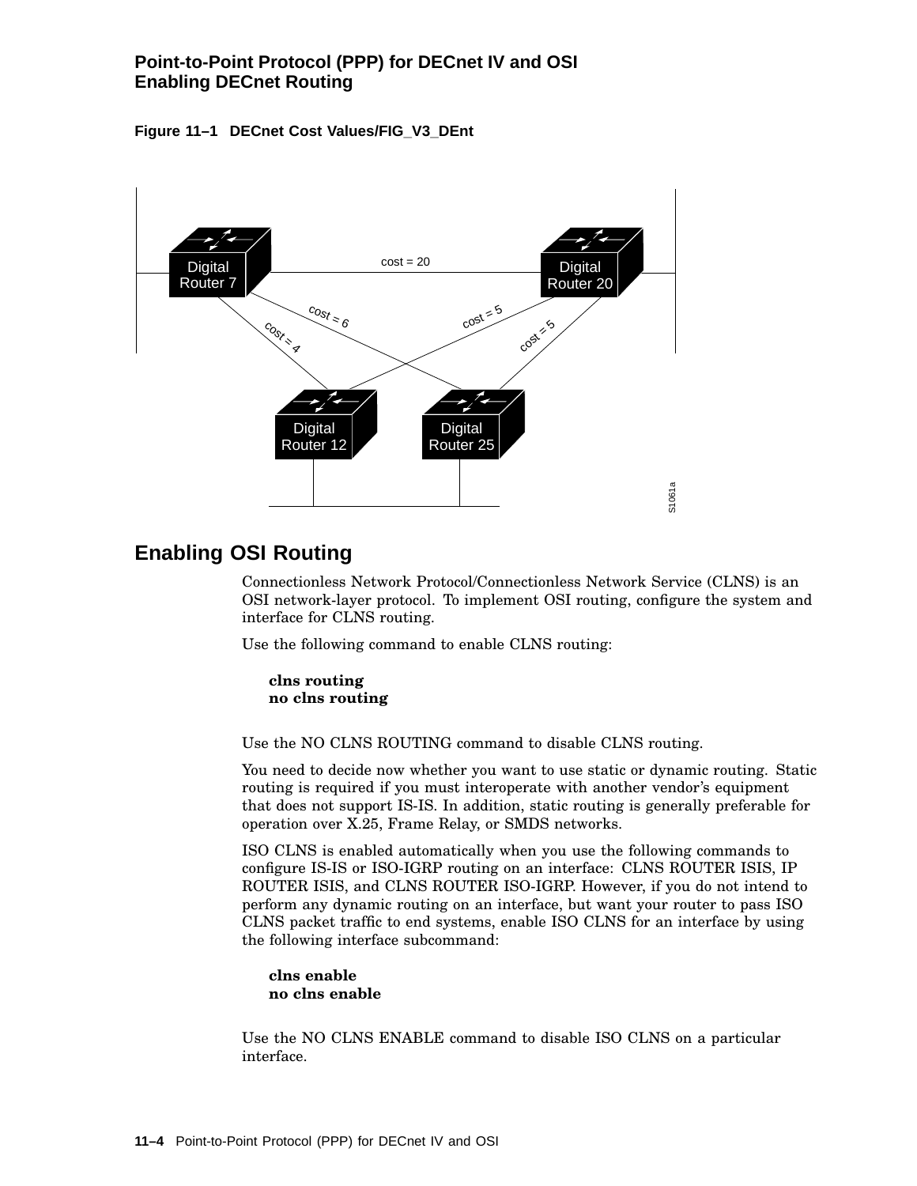**Figure 11–1 DECnet Cost Values/FIG_V3_DEnt**

## Enabling OSI Routing

Connectionless Network Protocol/Connectionless Network Service (CLNS) is an OSI network-layer protocol. To implement OSI routing, configure the system and interface for CLNS routing.

Use the following command to enable CLNS routing:

```
clns routing
no clns routing
```

Use the NO CLNS ROUTING command to disable CLNS routing.

You need to decide now whether you want to use static or dynamic routing. Static routing is required if you must interoperate with another vendor's equipment that does not support IS-IS. In addition, static routing is generally preferable for operation over X.25, Frame Relay, or SMDS networks.

ISO CLNS is enabled automatically when you use the following commands to configure IS-IS or ISO-IGRP routing on an interface: CLNS ROUTER ISIS, IP ROUTER ISIS, and CLNS ROUTER ISO-IGRP. However, if you do not intend to perform any dynamic routing on an interface, but want your router to pass ISO CLNS packet traffic to end systems, enable ISO CLNS for an interface by using the following interface subcommand:

```
clns enable
no clns enable
```

Use the NO CLNS ENABLE command to disable ISO CLNS on a particular interface.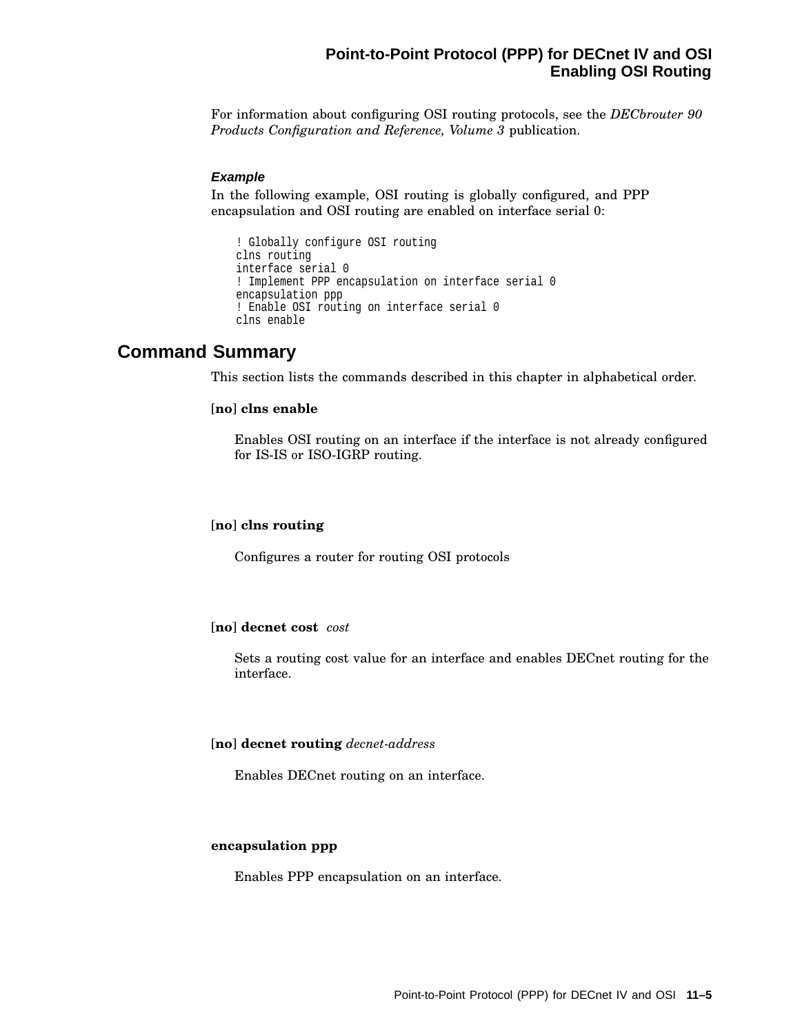For information about configuring OSI routing protocols, see the *DECbrouter 90 Products Configuration and Reference, Volume 3* publication.

#### *Example*

In the following example, OSI routing is globally configured, and PPP encapsulation and OSI routing are enabled on interface serial 0:

```
! Globally configure OSI routing
clns routing
interface serial 0
! Implement PPP encapsulation on interface serial 0
encapsulation ppp
! Enable OSI routing on interface serial 0
clns enable
```

## Command Summary

This section lists the commands described in this chapter in alphabetical order.

[**no**] **clns enable**

Enables OSI routing on an interface if the interface is not already configured for IS-IS or ISO-IGRP routing.

[**no**] **clns routing**

Configures a router for routing OSI protocols

[**no**] **decnet cost** *cost*

Sets a routing cost value for an interface and enables DECnet routing for the interface.

[**no**] **decnet routing** *decnet-address*

Enables DECnet routing on an interface.

**encapsulation ppp**

Enables PPP encapsulation on an interface.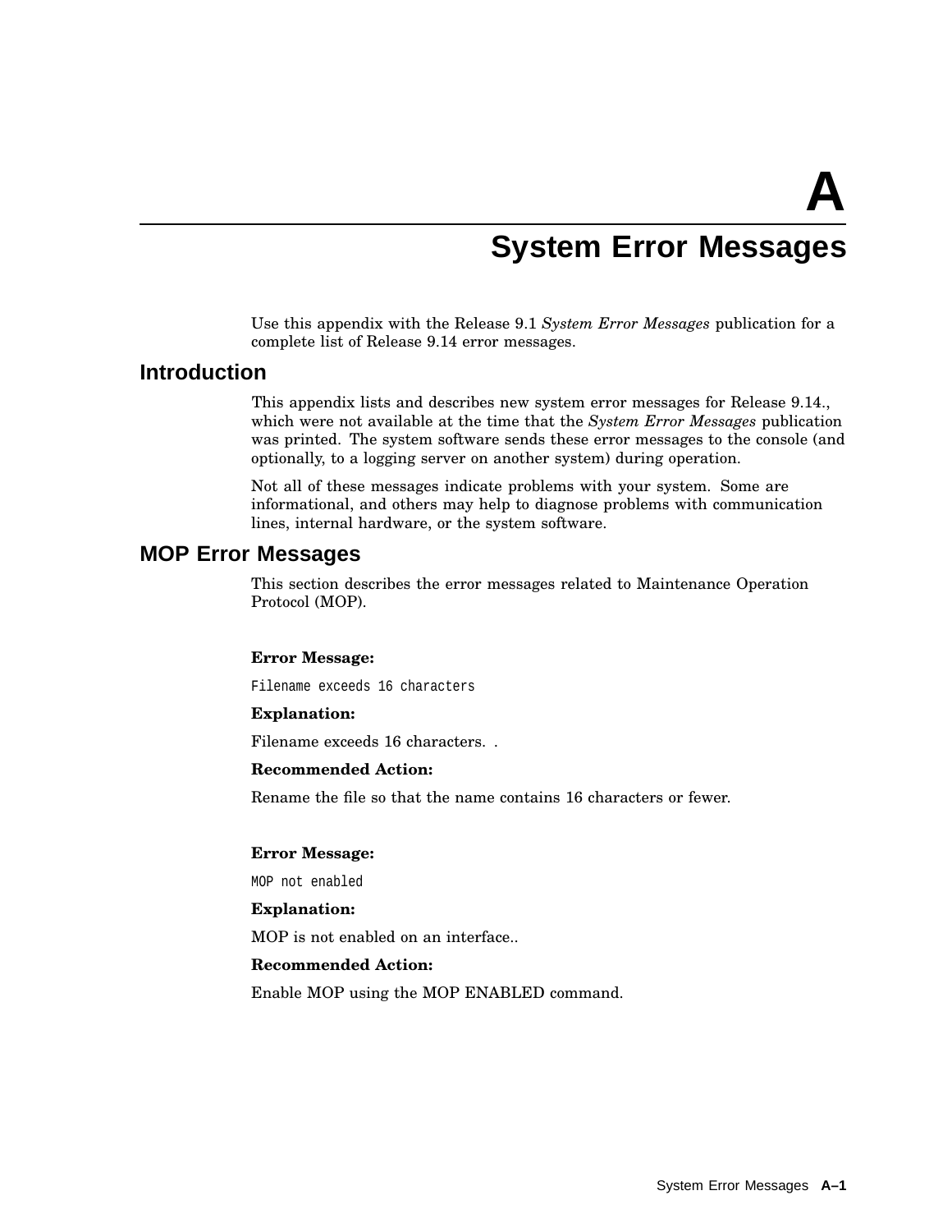# A

# System Error Messages

Use this appendix with the Release 9.1 *System Error Messages* publication for a complete list of Release 9.14 error messages.

## Introduction

This appendix lists and describes new system error messages for Release 9.14., which were not available at the time that the *System Error Messages* publication was printed. The system software sends these error messages to the console (and optionally, to a logging server on another system) during operation.

Not all of these messages indicate problems with your system. Some are informational, and others may help to diagnose problems with communication lines, internal hardware, or the system software.

## MOP Error Messages

This section describes the error messages related to Maintenance Operation Protocol (MOP).

**Error Message:**

```
Filename exceeds 16 characters
```

**Explanation:**

Filename exceeds 16 characters. .

**Recommended Action:**

Rename the file so that the name contains 16 characters or fewer.

**Error Message:**

```
MOP not enabled
```

**Explanation:**

MOP is not enabled on an interface..

**Recommended Action:**

Enable MOP using the MOP ENABLED command.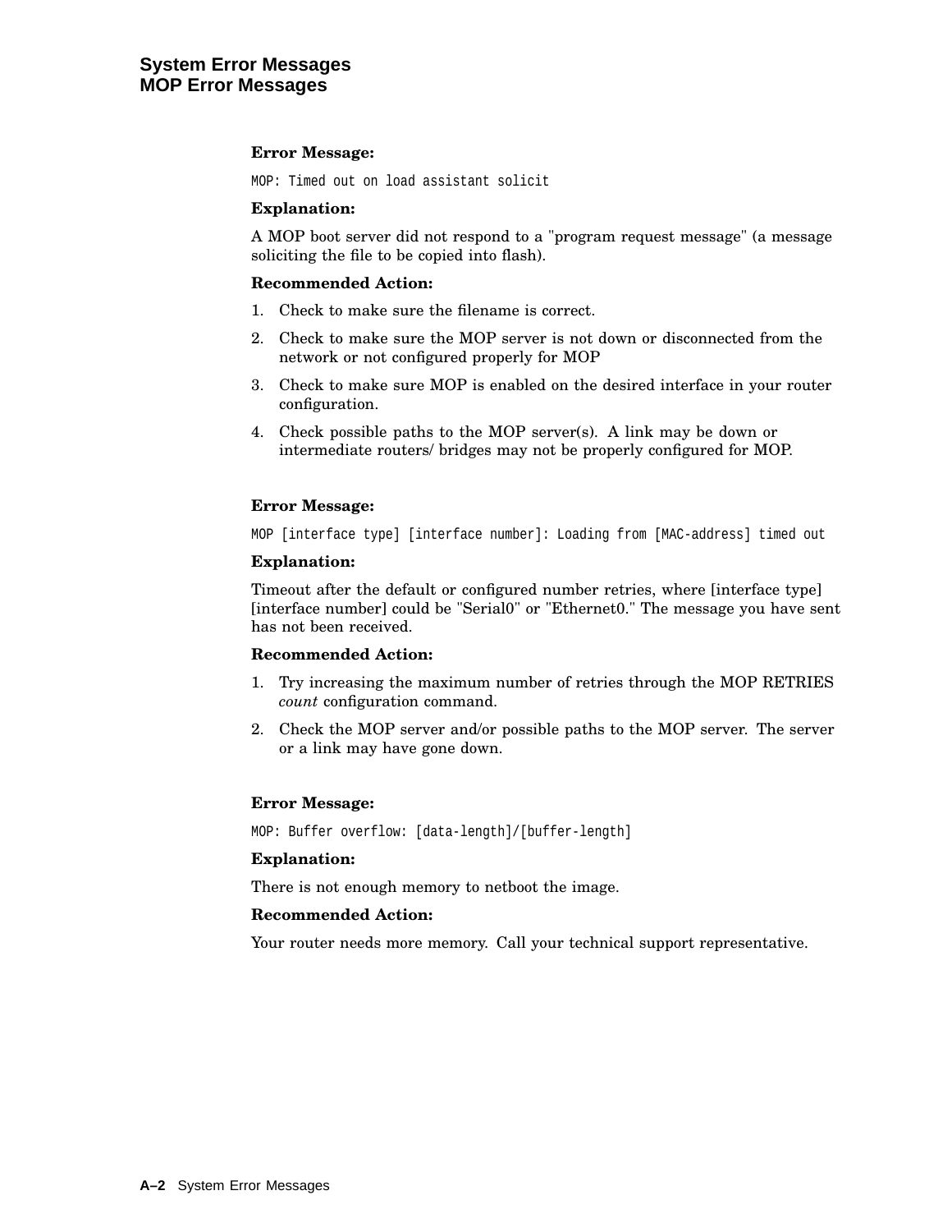**Error Message:**

```
MOP: Timed out on load assistant solicit
```

**Explanation:**

A MOP boot server did not respond to a "program request message" (a message soliciting the file to be copied into flash).

**Recommended Action:**

1. Check to make sure the filename is correct.
2. Check to make sure the MOP server is not down or disconnected from the network or not configured properly for MOP
3. Check to make sure MOP is enabled on the desired interface in your router configuration.
4. Check possible paths to the MOP server(s). A link may be down or intermediate routers/ bridges may not be properly configured for MOP.

**Error Message:**

```
MOP [interface type] [interface number]: Loading from [MAC-address] timed out
```

**Explanation:**

Timeout after the default or configured number retries, where [interface type] [interface number] could be "Serial0" or "Ethernet0." The message you have sent has not been received.

**Recommended Action:**

1. Try increasing the maximum number of retries through the MOP RETRIES *count* configuration command.
2. Check the MOP server and/or possible paths to the MOP server. The server or a link may have gone down.

**Error Message:**

```
MOP: Buffer overflow: [data-length]/[buffer-length]
```

**Explanation:**

There is not enough memory to netboot the image.

**Recommended Action:**

Your router needs more memory. Call your technical support representative.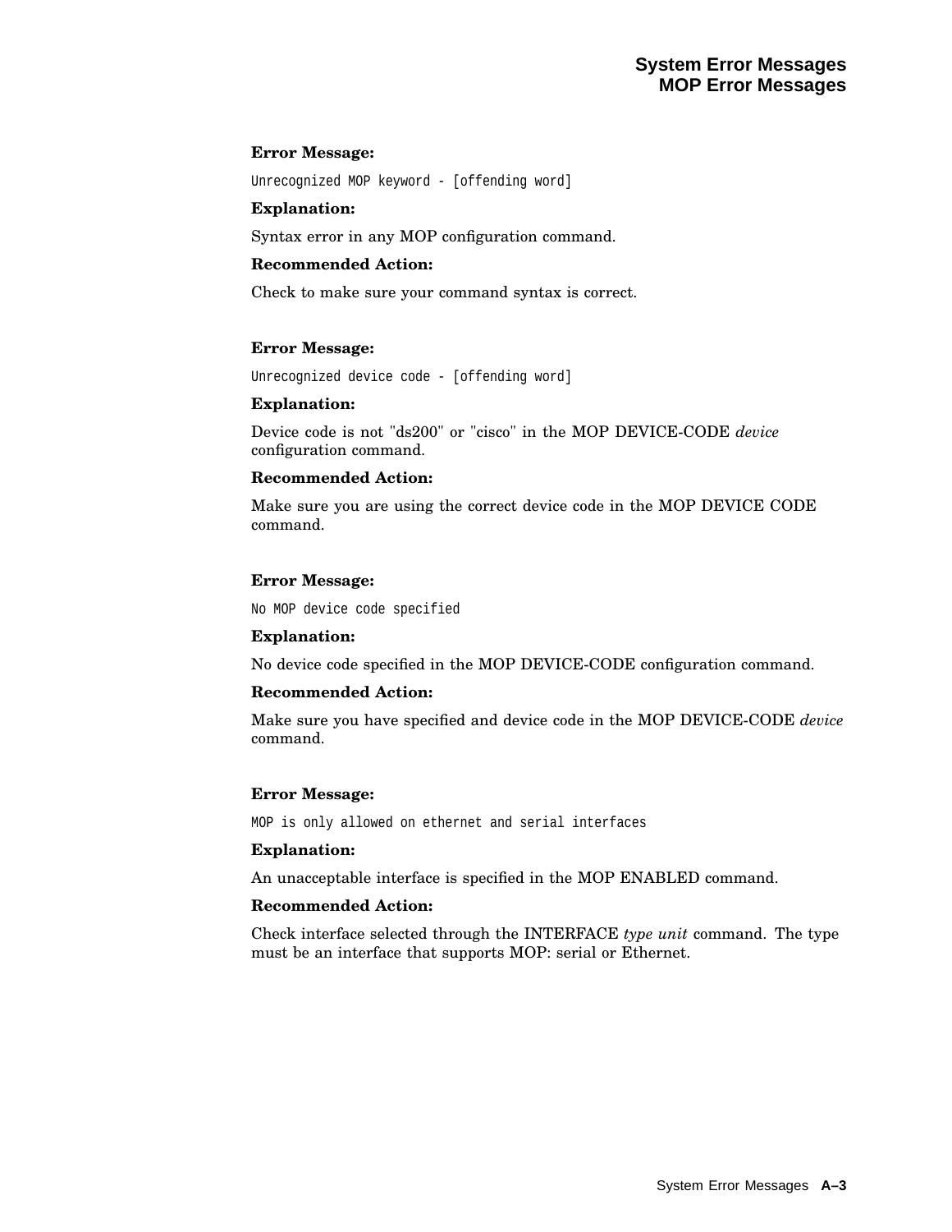**Error Message:**

```
Unrecognized MOP keyword - [offending word]
```

**Explanation:**

Syntax error in any MOP configuration command.

**Recommended Action:**

Check to make sure your command syntax is correct.

**Error Message:**

```
Unrecognized device code - [offending word]
```

**Explanation:**

Device code is not "ds200" or "cisco" in the MOP DEVICE-CODE *device* configuration command.

**Recommended Action:**

Make sure you are using the correct device code in the MOP DEVICE CODE command.

**Error Message:**

```
No MOP device code specified
```

**Explanation:**

No device code specified in the MOP DEVICE-CODE configuration command.

**Recommended Action:**

Make sure you have specified and device code in the MOP DEVICE-CODE *device* command.

**Error Message:**

```
MOP is only allowed on ethernet and serial interfaces
```

**Explanation:**

An unacceptable interface is specified in the MOP ENABLED command.

**Recommended Action:**

Check interface selected through the INTERFACE *type unit* command. The type must be an interface that supports MOP: serial or Ethernet.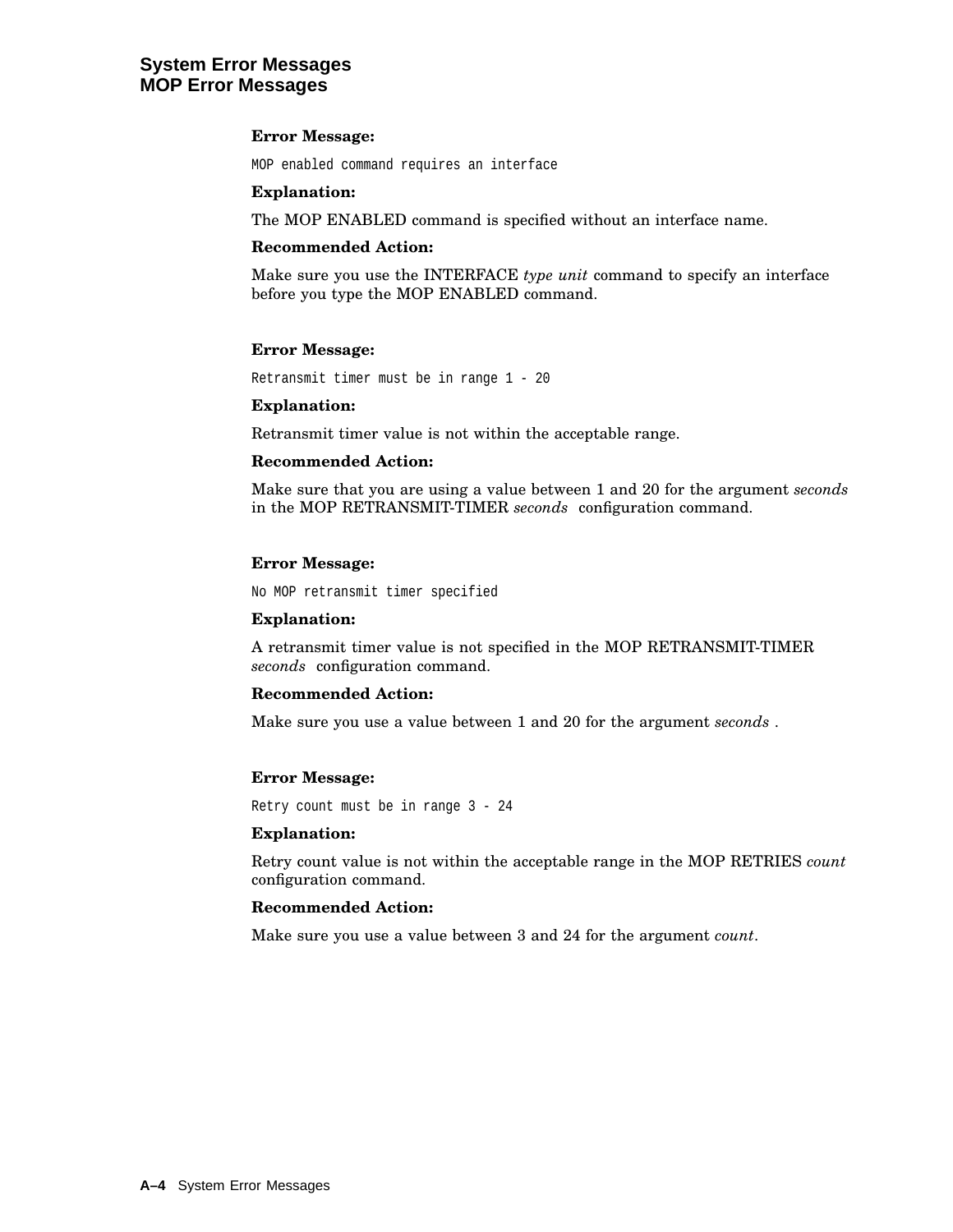# System Error Messages
## MOP Error Messages

**Error Message:**

`MOP enabled command requires an interface`

**Explanation:**

The MOP ENABLED command is specified without an interface name.

**Recommended Action:**

Make sure you use the INTERFACE *type unit* command to specify an interface before you type the MOP ENABLED command.

**Error Message:**

`Retransmit timer must be in range 1 - 20`

**Explanation:**

Retransmit timer value is not within the acceptable range.

**Recommended Action:**

Make sure that you are using a value between 1 and 20 for the argument *seconds* in the MOP RETRANSMIT-TIMER *seconds* configuration command.

**Error Message:**

`No MOP retransmit timer specified`

**Explanation:**

A retransmit timer value is not specified in the MOP RETRANSMIT-TIMER *seconds* configuration command.

**Recommended Action:**

Make sure you use a value between 1 and 20 for the argument *seconds* .

**Error Message:**

`Retry count must be in range 3 - 24`

**Explanation:**

Retry count value is not within the acceptable range in the MOP RETRIES *count* configuration command.

**Recommended Action:**

Make sure you use a value between 3 and 24 for the argument *count*.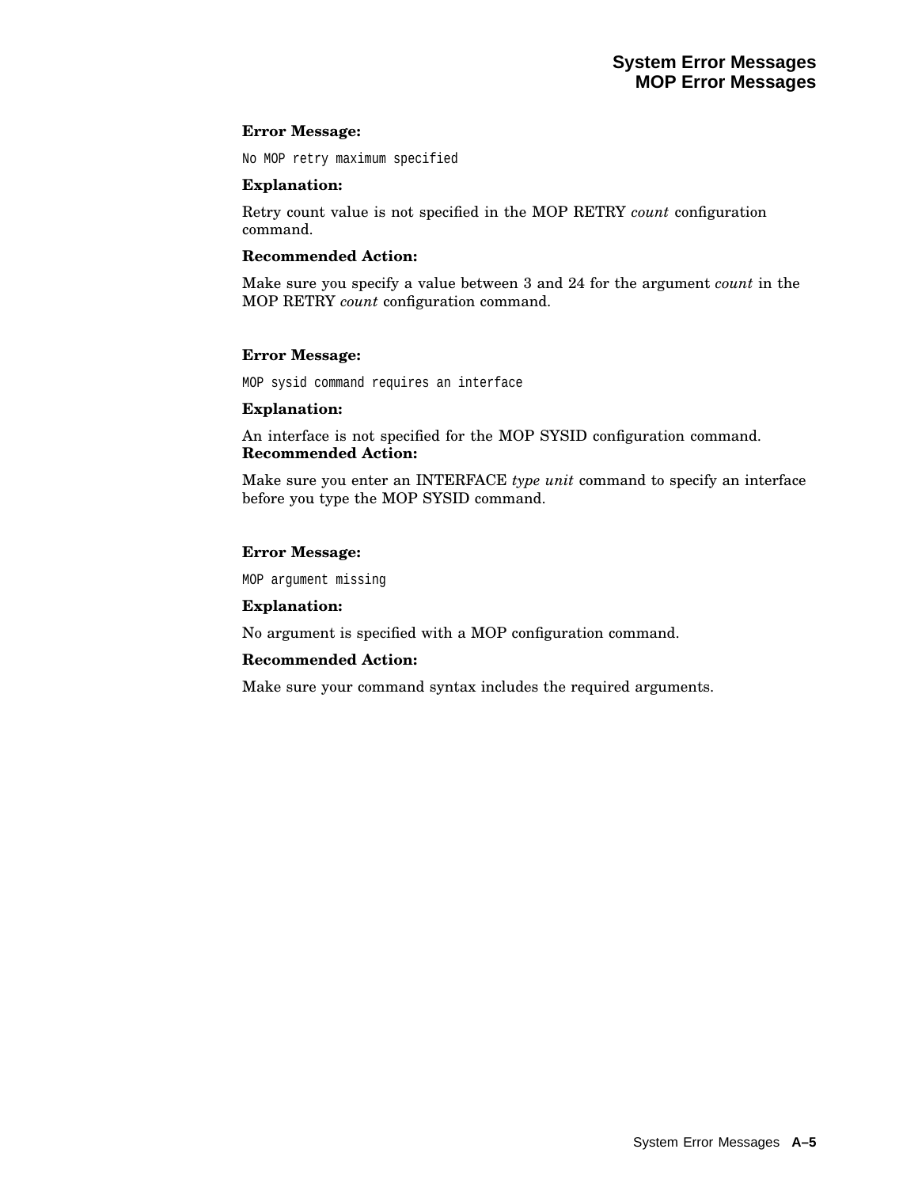**Error Message:**

```
No MOP retry maximum specified
```

**Explanation:**

Retry count value is not specified in the MOP RETRY *count* configuration command.

**Recommended Action:**

Make sure you specify a value between 3 and 24 for the argument *count* in the MOP RETRY *count* configuration command.

**Error Message:**

```
MOP sysid command requires an interface
```

**Explanation:**

An interface is not specified for the MOP SYSID configuration command.

**Recommended Action:**

Make sure you enter an INTERFACE *type unit* command to specify an interface before you type the MOP SYSID command.

**Error Message:**

```
MOP argument missing
```

**Explanation:**

No argument is specified with a MOP configuration command.

**Recommended Action:**

Make sure your command syntax includes the required arguments.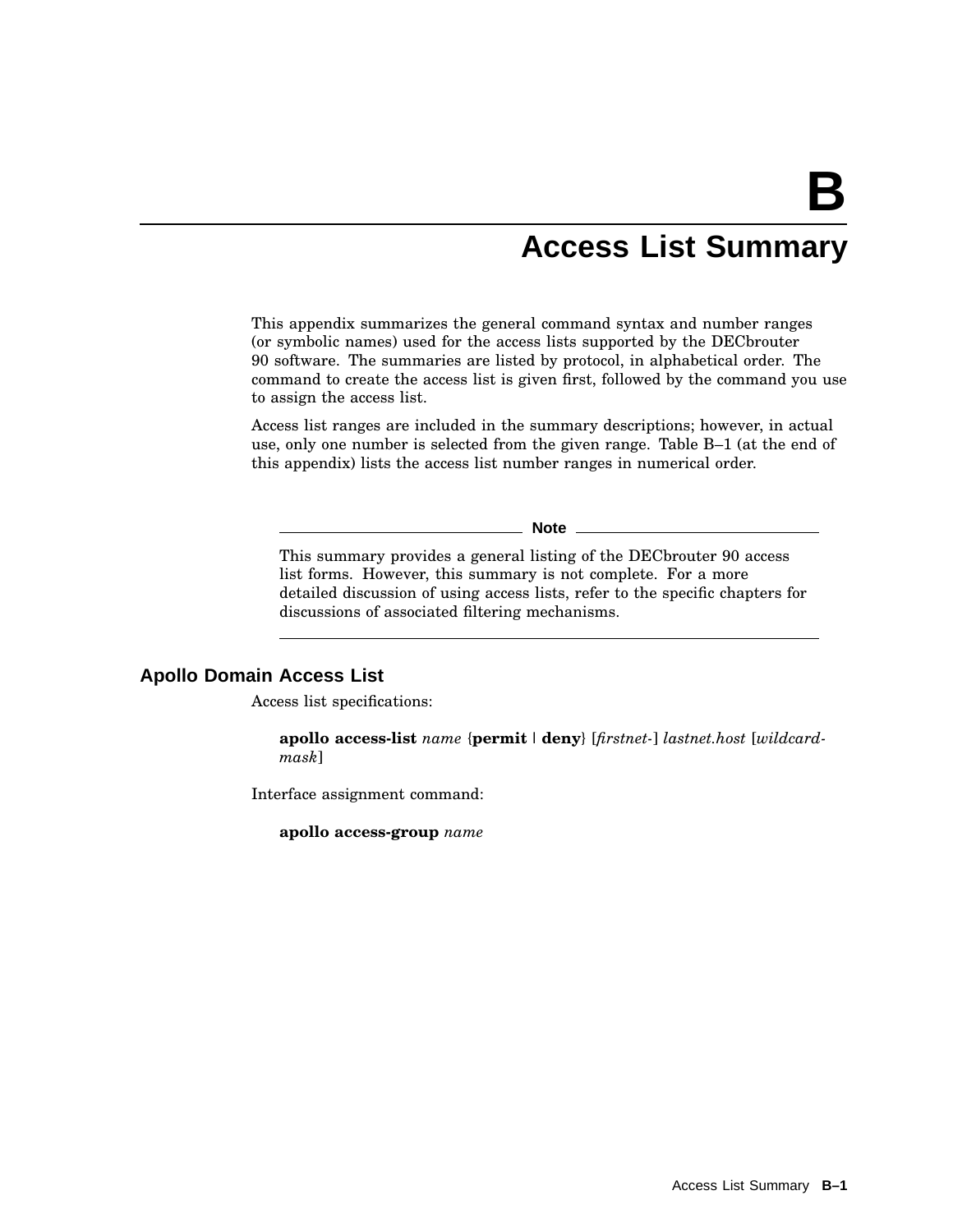# B

# Access List Summary

This appendix summarizes the general command syntax and number ranges (or symbolic names) used for the access lists supported by the DECbrouter 90 software. The summaries are listed by protocol, in alphabetical order. The command to create the access list is given first, followed by the command you use to assign the access list.

Access list ranges are included in the summary descriptions; however, in actual use, only one number is selected from the given range. Table B–1 (at the end of this appendix) lists the access list number ranges in numerical order.

**Note**

This summary provides a general listing of the DECbrouter 90 access list forms. However, this summary is not complete. For a more detailed discussion of using access lists, refer to the specific chapters for discussions of associated filtering mechanisms.

---

## Apollo Domain Access List

Access list specifications:

> **apollo access-list** *name* {**permit** | **deny**} [*firstnet-*] *lastnet.host* [*wildcard-mask*]

Interface assignment command:

> **apollo access-group** *name*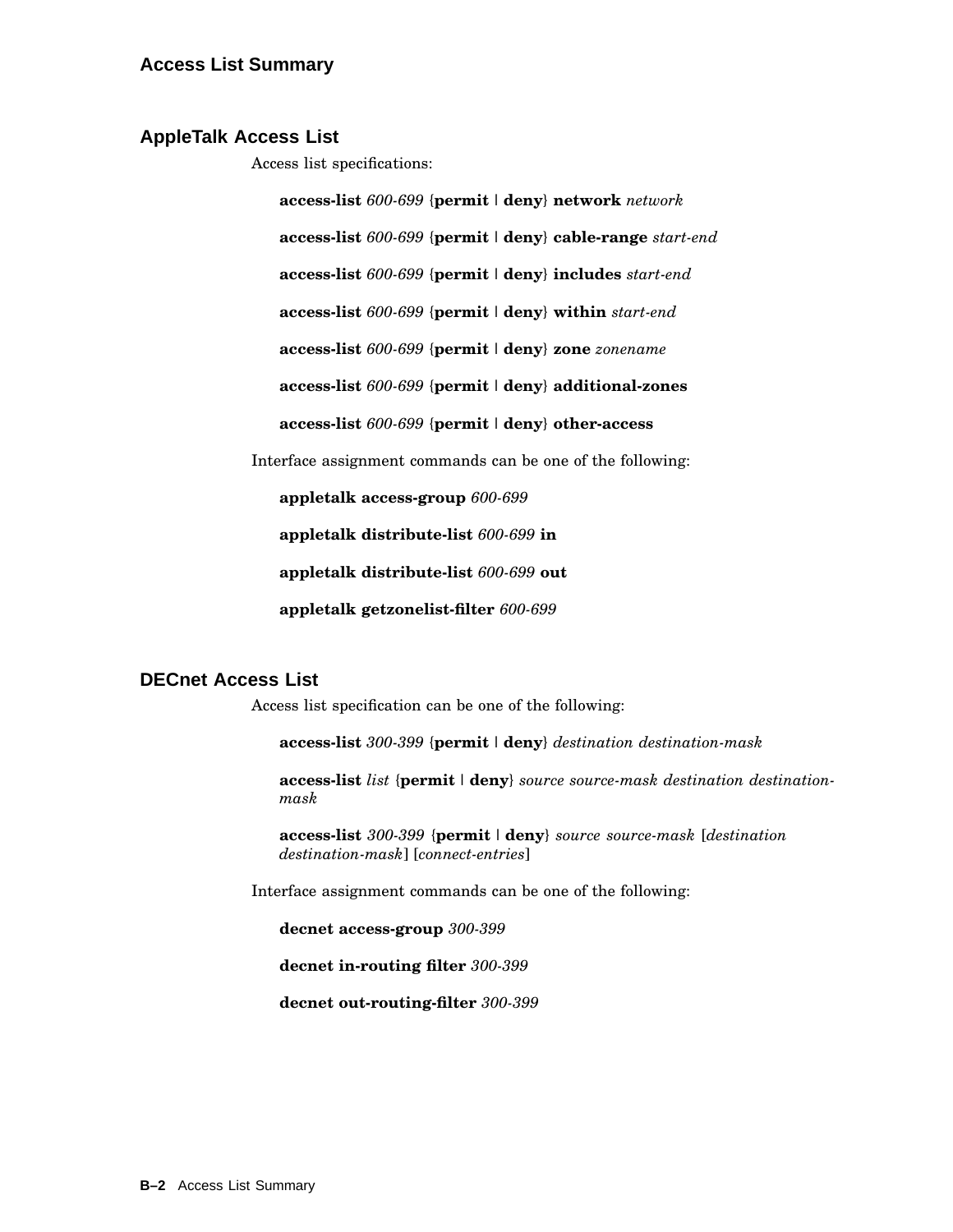## AppleTalk Access List

Access list specifications:

**access-list** *600-699* {**permit** | **deny**} **network** *network*

**access-list** *600-699* {**permit** | **deny**} **cable-range** *start-end*

**access-list** *600-699* {**permit** | **deny**} **includes** *start-end*

**access-list** *600-699* {**permit** | **deny**} **within** *start-end*

**access-list** *600-699* {**permit** | **deny**} **zone** *zonename*

**access-list** *600-699* {**permit** | **deny**} **additional-zones**

**access-list** *600-699* {**permit** | **deny**} **other-access**

Interface assignment commands can be one of the following:

**appletalk access-group** *600-699*

**appletalk distribute-list** *600-699* **in**

**appletalk distribute-list** *600-699* **out**

**appletalk getzonelist-filter** *600-699*

## DECnet Access List

Access list specification can be one of the following:

**access-list** *300-399* {**permit** | **deny**} *destination destination-mask*

**access-list** *list* {**permit** | **deny**} *source source-mask destination destination-mask*

**access-list** *300-399* {**permit** | **deny**} *source source-mask* [*destination destination-mask*] [*connect-entries*]

Interface assignment commands can be one of the following:

**decnet access-group** *300-399*

**decnet in-routing filter** *300-399*

**decnet out-routing-filter** *300-399*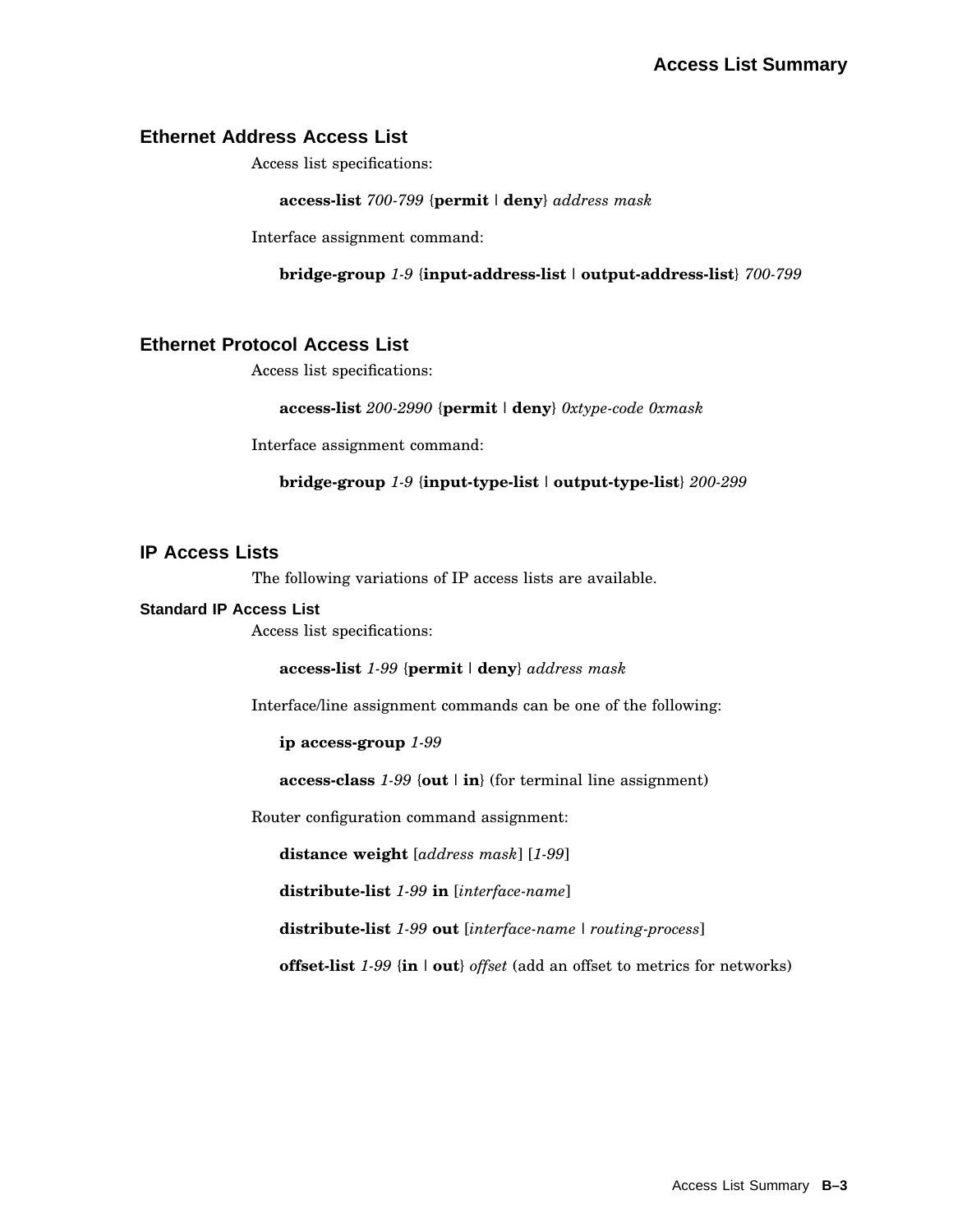## Ethernet Address Access List

Access list specifications:

**access-list** *700-799* {**permit** | **deny**} *address mask*

Interface assignment command:

**bridge-group** *1-9* {**input-address-list** | **output-address-list**} *700-799*

## Ethernet Protocol Access List

Access list specifications:

**access-list** *200-2990* {**permit** | **deny**} *0xtype-code 0xmask*

Interface assignment command:

**bridge-group** *1-9* {**input-type-list** | **output-type-list**} *200-299*

## IP Access Lists

The following variations of IP access lists are available.

### Standard IP Access List

Access list specifications:

**access-list** *1-99* {**permit** | **deny**} *address mask*

Interface/line assignment commands can be one of the following:

**ip access-group** *1-99*

**access-class** *1-99* {**out** | **in**} (for terminal line assignment)

Router configuration command assignment:

**distance weight** [*address mask*] [*1-99*]

**distribute-list** *1-99* **in** [*interface-name*]

**distribute-list** *1-99* **out** [*interface-name* | *routing-process*]

**offset-list** *1-99* {**in** | **out**} *offset* (add an offset to metrics for networks)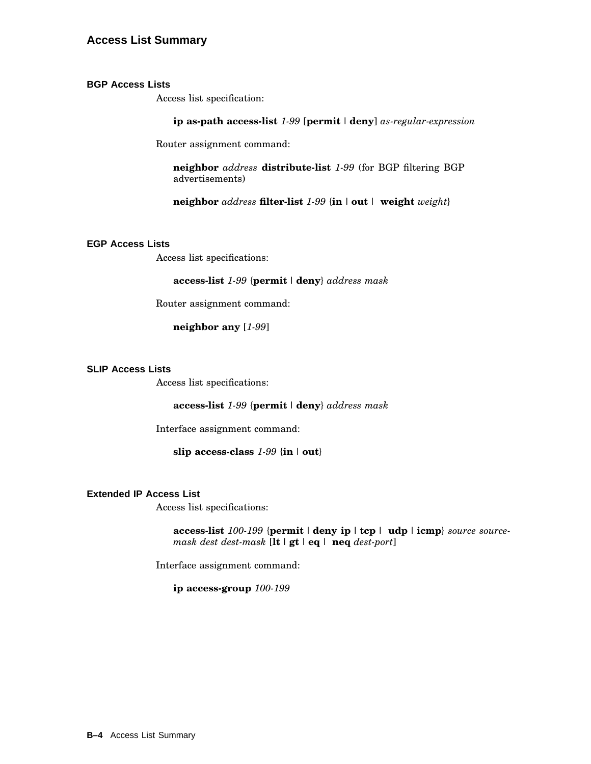## Access List Summary

### BGP Access Lists

Access list specification:

**ip as-path access-list** *1-99* [**permit** | **deny**] *as-regular-expression*

Router assignment command:

**neighbor** *address* **distribute-list** *1-99* (for BGP filtering BGP advertisements)

**neighbor** *address* **filter-list** *1-99* {**in** | **out** | **weight** *weight*}

### EGP Access Lists

Access list specifications:

**access-list** *1-99* {**permit** | **deny**} *address mask*

Router assignment command:

**neighbor any** [*1-99*]

### SLIP Access Lists

Access list specifications:

**access-list** *1-99* {**permit** | **deny**} *address mask*

Interface assignment command:

**slip access-class** *1-99* {**in** | **out**}

### Extended IP Access List

Access list specifications:

**access-list** *100-199* {**permit** | **deny ip** | **tcp** | **udp** | **icmp**} *source source-mask dest dest-mask* [**lt** | **gt** | **eq** | **neq** *dest-port*]

Interface assignment command:

**ip access-group** *100-199*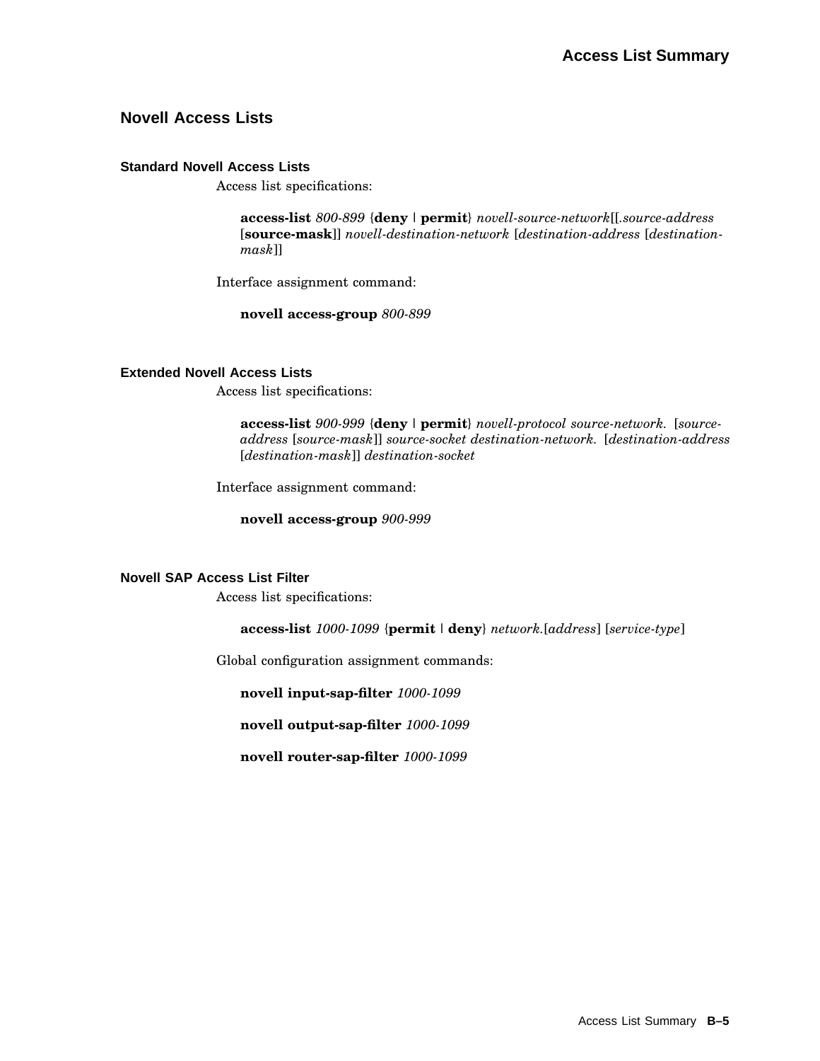## Novell Access Lists

### Standard Novell Access Lists

Access list specifications:

**access-list** *800-899* {**deny** | **permit**} *novell-source-network*[[.*source-address* [**source-mask**]] *novell-destination-network* [*destination-address* [*destination-mask*]]

Interface assignment command:

**novell access-group** *800-899*

### Extended Novell Access Lists

Access list specifications:

**access-list** *900-999* {**deny** | **permit**} *novell-protocol source-network.* [*source-address* [*source-mask*]] *source-socket destination-network.* [*destination-address* [*destination-mask*]] *destination-socket*

Interface assignment command:

**novell access-group** *900-999*

### Novell SAP Access List Filter

Access list specifications:

**access-list** *1000-1099* {**permit** | **deny**} *network.*[*address*] [*service-type*]

Global configuration assignment commands:

**novell input-sap-filter** *1000-1099*

**novell output-sap-filter** *1000-1099*

**novell router-sap-filter** *1000-1099*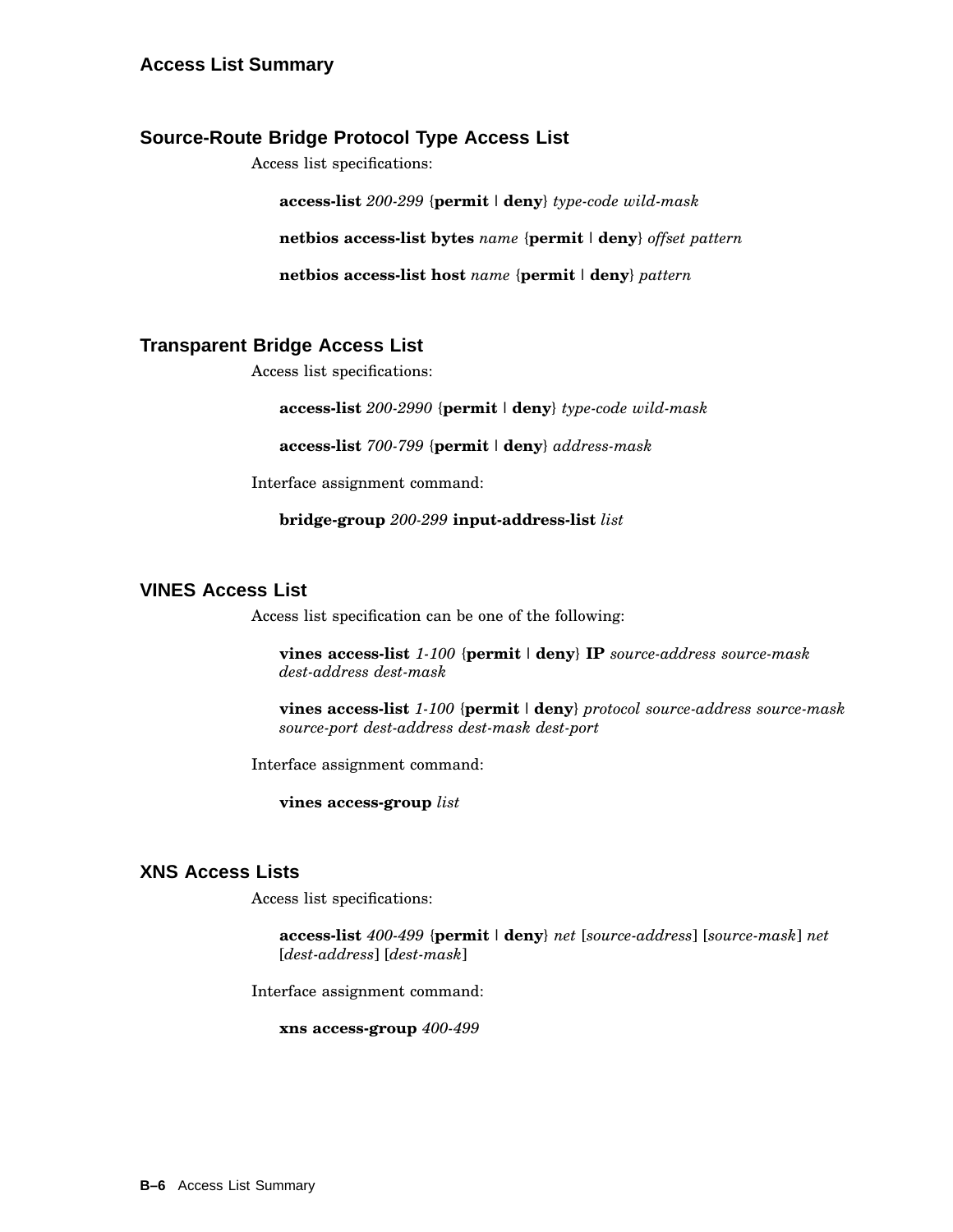## Source-Route Bridge Protocol Type Access List

Access list specifications:

**access-list** *200-299* {**permit** | **deny**} *type-code wild-mask*

**netbios access-list bytes** *name* {**permit** | **deny**} *offset pattern*

**netbios access-list host** *name* {**permit** | **deny**} *pattern*

## Transparent Bridge Access List

Access list specifications:

**access-list** *200-2990* {**permit** | **deny**} *type-code wild-mask*

**access-list** *700-799* {**permit** | **deny**} *address-mask*

Interface assignment command:

**bridge-group** *200-299* **input-address-list** *list*

## VINES Access List

Access list specification can be one of the following:

**vines access-list** *1-100* {**permit** | **deny**} **IP** *source-address source-mask dest-address dest-mask*

**vines access-list** *1-100* {**permit** | **deny**} *protocol source-address source-mask source-port dest-address dest-mask dest-port*

Interface assignment command:

**vines access-group** *list*

## XNS Access Lists

Access list specifications:

**access-list** *400-499* {**permit** | **deny**} *net* [*source-address*] [*source-mask*] *net* [*dest-address*] [*dest-mask*]

Interface assignment command:

**xns access-group** *400-499*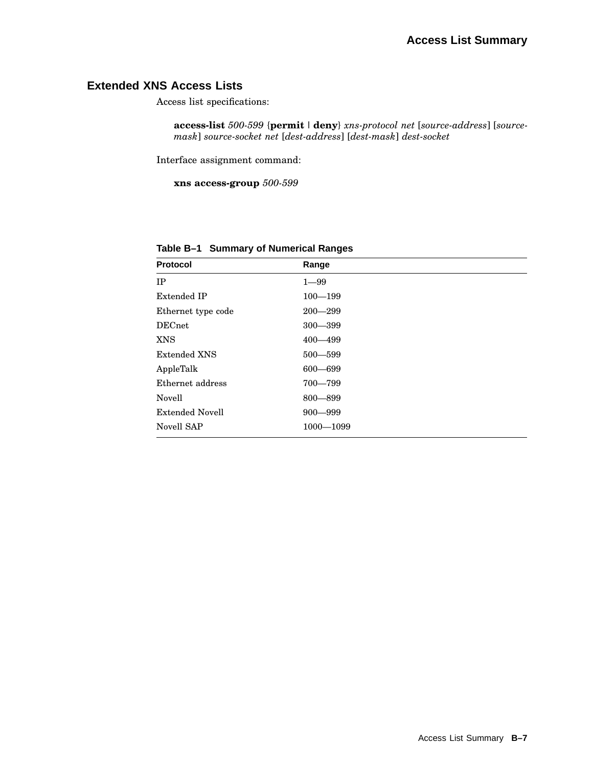## Extended XNS Access Lists

Access list specifications:

**access-list** *500-599* {**permit** | **deny**} *xns-protocol net* [*source-address*] [*source-mask*] *source-socket net* [*dest-address*] [*dest-mask*] *dest-socket*

Interface assignment command:

**xns access-group** *500-599*

**Table B–1 Summary of Numerical Ranges**

| Protocol | Range |
|---|---|
| IP | 1—99 |
| Extended IP | 100—199 |
| Ethernet type code | 200—299 |
| DECnet | 300—399 |
| XNS | 400—499 |
| Extended XNS | 500—599 |
| AppleTalk | 600—699 |
| Ethernet address | 700—799 |
| Novell | 800—899 |
| Extended Novell | 900—999 |
| Novell SAP | 1000—1099 |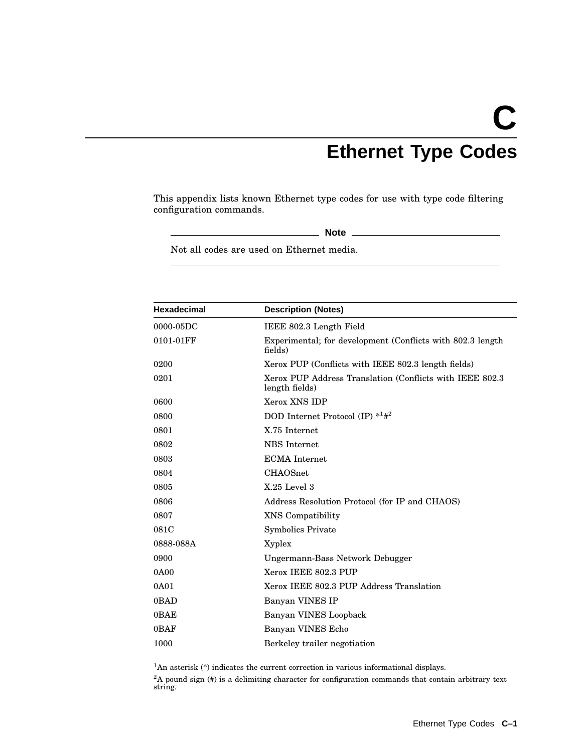# C Ethernet Type Codes

This appendix lists known Ethernet type codes for use with type code filtering configuration commands.

**Note**

Not all codes are used on Ethernet media.

| Hexadecimal | Description (Notes) |
| --- | --- |
| 0000-05DC | IEEE 802.3 Length Field |
| 0101-01FF | Experimental; for development (Conflicts with 802.3 length fields) |
| 0200 | Xerox PUP (Conflicts with IEEE 802.3 length fields) |
| 0201 | Xerox PUP Address Translation (Conflicts with IEEE 802.3 length fields) |
| 0600 | Xerox XNS IDP |
| 0800 | DOD Internet Protocol (IP) *[1]#[2] |
| 0801 | X.75 Internet |
| 0802 | NBS Internet |
| 0803 | ECMA Internet |
| 0804 | CHAOSnet |
| 0805 | X.25 Level 3 |
| 0806 | Address Resolution Protocol (for IP and CHAOS) |
| 0807 | XNS Compatibility |
| 081C | Symbolics Private |
| 0888-088A | Xyplex |
| 0900 | Ungermann-Bass Network Debugger |
| 0A00 | Xerox IEEE 802.3 PUP |
| 0A01 | Xerox IEEE 802.3 PUP Address Translation |
| 0BAD | Banyan VINES IP |
| 0BAE | Banyan VINES Loopback |
| 0BAF | Banyan VINES Echo |
| 1000 | Berkeley trailer negotiation |

[1] An asterisk (*) indicates the current correction in various informational displays.

[2] A pound sign (#) is a delimiting character for configuration commands that contain arbitrary text string.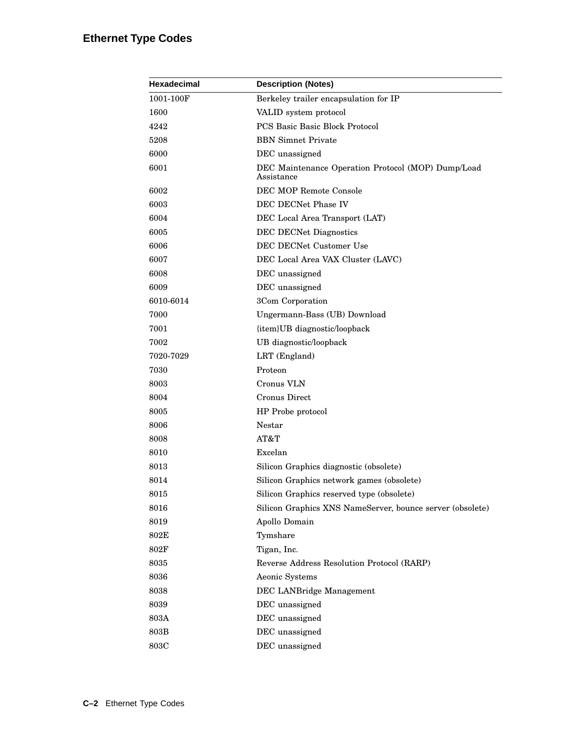## Ethernet Type Codes

| Hexadecimal | Description (Notes) |
|---|---|
| 1001-100F | Berkeley trailer encapsulation for IP |
| 1600 | VALID system protocol |
| 4242 | PCS Basic Basic Block Protocol |
| 5208 | BBN Simnet Private |
| 6000 | DEC unassigned |
| 6001 | DEC Maintenance Operation Protocol (MOP) Dump/Load Assistance |
| 6002 | DEC MOP Remote Console |
| 6003 | DEC DECNet Phase IV |
| 6004 | DEC Local Area Transport (LAT) |
| 6005 | DEC DECNet Diagnostics |
| 6006 | DEC DECNet Customer Use |
| 6007 | DEC Local Area VAX Cluster (LAVC) |
| 6008 | DEC unassigned |
| 6009 | DEC unassigned |
| 6010-6014 | 3Com Corporation |
| 7000 | Ungermann-Bass (UB) Download |
| 7001 | {item}UB diagnostic/loopback |
| 7002 | UB diagnostic/loopback |
| 7020-7029 | LRT (England) |
| 7030 | Proteon |
| 8003 | Cronus VLN |
| 8004 | Cronus Direct |
| 8005 | HP Probe protocol |
| 8006 | Nestar |
| 8008 | AT&T |
| 8010 | Excelan |
| 8013 | Silicon Graphics diagnostic (obsolete) |
| 8014 | Silicon Graphics network games (obsolete) |
| 8015 | Silicon Graphics reserved type (obsolete) |
| 8016 | Silicon Graphics XNS NameServer, bounce server (obsolete) |
| 8019 | Apollo Domain |
| 802E | Tymshare |
| 802F | Tigan, Inc. |
| 8035 | Reverse Address Resolution Protocol (RARP) |
| 8036 | Aeonic Systems |
| 8038 | DEC LANBridge Management |
| 8039 | DEC unassigned |
| 803A | DEC unassigned |
| 803B | DEC unassigned |
| 803C | DEC unassigned |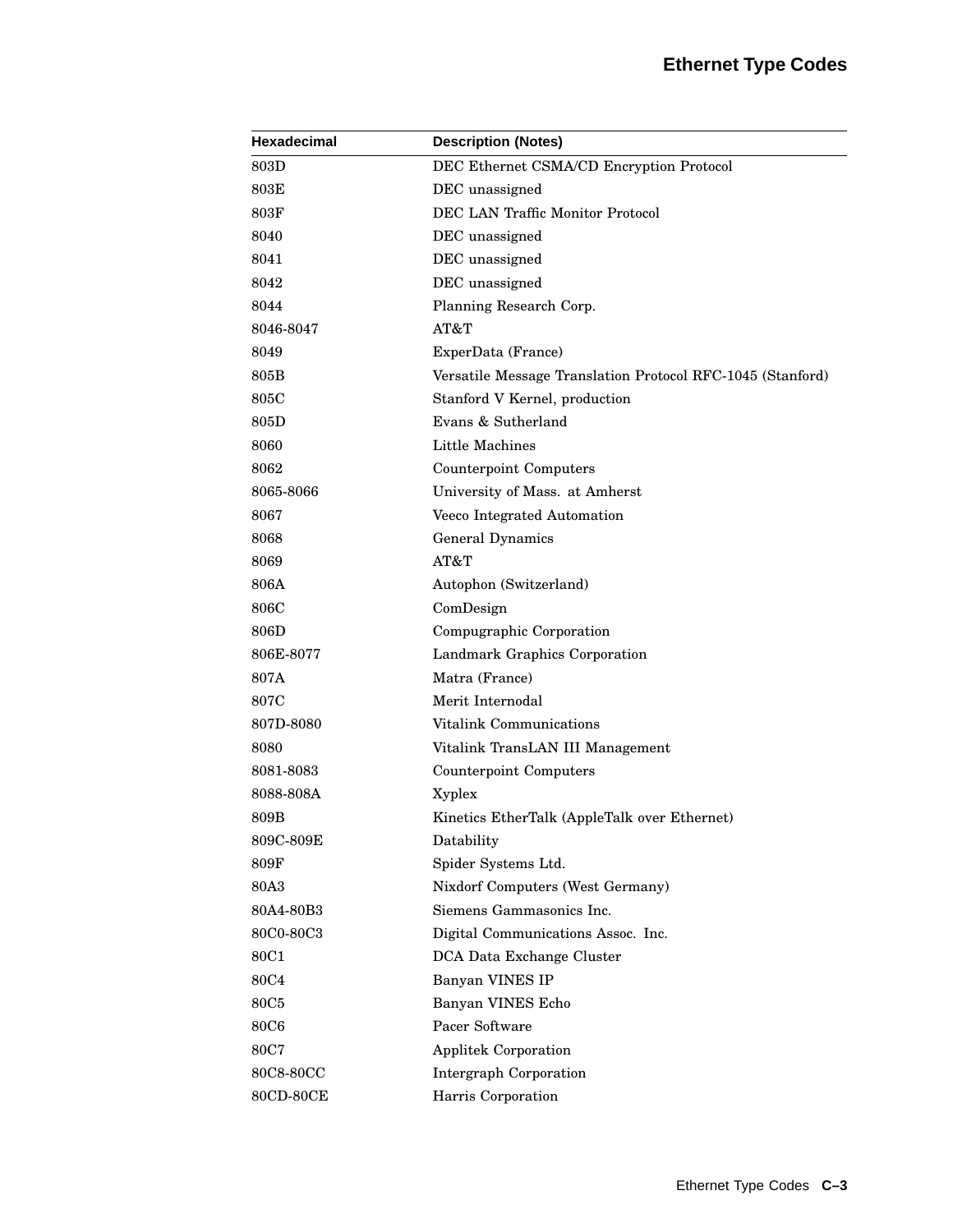| Hexadecimal | Description (Notes) |
|---|---|
| 803D | DEC Ethernet CSMA/CD Encryption Protocol |
| 803E | DEC unassigned |
| 803F | DEC LAN Traffic Monitor Protocol |
| 8040 | DEC unassigned |
| 8041 | DEC unassigned |
| 8042 | DEC unassigned |
| 8044 | Planning Research Corp. |
| 8046-8047 | AT&T |
| 8049 | ExperData (France) |
| 805B | Versatile Message Translation Protocol RFC-1045 (Stanford) |
| 805C | Stanford V Kernel, production |
| 805D | Evans & Sutherland |
| 8060 | Little Machines |
| 8062 | Counterpoint Computers |
| 8065-8066 | University of Mass. at Amherst |
| 8067 | Veeco Integrated Automation |
| 8068 | General Dynamics |
| 8069 | AT&T |
| 806A | Autophon (Switzerland) |
| 806C | ComDesign |
| 806D | Compugraphic Corporation |
| 806E-8077 | Landmark Graphics Corporation |
| 807A | Matra (France) |
| 807C | Merit Internodal |
| 807D-8080 | Vitalink Communications |
| 8080 | Vitalink TransLAN III Management |
| 8081-8083 | Counterpoint Computers |
| 8088-808A | Xyplex |
| 809B | Kinetics EtherTalk (AppleTalk over Ethernet) |
| 809C-809E | Datability |
| 809F | Spider Systems Ltd. |
| 80A3 | Nixdorf Computers (West Germany) |
| 80A4-80B3 | Siemens Gammasonics Inc. |
| 80C0-80C3 | Digital Communications Assoc. Inc. |
| 80C1 | DCA Data Exchange Cluster |
| 80C4 | Banyan VINES IP |
| 80C5 | Banyan VINES Echo |
| 80C6 | Pacer Software |
| 80C7 | Applitek Corporation |
| 80C8-80CC | Intergraph Corporation |
| 80CD-80CE | Harris Corporation |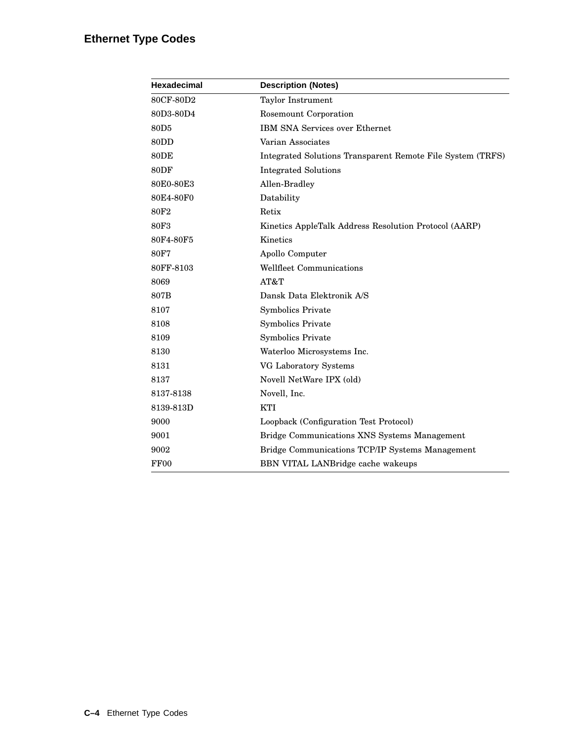## Ethernet Type Codes

| Hexadecimal | Description (Notes) |
|---|---|
| 80CF-80D2 | Taylor Instrument |
| 80D3-80D4 | Rosemount Corporation |
| 80D5 | IBM SNA Services over Ethernet |
| 80DD | Varian Associates |
| 80DE | Integrated Solutions Transparent Remote File System (TRFS) |
| 80DF | Integrated Solutions |
| 80E0-80E3 | Allen-Bradley |
| 80E4-80F0 | Datability |
| 80F2 | Retix |
| 80F3 | Kinetics AppleTalk Address Resolution Protocol (AARP) |
| 80F4-80F5 | Kinetics |
| 80F7 | Apollo Computer |
| 80FF-8103 | Wellfleet Communications |
| 8069 | AT&T |
| 807B | Dansk Data Elektronik A/S |
| 8107 | Symbolics Private |
| 8108 | Symbolics Private |
| 8109 | Symbolics Private |
| 8130 | Waterloo Microsystems Inc. |
| 8131 | VG Laboratory Systems |
| 8137 | Novell NetWare IPX (old) |
| 8137-8138 | Novell, Inc. |
| 8139-813D | KTI |
| 9000 | Loopback (Configuration Test Protocol) |
| 9001 | Bridge Communications XNS Systems Management |
| 9002 | Bridge Communications TCP/IP Systems Management |
| FF00 | BBN VITAL LANBridge cache wakeups |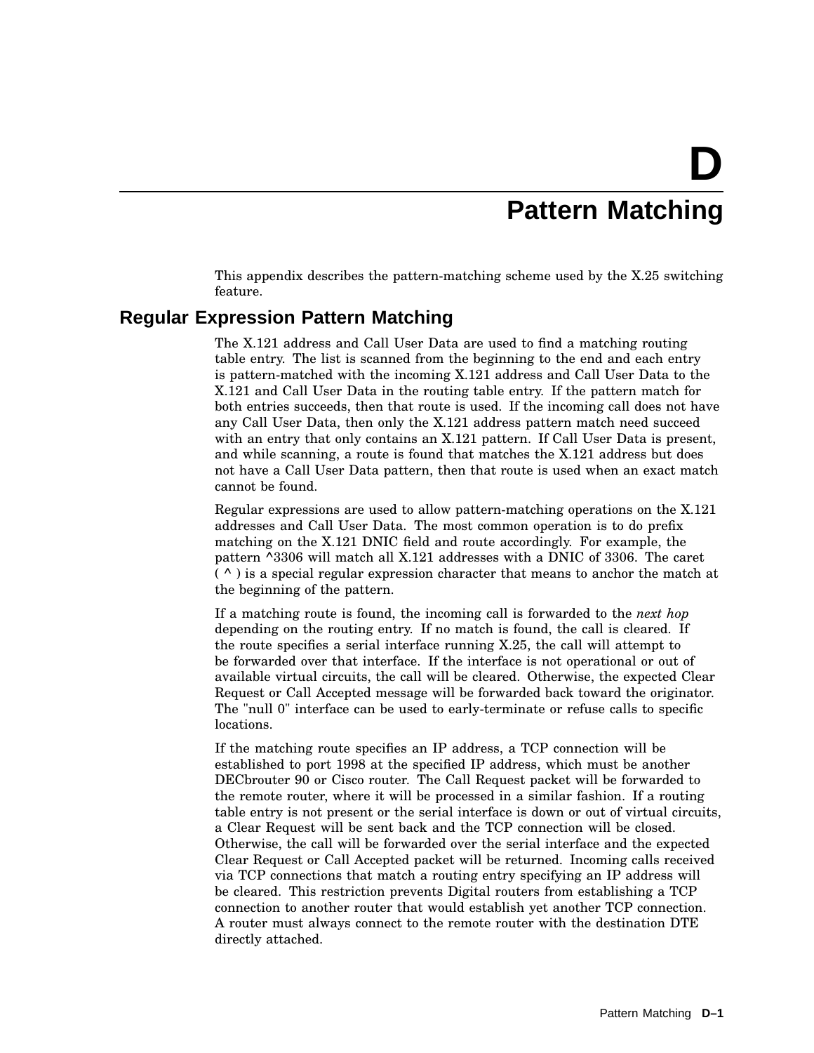# D Pattern Matching

This appendix describes the pattern-matching scheme used by the X.25 switching feature.

## Regular Expression Pattern Matching

The X.121 address and Call User Data are used to find a matching routing table entry. The list is scanned from the beginning to the end and each entry is pattern-matched with the incoming X.121 address and Call User Data to the X.121 and Call User Data in the routing table entry. If the pattern match for both entries succeeds, then that route is used. If the incoming call does not have any Call User Data, then only the X.121 address pattern match need succeed with an entry that only contains an X.121 pattern. If Call User Data is present, and while scanning, a route is found that matches the X.121 address but does not have a Call User Data pattern, then that route is used when an exact match cannot be found.

Regular expressions are used to allow pattern-matching operations on the X.121 addresses and Call User Data. The most common operation is to do prefix matching on the X.121 DNIC field and route accordingly. For example, the pattern ^3306 will match all X.121 addresses with a DNIC of 3306. The caret ( ^ ) is a special regular expression character that means to anchor the match at the beginning of the pattern.

If a matching route is found, the incoming call is forwarded to the *next hop* depending on the routing entry. If no match is found, the call is cleared. If the route specifies a serial interface running X.25, the call will attempt to be forwarded over that interface. If the interface is not operational or out of available virtual circuits, the call will be cleared. Otherwise, the expected Clear Request or Call Accepted message will be forwarded back toward the originator. The "null 0" interface can be used to early-terminate or refuse calls to specific locations.

If the matching route specifies an IP address, a TCP connection will be established to port 1998 at the specified IP address, which must be another DECbrouter 90 or Cisco router. The Call Request packet will be forwarded to the remote router, where it will be processed in a similar fashion. If a routing table entry is not present or the serial interface is down or out of virtual circuits, a Clear Request will be sent back and the TCP connection will be closed. Otherwise, the call will be forwarded over the serial interface and the expected Clear Request or Call Accepted packet will be returned. Incoming calls received via TCP connections that match a routing entry specifying an IP address will be cleared. This restriction prevents Digital routers from establishing a TCP connection to another router that would establish yet another TCP connection. A router must always connect to the remote router with the destination DTE directly attached.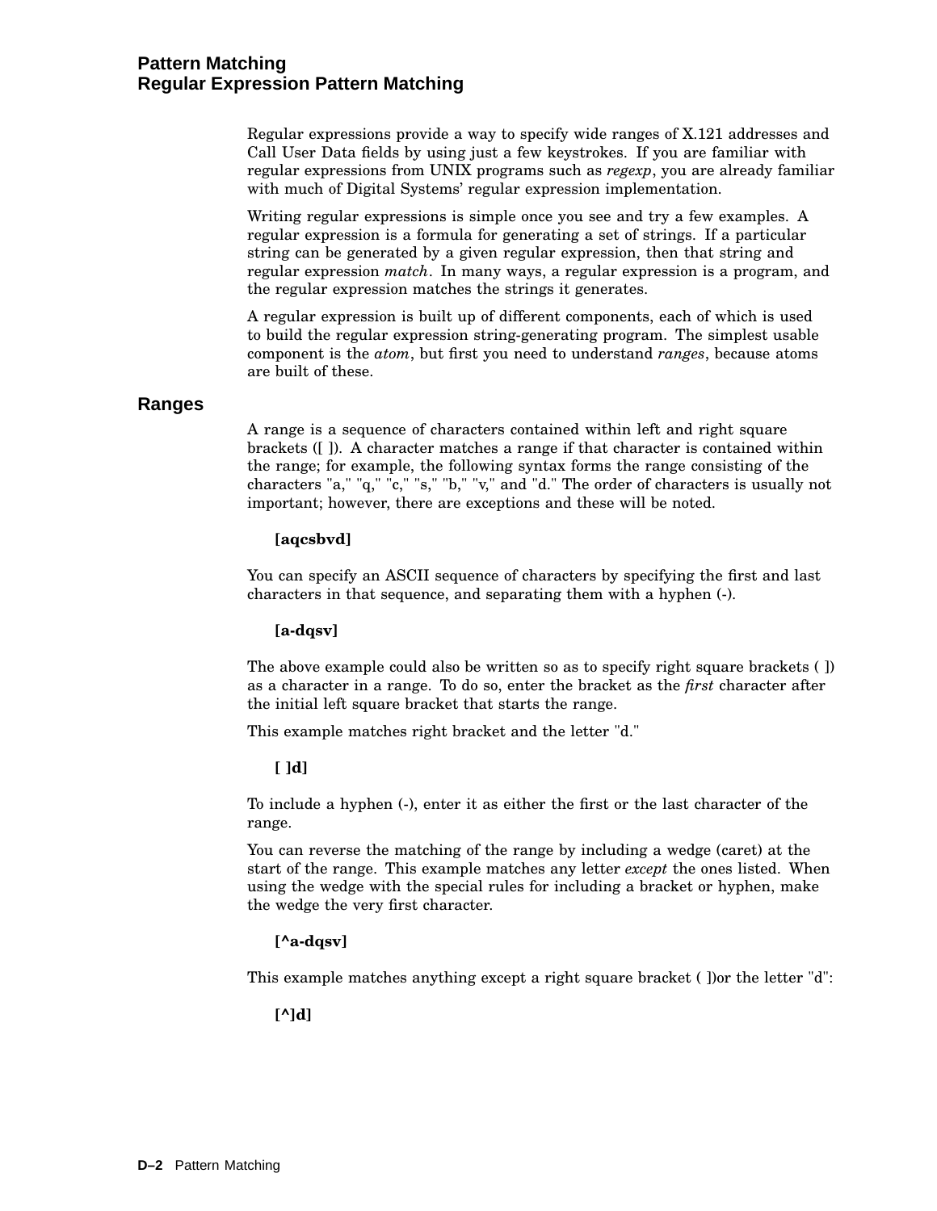Regular expressions provide a way to specify wide ranges of X.121 addresses and Call User Data fields by using just a few keystrokes. If you are familiar with regular expressions from UNIX programs such as *regexp*, you are already familiar with much of Digital Systems' regular expression implementation.

Writing regular expressions is simple once you see and try a few examples. A regular expression is a formula for generating a set of strings. If a particular string can be generated by a given regular expression, then that string and regular expression *match*. In many ways, a regular expression is a program, and the regular expression matches the strings it generates.

A regular expression is built up of different components, each of which is used to build the regular expression string-generating program. The simplest usable component is the *atom*, but first you need to understand *ranges*, because atoms are built of these.

## Ranges

A range is a sequence of characters contained within left and right square brackets ([ ]). A character matches a range if that character is contained within the range; for example, the following syntax forms the range consisting of the characters "a," "q," "c," "s," "b," "v," and "d." The order of characters is usually not important; however, there are exceptions and these will be noted.

**[aqcsbvd]**

You can specify an ASCII sequence of characters by specifying the first and last characters in that sequence, and separating them with a hyphen (-).

**[a-dqsv]**

The above example could also be written so as to specify right square brackets ( ]) as a character in a range. To do so, enter the bracket as the *first* character after the initial left square bracket that starts the range.

This example matches right bracket and the letter "d."

**[ ]d]**

To include a hyphen (-), enter it as either the first or the last character of the range.

You can reverse the matching of the range by including a wedge (caret) at the start of the range. This example matches any letter *except* the ones listed. When using the wedge with the special rules for including a bracket or hyphen, make the wedge the very first character.

**[^a-dqsv]**

This example matches anything except a right square bracket ( ])or the letter "d":

**[^]d]**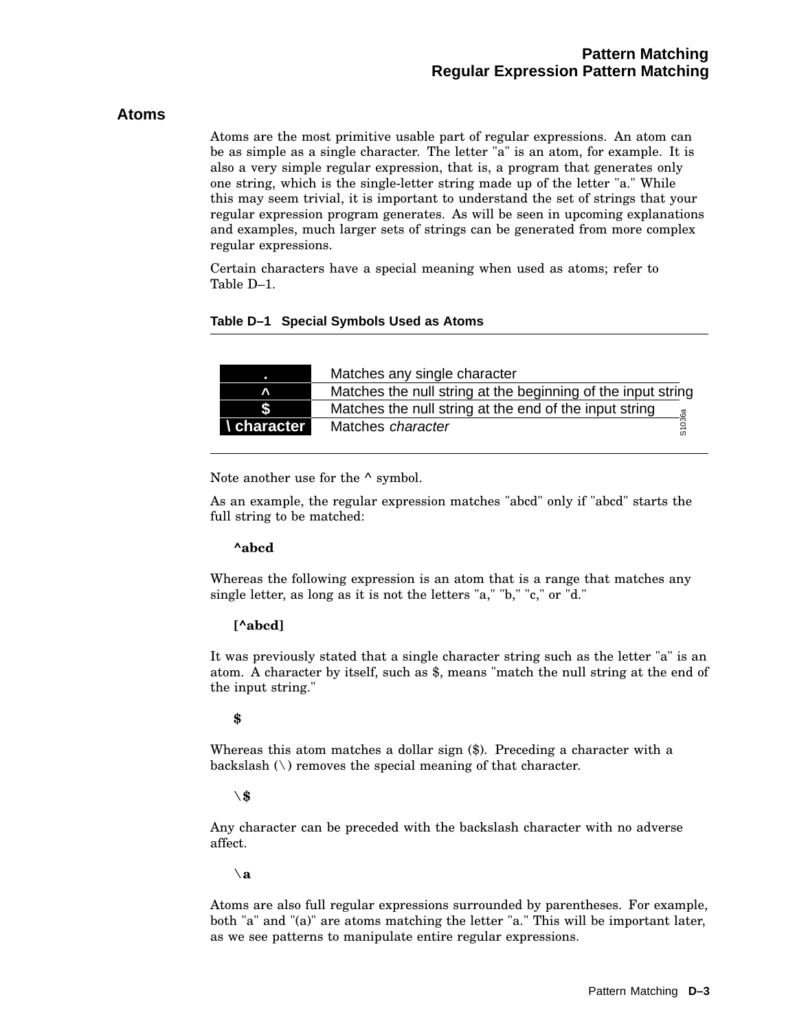## Atoms

Atoms are the most primitive usable part of regular expressions. An atom can be as simple as a single character. The letter "a" is an atom, for example. It is also a very simple regular expression, that is, a program that generates only one string, which is the single-letter string made up of the letter "a." While this may seem trivial, it is important to understand the set of strings that your regular expression program generates. As will be seen in upcoming explanations and examples, much larger sets of strings can be generated from more complex regular expressions.

Certain characters have a special meaning when used as atoms; refer to Table D–1.

**Table D–1 Special Symbols Used as Atoms**

| Symbol | Meaning |
|---|---|
| . | Matches any single character |
| ^ | Matches the null string at the beginning of the input string |
| $ | Matches the null string at the end of the input string |
| \ character | Matches *character* |

Note another use for the ^ symbol.

As an example, the regular expression matches "abcd" only if "abcd" starts the full string to be matched:

```
^abcd
```

Whereas the following expression is an atom that is a range that matches any single letter, as long as it is not the letters "a," "b," "c," or "d."

```
[^abcd]
```

It was previously stated that a single character string such as the letter "a" is an atom. A character by itself, such as $, means "match the null string at the end of the input string."

```
$
```

Whereas this atom matches a dollar sign ($). Preceding a character with a backslash (\) removes the special meaning of that character.

```
\$
```

Any character can be preceded with the backslash character with no adverse affect.

```
\a
```

Atoms are also full regular expressions surrounded by parentheses. For example, both "a" and "(a)" are atoms matching the letter "a." This will be important later, as we see patterns to manipulate entire regular expressions.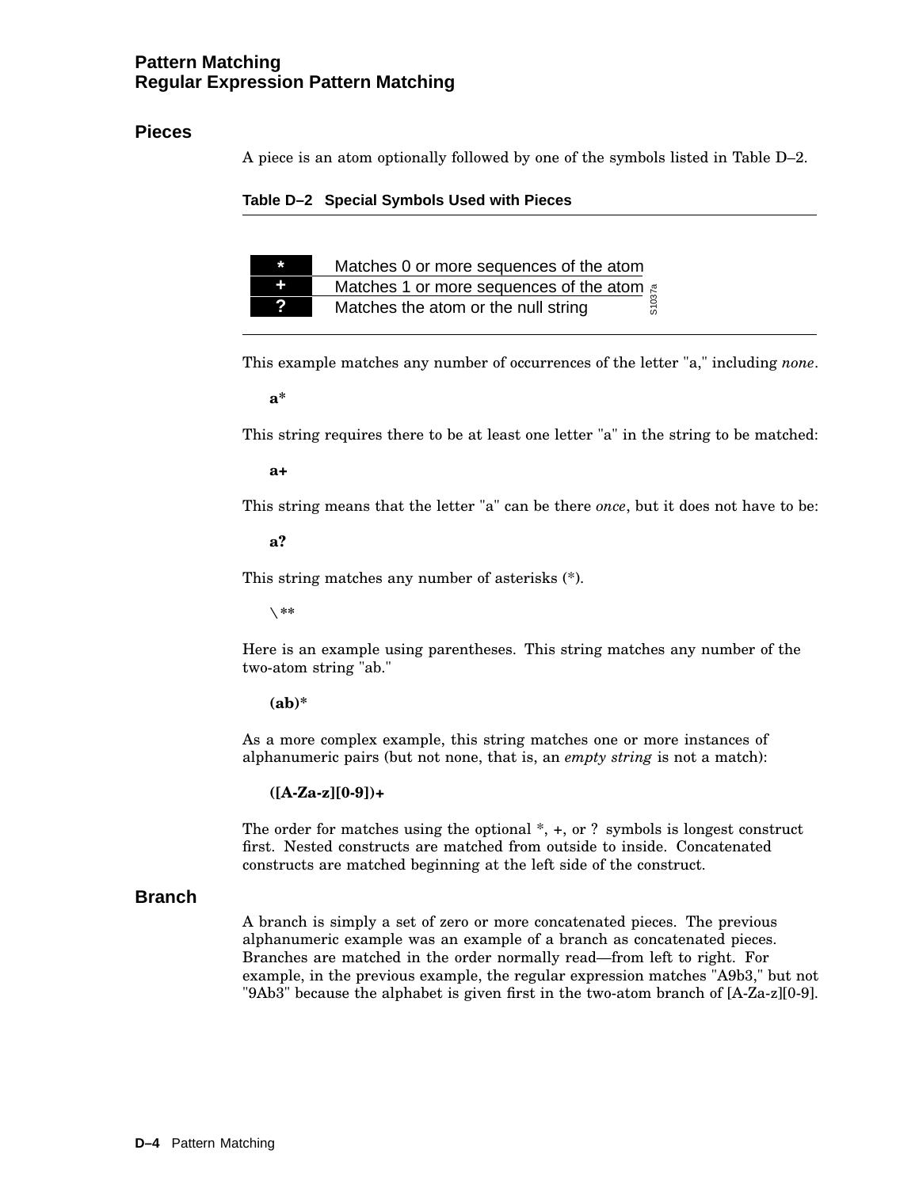## Pieces

A piece is an atom optionally followed by one of the symbols listed in Table D–2.

**Table D–2 Special Symbols Used with Pieces**

| Symbol | Description |
|---|---|
| * | Matches 0 or more sequences of the atom |
| + | Matches 1 or more sequences of the atom |
| ? | Matches the atom or the null string |

This example matches any number of occurrences of the letter "a," including *none*.

**a***

This string requires there to be at least one letter "a" in the string to be matched:

**a+**

This string means that the letter "a" can be there *once*, but it does not have to be:

**a?**

This string matches any number of asterisks (*).

\**

Here is an example using parentheses. This string matches any number of the two-atom string "ab."

**(ab)***

As a more complex example, this string matches one or more instances of alphanumeric pairs (but not none, that is, an *empty string* is not a match):

**([A-Za-z][0-9])+**

The order for matches using the optional *, +, or ? symbols is longest construct first. Nested constructs are matched from outside to inside. Concatenated constructs are matched beginning at the left side of the construct.

## Branch

A branch is simply a set of zero or more concatenated pieces. The previous alphanumeric example was an example of a branch as concatenated pieces. Branches are matched in the order normally read—from left to right. For example, in the previous example, the regular expression matches "A9b3," but not "9Ab3" because the alphabet is given first in the two-atom branch of [A-Za-z][0-9].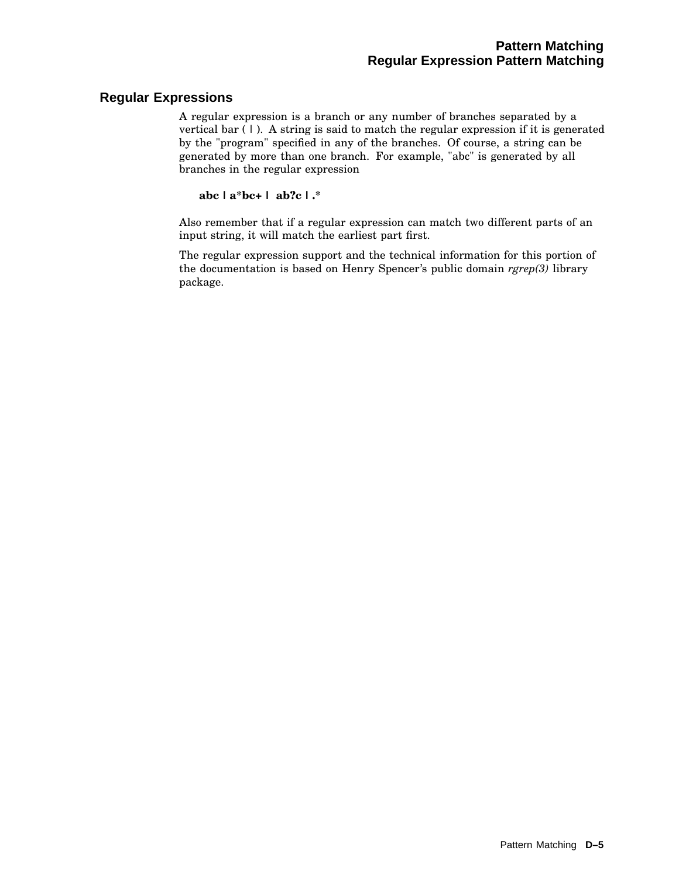## Regular Expressions

A regular expression is a branch or any number of branches separated by a vertical bar ( | ). A string is said to match the regular expression if it is generated by the "program" specified in any of the branches. Of course, a string can be generated by more than one branch. For example, "abc" is generated by all branches in the regular expression

**abc | a*bc+ | ab?c | .***

Also remember that if a regular expression can match two different parts of an input string, it will match the earliest part first.

The regular expression support and the technical information for this portion of the documentation is based on Henry Spencer's public domain *rgrep(3)* library package.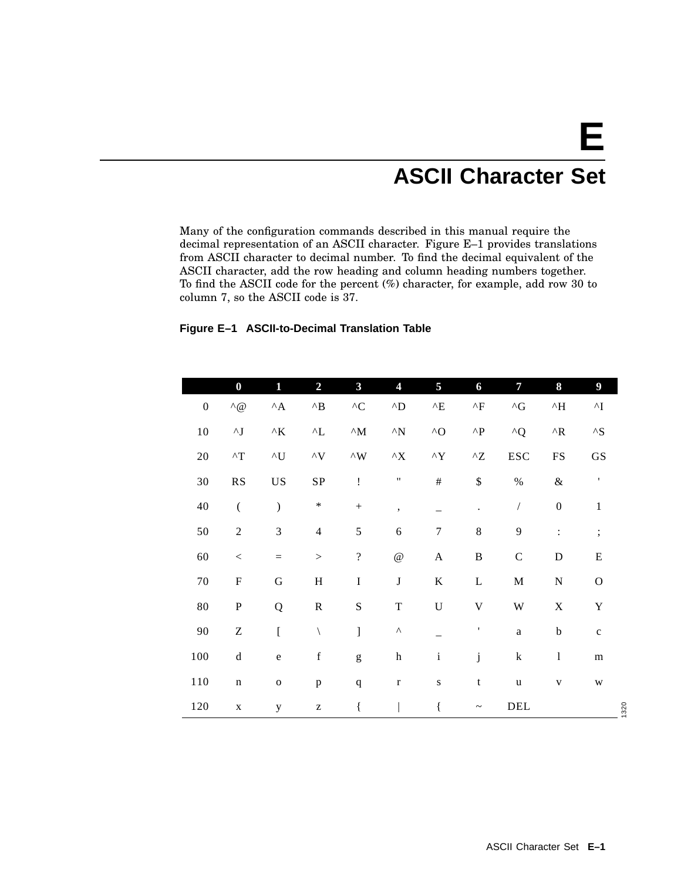# E

# ASCII Character Set

Many of the configuration commands described in this manual require the decimal representation of an ASCII character. Figure E–1 provides translations from ASCII character to decimal number. To find the decimal equivalent of the ASCII character, add the row heading and column heading numbers together. To find the ASCII code for the percent (%) character, for example, add row 30 to column 7, so the ASCII code is 37.

**Figure E–1 ASCII-to-Decimal Translation Table**

| | 0 | 1 | 2 | 3 | 4 | 5 | 6 | 7 | 8 | 9 |
|---|---|---|---|---|---|---|---|---|---|---|
| 0 | ^@ | ^A | ^B | ^C | ^D | ^E | ^F | ^G | ^H | ^I |
| 10 | ^J | ^K | ^L | ^M | ^N | ^O | ^P | ^Q | ^R | ^S |
| 20 | ^T | ^U | ^V | ^W | ^X | ^Y | ^Z | ESC | FS | GS |
| 30 | RS | US | SP | ! | " | # | $ | % | & | ' |
| 40 | ( | ) | * | + | , | _ | . | / | 0 | 1 |
| 50 | 2 | 3 | 4 | 5 | 6 | 7 | 8 | 9 | : | ; |
| 60 | < | = | > | ? | @ | A | B | C | D | E |
| 70 | F | G | H | I | J | K | L | M | N | O |
| 80 | P | Q | R | S | T | U | V | W | X | Y |
| 90 | Z | [ | \ | ] | ^ | _ | ' | a | b | c |
| 100 | d | e | f | g | h | i | j | k | l | m |
| 110 | n | o | p | q | r | s | t | u | v | w |
| 120 | x | y | z | { | \| | { | ~ | DEL | | |

1320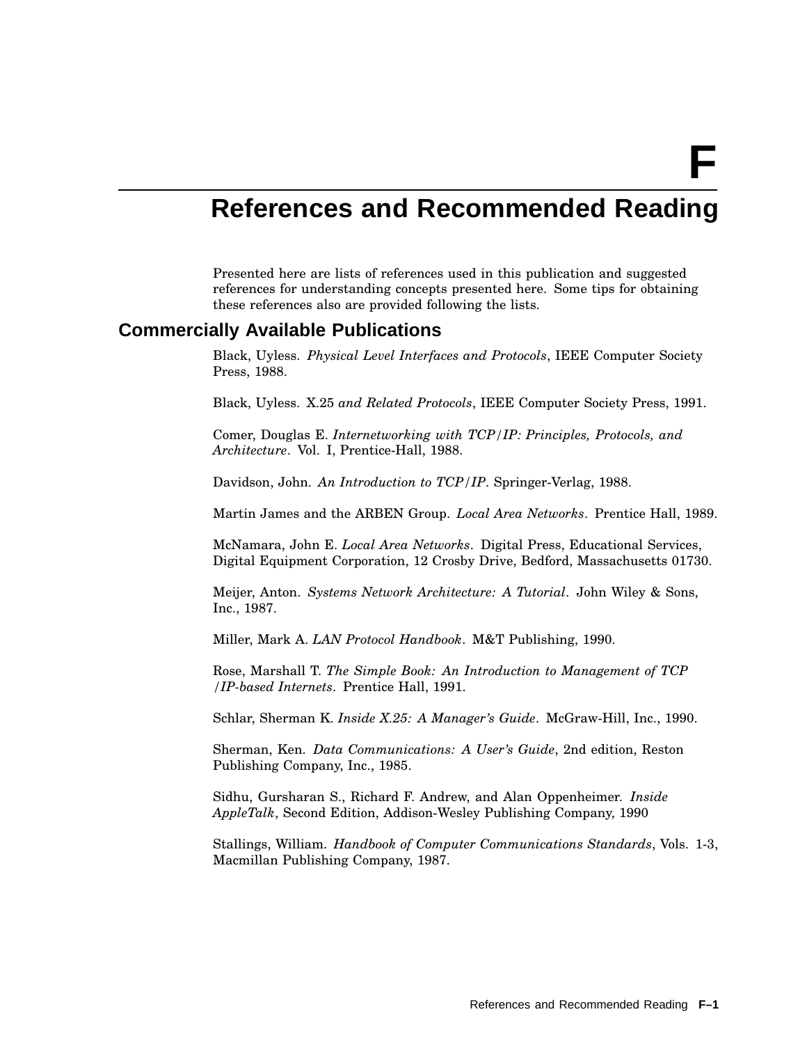# F

# References and Recommended Reading

Presented here are lists of references used in this publication and suggested references for understanding concepts presented here. Some tips for obtaining these references also are provided following the lists.

## Commercially Available Publications

Black, Uyless. *Physical Level Interfaces and Protocols*, IEEE Computer Society Press, 1988.

Black, Uyless. X.25 *and Related Protocols*, IEEE Computer Society Press, 1991.

Comer, Douglas E. *Internetworking with TCP/IP: Principles, Protocols, and Architecture*. Vol. I, Prentice-Hall, 1988.

Davidson, John. *An Introduction to TCP/IP*. Springer-Verlag, 1988.

Martin James and the ARBEN Group. *Local Area Networks*. Prentice Hall, 1989.

McNamara, John E. *Local Area Networks*. Digital Press, Educational Services, Digital Equipment Corporation, 12 Crosby Drive, Bedford, Massachusetts 01730.

Meijer, Anton. *Systems Network Architecture: A Tutorial*. John Wiley & Sons, Inc., 1987.

Miller, Mark A. *LAN Protocol Handbook*. M&T Publishing, 1990.

Rose, Marshall T. *The Simple Book: An Introduction to Management of TCP /IP-based Internets*. Prentice Hall, 1991.

Schlar, Sherman K. *Inside X.25: A Manager's Guide*. McGraw-Hill, Inc., 1990.

Sherman, Ken. *Data Communications: A User's Guide*, 2nd edition, Reston Publishing Company, Inc., 1985.

Sidhu, Gursharan S., Richard F. Andrew, and Alan Oppenheimer. *Inside AppleTalk*, Second Edition, Addison-Wesley Publishing Company, 1990

Stallings, William. *Handbook of Computer Communications Standards*, Vols. 1-3, Macmillan Publishing Company, 1987.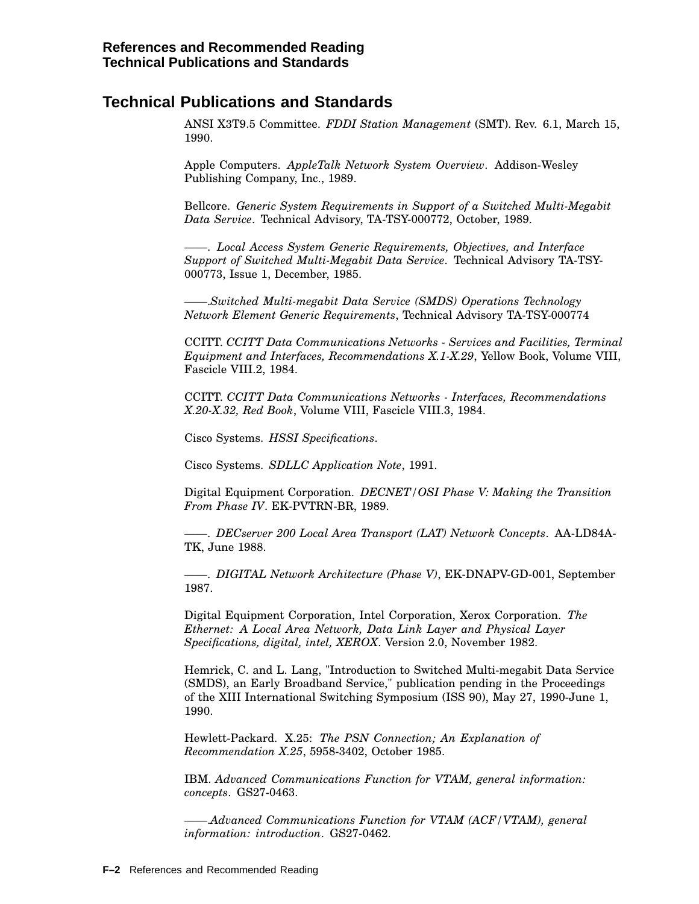## Technical Publications and Standards

ANSI X3T9.5 Committee. *FDDI Station Management* (SMT). Rev. 6.1, March 15, 1990.

Apple Computers. *AppleTalk Network System Overview*. Addison-Wesley Publishing Company, Inc., 1989.

Bellcore. *Generic System Requirements in Support of a Switched Multi-Megabit Data Service*. Technical Advisory, TA-TSY-000772, October, 1989.

——. *Local Access System Generic Requirements, Objectives, and Interface Support of Switched Multi-Megabit Data Service*. Technical Advisory TA-TSY-000773, Issue 1, December, 1985.

——.*Switched Multi-megabit Data Service (SMDS) Operations Technology Network Element Generic Requirements*, Technical Advisory TA-TSY-000774

CCITT. *CCITT Data Communications Networks - Services and Facilities, Terminal Equipment and Interfaces, Recommendations X.1-X.29*, Yellow Book, Volume VIII, Fascicle VIII.2, 1984.

CCITT. *CCITT Data Communications Networks - Interfaces, Recommendations X.20-X.32, Red Book*, Volume VIII, Fascicle VIII.3, 1984.

Cisco Systems. *HSSI Specifications*.

Cisco Systems. *SDLLC Application Note*, 1991.

Digital Equipment Corporation. *DECNET/OSI Phase V: Making the Transition From Phase IV*. EK-PVTRN-BR, 1989.

——. *DECserver 200 Local Area Transport (LAT) Network Concepts*. AA-LD84A-TK, June 1988.

——. *DIGITAL Network Architecture (Phase V)*, EK-DNAPV-GD-001, September 1987.

Digital Equipment Corporation, Intel Corporation, Xerox Corporation. *The Ethernet: A Local Area Network, Data Link Layer and Physical Layer Specifications, digital, intel, XEROX*. Version 2.0, November 1982.

Hemrick, C. and L. Lang, "Introduction to Switched Multi-megabit Data Service (SMDS), an Early Broadband Service," publication pending in the Proceedings of the XIII International Switching Symposium (ISS 90), May 27, 1990-June 1, 1990.

Hewlett-Packard. X.25: *The PSN Connection; An Explanation of Recommendation X.25*, 5958-3402, October 1985.

IBM. *Advanced Communications Function for VTAM, general information: concepts*. GS27-0463.

——.*Advanced Communications Function for VTAM (ACF/VTAM), general information: introduction*. GS27-0462.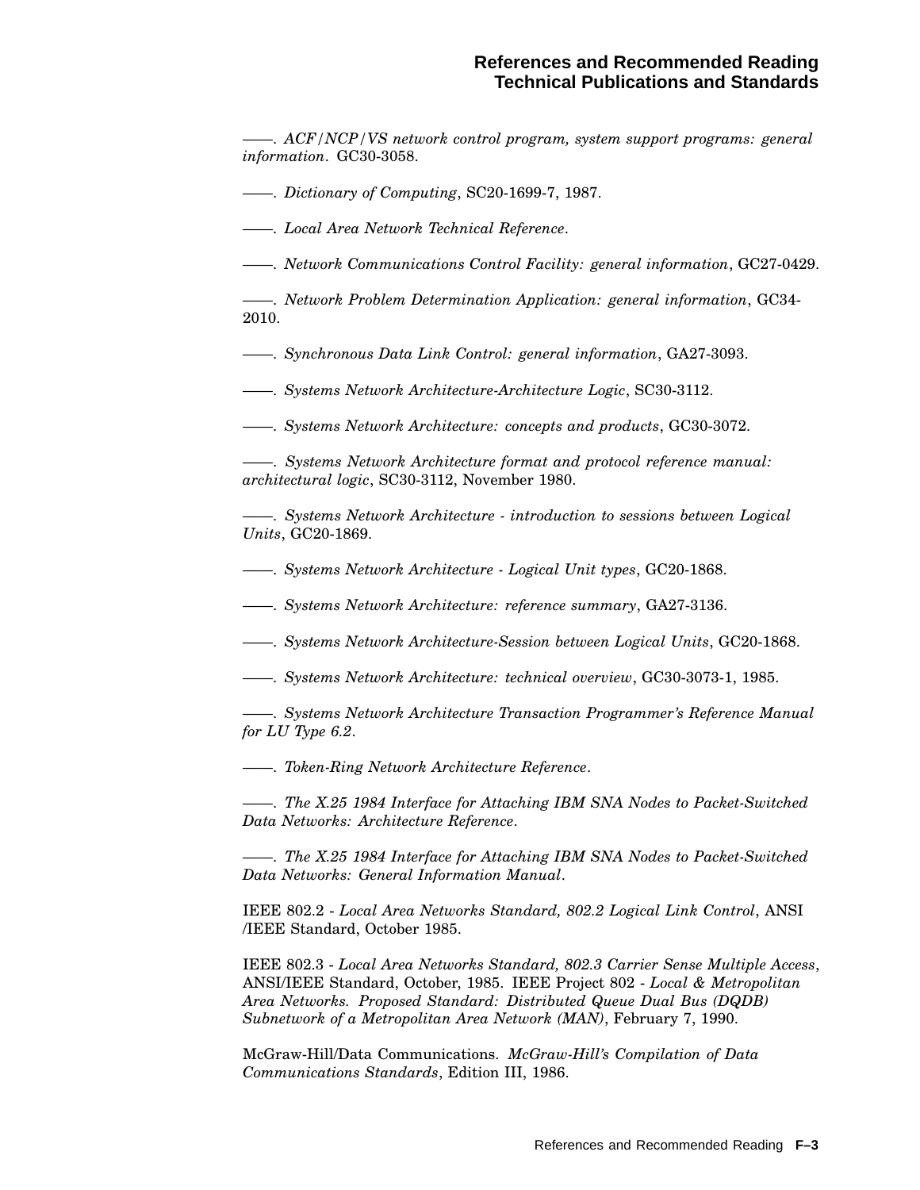——. *ACF/NCP/VS network control program, system support programs: general information*. GC30-3058.

——. *Dictionary of Computing*, SC20-1699-7, 1987.

——. *Local Area Network Technical Reference*.

——. *Network Communications Control Facility: general information*, GC27-0429.

——. *Network Problem Determination Application: general information*, GC34-2010.

——. *Synchronous Data Link Control: general information*, GA27-3093.

——. *Systems Network Architecture-Architecture Logic*, SC30-3112.

——. *Systems Network Architecture: concepts and products*, GC30-3072.

——. *Systems Network Architecture format and protocol reference manual: architectural logic*, SC30-3112, November 1980.

——. *Systems Network Architecture - introduction to sessions between Logical Units*, GC20-1869.

——. *Systems Network Architecture - Logical Unit types*, GC20-1868.

——. *Systems Network Architecture: reference summary*, GA27-3136.

——. *Systems Network Architecture-Session between Logical Units*, GC20-1868.

——. *Systems Network Architecture: technical overview*, GC30-3073-1, 1985.

——. *Systems Network Architecture Transaction Programmer's Reference Manual for LU Type 6.2*.

——. *Token-Ring Network Architecture Reference*.

——. *The X.25 1984 Interface for Attaching IBM SNA Nodes to Packet-Switched Data Networks: Architecture Reference*.

——. *The X.25 1984 Interface for Attaching IBM SNA Nodes to Packet-Switched Data Networks: General Information Manual*.

IEEE 802.2 - *Local Area Networks Standard, 802.2 Logical Link Control*, ANSI /IEEE Standard, October 1985.

IEEE 802.3 - *Local Area Networks Standard, 802.3 Carrier Sense Multiple Access*, ANSI/IEEE Standard, October, 1985. IEEE Project 802 - *Local & Metropolitan Area Networks. Proposed Standard: Distributed Queue Dual Bus (DQDB) Subnetwork of a Metropolitan Area Network (MAN)*, February 7, 1990.

McGraw-Hill/Data Communications. *McGraw-Hill's Compilation of Data Communications Standards*, Edition III, 1986.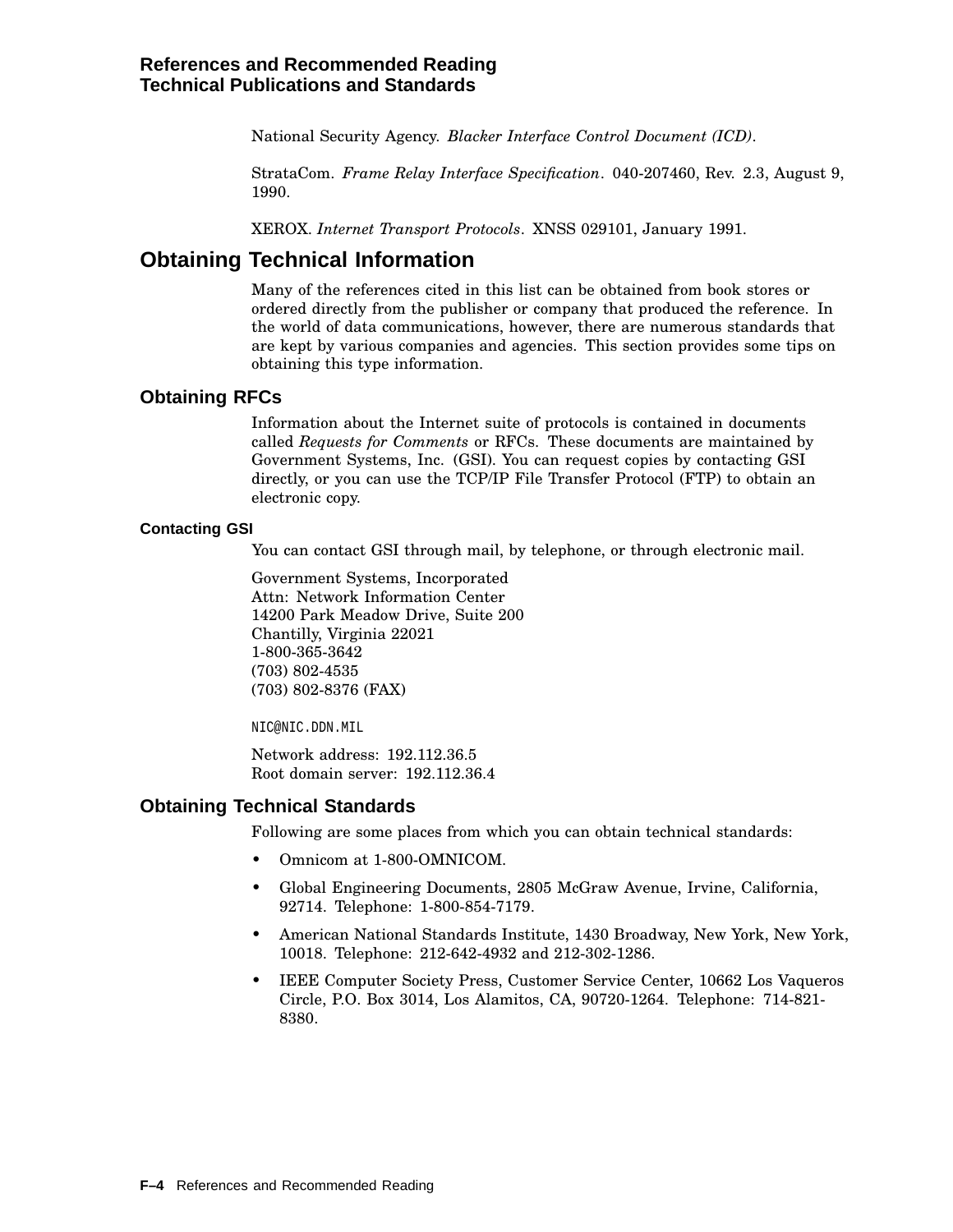National Security Agency. *Blacker Interface Control Document (ICD)*.

StrataCom. *Frame Relay Interface Specification*. 040-207460, Rev. 2.3, August 9, 1990.

XEROX. *Internet Transport Protocols*. XNSS 029101, January 1991.

# Obtaining Technical Information

Many of the references cited in this list can be obtained from book stores or ordered directly from the publisher or company that produced the reference. In the world of data communications, however, there are numerous standards that are kept by various companies and agencies. This section provides some tips on obtaining this type information.

## Obtaining RFCs

Information about the Internet suite of protocols is contained in documents called *Requests for Comments* or RFCs. These documents are maintained by Government Systems, Inc. (GSI). You can request copies by contacting GSI directly, or you can use the TCP/IP File Transfer Protocol (FTP) to obtain an electronic copy.

### Contacting GSI

You can contact GSI through mail, by telephone, or through electronic mail.

Government Systems, Incorporated
Attn: Network Information Center
14200 Park Meadow Drive, Suite 200
Chantilly, Virginia 22021
1-800-365-3642
(703) 802-4535
(703) 802-8376 (FAX)

`NIC@NIC.DDN.MIL`

Network address: 192.112.36.5
Root domain server: 192.112.36.4

## Obtaining Technical Standards

Following are some places from which you can obtain technical standards:

- Omnicom at 1-800-OMNICOM.
- Global Engineering Documents, 2805 McGraw Avenue, Irvine, California, 92714. Telephone: 1-800-854-7179.
- American National Standards Institute, 1430 Broadway, New York, New York, 10018. Telephone: 212-642-4932 and 212-302-1286.
- IEEE Computer Society Press, Customer Service Center, 10662 Los Vaqueros Circle, P.O. Box 3014, Los Alamitos, CA, 90720-1264. Telephone: 714-821-8380.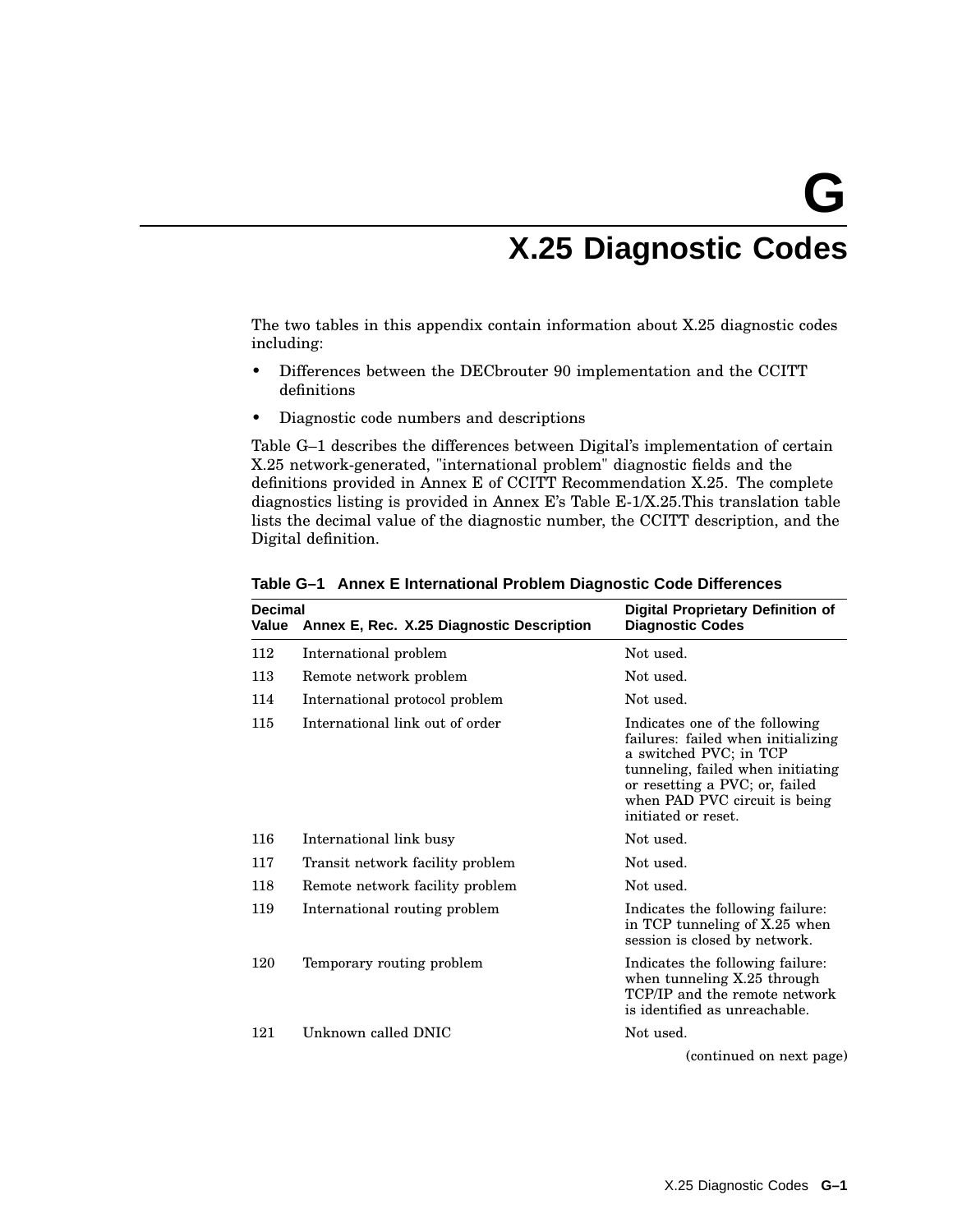# G X.25 Diagnostic Codes

The two tables in this appendix contain information about X.25 diagnostic codes including:

- Differences between the DECbrouter 90 implementation and the CCITT definitions
- Diagnostic code numbers and descriptions

Table G–1 describes the differences between Digital's implementation of certain X.25 network-generated, "international problem" diagnostic fields and the definitions provided in Annex E of CCITT Recommendation X.25. The complete diagnostics listing is provided in Annex E's Table E-1/X.25.This translation table lists the decimal value of the diagnostic number, the CCITT description, and the Digital definition.

**Table G–1 Annex E International Problem Diagnostic Code Differences**

| Decimal Value | Annex E, Rec. X.25 Diagnostic Description | Digital Proprietary Definition of Diagnostic Codes |
|---|---|---|
| 112 | International problem | Not used. |
| 113 | Remote network problem | Not used. |
| 114 | International protocol problem | Not used. |
| 115 | International link out of order | Indicates one of the following failures: failed when initializing a switched PVC; in TCP tunneling, failed when initiating or resetting a PVC; or, failed when PAD PVC circuit is being initiated or reset. |
| 116 | International link busy | Not used. |
| 117 | Transit network facility problem | Not used. |
| 118 | Remote network facility problem | Not used. |
| 119 | International routing problem | Indicates the following failure: in TCP tunneling of X.25 when session is closed by network. |
| 120 | Temporary routing problem | Indicates the following failure: when tunneling X.25 through TCP/IP and the remote network is identified as unreachable. |
| 121 | Unknown called DNIC | Not used. |

(continued on next page)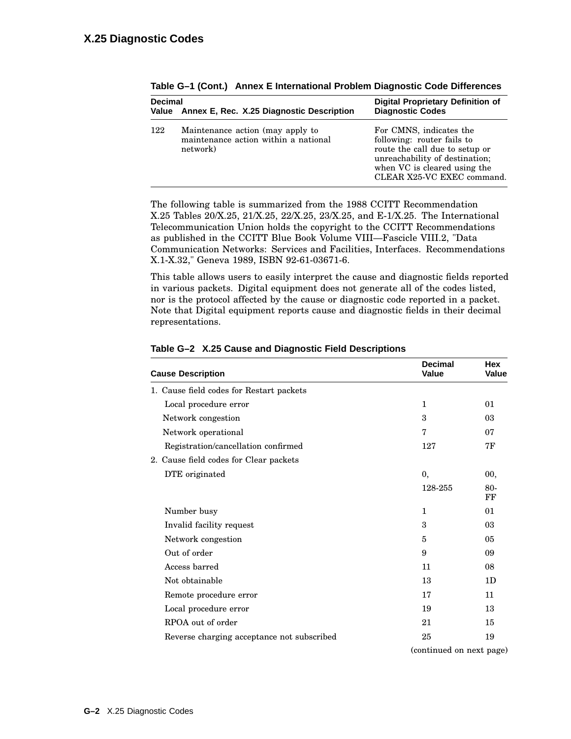**Table G–1 (Cont.) Annex E International Problem Diagnostic Code Differences**

| Decimal Value | Annex E, Rec. X.25 Diagnostic Description | Digital Proprietary Definition of Diagnostic Codes |
|---|---|---|
| 122 | Maintenance action (may apply to maintenance action within a national network) | For CMNS, indicates the following: router fails to route the call due to setup or unreachability of destination; when VC is cleared using the CLEAR X25-VC EXEC command. |

The following table is summarized from the 1988 CCITT Recommendation X.25 Tables 20/X.25, 21/X.25, 22/X.25, 23/X.25, and E-1/X.25. The International Telecommunication Union holds the copyright to the CCITT Recommendations as published in the CCITT Blue Book Volume VIII—Fascicle VIII.2, "Data Communication Networks: Services and Facilities, Interfaces. Recommendations X.1-X.32," Geneva 1989, ISBN 92-61-03671-6.

This table allows users to easily interpret the cause and diagnostic fields reported in various packets. Digital equipment does not generate all of the codes listed, nor is the protocol affected by the cause or diagnostic code reported in a packet. Note that Digital equipment reports cause and diagnostic fields in their decimal representations.

**Table G–2 X.25 Cause and Diagnostic Field Descriptions**

| Cause Description | Decimal Value | Hex Value |
|---|---|---|
| 1. Cause field codes for Restart packets | | |
| Local procedure error | 1 | 01 |
| Network congestion | 3 | 03 |
| Network operational | 7 | 07 |
| Registration/cancellation confirmed | 127 | 7F |
| 2. Cause field codes for Clear packets | | |
| DTE originated | 0, | 00, |
| | 128-255 | 80-FF |
| Number busy | 1 | 01 |
| Invalid facility request | 3 | 03 |
| Network congestion | 5 | 05 |
| Out of order | 9 | 09 |
| Access barred | 11 | 08 |
| Not obtainable | 13 | 1D |
| Remote procedure error | 17 | 11 |
| Local procedure error | 19 | 13 |
| RPOA out of order | 21 | 15 |
| Reverse charging acceptance not subscribed | 25 | 19 |

(continued on next page)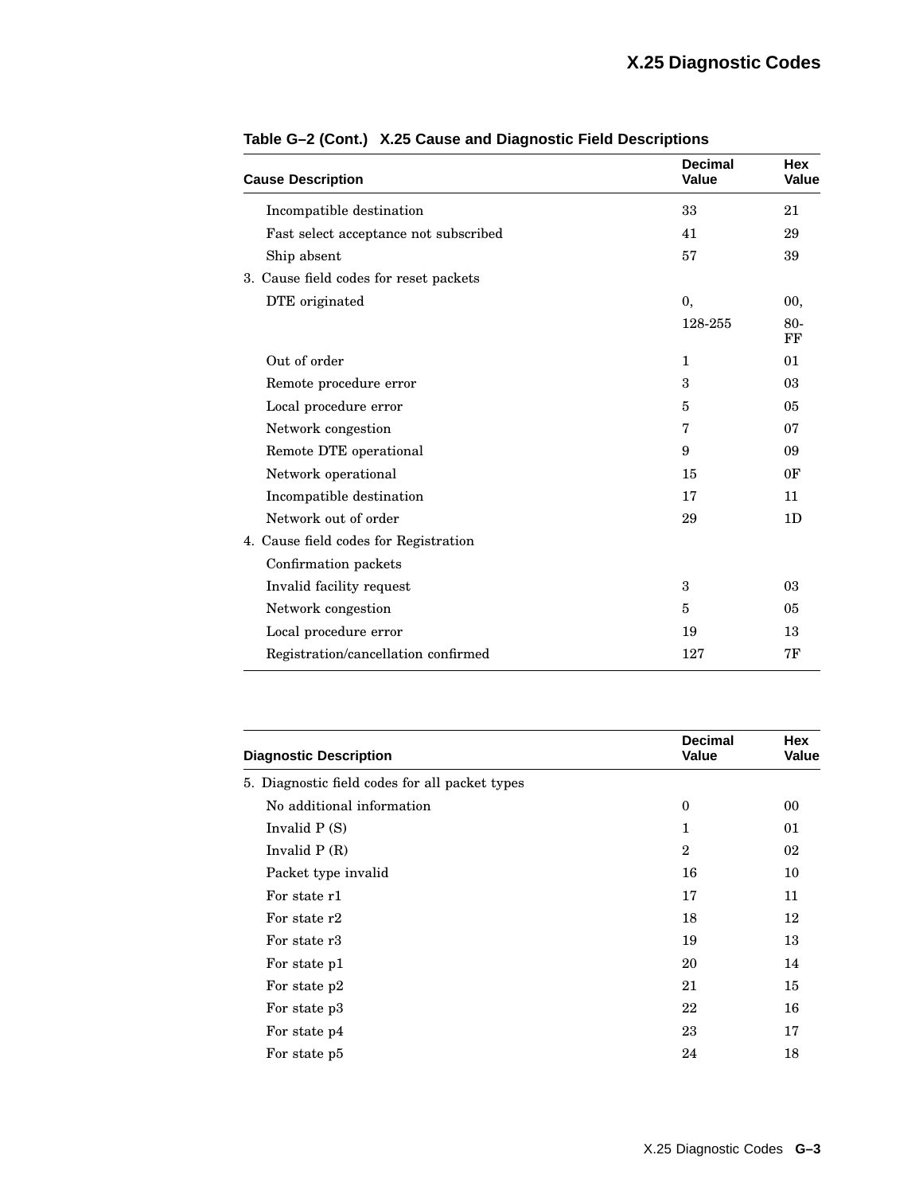**Table G–2 (Cont.) X.25 Cause and Diagnostic Field Descriptions**

| Cause Description | Decimal Value | Hex Value |
|---|---|---|
| Incompatible destination | 33 | 21 |
| Fast select acceptance not subscribed | 41 | 29 |
| Ship absent | 57 | 39 |
| 3. Cause field codes for reset packets | | |
| DTE originated | 0, | 00, |
| | 128-255 | 80-FF |
| Out of order | 1 | 01 |
| Remote procedure error | 3 | 03 |
| Local procedure error | 5 | 05 |
| Network congestion | 7 | 07 |
| Remote DTE operational | 9 | 09 |
| Network operational | 15 | 0F |
| Incompatible destination | 17 | 11 |
| Network out of order | 29 | 1D |
| 4. Cause field codes for Registration | | |
| Confirmation packets | | |
| Invalid facility request | 3 | 03 |
| Network congestion | 5 | 05 |
| Local procedure error | 19 | 13 |
| Registration/cancellation confirmed | 127 | 7F |

| Diagnostic Description | Decimal Value | Hex Value |
|---|---|---|
| 5. Diagnostic field codes for all packet types | | |
| No additional information | 0 | 00 |
| Invalid P (S) | 1 | 01 |
| Invalid P (R) | 2 | 02 |
| Packet type invalid | 16 | 10 |
| For state r1 | 17 | 11 |
| For state r2 | 18 | 12 |
| For state r3 | 19 | 13 |
| For state p1 | 20 | 14 |
| For state p2 | 21 | 15 |
| For state p3 | 22 | 16 |
| For state p4 | 23 | 17 |
| For state p5 | 24 | 18 |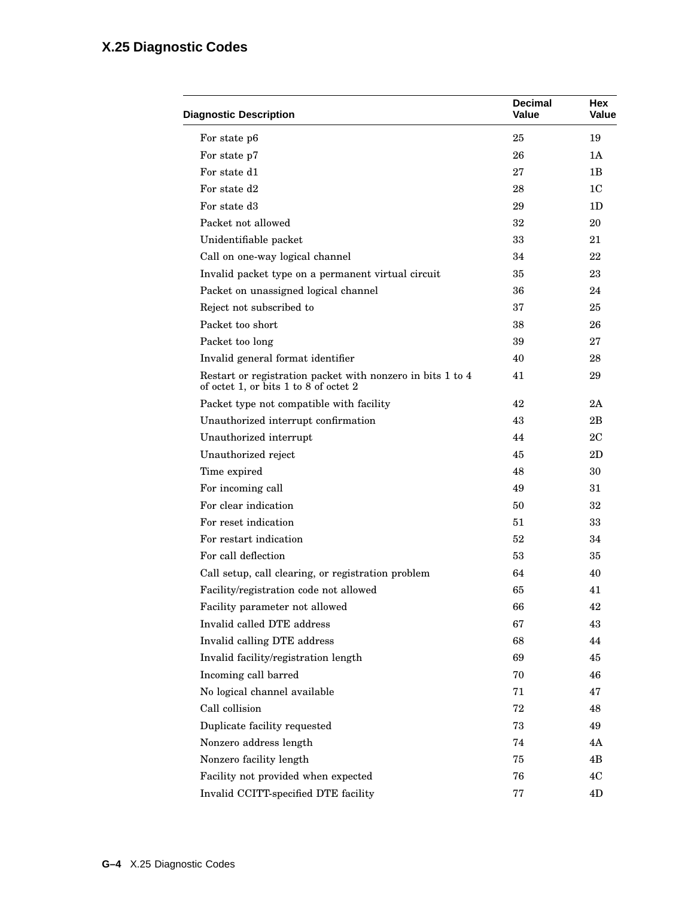# X.25 Diagnostic Codes

| Diagnostic Description | Decimal Value | Hex Value |
|---|---|---|
| For state p6 | 25 | 19 |
| For state p7 | 26 | 1A |
| For state d1 | 27 | 1B |
| For state d2 | 28 | 1C |
| For state d3 | 29 | 1D |
| Packet not allowed | 32 | 20 |
| Unidentifiable packet | 33 | 21 |
| Call on one-way logical channel | 34 | 22 |
| Invalid packet type on a permanent virtual circuit | 35 | 23 |
| Packet on unassigned logical channel | 36 | 24 |
| Reject not subscribed to | 37 | 25 |
| Packet too short | 38 | 26 |
| Packet too long | 39 | 27 |
| Invalid general format identifier | 40 | 28 |
| Restart or registration packet with nonzero in bits 1 to 4 of octet 1, or bits 1 to 8 of octet 2 | 41 | 29 |
| Packet type not compatible with facility | 42 | 2A |
| Unauthorized interrupt confirmation | 43 | 2B |
| Unauthorized interrupt | 44 | 2C |
| Unauthorized reject | 45 | 2D |
| Time expired | 48 | 30 |
| For incoming call | 49 | 31 |
| For clear indication | 50 | 32 |
| For reset indication | 51 | 33 |
| For restart indication | 52 | 34 |
| For call deflection | 53 | 35 |
| Call setup, call clearing, or registration problem | 64 | 40 |
| Facility/registration code not allowed | 65 | 41 |
| Facility parameter not allowed | 66 | 42 |
| Invalid called DTE address | 67 | 43 |
| Invalid calling DTE address | 68 | 44 |
| Invalid facility/registration length | 69 | 45 |
| Incoming call barred | 70 | 46 |
| No logical channel available | 71 | 47 |
| Call collision | 72 | 48 |
| Duplicate facility requested | 73 | 49 |
| Nonzero address length | 74 | 4A |
| Nonzero facility length | 75 | 4B |
| Facility not provided when expected | 76 | 4C |
| Invalid CCITT-specified DTE facility | 77 | 4D |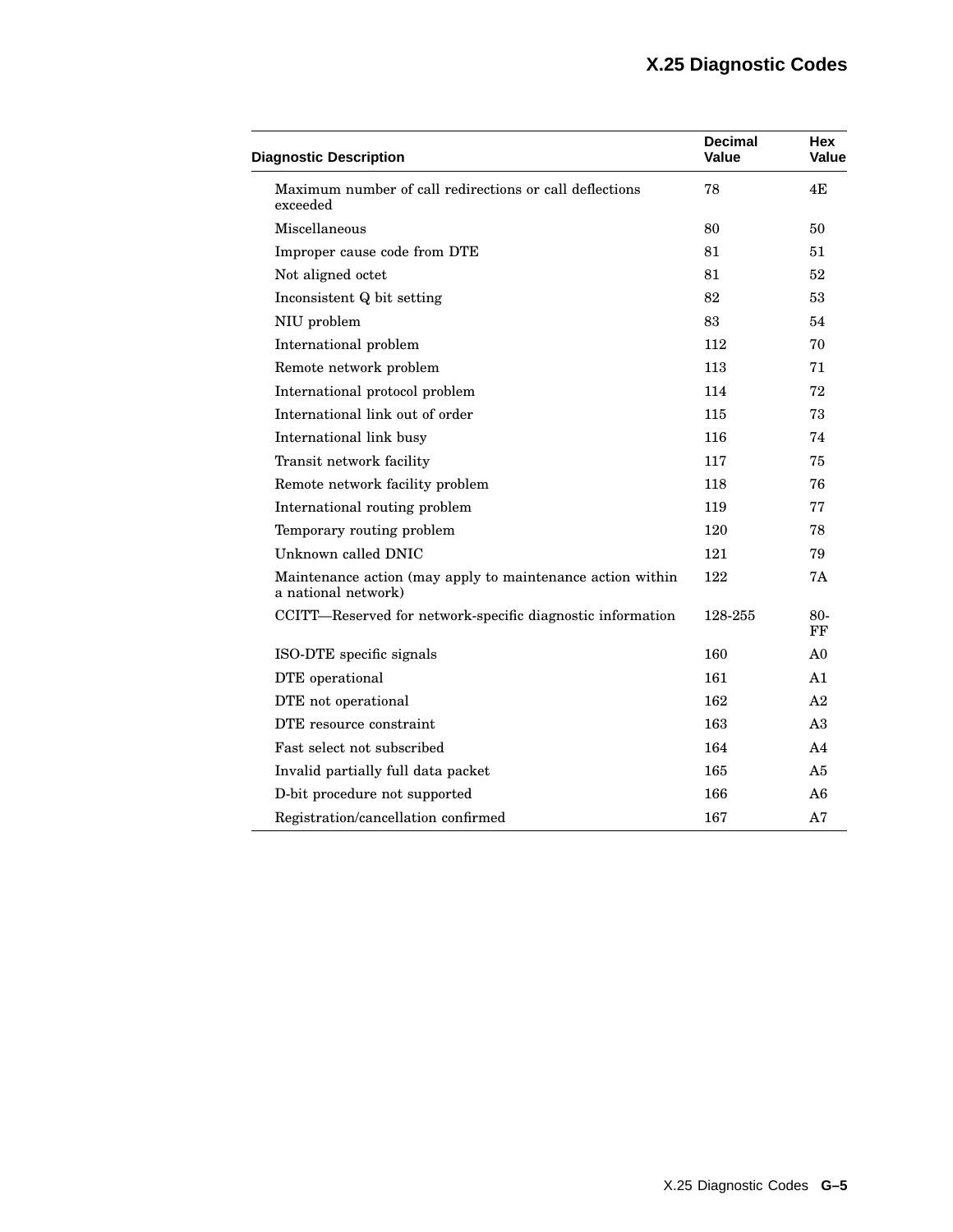| Diagnostic Description | Decimal Value | Hex Value |
|---|---|---|
| Maximum number of call redirections or call deflections exceeded | 78 | 4E |
| Miscellaneous | 80 | 50 |
| Improper cause code from DTE | 81 | 51 |
| Not aligned octet | 81 | 52 |
| Inconsistent Q bit setting | 82 | 53 |
| NIU problem | 83 | 54 |
| International problem | 112 | 70 |
| Remote network problem | 113 | 71 |
| International protocol problem | 114 | 72 |
| International link out of order | 115 | 73 |
| International link busy | 116 | 74 |
| Transit network facility | 117 | 75 |
| Remote network facility problem | 118 | 76 |
| International routing problem | 119 | 77 |
| Temporary routing problem | 120 | 78 |
| Unknown called DNIC | 121 | 79 |
| Maintenance action (may apply to maintenance action within a national network) | 122 | 7A |
| CCITT—Reserved for network-specific diagnostic information | 128-255 | 80-FF |
| ISO-DTE specific signals | 160 | A0 |
| DTE operational | 161 | A1 |
| DTE not operational | 162 | A2 |
| DTE resource constraint | 163 | A3 |
| Fast select not subscribed | 164 | A4 |
| Invalid partially full data packet | 165 | A5 |
| D-bit procedure not supported | 166 | A6 |
| Registration/cancellation confirmed | 167 | A7 |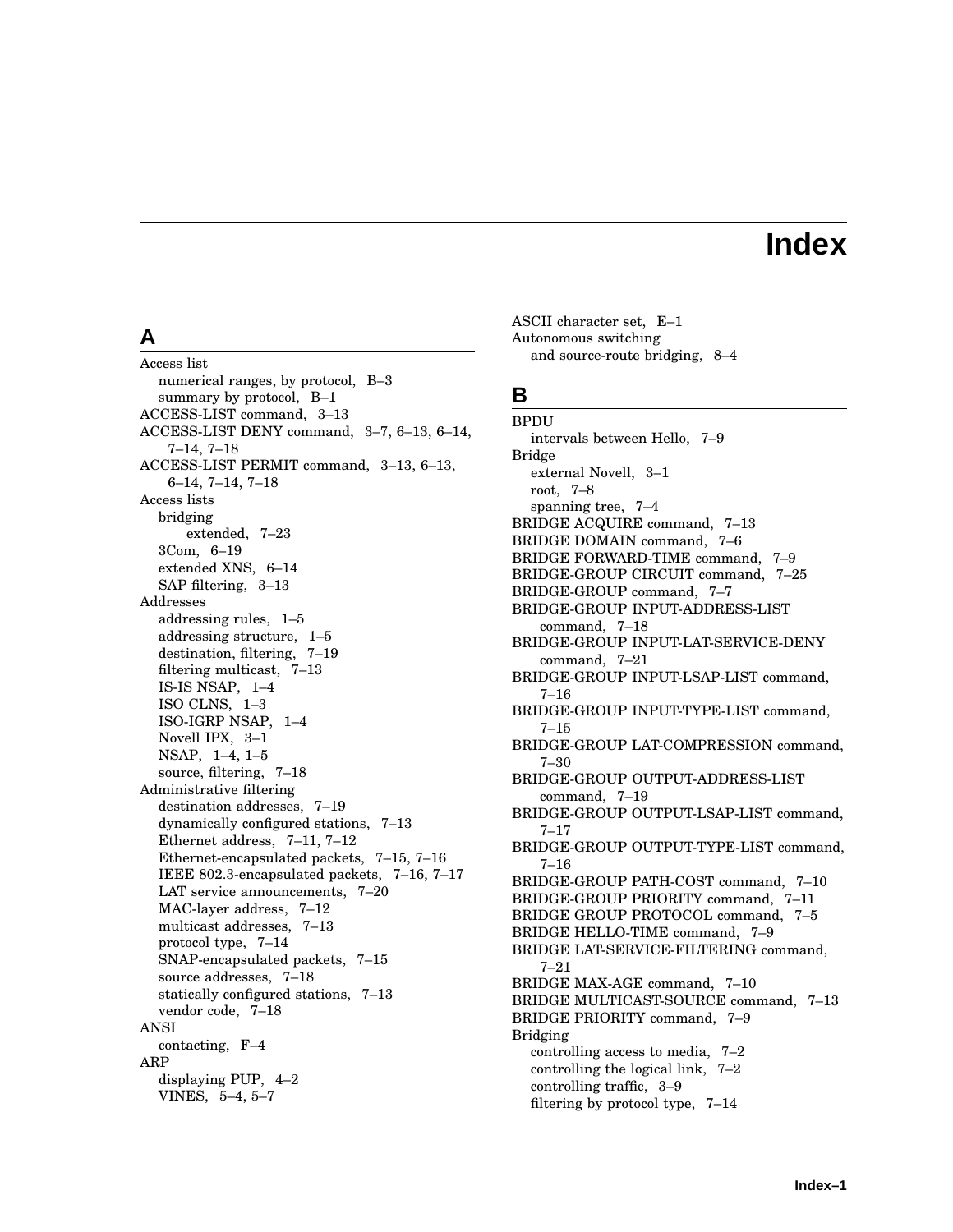# Index

## A

Access list
- numerical ranges, by protocol, B–3
- summary by protocol, B–1

ACCESS-LIST command, 3–13

ACCESS-LIST DENY command, 3–7, 6–13, 6–14, 7–14, 7–18

ACCESS-LIST PERMIT command, 3–13, 6–13, 6–14, 7–14, 7–18

Access lists
- bridging
  - extended, 7–23
- 3Com, 6–19
- extended XNS, 6–14
- SAP filtering, 3–13

Addresses
- addressing rules, 1–5
- addressing structure, 1–5
- destination, filtering, 7–19
- filtering multicast, 7–13
- IS-IS NSAP, 1–4
- ISO CLNS, 1–3
- ISO-IGRP NSAP, 1–4
- Novell IPX, 3–1
- NSAP, 1–4, 1–5
- source, filtering, 7–18

Administrative filtering
- destination addresses, 7–19
- dynamically configured stations, 7–13
- Ethernet address, 7–11, 7–12
- Ethernet-encapsulated packets, 7–15, 7–16
- IEEE 802.3-encapsulated packets, 7–16, 7–17
- LAT service announcements, 7–20
- MAC-layer address, 7–12
- multicast addresses, 7–13
- protocol type, 7–14
- SNAP-encapsulated packets, 7–15
- source addresses, 7–18
- statically configured stations, 7–13
- vendor code, 7–18

ANSI
- contacting, F–4

ARP
- displaying PUP, 4–2
- VINES, 5–4, 5–7

ASCII character set, E–1

Autonomous switching
- and source-route bridging, 8–4

## B

BPDU
- intervals between Hello, 7–9

Bridge
- external Novell, 3–1
- root, 7–8
- spanning tree, 7–4

BRIDGE ACQUIRE command, 7–13

BRIDGE DOMAIN command, 7–6

BRIDGE FORWARD-TIME command, 7–9

BRIDGE-GROUP CIRCUIT command, 7–25

BRIDGE-GROUP command, 7–7

BRIDGE-GROUP INPUT-ADDRESS-LIST command, 7–18

BRIDGE-GROUP INPUT-LAT-SERVICE-DENY command, 7–21

BRIDGE-GROUP INPUT-LSAP-LIST command, 7–16

BRIDGE-GROUP INPUT-TYPE-LIST command, 7–15

BRIDGE-GROUP LAT-COMPRESSION command, 7–30

BRIDGE-GROUP OUTPUT-ADDRESS-LIST command, 7–19

BRIDGE-GROUP OUTPUT-LSAP-LIST command, 7–17

BRIDGE-GROUP OUTPUT-TYPE-LIST command, 7–16

BRIDGE-GROUP PATH-COST command, 7–10

BRIDGE-GROUP PRIORITY command, 7–11

BRIDGE GROUP PROTOCOL command, 7–5

BRIDGE HELLO-TIME command, 7–9

BRIDGE LAT-SERVICE-FILTERING command, 7–21

BRIDGE MAX-AGE command, 7–10

BRIDGE MULTICAST-SOURCE command, 7–13

BRIDGE PRIORITY command, 7–9

Bridging
- controlling access to media, 7–2
- controlling the logical link, 7–2
- controlling traffic, 3–9
- filtering by protocol type, 7–14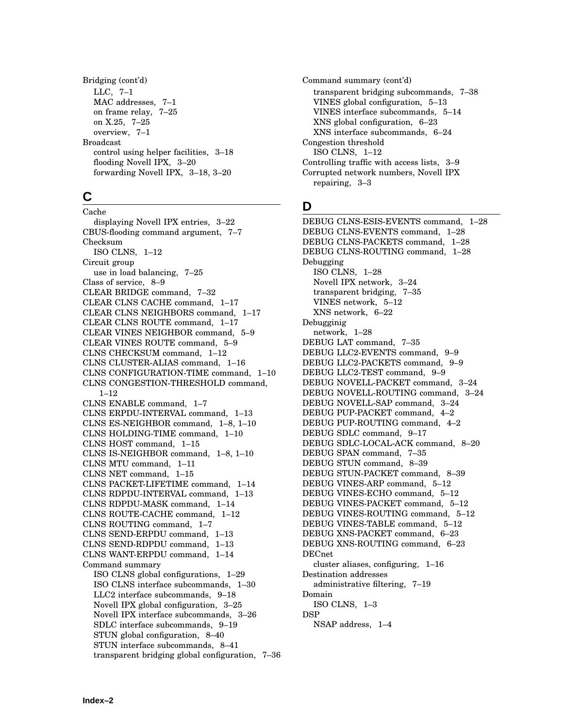Bridging (cont'd)
- LLC, 7–1
- MAC addresses, 7–1
- on frame relay, 7–25
- on X.25, 7–25
- overview, 7–1

Broadcast
- control using helper facilities, 3–18
- flooding Novell IPX, 3–20
- forwarding Novell IPX, 3–18, 3–20

## C

Cache
- displaying Novell IPX entries, 3–22

CBUS-flooding command argument, 7–7

Checksum
- ISO CLNS, 1–12

Circuit group
- use in load balancing, 7–25

Class of service, 8–9

CLEAR BRIDGE command, 7–32

CLEAR CLNS CACHE command, 1–17

CLEAR CLNS NEIGHBORS command, 1–17

CLEAR CLNS ROUTE command, 1–17

CLEAR VINES NEIGHBOR command, 5–9

CLEAR VINES ROUTE command, 5–9

CLNS CHECKSUM command, 1–12

CLNS CLUSTER-ALIAS command, 1–16

CLNS CONFIGURATION-TIME command, 1–10

CLNS CONGESTION-THRESHOLD command, 1–12

CLNS ENABLE command, 1–7

CLNS ERPDU-INTERVAL command, 1–13

CLNS ES-NEIGHBOR command, 1–8, 1–10

CLNS HOLDING-TIME command, 1–10

CLNS HOST command, 1–15

CLNS IS-NEIGHBOR command, 1–8, 1–10

CLNS MTU command, 1–11

CLNS NET command, 1–15

CLNS PACKET-LIFETIME command, 1–14

CLNS RDPDU-INTERVAL command, 1–13

CLNS RDPDU-MASK command, 1–14

CLNS ROUTE-CACHE command, 1–12

CLNS ROUTING command, 1–7

CLNS SEND-ERPDU command, 1–13

CLNS SEND-RDPDU command, 1–13

CLNS WANT-ERPDU command, 1–14

Command summary
- ISO CLNS global configurations, 1–29
- ISO CLNS interface subcommands, 1–30
- LLC2 interface subcommands, 9–18
- Novell IPX global configuration, 3–25
- Novell IPX interface subcommands, 3–26
- SDLC interface subcommands, 9–19
- STUN global configuration, 8–40
- STUN interface subcommands, 8–41
- transparent bridging global configuration, 7–36

Command summary (cont'd)
- transparent bridging subcommands, 7–38
- VINES global configuration, 5–13
- VINES interface subcommands, 5–14
- XNS global configuration, 6–23
- XNS interface subcommands, 6–24

Congestion threshold
- ISO CLNS, 1–12

Controlling traffic with access lists, 3–9

Corrupted network numbers, Novell IPX
- repairing, 3–3

## D

DEBUG CLNS-ESIS-EVENTS command, 1–28

DEBUG CLNS-EVENTS command, 1–28

DEBUG CLNS-PACKETS command, 1–28

DEBUG CLNS-ROUTING command, 1–28

Debugging
- ISO CLNS, 1–28
- Novell IPX network, 3–24
- transparent bridging, 7–35
- VINES network, 5–12
- XNS network, 6–22

Debuggingig
- network, 1–28

DEBUG LAT command, 7–35

DEBUG LLC2-EVENTS command, 9–9

DEBUG LLC2-PACKETS command, 9–9

DEBUG LLC2-TEST command, 9–9

DEBUG NOVELL-PACKET command, 3–24

DEBUG NOVELL-ROUTING command, 3–24

DEBUG NOVELL-SAP command, 3–24

DEBUG PUP-PACKET command, 4–2

DEBUG PUP-ROUTING command, 4–2

DEBUG SDLC command, 9–17

DEBUG SDLC-LOCAL-ACK command, 8–20

DEBUG SPAN command, 7–35

DEBUG STUN command, 8–39

DEBUG STUN-PACKET command, 8–39

DEBUG VINES-ARP command, 5–12

DEBUG VINES-ECHO command, 5–12

DEBUG VINES-PACKET command, 5–12

DEBUG VINES-ROUTING command, 5–12

DEBUG VINES-TABLE command, 5–12

DEBUG XNS-PACKET command, 6–23

DEBUG XNS-ROUTING command, 6–23

DECnet
- cluster aliases, configuring, 1–16

Destination addresses
- administrative filtering, 7–19

Domain
- ISO CLNS, 1–3

DSP
- NSAP address, 1–4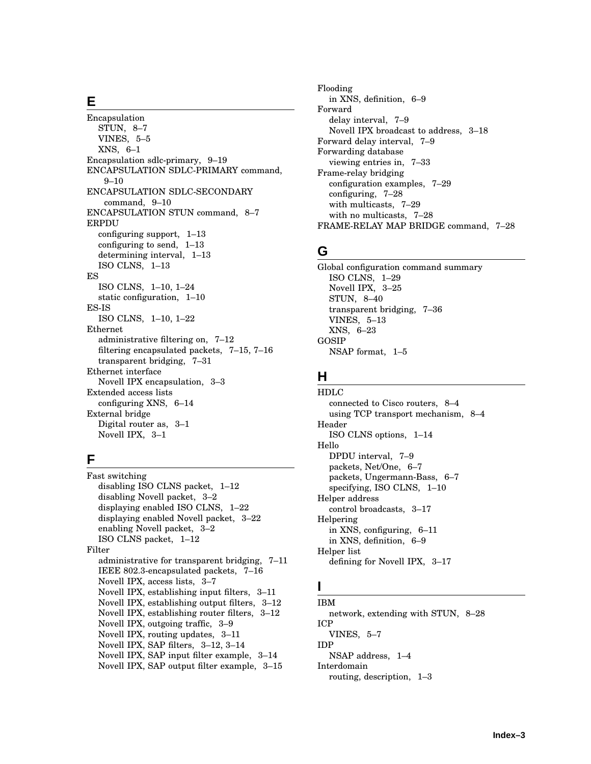## E

Encapsulation
  STUN, 8–7
  VINES, 5–5
  XNS, 6–1
Encapsulation sdlc-primary, 9–19
ENCAPSULATION SDLC-PRIMARY command, 9–10
ENCAPSULATION SDLC-SECONDARY command, 9–10
ENCAPSULATION STUN command, 8–7
ERPDU
  configuring support, 1–13
  configuring to send, 1–13
  determining interval, 1–13
  ISO CLNS, 1–13
ES
  ISO CLNS, 1–10, 1–24
  static configuration, 1–10
ES-IS
  ISO CLNS, 1–10, 1–22
Ethernet
  administrative filtering on, 7–12
  filtering encapsulated packets, 7–15, 7–16
  transparent bridging, 7–31
Ethernet interface
  Novell IPX encapsulation, 3–3
Extended access lists
  configuring XNS, 6–14
External bridge
  Digital router as, 3–1
  Novell IPX, 3–1

## F

Fast switching
  disabling ISO CLNS packet, 1–12
  disabling Novell packet, 3–2
  displaying enabled ISO CLNS, 1–22
  displaying enabled Novell packet, 3–22
  enabling Novell packet, 3–2
  ISO CLNS packet, 1–12
Filter
  administrative for transparent bridging, 7–11
  IEEE 802.3-encapsulated packets, 7–16
  Novell IPX, access lists, 3–7
  Novell IPX, establishing input filters, 3–11
  Novell IPX, establishing output filters, 3–12
  Novell IPX, establishing router filters, 3–12
  Novell IPX, outgoing traffic, 3–9
  Novell IPX, routing updates, 3–11
  Novell IPX, SAP filters, 3–12, 3–14
  Novell IPX, SAP input filter example, 3–14
  Novell IPX, SAP output filter example, 3–15
Flooding
  in XNS, definition, 6–9
Forward
  delay interval, 7–9
  Novell IPX broadcast to address, 3–18
Forward delay interval, 7–9
Forwarding database
  viewing entries in, 7–33
Frame-relay bridging
  configuration examples, 7–29
  configuring, 7–28
  with multicasts, 7–29
  with no multicasts, 7–28
FRAME-RELAY MAP BRIDGE command, 7–28

## G

Global configuration command summary
  ISO CLNS, 1–29
  Novell IPX, 3–25
  STUN, 8–40
  transparent bridging, 7–36
  VINES, 5–13
  XNS, 6–23
GOSIP
  NSAP format, 1–5

## H

HDLC
  connected to Cisco routers, 8–4
  using TCP transport mechanism, 8–4
Header
  ISO CLNS options, 1–14
Hello
  DPDU interval, 7–9
  packets, Net/One, 6–7
  packets, Ungermann-Bass, 6–7
  specifying, ISO CLNS, 1–10
Helper address
  control broadcasts, 3–17
Helpering
  in XNS, configuring, 6–11
  in XNS, definition, 6–9
Helper list
  defining for Novell IPX, 3–17

## I

IBM
  network, extending with STUN, 8–28
ICP
  VINES, 5–7
IDP
  NSAP address, 1–4
Interdomain
  routing, description, 1–3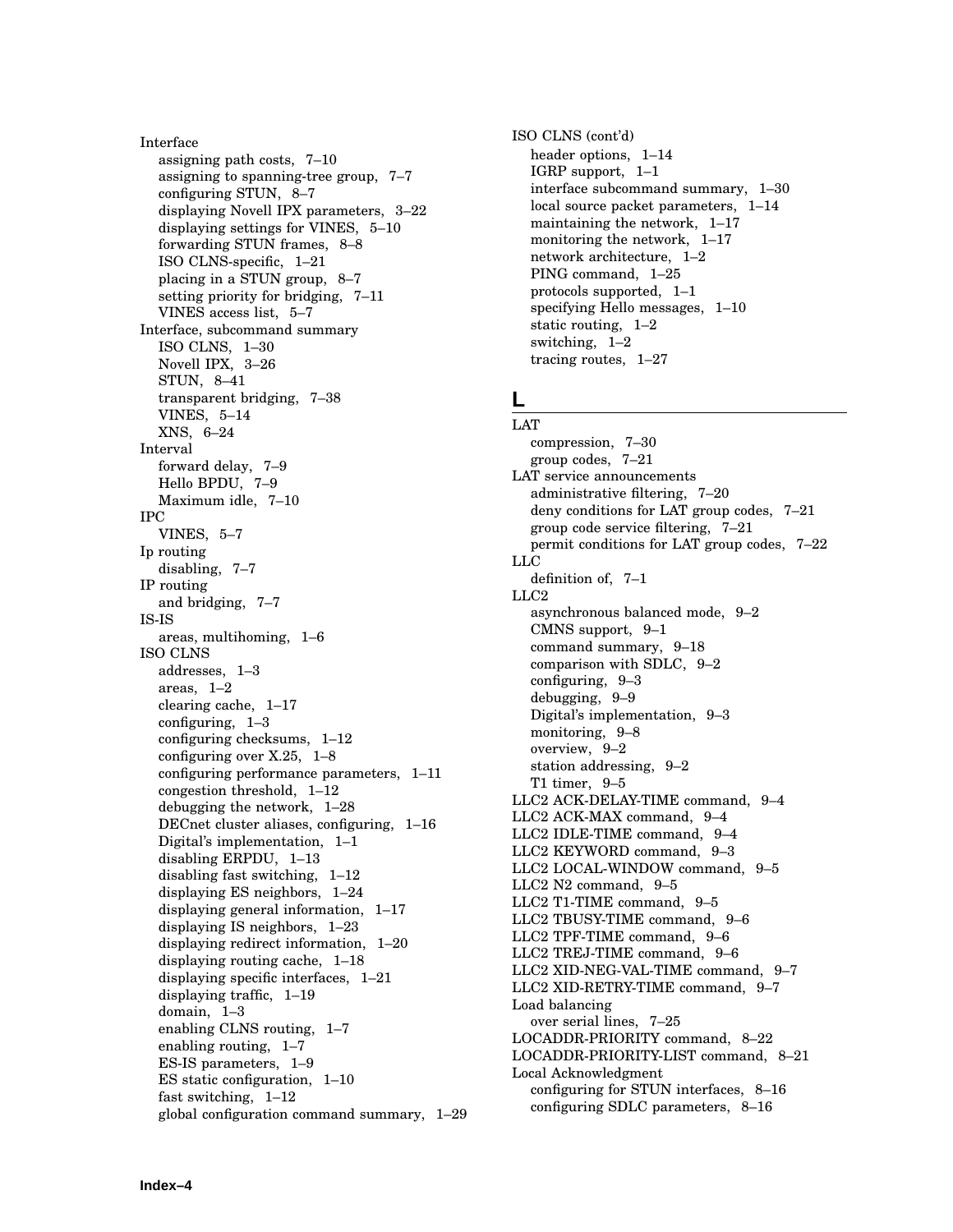Interface
- assigning path costs, 7–10
- assigning to spanning-tree group, 7–7
- configuring STUN, 8–7
- displaying Novell IPX parameters, 3–22
- displaying settings for VINES, 5–10
- forwarding STUN frames, 8–8
- ISO CLNS-specific, 1–21
- placing in a STUN group, 8–7
- setting priority for bridging, 7–11
- VINES access list, 5–7

Interface, subcommand summary
- ISO CLNS, 1–30
- Novell IPX, 3–26
- STUN, 8–41
- transparent bridging, 7–38
- VINES, 5–14
- XNS, 6–24

Interval
- forward delay, 7–9
- Hello BPDU, 7–9
- Maximum idle, 7–10

IPC
- VINES, 5–7

Ip routing
- disabling, 7–7

IP routing
- and bridging, 7–7

IS-IS
- areas, multihoming, 1–6

ISO CLNS
- addresses, 1–3
- areas, 1–2
- clearing cache, 1–17
- configuring, 1–3
- configuring checksums, 1–12
- configuring over X.25, 1–8
- configuring performance parameters, 1–11
- congestion threshold, 1–12
- debugging the network, 1–28
- DECnet cluster aliases, configuring, 1–16
- Digital's implementation, 1–1
- disabling ERPDU, 1–13
- disabling fast switching, 1–12
- displaying ES neighbors, 1–24
- displaying general information, 1–17
- displaying IS neighbors, 1–23
- displaying redirect information, 1–20
- displaying routing cache, 1–18
- displaying specific interfaces, 1–21
- displaying traffic, 1–19
- domain, 1–3
- enabling CLNS routing, 1–7
- enabling routing, 1–7
- ES-IS parameters, 1–9
- ES static configuration, 1–10
- fast switching, 1–12
- global configuration command summary, 1–29

ISO CLNS (cont'd)
- header options, 1–14
- IGRP support, 1–1
- interface subcommand summary, 1–30
- local source packet parameters, 1–14
- maintaining the network, 1–17
- monitoring the network, 1–17
- network architecture, 1–2
- PING command, 1–25
- protocols supported, 1–1
- specifying Hello messages, 1–10
- static routing, 1–2
- switching, 1–2
- tracing routes, 1–27

## L

LAT
- compression, 7–30
- group codes, 7–21

LAT service announcements
- administrative filtering, 7–20
- deny conditions for LAT group codes, 7–21
- group code service filtering, 7–21
- permit conditions for LAT group codes, 7–22

LLC
- definition of, 7–1

LLC2
- asynchronous balanced mode, 9–2
- CMNS support, 9–1
- command summary, 9–18
- comparison with SDLC, 9–2
- configuring, 9–3
- debugging, 9–9
- Digital's implementation, 9–3
- monitoring, 9–8
- overview, 9–2
- station addressing, 9–2
- T1 timer, 9–5

LLC2 ACK-DELAY-TIME command, 9–4

LLC2 ACK-MAX command, 9–4

LLC2 IDLE-TIME command, 9–4

LLC2 KEYWORD command, 9–3

LLC2 LOCAL-WINDOW command, 9–5

LLC2 N2 command, 9–5

LLC2 T1-TIME command, 9–5

LLC2 TBUSY-TIME command, 9–6

LLC2 TPF-TIME command, 9–6

LLC2 TREJ-TIME command, 9–6

LLC2 XID-NEG-VAL-TIME command, 9–7

LLC2 XID-RETRY-TIME command, 9–7

Load balancing
- over serial lines, 7–25

LOCADDR-PRIORITY command, 8–22

LOCADDR-PRIORITY-LIST command, 8–21

Local Acknowledgment
- configuring for STUN interfaces, 8–16
- configuring SDLC parameters, 8–16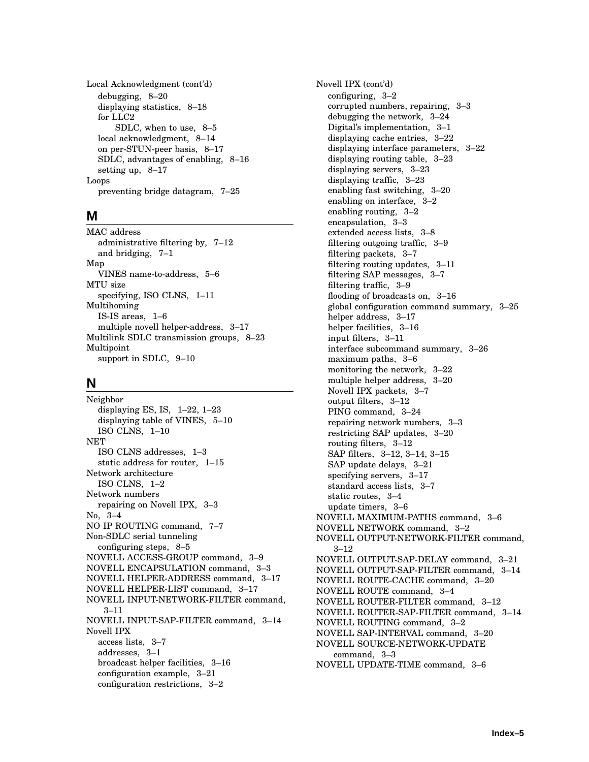Local Acknowledgment (cont'd)
  debugging, 8–20
  displaying statistics, 8–18
  for LLC2
    SDLC, when to use, 8–5
  local acknowledgment, 8–14
  on per-STUN-peer basis, 8–17
  SDLC, advantages of enabling, 8–16
  setting up, 8–17
Loops
  preventing bridge datagram, 7–25

## M

MAC address
  administrative filtering by, 7–12
  and bridging, 7–1
Map
  VINES name-to-address, 5–6
MTU size
  specifying, ISO CLNS, 1–11
Multihoming
  IS-IS areas, 1–6
  multiple novell helper-address, 3–17
Multilink SDLC transmission groups, 8–23
Multipoint
  support in SDLC, 9–10

## N

Neighbor
  displaying ES, IS, 1–22, 1–23
  displaying table of VINES, 5–10
  ISO CLNS, 1–10
NET
  ISO CLNS addresses, 1–3
  static address for router, 1–15
Network architecture
  ISO CLNS, 1–2
Network numbers
  repairing on Novell IPX, 3–3
No, 3–4
NO IP ROUTING command, 7–7
Non-SDLC serial tunneling
  configuring steps, 8–5
NOVELL ACCESS-GROUP command, 3–9
NOVELL ENCAPSULATION command, 3–3
NOVELL HELPER-ADDRESS command, 3–17
NOVELL HELPER-LIST command, 3–17
NOVELL INPUT-NETWORK-FILTER command, 3–11
NOVELL INPUT-SAP-FILTER command, 3–14
Novell IPX
  access lists, 3–7
  addresses, 3–1
  broadcast helper facilities, 3–16
  configuration example, 3–21
  configuration restrictions, 3–2

Novell IPX (cont'd)
  configuring, 3–2
  corrupted numbers, repairing, 3–3
  debugging the network, 3–24
  Digital's implementation, 3–1
  displaying cache entries, 3–22
  displaying interface parameters, 3–22
  displaying routing table, 3–23
  displaying servers, 3–23
  displaying traffic, 3–23
  enabling fast switching, 3–20
  enabling on interface, 3–2
  enabling routing, 3–2
  encapsulation, 3–3
  extended access lists, 3–8
  filtering outgoing traffic, 3–9
  filtering packets, 3–7
  filtering routing updates, 3–11
  filtering SAP messages, 3–7
  filtering traffic, 3–9
  flooding of broadcasts on, 3–16
  global configuration command summary, 3–25
  helper address, 3–17
  helper facilities, 3–16
  input filters, 3–11
  interface subcommand summary, 3–26
  maximum paths, 3–6
  monitoring the network, 3–22
  multiple helper address, 3–20
  Novell IPX packets, 3–7
  output filters, 3–12
  PING command, 3–24
  repairing network numbers, 3–3
  restricting SAP updates, 3–20
  routing filters, 3–12
  SAP filters, 3–12, 3–14, 3–15
  SAP update delays, 3–21
  specifying servers, 3–17
  standard access lists, 3–7
  static routes, 3–4
  update timers, 3–6
NOVELL MAXIMUM-PATHS command, 3–6
NOVELL NETWORK command, 3–2
NOVELL OUTPUT-NETWORK-FILTER command, 3–12
NOVELL OUTPUT-SAP-DELAY command, 3–21
NOVELL OUTPUT-SAP-FILTER command, 3–14
NOVELL ROUTE-CACHE command, 3–20
NOVELL ROUTE command, 3–4
NOVELL ROUTER-FILTER command, 3–12
NOVELL ROUTER-SAP-FILTER command, 3–14
NOVELL ROUTING command, 3–2
NOVELL SAP-INTERVAL command, 3–20
NOVELL SOURCE-NETWORK-UPDATE command, 3–3
NOVELL UPDATE-TIME command, 3–6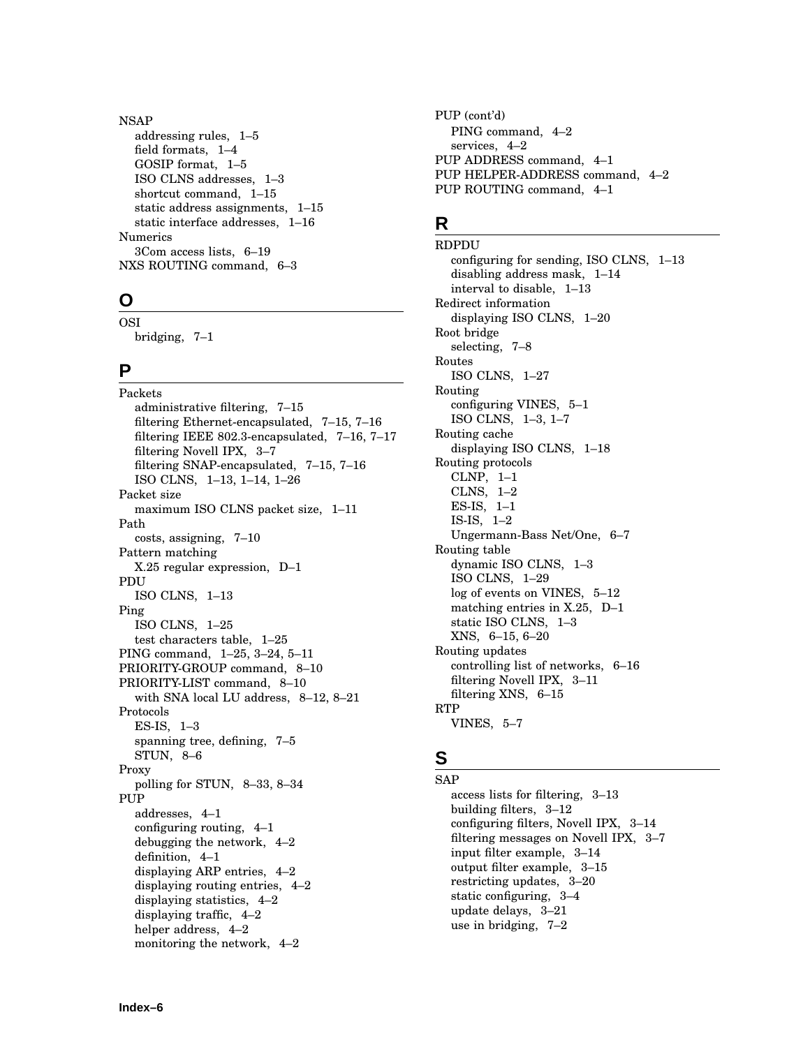NSAP
- addressing rules, 1–5
- field formats, 1–4
- GOSIP format, 1–5
- ISO CLNS addresses, 1–3
- shortcut command, 1–15
- static address assignments, 1–15
- static interface addresses, 1–16

Numerics
- 3Com access lists, 6–19

NXS ROUTING command, 6–3

## O

OSI
- bridging, 7–1

## P

Packets
- administrative filtering, 7–15
- filtering Ethernet-encapsulated, 7–15, 7–16
- filtering IEEE 802.3-encapsulated, 7–16, 7–17
- filtering Novell IPX, 3–7
- filtering SNAP-encapsulated, 7–15, 7–16
- ISO CLNS, 1–13, 1–14, 1–26

Packet size
- maximum ISO CLNS packet size, 1–11

Path
- costs, assigning, 7–10

Pattern matching
- X.25 regular expression, D–1

PDU
- ISO CLNS, 1–13

Ping
- ISO CLNS, 1–25
- test characters table, 1–25

PING command, 1–25, 3–24, 5–11

PRIORITY-GROUP command, 8–10

PRIORITY-LIST command, 8–10
- with SNA local LU address, 8–12, 8–21

Protocols
- ES-IS, 1–3
- spanning tree, defining, 7–5
- STUN, 8–6

Proxy
- polling for STUN, 8–33, 8–34

PUP
- addresses, 4–1
- configuring routing, 4–1
- debugging the network, 4–2
- definition, 4–1
- displaying ARP entries, 4–2
- displaying routing entries, 4–2
- displaying statistics, 4–2
- displaying traffic, 4–2
- helper address, 4–2
- monitoring the network, 4–2

PUP (cont'd)
- PING command, 4–2
- services, 4–2

PUP ADDRESS command, 4–1

PUP HELPER-ADDRESS command, 4–2

PUP ROUTING command, 4–1

## R

RDPDU
- configuring for sending, ISO CLNS, 1–13
- disabling address mask, 1–14
- interval to disable, 1–13

Redirect information
- displaying ISO CLNS, 1–20

Root bridge
- selecting, 7–8

Routes
- ISO CLNS, 1–27

Routing
- configuring VINES, 5–1
- ISO CLNS, 1–3, 1–7

Routing cache
- displaying ISO CLNS, 1–18

Routing protocols
- CLNP, 1–1
- CLNS, 1–2
- ES-IS, 1–1
- IS-IS, 1–2
- Ungermann-Bass Net/One, 6–7

Routing table
- dynamic ISO CLNS, 1–3
- ISO CLNS, 1–29
- log of events on VINES, 5–12
- matching entries in X.25, D–1
- static ISO CLNS, 1–3
- XNS, 6–15, 6–20

Routing updates
- controlling list of networks, 6–16
- filtering Novell IPX, 3–11
- filtering XNS, 6–15

RTP
- VINES, 5–7

## S

SAP
- access lists for filtering, 3–13
- building filters, 3–12
- configuring filters, Novell IPX, 3–14
- filtering messages on Novell IPX, 3–7
- input filter example, 3–14
- output filter example, 3–15
- restricting updates, 3–20
- static configuring, 3–4
- update delays, 3–21
- use in bridging, 7–2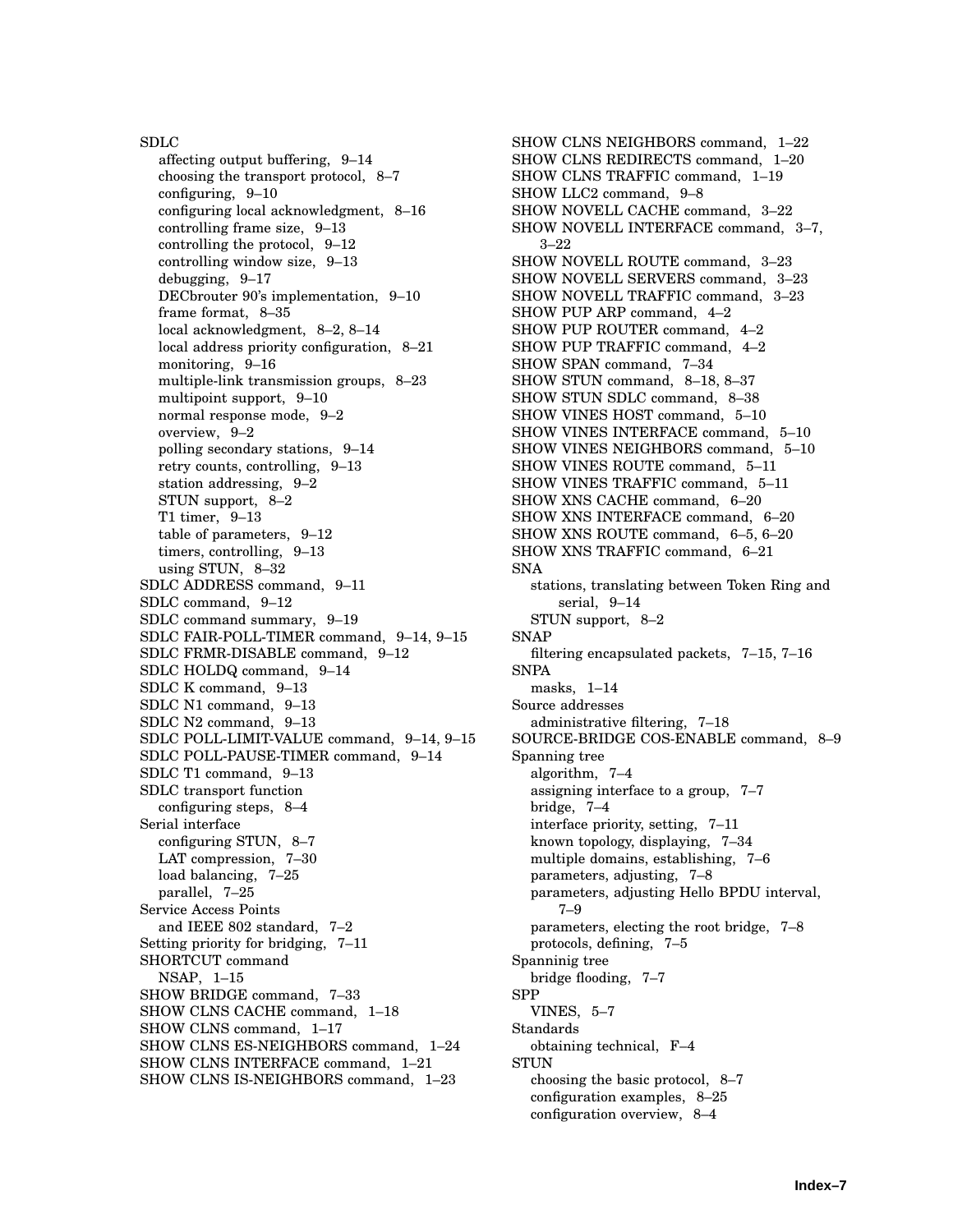SDLC
- affecting output buffering, 9–14
- choosing the transport protocol, 8–7
- configuring, 9–10
- configuring local acknowledgment, 8–16
- controlling frame size, 9–13
- controlling the protocol, 9–12
- controlling window size, 9–13
- debugging, 9–17
- DECbrouter 90's implementation, 9–10
- frame format, 8–35
- local acknowledgment, 8–2, 8–14
- local address priority configuration, 8–21
- monitoring, 9–16
- multiple-link transmission groups, 8–23
- multipoint support, 9–10
- normal response mode, 9–2
- overview, 9–2
- polling secondary stations, 9–14
- retry counts, controlling, 9–13
- station addressing, 9–2
- STUN support, 8–2
- T1 timer, 9–13
- table of parameters, 9–12
- timers, controlling, 9–13
- using STUN, 8–32

SDLC ADDRESS command, 9–11
SDLC command, 9–12
SDLC command summary, 9–19
SDLC FAIR-POLL-TIMER command, 9–14, 9–15
SDLC FRMR-DISABLE command, 9–12
SDLC HOLDQ command, 9–14
SDLC K command, 9–13
SDLC N1 command, 9–13
SDLC N2 command, 9–13
SDLC POLL-LIMIT-VALUE command, 9–14, 9–15
SDLC POLL-PAUSE-TIMER command, 9–14
SDLC T1 command, 9–13
SDLC transport function
- configuring steps, 8–4

Serial interface
- configuring STUN, 8–7
- LAT compression, 7–30
- load balancing, 7–25
- parallel, 7–25

Service Access Points
- and IEEE 802 standard, 7–2

Setting priority for bridging, 7–11
SHORTCUT command
- NSAP, 1–15

SHOW BRIDGE command, 7–33
SHOW CLNS CACHE command, 1–18
SHOW CLNS command, 1–17
SHOW CLNS ES-NEIGHBORS command, 1–24
SHOW CLNS INTERFACE command, 1–21
SHOW CLNS IS-NEIGHBORS command, 1–23
SHOW CLNS NEIGHBORS command, 1–22
SHOW CLNS REDIRECTS command, 1–20
SHOW CLNS TRAFFIC command, 1–19
SHOW LLC2 command, 9–8
SHOW NOVELL CACHE command, 3–22
SHOW NOVELL INTERFACE command, 3–7, 3–22
SHOW NOVELL ROUTE command, 3–23
SHOW NOVELL SERVERS command, 3–23
SHOW NOVELL TRAFFIC command, 3–23
SHOW PUP ARP command, 4–2
SHOW PUP ROUTER command, 4–2
SHOW PUP TRAFFIC command, 4–2
SHOW SPAN command, 7–34
SHOW STUN command, 8–18, 8–37
SHOW STUN SDLC command, 8–38
SHOW VINES HOST command, 5–10
SHOW VINES INTERFACE command, 5–10
SHOW VINES NEIGHBORS command, 5–10
SHOW VINES ROUTE command, 5–11
SHOW VINES TRAFFIC command, 5–11
SHOW XNS CACHE command, 6–20
SHOW XNS INTERFACE command, 6–20
SHOW XNS ROUTE command, 6–5, 6–20
SHOW XNS TRAFFIC command, 6–21
SNA
- stations, translating between Token Ring and serial, 9–14
- STUN support, 8–2

SNAP
- filtering encapsulated packets, 7–15, 7–16

SNPA
- masks, 1–14

Source addresses
- administrative filtering, 7–18

SOURCE-BRIDGE COS-ENABLE command, 8–9
Spanning tree
- algorithm, 7–4
- assigning interface to a group, 7–7
- bridge, 7–4
- interface priority, setting, 7–11
- known topology, displaying, 7–34
- multiple domains, establishing, 7–6
- parameters, adjusting, 7–8
- parameters, adjusting Hello BPDU interval, 7–9
- parameters, electing the root bridge, 7–8
- protocols, defining, 7–5

Spanninig tree
- bridge flooding, 7–7

SPP
- VINES, 5–7

Standards
- obtaining technical, F–4

STUN
- choosing the basic protocol, 8–7
- configuration examples, 8–25
- configuration overview, 8–4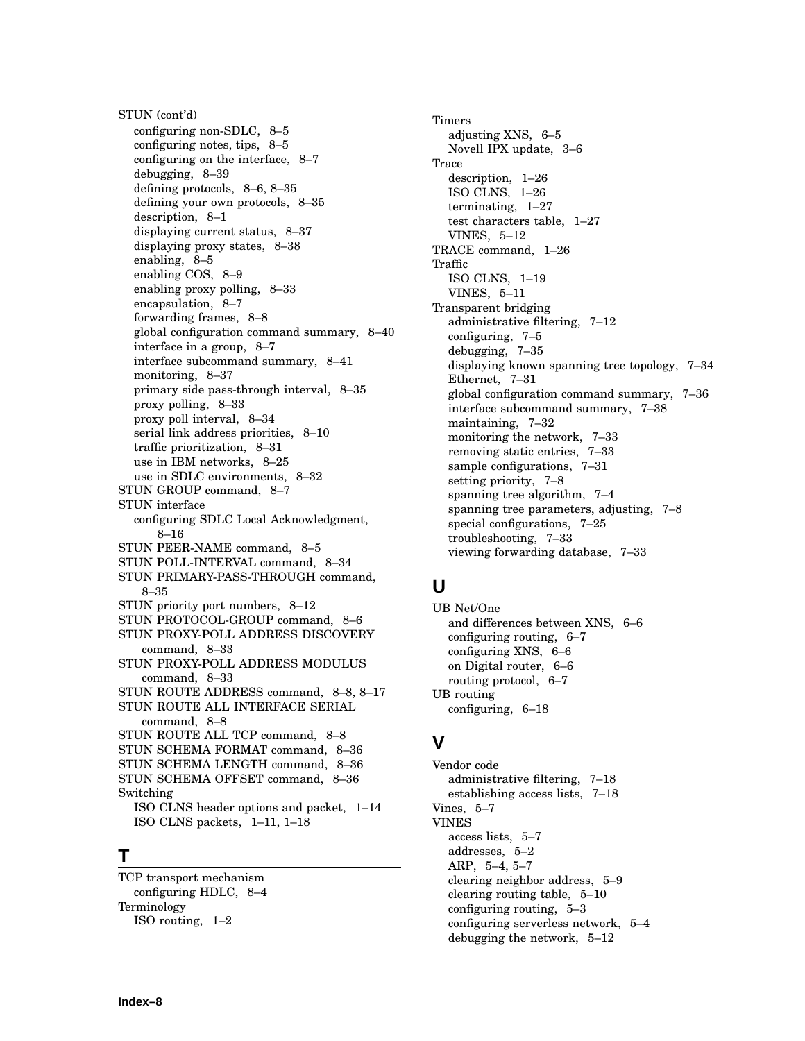STUN (cont'd)
- configuring non-SDLC, 8–5
- configuring notes, tips, 8–5
- configuring on the interface, 8–7
- debugging, 8–39
- defining protocols, 8–6, 8–35
- defining your own protocols, 8–35
- description, 8–1
- displaying current status, 8–37
- displaying proxy states, 8–38
- enabling, 8–5
- enabling COS, 8–9
- enabling proxy polling, 8–33
- encapsulation, 8–7
- forwarding frames, 8–8
- global configuration command summary, 8–40
- interface in a group, 8–7
- interface subcommand summary, 8–41
- monitoring, 8–37
- primary side pass-through interval, 8–35
- proxy polling, 8–33
- proxy poll interval, 8–34
- serial link address priorities, 8–10
- traffic prioritization, 8–31
- use in IBM networks, 8–25
- use in SDLC environments, 8–32

STUN GROUP command, 8–7

STUN interface
- configuring SDLC Local Acknowledgment, 8–16

STUN PEER-NAME command, 8–5

STUN POLL-INTERVAL command, 8–34

STUN PRIMARY-PASS-THROUGH command, 8–35

STUN priority port numbers, 8–12

STUN PROTOCOL-GROUP command, 8–6

STUN PROXY-POLL ADDRESS DISCOVERY command, 8–33

STUN PROXY-POLL ADDRESS MODULUS command, 8–33

STUN ROUTE ADDRESS command, 8–8, 8–17

STUN ROUTE ALL INTERFACE SERIAL command, 8–8

STUN ROUTE ALL TCP command, 8–8

STUN SCHEMA FORMAT command, 8–36

STUN SCHEMA LENGTH command, 8–36

STUN SCHEMA OFFSET command, 8–36

Switching
- ISO CLNS header options and packet, 1–14
- ISO CLNS packets, 1–11, 1–18

## T

TCP transport mechanism
- configuring HDLC, 8–4

Terminology
- ISO routing, 1–2

Timers
- adjusting XNS, 6–5
- Novell IPX update, 3–6

Trace
- description, 1–26
- ISO CLNS, 1–26
- terminating, 1–27
- test characters table, 1–27
- VINES, 5–12

TRACE command, 1–26

Traffic
- ISO CLNS, 1–19
- VINES, 5–11

Transparent bridging
- administrative filtering, 7–12
- configuring, 7–5
- debugging, 7–35
- displaying known spanning tree topology, 7–34
- Ethernet, 7–31
- global configuration command summary, 7–36
- interface subcommand summary, 7–38
- maintaining, 7–32
- monitoring the network, 7–33
- removing static entries, 7–33
- sample configurations, 7–31
- setting priority, 7–8
- spanning tree algorithm, 7–4
- spanning tree parameters, adjusting, 7–8
- special configurations, 7–25
- troubleshooting, 7–33
- viewing forwarding database, 7–33

## U

UB Net/One
- and differences between XNS, 6–6
- configuring routing, 6–7
- configuring XNS, 6–6
- on Digital router, 6–6
- routing protocol, 6–7

UB routing
- configuring, 6–18

## V

Vendor code
- administrative filtering, 7–18
- establishing access lists, 7–18

Vines, 5–7

VINES
- access lists, 5–7
- addresses, 5–2
- ARP, 5–4, 5–7
- clearing neighbor address, 5–9
- clearing routing table, 5–10
- configuring routing, 5–3
- configuring serverless network, 5–4
- debugging the network, 5–12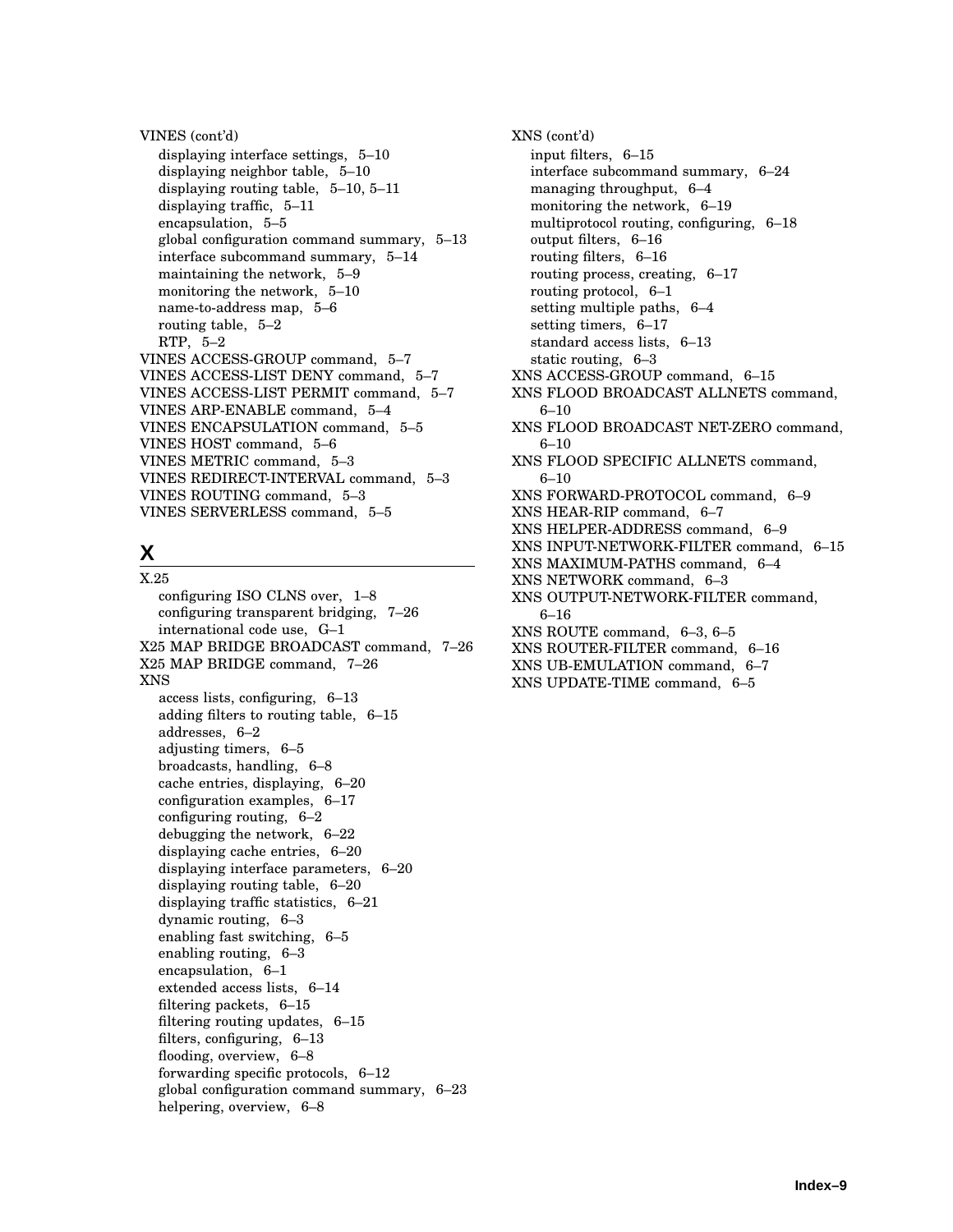VINES (cont'd)
- displaying interface settings, 5–10
- displaying neighbor table, 5–10
- displaying routing table, 5–10, 5–11
- displaying traffic, 5–11
- encapsulation, 5–5
- global configuration command summary, 5–13
- interface subcommand summary, 5–14
- maintaining the network, 5–9
- monitoring the network, 5–10
- name-to-address map, 5–6
- routing table, 5–2
- RTP, 5–2

VINES ACCESS-GROUP command, 5–7
VINES ACCESS-LIST DENY command, 5–7
VINES ACCESS-LIST PERMIT command, 5–7
VINES ARP-ENABLE command, 5–4
VINES ENCAPSULATION command, 5–5
VINES HOST command, 5–6
VINES METRIC command, 5–3
VINES REDIRECT-INTERVAL command, 5–3
VINES ROUTING command, 5–3
VINES SERVERLESS command, 5–5

## X

X.25
- configuring ISO CLNS over, 1–8
- configuring transparent bridging, 7–26
- international code use, G–1

X25 MAP BRIDGE BROADCAST command, 7–26
X25 MAP BRIDGE command, 7–26
XNS
- access lists, configuring, 6–13
- adding filters to routing table, 6–15
- addresses, 6–2
- adjusting timers, 6–5
- broadcasts, handling, 6–8
- cache entries, displaying, 6–20
- configuration examples, 6–17
- configuring routing, 6–2
- debugging the network, 6–22
- displaying cache entries, 6–20
- displaying interface parameters, 6–20
- displaying routing table, 6–20
- displaying traffic statistics, 6–21
- dynamic routing, 6–3
- enabling fast switching, 6–5
- enabling routing, 6–3
- encapsulation, 6–1
- extended access lists, 6–14
- filtering packets, 6–15
- filtering routing updates, 6–15
- filters, configuring, 6–13
- flooding, overview, 6–8
- forwarding specific protocols, 6–12
- global configuration command summary, 6–23
- helpering, overview, 6–8

XNS (cont'd)
- input filters, 6–15
- interface subcommand summary, 6–24
- managing throughput, 6–4
- monitoring the network, 6–19
- multiprotocol routing, configuring, 6–18
- output filters, 6–16
- routing filters, 6–16
- routing process, creating, 6–17
- routing protocol, 6–1
- setting multiple paths, 6–4
- setting timers, 6–17
- standard access lists, 6–13
- static routing, 6–3

XNS ACCESS-GROUP command, 6–15
XNS FLOOD BROADCAST ALLNETS command, 6–10
XNS FLOOD BROADCAST NET-ZERO command, 6–10
XNS FLOOD SPECIFIC ALLNETS command, 6–10
XNS FORWARD-PROTOCOL command, 6–9
XNS HEAR-RIP command, 6–7
XNS HELPER-ADDRESS command, 6–9
XNS INPUT-NETWORK-FILTER command, 6–15
XNS MAXIMUM-PATHS command, 6–4
XNS NETWORK command, 6–3
XNS OUTPUT-NETWORK-FILTER command, 6–16
XNS ROUTE command, 6–3, 6–5
XNS ROUTER-FILTER command, 6–16
XNS UB-EMULATION command, 6–7
XNS UPDATE-TIME command, 6–5